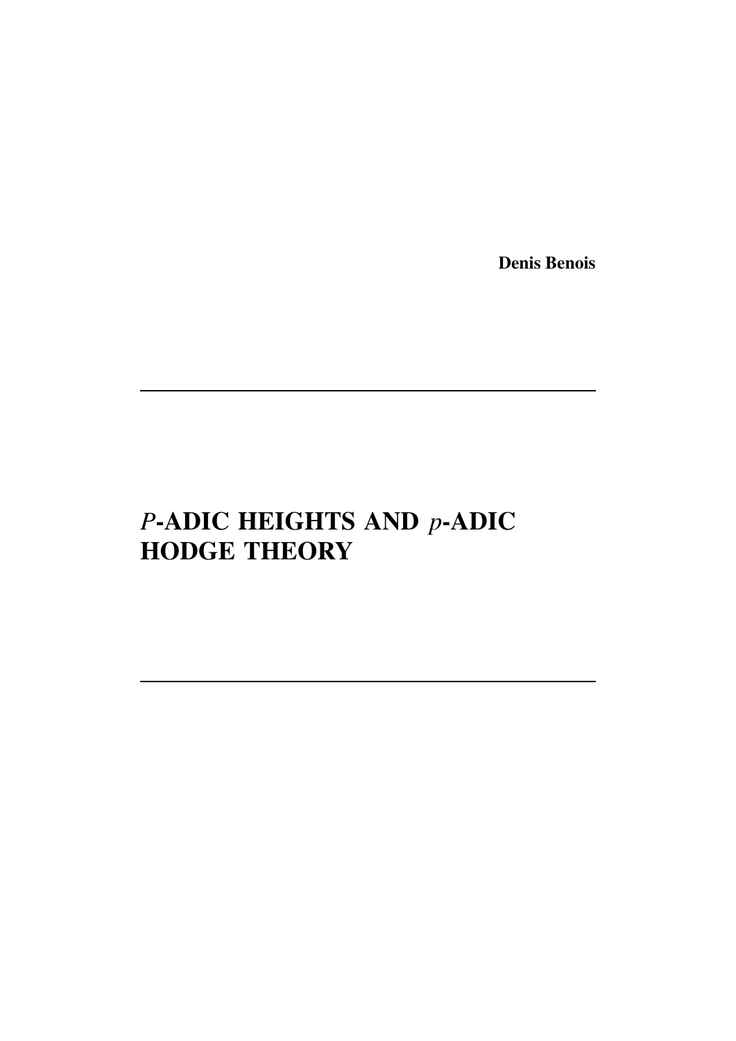**Denis Benois**

# $P$-ADIC HEIGHTS AND $p$-ADIC HODGE THEORY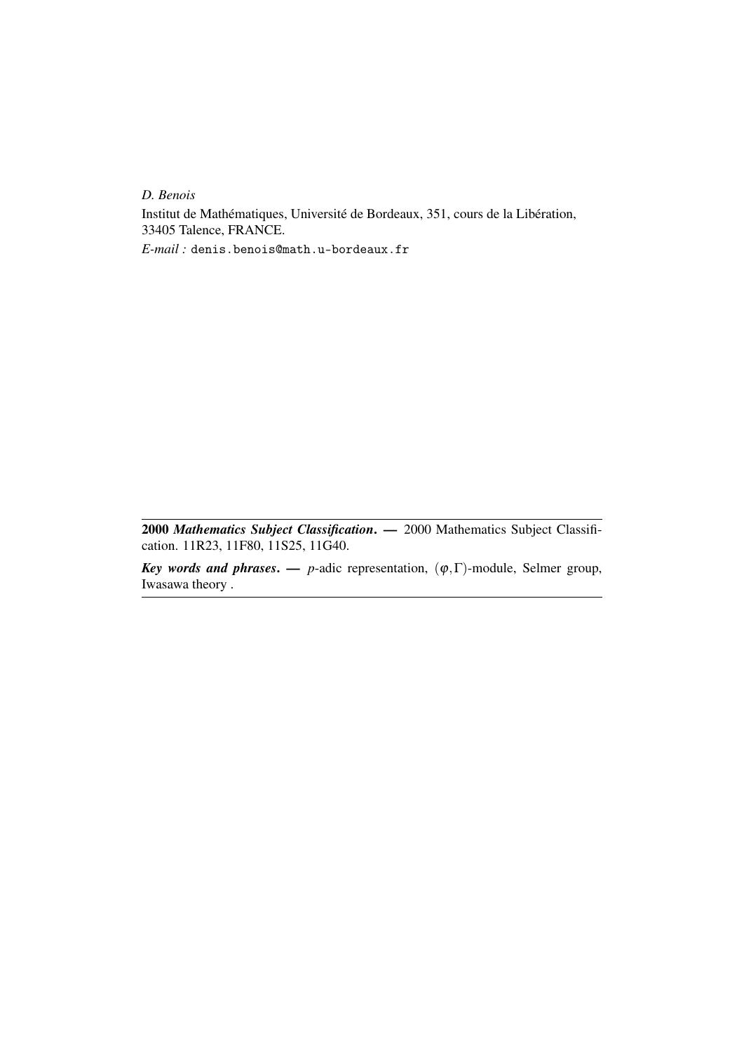*D. Benois*

Institut de Mathématiques, Université de Bordeaux, 351, cours de la Libération, 33405 Talence, FRANCE.

*E-mail :* denis.benois@math.u-bordeaux.fr

---

**2000** ***Mathematics Subject Classification*. —** 2000 Mathematics Subject Classification. 11R23, 11F80, 11S25, 11G40.

***Key words and phrases*. —** $p$-adic representation, $(\varphi,\Gamma)$-module, Selmer group, Iwasawa theory .

---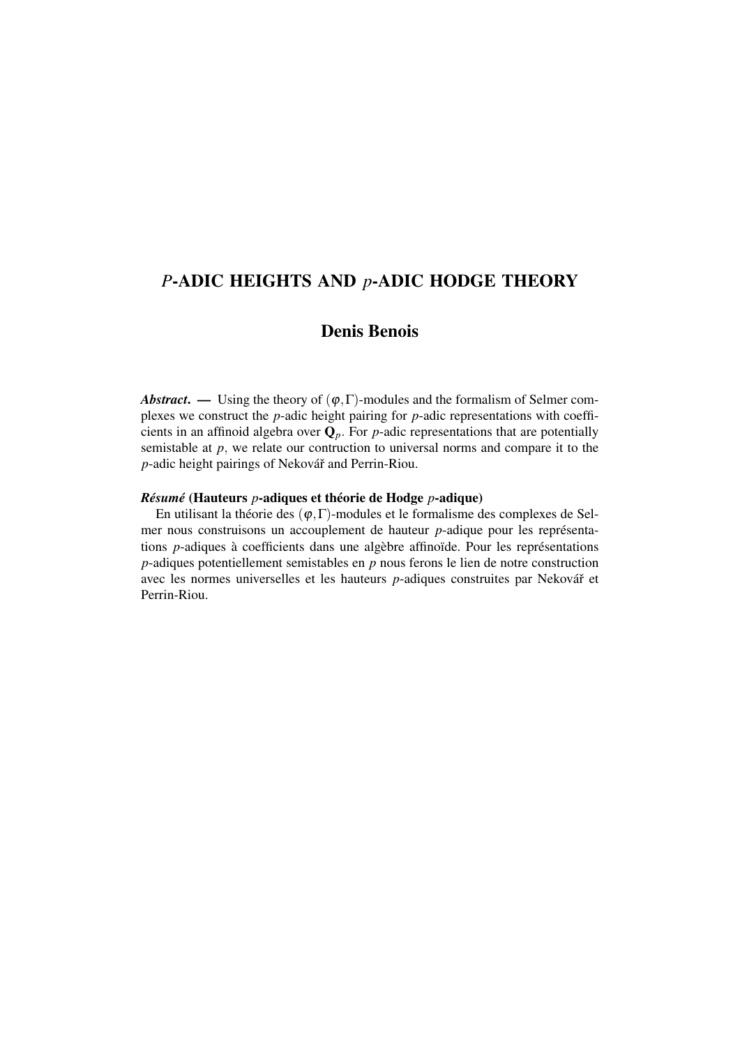# $P$-ADIC HEIGHTS AND $p$-ADIC HODGE THEORY

## Denis Benois

***Abstract***. — Using the theory of $(\varphi,\Gamma)$-modules and the formalism of Selmer complexes we construct the $p$-adic height pairing for $p$-adic representations with coefficients in an affinoid algebra over $\mathbf{Q}_p$. For $p$-adic representations that are potentially semistable at $p$, we relate our contruction to universal norms and compare it to the $p$-adic height pairings of Nekovář and Perrin-Riou.

***Résumé*** **(Hauteurs $p$-adiques et théorie de Hodge $p$-adique)**

En utilisant la théorie des $(\varphi,\Gamma)$-modules et le formalisme des complexes de Selmer nous construisons un accouplement de hauteur $p$-adique pour les représentations $p$-adiques à coefficients dans une algèbre affinoïde. Pour les représentations $p$-adiques potentiellement semistables en $p$ nous ferons le lien de notre construction avec les normes universelles et les hauteurs $p$-adiques construites par Nekovář et Perrin-Riou.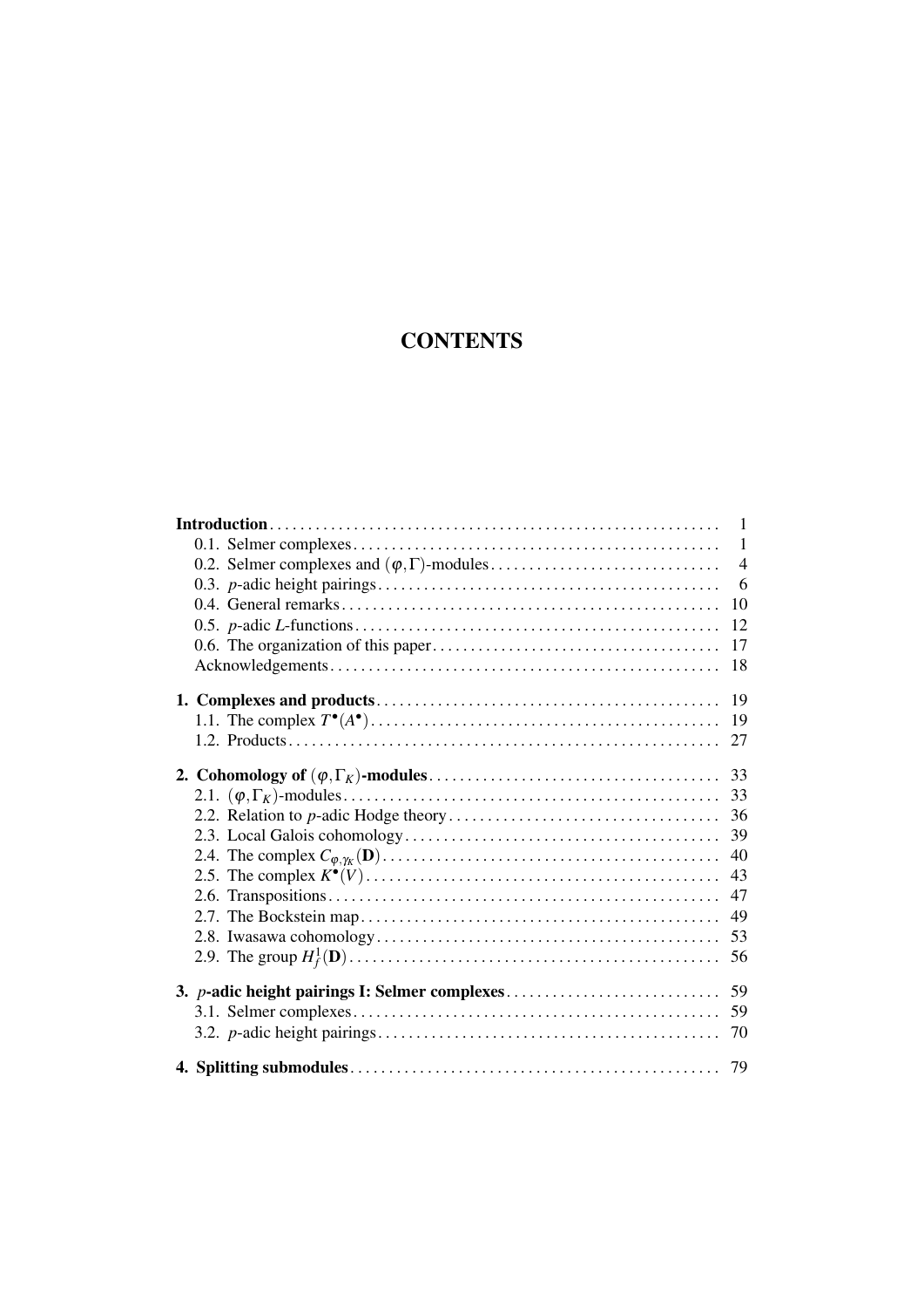# CONTENTS

**Introduction** . . . . . . . . . . 1

- 0.1. Selmer complexes . . . . . . . . . . 1
- 0.2. Selmer complexes and $(\varphi, \Gamma)$-modules . . . . . . . . . . 4
- 0.3. $p$-adic height pairings . . . . . . . . . . 6
- 0.4. General remarks . . . . . . . . . . 10
- 0.5. $p$-adic $L$-functions . . . . . . . . . . 12
- 0.6. The organization of this paper . . . . . . . . . . 17
- Acknowledgements . . . . . . . . . . 18

**1. Complexes and products** . . . . . . . . . . 19

- 1.1. The complex $T^\bullet(A^\bullet)$ . . . . . . . . . . 19
- 1.2. Products . . . . . . . . . . 27

**2. Cohomology of $(\varphi, \Gamma_K)$-modules** . . . . . . . . . . 33

- 2.1. $(\varphi, \Gamma_K)$-modules . . . . . . . . . . 33
- 2.2. Relation to $p$-adic Hodge theory . . . . . . . . . . 36
- 2.3. Local Galois cohomology . . . . . . . . . . 39
- 2.4. The complex $C_{\varphi, \gamma_K}(\mathbf{D})$ . . . . . . . . . . 40
- 2.5. The complex $K^\bullet(V)$ . . . . . . . . . . 43
- 2.6. Transpositions . . . . . . . . . . 47
- 2.7. The Bockstein map . . . . . . . . . . 49
- 2.8. Iwasawa cohomology . . . . . . . . . . 53
- 2.9. The group $H^1_f(\mathbf{D})$ . . . . . . . . . . 56

**3. $p$-adic height pairings I: Selmer complexes** . . . . . . . . . . 59

- 3.1. Selmer complexes . . . . . . . . . . 59
- 3.2. $p$-adic height pairings . . . . . . . . . . 70

**4. Splitting submodules** . . . . . . . . . . 79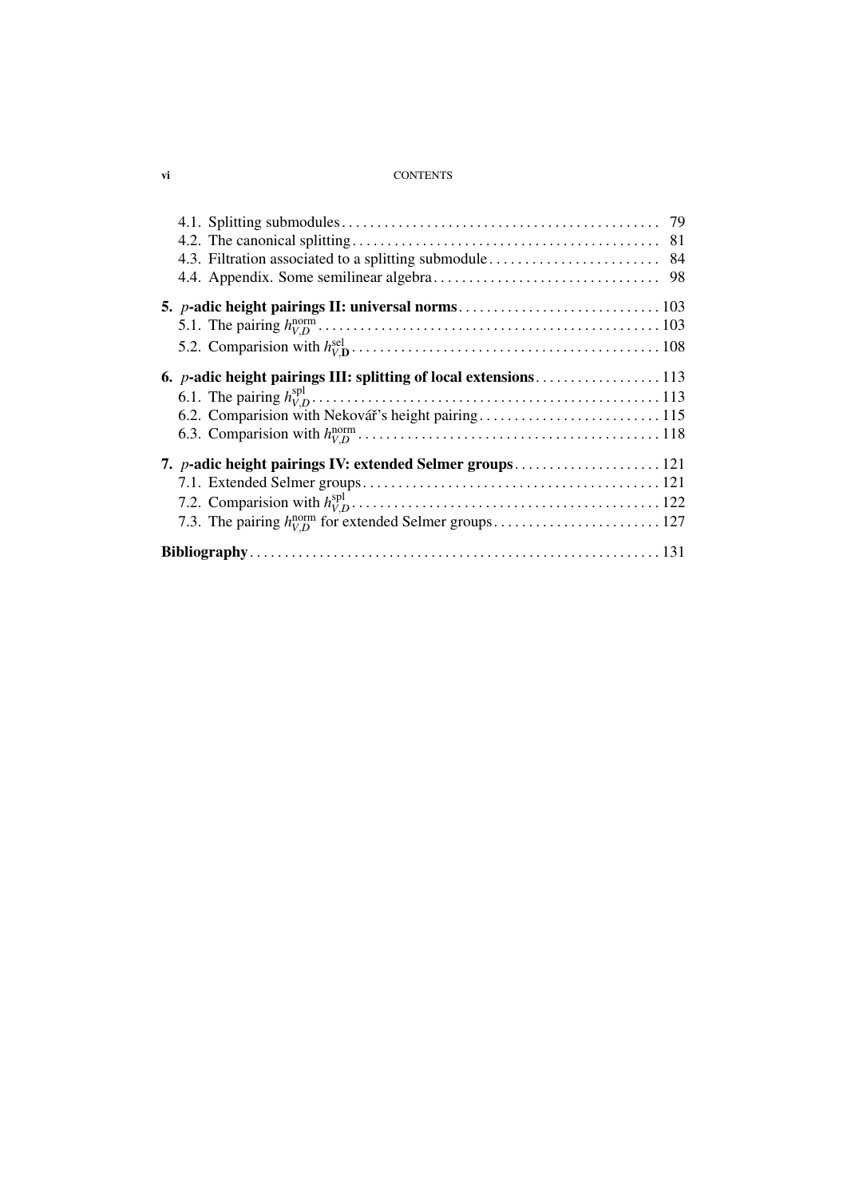4.1. Splitting submodules . . . . . . . . . . 79
4.2. The canonical splitting . . . . . . . . . . 81
4.3. Filtration associated to a splitting submodule . . . . . . . . . . 84
4.4. Appendix. Some semilinear algebra . . . . . . . . . . 98

**5. $p$-adic height pairings II: universal norms** . . . . . . . . . . 103
5.1. The pairing $h_{V,D}^{\mathrm{norm}}$ . . . . . . . . . . 103
5.2. Comparision with $h_{V,\mathbf{D}}^{\mathrm{sel}}$ . . . . . . . . . . 108

**6. $p$-adic height pairings III: splitting of local extensions** . . . . . . . . . . 113
6.1. The pairing $h_{V,D}^{\mathrm{spl}}$ . . . . . . . . . . 113
6.2. Comparision with Nekovář's height pairing . . . . . . . . . . 115
6.3. Comparision with $h_{V,D}^{\mathrm{norm}}$ . . . . . . . . . . 118

**7. $p$-adic height pairings IV: extended Selmer groups** . . . . . . . . . . 121
7.1. Extended Selmer groups . . . . . . . . . . 121
7.2. Comparision with $h_{V,D}^{\mathrm{spl}}$ . . . . . . . . . . 122
7.3. The pairing $h_{V,D}^{\mathrm{norm}}$ for extended Selmer groups . . . . . . . . . . 127

**Bibliography** . . . . . . . . . . 131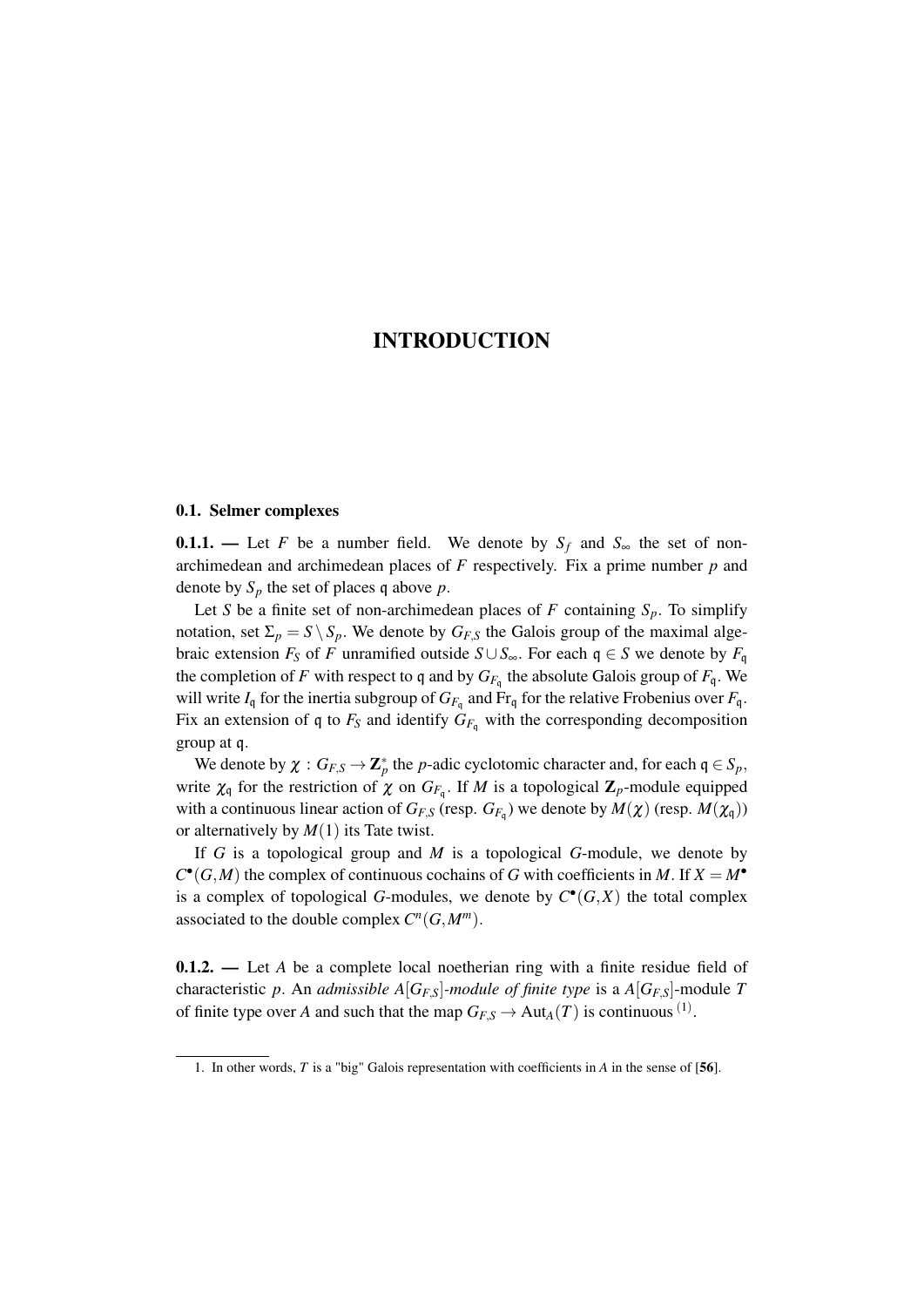# INTRODUCTION

## 0.1. Selmer complexes

**0.1.1. —** Let $F$ be a number field. We denote by $S_f$ and $S_\infty$ the set of non-archimedean and archimedean places of $F$ respectively. Fix a prime number $p$ and denote by $S_p$ the set of places $\mathfrak{q}$ above $p$.

Let $S$ be a finite set of non-archimedean places of $F$ containing $S_p$. To simplify notation, set $\Sigma_p = S \setminus S_p$. We denote by $G_{F,S}$ the Galois group of the maximal algebraic extension $F_S$ of $F$ unramified outside $S \cup S_\infty$. For each $\mathfrak{q} \in S$ we denote by $F_{\mathfrak{q}}$ the completion of $F$ with respect to $\mathfrak{q}$ and by $G_{F_{\mathfrak{q}}}$ the absolute Galois group of $F_{\mathfrak{q}}$. We will write $I_{\mathfrak{q}}$ for the inertia subgroup of $G_{F_{\mathfrak{q}}}$ and $\mathrm{Fr}_{\mathfrak{q}}$ for the relative Frobenius over $F_{\mathfrak{q}}$. Fix an extension of $\mathfrak{q}$ to $F_S$ and identify $G_{F_{\mathfrak{q}}}$ with the corresponding decomposition group at $\mathfrak{q}$.

We denote by $\chi : G_{F,S} \to \mathbf{Z}_p^*$ the $p$-adic cyclotomic character and, for each $\mathfrak{q} \in S_p$, write $\chi_{\mathfrak{q}}$ for the restriction of $\chi$ on $G_{F_{\mathfrak{q}}}$. If $M$ is a topological $\mathbf{Z}_p$-module equipped with a continuous linear action of $G_{F,S}$ (resp. $G_{F_{\mathfrak{q}}}$) we denote by $M(\chi)$ (resp. $M(\chi_{\mathfrak{q}})$) or alternatively by $M(1)$ its Tate twist.

If $G$ is a topological group and $M$ is a topological $G$-module, we denote by $C^\bullet(G,M)$ the complex of continuous cochains of $G$ with coefficients in $M$. If $X = M^\bullet$ is a complex of topological $G$-modules, we denote by $C^\bullet(G,X)$ the total complex associated to the double complex $C^n(G,M^m)$.

**0.1.2. —** Let $A$ be a complete local noetherian ring with a finite residue field of characteristic $p$. An *admissible $A[G_{F,S}]$-module of finite type* is a $A[G_{F,S}]$-module $T$ of finite type over $A$ and such that the map $G_{F,S} \to \mathrm{Aut}_A(T)$ is continuous [1].

1. In other words, $T$ is a "big" Galois representation with coefficients in $A$ in the sense of [**56**].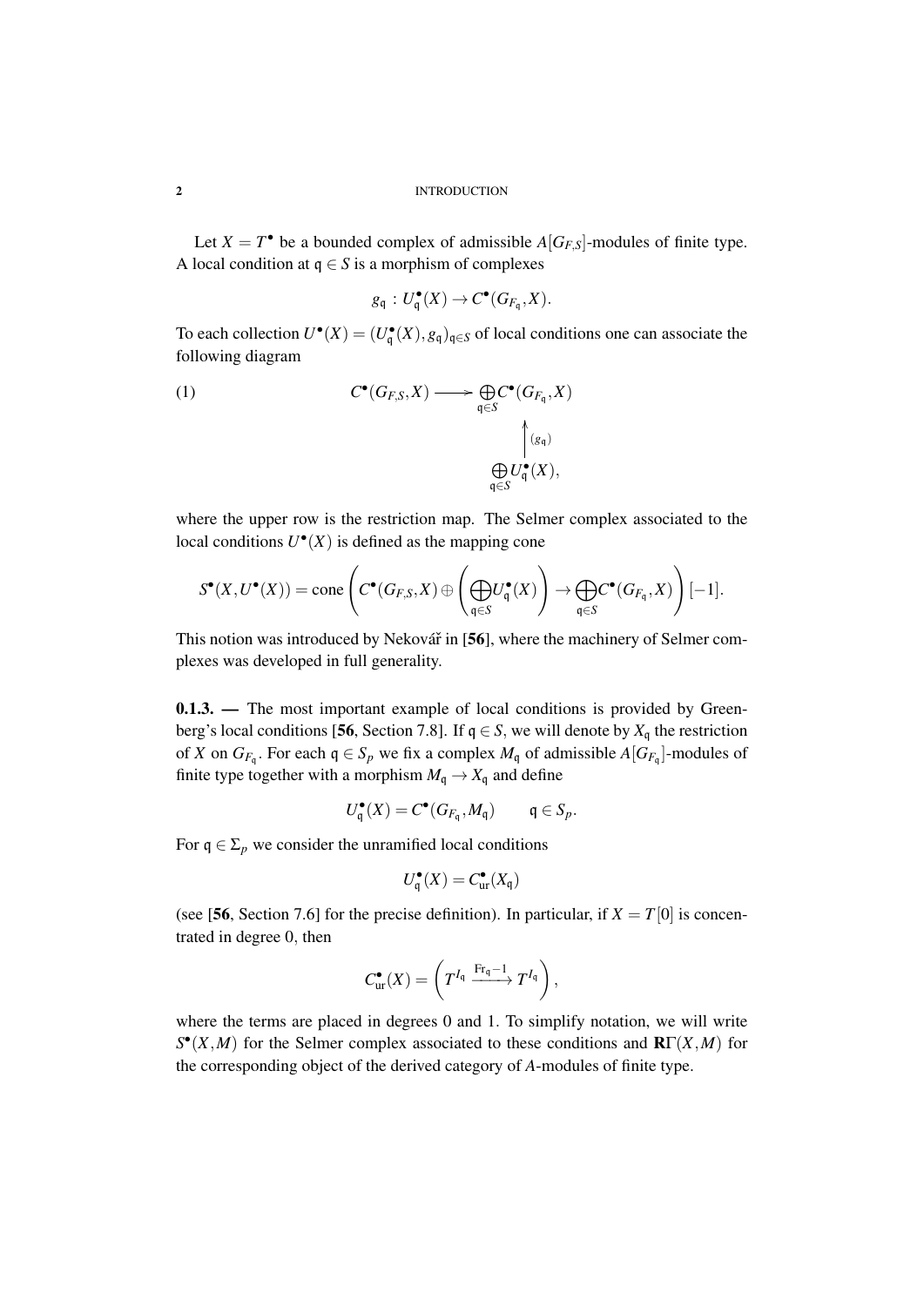Let $X = T^\bullet$ be a bounded complex of admissible $A[G_{F,S}]$-modules of finite type. A local condition at $\mathfrak{q} \in S$ is a morphism of complexes

$$g_{\mathfrak{q}} \,:\, U^\bullet_{\mathfrak{q}}(X) \to C^\bullet(G_{F_{\mathfrak{q}}}, X).$$

To each collection $U^\bullet(X) = (U^\bullet_{\mathfrak{q}}(X), g_{\mathfrak{q}})_{\mathfrak{q}\in S}$ of local conditions one can associate the following diagram

$$\begin{array}{ccc} C^\bullet(G_{F,S}, X) & \longrightarrow & \bigoplus\limits_{\mathfrak{q}\in S} C^\bullet(G_{F_{\mathfrak{q}}}, X) \\ & & \uparrow{\scriptstyle (g_{\mathfrak{q}})} \\ & & \bigoplus\limits_{\mathfrak{q}\in S} U^\bullet_{\mathfrak{q}}(X), \end{array} \tag{1}$$

where the upper row is the restriction map. The Selmer complex associated to the local conditions $U^\bullet(X)$ is defined as the mapping cone

$$S^\bullet(X, U^\bullet(X)) = \mathrm{cone}\left( C^\bullet(G_{F,S}, X) \oplus \left( \bigoplus_{\mathfrak{q}\in S} U^\bullet_{\mathfrak{q}}(X) \right) \to \bigoplus_{\mathfrak{q}\in S} C^\bullet(G_{F_{\mathfrak{q}}}, X) \right)[-1].$$

This notion was introduced by Nekovář in [**56**], where the machinery of Selmer complexes was developed in full generality.

**0.1.3. —** The most important example of local conditions is provided by Greenberg's local conditions [**56**, Section 7.8]. If $\mathfrak{q} \in S$, we will denote by $X_{\mathfrak{q}}$ the restriction of $X$ on $G_{F_{\mathfrak{q}}}$. For each $\mathfrak{q} \in S_p$ we fix a complex $M_{\mathfrak{q}}$ of admissible $A[G_{F_{\mathfrak{q}}}]$-modules of finite type together with a morphism $M_{\mathfrak{q}} \to X_{\mathfrak{q}}$ and define

$$U^\bullet_{\mathfrak{q}}(X) = C^\bullet(G_{F_{\mathfrak{q}}}, M_{\mathfrak{q}}) \qquad \mathfrak{q} \in S_p.$$

For $\mathfrak{q} \in \Sigma_p$ we consider the unramified local conditions

$$U^\bullet_{\mathfrak{q}}(X) = C^\bullet_{\mathrm{ur}}(X_{\mathfrak{q}})$$

(see [**56**, Section 7.6] for the precise definition). In particular, if $X = T[0]$ is concentrated in degree 0, then

$$C^\bullet_{\mathrm{ur}}(X) = \left( T^{I_{\mathfrak{q}}} \xrightarrow{\mathrm{Fr}_{\mathfrak{q}}-1} T^{I_{\mathfrak{q}}} \right),$$

where the terms are placed in degrees 0 and 1. To simplify notation, we will write $S^\bullet(X, M)$ for the Selmer complex associated to these conditions and $\mathbf{R}\Gamma(X, M)$ for the corresponding object of the derived category of $A$-modules of finite type.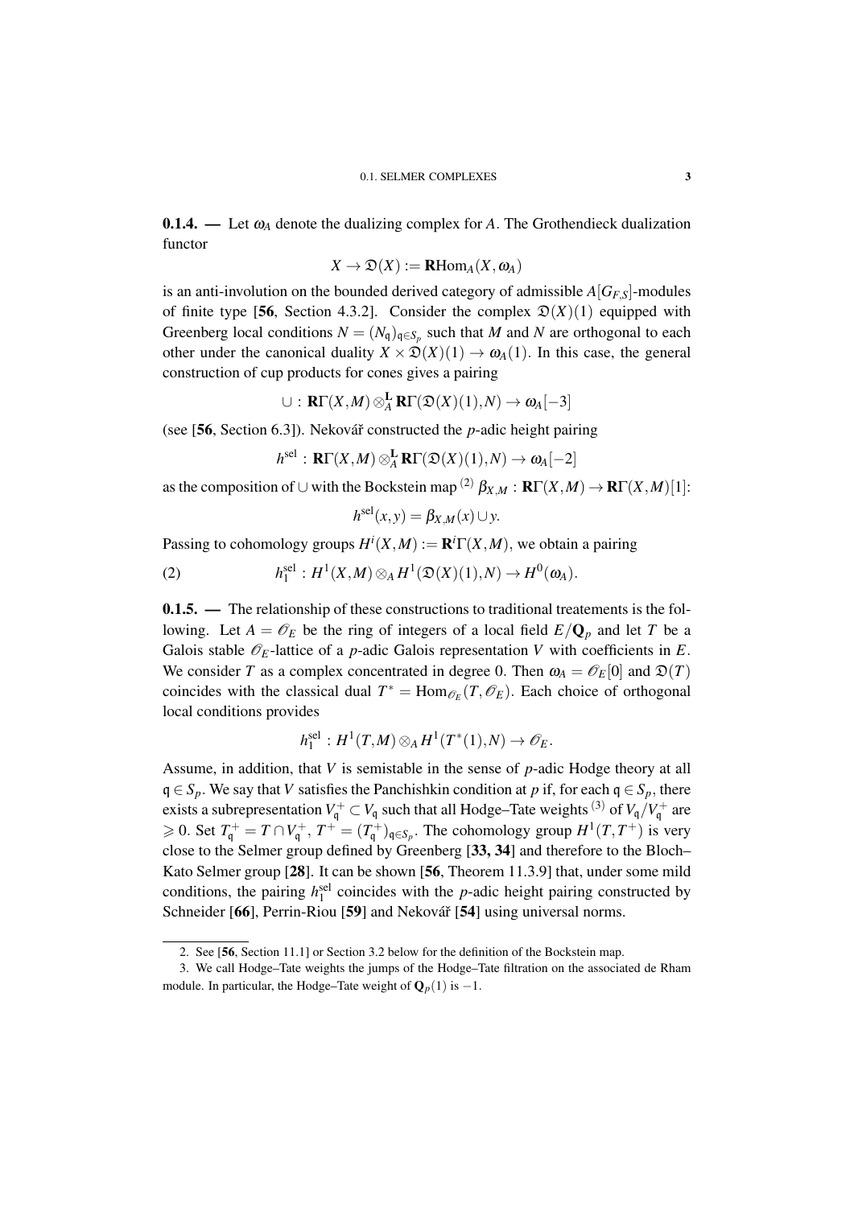**0.1.4. —** Let $\omega_A$ denote the dualizing complex for $A$. The Grothendieck dualization functor

$$X \to \mathfrak{D}(X) := \mathbf{R}\mathrm{Hom}_A(X, \omega_A)$$

is an anti-involution on the bounded derived category of admissible $A[G_{F,S}]$-modules of finite type [**56**, Section 4.3.2]. Consider the complex $\mathfrak{D}(X)(1)$ equipped with Greenberg local conditions $N = (N_{\mathfrak{q}})_{\mathfrak{q} \in S_p}$ such that $M$ and $N$ are orthogonal to each other under the canonical duality $X \times \mathfrak{D}(X)(1) \to \omega_A(1)$. In this case, the general construction of cup products for cones gives a pairing

$$\cup : \mathbf{R}\Gamma(X,M) \otimes_A^{\mathbf{L}} \mathbf{R}\Gamma(\mathfrak{D}(X)(1),N) \to \omega_A[-3]$$

(see [**56**, Section 6.3]). Nekovář constructed the $p$-adic height pairing

$$h^{\mathrm{sel}} : \mathbf{R}\Gamma(X,M) \otimes_A^{\mathbf{L}} \mathbf{R}\Gamma(\mathfrak{D}(X)(1),N) \to \omega_A[-2]$$

as the composition of $\cup$ with the Bockstein map [2] $\beta_{X,M} : \mathbf{R}\Gamma(X,M) \to \mathbf{R}\Gamma(X,M)[1]$:

$$h^{\mathrm{sel}}(x,y) = \beta_{X,M}(x) \cup y.$$

Passing to cohomology groups $H^i(X,M) := \mathbf{R}^i\Gamma(X,M)$, we obtain a pairing

$$h_1^{\mathrm{sel}} : H^1(X,M) \otimes_A H^1(\mathfrak{D}(X)(1),N) \to H^0(\omega_A). \tag{2}$$

**0.1.5. —** The relationship of these constructions to traditional treatements is the following. Let $A = \mathscr{O}_E$ be the ring of integers of a local field $E/\mathbf{Q}_p$ and let $T$ be a Galois stable $\mathscr{O}_E$-lattice of a $p$-adic Galois representation $V$ with coefficients in $E$. We consider $T$ as a complex concentrated in degree 0. Then $\omega_A = \mathscr{O}_E[0]$ and $\mathfrak{D}(T)$ coincides with the classical dual $T^* = \mathrm{Hom}_{\mathscr{O}_E}(T, \mathscr{O}_E)$. Each choice of orthogonal local conditions provides

$$h_1^{\mathrm{sel}} : H^1(T,M) \otimes_A H^1(T^*(1),N) \to \mathscr{O}_E.$$

Assume, in addition, that $V$ is semistable in the sense of $p$-adic Hodge theory at all $\mathfrak{q} \in S_p$. We say that $V$ satisfies the Panchishkin condition at $p$ if, for each $\mathfrak{q} \in S_p$, there exists a subrepresentation $V_{\mathfrak{q}}^+ \subset V_{\mathfrak{q}}$ such that all Hodge–Tate weights [3] of $V_{\mathfrak{q}}/V_{\mathfrak{q}}^+$ are $\geqslant 0$. Set $T_{\mathfrak{q}}^+ = T \cap V_{\mathfrak{q}}^+$, $T^+ = (T_{\mathfrak{q}}^+)_{\mathfrak{q} \in S_p}$. The cohomology group $H^1(T,T^+)$ is very close to the Selmer group defined by Greenberg [**33, 34**] and therefore to the Bloch–Kato Selmer group [**28**]. It can be shown [**56**, Theorem 11.3.9] that, under some mild conditions, the pairing $h_1^{\mathrm{sel}}$ coincides with the $p$-adic height pairing constructed by Schneider [**66**], Perrin-Riou [**59**] and Nekovář [**54**] using universal norms.

---

2. See [**56**, Section 11.1] or Section 3.2 below for the definition of the Bockstein map.

3. We call Hodge–Tate weights the jumps of the Hodge–Tate filtration on the associated de Rham module. In particular, the Hodge–Tate weight of $\mathbf{Q}_p(1)$ is $-1$.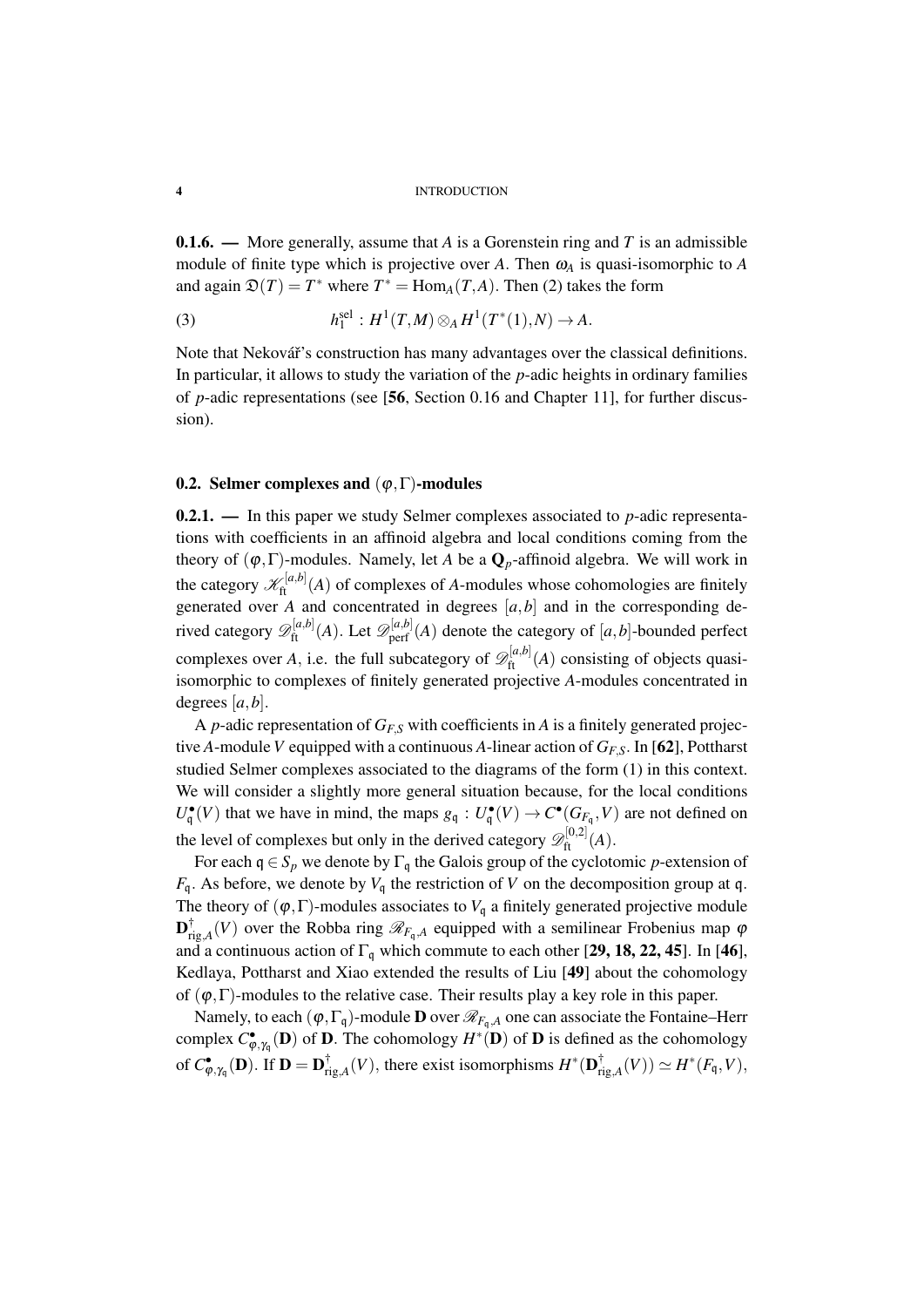**0.1.6. —** More generally, assume that $A$ is a Gorenstein ring and $T$ is an admissible module of finite type which is projective over $A$. Then $\omega_A$ is quasi-isomorphic to $A$ and again $\mathfrak{D}(T) = T^*$ where $T^* = \mathrm{Hom}_A(T, A)$. Then (2) takes the form

$$h_1^{\mathrm{sel}} : H^1(T, M) \otimes_A H^1(T^*(1), N) \to A. \tag{3}$$

Note that Nekovář's construction has many advantages over the classical definitions. In particular, it allows to study the variation of the $p$-adic heights in ordinary families of $p$-adic representations (see [**56**, Section 0.16 and Chapter 11], for further discussion).

## 0.2. Selmer complexes and $(\varphi, \Gamma)$-modules

**0.2.1. —** In this paper we study Selmer complexes associated to $p$-adic representations with coefficients in an affinoid algebra and local conditions coming from the theory of $(\varphi, \Gamma)$-modules. Namely, let $A$ be a $\mathbf{Q}_p$-affinoid algebra. We will work in the category $\mathscr{K}_{\mathrm{ft}}^{[a,b]}(A)$ of complexes of $A$-modules whose cohomologies are finitely generated over $A$ and concentrated in degrees $[a, b]$ and in the corresponding derived category $\mathscr{D}_{\mathrm{ft}}^{[a,b]}(A)$. Let $\mathscr{D}_{\mathrm{perf}}^{[a,b]}(A)$ denote the category of $[a, b]$-bounded perfect complexes over $A$, i.e. the full subcategory of $\mathscr{D}_{\mathrm{ft}}^{[a,b]}(A)$ consisting of objects quasi-isomorphic to complexes of finitely generated projective $A$-modules concentrated in degrees $[a, b]$.

A $p$-adic representation of $G_{F,S}$ with coefficients in $A$ is a finitely generated projective $A$-module $V$ equipped with a continuous $A$-linear action of $G_{F,S}$. In [**62**], Pottharst studied Selmer complexes associated to the diagrams of the form (1) in this context. We will consider a slightly more general situation because, for the local conditions $U_{\mathfrak{q}}^{\bullet}(V)$ that we have in mind, the maps $g_{\mathfrak{q}} : U_{\mathfrak{q}}^{\bullet}(V) \to C^{\bullet}(G_{F_{\mathfrak{q}}}, V)$ are not defined on the level of complexes but only in the derived category $\mathscr{D}_{\mathrm{ft}}^{[0,2]}(A)$.

For each $\mathfrak{q} \in S_p$ we denote by $\Gamma_{\mathfrak{q}}$ the Galois group of the cyclotomic $p$-extension of $F_{\mathfrak{q}}$. As before, we denote by $V_{\mathfrak{q}}$ the restriction of $V$ on the decomposition group at $\mathfrak{q}$. The theory of $(\varphi, \Gamma)$-modules associates to $V_{\mathfrak{q}}$ a finitely generated projective module $\mathbf{D}_{\mathrm{rig},A}^{\dagger}(V)$ over the Robba ring $\mathscr{R}_{F_{\mathfrak{q}},A}$ equipped with a semilinear Frobenius map $\varphi$ and a continuous action of $\Gamma_{\mathfrak{q}}$ which commute to each other [**29, 18, 22, 45**]. In [**46**], Kedlaya, Pottharst and Xiao extended the results of Liu [**49**] about the cohomology of $(\varphi, \Gamma)$-modules to the relative case. Their results play a key role in this paper.

Namely, to each $(\varphi, \Gamma_{\mathfrak{q}})$-module $\mathbf{D}$ over $\mathscr{R}_{F_{\mathfrak{q}},A}$ one can associate the Fontaine–Herr complex $C_{\varphi,\gamma_{\mathfrak{q}}}^{\bullet}(\mathbf{D})$ of $\mathbf{D}$. The cohomology $H^*(\mathbf{D})$ of $\mathbf{D}$ is defined as the cohomology of $C_{\varphi,\gamma_{\mathfrak{q}}}^{\bullet}(\mathbf{D})$. If $\mathbf{D} = \mathbf{D}_{\mathrm{rig},A}^{\dagger}(V)$, there exist isomorphisms $H^*(\mathbf{D}_{\mathrm{rig},A}^{\dagger}(V)) \simeq H^*(F_{\mathfrak{q}}, V)$,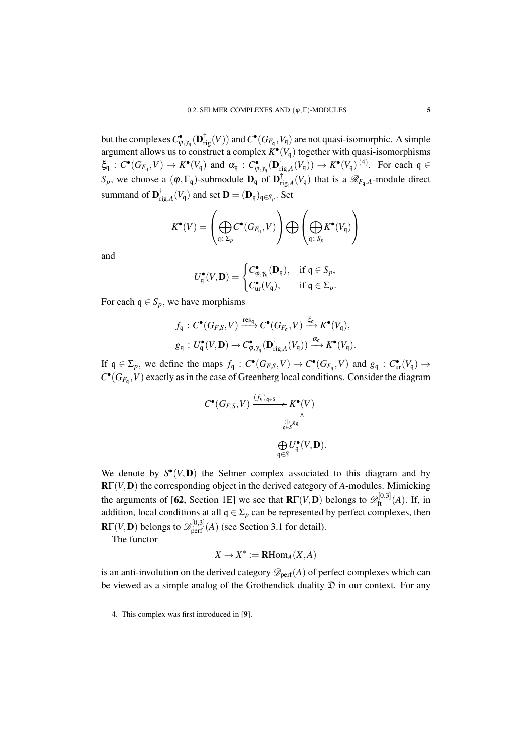but the complexes $C^\bullet_{\varphi,\gamma_\mathfrak{q}}(\mathbf{D}^\dagger_{\mathrm{rig}}(V))$ and $C^\bullet(G_{F_\mathfrak{q}},V_\mathfrak{q})$ are not quasi-isomorphic. A simple argument allows us to construct a complex $K^\bullet(V_\mathfrak{q})$ together with quasi-isomorphisms $\xi_\mathfrak{q} : C^\bullet(G_{F_\mathfrak{q}},V) \to K^\bullet(V_\mathfrak{q})$ and $\alpha_\mathfrak{q} : C^\bullet_{\varphi,\gamma_\mathfrak{q}}(\mathbf{D}^\dagger_{\mathrm{rig},A}(V_\mathfrak{q})) \to K^\bullet(V_\mathfrak{q})$ [(4)]. For each $\mathfrak{q} \in S_p$, we choose a $(\varphi,\Gamma_\mathfrak{q})$-submodule $\mathbf{D}_\mathfrak{q}$ of $\mathbf{D}^\dagger_{\mathrm{rig},A}(V_\mathfrak{q})$ that is a $\mathscr{R}_{F_\mathfrak{q},A}$-module direct summand of $\mathbf{D}^\dagger_{\mathrm{rig},A}(V_\mathfrak{q})$ and set $\mathbf{D} = (\mathbf{D}_\mathfrak{q})_{\mathfrak{q}\in S_p}$. Set

$$K^\bullet(V) = \left(\bigoplus_{\mathfrak{q}\in\Sigma_p} C^\bullet(G_{F_\mathfrak{q}},V)\right) \bigoplus \left(\bigoplus_{\mathfrak{q}\in S_p} K^\bullet(V_\mathfrak{q})\right)$$

and

$$U^\bullet_\mathfrak{q}(V,\mathbf{D}) = \begin{cases} C^\bullet_{\varphi,\gamma_\mathfrak{q}}(\mathbf{D}_\mathfrak{q}), & \text{if } \mathfrak{q} \in S_p, \\ C^\bullet_{\mathrm{ur}}(V_\mathfrak{q}), & \text{if } \mathfrak{q} \in \Sigma_p. \end{cases}$$

For each $\mathfrak{q} \in S_p$, we have morphisms

$$f_\mathfrak{q} : C^\bullet(G_{F,S},V) \xrightarrow{\mathrm{res}_\mathfrak{q}} C^\bullet(G_{F_\mathfrak{q}},V) \xrightarrow{\xi_\mathfrak{q}} K^\bullet(V_\mathfrak{q}),$$
$$g_\mathfrak{q} : U^\bullet_\mathfrak{q}(V,\mathbf{D}) \to C^\bullet_{\varphi,\gamma_\mathfrak{q}}(\mathbf{D}^\dagger_{\mathrm{rig},A}(V_\mathfrak{q})) \xrightarrow{\alpha_\mathfrak{q}} K^\bullet(V_\mathfrak{q}).$$

If $\mathfrak{q} \in \Sigma_p$, we define the maps $f_\mathfrak{q} : C^\bullet(G_{F,S},V) \to C^\bullet(G_{F_\mathfrak{q}},V)$ and $g_\mathfrak{q} : C^\bullet_{\mathrm{ur}}(V_\mathfrak{q}) \to C^\bullet(G_{F_\mathfrak{q}},V)$ exactly as in the case of Greenberg local conditions. Consider the diagram

$$\begin{array}{ccc} C^\bullet(G_{F,S},V) & \xrightarrow{(f_\mathfrak{q})_{\mathfrak{q}\in S}} & K^\bullet(V) \\ & & \uparrow{\scriptstyle \bigoplus_{\mathfrak{q}\in S} g_\mathfrak{q}} \\ & & \bigoplus_{\mathfrak{q}\in S} U^\bullet_\mathfrak{q}(V,\mathbf{D}). \end{array}$$

We denote by $S^\bullet(V,\mathbf{D})$ the Selmer complex associated to this diagram and by $\mathbf{R}\Gamma(V,\mathbf{D})$ the corresponding object in the derived category of $A$-modules. Mimicking the arguments of [**62**, Section 1E] we see that $\mathbf{R}\Gamma(V,\mathbf{D})$ belongs to $\mathscr{D}^{[0,3]}_{\mathrm{ft}}(A)$. If, in addition, local conditions at all $\mathfrak{q} \in \Sigma_p$ can be represented by perfect complexes, then $\mathbf{R}\Gamma(V,\mathbf{D})$ belongs to $\mathscr{D}^{[0,3]}_{\mathrm{perf}}(A)$ (see Section 3.1 for detail).

The functor

$$X \to X^* := \mathbf{R}\mathrm{Hom}_A(X,A)$$

is an anti-involution on the derived category $\mathscr{D}_{\mathrm{perf}}(A)$ of perfect complexes which can be viewed as a simple analog of the Grothendick duality $\mathfrak{D}$ in our context. For any

4. This complex was first introduced in [**9**].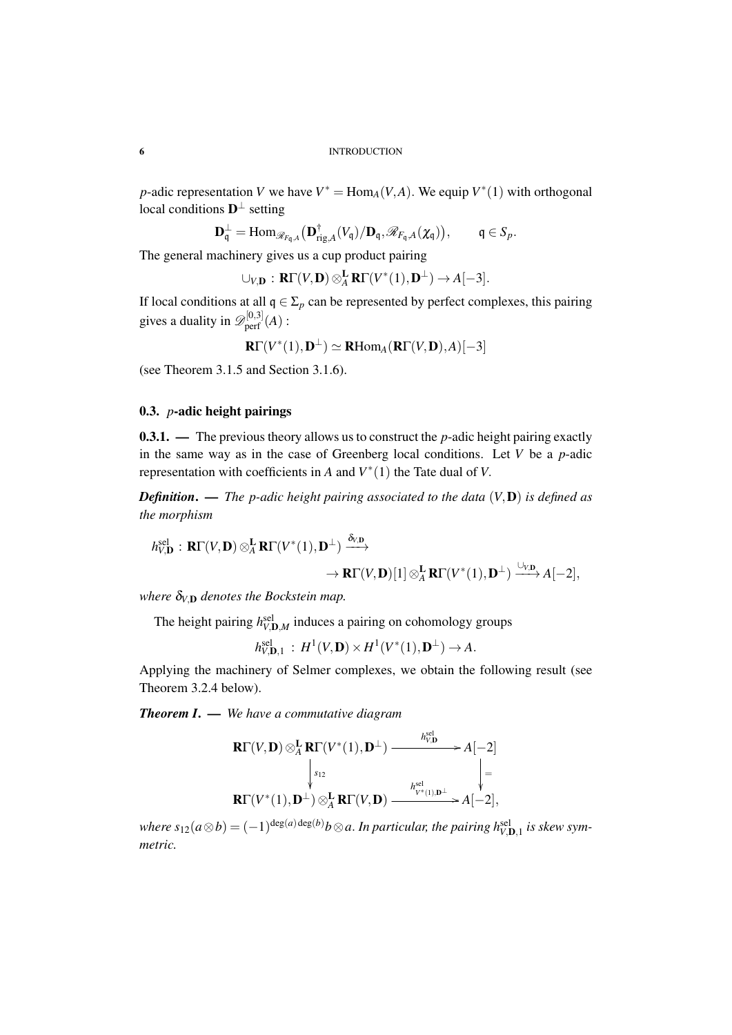$p$-adic representation $V$ we have $V^* = \mathrm{Hom}_A(V,A)$. We equip $V^*(1)$ with orthogonal local conditions $\mathbf{D}^\perp$ setting

$$\mathbf{D}^\perp_{\mathfrak{q}} = \mathrm{Hom}_{\mathscr{R}_{F_{\mathfrak{q}},A}}\big(\mathbf{D}^\dagger_{\mathrm{rig},A}(V_{\mathfrak{q}})/\mathbf{D}_{\mathfrak{q}}, \mathscr{R}_{F_{\mathfrak{q}},A}(\chi_{\mathfrak{q}})\big), \qquad \mathfrak{q} \in S_p.$$

The general machinery gives us a cup product pairing

$$\cup_{V,\mathbf{D}} : \mathbf{R}\Gamma(V,\mathbf{D}) \otimes^{\mathbf{L}}_A \mathbf{R}\Gamma(V^*(1),\mathbf{D}^\perp) \to A[-3].$$

If local conditions at all $\mathfrak{q} \in \Sigma_p$ can be represented by perfect complexes, this pairing gives a duality in $\mathscr{D}^{[0,3]}_{\mathrm{perf}}(A)$ :

$$\mathbf{R}\Gamma(V^*(1),\mathbf{D}^\perp) \simeq \mathbf{R}\mathrm{Hom}_A(\mathbf{R}\Gamma(V,\mathbf{D}),A)[-3]$$

(see Theorem 3.1.5 and Section 3.1.6).

## 0.3. $p$-adic height pairings

**0.3.1. —** The previous theory allows us to construct the $p$-adic height pairing exactly in the same way as in the case of Greenberg local conditions. Let $V$ be a $p$-adic representation with coefficients in $A$ and $V^*(1)$ the Tate dual of $V$.

***Definition*. —** *The $p$-adic height pairing associated to the data $(V,\mathbf{D})$ is defined as the morphism*

$$h^{\mathrm{sel}}_{V,\mathbf{D}} : \mathbf{R}\Gamma(V,\mathbf{D}) \otimes^{\mathbf{L}}_A \mathbf{R}\Gamma(V^*(1),\mathbf{D}^\perp) \xrightarrow{\delta_{V,\mathbf{D}}} \\ \to \mathbf{R}\Gamma(V,\mathbf{D})[1] \otimes^{\mathbf{L}}_A \mathbf{R}\Gamma(V^*(1),\mathbf{D}^\perp) \xrightarrow{\cup_{V,\mathbf{D}}} A[-2],$$

*where $\delta_{V,\mathbf{D}}$ denotes the Bockstein map.*

The height pairing $h^{\mathrm{sel}}_{V,\mathbf{D},M}$ induces a pairing on cohomology groups

$$h^{\mathrm{sel}}_{V,\mathbf{D},1} : H^1(V,\mathbf{D}) \times H^1(V^*(1),\mathbf{D}^\perp) \to A.$$

Applying the machinery of Selmer complexes, we obtain the following result (see Theorem 3.2.4 below).

***Theorem I*. —** *We have a commutative diagram*

$$\begin{array}{ccc}
\mathbf{R}\Gamma(V,\mathbf{D}) \otimes^{\mathbf{L}}_A \mathbf{R}\Gamma(V^*(1),\mathbf{D}^\perp) & \xrightarrow{h^{\mathrm{sel}}_{V,\mathbf{D}}} & A[-2] \\
\big\downarrow s_{12} & & \big\downarrow = \\
\mathbf{R}\Gamma(V^*(1),\mathbf{D}^\perp) \otimes^{\mathbf{L}}_A \mathbf{R}\Gamma(V,\mathbf{D}) & \xrightarrow{h^{\mathrm{sel}}_{V^*(1),\mathbf{D}^\perp}} & A[-2],
\end{array}$$

*where $s_{12}(a \otimes b) = (-1)^{\deg(a)\deg(b)} b \otimes a$. In particular, the pairing $h^{\mathrm{sel}}_{V,\mathbf{D},1}$ is skew symmetric.*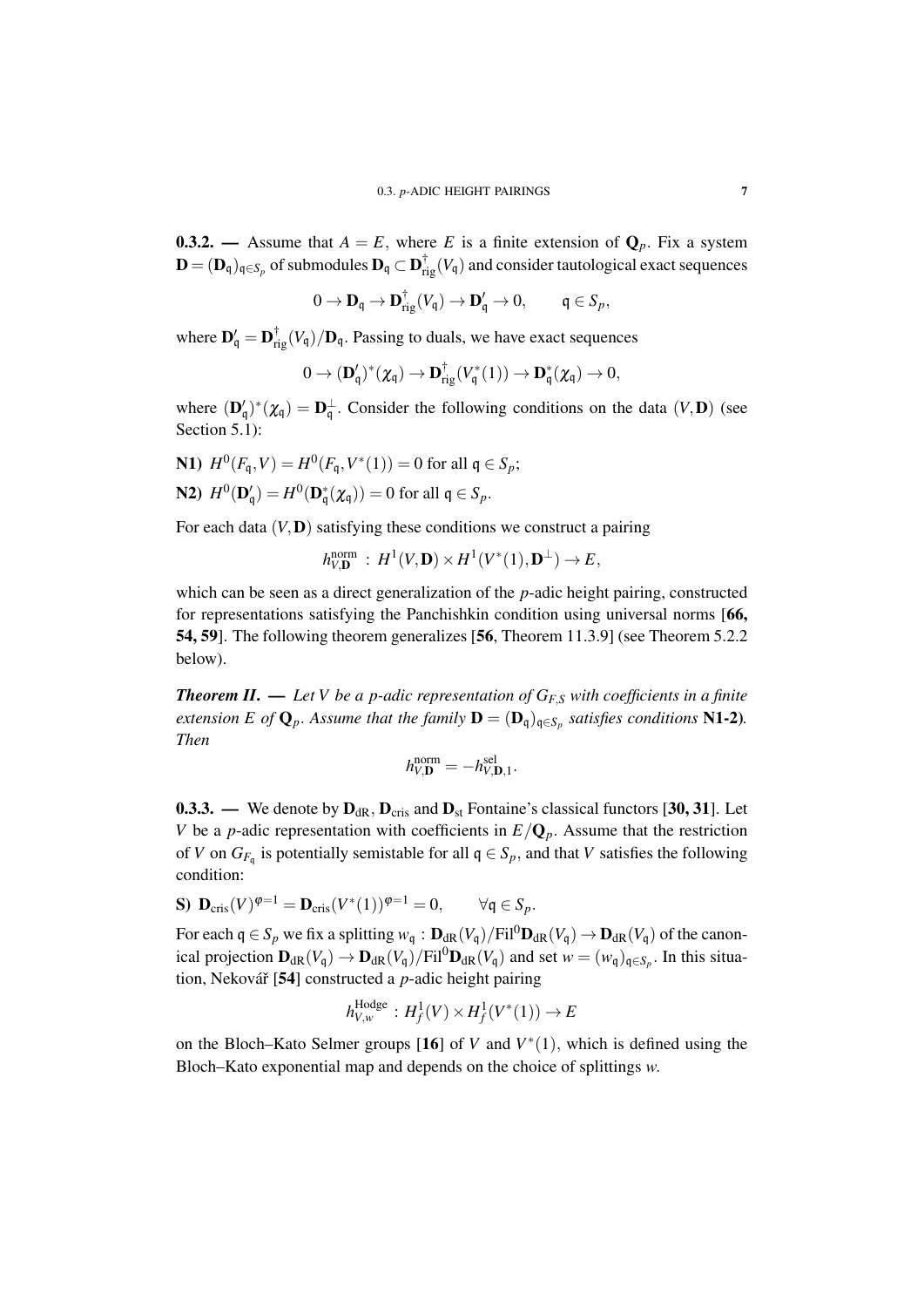**0.3.2. —** Assume that $A = E$, where $E$ is a finite extension of $\mathbf{Q}_p$. Fix a system $\mathbf{D} = (\mathbf{D}_{\mathfrak{q}})_{\mathfrak{q}\in S_p}$ of submodules $\mathbf{D}_{\mathfrak{q}} \subset \mathbf{D}^{\dagger}_{\mathrm{rig}}(V_{\mathfrak{q}})$ and consider tautological exact sequences

$$0 \to \mathbf{D}_{\mathfrak{q}} \to \mathbf{D}^{\dagger}_{\mathrm{rig}}(V_{\mathfrak{q}}) \to \mathbf{D}'_{\mathfrak{q}} \to 0, \qquad \mathfrak{q} \in S_p,$$

where $\mathbf{D}'_{\mathfrak{q}} = \mathbf{D}^{\dagger}_{\mathrm{rig}}(V_{\mathfrak{q}})/\mathbf{D}_{\mathfrak{q}}$. Passing to duals, we have exact sequences

$$0 \to (\mathbf{D}'_{\mathfrak{q}})^*(\chi_{\mathfrak{q}}) \to \mathbf{D}^{\dagger}_{\mathrm{rig}}(V^*_{\mathfrak{q}}(1)) \to \mathbf{D}^*_{\mathfrak{q}}(\chi_{\mathfrak{q}}) \to 0,$$

where $(\mathbf{D}'_{\mathfrak{q}})^*(\chi_{\mathfrak{q}}) = \mathbf{D}^{\perp}_{\mathfrak{q}}$. Consider the following conditions on the data $(V,\mathbf{D})$ (see Section 5.1):

**N1)** $H^0(F_{\mathfrak{q}}, V) = H^0(F_{\mathfrak{q}}, V^*(1)) = 0$ for all $\mathfrak{q} \in S_p$;

**N2)** $H^0(\mathbf{D}'_{\mathfrak{q}}) = H^0(\mathbf{D}^*_{\mathfrak{q}}(\chi_{\mathfrak{q}})) = 0$ for all $\mathfrak{q} \in S_p$.

For each data $(V,\mathbf{D})$ satisfying these conditions we construct a pairing

$$h^{\mathrm{norm}}_{V,\mathbf{D}} \,:\, H^1(V,\mathbf{D}) \times H^1(V^*(1),\mathbf{D}^{\perp}) \to E,$$

which can be seen as a direct generalization of the $p$-adic height pairing, constructed for representations satisfying the Panchishkin condition using universal norms [**66, 54, 59**]. The following theorem generalizes [**56**, Theorem 11.3.9] (see Theorem 5.2.2 below).

***Theorem II.*** **—** *Let $V$ be a $p$-adic representation of $G_{F,S}$ with coefficients in a finite extension $E$ of $\mathbf{Q}_p$. Assume that the family $\mathbf{D} = (\mathbf{D}_{\mathfrak{q}})_{\mathfrak{q}\in S_p}$ satisfies conditions* **N1-2)***. Then*

$$h^{\mathrm{norm}}_{V,\mathbf{D}} = -h^{\mathrm{sel}}_{V,\mathbf{D},1}.$$

**0.3.3. —** We denote by $\mathbf{D}_{\mathrm{dR}}$, $\mathbf{D}_{\mathrm{cris}}$ and $\mathbf{D}_{\mathrm{st}}$ Fontaine's classical functors [**30, 31**]. Let $V$ be a $p$-adic representation with coefficients in $E/\mathbf{Q}_p$. Assume that the restriction of $V$ on $G_{F_{\mathfrak{q}}}$ is potentially semistable for all $\mathfrak{q} \in S_p$, and that $V$ satisfies the following condition:

**S)** $\mathbf{D}_{\mathrm{cris}}(V)^{\varphi=1} = \mathbf{D}_{\mathrm{cris}}(V^*(1))^{\varphi=1} = 0, \qquad \forall \mathfrak{q} \in S_p.$

For each $\mathfrak{q} \in S_p$ we fix a splitting $w_{\mathfrak{q}} : \mathbf{D}_{\mathrm{dR}}(V_{\mathfrak{q}})/\mathrm{Fil}^0\mathbf{D}_{\mathrm{dR}}(V_{\mathfrak{q}}) \to \mathbf{D}_{\mathrm{dR}}(V_{\mathfrak{q}})$ of the canonical projection $\mathbf{D}_{\mathrm{dR}}(V_{\mathfrak{q}}) \to \mathbf{D}_{\mathrm{dR}}(V_{\mathfrak{q}})/\mathrm{Fil}^0\mathbf{D}_{\mathrm{dR}}(V_{\mathfrak{q}})$ and set $w = (w_{\mathfrak{q}})_{\mathfrak{q}\in S_p}$. In this situation, Nekovář [**54**] constructed a $p$-adic height pairing

$$h^{\mathrm{Hodge}}_{V,w} : H^1_f(V) \times H^1_f(V^*(1)) \to E$$

on the Bloch–Kato Selmer groups [**16**] of $V$ and $V^*(1)$, which is defined using the Bloch–Kato exponential map and depends on the choice of splittings $w$.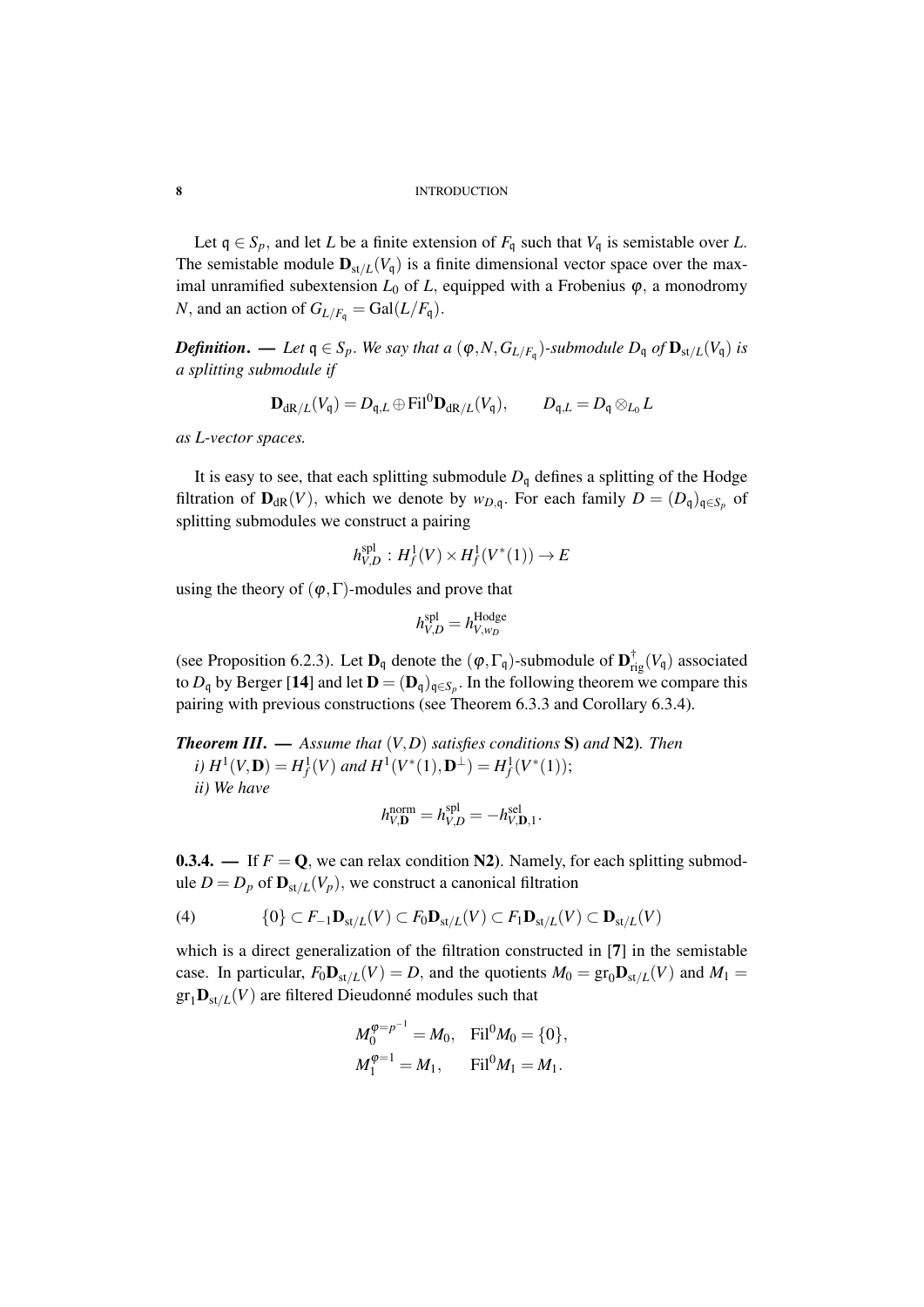Let $\mathfrak{q} \in S_p$, and let $L$ be a finite extension of $F_{\mathfrak{q}}$ such that $V_{\mathfrak{q}}$ is semistable over $L$. The semistable module $\mathbf{D}_{\mathrm{st}/L}(V_{\mathfrak{q}})$ is a finite dimensional vector space over the maximal unramified subextension $L_0$ of $L$, equipped with a Frobenius $\varphi$, a monodromy $N$, and an action of $G_{L/F_{\mathfrak{q}}} = \mathrm{Gal}(L/F_{\mathfrak{q}})$.

***Definition***. — *Let $\mathfrak{q} \in S_p$. We say that a $(\varphi, N, G_{L/F_{\mathfrak{q}}})$-submodule $D_{\mathfrak{q}}$ of $\mathbf{D}_{\mathrm{st}/L}(V_{\mathfrak{q}})$ is a splitting submodule if*

$$\mathbf{D}_{\mathrm{dR}/L}(V_{\mathfrak{q}}) = D_{\mathfrak{q},L} \oplus \mathrm{Fil}^0 \mathbf{D}_{\mathrm{dR}/L}(V_{\mathfrak{q}}), \qquad D_{\mathfrak{q},L} = D_{\mathfrak{q}} \otimes_{L_0} L$$

*as $L$-vector spaces.*

It is easy to see, that each splitting submodule $D_{\mathfrak{q}}$ defines a splitting of the Hodge filtration of $\mathbf{D}_{\mathrm{dR}}(V)$, which we denote by $w_{D,\mathfrak{q}}$. For each family $D = (D_{\mathfrak{q}})_{\mathfrak{q} \in S_p}$ of splitting submodules we construct a pairing

$$h_{V,D}^{\mathrm{spl}} : H^1_f(V) \times H^1_f(V^*(1)) \to E$$

using the theory of $(\varphi, \Gamma)$-modules and prove that

$$h_{V,D}^{\mathrm{spl}} = h_{V,w_D}^{\mathrm{Hodge}}$$

(see Proposition 6.2.3). Let $\mathbf{D}_{\mathfrak{q}}$ denote the $(\varphi, \Gamma_{\mathfrak{q}})$-submodule of $\mathbf{D}^{\dagger}_{\mathrm{rig}}(V_{\mathfrak{q}})$ associated to $D_{\mathfrak{q}}$ by Berger [**14**] and let $\mathbf{D} = (\mathbf{D}_{\mathfrak{q}})_{\mathfrak{q} \in S_p}$. In the following theorem we compare this pairing with previous constructions (see Theorem 6.3.3 and Corollary 6.3.4).

***Theorem III***. — *Assume that $(V,D)$ satisfies conditions* **S)** *and* **N2)***. Then*
*i) $H^1(V, \mathbf{D}) = H^1_f(V)$ and $H^1(V^*(1), \mathbf{D}^{\perp}) = H^1_f(V^*(1))$;*
*ii) We have*

$$h_{V,\mathbf{D}}^{\mathrm{norm}} = h_{V,D}^{\mathrm{spl}} = -h_{V,\mathbf{D},1}^{\mathrm{sel}}.$$

**0.3.4.** — If $F = \mathbf{Q}$, we can relax condition **N2)**. Namely, for each splitting submodule $D = D_p$ of $\mathbf{D}_{\mathrm{st}/L}(V_p)$, we construct a canonical filtration

$$\{0\} \subset F_{-1}\mathbf{D}_{\mathrm{st}/L}(V) \subset F_0\mathbf{D}_{\mathrm{st}/L}(V) \subset F_1\mathbf{D}_{\mathrm{st}/L}(V) \subset \mathbf{D}_{\mathrm{st}/L}(V) \tag{4}$$

which is a direct generalization of the filtration constructed in [**7**] in the semistable case. In particular, $F_0\mathbf{D}_{\mathrm{st}/L}(V) = D$, and the quotients $M_0 = \mathrm{gr}_0\mathbf{D}_{\mathrm{st}/L}(V)$ and $M_1 = \mathrm{gr}_1\mathbf{D}_{\mathrm{st}/L}(V)$ are filtered Dieudonné modules such that

$$M_0^{\varphi = p^{-1}} = M_0, \quad \mathrm{Fil}^0 M_0 = \{0\},$$
$$M_1^{\varphi = 1} = M_1, \qquad \mathrm{Fil}^0 M_1 = M_1.$$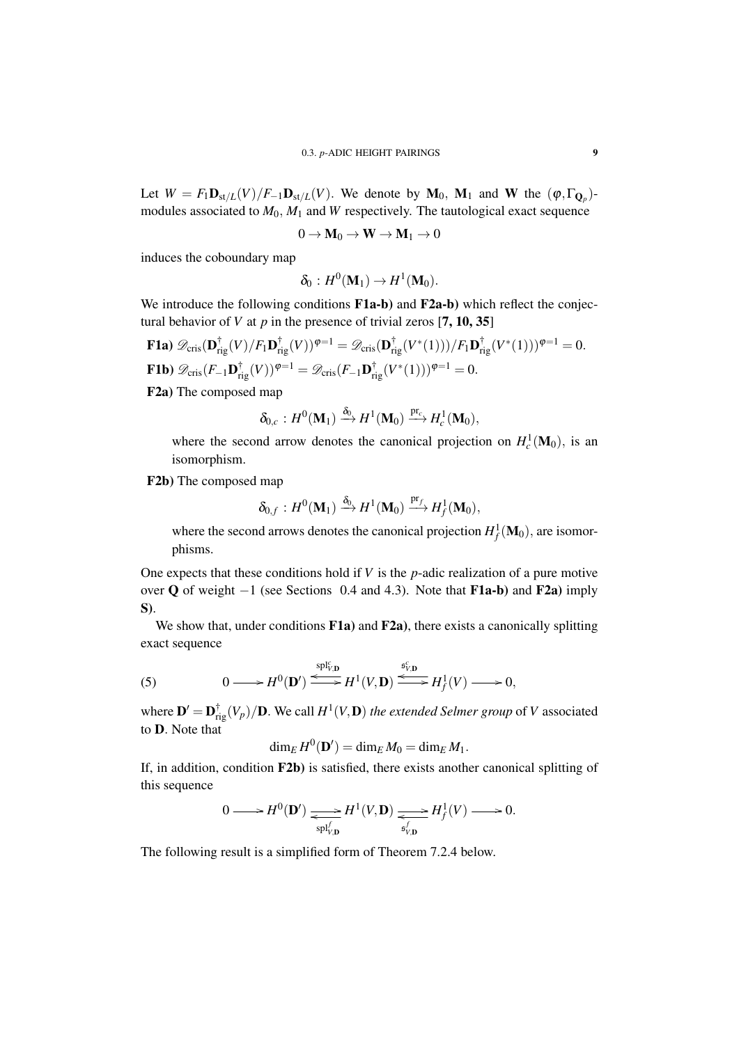Let $W = F_1\mathbf{D}_{\mathrm{st}/L}(V)/F_{-1}\mathbf{D}_{\mathrm{st}/L}(V)$. We denote by $\mathbf{M}_0$, $\mathbf{M}_1$ and $\mathbf{W}$ the $(\varphi,\Gamma_{\mathbf{Q}_p})$-modules associated to $M_0$, $M_1$ and $W$ respectively. The tautological exact sequence

$$0 \to \mathbf{M}_0 \to \mathbf{W} \to \mathbf{M}_1 \to 0$$

induces the coboundary map

$$\delta_0 : H^0(\mathbf{M}_1) \to H^1(\mathbf{M}_0).$$

We introduce the following conditions **F1a-b)** and **F2a-b)** which reflect the conjectural behavior of $V$ at $p$ in the presence of trivial zeros **[7, 10, 35]**

**F1a)** $\mathscr{D}_{\mathrm{cris}}(\mathbf{D}^{\dagger}_{\mathrm{rig}}(V)/F_1\mathbf{D}^{\dagger}_{\mathrm{rig}}(V))^{\varphi=1} = \mathscr{D}_{\mathrm{cris}}(\mathbf{D}^{\dagger}_{\mathrm{rig}}(V^*(1)))/F_1\mathbf{D}^{\dagger}_{\mathrm{rig}}(V^*(1)))^{\varphi=1} = 0.$

**F1b)** $\mathscr{D}_{\mathrm{cris}}(F_{-1}\mathbf{D}^{\dagger}_{\mathrm{rig}}(V))^{\varphi=1} = \mathscr{D}_{\mathrm{cris}}(F_{-1}\mathbf{D}^{\dagger}_{\mathrm{rig}}(V^*(1)))^{\varphi=1} = 0.$

**F2a)** The composed map

$$\delta_{0,c} : H^0(\mathbf{M}_1) \xrightarrow{\delta_0} H^1(\mathbf{M}_0) \xrightarrow{\mathrm{pr}_c} H^1_c(\mathbf{M}_0),$$

where the second arrow denotes the canonical projection on $H^1_c(\mathbf{M}_0)$, is an isomorphism.

**F2b)** The composed map

$$\delta_{0,f} : H^0(\mathbf{M}_1) \xrightarrow{\delta_0} H^1(\mathbf{M}_0) \xrightarrow{\mathrm{pr}_f} H^1_f(\mathbf{M}_0),$$

where the second arrows denotes the canonical projection $H^1_f(\mathbf{M}_0)$, are isomorphisms.

One expects that these conditions hold if $V$ is the $p$-adic realization of a pure motive over $\mathbf{Q}$ of weight $-1$ (see Sections 0.4 and 4.3). Note that **F1a-b)** and **F2a)** imply **S)**.

We show that, under conditions **F1a)** and **F2a)**, there exists a canonically splitting exact sequence

$$0 \longrightarrow H^0(\mathbf{D}') \underset{\mathrm{spl}^c_{V,\mathbf{D}}}{\overset{\longleftarrow}{\longrightarrow}} H^1(V,\mathbf{D}) \underset{\mathfrak{s}^c_{V,\mathbf{D}}}{\overset{\longleftarrow}{\longrightarrow}} H^1_f(V) \longrightarrow 0, \tag{5}$$

where $\mathbf{D}' = \mathbf{D}^{\dagger}_{\mathrm{rig}}(V_p)/\mathbf{D}$. We call $H^1(V,\mathbf{D})$ *the extended Selmer group* of $V$ associated to $\mathbf{D}$. Note that

$$\dim_E H^0(\mathbf{D}') = \dim_E M_0 = \dim_E M_1.$$

If, in addition, condition **F2b)** is satisfied, there exists another canonical splitting of this sequence

$$0 \longrightarrow H^0(\mathbf{D}') \underset{\mathrm{spl}^f_{V,\mathbf{D}}}{\overset{\longrightarrow}{\longleftarrow}} H^1(V,\mathbf{D}) \underset{\mathfrak{s}^f_{V,\mathbf{D}}}{\overset{\longrightarrow}{\longleftarrow}} H^1_f(V) \longrightarrow 0.$$

The following result is a simplified form of Theorem 7.2.4 below.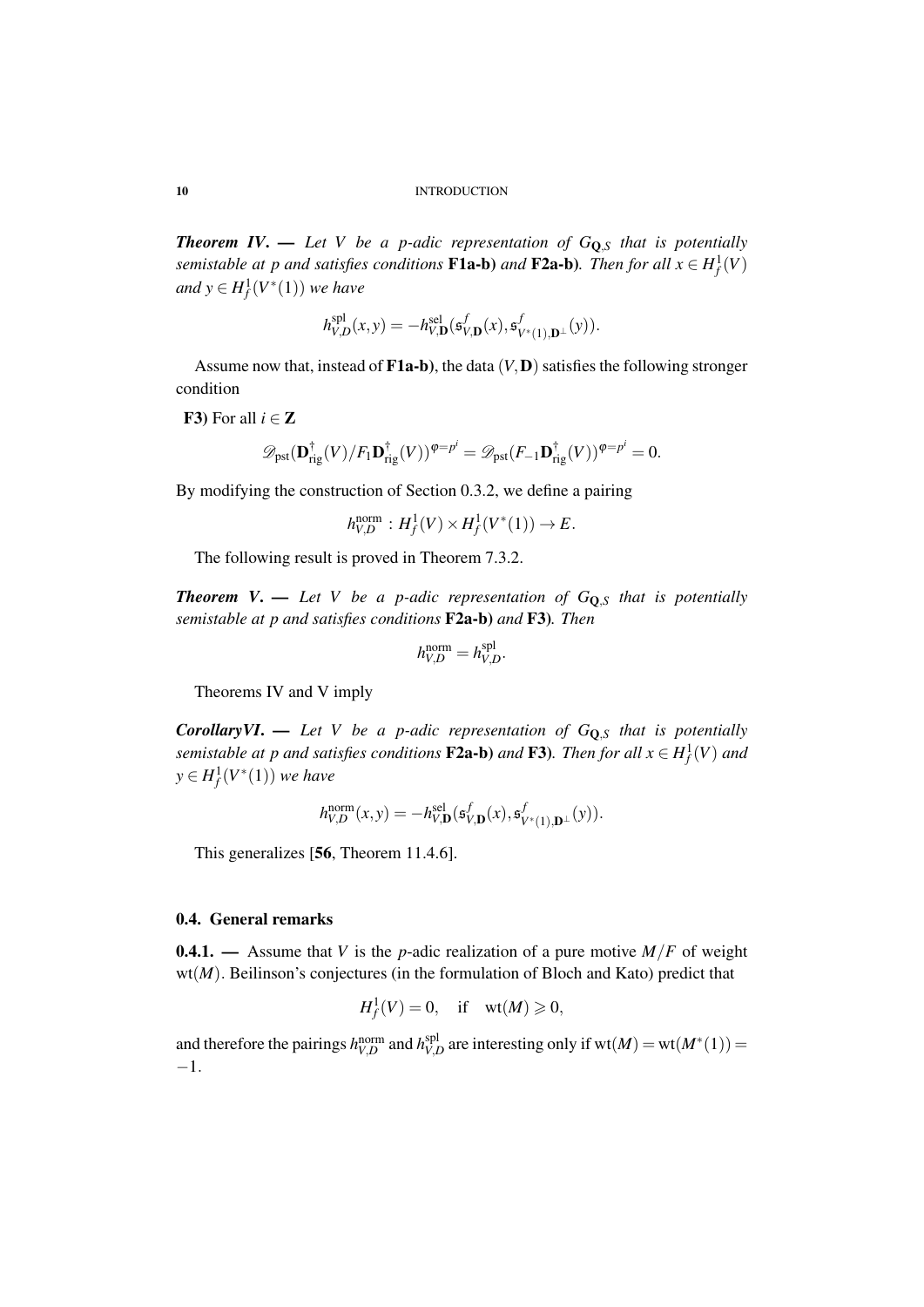***Theorem IV.*** — *Let $V$ be a $p$-adic representation of $G_{\mathbf{Q},S}$ that is potentially semistable at $p$ and satisfies conditions* **F1a-b)** *and* **F2a-b)***. Then for all $x \in H^1_f(V)$ and $y \in H^1_f(V^*(1))$ we have*

$$h^{\mathrm{spl}}_{V,D}(x,y) = -h^{\mathrm{sel}}_{V,\mathbf{D}}(\mathfrak{s}^f_{V,\mathbf{D}}(x), \mathfrak{s}^f_{V^*(1),\mathbf{D}^\perp}(y)).$$

Assume now that, instead of **F1a-b)**, the data $(V,\mathbf{D})$ satisfies the following stronger condition

**F3)** For all $i \in \mathbf{Z}$

$$\mathscr{D}_{\mathrm{pst}}(\mathbf{D}^\dagger_{\mathrm{rig}}(V)/F_1\mathbf{D}^\dagger_{\mathrm{rig}}(V))^{\varphi=p^i} = \mathscr{D}_{\mathrm{pst}}(F_{-1}\mathbf{D}^\dagger_{\mathrm{rig}}(V))^{\varphi=p^i} = 0.$$

By modifying the construction of Section 0.3.2, we define a pairing

$$h^{\mathrm{norm}}_{V,D} : H^1_f(V) \times H^1_f(V^*(1)) \to E.$$

The following result is proved in Theorem 7.3.2.

***Theorem V.*** — *Let $V$ be a $p$-adic representation of $G_{\mathbf{Q},S}$ that is potentially semistable at $p$ and satisfies conditions* **F2a-b)** *and* **F3)***. Then*

$$h^{\mathrm{norm}}_{V,D} = h^{\mathrm{spl}}_{V,D}.$$

Theorems IV and V imply

***CorollaryVI.*** — *Let $V$ be a $p$-adic representation of $G_{\mathbf{Q},S}$ that is potentially semistable at $p$ and satisfies conditions* **F2a-b)** *and* **F3)***. Then for all $x \in H^1_f(V)$ and $y \in H^1_f(V^*(1))$ we have*

$$h^{\mathrm{norm}}_{V,D}(x,y) = -h^{\mathrm{sel}}_{V,\mathbf{D}}(\mathfrak{s}^f_{V,\mathbf{D}}(x), \mathfrak{s}^f_{V^*(1),\mathbf{D}^\perp}(y)).$$

This generalizes [**56**, Theorem 11.4.6].

### 0.4. General remarks

**0.4.1.** — Assume that $V$ is the $p$-adic realization of a pure motive $M/F$ of weight $\mathrm{wt}(M)$. Beilinson's conjectures (in the formulation of Bloch and Kato) predict that

$$H^1_f(V) = 0, \quad \text{if} \quad \mathrm{wt}(M) \geqslant 0,$$

and therefore the pairings $h^{\mathrm{norm}}_{V,D}$ and $h^{\mathrm{spl}}_{V,D}$ are interesting only if $\mathrm{wt}(M) = \mathrm{wt}(M^*(1)) = -1$.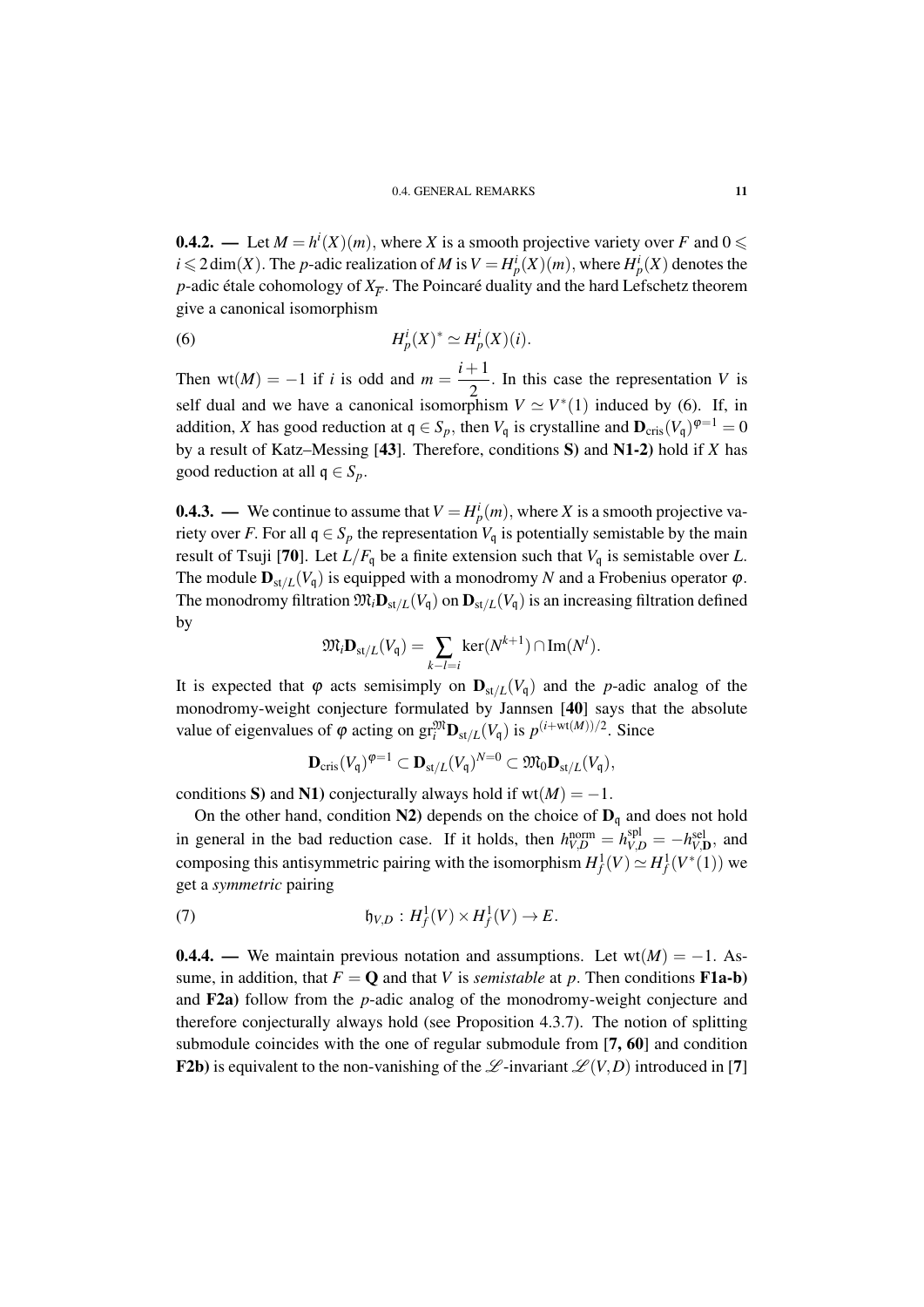**0.4.2. —** Let $M = h^i(X)(m)$, where $X$ is a smooth projective variety over $F$ and $0 \leqslant i \leqslant 2\dim(X)$. The $p$-adic realization of $M$ is $V = H^i_p(X)(m)$, where $H^i_p(X)$ denotes the $p$-adic étale cohomology of $X_{\overline{F}}$. The Poincaré duality and the hard Lefschetz theorem give a canonical isomorphism

$$H^i_p(X)^* \simeq H^i_p(X)(i). \tag{6}$$

Then $\mathrm{wt}(M) = -1$ if $i$ is odd and $m = \dfrac{i+1}{2}$. In this case the representation $V$ is self dual and we have a canonical isomorphism $V \simeq V^*(1)$ induced by (6). If, in addition, $X$ has good reduction at $\mathfrak{q} \in S_p$, then $V_{\mathfrak{q}}$ is crystalline and $\mathbf{D}_{\mathrm{cris}}(V_{\mathfrak{q}})^{\varphi=1} = 0$ by a result of Katz–Messing [**43**]. Therefore, conditions **S)** and **N1-2)** hold if $X$ has good reduction at all $\mathfrak{q} \in S_p$.

**0.4.3. —** We continue to assume that $V = H^i_p(m)$, where $X$ is a smooth projective variety over $F$. For all $\mathfrak{q} \in S_p$ the representation $V_{\mathfrak{q}}$ is potentially semistable by the main result of Tsuji [**70**]. Let $L/F_{\mathfrak{q}}$ be a finite extension such that $V_{\mathfrak{q}}$ is semistable over $L$. The module $\mathbf{D}_{\mathrm{st}/L}(V_{\mathfrak{q}})$ is equipped with a monodromy $N$ and a Frobenius operator $\varphi$. The monodromy filtration $\mathfrak{M}_i\mathbf{D}_{\mathrm{st}/L}(V_{\mathfrak{q}})$ on $\mathbf{D}_{\mathrm{st}/L}(V_{\mathfrak{q}})$ is an increasing filtration defined by

$$\mathfrak{M}_i\mathbf{D}_{\mathrm{st}/L}(V_{\mathfrak{q}}) = \sum_{k-l=i} \ker(N^{k+1}) \cap \mathrm{Im}(N^l).$$

It is expected that $\varphi$ acts semisimply on $\mathbf{D}_{\mathrm{st}/L}(V_{\mathfrak{q}})$ and the $p$-adic analog of the monodromy-weight conjecture formulated by Jannsen [**40**] says that the absolute value of eigenvalues of $\varphi$ acting on $\mathrm{gr}^{\mathfrak{M}}_i\mathbf{D}_{\mathrm{st}/L}(V_{\mathfrak{q}})$ is $p^{(i+\mathrm{wt}(M))/2}$. Since

$$\mathbf{D}_{\mathrm{cris}}(V_{\mathfrak{q}})^{\varphi=1} \subset \mathbf{D}_{\mathrm{st}/L}(V_{\mathfrak{q}})^{N=0} \subset \mathfrak{M}_0\mathbf{D}_{\mathrm{st}/L}(V_{\mathfrak{q}}),$$

conditions **S)** and **N1)** conjecturally always hold if $\mathrm{wt}(M) = -1$.

On the other hand, condition **N2)** depends on the choice of $\mathbf{D}_{\mathfrak{q}}$ and does not hold in general in the bad reduction case. If it holds, then $h^{\mathrm{norm}}_{V,D} = h^{\mathrm{spl}}_{V,D} = -h^{\mathrm{sel}}_{V,\mathbf{D}}$, and composing this antisymmetric pairing with the isomorphism $H^1_f(V) \simeq H^1_f(V^*(1))$ we get a *symmetric* pairing

$$\mathfrak{h}_{V,D} : H^1_f(V) \times H^1_f(V) \to E. \tag{7}$$

**0.4.4. —** We maintain previous notation and assumptions. Let $\mathrm{wt}(M) = -1$. Assume, in addition, that $F = \mathbf{Q}$ and that $V$ is *semistable* at $p$. Then conditions **F1a-b)** and **F2a)** follow from the $p$-adic analog of the monodromy-weight conjecture and therefore conjecturally always hold (see Proposition 4.3.7). The notion of splitting submodule coincides with the one of regular submodule from [**7, 60**] and condition **F2b)** is equivalent to the non-vanishing of the $\mathscr{L}$-invariant $\mathscr{L}(V,D)$ introduced in [**7**]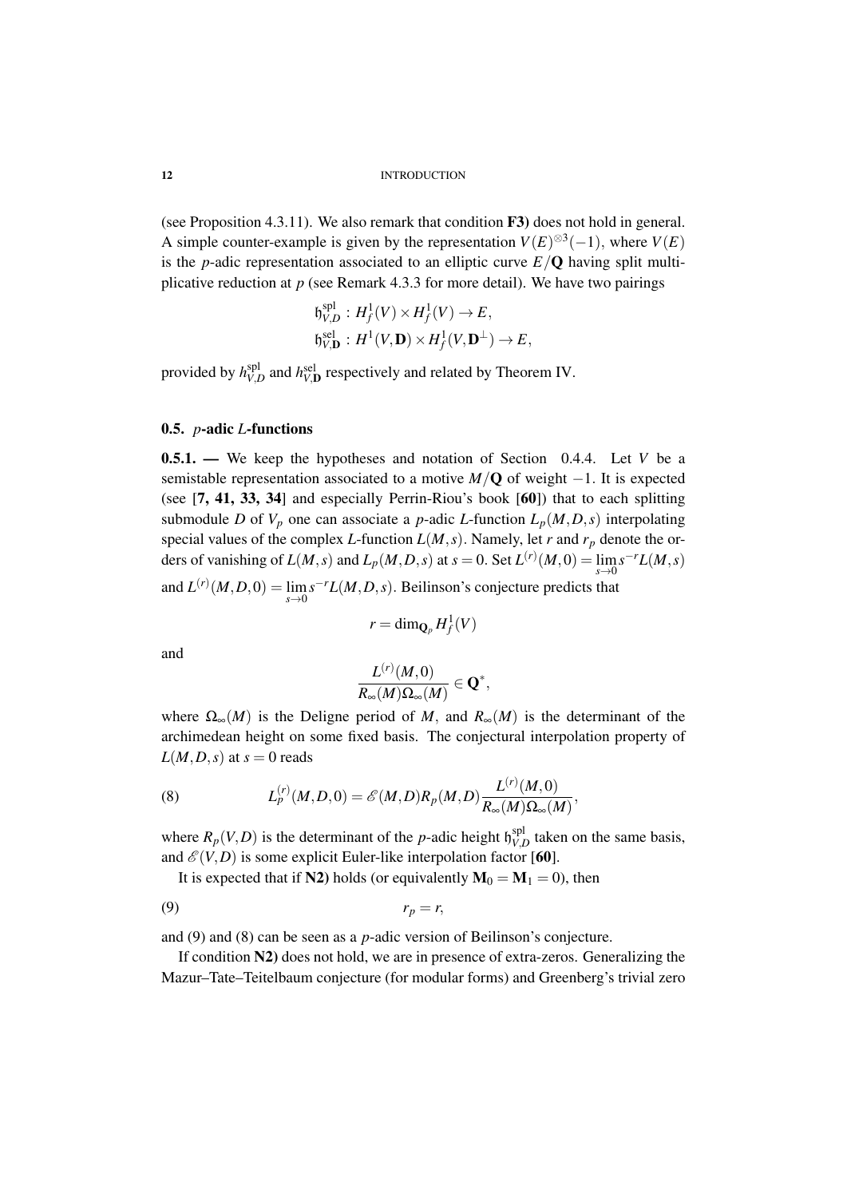(see Proposition 4.3.11). We also remark that condition **F3)** does not hold in general. A simple counter-example is given by the representation $V(E)^{\otimes 3}(-1)$, where $V(E)$ is the $p$-adic representation associated to an elliptic curve $E/\mathbf{Q}$ having split multiplicative reduction at $p$ (see Remark 4.3.3 for more detail). We have two pairings

$$\mathfrak{h}_{V,D}^{\mathrm{spl}} : H^1_f(V) \times H^1_f(V) \to E,$$
$$\mathfrak{h}_{V,\mathbf{D}}^{\mathrm{sel}} : H^1(V,\mathbf{D}) \times H^1_f(V,\mathbf{D}^{\perp}) \to E,$$

provided by $h_{V,D}^{\mathrm{spl}}$ and $h_{V,\mathbf{D}}^{\mathrm{sel}}$ respectively and related by Theorem IV.

### 0.5. $p$-adic $L$-functions

**0.5.1. —** We keep the hypotheses and notation of Section 0.4.4. Let $V$ be a semistable representation associated to a motive $M/\mathbf{Q}$ of weight $-1$. It is expected (see [**7, 41, 33, 34**] and especially Perrin-Riou's book [**60**]) that to each splitting submodule $D$ of $V_p$ one can associate a $p$-adic $L$-function $L_p(M,D,s)$ interpolating special values of the complex $L$-function $L(M,s)$. Namely, let $r$ and $r_p$ denote the orders of vanishing of $L(M,s)$ and $L_p(M,D,s)$ at $s=0$. Set $L^{(r)}(M,0) = \lim\limits_{s\to 0} s^{-r}L(M,s)$ and $L^{(r)}(M,D,0) = \lim\limits_{s\to 0} s^{-r}L(M,D,s)$. Beilinson's conjecture predicts that

$$r = \dim_{\mathbf{Q}_p} H^1_f(V)$$

and

$$\frac{L^{(r)}(M,0)}{R_\infty(M)\Omega_\infty(M)} \in \mathbf{Q}^*,$$

where $\Omega_\infty(M)$ is the Deligne period of $M$, and $R_\infty(M)$ is the determinant of the archimedean height on some fixed basis. The conjectural interpolation property of $L(M,D,s)$ at $s=0$ reads

$$L_p^{(r)}(M,D,0) = \mathscr{E}(M,D)R_p(M,D)\frac{L^{(r)}(M,0)}{R_\infty(M)\Omega_\infty(M)}, \tag{8}$$

where $R_p(V,D)$ is the determinant of the $p$-adic height $\mathfrak{h}_{V,D}^{\mathrm{spl}}$ taken on the same basis, and $\mathscr{E}(V,D)$ is some explicit Euler-like interpolation factor [**60**].

It is expected that if **N2)** holds (or equivalently $\mathbf{M}_0 = \mathbf{M}_1 = 0$), then

$$r_p = r, \tag{9}$$

and (9) and (8) can be seen as a $p$-adic version of Beilinson's conjecture.

If condition **N2)** does not hold, we are in presence of extra-zeros. Generalizing the Mazur–Tate–Teitelbaum conjecture (for modular forms) and Greenberg's trivial zero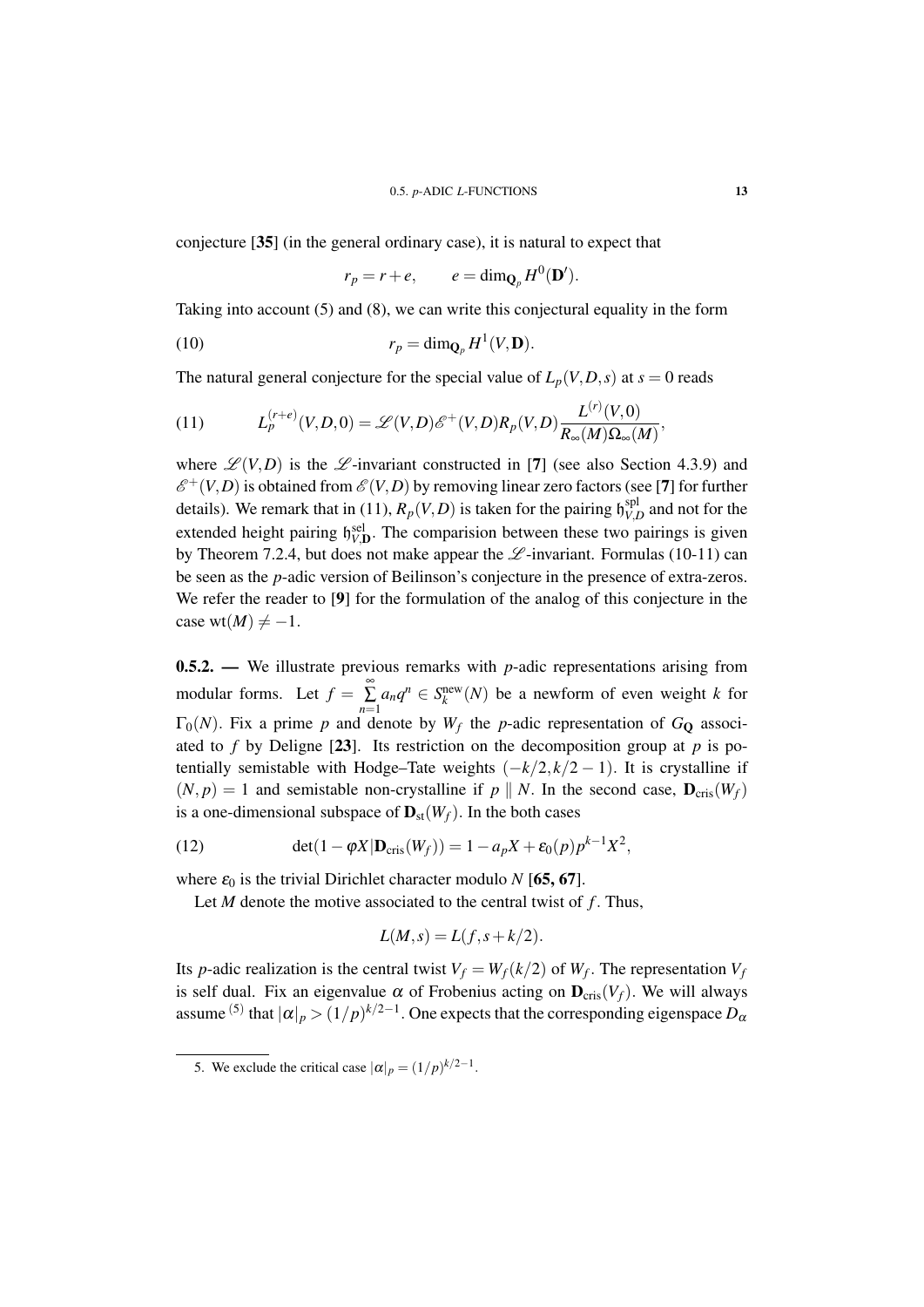conjecture [**35**] (in the general ordinary case), it is natural to expect that

$$r_p = r + e, \qquad e = \dim_{\mathbf{Q}_p} H^0(\mathbf{D}').$$

Taking into account (5) and (8), we can write this conjectural equality in the form

$$r_p = \dim_{\mathbf{Q}_p} H^1(V, \mathbf{D}). \tag{10}$$

The natural general conjecture for the special value of $L_p(V, D, s)$ at $s = 0$ reads

$$L_p^{(r+e)}(V, D, 0) = \mathscr{L}(V, D)\mathscr{E}^+(V, D)R_p(V, D)\frac{L^{(r)}(V, 0)}{R_\infty(M)\Omega_\infty(M)}, \tag{11}$$

where $\mathscr{L}(V, D)$ is the $\mathscr{L}$-invariant constructed in [**7**] (see also Section 4.3.9) and $\mathscr{E}^+(V, D)$ is obtained from $\mathscr{E}(V, D)$ by removing linear zero factors (see [**7**] for further details). We remark that in (11), $R_p(V, D)$ is taken for the pairing $\mathfrak{h}_{V,D}^{\mathrm{spl}}$ and not for the extended height pairing $\mathfrak{h}_{V,\mathbf{D}}^{\mathrm{sel}}$. The comparision between these two pairings is given by Theorem 7.2.4, but does not make appear the $\mathscr{L}$-invariant. Formulas (10-11) can be seen as the $p$-adic version of Beilinson's conjecture in the presence of extra-zeros. We refer the reader to [**9**] for the formulation of the analog of this conjecture in the case $\mathrm{wt}(M) \neq -1$.

**0.5.2. —** We illustrate previous remarks with $p$-adic representations arising from modular forms. Let $f = \sum_{n=1}^{\infty} a_n q^n \in S_k^{\mathrm{new}}(N)$ be a newform of even weight $k$ for $\Gamma_0(N)$. Fix a prime $p$ and denote by $W_f$ the $p$-adic representation of $G_{\mathbf{Q}}$ associated to $f$ by Deligne [**23**]. Its restriction on the decomposition group at $p$ is potentially semistable with Hodge–Tate weights $(-k/2, k/2 - 1)$. It is crystalline if $(N, p) = 1$ and semistable non-crystalline if $p \parallel N$. In the second case, $\mathbf{D}_{\mathrm{cris}}(W_f)$ is a one-dimensional subspace of $\mathbf{D}_{\mathrm{st}}(W_f)$. In the both cases

$$\det(1 - \varphi X | \mathbf{D}_{\mathrm{cris}}(W_f)) = 1 - a_p X + \varepsilon_0(p)p^{k-1}X^2, \tag{12}$$

where $\varepsilon_0$ is the trivial Dirichlet character modulo $N$ [**65, 67**].

Let $M$ denote the motive associated to the central twist of $f$. Thus,

$$L(M, s) = L(f, s + k/2).$$

Its $p$-adic realization is the central twist $V_f = W_f(k/2)$ of $W_f$. The representation $V_f$ is self dual. Fix an eigenvalue $\alpha$ of Frobenius acting on $\mathbf{D}_{\mathrm{cris}}(V_f)$. We will always assume [5] that $|\alpha|_p > (1/p)^{k/2-1}$. One expects that the corresponding eigenspace $D_\alpha$

5. We exclude the critical case $|\alpha|_p = (1/p)^{k/2-1}$.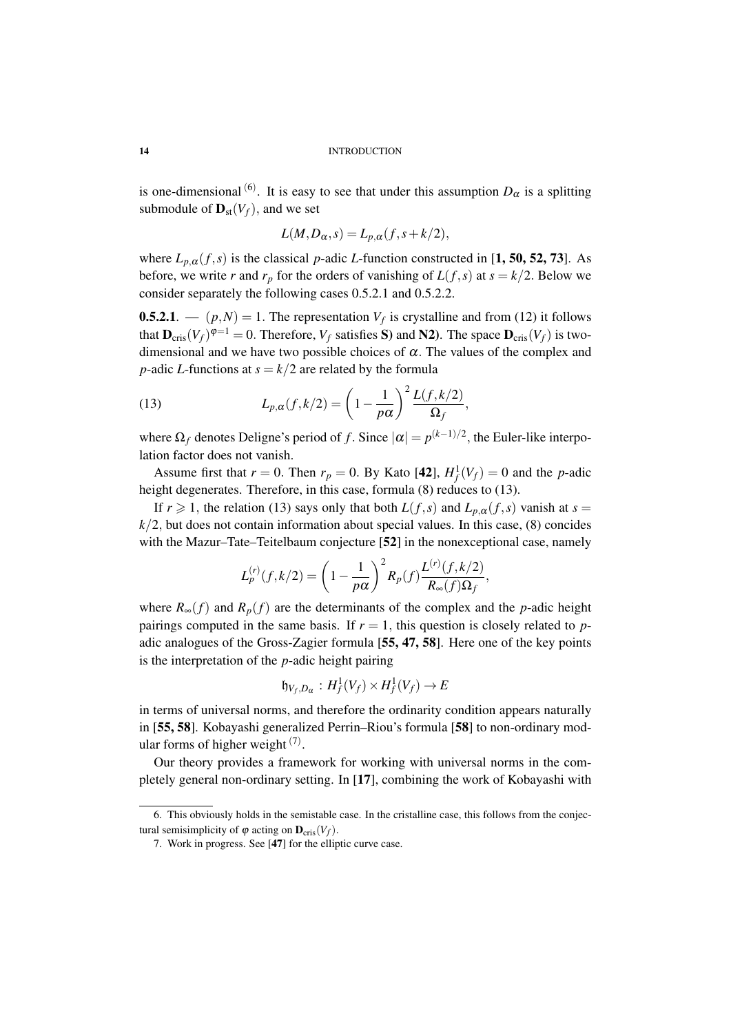is one-dimensional [6]. It is easy to see that under this assumption $D_\alpha$ is a splitting submodule of $\mathbf{D}_{\mathrm{st}}(V_f)$, and we set

$$L(M, D_\alpha, s) = L_{p,\alpha}(f, s + k/2),$$

where $L_{p,\alpha}(f,s)$ is the classical $p$-adic $L$-function constructed in [**1, 50, 52, 73**]. As before, we write $r$ and $r_p$ for the orders of vanishing of $L(f,s)$ at $s = k/2$. Below we consider separately the following cases 0.5.2.1 and 0.5.2.2.

**0.5.2.1**. — $(p,N) = 1$. The representation $V_f$ is crystalline and from (12) it follows that $\mathbf{D}_{\mathrm{cris}}(V_f)^{\varphi=1} = 0$. Therefore, $V_f$ satisfies **S)** and **N2)**. The space $\mathbf{D}_{\mathrm{cris}}(V_f)$ is two-dimensional and we have two possible choices of $\alpha$. The values of the complex and $p$-adic $L$-functions at $s = k/2$ are related by the formula

$$L_{p,\alpha}(f,k/2) = \left(1 - \frac{1}{p\alpha}\right)^2 \frac{L(f,k/2)}{\Omega_f}, \tag{13}$$

where $\Omega_f$ denotes Deligne's period of $f$. Since $|\alpha| = p^{(k-1)/2}$, the Euler-like interpolation factor does not vanish.

Assume first that $r = 0$. Then $r_p = 0$. By Kato [**42**], $H^1_f(V_f) = 0$ and the $p$-adic height degenerates. Therefore, in this case, formula (8) reduces to (13).

If $r \geqslant 1$, the relation (13) says only that both $L(f,s)$ and $L_{p,\alpha}(f,s)$ vanish at $s = k/2$, but does not contain information about special values. In this case, (8) concides with the Mazur–Tate–Teitelbaum conjecture [**52**] in the nonexceptional case, namely

$$L_p^{(r)}(f,k/2) = \left(1 - \frac{1}{p\alpha}\right)^2 R_p(f) \frac{L^{(r)}(f,k/2)}{R_\infty(f)\Omega_f},$$

where $R_\infty(f)$ and $R_p(f)$ are the determinants of the complex and the $p$-adic height pairings computed in the same basis. If $r = 1$, this question is closely related to $p$-adic analogues of the Gross-Zagier formula [**55, 47, 58**]. Here one of the key points is the interpretation of the $p$-adic height pairing

$$\mathfrak{h}_{V_f, D_\alpha} : H^1_f(V_f) \times H^1_f(V_f) \to E$$

in terms of universal norms, and therefore the ordinarity condition appears naturally in [**55, 58**]. Kobayashi generalized Perrin–Riou's formula [**58**] to non-ordinary modular forms of higher weight [7].

Our theory provides a framework for working with universal norms in the completely general non-ordinary setting. In [**17**], combining the work of Kobayashi with

---

6. This obviously holds in the semistable case. In the cristalline case, this follows from the conjectural semisimplicity of $\varphi$ acting on $\mathbf{D}_{\mathrm{cris}}(V_f)$.

7. Work in progress. See [**47**] for the elliptic curve case.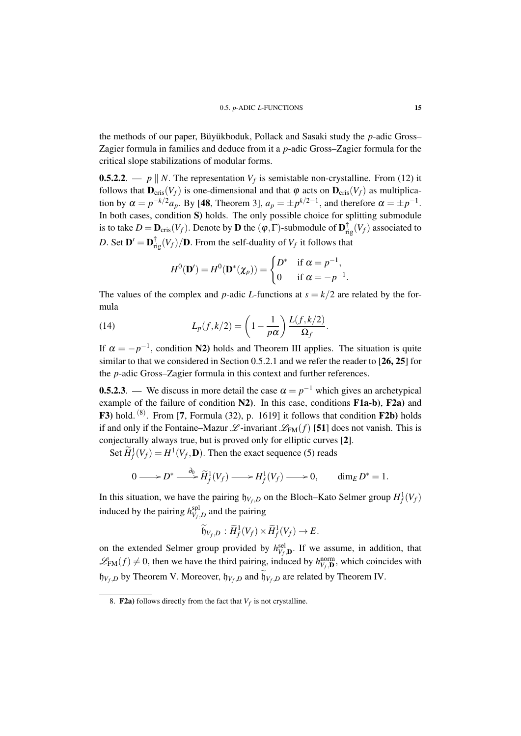the methods of our paper, Büyükboduk, Pollack and Sasaki study the $p$-adic Gross–Zagier formula in families and deduce from it a $p$-adic Gross–Zagier formula for the critical slope stabilizations of modular forms.

**0.5.2.2.** — $p \parallel N$. The representation $V_f$ is semistable non-crystalline. From (12) it follows that $\mathbf{D}_{\mathrm{cris}}(V_f)$ is one-dimensional and that $\varphi$ acts on $\mathbf{D}_{\mathrm{cris}}(V_f)$ as multiplication by $\alpha = p^{-k/2}a_p$. By [**48**, Theorem 3], $a_p = \pm p^{k/2-1}$, and therefore $\alpha = \pm p^{-1}$. In both cases, condition **S)** holds. The only possible choice for splitting submodule is to take $D = \mathbf{D}_{\mathrm{cris}}(V_f)$. Denote by $\mathbf{D}$ the $(\varphi, \Gamma)$-submodule of $\mathbf{D}^{\dagger}_{\mathrm{rig}}(V_f)$ associated to $D$. Set $\mathbf{D}' = \mathbf{D}^{\dagger}_{\mathrm{rig}}(V_f)/\mathbf{D}$. From the self-duality of $V_f$ it follows that

$$H^0(\mathbf{D}') = H^0(\mathbf{D}^*(\chi_p)) = \begin{cases} D^* & \text{if } \alpha = p^{-1}, \\ 0 & \text{if } \alpha = -p^{-1}. \end{cases}$$

The values of the complex and $p$-adic $L$-functions at $s = k/2$ are related by the formula

$$L_p(f, k/2) = \left(1 - \frac{1}{p\alpha}\right) \frac{L(f, k/2)}{\Omega_f}. \tag{14}$$

If $\alpha = -p^{-1}$, condition **N2)** holds and Theorem III applies. The situation is quite similar to that we considered in Section 0.5.2.1 and we refer the reader to [**26, 25**] for the $p$-adic Gross–Zagier formula in this context and further references.

**0.5.2.3.** — We discuss in more detail the case $\alpha = p^{-1}$ which gives an archetypical example of the failure of condition **N2)**. In this case, conditions **F1a-b)**, **F2a)** and **F3)** hold. [8]. From [**7**, Formula (32), p. 1619] it follows that condition **F2b)** holds if and only if the Fontaine–Mazur $\mathscr{L}$-invariant $\mathscr{L}_{\mathrm{FM}}(f)$ [**51**] does not vanish. This is conjecturally always true, but is proved only for elliptic curves [**2**].

Set $\widetilde{H}^1_f(V_f) = H^1(V_f, \mathbf{D})$. Then the exact sequence (5) reads

$$0 \longrightarrow D^* \xrightarrow{\partial_0} \widetilde{H}^1_f(V_f) \longrightarrow H^1_f(V_f) \longrightarrow 0, \qquad \dim_E D^* = 1.$$

In this situation, we have the pairing $\mathfrak{h}_{V_f,D}$ on the Bloch–Kato Selmer group $H^1_f(V_f)$ induced by the pairing $h^{\mathrm{spl}}_{V_f,D}$ and the pairing

$$\widetilde{\mathfrak{h}}_{V_f,D} : \widetilde{H}^1_f(V_f) \times \widetilde{H}^1_f(V_f) \to E.$$

on the extended Selmer group provided by $h^{\mathrm{sel}}_{V_f,\mathbf{D}}$. If we assume, in addition, that $\mathscr{L}_{\mathrm{FM}}(f) \neq 0$, then we have the third pairing, induced by $h^{\mathrm{norm}}_{V_f,\mathbf{D}}$, which coincides with $\mathfrak{h}_{V_f,D}$ by Theorem V. Moreover, $\mathfrak{h}_{V_f,D}$ and $\widetilde{\mathfrak{h}}_{V_f,D}$ are related by Theorem IV.

---

8. **F2a)** follows directly from the fact that $V_f$ is not crystalline.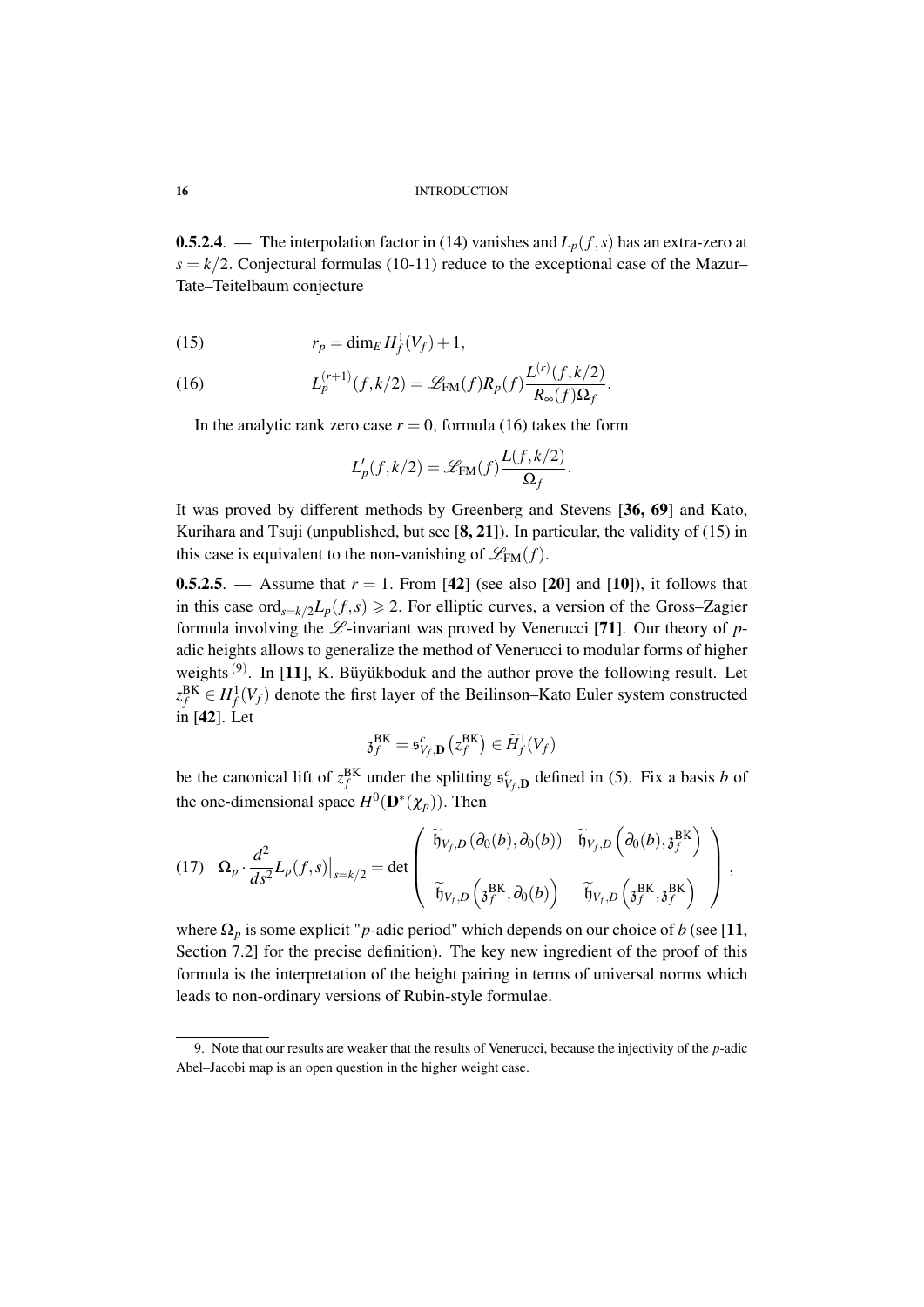**0.5.2.4.** — The interpolation factor in (14) vanishes and $L_p(f,s)$ has an extra-zero at $s=k/2$. Conjectural formulas (10-11) reduce to the exceptional case of the Mazur–Tate–Teitelbaum conjecture

$$r_p = \dim_E H^1_f(V_f)+1, \tag{15}$$

$$L_p^{(r+1)}(f,k/2) = \mathscr{L}_{\mathrm{FM}}(f) R_p(f) \frac{L^{(r)}(f,k/2)}{R_\infty(f)\Omega_f}. \tag{16}$$

In the analytic rank zero case $r=0$, formula (16) takes the form

$$L_p'(f,k/2) = \mathscr{L}_{\mathrm{FM}}(f)\frac{L(f,k/2)}{\Omega_f}.$$

It was proved by different methods by Greenberg and Stevens [**36, 69**] and Kato, Kurihara and Tsuji (unpublished, but see [**8, 21**]). In particular, the validity of (15) in this case is equivalent to the non-vanishing of $\mathscr{L}_{\mathrm{FM}}(f)$.

**0.5.2.5.** — Assume that $r=1$. From [**42**] (see also [**20**] and [**10**]), it follows that in this case $\mathrm{ord}_{s=k/2}L_p(f,s) \geqslant 2$. For elliptic curves, a version of the Gross–Zagier formula involving the $\mathscr{L}$-invariant was proved by Venerucci [**71**]. Our theory of $p$-adic heights allows to generalize the method of Venerucci to modular forms of higher weights [9]. In [**11**], K. Büyükboduk and the author prove the following result. Let $z_f^{\mathrm{BK}} \in H^1_f(V_f)$ denote the first layer of the Beilinson–Kato Euler system constructed in [**42**]. Let

$$\mathfrak{z}_f^{\mathrm{BK}} = \mathfrak{s}^c_{V_f,\mathbf{D}}\left(z_f^{\mathrm{BK}}\right) \in \widetilde{H}^1_f(V_f)$$

be the canonical lift of $z_f^{\mathrm{BK}}$ under the splitting $\mathfrak{s}^c_{V_f,\mathbf{D}}$ defined in (5). Fix a basis $b$ of the one-dimensional space $H^0(\mathbf{D}^*(\chi_p))$. Then

$$\Omega_p \cdot \frac{d^2}{ds^2}L_p(f,s)\Big|_{s=k/2} = \det \begin{pmatrix} \widetilde{\mathfrak{h}}_{V_f,D}\left(\partial_0(b),\partial_0(b)\right) & \widetilde{\mathfrak{h}}_{V_f,D}\left(\partial_0(b),\mathfrak{z}_f^{\mathrm{BK}}\right) \\ \widetilde{\mathfrak{h}}_{V_f,D}\left(\mathfrak{z}_f^{\mathrm{BK}},\partial_0(b)\right) & \widetilde{\mathfrak{h}}_{V_f,D}\left(\mathfrak{z}_f^{\mathrm{BK}},\mathfrak{z}_f^{\mathrm{BK}}\right) \end{pmatrix}, \tag{17}$$

where $\Omega_p$ is some explicit "$p$-adic period" which depends on our choice of $b$ (see [**11**, Section 7.2] for the precise definition). The key new ingredient of the proof of this formula is the interpretation of the height pairing in terms of universal norms which leads to non-ordinary versions of Rubin-style formulae.

---

9. Note that our results are weaker that the results of Venerucci, because the injectivity of the $p$-adic Abel–Jacobi map is an open question in the higher weight case.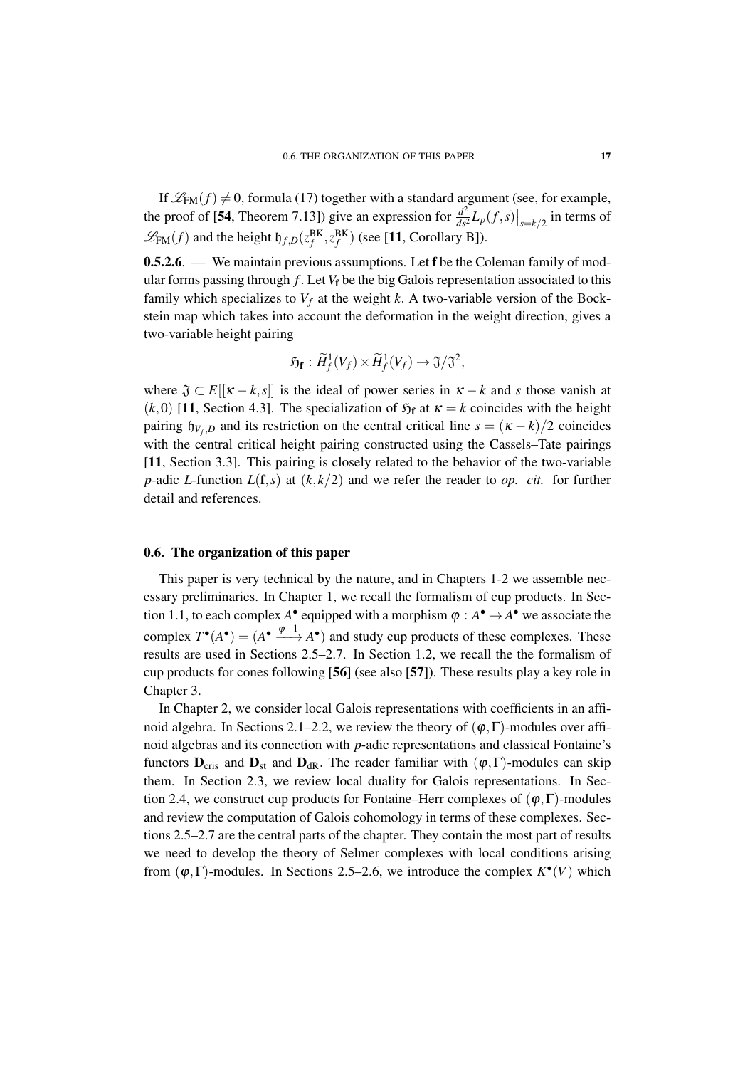If $\mathscr{L}_{\rm FM}(f) \neq 0$, formula (17) together with a standard argument (see, for example, the proof of [**54**, Theorem 7.13]) give an expression for $\frac{d^2}{ds^2} L_p(f,s)\big|_{s=k/2}$ in terms of $\mathscr{L}_{\rm FM}(f)$ and the height $\mathfrak{h}_{f,D}(z_f^{\rm BK}, z_f^{\rm BK})$ (see [**11**, Corollary B]).

**0.5.2.6**. — We maintain previous assumptions. Let $\mathbf{f}$ be the Coleman family of modular forms passing through $f$. Let $V_{\mathbf{f}}$ be the big Galois representation associated to this family which specializes to $V_f$ at the weight $k$. A two-variable version of the Bockstein map which takes into account the deformation in the weight direction, gives a two-variable height pairing

$$\mathfrak{H}_{\mathbf{f}} : \widetilde{H}^1_f(V_f) \times \widetilde{H}^1_f(V_f) \to \mathfrak{J}/\mathfrak{J}^2,$$

where $\mathfrak{J} \subset E[[\kappa - k, s]]$ is the ideal of power series in $\kappa - k$ and $s$ those vanish at $(k,0)$ [**11**, Section 4.3]. The specialization of $\mathfrak{H}_{\mathbf{f}}$ at $\kappa = k$ coincides with the height pairing $\mathfrak{h}_{V_f,D}$ and its restriction on the central critical line $s = (\kappa - k)/2$ coincides with the central critical height pairing constructed using the Cassels–Tate pairings [**11**, Section 3.3]. This pairing is closely related to the behavior of the two-variable $p$-adic $L$-function $L(\mathbf{f},s)$ at $(k, k/2)$ and we refer the reader to *op. cit.* for further detail and references.

## 0.6. The organization of this paper

This paper is very technical by the nature, and in Chapters 1-2 we assemble necessary preliminaries. In Chapter 1, we recall the formalism of cup products. In Section 1.1, to each complex $A^\bullet$ equipped with a morphism $\varphi : A^\bullet \to A^\bullet$ we associate the complex $T^\bullet(A^\bullet) = (A^\bullet \xrightarrow{\varphi - 1} A^\bullet)$ and study cup products of these complexes. These results are used in Sections 2.5–2.7. In Section 1.2, we recall the the formalism of cup products for cones following [**56**] (see also [**57**]). These results play a key role in Chapter 3.

In Chapter 2, we consider local Galois representations with coefficients in an affinoid algebra. In Sections 2.1–2.2, we review the theory of $(\varphi,\Gamma)$-modules over affinoid algebras and its connection with $p$-adic representations and classical Fontaine's functors $\mathbf{D}_{\rm cris}$ and $\mathbf{D}_{\rm st}$ and $\mathbf{D}_{\rm dR}$. The reader familiar with $(\varphi,\Gamma)$-modules can skip them. In Section 2.3, we review local duality for Galois representations. In Section 2.4, we construct cup products for Fontaine–Herr complexes of $(\varphi,\Gamma)$-modules and review the computation of Galois cohomology in terms of these complexes. Sections 2.5–2.7 are the central parts of the chapter. They contain the most part of results we need to develop the theory of Selmer complexes with local conditions arising from $(\varphi,\Gamma)$-modules. In Sections 2.5–2.6, we introduce the complex $K^\bullet(V)$ which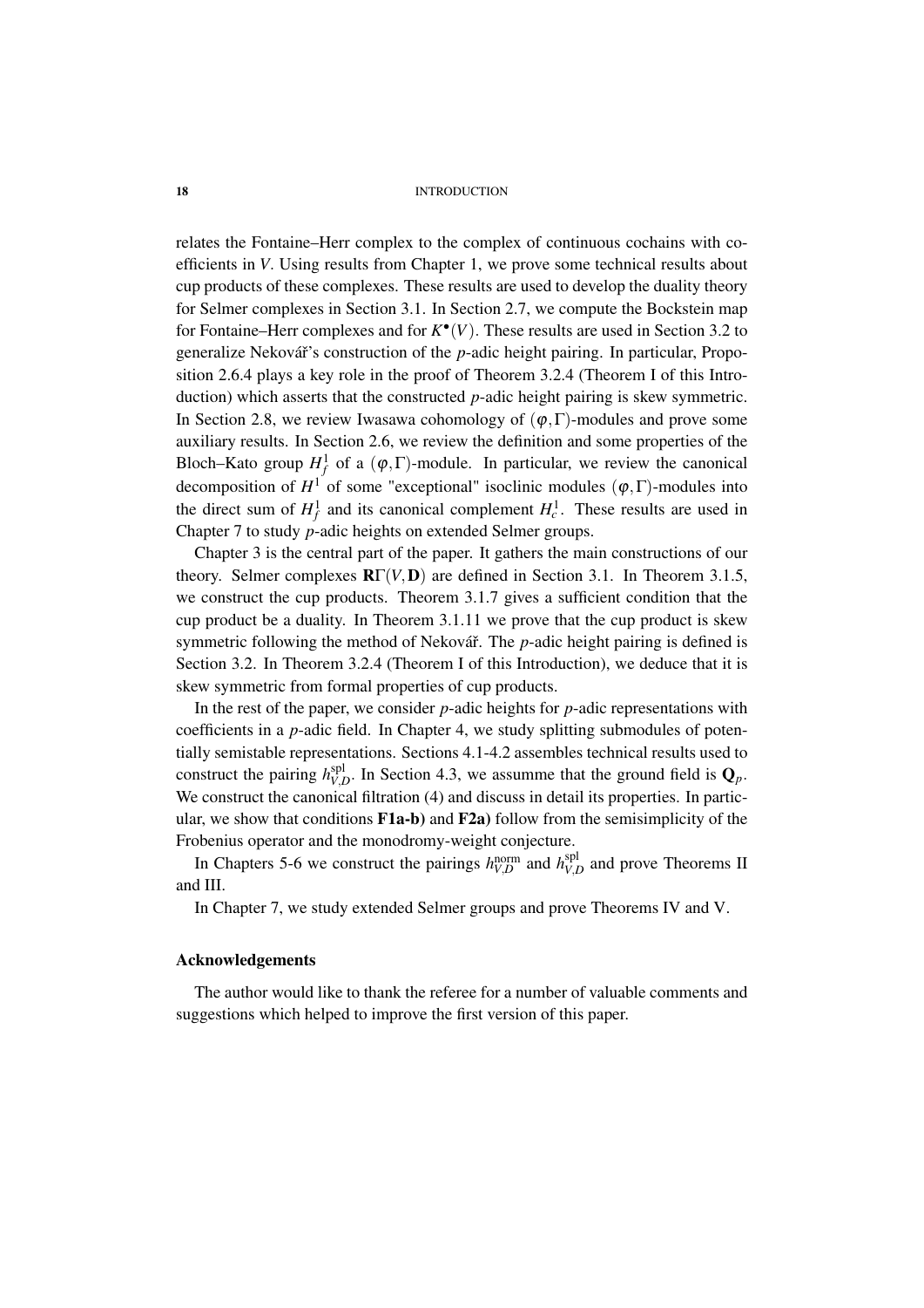relates the Fontaine–Herr complex to the complex of continuous cochains with coefficients in $V$. Using results from Chapter 1, we prove some technical results about cup products of these complexes. These results are used to develop the duality theory for Selmer complexes in Section 3.1. In Section 2.7, we compute the Bockstein map for Fontaine–Herr complexes and for $K^\bullet(V)$. These results are used in Section 3.2 to generalize Nekovář's construction of the $p$-adic height pairing. In particular, Proposition 2.6.4 plays a key role in the proof of Theorem 3.2.4 (Theorem I of this Introduction) which asserts that the constructed $p$-adic height pairing is skew symmetric. In Section 2.8, we review Iwasawa cohomology of $(\varphi,\Gamma)$-modules and prove some auxiliary results. In Section 2.6, we review the definition and some properties of the Bloch–Kato group $H^1_f$ of a $(\varphi,\Gamma)$-module. In particular, we review the canonical decomposition of $H^1$ of some "exceptional" isoclinic modules $(\varphi,\Gamma)$-modules into the direct sum of $H^1_f$ and its canonical complement $H^1_c$. These results are used in Chapter 7 to study $p$-adic heights on extended Selmer groups.

Chapter 3 is the central part of the paper. It gathers the main constructions of our theory. Selmer complexes $\mathbf{R}\Gamma(V,\mathbf{D})$ are defined in Section 3.1. In Theorem 3.1.5, we construct the cup products. Theorem 3.1.7 gives a sufficient condition that the cup product be a duality. In Theorem 3.1.11 we prove that the cup product is skew symmetric following the method of Nekovář. The $p$-adic height pairing is defined is Section 3.2. In Theorem 3.2.4 (Theorem I of this Introduction), we deduce that it is skew symmetric from formal properties of cup products.

In the rest of the paper, we consider $p$-adic heights for $p$-adic representations with coefficients in a $p$-adic field. In Chapter 4, we study splitting submodules of potentially semistable representations. Sections 4.1-4.2 assembles technical results used to construct the pairing $h^{\mathrm{spl}}_{V,D}$. In Section 4.3, we assumme that the ground field is $\mathbf{Q}_p$. We construct the canonical filtration (4) and discuss in detail its properties. In particular, we show that conditions **F1a-b)** and **F2a)** follow from the semisimplicity of the Frobenius operator and the monodromy-weight conjecture.

In Chapters 5-6 we construct the pairings $h^{\mathrm{norm}}_{V,D}$ and $h^{\mathrm{spl}}_{V,D}$ and prove Theorems II and III.

In Chapter 7, we study extended Selmer groups and prove Theorems IV and V.

### Acknowledgements

The author would like to thank the referee for a number of valuable comments and suggestions which helped to improve the first version of this paper.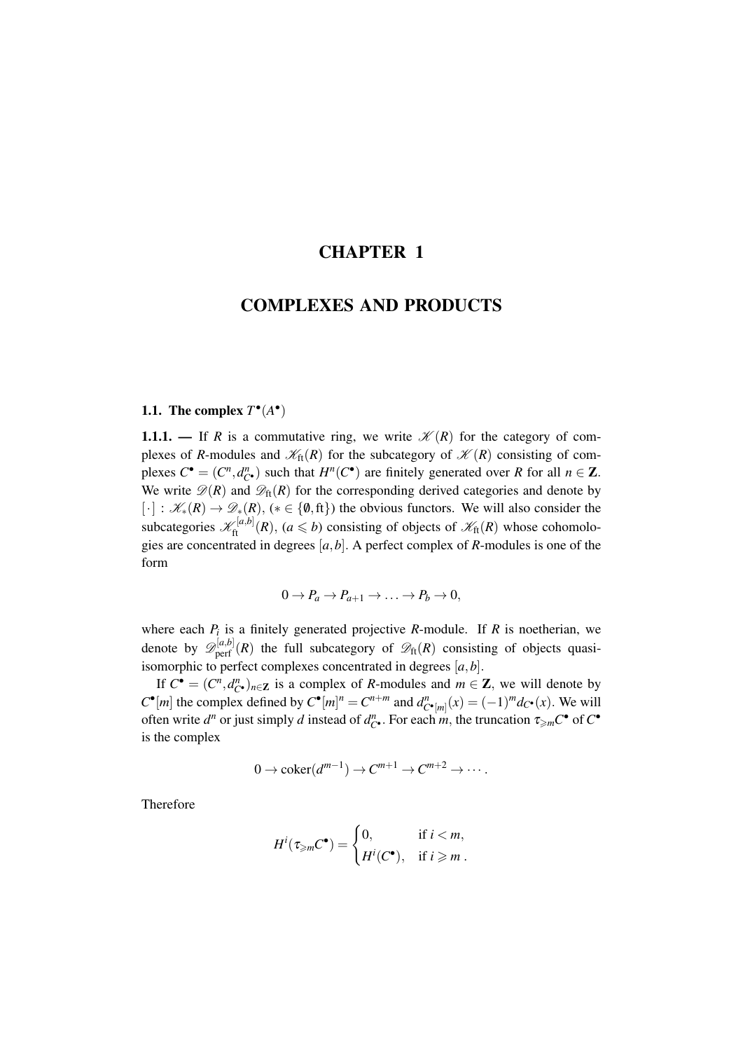# CHAPTER 1

# COMPLEXES AND PRODUCTS

## 1.1. The complex $T^\bullet(A^\bullet)$

**1.1.1.** — If $R$ is a commutative ring, we write $\mathscr{K}(R)$ for the category of complexes of $R$-modules and $\mathscr{K}_{\mathrm{ft}}(R)$ for the subcategory of $\mathscr{K}(R)$ consisting of complexes $C^\bullet = (C^n, d^n_{C^\bullet})$ such that $H^n(C^\bullet)$ are finitely generated over $R$ for all $n \in \mathbf{Z}$. We write $\mathscr{D}(R)$ and $\mathscr{D}_{\mathrm{ft}}(R)$ for the corresponding derived categories and denote by $[\cdot] : \mathscr{K}_*(R) \to \mathscr{D}_*(R)$, $(* \in \{\emptyset, \mathrm{ft}\})$ the obvious functors. We will also consider the subcategories $\mathscr{K}^{[a,b]}_{\mathrm{ft}}(R)$, $(a \leqslant b)$ consisting of objects of $\mathscr{K}_{\mathrm{ft}}(R)$ whose cohomologies are concentrated in degrees $[a,b]$. A perfect complex of $R$-modules is one of the form

$$0 \to P_a \to P_{a+1} \to \ldots \to P_b \to 0,$$

where each $P_i$ is a finitely generated projective $R$-module. If $R$ is noetherian, we denote by $\mathscr{D}^{[a,b]}_{\mathrm{perf}}(R)$ the full subcategory of $\mathscr{D}_{\mathrm{ft}}(R)$ consisting of objects quasi-isomorphic to perfect complexes concentrated in degrees $[a,b]$.

If $C^\bullet = (C^n, d^n_{C^\bullet})_{n \in \mathbf{Z}}$ is a complex of $R$-modules and $m \in \mathbf{Z}$, we will denote by $C^\bullet[m]$ the complex defined by $C^\bullet[m]^n = C^{n+m}$ and $d^n_{C^\bullet[m]}(x) = (-1)^m d_{C^\bullet}(x)$. We will often write $d^n$ or just simply $d$ instead of $d^n_{C^\bullet}$. For each $m$, the truncation $\tau_{\geqslant m} C^\bullet$ of $C^\bullet$ is the complex

$$0 \to \mathrm{coker}(d^{m-1}) \to C^{m+1} \to C^{m+2} \to \cdots.$$

Therefore

$$H^i(\tau_{\geqslant m} C^\bullet) = \begin{cases} 0, & \text{if } i < m, \\ H^i(C^\bullet), & \text{if } i \geqslant m\,. \end{cases}$$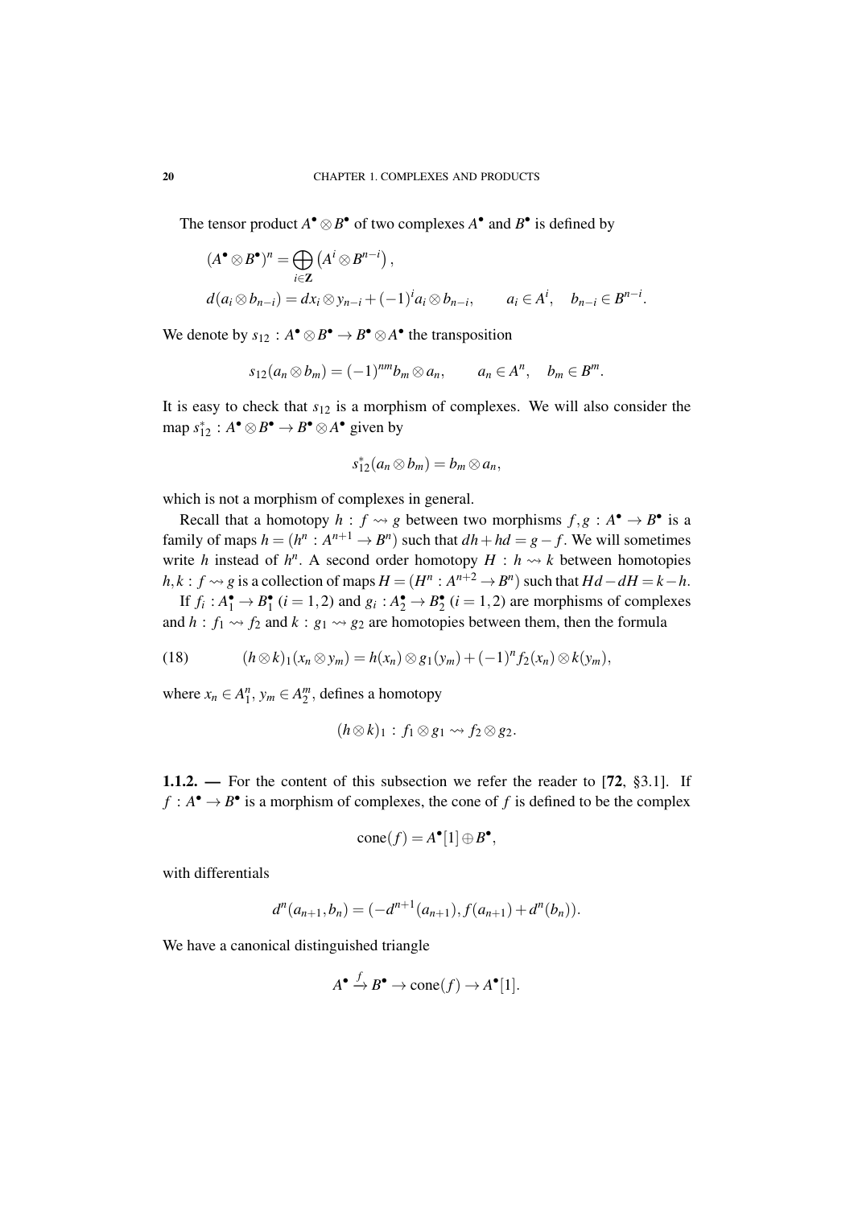The tensor product $A^\bullet \otimes B^\bullet$ of two complexes $A^\bullet$ and $B^\bullet$ is defined by

$$(A^\bullet \otimes B^\bullet)^n = \bigoplus_{i\in\mathbf{Z}} \left(A^i \otimes B^{n-i}\right),$$
$$d(a_i \otimes b_{n-i}) = dx_i \otimes y_{n-i} + (-1)^i a_i \otimes b_{n-i}, \qquad a_i \in A^i, \quad b_{n-i} \in B^{n-i}.$$

We denote by $s_{12} : A^\bullet \otimes B^\bullet \to B^\bullet \otimes A^\bullet$ the transposition

$$s_{12}(a_n \otimes b_m) = (-1)^{nm} b_m \otimes a_n, \qquad a_n \in A^n, \quad b_m \in B^m.$$

It is easy to check that $s_{12}$ is a morphism of complexes. We will also consider the map $s_{12}^* : A^\bullet \otimes B^\bullet \to B^\bullet \otimes A^\bullet$ given by

$$s_{12}^*(a_n \otimes b_m) = b_m \otimes a_n,$$

which is not a morphism of complexes in general.

Recall that a homotopy $h : f \rightsquigarrow g$ between two morphisms $f, g : A^\bullet \to B^\bullet$ is a family of maps $h = (h^n : A^{n+1} \to B^n)$ such that $dh + hd = g - f$. We will sometimes write $h$ instead of $h^n$. A second order homotopy $H : h \rightsquigarrow k$ between homotopies $h, k : f \rightsquigarrow g$ is a collection of maps $H = (H^n : A^{n+2} \to B^n)$ such that $Hd - dH = k - h$.

If $f_i : A_1^\bullet \to B_1^\bullet$ $(i = 1, 2)$ and $g_i : A_2^\bullet \to B_2^\bullet$ $(i = 1, 2)$ are morphisms of complexes and $h : f_1 \rightsquigarrow f_2$ and $k : g_1 \rightsquigarrow g_2$ are homotopies between them, then the formula

$$(h \otimes k)_1(x_n \otimes y_m) = h(x_n) \otimes g_1(y_m) + (-1)^n f_2(x_n) \otimes k(y_m), \tag{18}$$

where $x_n \in A_1^n$, $y_m \in A_2^m$, defines a homotopy

$$(h \otimes k)_1 : f_1 \otimes g_1 \rightsquigarrow f_2 \otimes g_2.$$

**1.1.2. —** For the content of this subsection we refer the reader to [**72**, §3.1]. If $f : A^\bullet \to B^\bullet$ is a morphism of complexes, the cone of $f$ is defined to be the complex

$$\operatorname{cone}(f) = A^\bullet[1] \oplus B^\bullet,$$

with differentials

$$d^n(a_{n+1}, b_n) = (-d^{n+1}(a_{n+1}), f(a_{n+1}) + d^n(b_n)).$$

We have a canonical distinguished triangle

$$A^\bullet \xrightarrow{f} B^\bullet \to \operatorname{cone}(f) \to A^\bullet[1].$$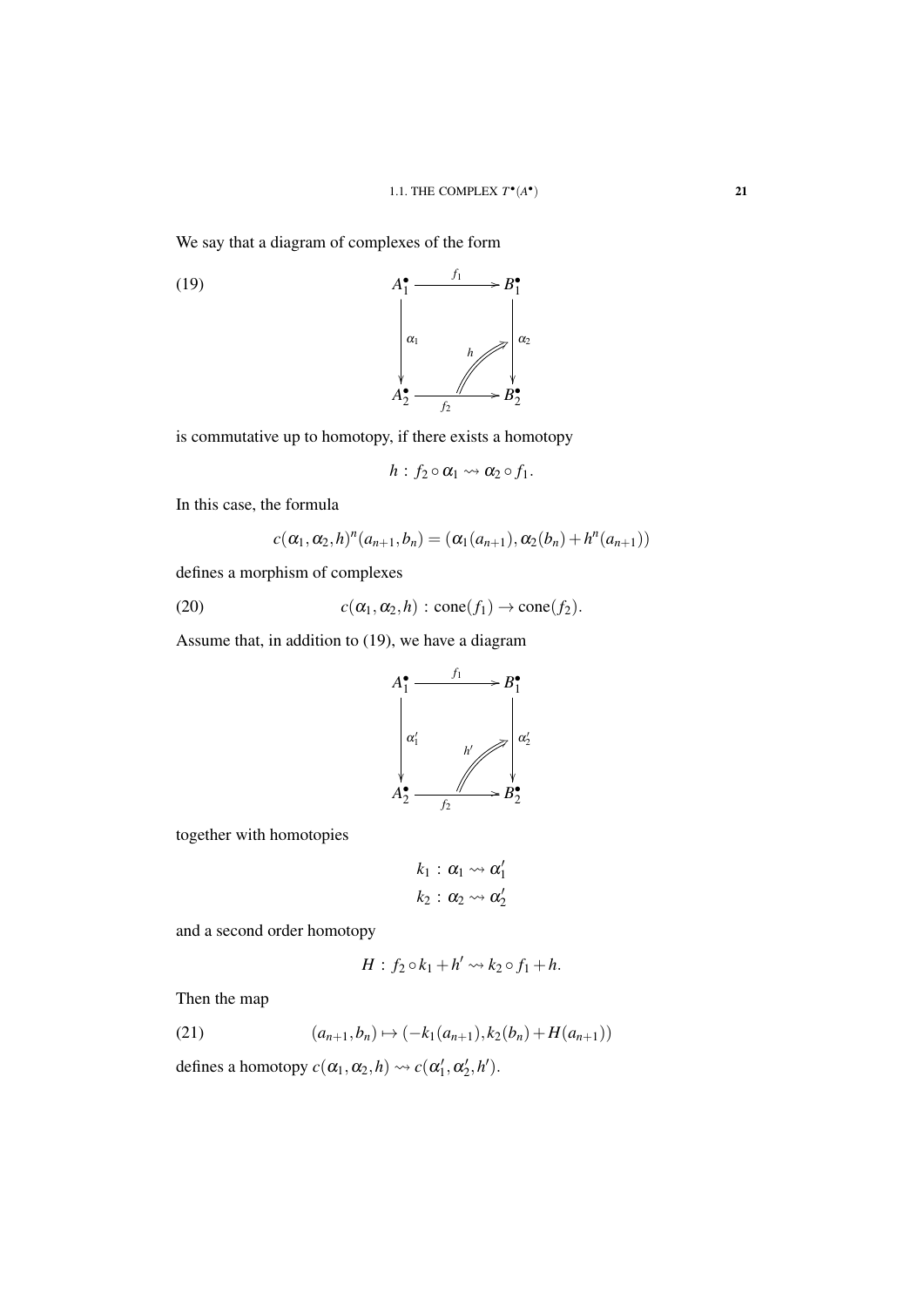We say that a diagram of complexes of the form

$$
\begin{array}{ccc}
A_1^\bullet & \xrightarrow{f_1} & B_1^\bullet \\
\downarrow{\scriptstyle \alpha_1} & \overset{h}{\nearrow} & \downarrow{\scriptstyle \alpha_2} \\
A_2^\bullet & \xrightarrow[f_2]{} & B_2^\bullet
\end{array} \tag{19}
$$

is commutative up to homotopy, if there exists a homotopy

$$h : f_2 \circ \alpha_1 \rightsquigarrow \alpha_2 \circ f_1.$$

In this case, the formula

$$c(\alpha_1, \alpha_2, h)^n(a_{n+1}, b_n) = (\alpha_1(a_{n+1}), \alpha_2(b_n) + h^n(a_{n+1}))$$

defines a morphism of complexes

$$c(\alpha_1, \alpha_2, h) : \operatorname{cone}(f_1) \to \operatorname{cone}(f_2). \tag{20}$$

Assume that, in addition to (19), we have a diagram

$$
\begin{array}{ccc}
A_1^\bullet & \xrightarrow{f_1} & B_1^\bullet \\
\downarrow{\scriptstyle \alpha_1'} & \overset{h'}{\nearrow} & \downarrow{\scriptstyle \alpha_2'} \\
A_2^\bullet & \xrightarrow[f_2]{} & B_2^\bullet
\end{array}
$$

together with homotopies

$$k_1 : \alpha_1 \rightsquigarrow \alpha_1'$$
$$k_2 : \alpha_2 \rightsquigarrow \alpha_2'$$

and a second order homotopy

$$H : f_2 \circ k_1 + h' \rightsquigarrow k_2 \circ f_1 + h.$$

Then the map

$$(a_{n+1}, b_n) \mapsto (-k_1(a_{n+1}), k_2(b_n) + H(a_{n+1})) \tag{21}$$

defines a homotopy $c(\alpha_1, \alpha_2, h) \rightsquigarrow c(\alpha_1', \alpha_2', h')$.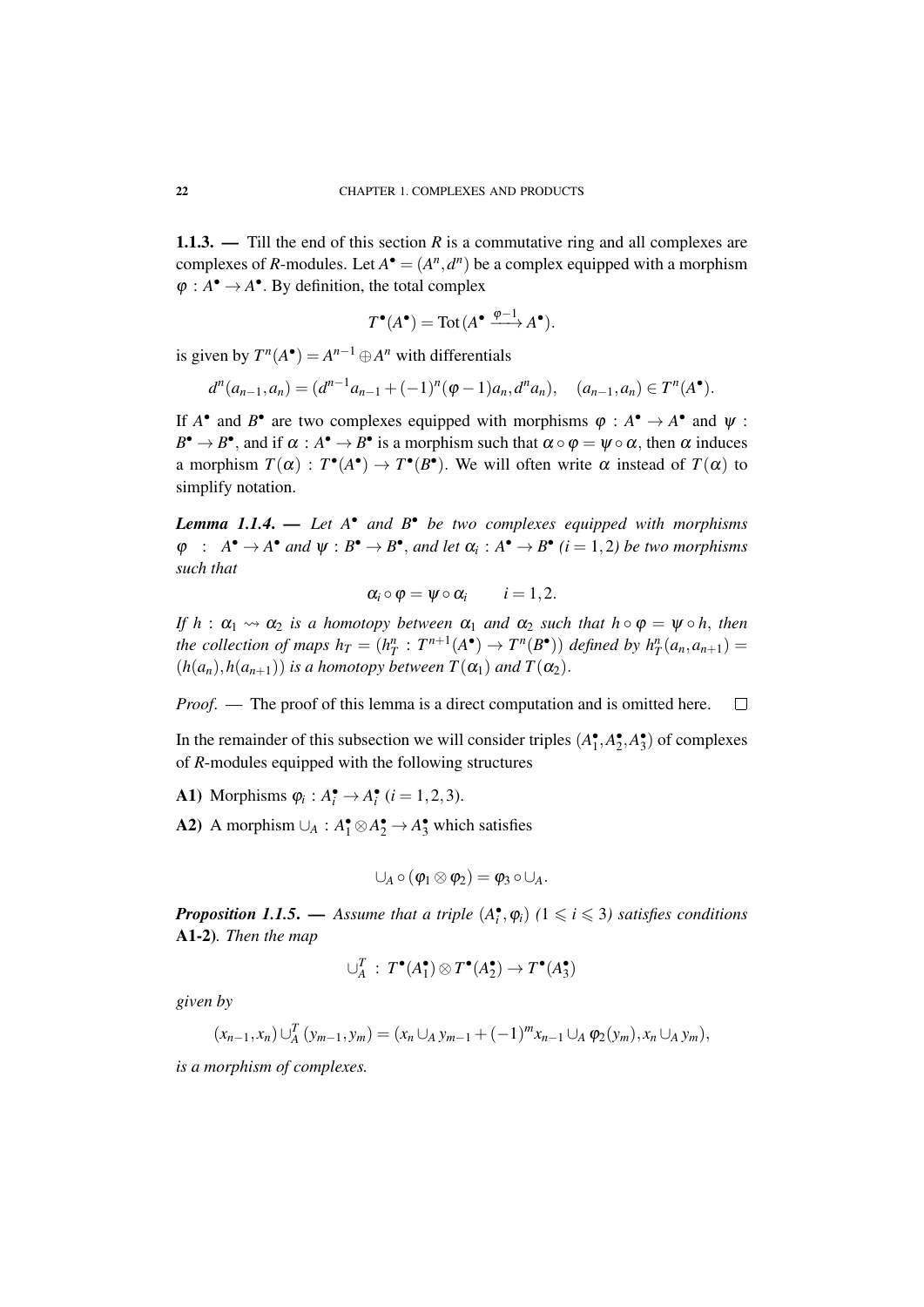**1.1.3. —** Till the end of this section $R$ is a commutative ring and all complexes are complexes of $R$-modules. Let $A^\bullet = (A^n, d^n)$ be a complex equipped with a morphism $\varphi : A^\bullet \to A^\bullet$. By definition, the total complex

$$T^\bullet(A^\bullet) = \mathrm{Tot}\,(A^\bullet \xrightarrow{\varphi - 1} A^\bullet).$$

is given by $T^n(A^\bullet) = A^{n-1} \oplus A^n$ with differentials

$$d^n(a_{n-1}, a_n) = (d^{n-1}a_{n-1} + (-1)^n(\varphi - 1)a_n, d^n a_n), \quad (a_{n-1}, a_n) \in T^n(A^\bullet).$$

If $A^\bullet$ and $B^\bullet$ are two complexes equipped with morphisms $\varphi : A^\bullet \to A^\bullet$ and $\psi : B^\bullet \to B^\bullet$, and if $\alpha : A^\bullet \to B^\bullet$ is a morphism such that $\alpha \circ \varphi = \psi \circ \alpha$, then $\alpha$ induces a morphism $T(\alpha) : T^\bullet(A^\bullet) \to T^\bullet(B^\bullet)$. We will often write $\alpha$ instead of $T(\alpha)$ to simplify notation.

***Lemma 1.1.4.*** — *Let $A^\bullet$ and $B^\bullet$ be two complexes equipped with morphisms $\varphi : A^\bullet \to A^\bullet$ and $\psi : B^\bullet \to B^\bullet$, and let $\alpha_i : A^\bullet \to B^\bullet$ ($i = 1, 2$) be two morphisms such that*

$$\alpha_i \circ \varphi = \psi \circ \alpha_i \qquad i = 1, 2.$$

*If $h : \alpha_1 \rightsquigarrow \alpha_2$ is a homotopy between $\alpha_1$ and $\alpha_2$ such that $h \circ \varphi = \psi \circ h$, then the collection of maps $h_T = (h_T^n : T^{n+1}(A^\bullet) \to T^n(B^\bullet))$ defined by $h_T^n(a_n, a_{n+1}) = (h(a_n), h(a_{n+1}))$ is a homotopy between $T(\alpha_1)$ and $T(\alpha_2)$.*

*Proof.* — The proof of this lemma is a direct computation and is omitted here. □

In the remainder of this subsection we will consider triples $(A_1^\bullet, A_2^\bullet, A_3^\bullet)$ of complexes of $R$-modules equipped with the following structures

**A1)** Morphisms $\varphi_i : A_i^\bullet \to A_i^\bullet$ ($i = 1, 2, 3$).

**A2)** A morphism $\cup_A : A_1^\bullet \otimes A_2^\bullet \to A_3^\bullet$ which satisfies

$$\cup_A \circ (\varphi_1 \otimes \varphi_2) = \varphi_3 \circ \cup_A.$$

***Proposition 1.1.5.*** — *Assume that a triple $(A_i^\bullet, \varphi_i)$ ($1 \leqslant i \leqslant 3$) satisfies conditions* **A1-2)***. Then the map*

$$\cup_A^T \,:\, T^\bullet(A_1^\bullet) \otimes T^\bullet(A_2^\bullet) \to T^\bullet(A_3^\bullet)$$

*given by*

$$(x_{n-1}, x_n) \cup_A^T (y_{m-1}, y_m) = (x_n \cup_A y_{m-1} + (-1)^m x_{n-1} \cup_A \varphi_2(y_m), x_n \cup_A y_m),$$

*is a morphism of complexes.*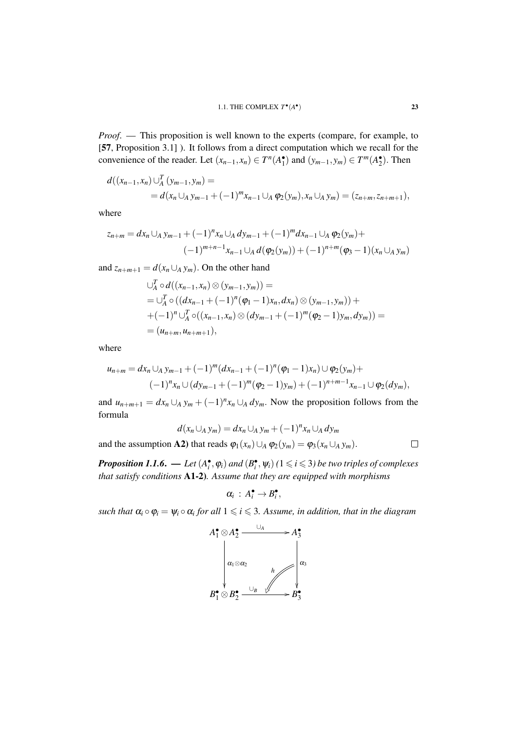*Proof*. — This proposition is well known to the experts (compare, for example, to [**57**, Proposition 3.1] ). It follows from a direct computation which we recall for the convenience of the reader. Let $(x_{n-1}, x_n) \in T^n(A_1^\bullet)$ and $(y_{m-1}, y_m) \in T^m(A_2^\bullet)$. Then

$$
\begin{aligned}
d((x_{n-1},x_n) \cup_A^T (y_{m-1}, y_m) &= \\
&= d(x_n \cup_A y_{m-1} + (-1)^m x_{n-1} \cup_A \varphi_2(y_m), x_n \cup_A y_m) = (z_{n+m}, z_{n+m+1}),
\end{aligned}
$$

where

$$
\begin{aligned}
z_{n+m} = dx_n \cup_A y_{m-1} + (-1)^n x_n \cup_A dy_{m-1} + (-1)^m dx_{n-1} \cup_A \varphi_2(y_m) + \\
(-1)^{m+n-1} x_{n-1} \cup_A d(\varphi_2(y_m)) + (-1)^{n+m}(\varphi_3 - 1)(x_n \cup_A y_m)
\end{aligned}
$$

and $z_{n+m+1} = d(x_n \cup_A y_m)$. On the other hand

$$
\begin{aligned}
&\cup_A^T \circ d((x_{n-1}, x_n) \otimes (y_{m-1}, y_m)) = \\
&= \cup_A^T \circ ((dx_{n-1} + (-1)^n(\varphi_1 - 1)x_n, dx_n) \otimes (y_{m-1}, y_m)) + \\
&+ (-1)^n \cup_A^T \circ ((x_{n-1}, x_n) \otimes (dy_{m-1} + (-1)^m(\varphi_2 - 1)y_m, dy_m)) = \\
&= (u_{n+m}, u_{n+m+1}),
\end{aligned}
$$

where

$$
\begin{aligned}
u_{n+m} = dx_n \cup_A y_{m-1} + (-1)^m (dx_{n-1} + (-1)^n(\varphi_1 - 1)x_n) \cup \varphi_2(y_m) + \\
(-1)^n x_n \cup (dy_{m-1} + (-1)^m(\varphi_2 - 1)y_m) + (-1)^{n+m-1} x_{n-1} \cup \varphi_2(dy_m),
\end{aligned}
$$

and $u_{n+m+1} = dx_n \cup_A y_m + (-1)^n x_n \cup_A dy_m$. Now the proposition follows from the formula

$$
d(x_n \cup_A y_m) = dx_n \cup_A y_m + (-1)^n x_n \cup_A dy_m
$$

and the assumption **A2)** that reads $\varphi_1(x_n) \cup_A \varphi_2(y_m) = \varphi_3(x_n \cup_A y_m)$. □

***Proposition 1.1.6***. — *Let $(A_i^\bullet, \varphi_i)$ and $(B_i^\bullet, \psi_i)$ ($1 \leqslant i \leqslant 3$) be two triples of complexes that satisfy conditions* **A1-2)***. Assume that they are equipped with morphisms*

$$
\alpha_i \,:\, A_i^\bullet \to B_i^\bullet,
$$

*such that $\alpha_i \circ \varphi_i = \psi_i \circ \alpha_i$ for all $1 \leqslant i \leqslant 3$. Assume, in addition, that in the diagram*

$$
\begin{array}{ccc}
A_1^\bullet \otimes A_2^\bullet & \xrightarrow{\cup_A} & A_3^\bullet \\
\Big\downarrow{\scriptstyle \alpha_1 \otimes \alpha_2} & \overset{h}{\swarrow} & \Big\downarrow{\scriptstyle \alpha_3} \\
B_1^\bullet \otimes B_2^\bullet & \xrightarrow{\cup_B} & B_3^\bullet
\end{array}
$$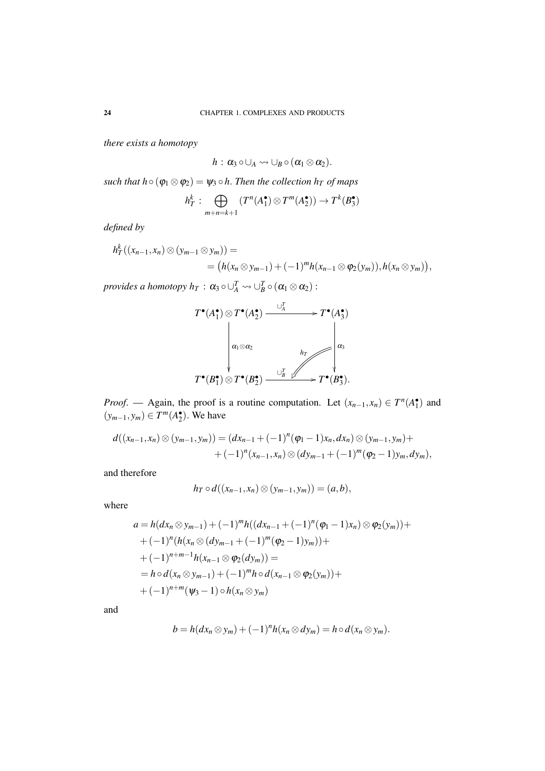*there exists a homotopy*

$$h : \alpha_3 \circ \cup_A \rightsquigarrow \cup_B \circ (\alpha_1 \otimes \alpha_2).$$

*such that $h \circ (\varphi_1 \otimes \varphi_2) = \psi_3 \circ h$. Then the collection $h_T$ of maps*

$$h_T^k : \bigoplus_{m+n=k+1} (T^n(A_1^\bullet) \otimes T^m(A_2^\bullet)) \to T^k(B_3^\bullet)$$

*defined by*

$$\begin{aligned} h_T^k((x_{n-1}, x_n) \otimes (y_{m-1} \otimes y_m)) &= \\ &= \big(h(x_n \otimes y_{m-1}) + (-1)^m h(x_{n-1} \otimes \varphi_2(y_m)), h(x_n \otimes y_m)\big), \end{aligned}$$

*provides a homotopy $h_T : \alpha_3 \circ \cup_A^T \rightsquigarrow \cup_B^T \circ (\alpha_1 \otimes \alpha_2)$ :*

$$\begin{array}{ccc} T^\bullet(A_1^\bullet) \otimes T^\bullet(A_2^\bullet) & \xrightarrow{\cup_A^T} & T^\bullet(A_3^\bullet) \\ \Big\downarrow {\scriptstyle \alpha_1 \otimes \alpha_2} & \overset{h_T}{\swarrow\!\!\swarrow} & \Big\downarrow {\scriptstyle \alpha_3} \\ T^\bullet(B_1^\bullet) \otimes T^\bullet(B_2^\bullet) & \xrightarrow{\cup_B^T} & T^\bullet(B_3^\bullet). \end{array}$$

*Proof*. — Again, the proof is a routine computation. Let $(x_{n-1}, x_n) \in T^n(A_1^\bullet)$ and $(y_{m-1}, y_m) \in T^m(A_2^\bullet)$. We have

$$\begin{aligned} d((x_{n-1}, x_n) \otimes (y_{m-1}, y_m)) = (dx_{n-1} + (-1)^n(\varphi_1 - 1)x_n, dx_n) \otimes (y_{m-1}, y_m) + \\ + (-1)^n (x_{n-1}, x_n) \otimes (dy_{m-1} + (-1)^m(\varphi_2 - 1)y_m, dy_m), \end{aligned}$$

and therefore

$$h_T \circ d((x_{n-1}, x_n) \otimes (y_{m-1}, y_m)) = (a, b),$$

where

$$\begin{aligned} a &= h(dx_n \otimes y_{m-1}) + (-1)^m h((dx_{n-1} + (-1)^n(\varphi_1 - 1)x_n) \otimes \varphi_2(y_m)) + \\ &+ (-1)^n (h(x_n \otimes (dy_{m-1} + (-1)^m(\varphi_2 - 1)y_m)) + \\ &+ (-1)^{n+m-1} h(x_{n-1} \otimes \varphi_2(dy_m)) = \\ &= h \circ d(x_n \otimes y_{m-1}) + (-1)^m h \circ d(x_{n-1} \otimes \varphi_2(y_m)) + \\ &+ (-1)^{n+m} (\psi_3 - 1) \circ h(x_n \otimes y_m) \end{aligned}$$

and

$$b = h(dx_n \otimes y_m) + (-1)^n h(x_n \otimes dy_m) = h \circ d(x_n \otimes y_m).$$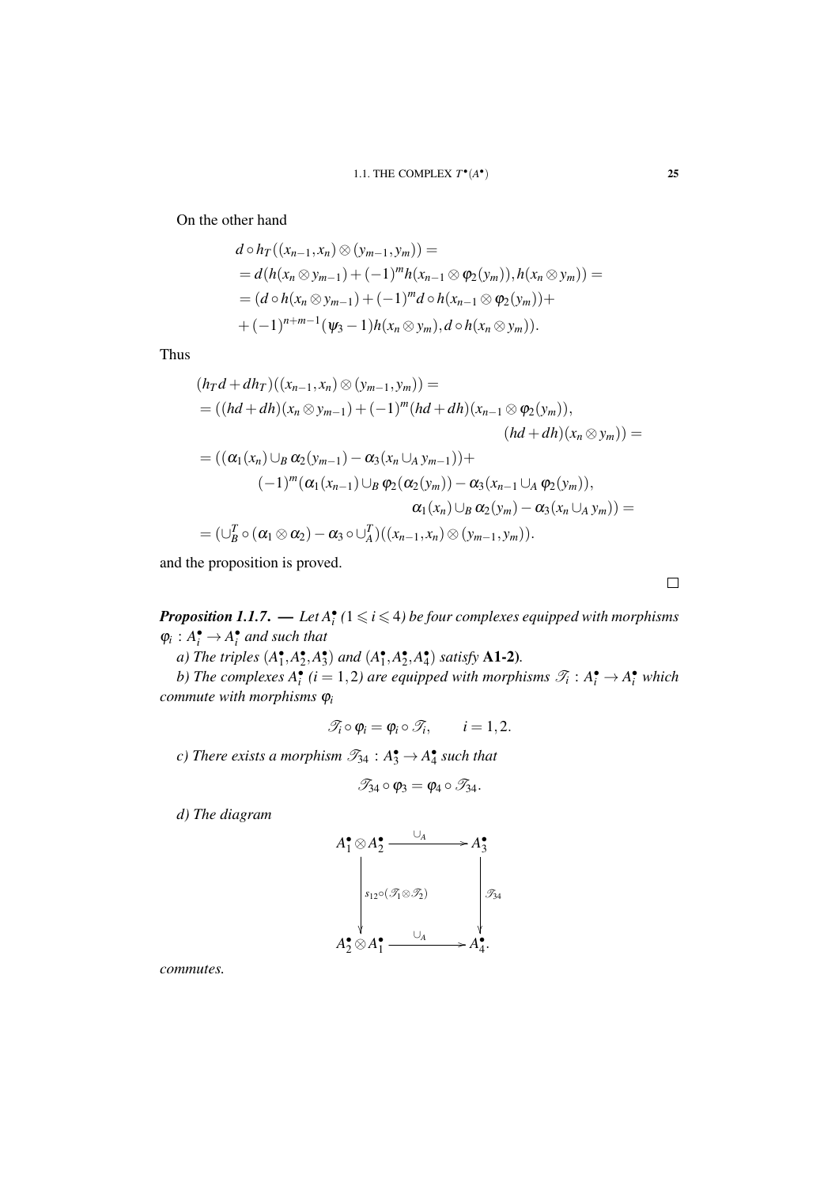On the other hand

$$
\begin{aligned}
&d\circ h_T((x_{n-1},x_n)\otimes(y_{m-1},y_m))=\\
&=d(h(x_n\otimes y_{m-1})+(-1)^m h(x_{n-1}\otimes\varphi_2(y_m)),h(x_n\otimes y_m))=\\
&=(d\circ h(x_n\otimes y_{m-1})+(-1)^m d\circ h(x_{n-1}\otimes\varphi_2(y_m))+\\
&+(-1)^{n+m-1}(\psi_3-1)h(x_n\otimes y_m),d\circ h(x_n\otimes y_m)).
\end{aligned}
$$

Thus

$$
\begin{aligned}
&(h_Td+dh_T)((x_{n-1},x_n)\otimes(y_{m-1},y_m))=\\
&=((hd+dh)(x_n\otimes y_{m-1})+(-1)^m(hd+dh)(x_{n-1}\otimes\varphi_2(y_m)),\\
&\qquad\qquad\qquad\qquad\qquad\qquad (hd+dh)(x_n\otimes y_m))=\\
&=((\alpha_1(x_n)\cup_B\alpha_2(y_{m-1})-\alpha_3(x_n\cup_A y_{m-1}))+\\
&\qquad(-1)^m(\alpha_1(x_{n-1})\cup_B\varphi_2(\alpha_2(y_m))-\alpha_3(x_{n-1}\cup_A\varphi_2(y_m)),\\
&\qquad\qquad\qquad\qquad \alpha_1(x_n)\cup_B\alpha_2(y_m)-\alpha_3(x_n\cup_A y_m))=\\
&=(\cup_B^T\circ(\alpha_1\otimes\alpha_2)-\alpha_3\circ\cup_A^T)((x_{n-1},x_n)\otimes(y_{m-1},y_m)).
\end{aligned}
$$

and the proposition is proved.

$\square$

***Proposition 1.1.7.*** — *Let $A_i^\bullet$ ($1\leqslant i\leqslant 4$) be four complexes equipped with morphisms $\varphi_i : A_i^\bullet\to A_i^\bullet$ and such that*

*a) The triples $(A_1^\bullet,A_2^\bullet,A_3^\bullet)$ and $(A_1^\bullet,A_2^\bullet,A_4^\bullet)$ satisfy* **A1-2***.*

*b) The complexes $A_i^\bullet$ ($i=1,2$) are equipped with morphisms $\mathscr{T}_i : A_i^\bullet\to A_i^\bullet$ which commute with morphisms $\varphi_i$*

$$
\mathscr{T}_i\circ\varphi_i=\varphi_i\circ\mathscr{T}_i,\qquad i=1,2.
$$

*c) There exists a morphism $\mathscr{T}_{34} : A_3^\bullet\to A_4^\bullet$ such that*

$$
\mathscr{T}_{34}\circ\varphi_3=\varphi_4\circ\mathscr{T}_{34}.
$$

*d) The diagram*

$$
\begin{array}{ccc}
A_1^\bullet\otimes A_2^\bullet & \xrightarrow{\ \cup_A\ } & A_3^\bullet\\
\Big\downarrow{\scriptstyle s_{12}\circ(\mathscr{T}_1\otimes\mathscr{T}_2)} & & \Big\downarrow{\scriptstyle \mathscr{T}_{34}}\\
A_2^\bullet\otimes A_1^\bullet & \xrightarrow{\ \cup_A\ } & A_4^\bullet.
\end{array}
$$

*commutes.*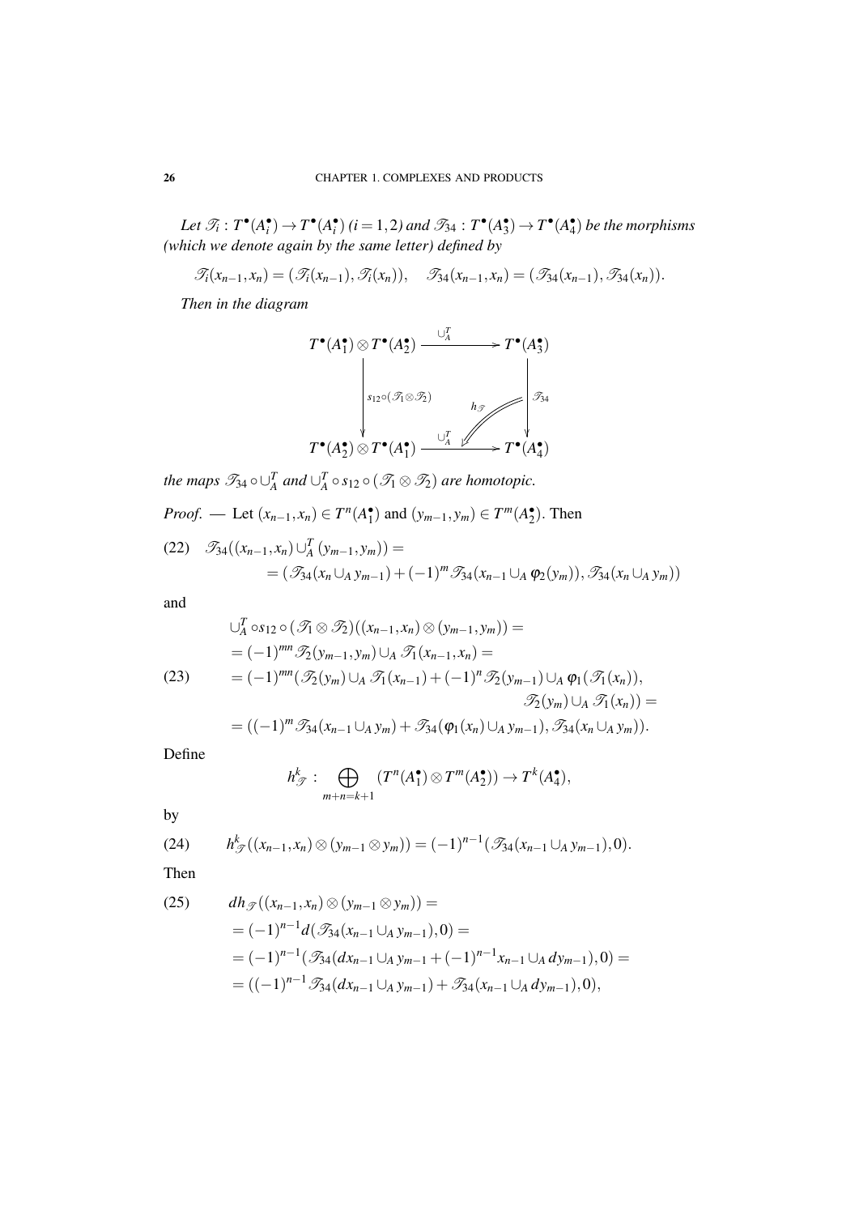*Let $\mathscr{T}_i : T^\bullet(A_i^\bullet) \to T^\bullet(A_i^\bullet)$ $(i = 1, 2)$ and $\mathscr{T}_{34} : T^\bullet(A_3^\bullet) \to T^\bullet(A_4^\bullet)$ be the morphisms (which we denote again by the same letter) defined by*

$$\mathscr{T}_i(x_{n-1}, x_n) = (\mathscr{T}_i(x_{n-1}), \mathscr{T}_i(x_n)), \quad \mathscr{T}_{34}(x_{n-1}, x_n) = (\mathscr{T}_{34}(x_{n-1}), \mathscr{T}_{34}(x_n)).$$

*Then in the diagram*

$$\begin{array}{ccc}
T^\bullet(A_1^\bullet) \otimes T^\bullet(A_2^\bullet) & \xrightarrow{\cup_A^T} & T^\bullet(A_3^\bullet) \\
\Big\downarrow {\scriptstyle s_{12}\circ(\mathscr{T}_1 \otimes \mathscr{T}_2)} & \overset{h_{\mathscr{T}}}{\swarrow} & \Big\downarrow {\scriptstyle \mathscr{T}_{34}} \\
T^\bullet(A_2^\bullet) \otimes T^\bullet(A_1^\bullet) & \xrightarrow{\cup_A^T} & T^\bullet(A_4^\bullet)
\end{array}$$

*the maps $\mathscr{T}_{34} \circ \cup_A^T$ and $\cup_A^T \circ s_{12} \circ (\mathscr{T}_1 \otimes \mathscr{T}_2)$ are homotopic.*

*Proof.* — Let $(x_{n-1}, x_n) \in T^n(A_1^\bullet)$ and $(y_{m-1}, y_m) \in T^m(A_2^\bullet)$. Then

$$\begin{aligned}
(22) \quad & \mathscr{T}_{34}((x_{n-1}, x_n) \cup_A^T (y_{m-1}, y_m)) = \\
& \qquad = (\mathscr{T}_{34}(x_n \cup_A y_{m-1}) + (-1)^m \mathscr{T}_{34}(x_{n-1} \cup_A \varphi_2(y_m)), \mathscr{T}_{34}(x_n \cup_A y_m))
\end{aligned}$$

and

$$\begin{aligned}
& \cup_A^T \circ s_{12} \circ (\mathscr{T}_1 \otimes \mathscr{T}_2)((x_{n-1}, x_n) \otimes (y_{m-1}, y_m)) = \\
& = (-1)^{mn} \mathscr{T}_2(y_{m-1}, y_m) \cup_A \mathscr{T}_1(x_{n-1}, x_n) = \\
(23) \qquad & = (-1)^{mn} (\mathscr{T}_2(y_m) \cup_A \mathscr{T}_1(x_{n-1}) + (-1)^n \mathscr{T}_2(y_{m-1}) \cup_A \varphi_1(\mathscr{T}_1(x_n)), \\
& \qquad\qquad\qquad\qquad\qquad\qquad \mathscr{T}_2(y_m) \cup_A \mathscr{T}_1(x_n)) = \\
& = ((-1)^m \mathscr{T}_{34}(x_{n-1} \cup_A y_m) + \mathscr{T}_{34}(\varphi_1(x_n) \cup_A y_{m-1}), \mathscr{T}_{34}(x_n \cup_A y_m)).
\end{aligned}$$

Define

$$h_{\mathscr{T}}^k : \bigoplus_{m+n=k+1} (T^n(A_1^\bullet) \otimes T^m(A_2^\bullet)) \to T^k(A_4^\bullet),$$

by

$$(24) \qquad h_{\mathscr{T}}^k((x_{n-1}, x_n) \otimes (y_{m-1} \otimes y_m)) = (-1)^{n-1} (\mathscr{T}_{34}(x_{n-1} \cup_A y_{m-1}), 0).$$

Then

$$\begin{aligned}
(25) \qquad & dh_{\mathscr{T}}((x_{n-1}, x_n) \otimes (y_{m-1} \otimes y_m)) = \\
& = (-1)^{n-1} d(\mathscr{T}_{34}(x_{n-1} \cup_A y_{m-1}), 0) = \\
& = (-1)^{n-1} (\mathscr{T}_{34}(dx_{n-1} \cup_A y_{m-1} + (-1)^{n-1} x_{n-1} \cup_A dy_{m-1}), 0) = \\
& = ((-1)^{n-1} \mathscr{T}_{34}(dx_{n-1} \cup_A y_{m-1}) + \mathscr{T}_{34}(x_{n-1} \cup_A dy_{m-1}), 0),
\end{aligned}$$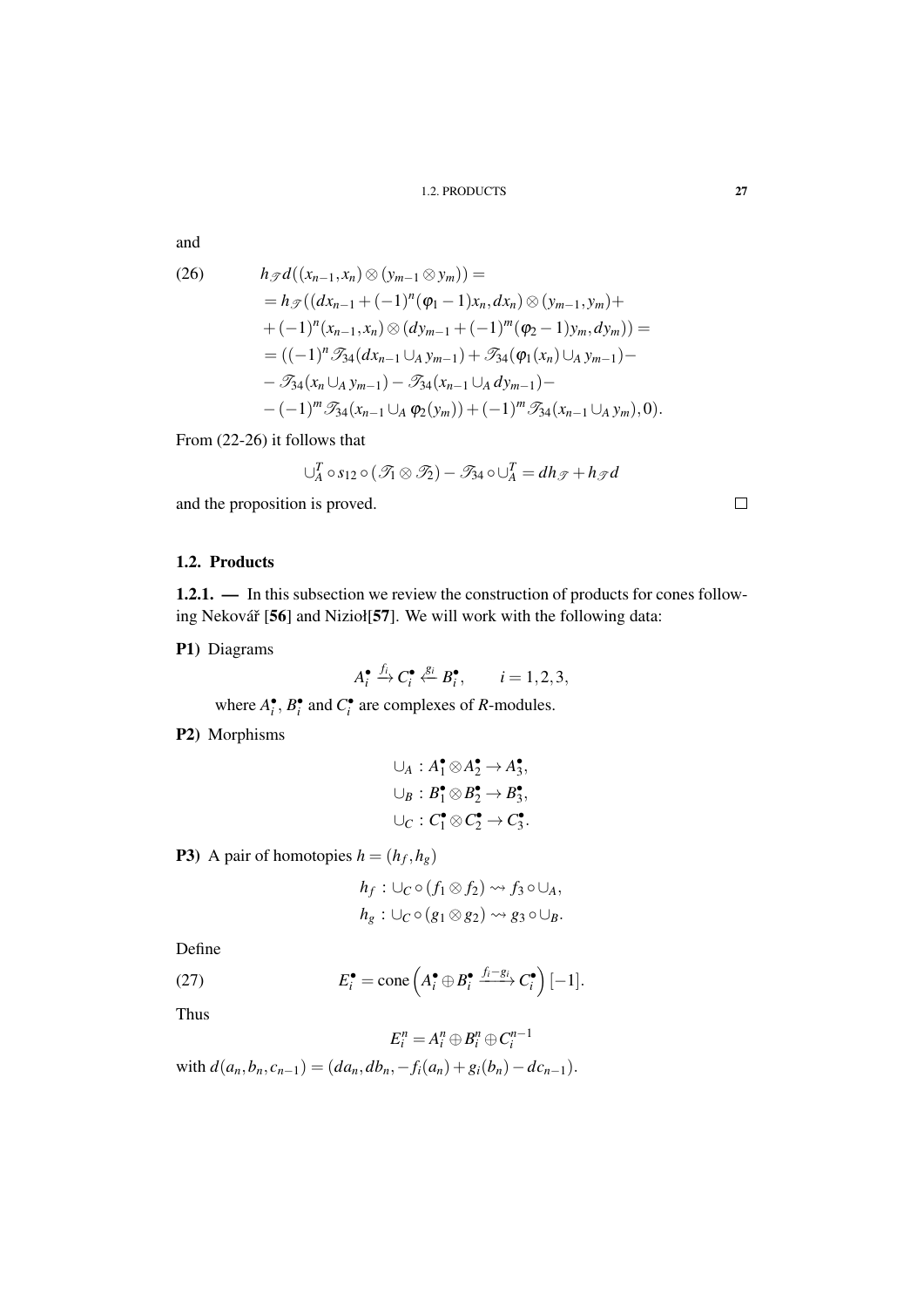and

$$
\begin{aligned}
(26)\qquad & h_{\mathscr{T}} d((x_{n-1},x_n)\otimes(y_{m-1}\otimes y_m))= \\
&= h_{\mathscr{T}}((dx_{n-1}+(-1)^n(\varphi_1-1)x_n,dx_n)\otimes(y_{m-1},y_m)+ \\
&+(-1)^n(x_{n-1},x_n)\otimes(dy_{m-1}+(-1)^m(\varphi_2-1)y_m,dy_m))= \\
&=((-1)^n\mathscr{T}_{34}(dx_{n-1}\cup_A y_{m-1})+\mathscr{T}_{34}(\varphi_1(x_n)\cup_A y_{m-1})- \\
&-\mathscr{T}_{34}(x_n\cup_A y_{m-1})-\mathscr{T}_{34}(x_{n-1}\cup_A dy_{m-1})- \\
&-(-1)^m\mathscr{T}_{34}(x_{n-1}\cup_A \varphi_2(y_m))+(-1)^m\mathscr{T}_{34}(x_{n-1}\cup_A y_m),0).
\end{aligned}
$$

From (22-26) it follows that

$$
\cup_A^T\circ s_{12}\circ(\mathscr{T}_1\otimes\mathscr{T}_2)-\mathscr{T}_{34}\circ\cup_A^T=dh_{\mathscr{T}}+h_{\mathscr{T}}d
$$

and the proposition is proved. □

## 1.2. Products

**1.2.1. —** In this subsection we review the construction of products for cones following Nekovář [**56**] and Nizioł[**57**]. We will work with the following data:

**P1)** Diagrams

$$
A_i^\bullet \xrightarrow{f_i} C_i^\bullet \xleftarrow{g_i} B_i^\bullet,\qquad i=1,2,3,
$$

where $A_i^\bullet$, $B_i^\bullet$ and $C_i^\bullet$ are complexes of $R$-modules.

**P2)** Morphisms

$$
\begin{aligned}
&\cup_A : A_1^\bullet\otimes A_2^\bullet\to A_3^\bullet,\\
&\cup_B : B_1^\bullet\otimes B_2^\bullet\to B_3^\bullet,\\
&\cup_C : C_1^\bullet\otimes C_2^\bullet\to C_3^\bullet.
\end{aligned}
$$

**P3)** A pair of homotopies $h=(h_f,h_g)$

$$
\begin{aligned}
&h_f : \cup_C\circ(f_1\otimes f_2)\rightsquigarrow f_3\circ\cup_A,\\
&h_g : \cup_C\circ(g_1\otimes g_2)\rightsquigarrow g_3\circ\cup_B.
\end{aligned}
$$

Define

$$
(27)\qquad E_i^\bullet=\mathrm{cone}\left(A_i^\bullet\oplus B_i^\bullet\xrightarrow{f_i-g_i}C_i^\bullet\right)[-1].
$$

Thus

$$
E_i^n=A_i^n\oplus B_i^n\oplus C_i^{n-1}
$$

with $d(a_n,b_n,c_{n-1})=(da_n,db_n,-f_i(a_n)+g_i(b_n)-dc_{n-1})$.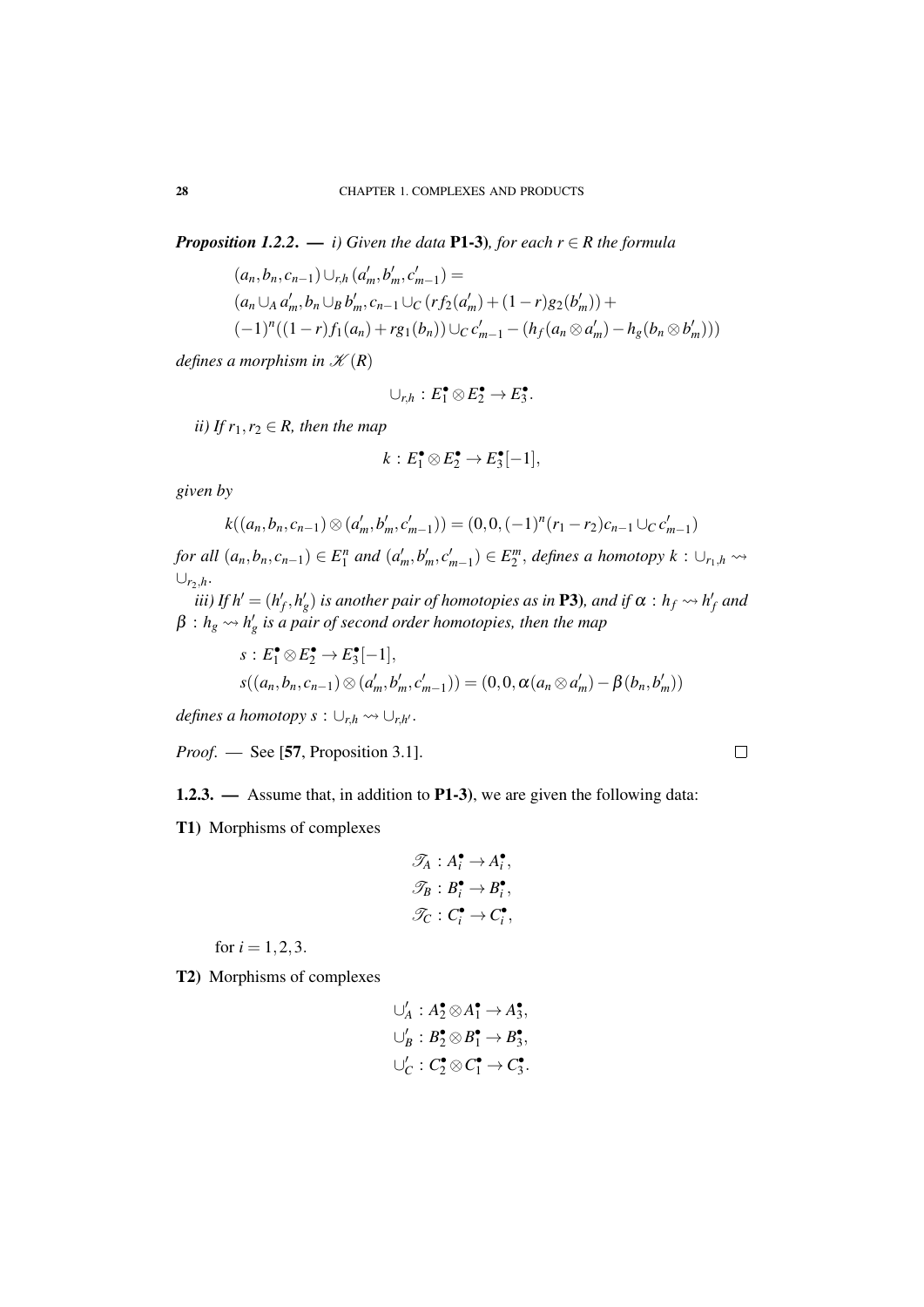***Proposition 1.2.2.*** — *i) Given the data* **P1-3)***, for each $r \in R$ the formula*

$$
\begin{aligned}
&(a_n, b_n, c_{n-1}) \cup_{r,h} (a'_m, b'_m, c'_{m-1}) = \\
&(a_n \cup_A a'_m, b_n \cup_B b'_m, c_{n-1} \cup_C (r f_2(a'_m) + (1-r) g_2(b'_m)) + \\
&(-1)^n ((1-r) f_1(a_n) + r g_1(b_n)) \cup_C c'_{m-1} - (h_f(a_n \otimes a'_m) - h_g(b_n \otimes b'_m)))
\end{aligned}
$$

*defines a morphism in* $\mathscr{K}(R)$

$$\cup_{r,h} : E_1^\bullet \otimes E_2^\bullet \to E_3^\bullet.$$

*ii) If $r_1, r_2 \in R$, then the map*

$$k : E_1^\bullet \otimes E_2^\bullet \to E_3^\bullet[-1],$$

*given by*

$$k((a_n, b_n, c_{n-1}) \otimes (a'_m, b'_m, c'_{m-1})) = (0, 0, (-1)^n (r_1 - r_2) c_{n-1} \cup_C c'_{m-1})$$

*for all $(a_n, b_n, c_{n-1}) \in E_1^n$ and $(a'_m, b'_m, c'_{m-1}) \in E_2^m$, defines a homotopy $k : \cup_{r_1,h} \rightsquigarrow \cup_{r_2,h}$.*

*iii) If $h' = (h'_f, h'_g)$ is another pair of homotopies as in* **P3)***, and if $\alpha : h_f \rightsquigarrow h'_f$ and $\beta : h_g \rightsquigarrow h'_g$ is a pair of second order homotopies, then the map*

$$
\begin{aligned}
&s : E_1^\bullet \otimes E_2^\bullet \to E_3^\bullet[-1], \\
&s((a_n, b_n, c_{n-1}) \otimes (a'_m, b'_m, c'_{m-1})) = (0, 0, \alpha(a_n \otimes a'_m) - \beta(b_n, b'_m))
\end{aligned}
$$

*defines a homotopy $s : \cup_{r,h} \rightsquigarrow \cup_{r,h'}$.*

*Proof.* — See [**57**, Proposition 3.1]. □

**1.2.3.** — Assume that, in addition to **P1-3)**, we are given the following data:

**T1)** Morphisms of complexes

$$
\begin{aligned}
\mathscr{T}_A &: A_i^\bullet \to A_i^\bullet, \\
\mathscr{T}_B &: B_i^\bullet \to B_i^\bullet, \\
\mathscr{T}_C &: C_i^\bullet \to C_i^\bullet,
\end{aligned}
$$

for $i = 1, 2, 3$.

**T2)** Morphisms of complexes

$$
\begin{aligned}
\cup'_A &: A_2^\bullet \otimes A_1^\bullet \to A_3^\bullet, \\
\cup'_B &: B_2^\bullet \otimes B_1^\bullet \to B_3^\bullet, \\
\cup'_C &: C_2^\bullet \otimes C_1^\bullet \to C_3^\bullet.
\end{aligned}
$$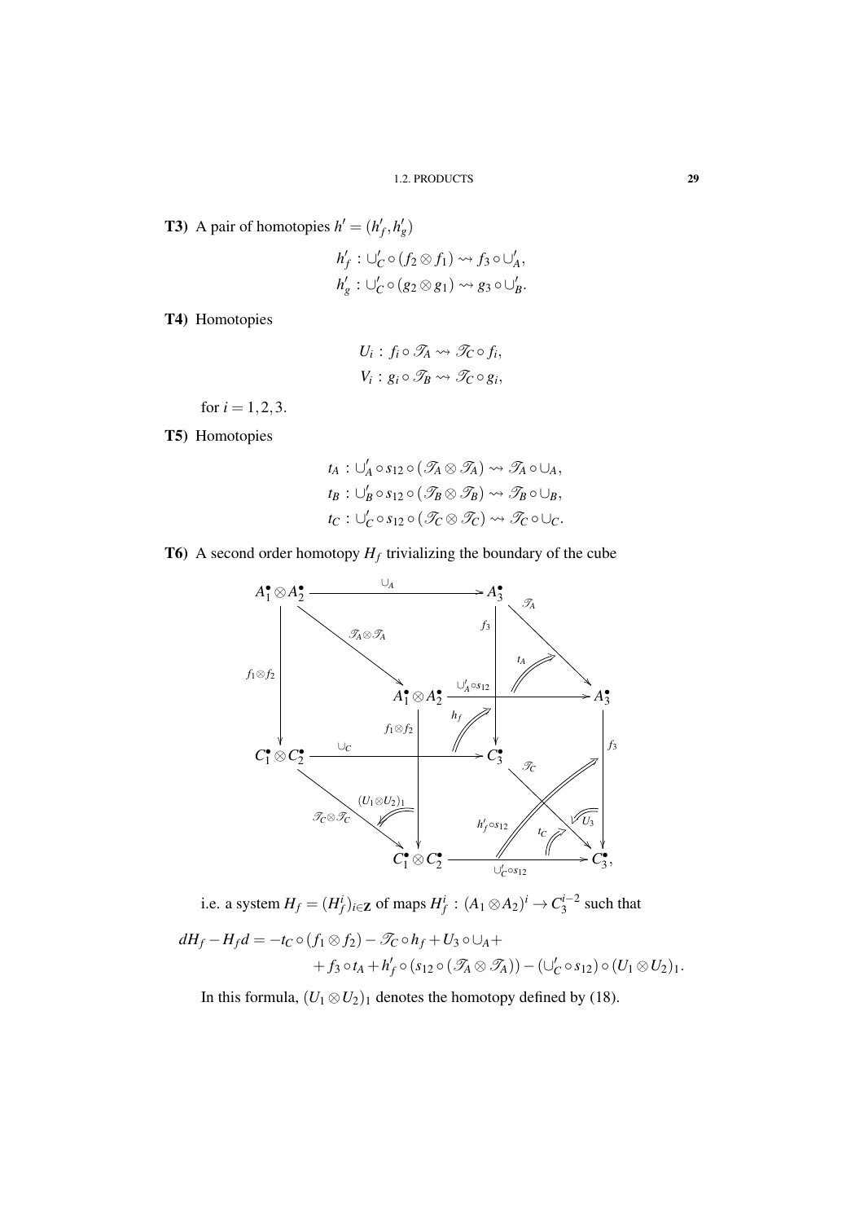**T3)** A pair of homotopies $h' = (h'_f, h'_g)$

$$h'_f : \cup'_C \circ (f_2 \otimes f_1) \rightsquigarrow f_3 \circ \cup'_A,$$
$$h'_g : \cup'_C \circ (g_2 \otimes g_1) \rightsquigarrow g_3 \circ \cup'_B.$$

**T4)** Homotopies

$$U_i : f_i \circ \mathscr{T}_A \rightsquigarrow \mathscr{T}_C \circ f_i,$$
$$V_i : g_i \circ \mathscr{T}_B \rightsquigarrow \mathscr{T}_C \circ g_i,$$

for $i = 1, 2, 3$.

**T5)** Homotopies

$$t_A : \cup'_A \circ s_{12} \circ (\mathscr{T}_A \otimes \mathscr{T}_A) \rightsquigarrow \mathscr{T}_A \circ \cup_A,$$
$$t_B : \cup'_B \circ s_{12} \circ (\mathscr{T}_B \otimes \mathscr{T}_B) \rightsquigarrow \mathscr{T}_B \circ \cup_B,$$
$$t_C : \cup'_C \circ s_{12} \circ (\mathscr{T}_C \otimes \mathscr{T}_C) \rightsquigarrow \mathscr{T}_C \circ \cup_C.$$

**T6)** A second order homotopy $H_f$ trivializing the boundary of the cube

$$\begin{array}{ccccc}
A_1^\bullet \otimes A_2^\bullet & \xrightarrow{\cup_A} & A_3^\bullet & & \\
& \searrow^{\mathscr{T}_A \otimes \mathscr{T}_A} & & \searrow^{\mathscr{T}_A} & \\
\downarrow f_1 \otimes f_2 & & A_1^\bullet \otimes A_2^\bullet & \xrightarrow{\cup'_A \circ s_{12}} & A_3^\bullet \\
& & \downarrow f_1 \otimes f_2 & \downarrow f_3 & \downarrow f_3 \\
C_1^\bullet \otimes C_2^\bullet & \xrightarrow{\cup_C} & C_3^\bullet & & \\
& \searrow^{\mathscr{T}_C \otimes \mathscr{T}_C} & & \searrow^{\mathscr{T}_C} & \\
& & C_1^\bullet \otimes C_2^\bullet & \xrightarrow{\cup'_C \circ s_{12}} & C_3^\bullet,
\end{array}$$

(with 2-cells $t_A$, $h_f$, $(U_1 \otimes U_2)_1$, $h'_f \circ s_{12}$, $t_C$, $U_3$ on the faces)

i.e. a system $H_f = (H_f^i)_{i \in \mathbf{Z}}$ of maps $H_f^i : (A_1 \otimes A_2)^i \to C_3^{i-2}$ such that

$$\begin{aligned}
dH_f - H_f d = & -t_C \circ (f_1 \otimes f_2) - \mathscr{T}_C \circ h_f + U_3 \circ \cup_A + \\
& + f_3 \circ t_A + h'_f \circ (s_{12} \circ (\mathscr{T}_A \otimes \mathscr{T}_A)) - (\cup'_C \circ s_{12}) \circ (U_1 \otimes U_2)_1.
\end{aligned}$$

In this formula, $(U_1 \otimes U_2)_1$ denotes the homotopy defined by (18).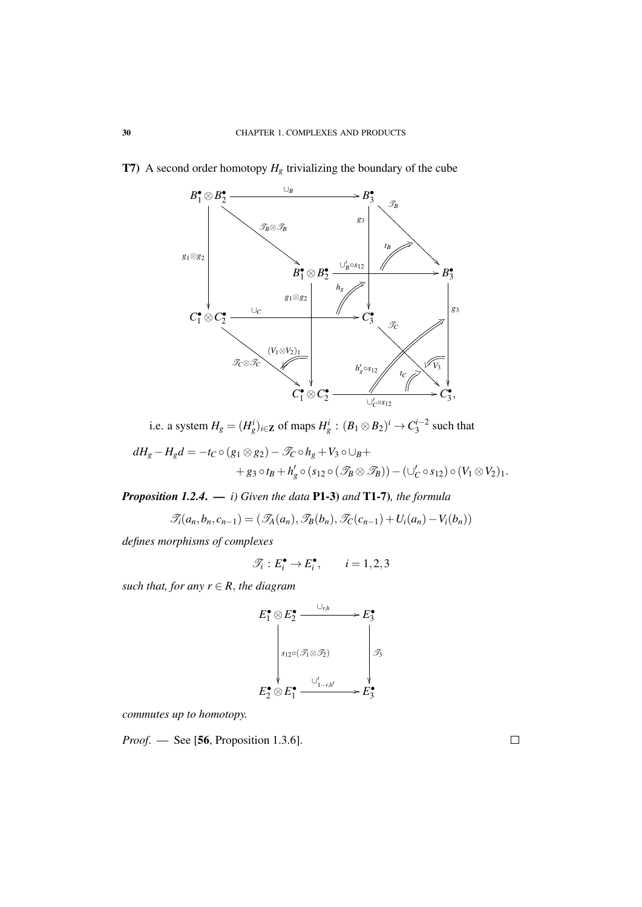**T7)** A second order homotopy $H_g$ trivializing the boundary of the cube

$$
\begin{array}{ccccc}
B_1^\bullet \otimes B_2^\bullet & \xrightarrow{\ \cup_B\ } & B_3^\bullet & & \\
& \searrow^{\mathscr{T}_B \otimes \mathscr{T}_B} & & \searrow^{\mathscr{T}_B} & \\
\downarrow{\scriptstyle g_1 \otimes g_2} & & B_1^\bullet \otimes B_2^\bullet & \xrightarrow{\ \cup'_B \circ s_{12}\ } & B_3^\bullet \\
& & \downarrow{\scriptstyle g_1 \otimes g_2} \quad \downarrow{\scriptstyle g_3} & & \downarrow{\scriptstyle g_3} \\
C_1^\bullet \otimes C_2^\bullet & \xrightarrow{\ \cup_C\ } & C_3^\bullet & & \\
& \searrow^{\mathscr{T}_C \otimes \mathscr{T}_C} & & \searrow^{\mathscr{T}_C} & \\
& & C_1^\bullet \otimes C_2^\bullet & \xrightarrow{\ \cup'_C \circ s_{12}\ } & C_3^\bullet,
\end{array}
$$

(with 2-cells $t_B$, $h_g$, $(V_1 \otimes V_2)_1$, $h'_g \circ s_{12}$, $t_C$, $V_3$ on the faces), i.e. a system $H_g = (H_g^i)_{i \in \mathbf{Z}}$ of maps $H_g^i : (B_1 \otimes B_2)^i \to C_3^{i-2}$ such that

$$
\begin{aligned}
dH_g - H_g d = & -t_C \circ (g_1 \otimes g_2) - \mathscr{T}_C \circ h_g + V_3 \circ \cup_B + \\
& + g_3 \circ t_B + h'_g \circ (s_{12} \circ (\mathscr{T}_B \otimes \mathscr{T}_B)) - (\cup'_C \circ s_{12}) \circ (V_1 \otimes V_2)_1.
\end{aligned}
$$

***Proposition 1.2.4.*** — *i) Given the data* **P1-3)** *and* **T1-7)***, the formula*

$$
\mathscr{T}_i(a_n, b_n, c_{n-1}) = (\mathscr{T}_A(a_n), \mathscr{T}_B(b_n), \mathscr{T}_C(c_{n-1}) + U_i(a_n) - V_i(b_n))
$$

*defines morphisms of complexes*

$$
\mathscr{T}_i : E_i^\bullet \to E_i^\bullet, \qquad i = 1, 2, 3
$$

*such that, for any $r \in R$, the diagram*

$$
\begin{array}{ccc}
E_1^\bullet \otimes E_2^\bullet & \xrightarrow{\ \cup_{r,h}\ } & E_3^\bullet \\
\Big\downarrow {\scriptstyle s_{12} \circ (\mathscr{T}_1 \otimes \mathscr{T}_2)} & & \Big\downarrow {\scriptstyle \mathscr{T}_3} \\
E_2^\bullet \otimes E_1^\bullet & \xrightarrow{\ \cup'_{1-r,h'}\ } & E_3^\bullet
\end{array}
$$

*commutes up to homotopy.*

*Proof.* — See [**56**, Proposition 1.3.6]. □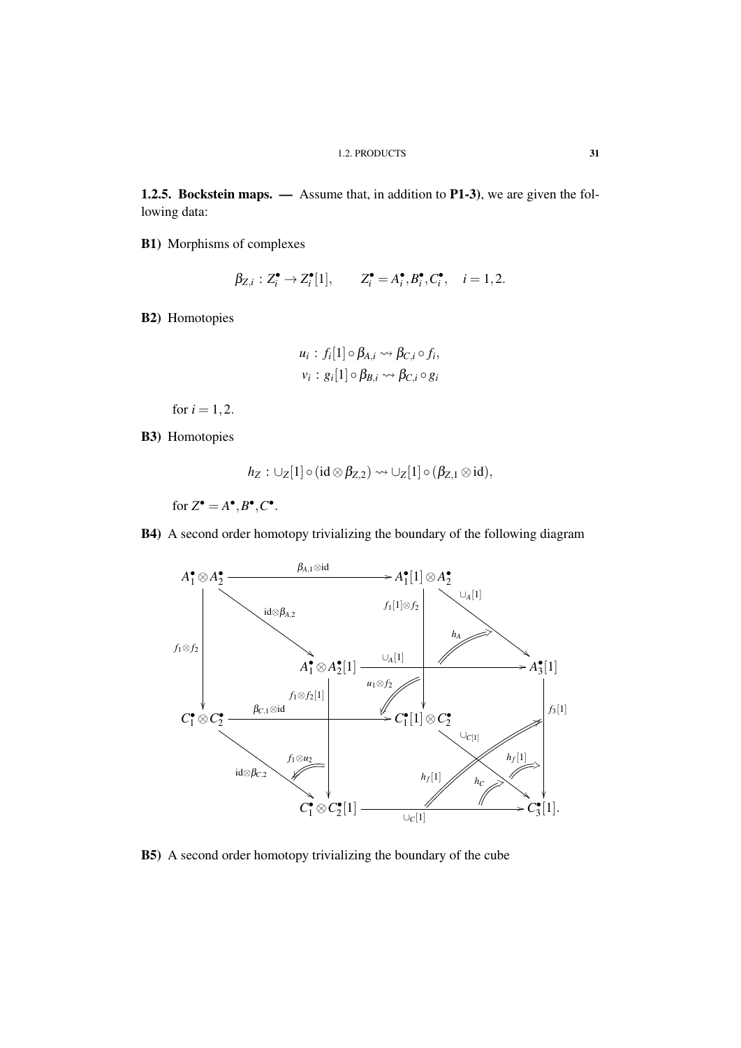**1.2.5. Bockstein maps. —** Assume that, in addition to **P1-3)**, we are given the following data:

**B1)** Morphisms of complexes

$$\beta_{Z,i} : Z_i^\bullet \to Z_i^\bullet[1], \qquad Z_i^\bullet = A_i^\bullet, B_i^\bullet, C_i^\bullet, \quad i = 1,2.$$

**B2)** Homotopies

$$u_i : f_i[1] \circ \beta_{A,i} \rightsquigarrow \beta_{C,i} \circ f_i,$$
$$v_i : g_i[1] \circ \beta_{B,i} \rightsquigarrow \beta_{C,i} \circ g_i$$

for $i = 1,2$.

**B3)** Homotopies

$$h_Z : \cup_Z[1] \circ (\mathrm{id} \otimes \beta_{Z,2}) \rightsquigarrow \cup_Z[1] \circ (\beta_{Z,1} \otimes \mathrm{id}),$$

for $Z^\bullet = A^\bullet, B^\bullet, C^\bullet$.

**B4)** A second order homotopy trivializing the boundary of the following diagram

$$\begin{array}{ccccc}
A_1^\bullet \otimes A_2^\bullet & \xrightarrow{\beta_{A,1}\otimes \mathrm{id}} & A_1^\bullet[1] \otimes A_2^\bullet & \xrightarrow{\cup_A[1]} & A_3^\bullet[1] \\
 & \searrow^{\mathrm{id}\otimes\beta_{A,2}} \quad A_1^\bullet \otimes A_2^\bullet[1] \xrightarrow{\cup_A[1]} A_3^\bullet[1] & & & \\
\downarrow{\scriptstyle f_1\otimes f_2} & \quad \downarrow{\scriptstyle f_1\otimes f_2[1]} & \downarrow{\scriptstyle f_1[1]\otimes f_2} & & \downarrow{\scriptstyle f_3[1]} \\
C_1^\bullet \otimes C_2^\bullet & \xrightarrow{\beta_{C,1}\otimes \mathrm{id}} & C_1^\bullet[1] \otimes C_2^\bullet & \xrightarrow{\cup_{C[1]}} & C_3^\bullet[1] \\
 & \searrow^{\mathrm{id}\otimes\beta_{C,2}} \quad C_1^\bullet \otimes C_2^\bullet[1] \xrightarrow{\cup_C[1]} C_3^\bullet[1]. & & &
\end{array}$$

(with 2-cells $h_A$, $u_1 \otimes f_2$, $f_1 \otimes u_2$, $h_f[1]$, $h_C$, $h_f[1]$.)

**B5)** A second order homotopy trivializing the boundary of the cube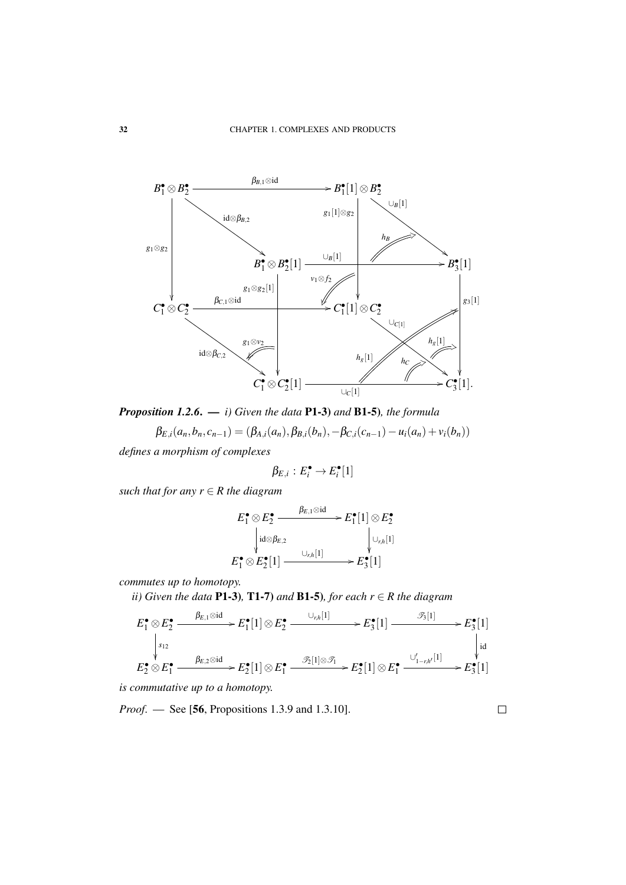$$
\begin{array}{ccccccc}
B_1^\bullet \otimes B_2^\bullet & & \xrightarrow{\beta_{B,1}\otimes \mathrm{id}} & & B_1^\bullet[1] \otimes B_2^\bullet & & \\
& \searrow^{\mathrm{id}\otimes\beta_{B,2}} & & & \downarrow{\scriptstyle g_1[1]\otimes g_2} & \searrow^{\cup_B[1]} & \\
\downarrow{\scriptstyle g_1\otimes g_2} & & B_1^\bullet \otimes B_2^\bullet[1] & \xrightarrow{\cup_B[1]} & & \overset{h_B}{\Longrightarrow} & B_3^\bullet[1] \\
& & \downarrow{\scriptstyle g_1\otimes g_2[1]} & \overset{v_1\otimes f_2}{\Longleftarrow} & & & \downarrow{\scriptstyle g_3[1]} \\
C_1^\bullet \otimes C_2^\bullet & & \xrightarrow{\beta_{C,1}\otimes \mathrm{id}} & & C_1^\bullet[1] \otimes C_2^\bullet & & \\
& \searrow_{\mathrm{id}\otimes\beta_{C,2}} \overset{g_1\otimes v_2}{\Longleftarrow} & & \overset{h_g[1]}{\Longrightarrow} & & \searrow^{\cup_{C[1]}} \overset{h_C}{\Longrightarrow} \overset{h_g[1]}{\Longrightarrow} & \\
& & C_1^\bullet \otimes C_2^\bullet[1] & & \xrightarrow{\cup_C[1]} & & C_3^\bullet[1].
\end{array}
$$

***Proposition 1.2.6.*** — *i) Given the data* **P1-3)** *and* **B1-5)***, the formula*

$$\beta_{E,i}(a_n, b_n, c_{n-1}) = (\beta_{A,i}(a_n), \beta_{B,i}(b_n), -\beta_{C,i}(c_{n-1}) - u_i(a_n) + v_i(b_n))$$

*defines a morphism of complexes*

$$\beta_{E,i} : E_i^\bullet \to E_i^\bullet[1]$$

*such that for any $r \in R$ the diagram*

$$
\begin{array}{ccc}
E_1^\bullet \otimes E_2^\bullet & \xrightarrow{\beta_{E,1}\otimes \mathrm{id}} & E_1^\bullet[1] \otimes E_2^\bullet \\
\downarrow{\scriptstyle \mathrm{id}\otimes\beta_{E,2}} & & \downarrow{\scriptstyle \cup_{r,h}[1]} \\
E_1^\bullet \otimes E_2^\bullet[1] & \xrightarrow{\cup_{r,h}[1]} & E_3^\bullet[1]
\end{array}
$$

*commutes up to homotopy.*

*ii) Given the data* **P1-3)***,* **T1-7)** *and* **B1-5)***, for each $r \in R$ the diagram*

$$
\begin{array}{ccccccc}
E_1^\bullet \otimes E_2^\bullet & \xrightarrow{\beta_{E,1}\otimes \mathrm{id}} & E_1^\bullet[1] \otimes E_2^\bullet & \xrightarrow{\cup_{r,h}[1]} & E_3^\bullet[1] & \xrightarrow{\mathscr{T}_3[1]} & E_3^\bullet[1] \\
\downarrow{\scriptstyle s_{12}} & & & & & & \downarrow{\scriptstyle \mathrm{id}} \\
E_2^\bullet \otimes E_1^\bullet & \xrightarrow{\beta_{E,2}\otimes \mathrm{id}} & E_2^\bullet[1] \otimes E_1^\bullet & \xrightarrow{\mathscr{T}_2[1]\otimes\mathscr{T}_1} & E_2^\bullet[1] \otimes E_1^\bullet & \xrightarrow{\cup'_{1-r,h'}[1]} & E_3^\bullet[1]
\end{array}
$$

*is commutative up to a homotopy.*

*Proof.* — See [**56**, Propositions 1.3.9 and 1.3.10]. □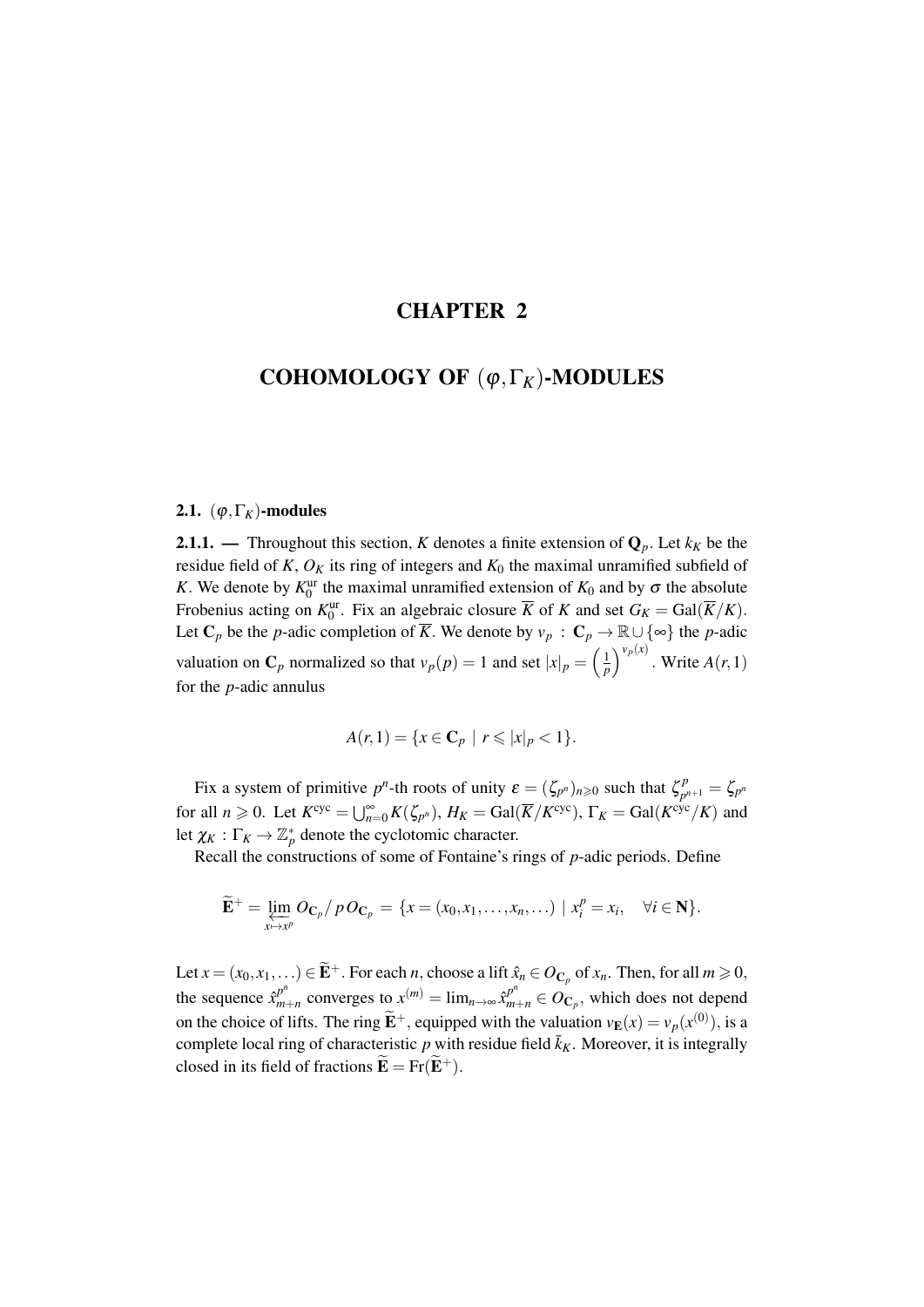# CHAPTER 2

# COHOMOLOGY OF $(\varphi,\Gamma_K)$-MODULES

## 2.1. $(\varphi,\Gamma_K)$-modules

**2.1.1. —** Throughout this section, $K$ denotes a finite extension of $\mathbf{Q}_p$. Let $k_K$ be the residue field of $K$, $O_K$ its ring of integers and $K_0$ the maximal unramified subfield of $K$. We denote by $K_0^{\mathrm{ur}}$ the maximal unramified extension of $K_0$ and by $\sigma$ the absolute Frobenius acting on $K_0^{\mathrm{ur}}$. Fix an algebraic closure $\overline{K}$ of $K$ and set $G_K = \mathrm{Gal}(\overline{K}/K)$. Let $\mathbf{C}_p$ be the $p$-adic completion of $\overline{K}$. We denote by $v_p\,:\,\mathbf{C}_p \to \mathbb{R}\cup\{\infty\}$ the $p$-adic valuation on $\mathbf{C}_p$ normalized so that $v_p(p)=1$ and set $|x|_p = \left(\frac{1}{p}\right)^{v_p(x)}$. Write $A(r,1)$ for the $p$-adic annulus

$$A(r,1) = \{x \in \mathbf{C}_p \mid r \leqslant |x|_p < 1\}.$$

Fix a system of primitive $p^n$-th roots of unity $\varepsilon = (\zeta_{p^n})_{n\geqslant 0}$ such that $\zeta_{p^{n+1}}^p = \zeta_{p^n}$ for all $n \geqslant 0$. Let $K^{\mathrm{cyc}} = \bigcup_{n=0}^{\infty} K(\zeta_{p^n})$, $H_K = \mathrm{Gal}(\overline{K}/K^{\mathrm{cyc}})$, $\Gamma_K = \mathrm{Gal}(K^{\mathrm{cyc}}/K)$ and let $\chi_K\,:\,\Gamma_K \to \mathbb{Z}_p^*$ denote the cyclotomic character.

Recall the constructions of some of Fontaine's rings of $p$-adic periods. Define

$$\widetilde{\mathbf{E}}^+ = \varprojlim_{x\mapsto x^p} O_{\mathbf{C}_p}/\,p\,O_{\mathbf{C}_p} = \{x = (x_0,x_1,\ldots,x_n,\ldots) \mid x_i^p = x_i, \quad \forall i \in \mathbf{N}\}.$$

Let $x = (x_0,x_1,\ldots) \in \widetilde{\mathbf{E}}^+$. For each $n$, choose a lift $\hat{x}_n \in O_{\mathbf{C}_p}$ of $x_n$. Then, for all $m \geqslant 0$, the sequence $\hat{x}_{m+n}^{p^n}$ converges to $x^{(m)} = \lim_{n\to\infty} \hat{x}_{m+n}^{p^n} \in O_{\mathbf{C}_p}$, which does not depend on the choice of lifts. The ring $\widetilde{\mathbf{E}}^+$, equipped with the valuation $v_{\mathbf{E}}(x) = v_p(x^{(0)})$, is a complete local ring of characteristic $p$ with residue field $\bar{k}_K$. Moreover, it is integrally closed in its field of fractions $\widetilde{\mathbf{E}} = \mathrm{Fr}(\widetilde{\mathbf{E}}^+)$.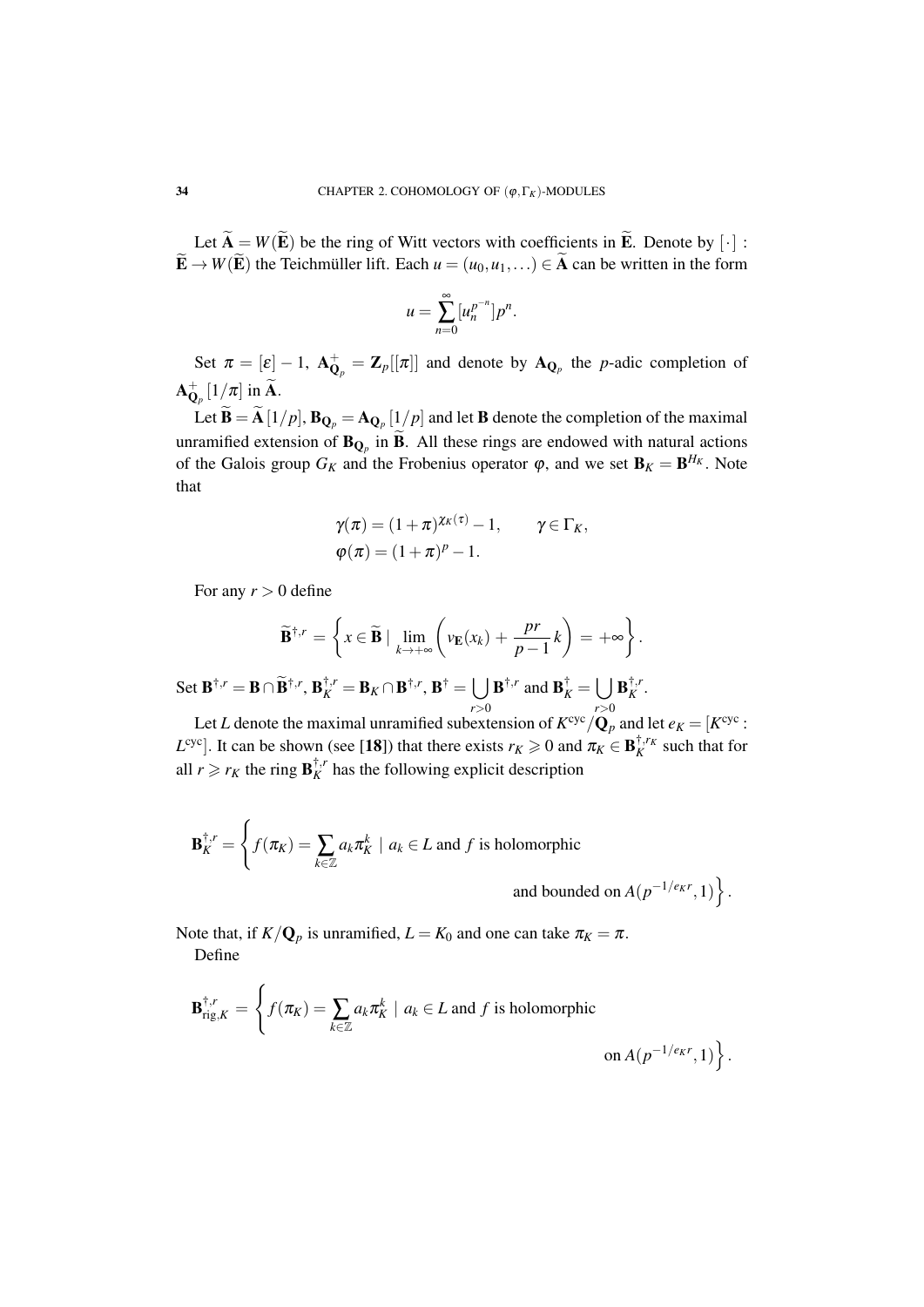Let $\widetilde{\mathbf{A}} = W(\widetilde{\mathbf{E}})$ be the ring of Witt vectors with coefficients in $\widetilde{\mathbf{E}}$. Denote by $[\cdot] : \widetilde{\mathbf{E}} \to W(\widetilde{\mathbf{E}})$ the Teichmüller lift. Each $u = (u_0, u_1, \dots) \in \widetilde{\mathbf{A}}$ can be written in the form

$$u = \sum_{n=0}^{\infty} [u_n^{p^{-n}}] p^n.$$

Set $\pi = [\varepsilon] - 1$, $\mathbf{A}^+_{\mathbf{Q}_p} = \mathbf{Z}_p[[\pi]]$ and denote by $\mathbf{A}_{\mathbf{Q}_p}$ the $p$-adic completion of $\mathbf{A}^+_{\mathbf{Q}_p}[1/\pi]$ in $\widetilde{\mathbf{A}}$.

Let $\widetilde{\mathbf{B}} = \widetilde{\mathbf{A}}[1/p]$, $\mathbf{B}_{\mathbf{Q}_p} = \mathbf{A}_{\mathbf{Q}_p}[1/p]$ and let $\mathbf{B}$ denote the completion of the maximal unramified extension of $\mathbf{B}_{\mathbf{Q}_p}$ in $\widetilde{\mathbf{B}}$. All these rings are endowed with natural actions of the Galois group $G_K$ and the Frobenius operator $\varphi$, and we set $\mathbf{B}_K = \mathbf{B}^{H_K}$. Note that

$$\gamma(\pi) = (1+\pi)^{\chi_K(\tau)} - 1, \qquad \gamma \in \Gamma_K,$$
$$\varphi(\pi) = (1+\pi)^p - 1.$$

For any $r > 0$ define

$$\widetilde{\mathbf{B}}^{\dagger,r} = \left\{ x \in \widetilde{\mathbf{B}} \mid \lim_{k \to +\infty} \left( v_{\mathbf{E}}(x_k) + \frac{pr}{p-1} k \right) = +\infty \right\}.$$

Set $\mathbf{B}^{\dagger,r} = \mathbf{B} \cap \widetilde{\mathbf{B}}^{\dagger,r}$, $\mathbf{B}^{\dagger,r}_K = \mathbf{B}_K \cap \mathbf{B}^{\dagger,r}$, $\mathbf{B}^{\dagger} = \bigcup_{r>0} \mathbf{B}^{\dagger,r}$ and $\mathbf{B}^{\dagger}_K = \bigcup_{r>0} \mathbf{B}^{\dagger,r}_K$.

Let $L$ denote the maximal unramified subextension of $K^{\mathrm{cyc}}/\mathbf{Q}_p$ and let $e_K = [K^{\mathrm{cyc}} : L^{\mathrm{cyc}}]$. It can be shown (see [18]) that there exists $r_K \geqslant 0$ and $\pi_K \in \mathbf{B}^{\dagger,r_K}_K$ such that for all $r \geqslant r_K$ the ring $\mathbf{B}^{\dagger,r}_K$ has the following explicit description

$$\mathbf{B}^{\dagger,r}_K = \left\{ f(\pi_K) = \sum_{k \in \mathbb{Z}} a_k \pi_K^k \mid a_k \in L \text{ and } f \text{ is holomorphic and bounded on } A(p^{-1/e_K r}, 1) \right\}.$$

Note that, if $K/\mathbf{Q}_p$ is unramified, $L = K_0$ and one can take $\pi_K = \pi$.

Define

$$\mathbf{B}^{\dagger,r}_{\mathrm{rig},K} = \left\{ f(\pi_K) = \sum_{k \in \mathbb{Z}} a_k \pi_K^k \mid a_k \in L \text{ and } f \text{ is holomorphic on } A(p^{-1/e_K r}, 1) \right\}.$$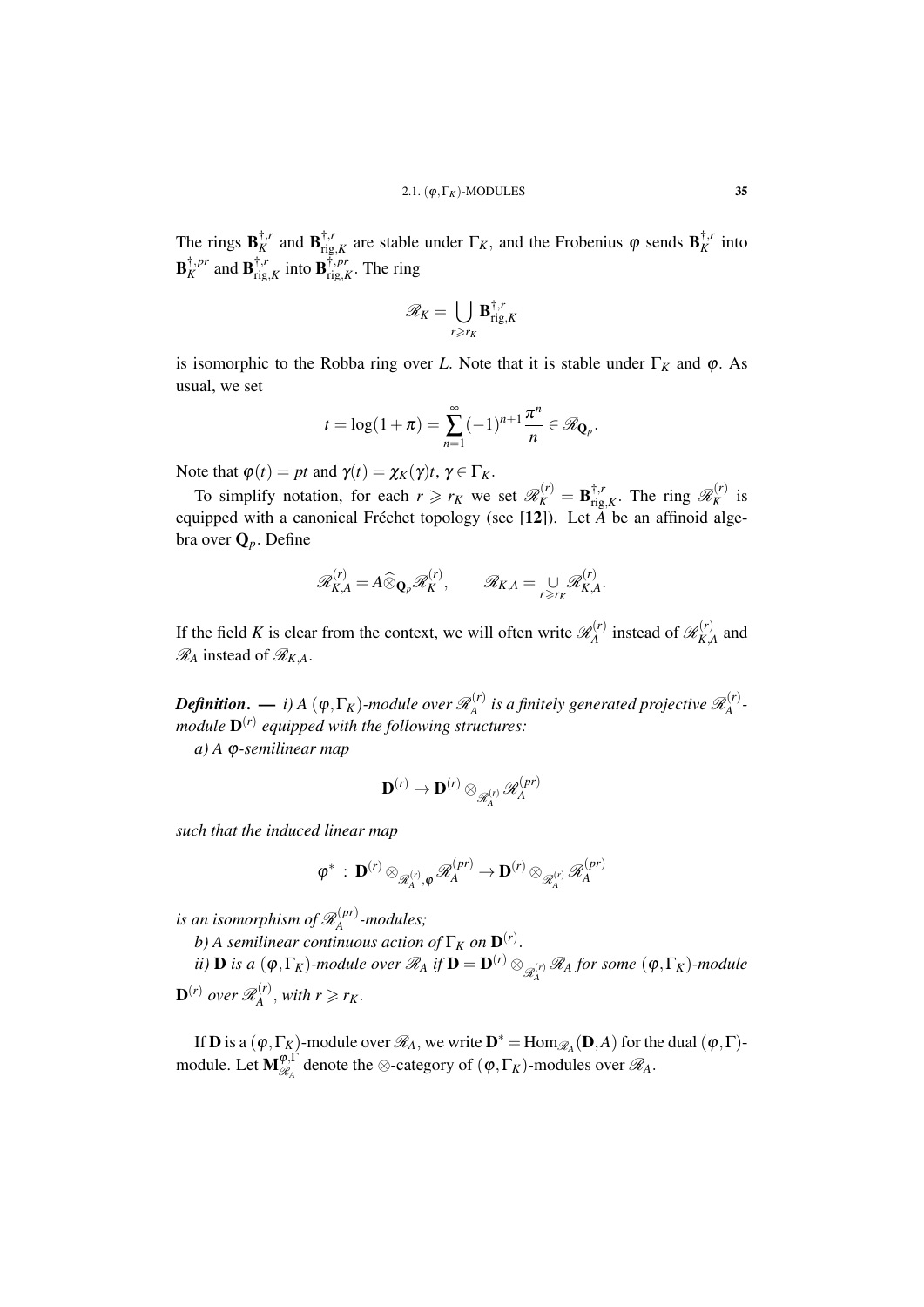The rings $\mathbf{B}_K^{\dagger,r}$ and $\mathbf{B}_{\mathrm{rig},K}^{\dagger,r}$ are stable under $\Gamma_K$, and the Frobenius $\varphi$ sends $\mathbf{B}_K^{\dagger,r}$ into $\mathbf{B}_K^{\dagger,pr}$ and $\mathbf{B}_{\mathrm{rig},K}^{\dagger,r}$ into $\mathbf{B}_{\mathrm{rig},K}^{\dagger,pr}$. The ring

$$\mathscr{R}_K = \bigcup_{r \geqslant r_K} \mathbf{B}_{\mathrm{rig},K}^{\dagger,r}$$

is isomorphic to the Robba ring over $L$. Note that it is stable under $\Gamma_K$ and $\varphi$. As usual, we set

$$t = \log(1+\pi) = \sum_{n=1}^{\infty} (-1)^{n+1} \frac{\pi^n}{n} \in \mathscr{R}_{\mathbf{Q}_p}.$$

Note that $\varphi(t) = pt$ and $\gamma(t) = \chi_K(\gamma)t$, $\gamma \in \Gamma_K$.

To simplify notation, for each $r \geqslant r_K$ we set $\mathscr{R}_K^{(r)} = \mathbf{B}_{\mathrm{rig},K}^{\dagger,r}$. The ring $\mathscr{R}_K^{(r)}$ is equipped with a canonical Fréchet topology (see [**12**]). Let $A$ be an affinoid algebra over $\mathbf{Q}_p$. Define

$$\mathscr{R}_{K,A}^{(r)} = A \widehat{\otimes}_{\mathbf{Q}_p} \mathscr{R}_K^{(r)}, \qquad \mathscr{R}_{K,A} = \underset{r \geqslant r_K}{\cup} \mathscr{R}_{K,A}^{(r)}.$$

If the field $K$ is clear from the context, we will often write $\mathscr{R}_A^{(r)}$ instead of $\mathscr{R}_{K,A}^{(r)}$ and $\mathscr{R}_A$ instead of $\mathscr{R}_{K,A}$.

***Definition***. — *i) A $(\varphi, \Gamma_K)$-module over $\mathscr{R}_A^{(r)}$ is a finitely generated projective $\mathscr{R}_A^{(r)}$-module $\mathbf{D}^{(r)}$ equipped with the following structures:*

*a) A $\varphi$-semilinear map*

$$\mathbf{D}^{(r)} \to \mathbf{D}^{(r)} \otimes_{\mathscr{R}_A^{(r)}} \mathscr{R}_A^{(pr)}$$

*such that the induced linear map*

$$\varphi^* \;:\; \mathbf{D}^{(r)} \otimes_{\mathscr{R}_A^{(r)},\varphi} \mathscr{R}_A^{(pr)} \to \mathbf{D}^{(r)} \otimes_{\mathscr{R}_A^{(r)}} \mathscr{R}_A^{(pr)}$$

*is an isomorphism of $\mathscr{R}_A^{(pr)}$-modules;*

*b) A semilinear continuous action of $\Gamma_K$ on $\mathbf{D}^{(r)}$.*

*ii) $\mathbf{D}$ is a $(\varphi, \Gamma_K)$-module over $\mathscr{R}_A$ if $\mathbf{D} = \mathbf{D}^{(r)} \otimes_{\mathscr{R}_A^{(r)}} \mathscr{R}_A$ for some $(\varphi, \Gamma_K)$-module $\mathbf{D}^{(r)}$ over $\mathscr{R}_A^{(r)}$, with $r \geqslant r_K$.*

If $\mathbf{D}$ is a $(\varphi, \Gamma_K)$-module over $\mathscr{R}_A$, we write $\mathbf{D}^* = \mathrm{Hom}_{\mathscr{R}_A}(\mathbf{D}, A)$ for the dual $(\varphi, \Gamma)$-module. Let $\mathbf{M}_{\mathscr{R}_A}^{\varphi,\Gamma}$ denote the $\otimes$-category of $(\varphi, \Gamma_K)$-modules over $\mathscr{R}_A$.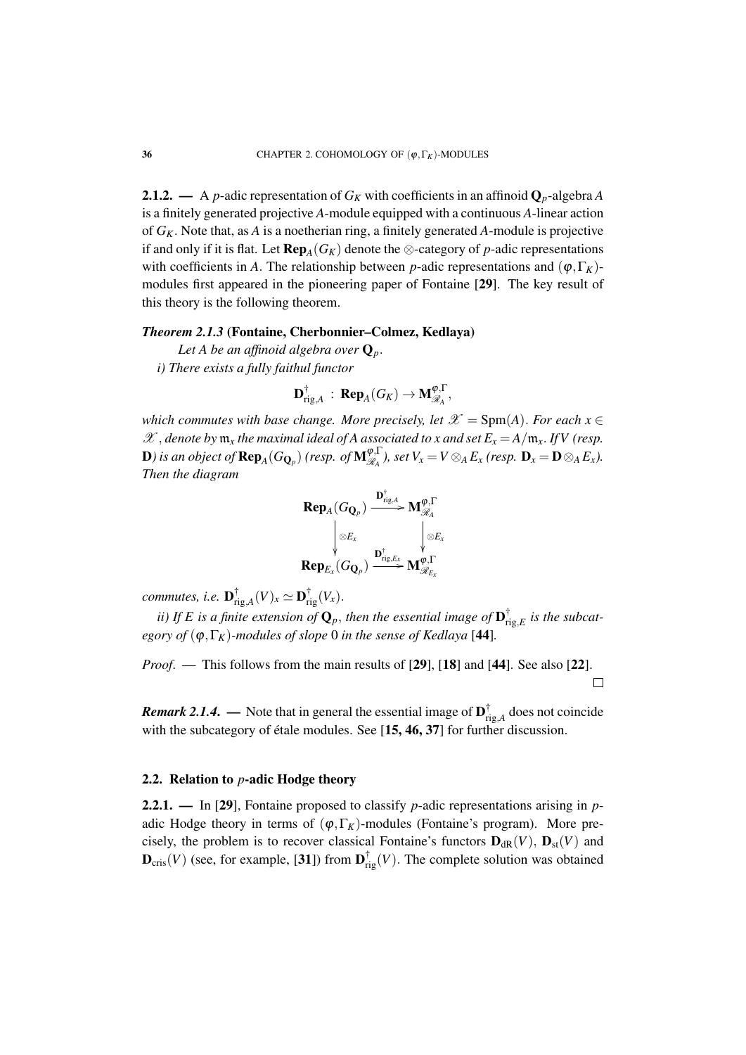**2.1.2.** — A $p$-adic representation of $G_K$ with coefficients in an affinoid $\mathbf{Q}_p$-algebra $A$ is a finitely generated projective $A$-module equipped with a continuous $A$-linear action of $G_K$. Note that, as $A$ is a noetherian ring, a finitely generated $A$-module is projective if and only if it is flat. Let $\mathbf{Rep}_A(G_K)$ denote the $\otimes$-category of $p$-adic representations with coefficients in $A$. The relationship between $p$-adic representations and $(\varphi,\Gamma_K)$-modules first appeared in the pioneering paper of Fontaine [**29**]. The key result of this theory is the following theorem.

***Theorem 2.1.3* (Fontaine, Cherbonnier–Colmez, Kedlaya)**

*Let $A$ be an affinoid algebra over $\mathbf{Q}_p$.*

*i) There exists a fully faithful functor*

$$\mathbf{D}^{\dagger}_{\mathrm{rig},A}\,:\,\mathbf{Rep}_A(G_K)\to \mathbf{M}^{\varphi,\Gamma}_{\mathscr{R}_A},$$

*which commutes with base change. More precisely, let $\mathscr{X}=\mathrm{Spm}(A)$. For each $x\in\mathscr{X}$, denote by $\mathfrak{m}_x$ the maximal ideal of $A$ associated to $x$ and set $E_x=A/\mathfrak{m}_x$. If $V$ (resp. $\mathbf{D}$) is an object of $\mathbf{Rep}_A(G_{\mathbf{Q}_p})$ (resp. of $\mathbf{M}^{\varphi,\Gamma}_{\mathscr{R}_A}$), set $V_x=V\otimes_A E_x$ (resp. $\mathbf{D}_x=\mathbf{D}\otimes_A E_x$). Then the diagram*

$$\begin{array}{ccc}
\mathbf{Rep}_A(G_{\mathbf{Q}_p}) & \xrightarrow{\mathbf{D}^{\dagger}_{\mathrm{rig},A}} & \mathbf{M}^{\varphi,\Gamma}_{\mathscr{R}_A} \\
\Big\downarrow{\scriptstyle \otimes E_x} & & \Big\downarrow{\scriptstyle \otimes E_x} \\
\mathbf{Rep}_{E_x}(G_{\mathbf{Q}_p}) & \xrightarrow{\mathbf{D}^{\dagger}_{\mathrm{rig},E_x}} & \mathbf{M}^{\varphi,\Gamma}_{\mathscr{R}_{E_x}}
\end{array}$$

*commutes, i.e. $\mathbf{D}^{\dagger}_{\mathrm{rig},A}(V)_x\simeq \mathbf{D}^{\dagger}_{\mathrm{rig}}(V_x)$.*

*ii) If $E$ is a finite extension of $\mathbf{Q}_p$, then the essential image of $\mathbf{D}^{\dagger}_{\mathrm{rig},E}$ is the subcategory of $(\varphi,\Gamma_K)$-modules of slope $0$ in the sense of Kedlaya* [**44**]*.*

*Proof.* — This follows from the main results of [**29**], [**18**] and [**44**]. See also [**22**]. □

***Remark 2.1.4.*** — Note that in general the essential image of $\mathbf{D}^{\dagger}_{\mathrm{rig},A}$ does not coincide with the subcategory of étale modules. See [**15, 46, 37**] for further discussion.

## 2.2. Relation to $p$-adic Hodge theory

**2.2.1.** — In [**29**], Fontaine proposed to classify $p$-adic representations arising in $p$-adic Hodge theory in terms of $(\varphi,\Gamma_K)$-modules (Fontaine's program). More precisely, the problem is to recover classical Fontaine's functors $\mathbf{D}_{\mathrm{dR}}(V)$, $\mathbf{D}_{\mathrm{st}}(V)$ and $\mathbf{D}_{\mathrm{cris}}(V)$ (see, for example, [**31**]) from $\mathbf{D}^{\dagger}_{\mathrm{rig}}(V)$. The complete solution was obtained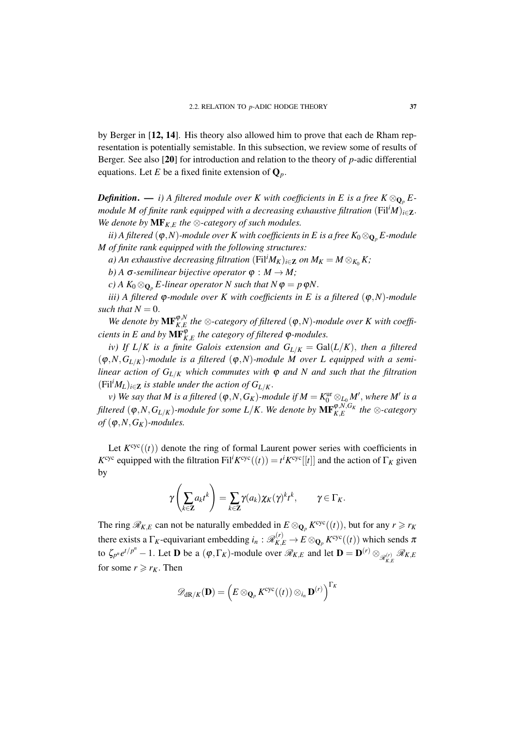by Berger in [**12, 14**]. His theory also allowed him to prove that each de Rham representation is potentially semistable. In this subsection, we review some of results of Berger. See also [**20**] for introduction and relation to the theory of $p$-adic differential equations. Let $E$ be a fixed finite extension of $\mathbf{Q}_p$.

***Definition***. — *i) A filtered module over $K$ with coefficients in $E$ is a free $K\otimes_{\mathbf{Q}_p} E$-module $M$ of finite rank equipped with a decreasing exhaustive filtration $(\mathrm{Fil}^i M)_{i\in \mathbf{Z}}$. We denote by $\mathbf{MF}_{K,E}$ the $\otimes$-category of such modules.*

*ii) A filtered $(\varphi,N)$-module over $K$ with coefficients in $E$ is a free $K_0\otimes_{\mathbf{Q}_p} E$-module $M$ of finite rank equipped with the following structures:*

*a) An exhaustive decreasing filtration $(\mathrm{Fil}^i M_K)_{i\in\mathbf{Z}}$ on $M_K=M\otimes_{K_0}K$;*

*b) A $\sigma$-semilinear bijective operator $\varphi : M\to M$;*

*c) A $K_0\otimes_{\mathbf{Q}_p} E$-linear operator $N$ such that $N\varphi = p\,\varphi N$.*

*iii) A filtered $\varphi$-module over $K$ with coefficients in $E$ is a filtered $(\varphi,N)$-module such that $N=0$.*

*We denote by $\mathbf{MF}_{K,E}^{\varphi,N}$ the $\otimes$-category of filtered $(\varphi,N)$-module over $K$ with coefficients in $E$ and by $\mathbf{MF}_{K,E}^{\varphi}$ the category of filtered $\varphi$-modules.*

*iv) If $L/K$ is a finite Galois extension and $G_{L/K}=\mathrm{Gal}(L/K)$, then a filtered $(\varphi,N,G_{L/K})$-module is a filtered $(\varphi,N)$-module $M$ over $L$ equipped with a semilinear action of $G_{L/K}$ which commutes with $\varphi$ and $N$ and such that the filtration $(\mathrm{Fil}^i M_L)_{i\in\mathbf{Z}}$ is stable under the action of $G_{L/K}$.*

*v) We say that $M$ is a filtered $(\varphi,N,G_K)$-module if $M=K_0^{\mathrm{ur}}\otimes_{L_0}M'$, where $M'$ is a filtered $(\varphi,N,G_{L/K})$-module for some $L/K$. We denote by $\mathbf{MF}_{K,E}^{\varphi,N,G_K}$ the $\otimes$-category of $(\varphi,N,G_K)$-modules.*

Let $K^{\mathrm{cyc}}((t))$ denote the ring of formal Laurent power series with coefficients in $K^{\mathrm{cyc}}$ equipped with the filtration $\mathrm{Fil}^i K^{\mathrm{cyc}}((t))=t^iK^{\mathrm{cyc}}[[t]]$ and the action of $\Gamma_K$ given by

$$\gamma\left(\sum_{k\in\mathbf{Z}}a_kt^k\right)=\sum_{k\in\mathbf{Z}}\gamma(a_k)\chi_K(\gamma)^kt^k,\qquad \gamma\in\Gamma_K.$$

The ring $\mathscr{R}_{K,E}$ can not be naturally embedded in $E\otimes_{\mathbf{Q}_p}K^{\mathrm{cyc}}((t))$, but for any $r\geqslant r_K$ there exists a $\Gamma_K$-equivariant embedding $i_n:\mathscr{R}_{K,E}^{(r)}\to E\otimes_{\mathbf{Q}_p}K^{\mathrm{cyc}}((t))$ which sends $\pi$ to $\zeta_{p^n}e^{t/p^n}-1$. Let $\mathbf{D}$ be a $(\varphi,\Gamma_K)$-module over $\mathscr{R}_{K,E}$ and let $\mathbf{D}=\mathbf{D}^{(r)}\otimes_{\mathscr{R}_{K,E}^{(r)}}\mathscr{R}_{K,E}$ for some $r\geqslant r_K$. Then

$$\mathscr{D}_{\mathrm{dR}/K}(\mathbf{D})=\left(E\otimes_{\mathbf{Q}_p}K^{\mathrm{cyc}}((t))\otimes_{i_n}\mathbf{D}^{(r)}\right)^{\Gamma_K}$$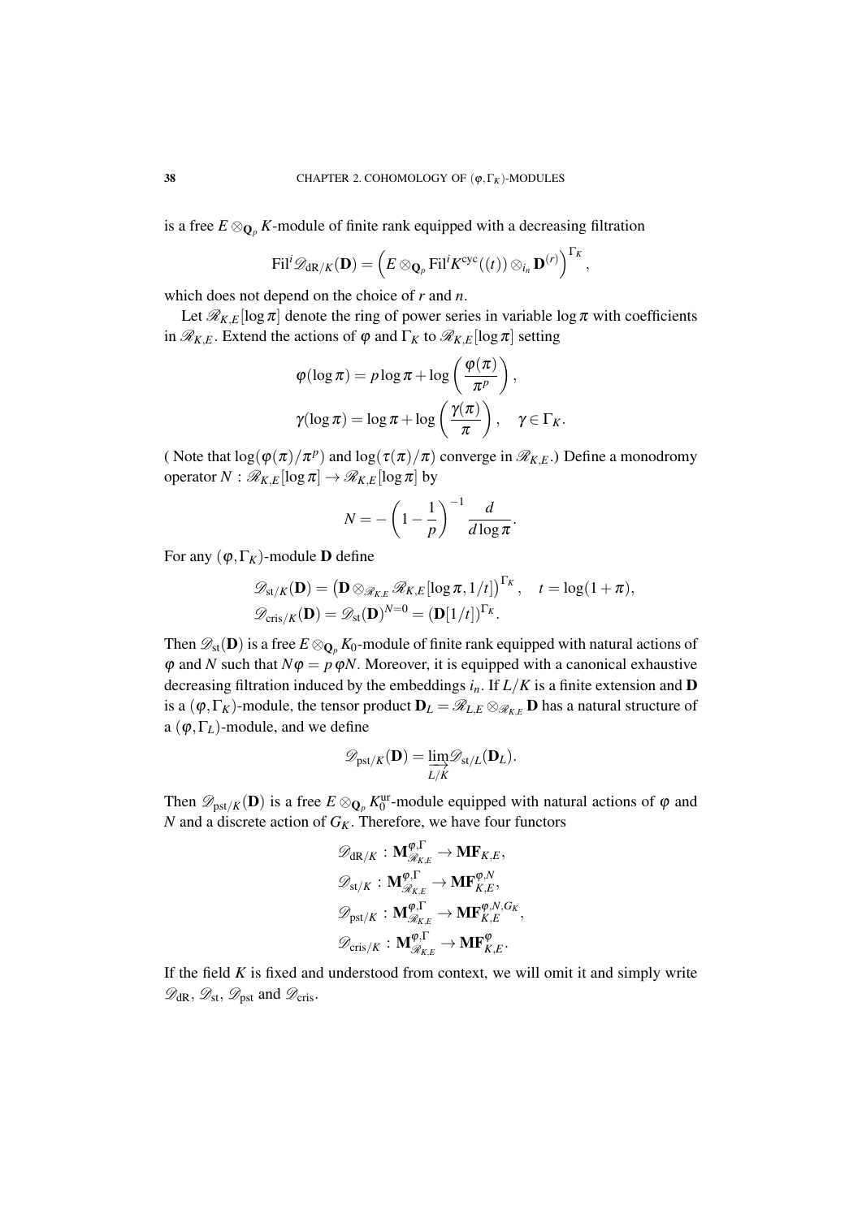is a free $E \otimes_{\mathbf{Q}_p} K$-module of finite rank equipped with a decreasing filtration

$$\mathrm{Fil}^i \mathscr{D}_{\mathrm{dR}/K}(\mathbf{D}) = \left( E \otimes_{\mathbf{Q}_p} \mathrm{Fil}^i K^{\mathrm{cyc}}((t)) \otimes_{i_n} \mathbf{D}^{(r)} \right)^{\Gamma_K},$$

which does not depend on the choice of $r$ and $n$.

Let $\mathscr{R}_{K,E}[\log \pi]$ denote the ring of power series in variable $\log \pi$ with coefficients in $\mathscr{R}_{K,E}$. Extend the actions of $\varphi$ and $\Gamma_K$ to $\mathscr{R}_{K,E}[\log \pi]$ setting

$$\varphi(\log \pi) = p \log \pi + \log \left( \frac{\varphi(\pi)}{\pi^p} \right),$$

$$\gamma(\log \pi) = \log \pi + \log \left( \frac{\gamma(\pi)}{\pi} \right), \quad \gamma \in \Gamma_K.$$

( Note that $\log(\varphi(\pi)/\pi^p)$ and $\log(\tau(\pi)/\pi)$ converge in $\mathscr{R}_{K,E}$.) Define a monodromy operator $N : \mathscr{R}_{K,E}[\log \pi] \to \mathscr{R}_{K,E}[\log \pi]$ by

$$N = -\left(1 - \frac{1}{p}\right)^{-1} \frac{d}{d \log \pi}.$$

For any $(\varphi, \Gamma_K)$-module $\mathbf{D}$ define

$$\mathscr{D}_{\mathrm{st}/K}(\mathbf{D}) = \left( \mathbf{D} \otimes_{\mathscr{R}_{K,E}} \mathscr{R}_{K,E}[\log \pi, 1/t] \right)^{\Gamma_K}, \quad t = \log(1+\pi),$$

$$\mathscr{D}_{\mathrm{cris}/K}(\mathbf{D}) = \mathscr{D}_{\mathrm{st}}(\mathbf{D})^{N=0} = (\mathbf{D}[1/t])^{\Gamma_K}.$$

Then $\mathscr{D}_{\mathrm{st}}(\mathbf{D})$ is a free $E \otimes_{\mathbf{Q}_p} K_0$-module of finite rank equipped with natural actions of $\varphi$ and $N$ such that $N\varphi = p\varphi N$. Moreover, it is equipped with a canonical exhaustive decreasing filtration induced by the embeddings $i_n$. If $L/K$ is a finite extension and $\mathbf{D}$ is a $(\varphi, \Gamma_K)$-module, the tensor product $\mathbf{D}_L = \mathscr{R}_{L,E} \otimes_{\mathscr{R}_{K,E}} \mathbf{D}$ has a natural structure of a $(\varphi, \Gamma_L)$-module, and we define

$$\mathscr{D}_{\mathrm{pst}/K}(\mathbf{D}) = \varinjlim_{L/K} \mathscr{D}_{\mathrm{st}/L}(\mathbf{D}_L).$$

Then $\mathscr{D}_{\mathrm{pst}/K}(\mathbf{D})$ is a free $E \otimes_{\mathbf{Q}_p} K_0^{\mathrm{ur}}$-module equipped with natural actions of $\varphi$ and $N$ and a discrete action of $G_K$. Therefore, we have four functors

$$\mathscr{D}_{\mathrm{dR}/K} : \mathbf{M}^{\varphi,\Gamma}_{\mathscr{R}_{K,E}} \to \mathbf{MF}_{K,E},$$

$$\mathscr{D}_{\mathrm{st}/K} : \mathbf{M}^{\varphi,\Gamma}_{\mathscr{R}_{K,E}} \to \mathbf{MF}^{\varphi,N}_{K,E},$$

$$\mathscr{D}_{\mathrm{pst}/K} : \mathbf{M}^{\varphi,\Gamma}_{\mathscr{R}_{K,E}} \to \mathbf{MF}^{\varphi,N,G_K}_{K,E},$$

$$\mathscr{D}_{\mathrm{cris}/K} : \mathbf{M}^{\varphi,\Gamma}_{\mathscr{R}_{K,E}} \to \mathbf{MF}^{\varphi}_{K,E}.$$

If the field $K$ is fixed and understood from context, we will omit it and simply write $\mathscr{D}_{\mathrm{dR}}$, $\mathscr{D}_{\mathrm{st}}$, $\mathscr{D}_{\mathrm{pst}}$ and $\mathscr{D}_{\mathrm{cris}}$.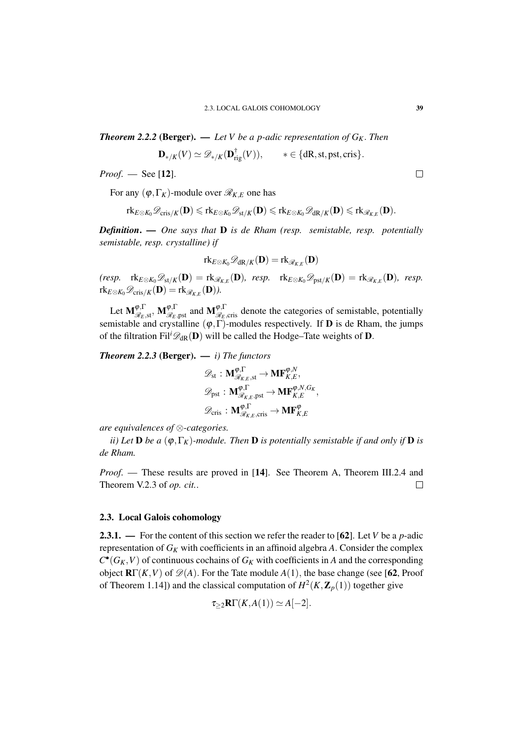***Theorem 2.2.2* (Berger). — *Let $V$ be a $p$-adic representation of $G_K$. Then***

$$\mathbf{D}_{*/K}(V) \simeq \mathscr{D}_{*/K}(\mathbf{D}^{\dagger}_{\mathrm{rig}}(V)), \qquad * \in \{\mathrm{dR}, \mathrm{st}, \mathrm{pst}, \mathrm{cris}\}.$$

*Proof*. — See [**12**]. □

For any $(\varphi, \Gamma_K)$-module over $\mathscr{R}_{K,E}$ one has

$$\mathrm{rk}_{E\otimes K_0}\mathscr{D}_{\mathrm{cris}/K}(\mathbf{D}) \leqslant \mathrm{rk}_{E\otimes K_0}\mathscr{D}_{\mathrm{st}/K}(\mathbf{D}) \leqslant \mathrm{rk}_{E\otimes K_0}\mathscr{D}_{\mathrm{dR}/K}(\mathbf{D}) \leqslant \mathrm{rk}_{\mathscr{R}_{K,E}}(\mathbf{D}).$$

***Definition*. — *One says that $\mathbf{D}$ is de Rham (resp. semistable, resp. potentially semistable, resp. crystalline) if***

$$\mathrm{rk}_{E\otimes K_0}\mathscr{D}_{\mathrm{dR}/K}(\mathbf{D}) = \mathrm{rk}_{\mathscr{R}_{K,E}}(\mathbf{D})$$

*(resp. $\mathrm{rk}_{E\otimes K_0}\mathscr{D}_{\mathrm{st}/K}(\mathbf{D}) = \mathrm{rk}_{\mathscr{R}_{K,E}}(\mathbf{D})$, resp. $\mathrm{rk}_{E\otimes K_0}\mathscr{D}_{\mathrm{pst}/K}(\mathbf{D}) = \mathrm{rk}_{\mathscr{R}_{K,E}}(\mathbf{D})$, resp. $\mathrm{rk}_{E\otimes K_0}\mathscr{D}_{\mathrm{cris}/K}(\mathbf{D}) = \mathrm{rk}_{\mathscr{R}_{K,E}}(\mathbf{D})$).*

Let $\mathbf{M}^{\varphi,\Gamma}_{\mathscr{R}_E,\mathrm{st}}$, $\mathbf{M}^{\varphi,\Gamma}_{\mathscr{R}_E,\mathrm{pst}}$ and $\mathbf{M}^{\varphi,\Gamma}_{\mathscr{R}_E,\mathrm{cris}}$ denote the categories of semistable, potentially semistable and crystalline $(\varphi,\Gamma)$-modules respectively. If $\mathbf{D}$ is de Rham, the jumps of the filtration $\mathrm{Fil}^i\mathscr{D}_{\mathrm{dR}}(\mathbf{D})$ will be called the Hodge–Tate weights of $\mathbf{D}$.

***Theorem 2.2.3* (Berger). — *i) The functors***

$$\mathscr{D}_{\mathrm{st}} : \mathbf{M}^{\varphi,\Gamma}_{\mathscr{R}_{K,E},\mathrm{st}} \to \mathbf{MF}^{\varphi,N}_{K,E},$$
$$\mathscr{D}_{\mathrm{pst}} : \mathbf{M}^{\varphi,\Gamma}_{\mathscr{R}_{K,E},\mathrm{pst}} \to \mathbf{MF}^{\varphi,N,G_K}_{K,E},$$
$$\mathscr{D}_{\mathrm{cris}} : \mathbf{M}^{\varphi,\Gamma}_{\mathscr{R}_{K,E},\mathrm{cris}} \to \mathbf{MF}^{\varphi}_{K,E}$$

*are equivalences of $\otimes$-categories.*

*ii) Let $\mathbf{D}$ be a $(\varphi,\Gamma_K)$-module. Then $\mathbf{D}$ is potentially semistable if and only if $\mathbf{D}$ is de Rham.*

*Proof*. — These results are proved in [**14**]. See Theorem A, Theorem III.2.4 and Theorem V.2.3 of *op. cit.*. □

### 2.3. Local Galois cohomology

**2.3.1.** — For the content of this section we refer the reader to [**62**]. Let $V$ be a $p$-adic representation of $G_K$ with coefficients in an affinoid algebra $A$. Consider the complex $C^\bullet(G_K,V)$ of continuous cochains of $G_K$ with coefficients in $A$ and the corresponding object $\mathbf{R}\Gamma(K,V)$ of $\mathscr{D}(A)$. For the Tate module $A(1)$, the base change (see [**62**, Proof of Theorem 1.14]) and the classical computation of $H^2(K,\mathbf{Z}_p(1))$ together give

$$\tau_{\geq 2}\mathbf{R}\Gamma(K,A(1)) \simeq A[-2].$$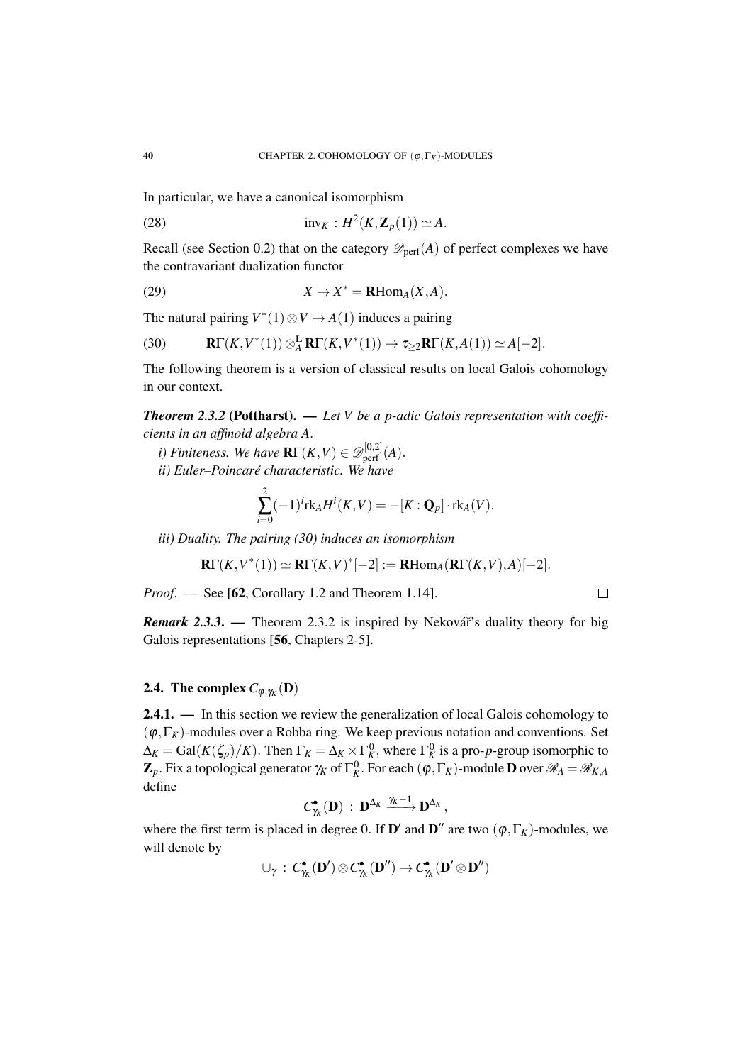In particular, we have a canonical isomorphism

$$\text{inv}_K : H^2(K, \mathbf{Z}_p(1)) \simeq A. \tag{28}$$

Recall (see Section 0.2) that on the category $\mathscr{D}_{\text{perf}}(A)$ of perfect complexes we have the contravariant dualization functor

$$X \to X^* = \mathbf{R}\text{Hom}_A(X, A). \tag{29}$$

The natural pairing $V^*(1) \otimes V \to A(1)$ induces a pairing

$$\mathbf{R}\Gamma(K, V^*(1)) \otimes^{\mathbf{L}}_A \mathbf{R}\Gamma(K, V^*(1)) \to \tau_{\geq 2}\mathbf{R}\Gamma(K, A(1)) \simeq A[-2]. \tag{30}$$

The following theorem is a version of classical results on local Galois cohomology in our context.

***Theorem 2.3.2* (Pottharst). —** *Let $V$ be a $p$-adic Galois representation with coefficients in an affinoid algebra $A$.*

*i) Finiteness. We have $\mathbf{R}\Gamma(K, V) \in \mathscr{D}^{[0,2]}_{\text{perf}}(A)$.*

*ii) Euler–Poincaré characteristic. We have*

$$\sum_{i=0}^{2} (-1)^i \text{rk}_A H^i(K, V) = -[K : \mathbf{Q}_p] \cdot \text{rk}_A(V).$$

*iii) Duality. The pairing (30) induces an isomorphism*

$$\mathbf{R}\Gamma(K, V^*(1)) \simeq \mathbf{R}\Gamma(K, V)^*[-2] := \mathbf{R}\text{Hom}_A(\mathbf{R}\Gamma(K, V), A)[-2].$$

*Proof.* — See [**62**, Corollary 1.2 and Theorem 1.14]. □

***Remark 2.3.3*. —** Theorem 2.3.2 is inspired by Nekovář's duality theory for big Galois representations [**56**, Chapters 2-5].

## 2.4. The complex $C_{\varphi,\gamma_K}(\mathbf{D})$

**2.4.1. —** In this section we review the generalization of local Galois cohomology to $(\varphi, \Gamma_K)$-modules over a Robba ring. We keep previous notation and conventions. Set $\Delta_K = \text{Gal}(K(\zeta_p)/K)$. Then $\Gamma_K = \Delta_K \times \Gamma_K^0$, where $\Gamma_K^0$ is a pro-$p$-group isomorphic to $\mathbf{Z}_p$. Fix a topological generator $\gamma_K$ of $\Gamma_K^0$. For each $(\varphi, \Gamma_K)$-module $\mathbf{D}$ over $\mathscr{R}_A = \mathscr{R}_{K,A}$ define

$$C^\bullet_{\gamma_K}(\mathbf{D}) : \mathbf{D}^{\Delta_K} \xrightarrow{\gamma_K - 1} \mathbf{D}^{\Delta_K},$$

where the first term is placed in degree 0. If $\mathbf{D}'$ and $\mathbf{D}''$ are two $(\varphi, \Gamma_K)$-modules, we will denote by

$$\cup_\gamma : C^\bullet_{\gamma_K}(\mathbf{D}') \otimes C^\bullet_{\gamma_K}(\mathbf{D}'') \to C^\bullet_{\gamma_K}(\mathbf{D}' \otimes \mathbf{D}'')$$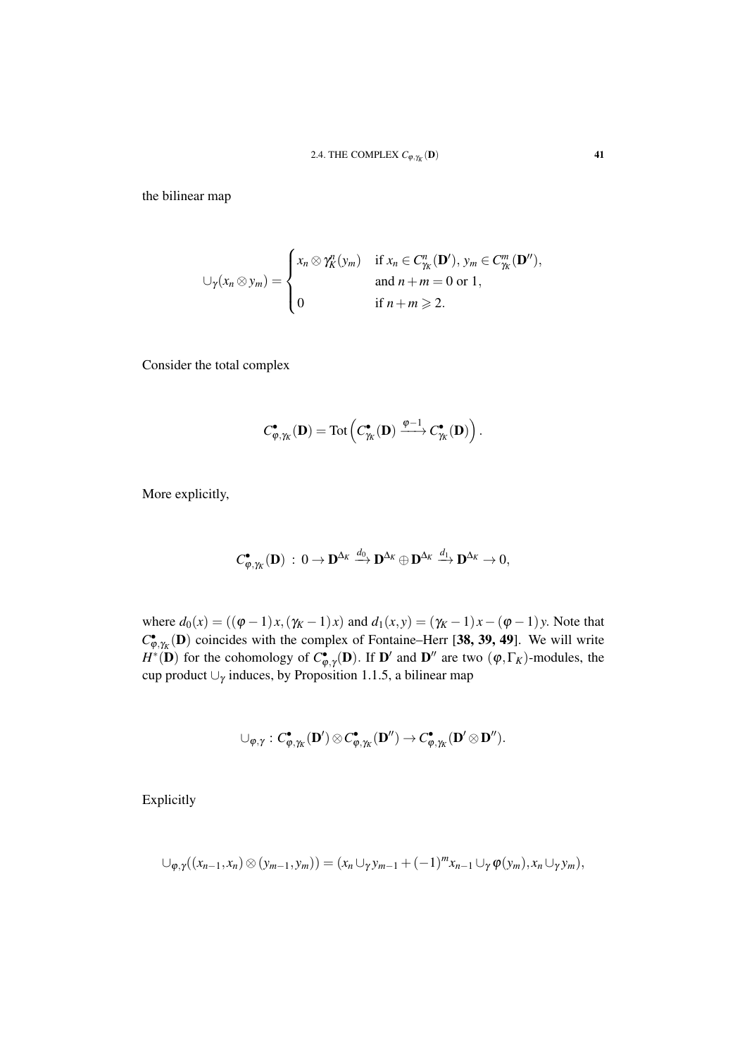the bilinear map

$$\cup_\gamma(x_n\otimes y_m)=\begin{cases} x_n\otimes \gamma_K^n(y_m) & \text{if } x_n\in C^n_{\gamma_K}(\mathbf{D}'),\, y_m\in C^m_{\gamma_K}(\mathbf{D}''),\\ & \text{and } n+m=0 \text{ or } 1,\\ 0 & \text{if } n+m\geqslant 2.\end{cases}$$

Consider the total complex

$$C^\bullet_{\varphi,\gamma_K}(\mathbf{D})=\mathrm{Tot}\left(C^\bullet_{\gamma_K}(\mathbf{D})\xrightarrow{\varphi-1}C^\bullet_{\gamma_K}(\mathbf{D})\right).$$

More explicitly,

$$C^\bullet_{\varphi,\gamma_K}(\mathbf{D})\,:\,0\to\mathbf{D}^{\Delta_K}\xrightarrow{d_0}\mathbf{D}^{\Delta_K}\oplus\mathbf{D}^{\Delta_K}\xrightarrow{d_1}\mathbf{D}^{\Delta_K}\to 0,$$

where $d_0(x)=((\varphi-1)\,x,(\gamma_K-1)\,x)$ and $d_1(x,y)=(\gamma_K-1)\,x-(\varphi-1)\,y$. Note that $C^\bullet_{\varphi,\gamma_K}(\mathbf{D})$ coincides with the complex of Fontaine–Herr [**38, 39, 49**]. We will write $H^*(\mathbf{D})$ for the cohomology of $C^\bullet_{\varphi,\gamma}(\mathbf{D})$. If $\mathbf{D}'$ and $\mathbf{D}''$ are two $(\varphi,\Gamma_K)$-modules, the cup product $\cup_\gamma$ induces, by Proposition 1.1.5, a bilinear map

$$\cup_{\varphi,\gamma}\,:\,C^\bullet_{\varphi,\gamma_K}(\mathbf{D}')\otimes C^\bullet_{\varphi,\gamma_K}(\mathbf{D}'')\to C^\bullet_{\varphi,\gamma_K}(\mathbf{D}'\otimes\mathbf{D}'').$$

Explicitly

$$\cup_{\varphi,\gamma}((x_{n-1},x_n)\otimes(y_{m-1},y_m))=(x_n\cup_\gamma y_{m-1}+(-1)^m x_{n-1}\cup_\gamma\varphi(y_m),x_n\cup_\gamma y_m),$$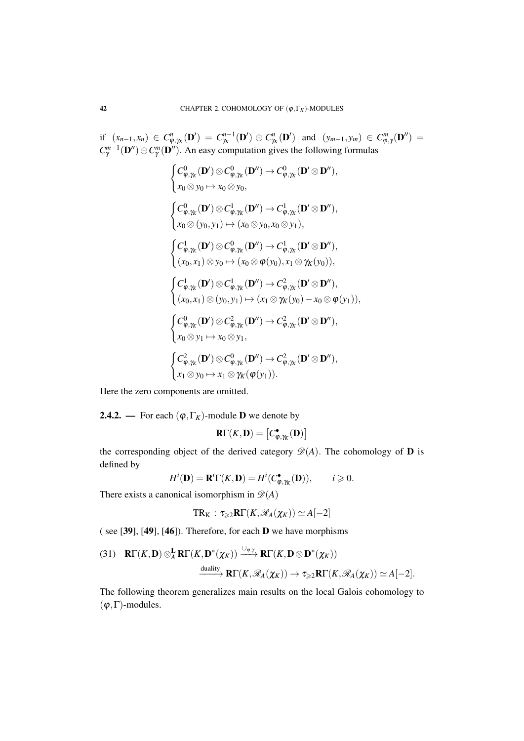if $(x_{n-1},x_n) \in C^n_{\varphi,\gamma_K}(\mathbf{D}') = C^{n-1}_{\gamma_K}(\mathbf{D}') \oplus C^n_{\gamma_K}(\mathbf{D}')$ and $(y_{m-1},y_m) \in C^m_{\varphi,\gamma}(\mathbf{D}'') = C^{m-1}_{\gamma}(\mathbf{D}'') \oplus C^m_{\gamma}(\mathbf{D}'')$. An easy computation gives the following formulas

$$\begin{cases} C^0_{\varphi,\gamma_K}(\mathbf{D}') \otimes C^0_{\varphi,\gamma_K}(\mathbf{D}'') \to C^0_{\varphi,\gamma_K}(\mathbf{D}' \otimes \mathbf{D}''), \\ x_0 \otimes y_0 \mapsto x_0 \otimes y_0, \end{cases}$$

$$\begin{cases} C^0_{\varphi,\gamma_K}(\mathbf{D}') \otimes C^1_{\varphi,\gamma_K}(\mathbf{D}'') \to C^1_{\varphi,\gamma_K}(\mathbf{D}' \otimes \mathbf{D}''), \\ x_0 \otimes (y_0,y_1) \mapsto (x_0 \otimes y_0, x_0 \otimes y_1), \end{cases}$$

$$\begin{cases} C^1_{\varphi,\gamma_K}(\mathbf{D}') \otimes C^0_{\varphi,\gamma_K}(\mathbf{D}'') \to C^1_{\varphi,\gamma_K}(\mathbf{D}' \otimes \mathbf{D}''), \\ (x_0,x_1) \otimes y_0 \mapsto (x_0 \otimes \varphi(y_0), x_1 \otimes \gamma_K(y_0)), \end{cases}$$

$$\begin{cases} C^1_{\varphi,\gamma_K}(\mathbf{D}') \otimes C^1_{\varphi,\gamma_K}(\mathbf{D}'') \to C^2_{\varphi,\gamma_K}(\mathbf{D}' \otimes \mathbf{D}''), \\ (x_0,x_1) \otimes (y_0,y_1) \mapsto (x_1 \otimes \gamma_K(y_0) - x_0 \otimes \varphi(y_1)), \end{cases}$$

$$\begin{cases} C^0_{\varphi,\gamma_K}(\mathbf{D}') \otimes C^2_{\varphi,\gamma_K}(\mathbf{D}'') \to C^2_{\varphi,\gamma_K}(\mathbf{D}' \otimes \mathbf{D}''), \\ x_0 \otimes y_1 \mapsto x_0 \otimes y_1, \end{cases}$$

$$\begin{cases} C^2_{\varphi,\gamma_K}(\mathbf{D}') \otimes C^0_{\varphi,\gamma_K}(\mathbf{D}'') \to C^2_{\varphi,\gamma_K}(\mathbf{D}' \otimes \mathbf{D}''), \\ x_1 \otimes y_0 \mapsto x_1 \otimes \gamma_K(\varphi(y_1)). \end{cases}$$

Here the zero components are omitted.

**2.4.2. —** For each $(\varphi,\Gamma_K)$-module $\mathbf{D}$ we denote by

$$\mathbf{R}\Gamma(K,\mathbf{D}) = \left[C^\bullet_{\varphi,\gamma_K}(\mathbf{D})\right]$$

the corresponding object of the derived category $\mathscr{D}(A)$. The cohomology of $\mathbf{D}$ is defined by

$$H^i(\mathbf{D}) = \mathbf{R}^i\Gamma(K,\mathbf{D}) = H^i(C^\bullet_{\varphi,\gamma_K}(\mathbf{D})), \qquad i \geqslant 0.$$

There exists a canonical isomorphism in $\mathscr{D}(A)$

$$\mathrm{TR}_K : \tau_{\geqslant 2}\mathbf{R}\Gamma(K,\mathscr{R}_A(\chi_K)) \simeq A[-2]$$

( see [39], [49], [46]). Therefore, for each $\mathbf{D}$ we have morphisms

$$(31) \quad \mathbf{R}\Gamma(K,\mathbf{D}) \otimes^{\mathbf{L}}_A \mathbf{R}\Gamma(K,\mathbf{D}^*(\chi_K)) \xrightarrow{\cup_{\varphi,\gamma}} \mathbf{R}\Gamma(K,\mathbf{D} \otimes \mathbf{D}^*(\chi_K))$$
$$\xrightarrow{\text{duality}} \mathbf{R}\Gamma(K,\mathscr{R}_A(\chi_K)) \to \tau_{\geqslant 2}\mathbf{R}\Gamma(K,\mathscr{R}_A(\chi_K)) \simeq A[-2].$$

The following theorem generalizes main results on the local Galois cohomology to $(\varphi,\Gamma)$-modules.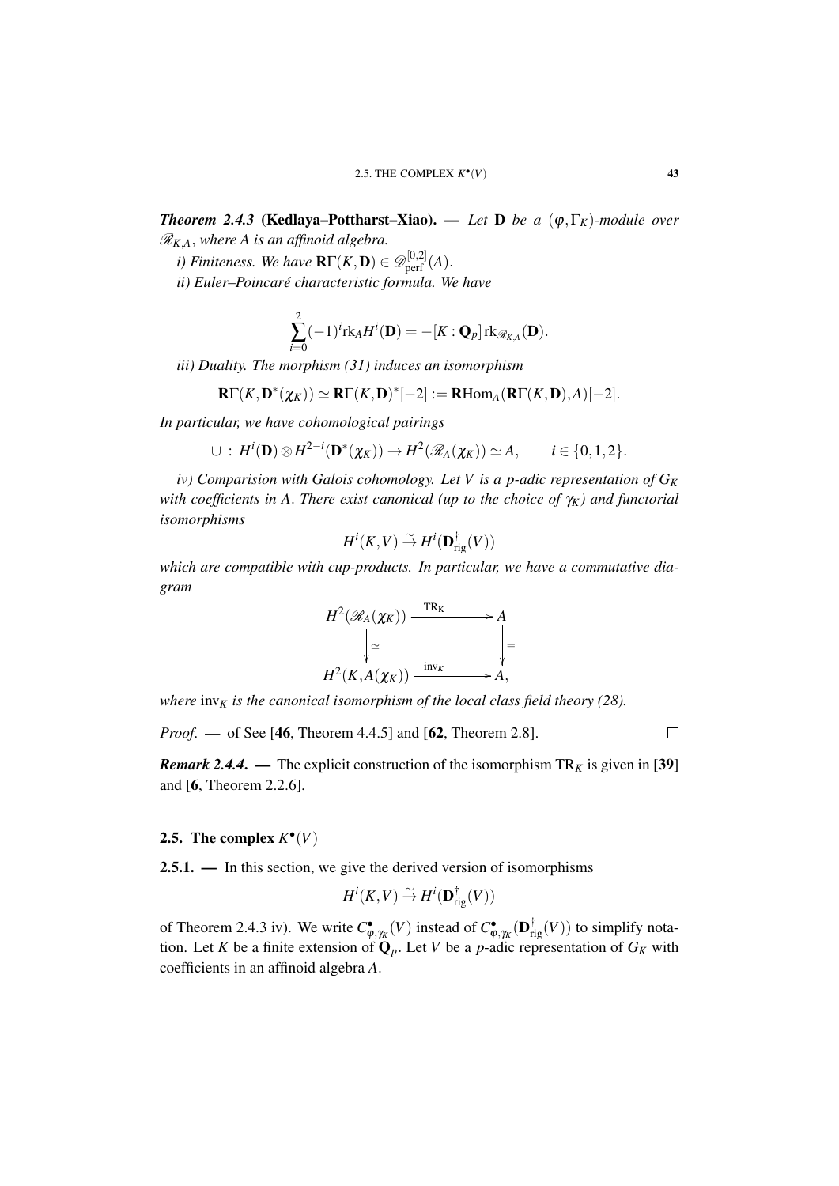***Theorem 2.4.3* (Kedlaya–Pottharst–Xiao). —** *Let* $\mathbf{D}$ *be a* $(\varphi,\Gamma_K)$*-module over* $\mathscr{R}_{K,A}$*, where* $A$ *is an affinoid algebra.*

*i) Finiteness. We have* $\mathbf{R}\Gamma(K,\mathbf{D}) \in \mathscr{D}^{[0,2]}_{\mathrm{perf}}(A)$.

*ii) Euler–Poincaré characteristic formula. We have*

$$\sum_{i=0}^{2}(-1)^i \mathrm{rk}_A H^i(\mathbf{D}) = -[K:\mathbf{Q}_p]\,\mathrm{rk}_{\mathscr{R}_{K,A}}(\mathbf{D}).$$

*iii) Duality. The morphism (31) induces an isomorphism*

$$\mathbf{R}\Gamma(K,\mathbf{D}^*(\chi_K)) \simeq \mathbf{R}\Gamma(K,\mathbf{D})^*[-2] := \mathbf{R}\mathrm{Hom}_A(\mathbf{R}\Gamma(K,\mathbf{D}),A)[-2].$$

*In particular, we have cohomological pairings*

$$\cup\,:\, H^i(\mathbf{D})\otimes H^{2-i}(\mathbf{D}^*(\chi_K)) \to H^2(\mathscr{R}_A(\chi_K)) \simeq A, \qquad i\in\{0,1,2\}.$$

*iv) Comparision with Galois cohomology. Let* $V$ *is a* $p$*-adic representation of* $G_K$ *with coefficients in* $A$*. There exist canonical (up to the choice of* $\gamma_K$*) and functorial isomorphisms*

$$H^i(K,V) \xrightarrow{\sim} H^i(\mathbf{D}^{\dagger}_{\mathrm{rig}}(V))$$

*which are compatible with cup-products. In particular, we have a commutative diagram*

$$\begin{array}{ccc} H^2(\mathscr{R}_A(\chi_K)) & \xrightarrow{\mathrm{TR_K}} & A \\ \big\downarrow{\simeq} & & \big\downarrow{=} \\ H^2(K,A(\chi_K)) & \xrightarrow{\mathrm{inv}_K} & A, \end{array}$$

*where* $\mathrm{inv}_K$ *is the canonical isomorphism of the local class field theory (28).*

*Proof.* — of See [**46**, Theorem 4.4.5] and [**62**, Theorem 2.8]. □

***Remark 2.4.4.* —** The explicit construction of the isomorphism $\mathrm{TR}_K$ is given in [**39**] and [**6**, Theorem 2.2.6].

## 2.5. The complex $K^\bullet(V)$

**2.5.1. —** In this section, we give the derived version of isomorphisms

$$H^i(K,V) \xrightarrow{\sim} H^i(\mathbf{D}^{\dagger}_{\mathrm{rig}}(V))$$

of Theorem 2.4.3 iv). We write $C^\bullet_{\varphi,\gamma_K}(V)$ instead of $C^\bullet_{\varphi,\gamma_K}(\mathbf{D}^{\dagger}_{\mathrm{rig}}(V))$ to simplify notation. Let $K$ be a finite extension of $\mathbf{Q}_p$. Let $V$ be a $p$-adic representation of $G_K$ with coefficients in an affinoid algebra $A$.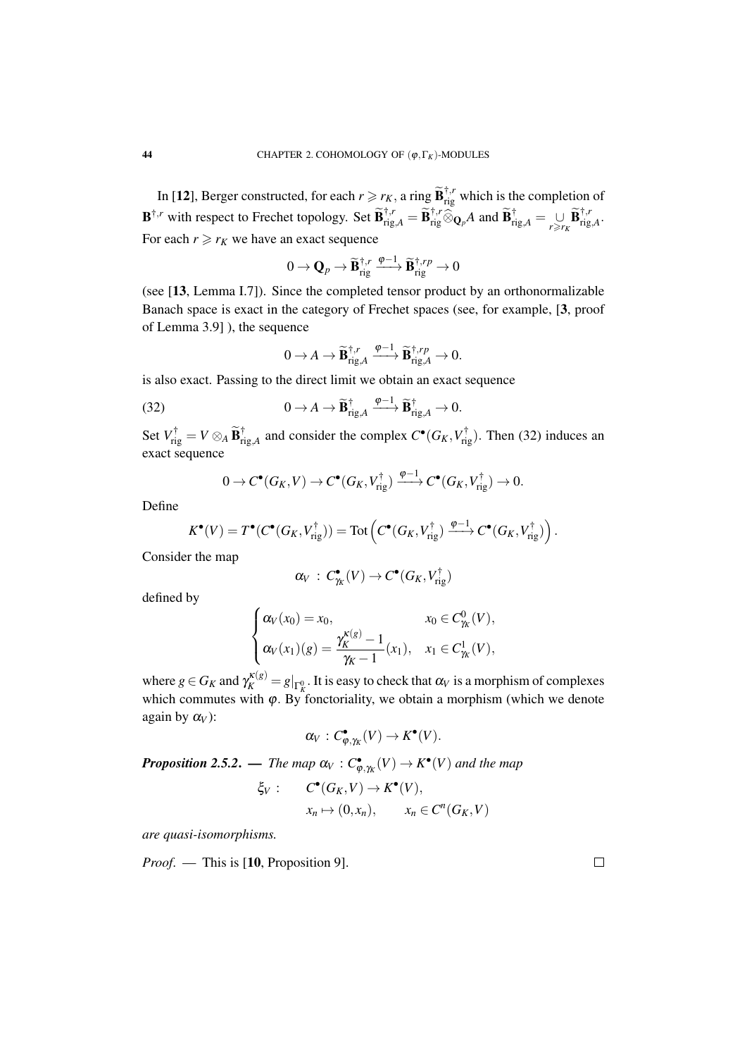In [**12**], Berger constructed, for each $r \geqslant r_K$, a ring $\widetilde{\mathbf{B}}^{\dagger,r}_{\mathrm{rig}}$ which is the completion of $\mathbf{B}^{\dagger,r}$ with respect to Frechet topology. Set $\widetilde{\mathbf{B}}^{\dagger,r}_{\mathrm{rig},A} = \widetilde{\mathbf{B}}^{\dagger,r}_{\mathrm{rig}} \widehat{\otimes}_{\mathbf{Q}_p} A$ and $\widetilde{\mathbf{B}}^{\dagger}_{\mathrm{rig},A} = \underset{r \geqslant r_K}{\cup} \widetilde{\mathbf{B}}^{\dagger,r}_{\mathrm{rig},A}$. For each $r \geqslant r_K$ we have an exact sequence

$$0 \to \mathbf{Q}_p \to \widetilde{\mathbf{B}}^{\dagger,r}_{\mathrm{rig}} \xrightarrow{\varphi - 1} \widetilde{\mathbf{B}}^{\dagger,rp}_{\mathrm{rig}} \to 0$$

(see [**13**, Lemma I.7]). Since the completed tensor product by an orthonormalizable Banach space is exact in the category of Frechet spaces (see, for example, [**3**, proof of Lemma 3.9] ), the sequence

$$0 \to A \to \widetilde{\mathbf{B}}^{\dagger,r}_{\mathrm{rig},A} \xrightarrow{\varphi - 1} \widetilde{\mathbf{B}}^{\dagger,rp}_{\mathrm{rig},A} \to 0.$$

is also exact. Passing to the direct limit we obtain an exact sequence

$$0 \to A \to \widetilde{\mathbf{B}}^{\dagger}_{\mathrm{rig},A} \xrightarrow{\varphi - 1} \widetilde{\mathbf{B}}^{\dagger}_{\mathrm{rig},A} \to 0. \tag{32}$$

Set $V^{\dagger}_{\mathrm{rig}} = V \otimes_A \widetilde{\mathbf{B}}^{\dagger}_{\mathrm{rig},A}$ and consider the complex $C^{\bullet}(G_K, V^{\dagger}_{\mathrm{rig}})$. Then (32) induces an exact sequence

$$0 \to C^{\bullet}(G_K, V) \to C^{\bullet}(G_K, V^{\dagger}_{\mathrm{rig}}) \xrightarrow{\varphi - 1} C^{\bullet}(G_K, V^{\dagger}_{\mathrm{rig}}) \to 0.$$

Define

$$K^{\bullet}(V) = T^{\bullet}(C^{\bullet}(G_K, V^{\dagger}_{\mathrm{rig}})) = \mathrm{Tot}\left( C^{\bullet}(G_K, V^{\dagger}_{\mathrm{rig}}) \xrightarrow{\varphi - 1} C^{\bullet}(G_K, V^{\dagger}_{\mathrm{rig}}) \right).$$

Consider the map

$$\alpha_V \,:\, C^{\bullet}_{\gamma_K}(V) \to C^{\bullet}(G_K, V^{\dagger}_{\mathrm{rig}})$$

defined by

$$\begin{cases} \alpha_V(x_0) = x_0, & x_0 \in C^0_{\gamma_K}(V), \\ \alpha_V(x_1)(g) = \dfrac{\gamma_K^{\kappa(g)} - 1}{\gamma_K - 1}(x_1), & x_1 \in C^1_{\gamma_K}(V), \end{cases}$$

where $g \in G_K$ and $\gamma_K^{\kappa(g)} = g|_{\Gamma_K^0}$. It is easy to check that $\alpha_V$ is a morphism of complexes which commutes with $\varphi$. By fonctoriality, we obtain a morphism (which we denote again by $\alpha_V$):

$$\alpha_V \,:\, C^{\bullet}_{\varphi,\gamma_K}(V) \to K^{\bullet}(V).$$

***Proposition 2.5.2***. — *The map* $\alpha_V \,:\, C^{\bullet}_{\varphi,\gamma_K}(V) \to K^{\bullet}(V)$ *and the map*

$$\begin{aligned} \xi_V : \quad & C^{\bullet}(G_K, V) \to K^{\bullet}(V), \\ & x_n \mapsto (0, x_n), \qquad x_n \in C^n(G_K, V) \end{aligned}$$

*are quasi-isomorphisms.*

*Proof*. — This is [**10**, Proposition 9]. □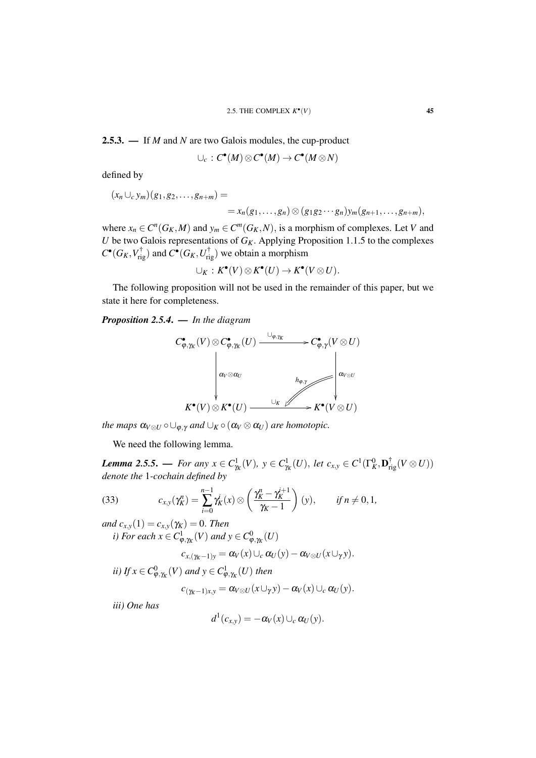**2.5.3. —** If $M$ and $N$ are two Galois modules, the cup-product

$$\cup_c : C^\bullet(M) \otimes C^\bullet(M) \to C^\bullet(M \otimes N)$$

defined by

$$(x_n \cup_c y_m)(g_1, g_2, \dots, g_{n+m}) =$$
$$= x_n(g_1, \dots, g_n) \otimes (g_1 g_2 \cdots g_n) y_m(g_{n+1}, \dots, g_{n+m}),$$

where $x_n \in C^n(G_K, M)$ and $y_m \in C^m(G_K, N)$, is a morphism of complexes. Let $V$ and $U$ be two Galois representations of $G_K$. Applying Proposition 1.1.5 to the complexes $C^\bullet(G_K, V^\dagger_{\mathrm{rig}})$ and $C^\bullet(G_K, U^\dagger_{\mathrm{rig}})$ we obtain a morphism

$$\cup_K : K^\bullet(V) \otimes K^\bullet(U) \to K^\bullet(V \otimes U).$$

The following proposition will not be used in the remainder of this paper, but we state it here for completeness.

***Proposition 2.5.4.*** — *In the diagram*

$$\begin{array}{ccc}
C^\bullet_{\varphi,\gamma_K}(V) \otimes C^\bullet_{\varphi,\gamma_K}(U) & \xrightarrow{\ \cup_{\varphi,\gamma_K}\ } & C^\bullet_{\varphi,\gamma}(V \otimes U) \\
\Big\downarrow {\scriptstyle \alpha_V \otimes \alpha_U} & {\scriptstyle h_{\varphi,\gamma}} & \Big\downarrow {\scriptstyle \alpha_{V \otimes U}} \\
K^\bullet(V) \otimes K^\bullet(U) & \xrightarrow{\ \cup_K\ } & K^\bullet(V \otimes U)
\end{array}$$

*the maps $\alpha_{V \otimes U} \circ \cup_{\varphi,\gamma}$ and $\cup_K \circ (\alpha_V \otimes \alpha_U)$ are homotopic.*

We need the following lemma.

***Lemma 2.5.5.*** — *For any $x \in C^1_{\gamma_K}(V)$, $y \in C^1_{\gamma_K}(U)$, let $c_{x,y} \in C^1(\Gamma^0_K, \mathbf{D}^\dagger_{\mathrm{rig}}(V \otimes U))$ denote the 1-cochain defined by*

$$c_{x,y}(\gamma_K^n) = \sum_{i=0}^{n-1} \gamma_K^i(x) \otimes \left( \frac{\gamma_K^n - \gamma_K^{i+1}}{\gamma_K - 1} \right)(y), \qquad \text{if } n \neq 0, 1, \tag{33}$$

*and $c_{x,y}(1) = c_{x,y}(\gamma_K) = 0$. Then*

*i) For each $x \in C^1_{\varphi,\gamma_K}(V)$ and $y \in C^0_{\varphi,\gamma_K}(U)$*

$$c_{x,(\gamma_K-1)y} = \alpha_V(x) \cup_c \alpha_U(y) - \alpha_{V \otimes U}(x \cup_\gamma y).$$

*ii) If $x \in C^0_{\varphi,\gamma_K}(V)$ and $y \in C^1_{\varphi,\gamma_K}(U)$ then*

$$c_{(\gamma_K-1)x,y} = \alpha_{V \otimes U}(x \cup_\gamma y) - \alpha_V(x) \cup_c \alpha_U(y).$$

*iii) One has*

$$d^1(c_{x,y}) = -\alpha_V(x) \cup_c \alpha_U(y).$$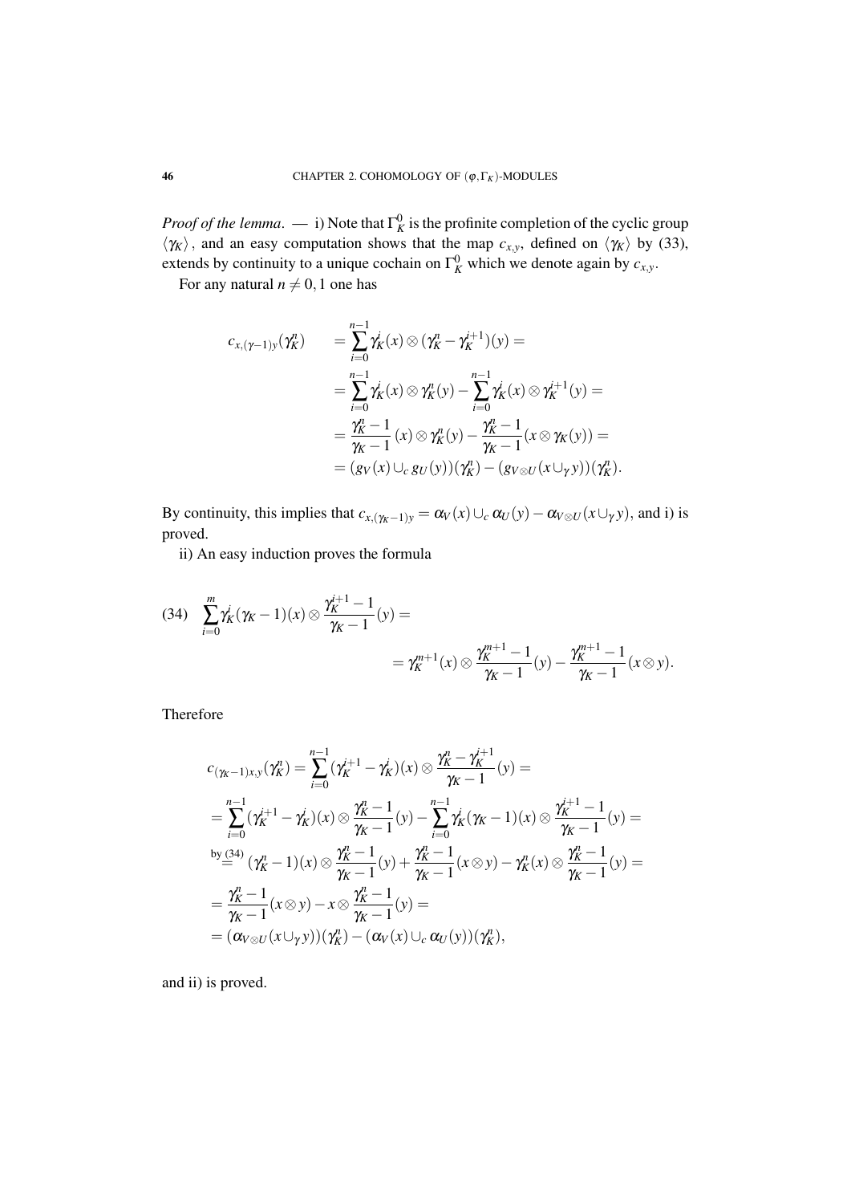*Proof of the lemma.* — i) Note that $\Gamma_K^0$ is the profinite completion of the cyclic group $\langle \gamma_K \rangle$, and an easy computation shows that the map $c_{x,y}$, defined on $\langle \gamma_K \rangle$ by (33), extends by continuity to a unique cochain on $\Gamma_K^0$ which we denote again by $c_{x,y}$.

For any natural $n \neq 0, 1$ one has

$$
\begin{aligned}
c_{x,(\gamma-1)y}(\gamma_K^n) \qquad &= \sum_{i=0}^{n-1} \gamma_K^i(x) \otimes (\gamma_K^n - \gamma_K^{i+1})(y) = \\
&= \sum_{i=0}^{n-1} \gamma_K^i(x) \otimes \gamma_K^n(y) - \sum_{i=0}^{n-1} \gamma_K^i(x) \otimes \gamma_K^{i+1}(y) = \\
&= \frac{\gamma_K^n - 1}{\gamma_K - 1}(x) \otimes \gamma_K^n(y) - \frac{\gamma_K^n - 1}{\gamma_K - 1}(x \otimes \gamma_K(y)) = \\
&= (g_V(x) \cup_c g_U(y))(\gamma_K^n) - (g_{V\otimes U}(x \cup_\gamma y))(\gamma_K^n).
\end{aligned}
$$

By continuity, this implies that $c_{x,(\gamma_K-1)y} = \alpha_V(x) \cup_c \alpha_U(y) - \alpha_{V\otimes U}(x \cup_\gamma y)$, and i) is proved.

ii) An easy induction proves the formula

$$
(34) \quad \sum_{i=0}^{m} \gamma_K^i (\gamma_K - 1)(x) \otimes \frac{\gamma_K^{i+1} - 1}{\gamma_K - 1}(y) = \\
= \gamma_K^{m+1}(x) \otimes \frac{\gamma_K^{m+1} - 1}{\gamma_K - 1}(y) - \frac{\gamma_K^{m+1} - 1}{\gamma_K - 1}(x \otimes y).
$$

Therefore

$$
\begin{aligned}
& c_{(\gamma_K-1)x,y}(\gamma_K^n) = \sum_{i=0}^{n-1} (\gamma_K^{i+1} - \gamma_K^i)(x) \otimes \frac{\gamma_K^n - \gamma_K^{i+1}}{\gamma_K - 1}(y) = \\
&= \sum_{i=0}^{n-1} (\gamma_K^{i+1} - \gamma_K^i)(x) \otimes \frac{\gamma_K^n - 1}{\gamma_K - 1}(y) - \sum_{i=0}^{n-1} \gamma_K^i(\gamma_K - 1)(x) \otimes \frac{\gamma_K^{i+1} - 1}{\gamma_K - 1}(y) = \\
&\overset{\text{by (34)}}{=} (\gamma_K^n - 1)(x) \otimes \frac{\gamma_K^n - 1}{\gamma_K - 1}(y) + \frac{\gamma_K^n - 1}{\gamma_K - 1}(x \otimes y) - \gamma_K^n(x) \otimes \frac{\gamma_K^n - 1}{\gamma_K - 1}(y) = \\
&= \frac{\gamma_K^n - 1}{\gamma_K - 1}(x \otimes y) - x \otimes \frac{\gamma_K^n - 1}{\gamma_K - 1}(y) = \\
&= (\alpha_{V\otimes U}(x \cup_\gamma y))(\gamma_K^n) - (\alpha_V(x) \cup_c \alpha_U(y))(\gamma_K^n),
\end{aligned}
$$

and ii) is proved.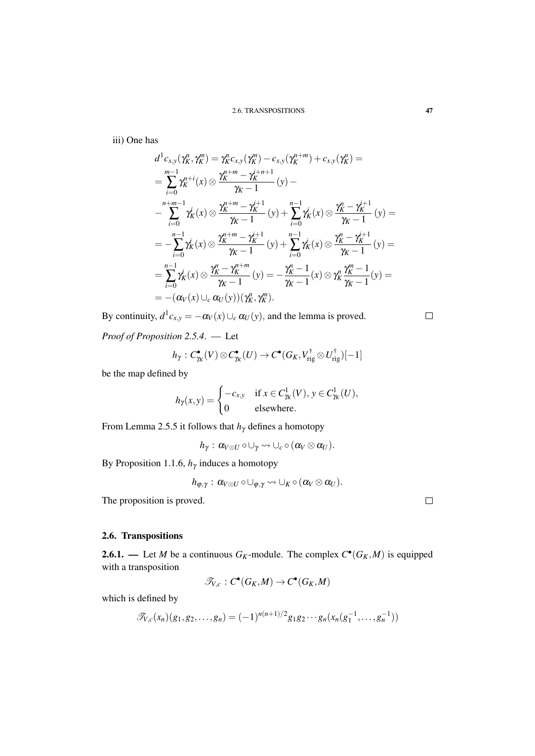iii) One has

$$
\begin{aligned}
d^1 c_{x,y}(\gamma_K^n,\gamma_K^m) &= \gamma_K^n c_{x,y}(\gamma_K^m) - c_{x,y}(\gamma_K^{n+m}) + c_{x,y}(\gamma_K^n) = \\
&= \sum_{i=0}^{m-1} \gamma_K^{n+i}(x) \otimes \frac{\gamma_K^{n+m}-\gamma_K^{i+n+1}}{\gamma_K - 1}(y) - \\
&- \sum_{i=0}^{n+m-1} \gamma_K^i(x) \otimes \frac{\gamma_K^{n+m}-\gamma_K^{i+1}}{\gamma_K - 1}(y) + \sum_{i=0}^{n-1} \gamma_K^i(x) \otimes \frac{\gamma_K^{n}-\gamma_K^{i+1}}{\gamma_K - 1}(y) = \\
&= -\sum_{i=0}^{n-1} \gamma_K^i(x) \otimes \frac{\gamma_K^{n+m}-\gamma_K^{i+1}}{\gamma_K - 1}(y) + \sum_{i=0}^{n-1} \gamma_K^i(x) \otimes \frac{\gamma_K^{n}-\gamma_K^{i+1}}{\gamma_K - 1}(y) = \\
&= \sum_{i=0}^{n-1} \gamma_K^i(x) \otimes \frac{\gamma_K^{n}-\gamma_K^{n+m}}{\gamma_K - 1}(y) = -\frac{\gamma_K^n - 1}{\gamma_K - 1}(x) \otimes \gamma_K^n \frac{\gamma_K^m - 1}{\gamma_K - 1}(y) = \\
&= -(\alpha_V(x) \cup_c \alpha_U(y))(\gamma_K^n,\gamma_K^m).
\end{aligned}
$$

By continuity, $d^1 c_{x,y} = -\alpha_V(x) \cup_c \alpha_U(y)$, and the lemma is proved. □

*Proof of Proposition 2.5.4.* — Let

$$h_\gamma : C^\bullet_{\gamma_K}(V) \otimes C^\bullet_{\gamma_K}(U) \to C^\bullet(G_K, V^\dagger_{\mathrm{rig}} \otimes U^\dagger_{\mathrm{rig}})[-1]$$

be the map defined by

$$h_\gamma(x,y) = \begin{cases} -c_{x,y} & \text{if } x \in C^1_{\gamma_K}(V),\, y \in C^1_{\gamma_K}(U), \\ 0 & \text{elsewhere.} \end{cases}$$

From Lemma 2.5.5 it follows that $h_\gamma$ defines a homotopy

$$h_\gamma : \alpha_{V\otimes U} \circ \cup_\gamma \rightsquigarrow \cup_c \circ (\alpha_V \otimes \alpha_U).$$

By Proposition 1.1.6, $h_\gamma$ induces a homotopy

$$h_{\varphi,\gamma} : \alpha_{V\otimes U} \circ \cup_{\varphi,\gamma} \rightsquigarrow \cup_K \circ (\alpha_V \otimes \alpha_U).$$

The proposition is proved. □

## 2.6. Transpositions

**2.6.1.** — Let $M$ be a continuous $G_K$-module. The complex $C^\bullet(G_K, M)$ is equipped with a transposition

$$\mathscr{T}_{V,c} : C^\bullet(G_K, M) \to C^\bullet(G_K, M)$$

which is defined by

$$\mathscr{T}_{V,c}(x_n)(g_1, g_2, \ldots, g_n) = (-1)^{n(n+1)/2} g_1 g_2 \cdots g_n (x_n(g_1^{-1}, \ldots, g_n^{-1}))$$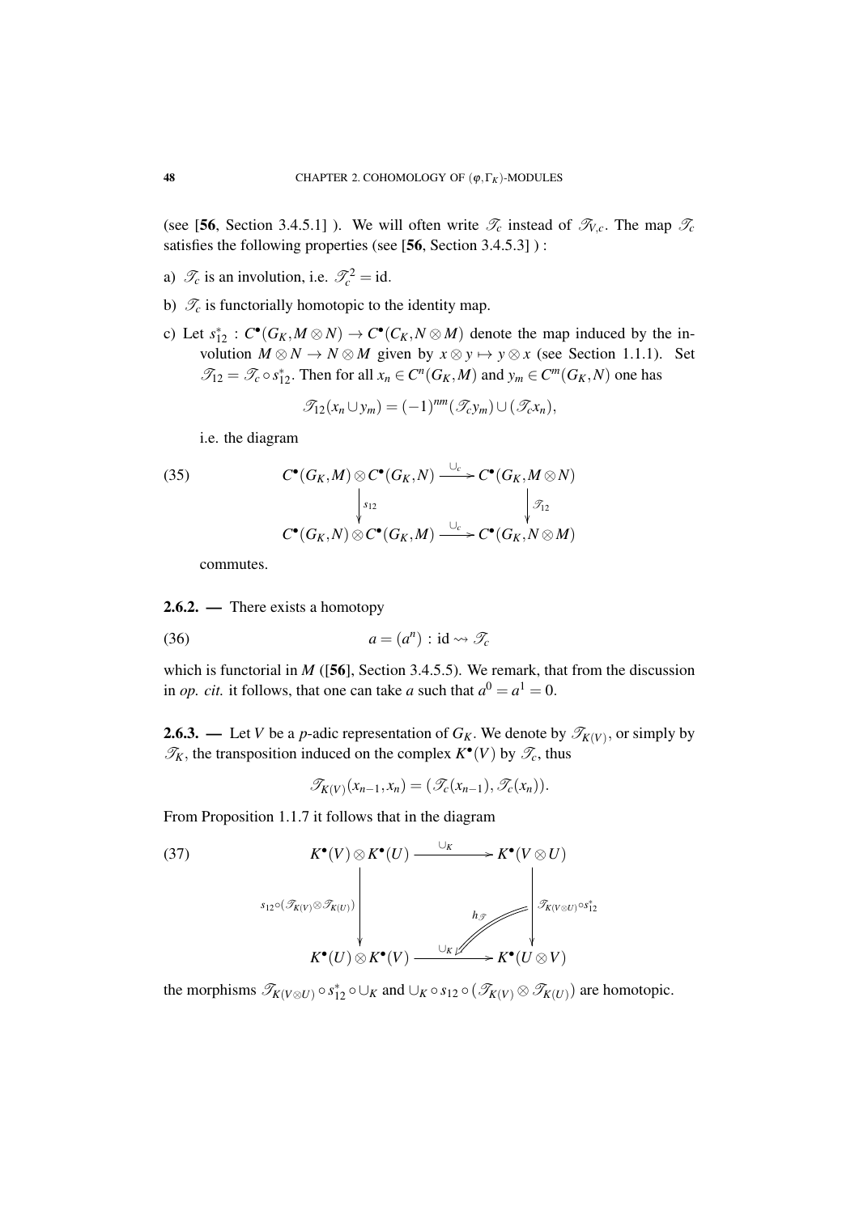(see [**56**, Section 3.4.5.1] ). We will often write $\mathscr{T}_c$ instead of $\mathscr{T}_{V,c}$. The map $\mathscr{T}_c$ satisfies the following properties (see [**56**, Section 3.4.5.3] ) :

a) $\mathscr{T}_c$ is an involution, i.e. $\mathscr{T}_c^2 = \mathrm{id}$.

b) $\mathscr{T}_c$ is functorially homotopic to the identity map.

c) Let $s_{12}^* : C^\bullet(G_K, M \otimes N) \to C^\bullet(C_K, N \otimes M)$ denote the map induced by the involution $M \otimes N \to N \otimes M$ given by $x \otimes y \mapsto y \otimes x$ (see Section 1.1.1). Set $\mathscr{T}_{12} = \mathscr{T}_c \circ s_{12}^*$. Then for all $x_n \in C^n(G_K, M)$ and $y_m \in C^m(G_K, N)$ one has

$$\mathscr{T}_{12}(x_n \cup y_m) = (-1)^{nm}(\mathscr{T}_c y_m) \cup (\mathscr{T}_c x_n),$$

i.e. the diagram

$$\begin{array}{ccc} C^\bullet(G_K, M) \otimes C^\bullet(G_K, N) & \xrightarrow{\cup_c} & C^\bullet(G_K, M \otimes N) \\ \Big\downarrow{\scriptstyle s_{12}} & & \Big\downarrow{\scriptstyle \mathscr{T}_{12}} \\ C^\bullet(G_K, N) \otimes C^\bullet(G_K, M) & \xrightarrow{\cup_c} & C^\bullet(G_K, N \otimes M) \end{array} \tag{35}$$

commutes.

**2.6.2. —** There exists a homotopy

$$a = (a^n) : \mathrm{id} \rightsquigarrow \mathscr{T}_c \tag{36}$$

which is functorial in $M$ ([**56**], Section 3.4.5.5). We remark, that from the discussion in *op. cit.* it follows, that one can take $a$ such that $a^0 = a^1 = 0$.

**2.6.3. —** Let $V$ be a $p$-adic representation of $G_K$. We denote by $\mathscr{T}_{K(V)}$, or simply by $\mathscr{T}_K$, the transposition induced on the complex $K^\bullet(V)$ by $\mathscr{T}_c$, thus

$$\mathscr{T}_{K(V)}(x_{n-1}, x_n) = (\mathscr{T}_c(x_{n-1}), \mathscr{T}_c(x_n)).$$

From Proposition 1.1.7 it follows that in the diagram

$$\begin{array}{ccc} K^\bullet(V) \otimes K^\bullet(U) & \xrightarrow{\cup_K} & K^\bullet(V \otimes U) \\ \Big\downarrow{\scriptstyle s_{12} \circ (\mathscr{T}_{K(V)} \otimes \mathscr{T}_{K(U)})} & \overset{h_{\mathscr{T}}}{\swarrow} & \Big\downarrow{\scriptstyle \mathscr{T}_{K(V \otimes U)} \circ s_{12}^*} \\ K^\bullet(U) \otimes K^\bullet(V) & \xrightarrow{\cup_K} & K^\bullet(U \otimes V) \end{array} \tag{37}$$

the morphisms $\mathscr{T}_{K(V \otimes U)} \circ s_{12}^* \circ \cup_K$ and $\cup_K \circ s_{12} \circ (\mathscr{T}_{K(V)} \otimes \mathscr{T}_{K(U)})$ are homotopic.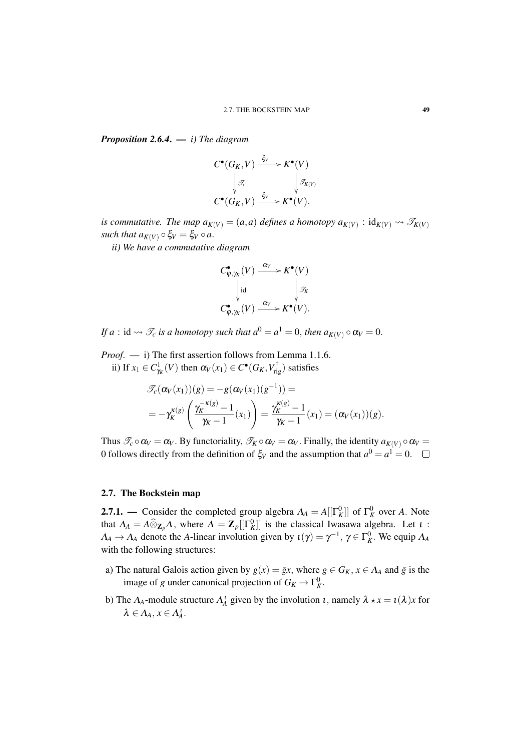***Proposition 2.6.4.*** — *i) The diagram*

$$\begin{array}{ccc} C^\bullet(G_K,V) & \xrightarrow{\xi_V} & K^\bullet(V) \\ \big\downarrow \mathscr{T}_c & & \big\downarrow \mathscr{T}_{K(V)} \\ C^\bullet(G_K,V) & \xrightarrow{\xi_V} & K^\bullet(V). \end{array}$$

*is commutative. The map $a_{K(V)}=(a,a)$ defines a homotopy $a_{K(V)} : \mathrm{id}_{K(V)} \rightsquigarrow \mathscr{T}_{K(V)}$ such that $a_{K(V)}\circ \xi_V=\xi_V\circ a$.*

*ii) We have a commutative diagram*

$$\begin{array}{ccc} C^\bullet_{\varphi,\gamma_K}(V) & \xrightarrow{\alpha_V} & K^\bullet(V) \\ \big\downarrow \mathrm{id} & & \big\downarrow \mathscr{T}_K \\ C^\bullet_{\varphi,\gamma_K}(V) & \xrightarrow{\alpha_V} & K^\bullet(V). \end{array}$$

*If $a : \mathrm{id} \rightsquigarrow \mathscr{T}_c$ is a homotopy such that $a^0=a^1=0$, then $a_{K(V)}\circ \alpha_V=0$.*

*Proof.* — i) The first assertion follows from Lemma 1.1.6.

ii) If $x_1\in C^1_{\gamma_K}(V)$ then $\alpha_V(x_1)\in C^\bullet(G_K,V^\dagger_{\mathrm{rig}})$ satisfies

$$\begin{aligned} &\mathscr{T}_c(\alpha_V(x_1))(g)=-g(\alpha_V(x_1)(g^{-1}))= \\ &=-\gamma_K^{\kappa(g)}\left(\frac{\gamma_K^{-\kappa(g)}-1}{\gamma_K-1}(x_1)\right)=\frac{\gamma_K^{\kappa(g)}-1}{\gamma_K-1}(x_1)=(\alpha_V(x_1))(g). \end{aligned}$$

Thus $\mathscr{T}_c\circ\alpha_V=\alpha_V$. By functoriality, $\mathscr{T}_K\circ\alpha_V=\alpha_V$. Finally, the identity $a_{K(V)}\circ\alpha_V=0$ follows directly from the definition of $\xi_V$ and the assumption that $a^0=a^1=0$. □

## 2.7. The Bockstein map

**2.7.1.** — Consider the completed group algebra $\Lambda_A=A[[\Gamma_K^0]]$ of $\Gamma_K^0$ over $A$. Note that $\Lambda_A=A\widehat{\otimes}_{\mathbf{Z}_p}\Lambda$, where $\Lambda=\mathbf{Z}_p[[\Gamma_K^0]]$ is the classical Iwasawa algebra. Let $\iota : \Lambda_A\to\Lambda_A$ denote the $A$-linear involution given by $\iota(\gamma)=\gamma^{-1}$, $\gamma\in\Gamma_K^0$. We equip $\Lambda_A$ with the following structures:

a) The natural Galois action given by $g(x)=\bar g x$, where $g\in G_K$, $x\in\Lambda_A$ and $\bar g$ is the image of $g$ under canonical projection of $G_K\to\Gamma_K^0$.

b) The $\Lambda_A$-module structure $\Lambda_A^\iota$ given by the involution $\iota$, namely $\lambda\star x=\iota(\lambda)x$ for $\lambda\in\Lambda_A$, $x\in\Lambda_A^\iota$.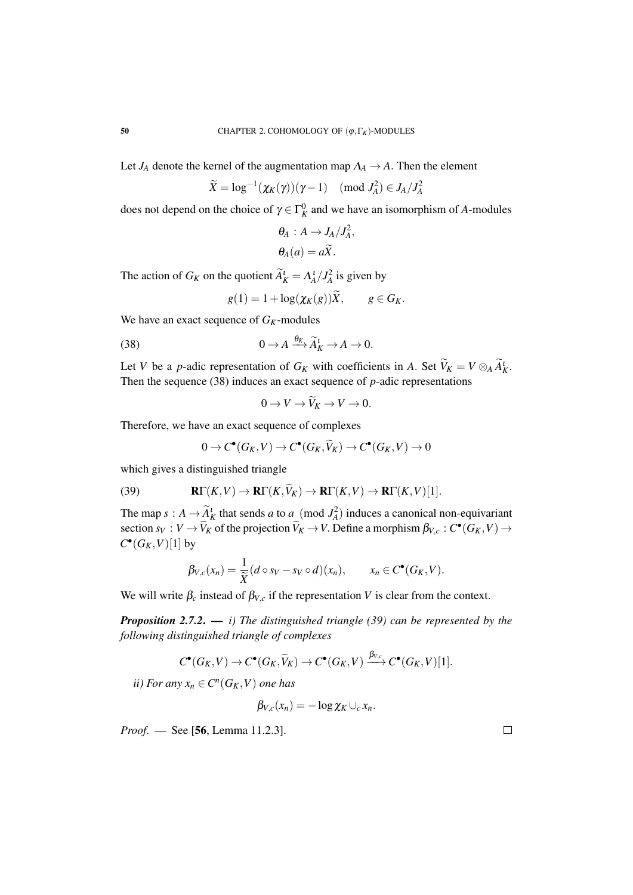Let $J_A$ denote the kernel of the augmentation map $\Lambda_A \to A$. Then the element

$$\widetilde{X} = \log^{-1}(\chi_K(\gamma))(\gamma - 1) \pmod{J_A^2} \in J_A/J_A^2$$

does not depend on the choice of $\gamma \in \Gamma_K^0$ and we have an isomorphism of $A$-modules

$$\theta_A : A \to J_A/J_A^2,$$
$$\theta_A(a) = a\widetilde{X}.$$

The action of $G_K$ on the quotient $\widetilde{A}_K^\iota = \Lambda_A^\iota/J_A^2$ is given by

$$g(1) = 1 + \log(\chi_K(g))\widetilde{X}, \qquad g \in G_K.$$

We have an exact sequence of $G_K$-modules

$$0 \to A \xrightarrow{\theta_K} \widetilde{A}_K^\iota \to A \to 0. \tag{38}$$

Let $V$ be a $p$-adic representation of $G_K$ with coefficients in $A$. Set $\widetilde{V}_K = V \otimes_A \widetilde{A}_K^\iota$. Then the sequence (38) induces an exact sequence of $p$-adic representations

$$0 \to V \to \widetilde{V}_K \to V \to 0.$$

Therefore, we have an exact sequence of complexes

$$0 \to C^\bullet(G_K, V) \to C^\bullet(G_K, \widetilde{V}_K) \to C^\bullet(G_K, V) \to 0$$

which gives a distinguished triangle

$$\mathbf{R}\Gamma(K, V) \to \mathbf{R}\Gamma(K, \widetilde{V}_K) \to \mathbf{R}\Gamma(K, V) \to \mathbf{R}\Gamma(K, V)[1]. \tag{39}$$

The map $s : A \to \widetilde{A}_K^\iota$ that sends $a$ to $a \pmod{J_A^2}$ induces a canonical non-equivariant section $s_V : V \to \widetilde{V}_K$ of the projection $\widetilde{V}_K \to V$. Define a morphism $\beta_{V,c} : C^\bullet(G_K, V) \to C^\bullet(G_K, V)[1]$ by

$$\beta_{V,c}(x_n) = \frac{1}{\widetilde{X}}(d \circ s_V - s_V \circ d)(x_n), \qquad x_n \in C^\bullet(G_K, V).$$

We will write $\beta_c$ instead of $\beta_{V,c}$ if the representation $V$ is clear from the context.

***Proposition 2.7.2. —*** *i) The distinguished triangle (39) can be represented by the following distinguished triangle of complexes*

$$C^\bullet(G_K, V) \to C^\bullet(G_K, \widetilde{V}_K) \to C^\bullet(G_K, V) \xrightarrow{\beta_{V,c}} C^\bullet(G_K, V)[1].$$

*ii) For any $x_n \in C^n(G_K, V)$ one has*

$$\beta_{V,c}(x_n) = -\log \chi_K \cup_c x_n.$$

*Proof.* — See [**56**, Lemma 11.2.3]. □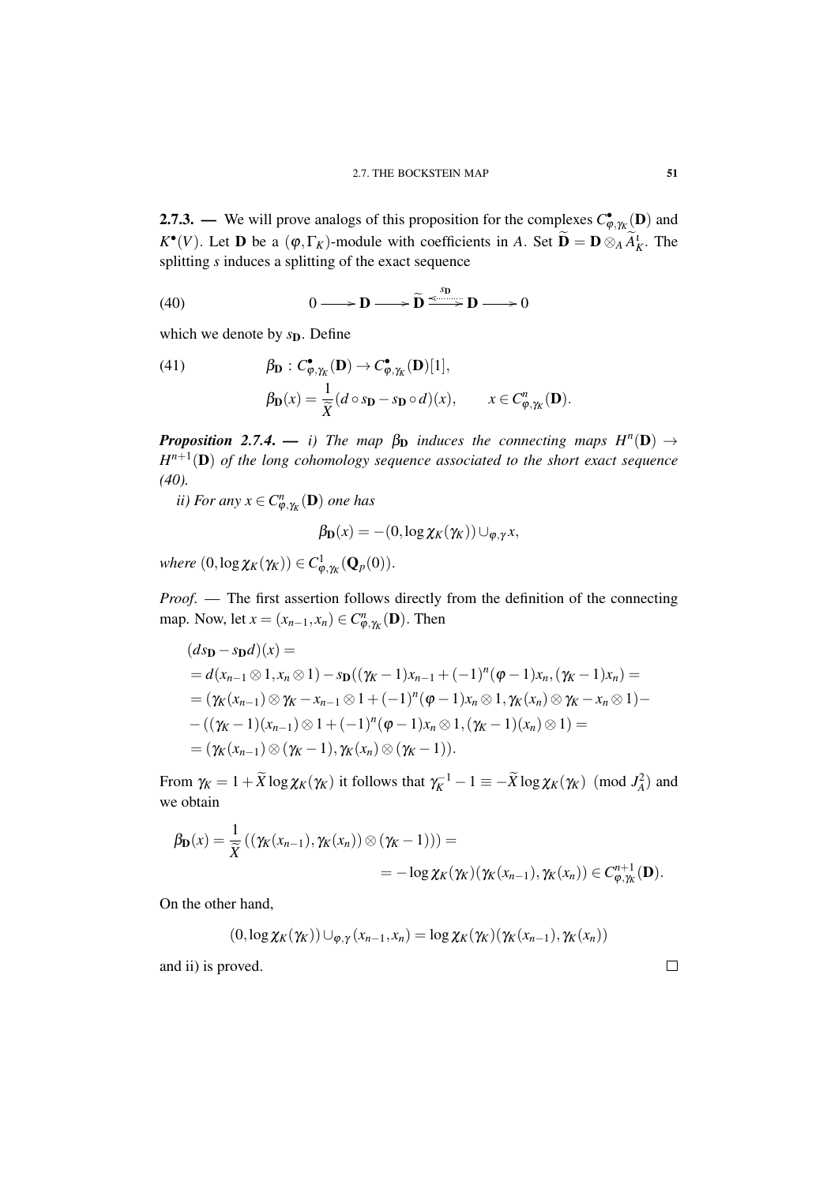**2.7.3. —** We will prove analogs of this proposition for the complexes $C^\bullet_{\varphi,\gamma_K}(\mathbf{D})$ and $K^\bullet(V)$. Let $\mathbf{D}$ be a $(\varphi,\Gamma_K)$-module with coefficients in $A$. Set $\widetilde{\mathbf{D}} = \mathbf{D}\otimes_A \widetilde{A}^\iota_K$. The splitting $s$ induces a splitting of the exact sequence

$$0 \longrightarrow \mathbf{D} \longrightarrow \widetilde{\mathbf{D}} \overset{s_{\mathbf{D}}}{\underset{}{\rightleftarrows}} \mathbf{D} \longrightarrow 0 \tag{40}$$

which we denote by $s_{\mathbf{D}}$. Define

$$\begin{aligned} &\beta_{\mathbf{D}} : C^\bullet_{\varphi,\gamma_K}(\mathbf{D}) \to C^\bullet_{\varphi,\gamma_K}(\mathbf{D})[1], \\ &\beta_{\mathbf{D}}(x) = \frac{1}{\widetilde{X}}(d\circ s_{\mathbf{D}} - s_{\mathbf{D}}\circ d)(x), \qquad x\in C^n_{\varphi,\gamma_K}(\mathbf{D}). \end{aligned} \tag{41}$$

***Proposition 2.7.4. —*** *i) The map $\beta_{\mathbf{D}}$ induces the connecting maps $H^n(\mathbf{D}) \to H^{n+1}(\mathbf{D})$ of the long cohomology sequence associated to the short exact sequence (40).*

*ii) For any $x\in C^n_{\varphi,\gamma_K}(\mathbf{D})$ one has*

$$\beta_{\mathbf{D}}(x) = -(0,\log\chi_K(\gamma_K))\cup_{\varphi,\gamma} x,$$

*where $(0,\log\chi_K(\gamma_K))\in C^1_{\varphi,\gamma_K}(\mathbf{Q}_p(0))$.*

*Proof.* — The first assertion follows directly from the definition of the connecting map. Now, let $x=(x_{n-1},x_n)\in C^n_{\varphi,\gamma_K}(\mathbf{D})$. Then

$$\begin{aligned}
&(ds_{\mathbf{D}} - s_{\mathbf{D}}d)(x) = \\
&= d(x_{n-1}\otimes 1, x_n\otimes 1) - s_{\mathbf{D}}((\gamma_K-1)x_{n-1} + (-1)^n(\varphi-1)x_n, (\gamma_K-1)x_n) = \\
&= (\gamma_K(x_{n-1})\otimes\gamma_K - x_{n-1}\otimes 1 + (-1)^n(\varphi-1)x_n\otimes 1, \gamma_K(x_n)\otimes\gamma_K - x_n\otimes 1) - \\
&- ((\gamma_K-1)(x_{n-1})\otimes 1 + (-1)^n(\varphi-1)x_n\otimes 1, (\gamma_K-1)(x_n)\otimes 1) = \\
&= (\gamma_K(x_{n-1})\otimes(\gamma_K-1), \gamma_K(x_n)\otimes(\gamma_K-1)).
\end{aligned}$$

From $\gamma_K = 1+\widetilde{X}\log\chi_K(\gamma_K)$ it follows that $\gamma_K^{-1}-1\equiv -\widetilde{X}\log\chi_K(\gamma_K) \pmod{J_A^2}$ and we obtain

$$\begin{aligned}
\beta_{\mathbf{D}}(x) = \frac{1}{\widetilde{X}}\left((\gamma_K(x_{n-1}),\gamma_K(x_n))\otimes(\gamma_K-1))\right) = \\
= -\log\chi_K(\gamma_K)(\gamma_K(x_{n-1}),\gamma_K(x_n))\in C^{n+1}_{\varphi,\gamma_K}(\mathbf{D}).
\end{aligned}$$

On the other hand,

$$(0,\log\chi_K(\gamma_K))\cup_{\varphi,\gamma}(x_{n-1},x_n) = \log\chi_K(\gamma_K)(\gamma_K(x_{n-1}),\gamma_K(x_n))$$

and ii) is proved. □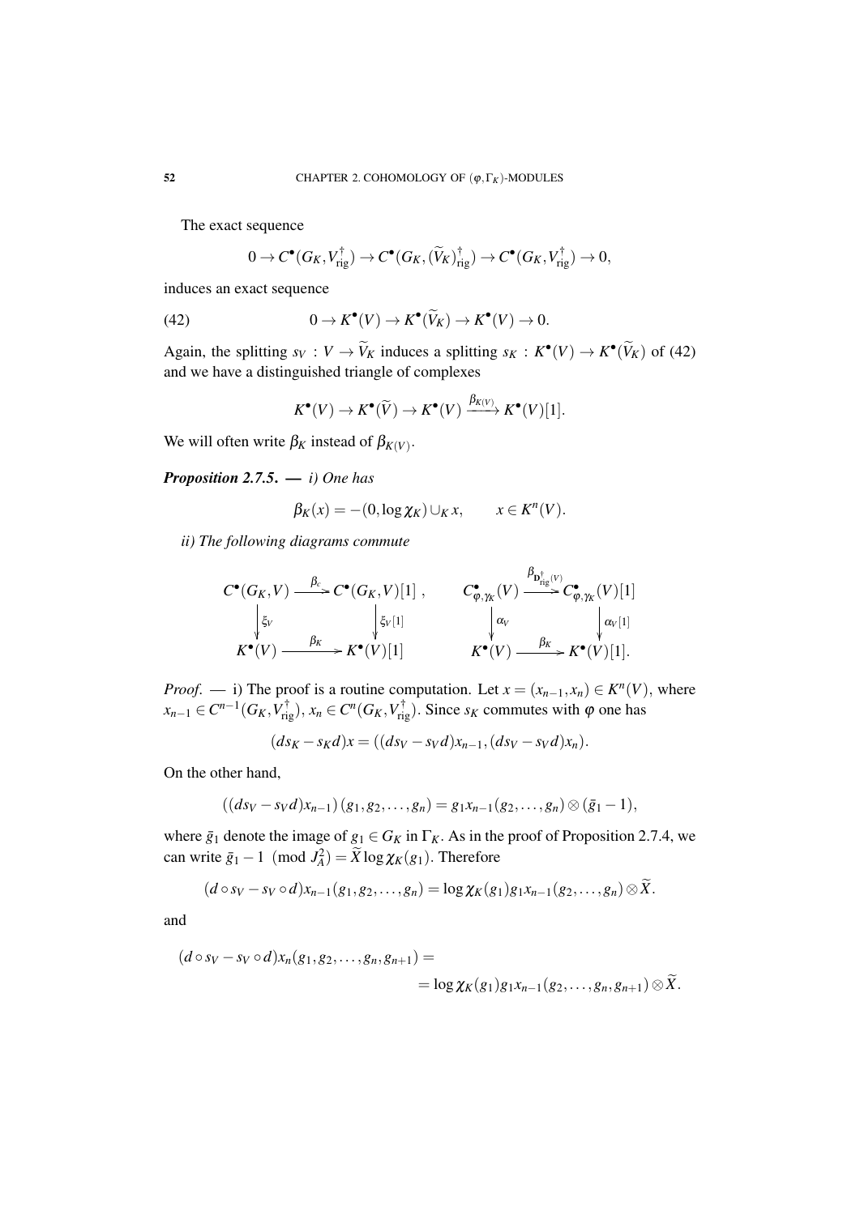The exact sequence

$$0 \to C^\bullet(G_K, V^\dagger_{\mathrm{rig}}) \to C^\bullet(G_K, (\widetilde{V}_K)^\dagger_{\mathrm{rig}}) \to C^\bullet(G_K, V^\dagger_{\mathrm{rig}}) \to 0,$$

induces an exact sequence

$$0 \to K^\bullet(V) \to K^\bullet(\widetilde{V}_K) \to K^\bullet(V) \to 0. \tag{42}$$

Again, the splitting $s_V : V \to \widetilde{V}_K$ induces a splitting $s_K : K^\bullet(V) \to K^\bullet(\widetilde{V}_K)$ of (42) and we have a distinguished triangle of complexes

$$K^\bullet(V) \to K^\bullet(\widetilde{V}) \to K^\bullet(V) \xrightarrow{\beta_{K(V)}} K^\bullet(V)[1].$$

We will often write $\beta_K$ instead of $\beta_{K(V)}$.

***Proposition 2.7.5.*** — *i) One has*

$$\beta_K(x) = -(0, \log \chi_K) \cup_K x, \qquad x \in K^n(V).$$

*ii) The following diagrams commute*

$$\begin{array}{ccc} C^\bullet(G_K,V) & \xrightarrow{\beta_c} & C^\bullet(G_K,V)[1] \\ \downarrow \xi_V & & \downarrow \xi_V[1] \\ K^\bullet(V) & \xrightarrow{\beta_K} & K^\bullet(V)[1] \end{array}, \qquad \begin{array}{ccc} C^\bullet_{\varphi,\gamma_K}(V) & \xrightarrow{\beta_{\mathbf{D}^\dagger_{\mathrm{rig}}(V)}} & C^\bullet_{\varphi,\gamma_K}(V)[1] \\ \downarrow \alpha_V & & \downarrow \alpha_V[1] \\ K^\bullet(V) & \xrightarrow{\beta_K} & K^\bullet(V)[1]. \end{array}$$

*Proof.* — i) The proof is a routine computation. Let $x = (x_{n-1}, x_n) \in K^n(V)$, where $x_{n-1} \in C^{n-1}(G_K, V^\dagger_{\mathrm{rig}})$, $x_n \in C^n(G_K, V^\dagger_{\mathrm{rig}})$. Since $s_K$ commutes with $\varphi$ one has

$$(ds_K - s_K d)x = ((ds_V - s_V d)x_{n-1}, (ds_V - s_V d)x_n).$$

On the other hand,

$$((ds_V - s_V d)x_{n-1})(g_1, g_2, \dots, g_n) = g_1 x_{n-1}(g_2, \dots, g_n) \otimes (\bar{g}_1 - 1),$$

where $\bar{g}_1$ denote the image of $g_1 \in G_K$ in $\Gamma_K$. As in the proof of Proposition 2.7.4, we can write $\bar{g}_1 - 1 \pmod{J_A^2} = \widetilde{X} \log \chi_K(g_1)$. Therefore

$$(d \circ s_V - s_V \circ d)x_{n-1}(g_1, g_2, \dots, g_n) = \log \chi_K(g_1) g_1 x_{n-1}(g_2, \dots, g_n) \otimes \widetilde{X}.$$

and

$$\begin{aligned}(d \circ s_V - s_V \circ d)x_n(g_1, g_2, \dots, g_n, g_{n+1}) &= \\ &= \log \chi_K(g_1) g_1 x_{n-1}(g_2, \dots, g_n, g_{n+1}) \otimes \widetilde{X}.\end{aligned}$$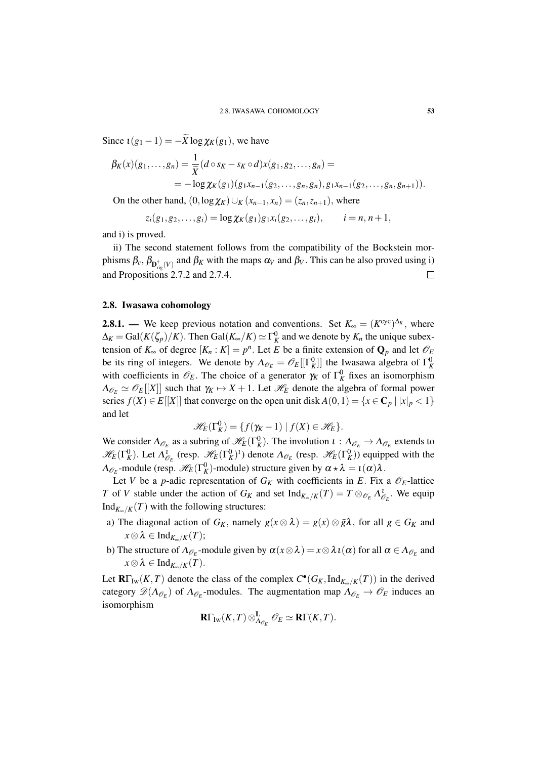Since $\iota(g_1-1)=-\widetilde{X}\log\chi_K(g_1)$, we have

$$\beta_K(x)(g_1,\ldots,g_n)=\frac{1}{\widetilde{X}}(d\circ s_K-s_K\circ d)x(g_1,g_2,\ldots,g_n)=$$
$$=-\log\chi_K(g_1)(g_1x_{n-1}(g_2,\ldots,g_n,g_n),g_1x_{n-1}(g_2,\ldots,g_n,g_{n+1})).$$

On the other hand, $(0,\log\chi_K)\cup_K(x_{n-1},x_n)=(z_n,z_{n+1})$, where

$$z_i(g_1,g_2,\ldots,g_i)=\log\chi_K(g_1)g_1x_i(g_2,\ldots,g_i),\qquad i=n,n+1,$$

and i) is proved.

ii) The second statement follows from the compatibility of the Bockstein morphisms $\beta_c$, $\beta_{\mathbf{D}^{\dagger}_{\mathrm{rig}}(V)}$ and $\beta_K$ with the maps $\alpha_V$ and $\beta_V$. This can be also proved using i) and Propositions 2.7.2 and 2.7.4. $\square$

## 2.8. Iwasawa cohomology

**2.8.1. —** We keep previous notation and conventions. Set $K_\infty=(K^{\mathrm{cyc}})^{\Delta_K}$, where $\Delta_K=\mathrm{Gal}(K(\zeta_p)/K)$. Then $\mathrm{Gal}(K_\infty/K)\simeq\Gamma_K^0$ and we denote by $K_n$ the unique subextension of $K_\infty$ of degree $[K_n:K]=p^n$. Let $E$ be a finite extension of $\mathbf{Q}_p$ and let $\mathscr{O}_E$ be its ring of integers. We denote by $\Lambda_{\mathscr{O}_E}=\mathscr{O}_E[[\Gamma_K^0]]$ the Iwasawa algebra of $\Gamma_K^0$ with coefficients in $\mathscr{O}_E$. The choice of a generator $\gamma_K$ of $\Gamma_K^0$ fixes an isomorphism $\Lambda_{\mathscr{O}_E}\simeq\mathscr{O}_E[[X]]$ such that $\gamma_K\mapsto X+1$. Let $\mathscr{H}_E$ denote the algebra of formal power series $f(X)\in E[[X]]$ that converge on the open unit disk $A(0,1)=\{x\in\mathbf{C}_p\mid |x|_p<1\}$ and let

$$\mathscr{H}_E(\Gamma_K^0)=\{f(\gamma_K-1)\mid f(X)\in\mathscr{H}_E\}.$$

We consider $\Lambda_{\mathscr{O}_E}$ as a subring of $\mathscr{H}_E(\Gamma_K^0)$. The involution $\iota:\Lambda_{\mathscr{O}_E}\to\Lambda_{\mathscr{O}_E}$ extends to $\mathscr{H}_E(\Gamma_K^0)$. Let $\Lambda_{\mathscr{O}_E}^{\iota}$ (resp. $\mathscr{H}_E(\Gamma_K^0)^{\iota}$) denote $\Lambda_{\mathscr{O}_E}$ (resp. $\mathscr{H}_E(\Gamma_K^0)$) equipped with the $\Lambda_{\mathscr{O}_E}$-module (resp. $\mathscr{H}_E(\Gamma_K^0)$-module) structure given by $\alpha\star\lambda=\iota(\alpha)\lambda$.

Let $V$ be a $p$-adic representation of $G_K$ with coefficients in $E$. Fix a $\mathscr{O}_E$-lattice $T$ of $V$ stable under the action of $G_K$ and set $\mathrm{Ind}_{K_\infty/K}(T)=T\otimes_{\mathscr{O}_E}\Lambda_{\mathscr{O}_E}^{\iota}$. We equip $\mathrm{Ind}_{K_\infty/K}(T)$ with the following structures:

a) The diagonal action of $G_K$, namely $g(x\otimes\lambda)=g(x)\otimes\bar{g}\lambda$, for all $g\in G_K$ and $x\otimes\lambda\in\mathrm{Ind}_{K_\infty/K}(T)$;

b) The structure of $\Lambda_{\mathscr{O}_E}$-module given by $\alpha(x\otimes\lambda)=x\otimes\lambda\,\iota(\alpha)$ for all $\alpha\in\Lambda_{\mathscr{O}_E}$ and $x\otimes\lambda\in\mathrm{Ind}_{K_\infty/K}(T)$.

Let $\mathbf{R}\Gamma_{\mathrm{Iw}}(K,T)$ denote the class of the complex $C^\bullet(G_K,\mathrm{Ind}_{K_\infty/K}(T))$ in the derived category $\mathscr{D}(\Lambda_{\mathscr{O}_E})$ of $\Lambda_{\mathscr{O}_E}$-modules. The augmentation map $\Lambda_{\mathscr{O}_E}\to\mathscr{O}_E$ induces an isomorphism

$$\mathbf{R}\Gamma_{\mathrm{Iw}}(K,T)\otimes^{\mathbf{L}}_{\Lambda_{\mathscr{O}_E}}\mathscr{O}_E\simeq\mathbf{R}\Gamma(K,T).$$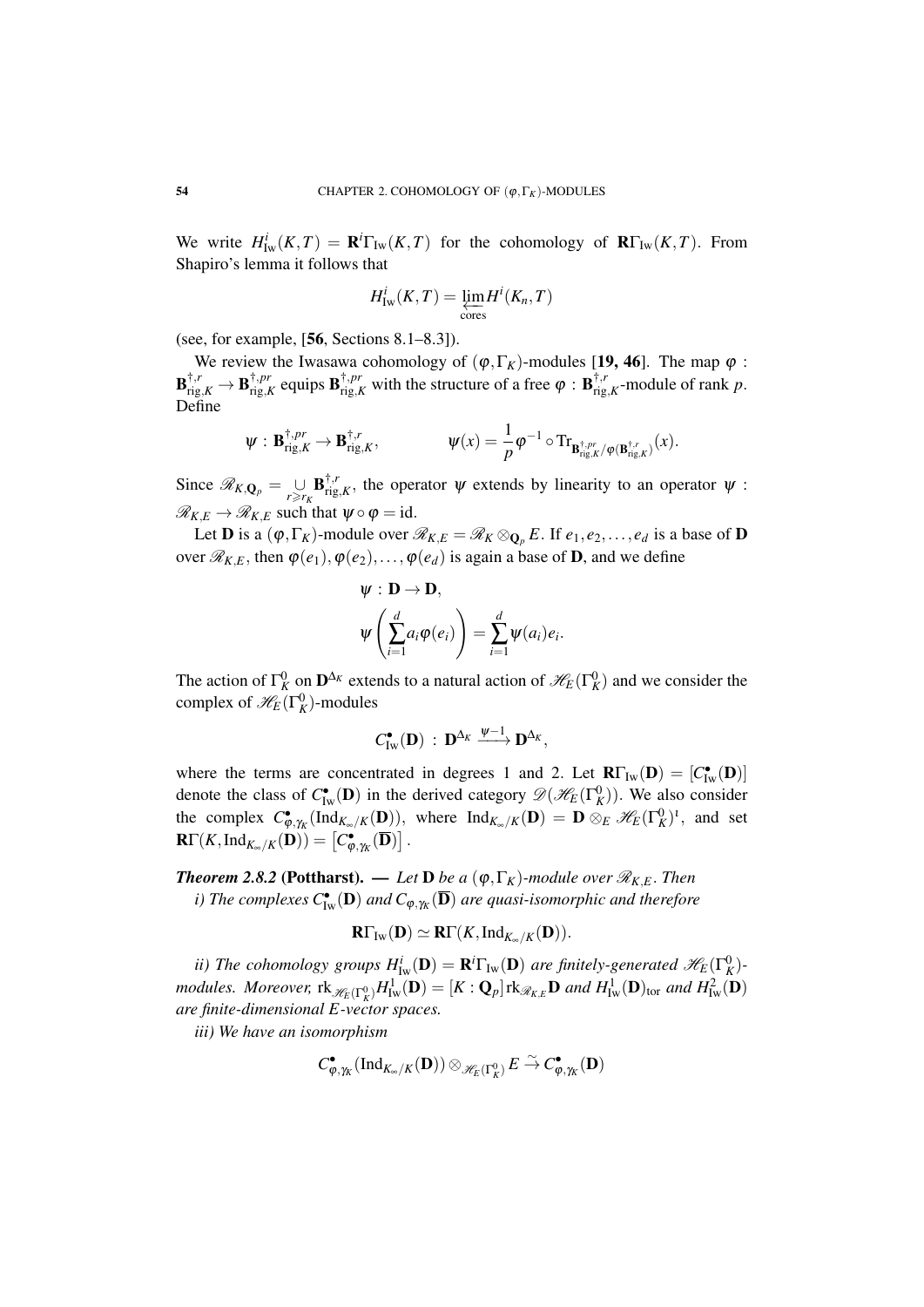We write $H^i_{\mathrm{Iw}}(K,T) = \mathbf{R}^i\Gamma_{\mathrm{Iw}}(K,T)$ for the cohomology of $\mathbf{R}\Gamma_{\mathrm{Iw}}(K,T)$. From Shapiro's lemma it follows that

$$H^i_{\mathrm{Iw}}(K,T) = \varprojlim_{\mathrm{cores}} H^i(K_n,T)$$

(see, for example, [**56**, Sections 8.1–8.3]).

We review the Iwasawa cohomology of $(\varphi,\Gamma_K)$-modules [**19, 46**]. The map $\varphi : \mathbf{B}^{\dagger,r}_{\mathrm{rig},K} \to \mathbf{B}^{\dagger,pr}_{\mathrm{rig},K}$ equips $\mathbf{B}^{\dagger,pr}_{\mathrm{rig},K}$ with the structure of a free $\varphi : \mathbf{B}^{\dagger,r}_{\mathrm{rig},K}$-module of rank $p$. Define

$$\psi : \mathbf{B}^{\dagger,pr}_{\mathrm{rig},K} \to \mathbf{B}^{\dagger,r}_{\mathrm{rig},K}, \qquad\qquad \psi(x) = \frac{1}{p}\varphi^{-1}\circ \mathrm{Tr}_{\mathbf{B}^{\dagger,pr}_{\mathrm{rig},K}/\varphi(\mathbf{B}^{\dagger,r}_{\mathrm{rig},K})}(x).$$

Since $\mathscr{R}_{K,\mathbf{Q}_p} = \underset{r\geqslant r_K}{\cup} \mathbf{B}^{\dagger,r}_{\mathrm{rig},K}$, the operator $\psi$ extends by linearity to an operator $\psi : \mathscr{R}_{K,E} \to \mathscr{R}_{K,E}$ such that $\psi\circ\varphi = \mathrm{id}$.

Let $\mathbf{D}$ is a $(\varphi,\Gamma_K)$-module over $\mathscr{R}_{K,E} = \mathscr{R}_K \otimes_{\mathbf{Q}_p} E$. If $e_1,e_2,\ldots,e_d$ is a base of $\mathbf{D}$ over $\mathscr{R}_{K,E}$, then $\varphi(e_1),\varphi(e_2),\ldots,\varphi(e_d)$ is again a base of $\mathbf{D}$, and we define

$$\psi : \mathbf{D} \to \mathbf{D},$$
$$\psi\left(\sum_{i=1}^d a_i\varphi(e_i)\right) = \sum_{i=1}^d \psi(a_i)e_i.$$

The action of $\Gamma^0_K$ on $\mathbf{D}^{\Delta_K}$ extends to a natural action of $\mathscr{H}_E(\Gamma^0_K)$ and we consider the complex of $\mathscr{H}_E(\Gamma^0_K)$-modules

$$C^\bullet_{\mathrm{Iw}}(\mathbf{D}) \,:\, \mathbf{D}^{\Delta_K} \xrightarrow{\psi-1} \mathbf{D}^{\Delta_K},$$

where the terms are concentrated in degrees 1 and 2. Let $\mathbf{R}\Gamma_{\mathrm{Iw}}(\mathbf{D}) = [C^\bullet_{\mathrm{Iw}}(\mathbf{D})]$ denote the class of $C^\bullet_{\mathrm{Iw}}(\mathbf{D})$ in the derived category $\mathscr{D}(\mathscr{H}_E(\Gamma^0_K))$. We also consider the complex $C^\bullet_{\varphi,\gamma_K}(\mathrm{Ind}_{K_\infty/K}(\mathbf{D}))$, where $\mathrm{Ind}_{K_\infty/K}(\mathbf{D}) = \mathbf{D}\otimes_E \mathscr{H}_E(\Gamma^0_K)^\iota$, and set $\mathbf{R}\Gamma(K,\mathrm{Ind}_{K_\infty/K}(\mathbf{D})) = \left[C^\bullet_{\varphi,\gamma_K}(\overline{\mathbf{D}})\right]$.

***Theorem 2.8.2* (Pottharst). —** *Let $\mathbf{D}$ be a $(\varphi,\Gamma_K)$-module over $\mathscr{R}_{K,E}$. Then*

*i) The complexes $C^\bullet_{\mathrm{Iw}}(\mathbf{D})$ and $C_{\varphi,\gamma_K}(\overline{\mathbf{D}})$ are quasi-isomorphic and therefore*

$$\mathbf{R}\Gamma_{\mathrm{Iw}}(\mathbf{D}) \simeq \mathbf{R}\Gamma(K,\mathrm{Ind}_{K_\infty/K}(\mathbf{D})).$$

*ii) The cohomology groups $H^i_{\mathrm{Iw}}(\mathbf{D}) = \mathbf{R}^i\Gamma_{\mathrm{Iw}}(\mathbf{D})$ are finitely-generated $\mathscr{H}_E(\Gamma^0_K)$-modules. Moreover, $\mathrm{rk}_{\mathscr{H}_E(\Gamma^0_K)}H^1_{\mathrm{Iw}}(\mathbf{D}) = [K:\mathbf{Q}_p]\,\mathrm{rk}_{\mathscr{R}_{K,E}}\mathbf{D}$ and $H^1_{\mathrm{Iw}}(\mathbf{D})_{\mathrm{tor}}$ and $H^2_{\mathrm{Iw}}(\mathbf{D})$ are finite-dimensional $E$-vector spaces.*

*iii) We have an isomorphism*

$$C^\bullet_{\varphi,\gamma_K}(\mathrm{Ind}_{K_\infty/K}(\mathbf{D}))\otimes_{\mathscr{H}_E(\Gamma^0_K)} E \xrightarrow{\sim} C^\bullet_{\varphi,\gamma_K}(\mathbf{D})$$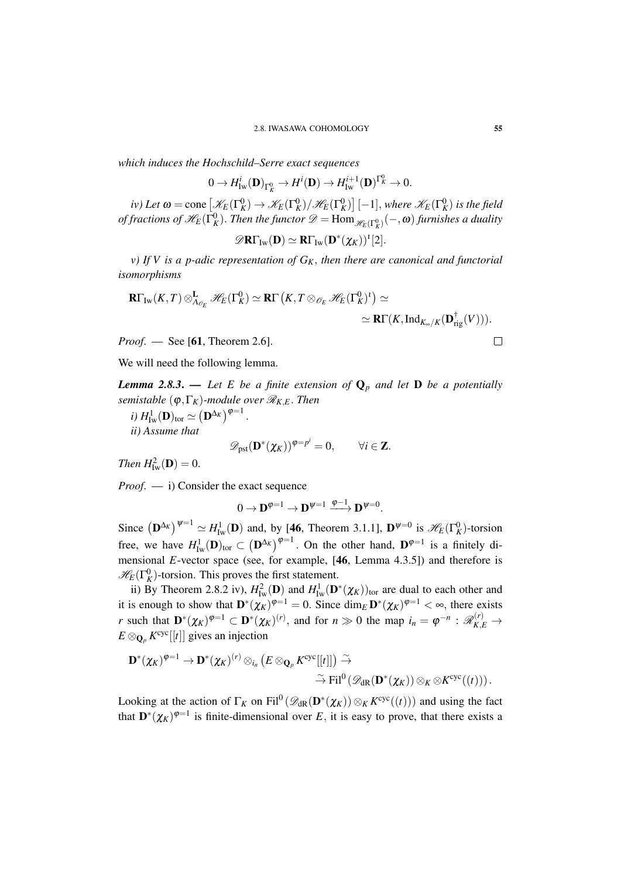*which induces the Hochschild–Serre exact sequences*

$$0 \to H^i_{\mathrm{Iw}}(\mathbf{D})_{\Gamma^0_K} \to H^i(\mathbf{D}) \to H^{i+1}_{\mathrm{Iw}}(\mathbf{D})^{\Gamma^0_K} \to 0.$$

*iv) Let* $\omega = \mathrm{cone}\left[\mathscr{K}_E(\Gamma^0_K) \to \mathscr{K}_E(\Gamma^0_K)/\mathscr{H}_E(\Gamma^0_K)\right][-1]$, *where* $\mathscr{K}_E(\Gamma^0_K)$ *is the field of fractions of* $\mathscr{H}_E(\Gamma^0_K)$. *Then the functor* $\mathscr{D} = \mathrm{Hom}_{\mathscr{H}_E(\Gamma^0_K)}(-,\omega)$ *furnishes a duality*

$$\mathscr{D}\mathbf{R}\Gamma_{\mathrm{Iw}}(\mathbf{D}) \simeq \mathbf{R}\Gamma_{\mathrm{Iw}}(\mathbf{D}^*(\chi_K))^\iota[2].$$

*v) If* $V$ *is a* $p$*-adic representation of* $G_K$, *then there are canonical and functorial isomorphisms*

$$\mathbf{R}\Gamma_{\mathrm{Iw}}(K,T) \otimes^{\mathbf{L}}_{\Lambda_{\mathscr{O}_E}} \mathscr{H}_E(\Gamma^0_K) \simeq \mathbf{R}\Gamma\left(K, T \otimes_{\mathscr{O}_E} \mathscr{H}_E(\Gamma^0_K)^\iota\right) \simeq$$
$$\simeq \mathbf{R}\Gamma(K, \mathrm{Ind}_{K_\infty/K}(\mathbf{D}^\dagger_{\mathrm{rig}}(V))).$$

*Proof*. — See [**61**, Theorem 2.6]. □

We will need the following lemma.

***Lemma 2.8.3***. — *Let* $E$ *be a finite extension of* $\mathbf{Q}_p$ *and let* $\mathbf{D}$ *be a potentially semistable* $(\varphi,\Gamma_K)$*-module over* $\mathscr{R}_{K,E}$. *Then*

*i)* $H^1_{\mathrm{Iw}}(\mathbf{D})_{\mathrm{tor}} \simeq \left(\mathbf{D}^{\Delta_K}\right)^{\varphi=1}$.

*ii) Assume that*

$$\mathscr{D}_{\mathrm{pst}}(\mathbf{D}^*(\chi_K))^{\varphi=p^i} = 0, \qquad \forall i \in \mathbf{Z}.$$

*Then* $H^2_{\mathrm{Iw}}(\mathbf{D}) = 0$.

*Proof*. — i) Consider the exact sequence

$$0 \to \mathbf{D}^{\varphi=1} \to \mathbf{D}^{\psi=1} \xrightarrow{\varphi-1} \mathbf{D}^{\psi=0}.$$

Since $\left(\mathbf{D}^{\Delta_K}\right)^{\psi=1} \simeq H^1_{\mathrm{Iw}}(\mathbf{D})$ and, by [**46**, Theorem 3.1.1], $\mathbf{D}^{\psi=0}$ is $\mathscr{H}_E(\Gamma^0_K)$-torsion free, we have $H^1_{\mathrm{Iw}}(\mathbf{D})_{\mathrm{tor}} \subset \left(\mathbf{D}^{\Delta_K}\right)^{\varphi=1}$. On the other hand, $\mathbf{D}^{\varphi=1}$ is a finitely dimensional $E$-vector space (see, for example, [**46**, Lemma 4.3.5]) and therefore is $\mathscr{H}_E(\Gamma^0_K)$-torsion. This proves the first statement.

ii) By Theorem 2.8.2 iv), $H^2_{\mathrm{Iw}}(\mathbf{D})$ and $H^1_{\mathrm{Iw}}(\mathbf{D}^*(\chi_K))_{\mathrm{tor}}$ are dual to each other and it is enough to show that $\mathbf{D}^*(\chi_K)^{\varphi=1} = 0$. Since $\dim_E \mathbf{D}^*(\chi_K)^{\varphi=1} < \infty$, there exists $r$ such that $\mathbf{D}^*(\chi_K)^{\varphi=1} \subset \mathbf{D}^*(\chi_K)^{(r)}$, and for $n \gg 0$ the map $i_n = \varphi^{-n} : \mathscr{R}^{(r)}_{K,E} \to E \otimes_{\mathbf{Q}_p} K^{\mathrm{cyc}}[[t]]$ gives an injection

$$\mathbf{D}^*(\chi_K)^{\varphi=1} \to \mathbf{D}^*(\chi_K)^{(r)} \otimes_{i_n} \left(E \otimes_{\mathbf{Q}_p} K^{\mathrm{cyc}}[[t]]\right) \xrightarrow{\sim}$$
$$\xrightarrow{\sim} \mathrm{Fil}^0\left(\mathscr{D}_{\mathrm{dR}}(\mathbf{D}^*(\chi_K)) \otimes_K \otimes K^{\mathrm{cyc}}((t))\right).$$

Looking at the action of $\Gamma_K$ on $\mathrm{Fil}^0\left(\mathscr{D}_{\mathrm{dR}}(\mathbf{D}^*(\chi_K)) \otimes_K K^{\mathrm{cyc}}((t))\right)$ and using the fact that $\mathbf{D}^*(\chi_K)^{\varphi=1}$ is finite-dimensional over $E$, it is easy to prove, that there exists a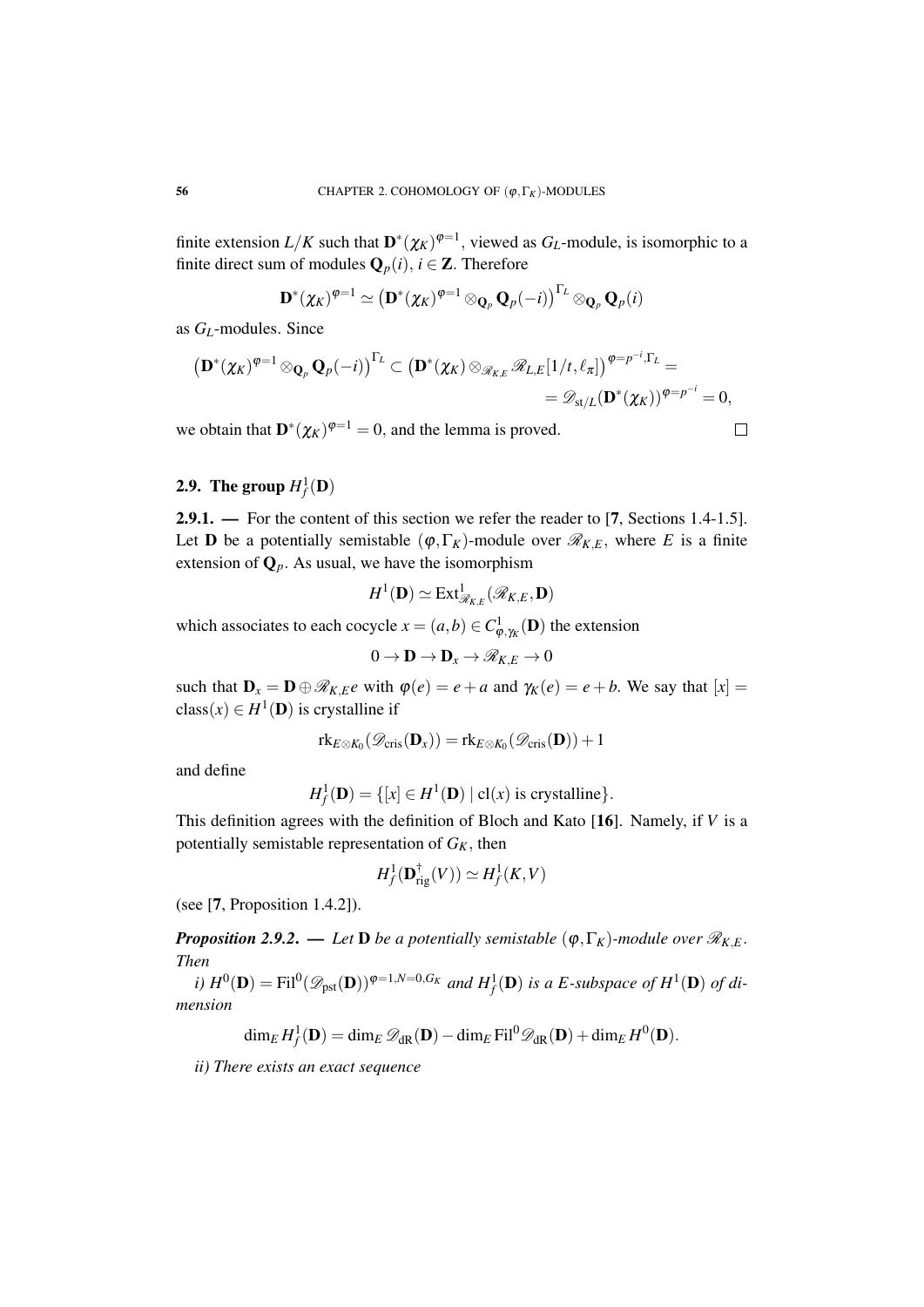finite extension $L/K$ such that $\mathbf{D}^*(\chi_K)^{\varphi=1}$, viewed as $G_L$-module, is isomorphic to a finite direct sum of modules $\mathbf{Q}_p(i)$, $i \in \mathbf{Z}$. Therefore

$$\mathbf{D}^*(\chi_K)^{\varphi=1} \simeq \left(\mathbf{D}^*(\chi_K)^{\varphi=1} \otimes_{\mathbf{Q}_p} \mathbf{Q}_p(-i)\right)^{\Gamma_L} \otimes_{\mathbf{Q}_p} \mathbf{Q}_p(i)$$

as $G_L$-modules. Since

$$\begin{aligned}\left(\mathbf{D}^*(\chi_K)^{\varphi=1} \otimes_{\mathbf{Q}_p} \mathbf{Q}_p(-i)\right)^{\Gamma_L} \subset \left(\mathbf{D}^*(\chi_K) \otimes_{\mathscr{R}_{K,E}} \mathscr{R}_{L,E}[1/t, \ell_\pi]\right)^{\varphi=p^{-i},\Gamma_L} &= \\ = \mathscr{D}_{\mathrm{st}/L}(\mathbf{D}^*(\chi_K))^{\varphi=p^{-i}} &= 0,\end{aligned}$$

we obtain that $\mathbf{D}^*(\chi_K)^{\varphi=1} = 0$, and the lemma is proved. □

## 2.9. The group $H^1_f(\mathbf{D})$

**2.9.1. —** For the content of this section we refer the reader to [**7**, Sections 1.4-1.5]. Let $\mathbf{D}$ be a potentially semistable $(\varphi, \Gamma_K)$-module over $\mathscr{R}_{K,E}$, where $E$ is a finite extension of $\mathbf{Q}_p$. As usual, we have the isomorphism

$$H^1(\mathbf{D}) \simeq \mathrm{Ext}^1_{\mathscr{R}_{K,E}}(\mathscr{R}_{K,E}, \mathbf{D})$$

which associates to each cocycle $x = (a, b) \in C^1_{\varphi,\gamma_K}(\mathbf{D})$ the extension

$$0 \to \mathbf{D} \to \mathbf{D}_x \to \mathscr{R}_{K,E} \to 0$$

such that $\mathbf{D}_x = \mathbf{D} \oplus \mathscr{R}_{K,E} e$ with $\varphi(e) = e + a$ and $\gamma_K(e) = e + b$. We say that $[x] = \mathrm{class}(x) \in H^1(\mathbf{D})$ is crystalline if

$$\mathrm{rk}_{E\otimes K_0}(\mathscr{D}_{\mathrm{cris}}(\mathbf{D}_x)) = \mathrm{rk}_{E\otimes K_0}(\mathscr{D}_{\mathrm{cris}}(\mathbf{D})) + 1$$

and define

$$H^1_f(\mathbf{D}) = \{[x] \in H^1(\mathbf{D}) \mid \mathrm{cl}(x) \text{ is crystalline}\}.$$

This definition agrees with the definition of Bloch and Kato [**16**]. Namely, if $V$ is a potentially semistable representation of $G_K$, then

$$H^1_f(\mathbf{D}^\dagger_{\mathrm{rig}}(V)) \simeq H^1_f(K, V)$$

(see [**7**, Proposition 1.4.2]).

***Proposition 2.9.2.*** **—** *Let $\mathbf{D}$ be a potentially semistable $(\varphi, \Gamma_K)$-module over $\mathscr{R}_{K,E}$. Then*

*i) $H^0(\mathbf{D}) = \mathrm{Fil}^0(\mathscr{D}_{\mathrm{pst}}(\mathbf{D}))^{\varphi=1,N=0,G_K}$ and $H^1_f(\mathbf{D})$ is a $E$-subspace of $H^1(\mathbf{D})$ of dimension*

$$\dim_E H^1_f(\mathbf{D}) = \dim_E \mathscr{D}_{\mathrm{dR}}(\mathbf{D}) - \dim_E \mathrm{Fil}^0 \mathscr{D}_{\mathrm{dR}}(\mathbf{D}) + \dim_E H^0(\mathbf{D}).$$

*ii) There exists an exact sequence*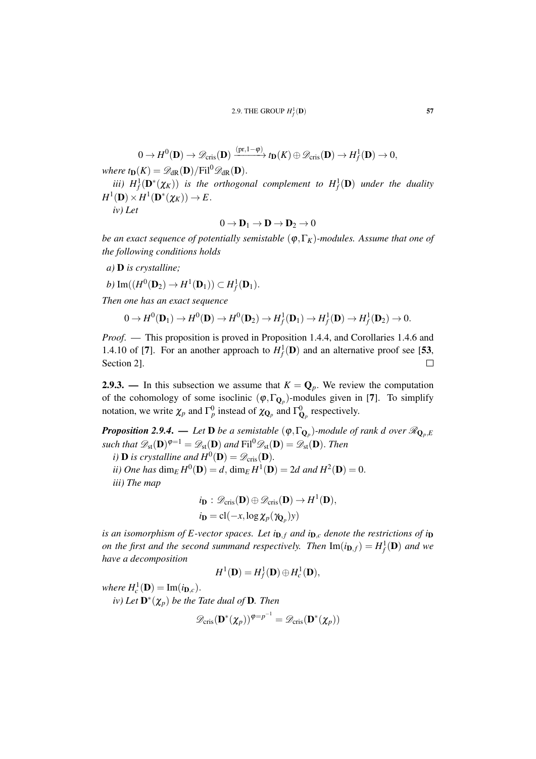$$0 \to H^0(\mathbf{D}) \to \mathscr{D}_{\mathrm{cris}}(\mathbf{D}) \xrightarrow{(\mathrm{pr}, 1-\varphi)} t_{\mathbf{D}}(K) \oplus \mathscr{D}_{\mathrm{cris}}(\mathbf{D}) \to H^1_f(\mathbf{D}) \to 0,$$

*where* $t_{\mathbf{D}}(K) = \mathscr{D}_{\mathrm{dR}}(\mathbf{D})/\mathrm{Fil}^0\mathscr{D}_{\mathrm{dR}}(\mathbf{D})$.

*iii)* $H^1_f(\mathbf{D}^*(\chi_K))$ *is the orthogonal complement to* $H^1_f(\mathbf{D})$ *under the duality* $H^1(\mathbf{D}) \times H^1(\mathbf{D}^*(\chi_K)) \to E$.

*iv) Let*

$$0 \to \mathbf{D}_1 \to \mathbf{D} \to \mathbf{D}_2 \to 0$$

*be an exact sequence of potentially semistable* $(\varphi, \Gamma_K)$*-modules. Assume that one of the following conditions holds*

*a)* $\mathbf{D}$ *is crystalline;*

*b)* $\mathrm{Im}((H^0(\mathbf{D}_2) \to H^1(\mathbf{D}_1)) \subset H^1_f(\mathbf{D}_1)$.

*Then one has an exact sequence*

$$0 \to H^0(\mathbf{D}_1) \to H^0(\mathbf{D}) \to H^0(\mathbf{D}_2) \to H^1_f(\mathbf{D}_1) \to H^1_f(\mathbf{D}) \to H^1_f(\mathbf{D}_2) \to 0.$$

*Proof*. — This proposition is proved in Proposition 1.4.4, and Corollaries 1.4.6 and 1.4.10 of [**7**]. For an another approach to $H^1_f(\mathbf{D})$ and an alternative proof see [**53**, Section 2]. □

**2.9.3.** — In this subsection we assume that $K = \mathbf{Q}_p$. We review the computation of the cohomology of some isoclinic $(\varphi, \Gamma_{\mathbf{Q}_p})$-modules given in [**7**]. To simplify notation, we write $\chi_p$ and $\Gamma^0_p$ instead of $\chi_{\mathbf{Q}_p}$ and $\Gamma^0_{\mathbf{Q}_p}$ respectively.

***Proposition 2.9.4.*** — *Let* $\mathbf{D}$ *be a semistable* $(\varphi, \Gamma_{\mathbf{Q}_p})$*-module of rank* $d$ *over* $\mathscr{R}_{\mathbf{Q}_p,E}$ *such that* $\mathscr{D}_{\mathrm{st}}(\mathbf{D})^{\varphi=1} = \mathscr{D}_{\mathrm{st}}(\mathbf{D})$ *and* $\mathrm{Fil}^0\mathscr{D}_{\mathrm{st}}(\mathbf{D}) = \mathscr{D}_{\mathrm{st}}(\mathbf{D})$. *Then*

*i)* $\mathbf{D}$ *is crystalline and* $H^0(\mathbf{D}) = \mathscr{D}_{\mathrm{cris}}(\mathbf{D})$.

*ii) One has* $\dim_E H^0(\mathbf{D}) = d$, $\dim_E H^1(\mathbf{D}) = 2d$ *and* $H^2(\mathbf{D}) = 0$.

*iii) The map*

$$i_{\mathbf{D}} : \mathscr{D}_{\mathrm{cris}}(\mathbf{D}) \oplus \mathscr{D}_{\mathrm{cris}}(\mathbf{D}) \to H^1(\mathbf{D}),$$
$$i_{\mathbf{D}} = \mathrm{cl}(-x, \log \chi_p(\gamma_{\mathbf{Q}_p})y)$$

*is an isomorphism of* $E$*-vector spaces. Let* $i_{\mathbf{D},f}$ *and* $i_{\mathbf{D},c}$ *denote the restrictions of* $i_{\mathbf{D}}$ *on the first and the second summand respectively. Then* $\mathrm{Im}(i_{\mathbf{D},f}) = H^1_f(\mathbf{D})$ *and we have a decomposition*

$$H^1(\mathbf{D}) = H^1_f(\mathbf{D}) \oplus H^1_c(\mathbf{D}),$$

*where* $H^1_c(\mathbf{D}) = \mathrm{Im}(i_{\mathbf{D},c})$.

*iv) Let* $\mathbf{D}^*(\chi_p)$ *be the Tate dual of* $\mathbf{D}$. *Then*

$$\mathscr{D}_{\mathrm{cris}}(\mathbf{D}^*(\chi_p))^{\varphi=p^{-1}} = \mathscr{D}_{\mathrm{cris}}(\mathbf{D}^*(\chi_p))$$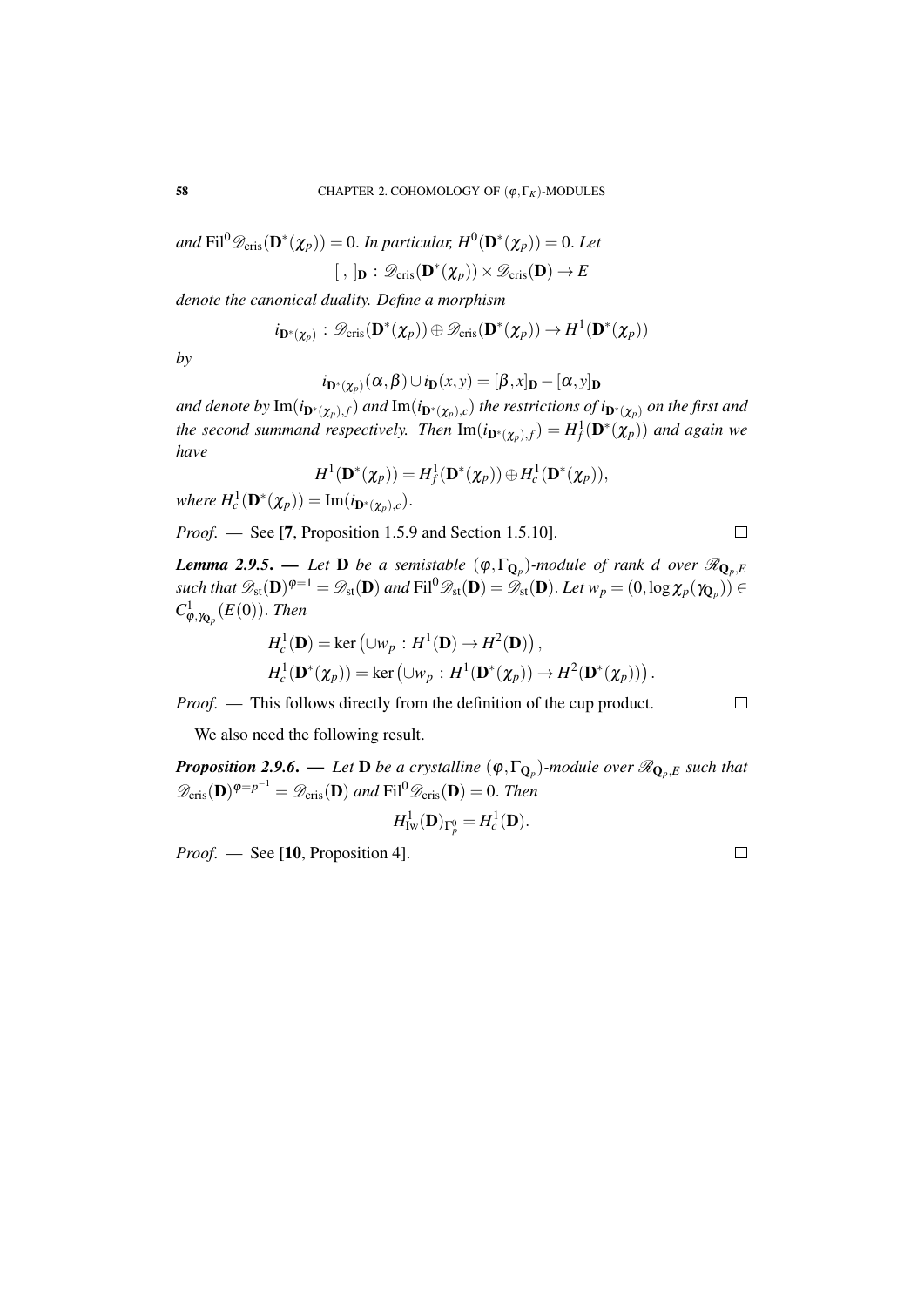*and* $\mathrm{Fil}^0\mathscr{D}_{\mathrm{cris}}(\mathbf{D}^*(\chi_p))=0$*. In particular,* $H^0(\mathbf{D}^*(\chi_p))=0$*. Let*

$$[\ ,\ ]_{\mathbf{D}}\,:\,\mathscr{D}_{\mathrm{cris}}(\mathbf{D}^*(\chi_p))\times\mathscr{D}_{\mathrm{cris}}(\mathbf{D})\to E$$

*denote the canonical duality. Define a morphism*

$$i_{\mathbf{D}^*(\chi_p)}\,:\,\mathscr{D}_{\mathrm{cris}}(\mathbf{D}^*(\chi_p))\oplus\mathscr{D}_{\mathrm{cris}}(\mathbf{D}^*(\chi_p))\to H^1(\mathbf{D}^*(\chi_p))$$

*by*

$$i_{\mathbf{D}^*(\chi_p)}(\alpha,\beta)\cup i_{\mathbf{D}}(x,y)=[\beta,x]_{\mathbf{D}}-[\alpha,y]_{\mathbf{D}}$$

*and denote by* $\mathrm{Im}(i_{\mathbf{D}^*(\chi_p),f})$ *and* $\mathrm{Im}(i_{\mathbf{D}^*(\chi_p),c})$ *the restrictions of* $i_{\mathbf{D}^*(\chi_p)}$ *on the first and the second summand respectively. Then* $\mathrm{Im}(i_{\mathbf{D}^*(\chi_p),f})=H^1_f(\mathbf{D}^*(\chi_p))$ *and again we have*

$$H^1(\mathbf{D}^*(\chi_p))=H^1_f(\mathbf{D}^*(\chi_p))\oplus H^1_c(\mathbf{D}^*(\chi_p)),$$

*where* $H^1_c(\mathbf{D}^*(\chi_p))=\mathrm{Im}(i_{\mathbf{D}^*(\chi_p),c})$*.*

*Proof.* — See [**7**, Proposition 1.5.9 and Section 1.5.10]. □

***Lemma 2.9.5.*** — *Let* $\mathbf{D}$ *be a semistable* $(\varphi,\Gamma_{\mathbf{Q}_p})$*-module of rank* $d$ *over* $\mathscr{R}_{\mathbf{Q}_p,E}$ *such that* $\mathscr{D}_{\mathrm{st}}(\mathbf{D})^{\varphi=1}=\mathscr{D}_{\mathrm{st}}(\mathbf{D})$ *and* $\mathrm{Fil}^0\mathscr{D}_{\mathrm{st}}(\mathbf{D})=\mathscr{D}_{\mathrm{st}}(\mathbf{D})$*. Let* $w_p=(0,\log\chi_p(\gamma_{\mathbf{Q}_p}))\in C^1_{\varphi,\gamma_{\mathbf{Q}_p}}(E(0))$*. Then*

$$H^1_c(\mathbf{D})=\ker\left(\cup w_p\,:\,H^1(\mathbf{D})\to H^2(\mathbf{D})\right),$$
$$H^1_c(\mathbf{D}^*(\chi_p))=\ker\left(\cup w_p\,:\,H^1(\mathbf{D}^*(\chi_p))\to H^2(\mathbf{D}^*(\chi_p))\right).$$

*Proof.* — This follows directly from the definition of the cup product. □

We also need the following result.

***Proposition 2.9.6.*** — *Let* $\mathbf{D}$ *be a crystalline* $(\varphi,\Gamma_{\mathbf{Q}_p})$*-module over* $\mathscr{R}_{\mathbf{Q}_p,E}$ *such that* $\mathscr{D}_{\mathrm{cris}}(\mathbf{D})^{\varphi=p^{-1}}=\mathscr{D}_{\mathrm{cris}}(\mathbf{D})$ *and* $\mathrm{Fil}^0\mathscr{D}_{\mathrm{cris}}(\mathbf{D})=0$*. Then*

$$H^1_{\mathrm{Iw}}(\mathbf{D})_{\Gamma^0_p}=H^1_c(\mathbf{D}).$$

*Proof.* — See [**10**, Proposition 4]. □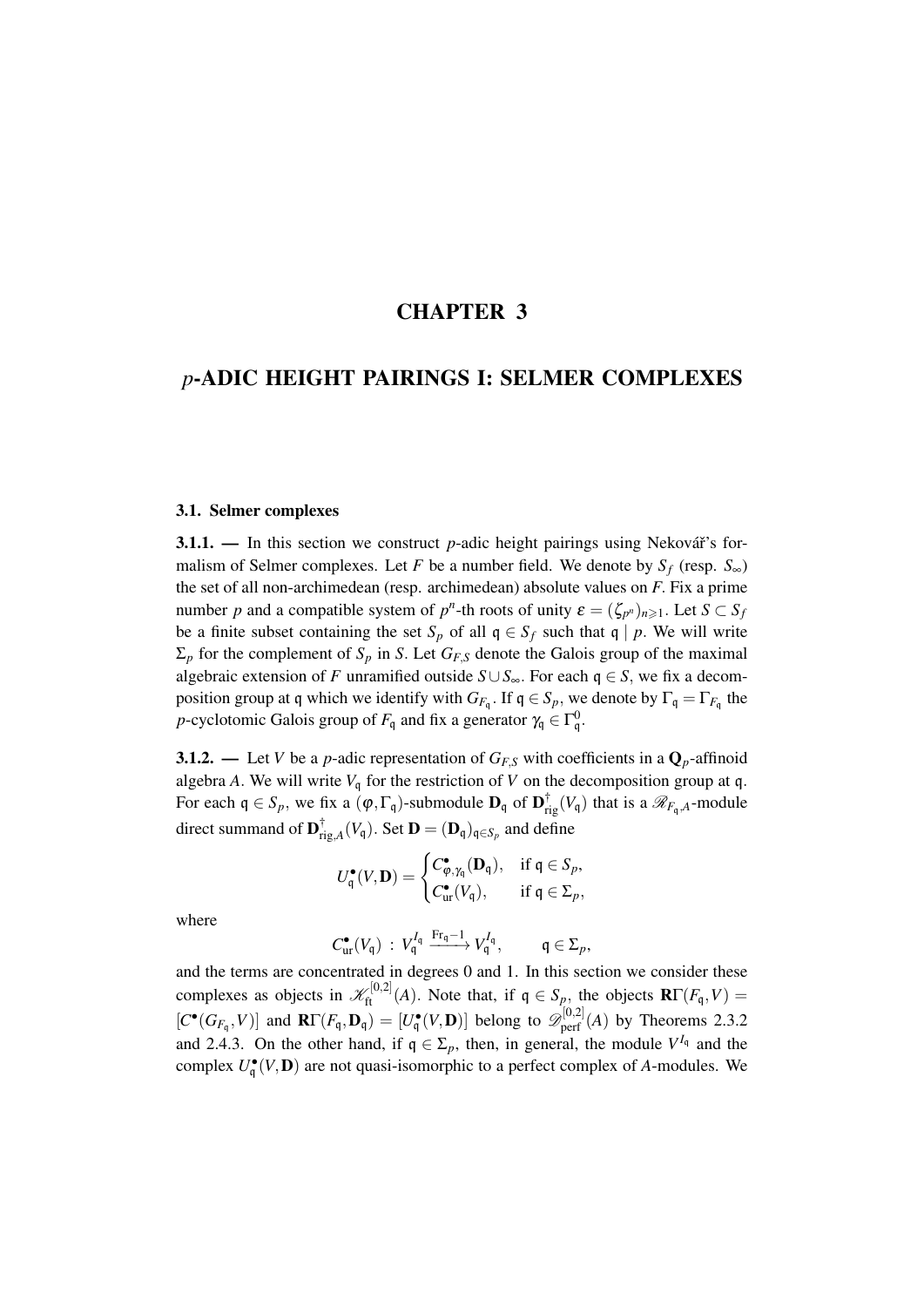# CHAPTER 3

# $p$-ADIC HEIGHT PAIRINGS I: SELMER COMPLEXES

## 3.1. Selmer complexes

**3.1.1. —** In this section we construct $p$-adic height pairings using Nekovář's formalism of Selmer complexes. Let $F$ be a number field. We denote by $S_f$ (resp. $S_\infty$) the set of all non-archimedean (resp. archimedean) absolute values on $F$. Fix a prime number $p$ and a compatible system of $p^n$-th roots of unity $\varepsilon = (\zeta_{p^n})_{n \geqslant 1}$. Let $S \subset S_f$ be a finite subset containing the set $S_p$ of all $\mathfrak{q} \in S_f$ such that $\mathfrak{q} \mid p$. We will write $\Sigma_p$ for the complement of $S_p$ in $S$. Let $G_{F,S}$ denote the Galois group of the maximal algebraic extension of $F$ unramified outside $S \cup S_\infty$. For each $\mathfrak{q} \in S$, we fix a decomposition group at $\mathfrak{q}$ which we identify with $G_{F_\mathfrak{q}}$. If $\mathfrak{q} \in S_p$, we denote by $\Gamma_\mathfrak{q} = \Gamma_{F_\mathfrak{q}}$ the $p$-cyclotomic Galois group of $F_\mathfrak{q}$ and fix a generator $\gamma_\mathfrak{q} \in \Gamma_\mathfrak{q}^0$.

**3.1.2. —** Let $V$ be a $p$-adic representation of $G_{F,S}$ with coefficients in a $\mathbf{Q}_p$-affinoid algebra $A$. We will write $V_\mathfrak{q}$ for the restriction of $V$ on the decomposition group at $\mathfrak{q}$. For each $\mathfrak{q} \in S_p$, we fix a $(\varphi, \Gamma_\mathfrak{q})$-submodule $\mathbf{D}_\mathfrak{q}$ of $\mathbf{D}^\dagger_{\mathrm{rig}}(V_\mathfrak{q})$ that is a $\mathscr{R}_{F_\mathfrak{q},A}$-module direct summand of $\mathbf{D}^\dagger_{\mathrm{rig},A}(V_\mathfrak{q})$. Set $\mathbf{D} = (\mathbf{D}_\mathfrak{q})_{\mathfrak{q} \in S_p}$ and define

$$U^\bullet_\mathfrak{q}(V, \mathbf{D}) = \begin{cases} C^\bullet_{\varphi,\gamma_\mathfrak{q}}(\mathbf{D}_\mathfrak{q}), & \text{if } \mathfrak{q} \in S_p, \\ C^\bullet_{\mathrm{ur}}(V_\mathfrak{q}), & \text{if } \mathfrak{q} \in \Sigma_p, \end{cases}$$

where

$$C^\bullet_{\mathrm{ur}}(V_\mathfrak{q}) \, : \, V_\mathfrak{q}^{I_\mathfrak{q}} \xrightarrow{\mathrm{Fr}_\mathfrak{q} - 1} V_\mathfrak{q}^{I_\mathfrak{q}}, \qquad \mathfrak{q} \in \Sigma_p,$$

and the terms are concentrated in degrees 0 and 1. In this section we consider these complexes as objects in $\mathscr{K}^{[0,2]}_{\mathrm{ft}}(A)$. Note that, if $\mathfrak{q} \in S_p$, the objects $\mathbf{R}\Gamma(F_\mathfrak{q}, V) = [C^\bullet(G_{F_\mathfrak{q}}, V)]$ and $\mathbf{R}\Gamma(F_\mathfrak{q}, \mathbf{D}_\mathfrak{q}) = [U^\bullet_\mathfrak{q}(V, \mathbf{D})]$ belong to $\mathscr{D}^{[0,2]}_{\mathrm{perf}}(A)$ by Theorems 2.3.2 and 2.4.3. On the other hand, if $\mathfrak{q} \in \Sigma_p$, then, in general, the module $V^{I_\mathfrak{q}}$ and the complex $U^\bullet_\mathfrak{q}(V, \mathbf{D})$ are not quasi-isomorphic to a perfect complex of $A$-modules. We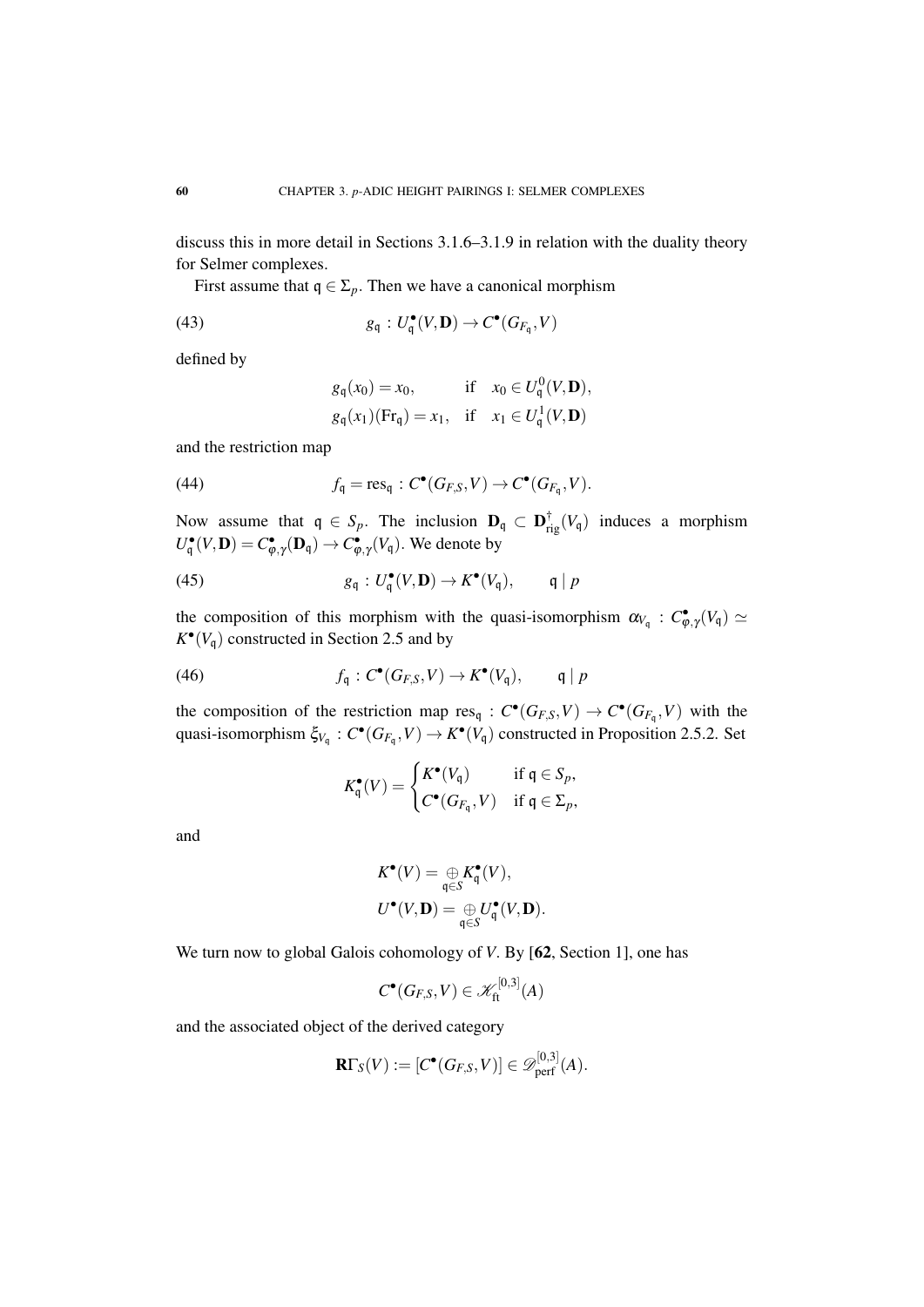discuss this in more detail in Sections 3.1.6–3.1.9 in relation with the duality theory for Selmer complexes.

First assume that $\mathfrak{q} \in \Sigma_p$. Then we have a canonical morphism

$$g_{\mathfrak{q}} : U_{\mathfrak{q}}^{\bullet}(V, \mathbf{D}) \to C^{\bullet}(G_{F_{\mathfrak{q}}}, V) \tag{43}$$

defined by

$$\begin{aligned} g_{\mathfrak{q}}(x_0) &= x_0, &&\text{if} \quad x_0 \in U_{\mathfrak{q}}^0(V, \mathbf{D}), \\ g_{\mathfrak{q}}(x_1)(\mathrm{Fr}_{\mathfrak{q}}) &= x_1, &&\text{if} \quad x_1 \in U_{\mathfrak{q}}^1(V, \mathbf{D}) \end{aligned}$$

and the restriction map

$$f_{\mathfrak{q}} = \mathrm{res}_{\mathfrak{q}} : C^{\bullet}(G_{F,S}, V) \to C^{\bullet}(G_{F_{\mathfrak{q}}}, V). \tag{44}$$

Now assume that $\mathfrak{q} \in S_p$. The inclusion $\mathbf{D}_{\mathfrak{q}} \subset \mathbf{D}^{\dagger}_{\mathrm{rig}}(V_{\mathfrak{q}})$ induces a morphism $U_{\mathfrak{q}}^{\bullet}(V, \mathbf{D}) = C^{\bullet}_{\varphi,\gamma}(\mathbf{D}_{\mathfrak{q}}) \to C^{\bullet}_{\varphi,\gamma}(V_{\mathfrak{q}})$. We denote by

$$g_{\mathfrak{q}} : U_{\mathfrak{q}}^{\bullet}(V, \mathbf{D}) \to K^{\bullet}(V_{\mathfrak{q}}), \qquad \mathfrak{q} \mid p \tag{45}$$

the composition of this morphism with the quasi-isomorphism $\alpha_{V_{\mathfrak{q}}} : C^{\bullet}_{\varphi,\gamma}(V_{\mathfrak{q}}) \simeq K^{\bullet}(V_{\mathfrak{q}})$ constructed in Section 2.5 and by

$$f_{\mathfrak{q}} : C^{\bullet}(G_{F,S}, V) \to K^{\bullet}(V_{\mathfrak{q}}), \qquad \mathfrak{q} \mid p \tag{46}$$

the composition of the restriction map $\mathrm{res}_{\mathfrak{q}} : C^{\bullet}(G_{F,S}, V) \to C^{\bullet}(G_{F_{\mathfrak{q}}}, V)$ with the quasi-isomorphism $\xi_{V_{\mathfrak{q}}} : C^{\bullet}(G_{F_{\mathfrak{q}}}, V) \to K^{\bullet}(V_{\mathfrak{q}})$ constructed in Proposition 2.5.2. Set

$$K_{\mathfrak{q}}^{\bullet}(V) = \begin{cases} K^{\bullet}(V_{\mathfrak{q}}) & \text{if } \mathfrak{q} \in S_p, \\ C^{\bullet}(G_{F_{\mathfrak{q}}}, V) & \text{if } \mathfrak{q} \in \Sigma_p, \end{cases}$$

and

$$\begin{aligned} K^{\bullet}(V) &= \underset{\mathfrak{q} \in S}{\oplus} K_{\mathfrak{q}}^{\bullet}(V), \\ U^{\bullet}(V, \mathbf{D}) &= \underset{\mathfrak{q} \in S}{\oplus} U_{\mathfrak{q}}^{\bullet}(V, \mathbf{D}). \end{aligned}$$

We turn now to global Galois cohomology of $V$. By [**62**, Section 1], one has

$$C^{\bullet}(G_{F,S}, V) \in \mathscr{K}_{\mathrm{ft}}^{[0,3]}(A)$$

and the associated object of the derived category

$$\mathbf{R}\Gamma_S(V) := [C^{\bullet}(G_{F,S}, V)] \in \mathscr{D}_{\mathrm{perf}}^{[0,3]}(A).$$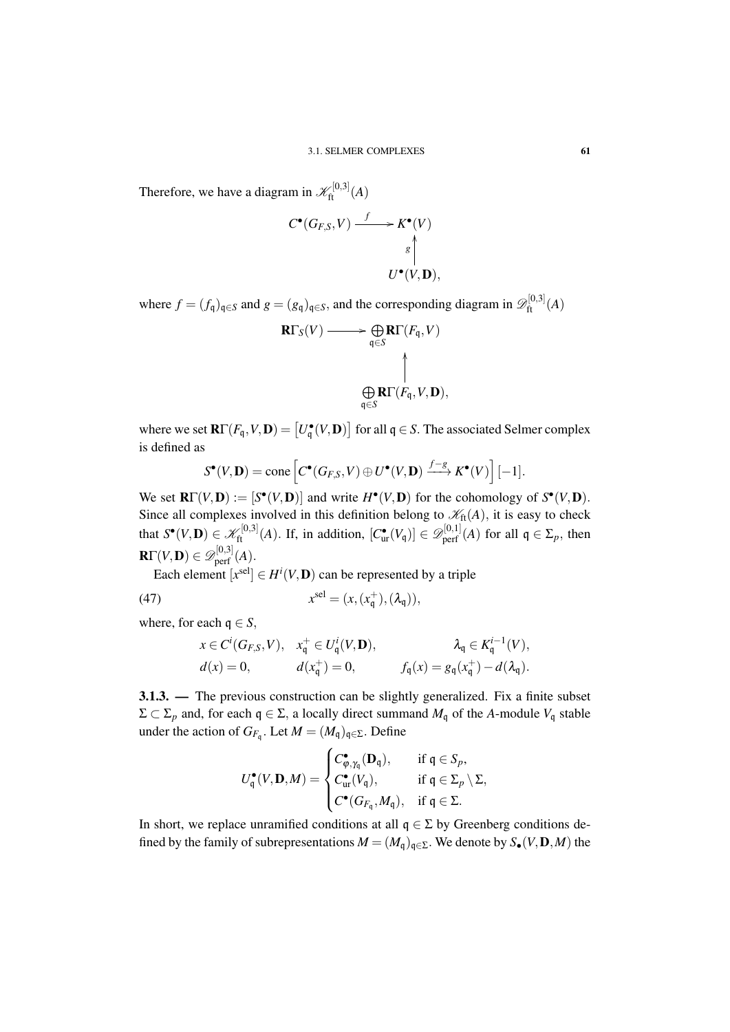Therefore, we have a diagram in $\mathscr{K}_{\mathrm{ft}}^{[0,3]}(A)$

$$\begin{array}{ccc} C^\bullet(G_{F,S},V) & \xrightarrow{\ f\ } & K^\bullet(V) \\ & & \uparrow{\scriptstyle g} \\ & & U^\bullet(V,\mathbf{D}), \end{array}$$

where $f=(f_{\mathfrak{q}})_{\mathfrak{q}\in S}$ and $g=(g_{\mathfrak{q}})_{\mathfrak{q}\in S}$, and the corresponding diagram in $\mathscr{D}_{\mathrm{ft}}^{[0,3]}(A)$

$$\begin{array}{ccc} \mathbf{R}\Gamma_S(V) & \longrightarrow & \bigoplus\limits_{\mathfrak{q}\in S}\mathbf{R}\Gamma(F_{\mathfrak{q}},V) \\ & & \uparrow \\ & & \bigoplus\limits_{\mathfrak{q}\in S}\mathbf{R}\Gamma(F_{\mathfrak{q}},V,\mathbf{D}), \end{array}$$

where we set $\mathbf{R}\Gamma(F_{\mathfrak{q}},V,\mathbf{D})=\left[U_{\mathfrak{q}}^\bullet(V,\mathbf{D})\right]$ for all $\mathfrak{q}\in S$. The associated Selmer complex is defined as

$$S^\bullet(V,\mathbf{D})=\mathrm{cone}\left[C^\bullet(G_{F,S},V)\oplus U^\bullet(V,\mathbf{D})\xrightarrow{f-g}K^\bullet(V)\right][-1].$$

We set $\mathbf{R}\Gamma(V,\mathbf{D}):=[S^\bullet(V,\mathbf{D})]$ and write $H^\bullet(V,\mathbf{D})$ for the cohomology of $S^\bullet(V,\mathbf{D})$. Since all complexes involved in this definition belong to $\mathscr{K}_{\mathrm{ft}}(A)$, it is easy to check that $S^\bullet(V,\mathbf{D})\in\mathscr{K}_{\mathrm{ft}}^{[0,3]}(A)$. If, in addition, $[C_{\mathrm{ur}}^\bullet(V_{\mathfrak{q}})]\in\mathscr{D}_{\mathrm{perf}}^{[0,1]}(A)$ for all $\mathfrak{q}\in\Sigma_p$, then $\mathbf{R}\Gamma(V,\mathbf{D})\in\mathscr{D}_{\mathrm{perf}}^{[0,3]}(A)$.

Each element $[x^{\mathrm{sel}}]\in H^i(V,\mathbf{D})$ can be represented by a triple

$$x^{\mathrm{sel}}=(x,(x_{\mathfrak{q}}^+),(\lambda_{\mathfrak{q}})),\tag{47}$$

where, for each $\mathfrak{q}\in S$,

$$\begin{array}{lll} x\in C^i(G_{F,S},V), & x_{\mathfrak{q}}^+\in U_{\mathfrak{q}}^i(V,\mathbf{D}), & \lambda_{\mathfrak{q}}\in K_{\mathfrak{q}}^{i-1}(V), \\ d(x)=0, & d(x_{\mathfrak{q}}^+)=0, & f_{\mathfrak{q}}(x)=g_{\mathfrak{q}}(x_{\mathfrak{q}}^+)-d(\lambda_{\mathfrak{q}}). \end{array}$$

**3.1.3. —** The previous construction can be slightly generalized. Fix a finite subset $\Sigma\subset\Sigma_p$ and, for each $\mathfrak{q}\in\Sigma$, a locally direct summand $M_{\mathfrak{q}}$ of the $A$-module $V_{\mathfrak{q}}$ stable under the action of $G_{F_{\mathfrak{q}}}$. Let $M=(M_{\mathfrak{q}})_{\mathfrak{q}\in\Sigma}$. Define

$$U_{\mathfrak{q}}^\bullet(V,\mathbf{D},M)=\begin{cases} C_{\varphi,\gamma_{\mathfrak{q}}}^\bullet(\mathbf{D}_{\mathfrak{q}}), & \text{if } \mathfrak{q}\in S_p, \\ C_{\mathrm{ur}}^\bullet(V_{\mathfrak{q}}), & \text{if } \mathfrak{q}\in\Sigma_p\setminus\Sigma, \\ C^\bullet(G_{F_{\mathfrak{q}}},M_{\mathfrak{q}}), & \text{if } \mathfrak{q}\in\Sigma. \end{cases}$$

In short, we replace unramified conditions at all $\mathfrak{q}\in\Sigma$ by Greenberg conditions defined by the family of subrepresentations $M=(M_{\mathfrak{q}})_{\mathfrak{q}\in\Sigma}$. We denote by $S_\bullet(V,\mathbf{D},M)$ the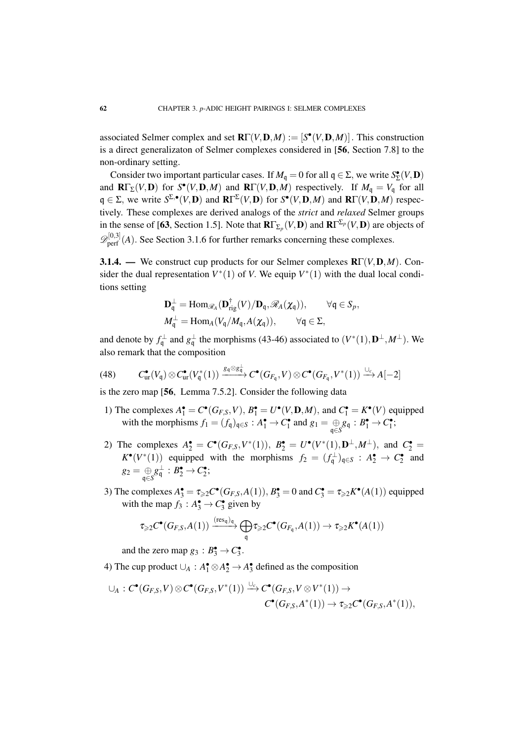associated Selmer complex and set $\mathbf{R}\Gamma(V,\mathbf{D},M) := [S^\bullet(V,\mathbf{D},M)]$. This construction is a direct generalizaton of Selmer complexes considered in [**56**, Section 7.8] to the non-ordinary setting.

Consider two important particular cases. If $M_\mathfrak{q} = 0$ for all $\mathfrak{q} \in \Sigma$, we write $S^\bullet_\Sigma(V,\mathbf{D})$ and $\mathbf{R}\Gamma_\Sigma(V,\mathbf{D})$ for $S^\bullet(V,\mathbf{D},M)$ and $\mathbf{R}\Gamma(V,\mathbf{D},M)$ respectively. If $M_\mathfrak{q} = V_\mathfrak{q}$ for all $\mathfrak{q} \in \Sigma$, we write $S^{\Sigma,\bullet}(V,\mathbf{D})$ and $\mathbf{R}\Gamma^\Sigma(V,\mathbf{D})$ for $S^\bullet(V,\mathbf{D},M)$ and $\mathbf{R}\Gamma(V,\mathbf{D},M)$ respectively. These complexes are derived analogs of the *strict* and *relaxed* Selmer groups in the sense of [**63**, Section 1.5]. Note that $\mathbf{R}\Gamma_{\Sigma_p}(V,\mathbf{D})$ and $\mathbf{R}\Gamma^{\Sigma_p}(V,\mathbf{D})$ are objects of $\mathscr{D}^{[0,3]}_{\mathrm{perf}}(A)$. See Section 3.1.6 for further remarks concerning these complexes.

**3.1.4. —** We construct cup products for our Selmer complexes $\mathbf{R}\Gamma(V,\mathbf{D},M)$. Consider the dual representation $V^*(1)$ of $V$. We equip $V^*(1)$ with the dual local conditions setting

$$\mathbf{D}^\perp_\mathfrak{q} = \mathrm{Hom}_{\mathscr{R}_A}(\mathbf{D}^\dagger_{\mathrm{rig}}(V)/\mathbf{D}_\mathfrak{q}, \mathscr{R}_A(\chi_\mathfrak{q})), \qquad \forall \mathfrak{q} \in S_p,$$
$$M^\perp_\mathfrak{q} = \mathrm{Hom}_A(V_\mathfrak{q}/M_\mathfrak{q}, A(\chi_\mathfrak{q})), \qquad \forall \mathfrak{q} \in \Sigma,$$

and denote by $f^\perp_\mathfrak{q}$ and $g^\perp_\mathfrak{q}$ the morphisms (43-46) associated to $(V^*(1),\mathbf{D}^\perp,M^\perp)$. We also remark that the composition

$$C^\bullet_{\mathrm{ur}}(V_\mathfrak{q}) \otimes C^\bullet_{\mathrm{ur}}(V^*_\mathfrak{q}(1)) \xrightarrow{g_\mathfrak{q}\otimes g^\perp_\mathfrak{q}} C^\bullet(G_{F_\mathfrak{q}},V) \otimes C^\bullet(G_{F_\mathfrak{q}},V^*(1)) \xrightarrow{\cup_c} A[-2] \tag{48}$$

is the zero map [**56**, Lemma 7.5.2]. Consider the following data

1) The complexes $A^\bullet_1 = C^\bullet(G_{F,S},V)$, $B^\bullet_1 = U^\bullet(V,\mathbf{D},M)$, and $C^\bullet_1 = K^\bullet(V)$ equipped with the morphisms $f_1 = (f_\mathfrak{q})_{\mathfrak{q}\in S} : A^\bullet_1 \to C^\bullet_1$ and $g_1 = \underset{\mathfrak{q}\in S}{\oplus} g_\mathfrak{q} : B^\bullet_1 \to C^\bullet_1$;

2) The complexes $A^\bullet_2 = C^\bullet(G_{F,S},V^*(1))$, $B^\bullet_2 = U^\bullet(V^*(1),\mathbf{D}^\perp,M^\perp)$, and $C^\bullet_2 = K^\bullet(V^*(1))$ equipped with the morphisms $f_2 = (f^\perp_\mathfrak{q})_{\mathfrak{q}\in S} : A^\bullet_2 \to C^\bullet_2$ and $g_2 = \underset{\mathfrak{q}\in S}{\oplus} g^\perp_\mathfrak{q} : B^\bullet_2 \to C^\bullet_2$;

3) The complexes $A^\bullet_3 = \tau_{\geqslant 2}C^\bullet(G_{F,S},A(1))$, $B^\bullet_3 = 0$ and $C^\bullet_3 = \tau_{\geqslant 2}K^\bullet(A(1))$ equipped with the map $f_3 : A^\bullet_3 \to C^\bullet_3$ given by

$$\tau_{\geqslant 2}C^\bullet(G_{F,S},A(1)) \xrightarrow{(\mathrm{res}_\mathfrak{q})_\mathfrak{q}} \bigoplus_\mathfrak{q} \tau_{\geqslant 2}C^\bullet(G_{F_\mathfrak{q}},A(1)) \to \tau_{\geqslant 2}K^\bullet(A(1))$$

and the zero map $g_3 : B^\bullet_3 \to C^\bullet_3$.

4) The cup product $\cup_A : A^\bullet_1 \otimes A^\bullet_2 \to A^\bullet_3$ defined as the composition

$$\cup_A : C^\bullet(G_{F,S},V) \otimes C^\bullet(G_{F,S},V^*(1)) \xrightarrow{\cup_c} C^\bullet(G_{F,S},V\otimes V^*(1)) \to$$
$$C^\bullet(G_{F,S},A^*(1)) \to \tau_{\geqslant 2}C^\bullet(G_{F,S},A^*(1)),$$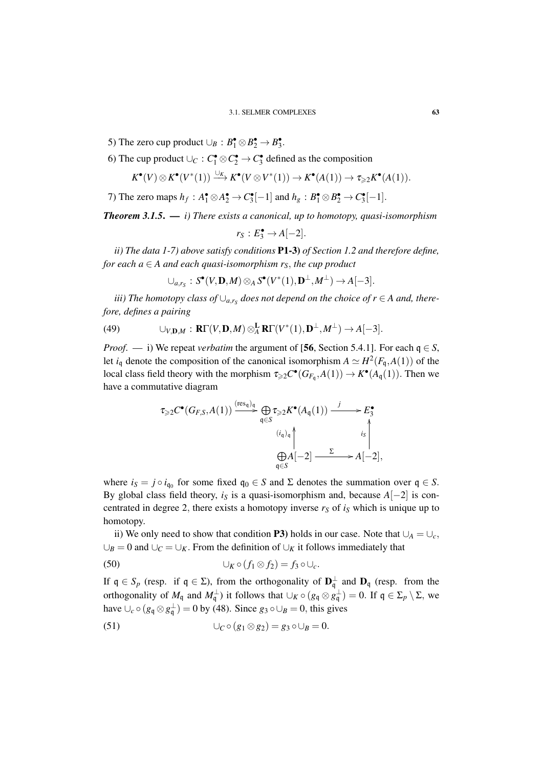5) The zero cup product $\cup_B : B_1^\bullet \otimes B_2^\bullet \to B_3^\bullet$.

6) The cup product $\cup_C : C_1^\bullet \otimes C_2^\bullet \to C_3^\bullet$ defined as the composition

$$K^\bullet(V) \otimes K^\bullet(V^*(1)) \xrightarrow{\cup_K} K^\bullet(V \otimes V^*(1)) \to K^\bullet(A(1)) \to \tau_{\geqslant 2} K^\bullet(A(1)).$$

7) The zero maps $h_f : A_1^\bullet \otimes A_2^\bullet \to C_3^\bullet[-1]$ and $h_g : B_1^\bullet \otimes B_2^\bullet \to C_3^\bullet[-1]$.

***Theorem 3.1.5.*** — *i) There exists a canonical, up to homotopy, quasi-isomorphism*

$$r_S : E_3^\bullet \to A[-2].$$

*ii) The data 1-7) above satisfy conditions* **P1-3)** *of Section 1.2 and therefore define, for each $a \in A$ and each quasi-isomorphism $r_S$, the cup product*

$$\cup_{a,r_S} : S^\bullet(V, \mathbf{D}, M) \otimes_A S^\bullet(V^*(1), \mathbf{D}^\perp, M^\perp) \to A[-3].$$

*iii) The homotopy class of $\cup_{a,r_S}$ does not depend on the choice of $r \in A$ and, therefore, defines a pairing*

$$\cup_{V,\mathbf{D},M} : \mathbf{R}\Gamma(V, \mathbf{D}, M) \otimes_A^{\mathbf{L}} \mathbf{R}\Gamma(V^*(1), \mathbf{D}^\perp, M^\perp) \to A[-3]. \tag{49}$$

*Proof*. — i) We repeat *verbatim* the argument of [**56**, Section 5.4.1]. For each $\mathfrak{q} \in S$, let $i_\mathfrak{q}$ denote the composition of the canonical isomorphism $A \simeq H^2(F_\mathfrak{q}, A(1))$ of the local class field theory with the morphism $\tau_{\geqslant 2} C^\bullet(G_{F_\mathfrak{q}}, A(1)) \to K^\bullet(A_\mathfrak{q}(1))$. Then we have a commutative diagram

$$\begin{array}{ccccc}
\tau_{\geqslant 2} C^\bullet(G_{F,S}, A(1)) & \xrightarrow{(\mathrm{res}_\mathfrak{q})_\mathfrak{q}} & \bigoplus_{\mathfrak{q} \in S} \tau_{\geqslant 2} K^\bullet(A_\mathfrak{q}(1)) & \xrightarrow{j} & E_3^\bullet \\
& & \uparrow{\scriptstyle (i_\mathfrak{q})_\mathfrak{q}} & & \uparrow{\scriptstyle i_S} \\
& & \bigoplus_{\mathfrak{q} \in S} A[-2] & \xrightarrow{\Sigma} & A[-2],
\end{array}$$

where $i_S = j \circ i_{\mathfrak{q}_0}$ for some fixed $\mathfrak{q}_0 \in S$ and $\Sigma$ denotes the summation over $\mathfrak{q} \in S$. By global class field theory, $i_S$ is a quasi-isomorphism and, because $A[-2]$ is concentrated in degree 2, there exists a homotopy inverse $r_S$ of $i_S$ which is unique up to homotopy.

ii) We only need to show that condition **P3)** holds in our case. Note that $\cup_A = \cup_c$, $\cup_B = 0$ and $\cup_C = \cup_K$. From the definition of $\cup_K$ it follows immediately that

$$\cup_K \circ (f_1 \otimes f_2) = f_3 \circ \cup_c. \tag{50}$$

If $\mathfrak{q} \in S_p$ (resp. if $\mathfrak{q} \in \Sigma$), from the orthogonality of $\mathbf{D}_\mathfrak{q}^\perp$ and $\mathbf{D}_\mathfrak{q}$ (resp. from the orthogonality of $M_\mathfrak{q}$ and $M_\mathfrak{q}^\perp$) it follows that $\cup_K \circ (g_\mathfrak{q} \otimes g_\mathfrak{q}^\perp) = 0$. If $\mathfrak{q} \in \Sigma_p \setminus \Sigma$, we have $\cup_c \circ (g_\mathfrak{q} \otimes g_\mathfrak{q}^\perp) = 0$ by (48). Since $g_3 \circ \cup_B = 0$, this gives

$$\cup_C \circ (g_1 \otimes g_2) = g_3 \circ \cup_B = 0. \tag{51}$$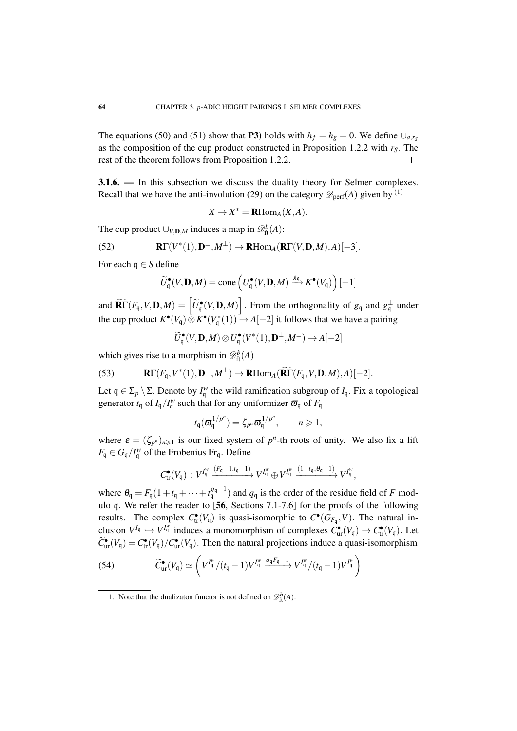The equations (50) and (51) show that **P3)** holds with $h_f = h_g = 0$. We define $\cup_{a,r_S}$ as the composition of the cup product constructed in Proposition 1.2.2 with $r_S$. The rest of the theorem follows from Proposition 1.2.2. $\square$

**3.1.6. —** In this subsection we discuss the duality theory for Selmer complexes. Recall that we have the anti-involution (29) on the category $\mathscr{D}_{\text{perf}}(A)$ given by [1]

$$X \to X^* = \mathbf{R}\text{Hom}_A(X, A).$$

The cup product $\cup_{V,\mathbf{D},M}$ induces a map in $\mathscr{D}^b_{\text{ft}}(A)$:

$$\mathbf{R}\Gamma(V^*(1), \mathbf{D}^\perp, M^\perp) \to \mathbf{R}\text{Hom}_A(\mathbf{R}\Gamma(V, \mathbf{D}, M), A)[-3]. \tag{52}$$

For each $\mathfrak{q} \in S$ define

$$\widetilde{U}^\bullet_{\mathfrak{q}}(V, \mathbf{D}, M) = \text{cone}\left(U^\bullet_{\mathfrak{q}}(V, \mathbf{D}, M) \xrightarrow{g_{\mathfrak{q}}} K^\bullet(V_{\mathfrak{q}})\right)[-1]$$

and $\widetilde{\mathbf{R}\Gamma}(F_{\mathfrak{q}}, V, \mathbf{D}, M) = \left[\widetilde{U}^\bullet_{\mathfrak{q}}(V, \mathbf{D}, M)\right]$. From the orthogonality of $g_{\mathfrak{q}}$ and $g^\perp_{\mathfrak{q}}$ under the cup product $K^\bullet(V_{\mathfrak{q}}) \otimes K^\bullet(V^*_{\mathfrak{q}}(1)) \to A[-2]$ it follows that we have a pairing

$$\widetilde{U}^\bullet_{\mathfrak{q}}(V, \mathbf{D}, M) \otimes U^\bullet_{\mathfrak{q}}(V^*(1), \mathbf{D}^\perp, M^\perp) \to A[-2]$$

which gives rise to a morphism in $\mathscr{D}^b_{\text{ft}}(A)$

$$\mathbf{R}\Gamma(F_{\mathfrak{q}}, V^*(1), \mathbf{D}^\perp, M^\perp) \to \mathbf{R}\text{Hom}_A(\widetilde{\mathbf{R}\Gamma}(F_{\mathfrak{q}}, V, \mathbf{D}, M), A)[-2]. \tag{53}$$

Let $\mathfrak{q} \in \Sigma_p \setminus \Sigma$. Denote by $I^w_{\mathfrak{q}}$ the wild ramification subgroup of $I_{\mathfrak{q}}$. Fix a topological generator $t_{\mathfrak{q}}$ of $I_{\mathfrak{q}}/I^w_{\mathfrak{q}}$ such that for any uniformizer $\varpi_{\mathfrak{q}}$ of $F_{\mathfrak{q}}$

$$t_{\mathfrak{q}}(\varpi_{\mathfrak{q}}^{1/p^n}) = \zeta_{p^n} \varpi_{\mathfrak{q}}^{1/p^n}, \qquad n \geqslant 1,$$

where $\varepsilon = (\zeta_{p^n})_{n \geqslant 1}$ is our fixed system of $p^n$-th roots of unity. We also fix a lift $F_{\mathfrak{q}} \in G_{\mathfrak{q}}/I^w_{\mathfrak{q}}$ of the Frobenius $\text{Fr}_{\mathfrak{q}}$. Define

$$C^\bullet_{\text{tr}}(V_{\mathfrak{q}}) : V^{I^w_{\mathfrak{q}}} \xrightarrow{(F_{\mathfrak{q}}-1, t_{\mathfrak{q}}-1)} V^{I^w_{\mathfrak{q}}} \oplus V^{I^w_{\mathfrak{q}}} \xrightarrow{(1-t_{\mathfrak{q}}, \theta_{\mathfrak{q}}-1)} V^{I^w_{\mathfrak{q}}},$$

where $\theta_{\mathfrak{q}} = F_{\mathfrak{q}}(1 + t_{\mathfrak{q}} + \cdots + t_{\mathfrak{q}}^{q_{\mathfrak{q}}-1})$ and $q_{\mathfrak{q}}$ is the order of the residue field of $F$ modulo $\mathfrak{q}$. We refer the reader to [**56**, Sections 7.1-7.6] for the proofs of the following results. The complex $C^\bullet_{\text{tr}}(V_{\mathfrak{q}})$ is quasi-isomorphic to $C^\bullet(G_{F_{\mathfrak{q}}}, V)$. The natural inclusion $V^{I_{\mathfrak{q}}} \hookrightarrow V^{I^w_{\mathfrak{q}}}$ induces a monomorphism of complexes $C^\bullet_{\text{ur}}(V_{\mathfrak{q}}) \to C^\bullet_{\text{tr}}(V_{\mathfrak{q}})$. Let $\widetilde{C}^\bullet_{\text{ur}}(V_{\mathfrak{q}}) = C^\bullet_{\text{tr}}(V_{\mathfrak{q}})/C^\bullet_{\text{ur}}(V_{\mathfrak{q}})$. Then the natural projections induce a quasi-isomorphism

$$\widetilde{C}^\bullet_{\text{ur}}(V_{\mathfrak{q}}) \simeq \left(V^{I^w_{\mathfrak{q}}}/(t_{\mathfrak{q}}-1)V^{I^w_{\mathfrak{q}}} \xrightarrow{q_{\mathfrak{q}} F_{\mathfrak{q}} - 1} V^{I^w_{\mathfrak{q}}}/(t_{\mathfrak{q}}-1)V^{I^w_{\mathfrak{q}}}\right) \tag{54}$$

---

1. Note that the dualizaton functor is not defined on $\mathscr{D}^b_{\text{ft}}(A)$.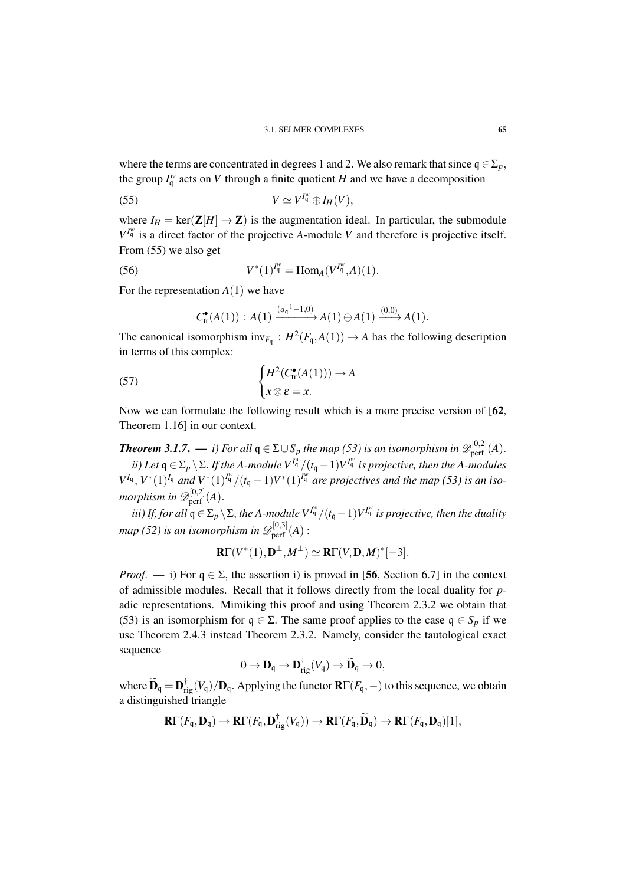where the terms are concentrated in degrees 1 and 2. We also remark that since $\mathfrak{q} \in \Sigma_p$, the group $I_{\mathfrak{q}}^w$ acts on $V$ through a finite quotient $H$ and we have a decomposition

$$V \simeq V^{I_{\mathfrak{q}}^w} \oplus I_H(V), \tag{55}$$

where $I_H = \ker(\mathbf{Z}[H] \to \mathbf{Z})$ is the augmentation ideal. In particular, the submodule $V^{I_{\mathfrak{q}}^w}$ is a direct factor of the projective $A$-module $V$ and therefore is projective itself. From (55) we also get

$$V^*(1)^{I_{\mathfrak{q}}^w} = \operatorname{Hom}_A(V^{I_{\mathfrak{q}}^w}, A)(1). \tag{56}$$

For the representation $A(1)$ we have

$$C^\bullet_{\mathrm{tr}}(A(1)) : A(1) \xrightarrow{(q_{\mathfrak{q}}^{-1}-1,0)} A(1) \oplus A(1) \xrightarrow{(0,0)} A(1).$$

The canonical isomorphism $\mathrm{inv}_{F_{\mathfrak{q}}} : H^2(F_{\mathfrak{q}}, A(1)) \to A$ has the following description in terms of this complex:

$$\begin{cases} H^2(C^\bullet_{\mathrm{tr}}(A(1))) \to A \\ x \otimes \varepsilon = x. \end{cases} \tag{57}$$

Now we can formulate the following result which is a more precise version of [**62**, Theorem 1.16] in our context.

***Theorem 3.1.7.*** — *i) For all $\mathfrak{q} \in \Sigma \cup S_p$ the map (53) is an isomorphism in $\mathscr{D}^{[0,2]}_{\mathrm{perf}}(A)$.*

*ii) Let $\mathfrak{q} \in \Sigma_p \setminus \Sigma$. If the $A$-module $V^{I_{\mathfrak{q}}^w}/(t_{\mathfrak{q}}-1)V^{I_{\mathfrak{q}}^w}$ is projective, then the $A$-modules $V^{I_{\mathfrak{q}}}$, $V^*(1)^{I_{\mathfrak{q}}}$ and $V^*(1)^{I_{\mathfrak{q}}^w}/(t_{\mathfrak{q}}-1)V^*(1)^{I_{\mathfrak{q}}^w}$ are projectives and the map (53) is an isomorphism in $\mathscr{D}^{[0,2]}_{\mathrm{perf}}(A)$.*

*iii) If, for all $\mathfrak{q} \in \Sigma_p \setminus \Sigma$, the $A$-module $V^{I_{\mathfrak{q}}^w}/(t_{\mathfrak{q}}-1)V^{I_{\mathfrak{q}}^w}$ is projective, then the duality map (52) is an isomorphism in $\mathscr{D}^{[0,3]}_{\mathrm{perf}}(A)$ :*

$$\mathbf{R}\Gamma(V^*(1), \mathbf{D}^\perp, M^\perp) \simeq \mathbf{R}\Gamma(V, \mathbf{D}, M)^*[-3].$$

*Proof.* — i) For $\mathfrak{q} \in \Sigma$, the assertion i) is proved in [**56**, Section 6.7] in the context of admissible modules. Recall that it follows directly from the local duality for $p$-adic representations. Mimiking this proof and using Theorem 2.3.2 we obtain that (53) is an isomorphism for $\mathfrak{q} \in \Sigma$. The same proof applies to the case $\mathfrak{q} \in S_p$ if we use Theorem 2.4.3 instead Theorem 2.3.2. Namely, consider the tautological exact sequence

$$0 \to \mathbf{D}_{\mathfrak{q}} \to \mathbf{D}^\dagger_{\mathrm{rig}}(V_{\mathfrak{q}}) \to \widetilde{\mathbf{D}}_{\mathfrak{q}} \to 0,$$

where $\widetilde{\mathbf{D}}_{\mathfrak{q}} = \mathbf{D}^\dagger_{\mathrm{rig}}(V_{\mathfrak{q}})/\mathbf{D}_{\mathfrak{q}}$. Applying the functor $\mathbf{R}\Gamma(F_{\mathfrak{q}}, -)$ to this sequence, we obtain a distinguished triangle

$$\mathbf{R}\Gamma(F_{\mathfrak{q}}, \mathbf{D}_{\mathfrak{q}}) \to \mathbf{R}\Gamma(F_{\mathfrak{q}}, \mathbf{D}^\dagger_{\mathrm{rig}}(V_{\mathfrak{q}})) \to \mathbf{R}\Gamma(F_{\mathfrak{q}}, \widetilde{\mathbf{D}}_{\mathfrak{q}}) \to \mathbf{R}\Gamma(F_{\mathfrak{q}}, \mathbf{D}_{\mathfrak{q}})[1],$$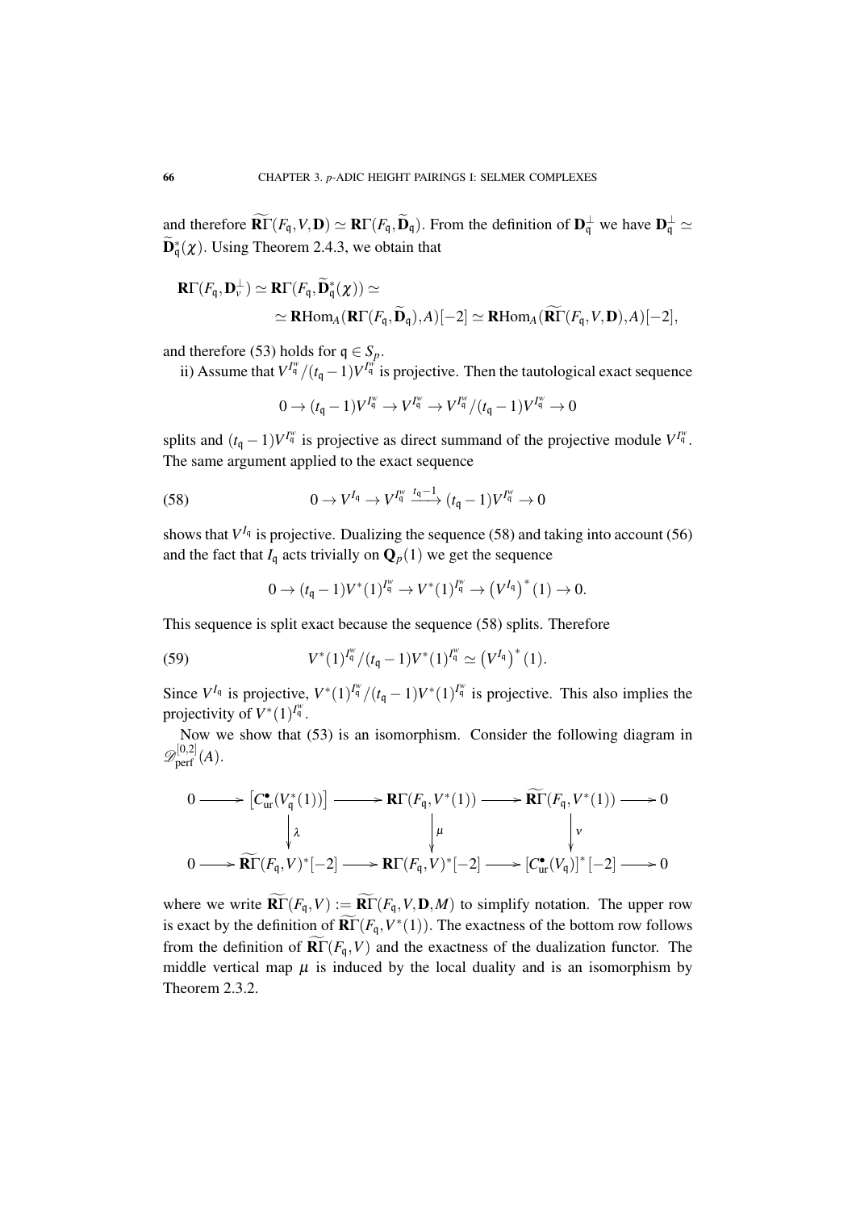and therefore $\widetilde{\mathbf{R}\Gamma}(F_{\mathfrak{q}}, V, \mathbf{D}) \simeq \mathbf{R}\Gamma(F_{\mathfrak{q}}, \widetilde{\mathbf{D}}_{\mathfrak{q}})$. From the definition of $\mathbf{D}_{\mathfrak{q}}^{\perp}$ we have $\mathbf{D}_{\mathfrak{q}}^{\perp} \simeq \widetilde{\mathbf{D}}_{\mathfrak{q}}^{*}(\chi)$. Using Theorem 2.4.3, we obtain that

$$\begin{aligned}\mathbf{R}\Gamma(F_{\mathfrak{q}}, \mathbf{D}_{v}^{\perp}) &\simeq \mathbf{R}\Gamma(F_{\mathfrak{q}}, \widetilde{\mathbf{D}}_{\mathfrak{q}}^{*}(\chi)) \simeq \\ &\simeq \mathbf{R}\mathrm{Hom}_{A}(\mathbf{R}\Gamma(F_{\mathfrak{q}}, \widetilde{\mathbf{D}}_{\mathfrak{q}}), A)[-2] \simeq \mathbf{R}\mathrm{Hom}_{A}(\widetilde{\mathbf{R}\Gamma}(F_{\mathfrak{q}}, V, \mathbf{D}), A)[-2],\end{aligned}$$

and therefore (53) holds for $\mathfrak{q} \in S_p$.

ii) Assume that $V^{I_{\mathfrak{q}}^{w}}/(t_{\mathfrak{q}}-1)V^{I_{\mathfrak{q}}^{w}}$ is projective. Then the tautological exact sequence

$$0 \to (t_{\mathfrak{q}}-1)V^{I_{\mathfrak{q}}^{w}} \to V^{I_{\mathfrak{q}}^{w}} \to V^{I_{\mathfrak{q}}^{w}}/(t_{\mathfrak{q}}-1)V^{I_{\mathfrak{q}}^{w}} \to 0$$

splits and $(t_{\mathfrak{q}}-1)V^{I_{\mathfrak{q}}^{w}}$ is projective as direct summand of the projective module $V^{I_{\mathfrak{q}}^{w}}$. The same argument applied to the exact sequence

$$0 \to V^{I_{\mathfrak{q}}} \to V^{I_{\mathfrak{q}}^{w}} \xrightarrow{t_{\mathfrak{q}}-1} (t_{\mathfrak{q}}-1)V^{I_{\mathfrak{q}}^{w}} \to 0 \tag{58}$$

shows that $V^{I_{\mathfrak{q}}}$ is projective. Dualizing the sequence (58) and taking into account (56) and the fact that $I_{\mathfrak{q}}$ acts trivially on $\mathbf{Q}_p(1)$ we get the sequence

$$0 \to (t_{\mathfrak{q}}-1)V^{*}(1)^{I_{\mathfrak{q}}^{w}} \to V^{*}(1)^{I_{\mathfrak{q}}^{w}} \to \left(V^{I_{\mathfrak{q}}}\right)^{*}(1) \to 0.$$

This sequence is split exact because the sequence (58) splits. Therefore

$$V^{*}(1)^{I_{\mathfrak{q}}^{w}}/(t_{\mathfrak{q}}-1)V^{*}(1)^{I_{\mathfrak{q}}^{w}} \simeq \left(V^{I_{\mathfrak{q}}}\right)^{*}(1). \tag{59}$$

Since $V^{I_{\mathfrak{q}}}$ is projective, $V^{*}(1)^{I_{\mathfrak{q}}^{w}}/(t_{\mathfrak{q}}-1)V^{*}(1)^{I_{\mathfrak{q}}^{w}}$ is projective. This also implies the projectivity of $V^{*}(1)^{I_{\mathfrak{q}}^{w}}$.

Now we show that (53) is an isomorphism. Consider the following diagram in $\mathscr{D}_{\mathrm{perf}}^{[0,2]}(A)$.

$$\begin{array}{ccccccccc}
0 & \to & \left[C_{\mathrm{ur}}^{\bullet}(V_{\mathfrak{q}}^{*}(1))\right] & \to & \mathbf{R}\Gamma(F_{\mathfrak{q}}, V^{*}(1)) & \to & \widetilde{\mathbf{R}\Gamma}(F_{\mathfrak{q}}, V^{*}(1)) & \to & 0 \\
 & & \downarrow \lambda & & \downarrow \mu & & \downarrow \nu & & \\
0 & \to & \widetilde{\mathbf{R}\Gamma}(F_{\mathfrak{q}}, V)^{*}[-2] & \to & \mathbf{R}\Gamma(F_{\mathfrak{q}}, V)^{*}[-2] & \to & [C_{\mathrm{ur}}^{\bullet}(V_{\mathfrak{q}})]^{*}[-2] & \to & 0
\end{array}$$

where we write $\widetilde{\mathbf{R}\Gamma}(F_{\mathfrak{q}}, V) := \widetilde{\mathbf{R}\Gamma}(F_{\mathfrak{q}}, V, \mathbf{D}, M)$ to simplify notation. The upper row is exact by the definition of $\widetilde{\mathbf{R}\Gamma}(F_{\mathfrak{q}}, V^{*}(1))$. The exactness of the bottom row follows from the definition of $\widetilde{\mathbf{R}\Gamma}(F_{\mathfrak{q}}, V)$ and the exactness of the dualization functor. The middle vertical map $\mu$ is induced by the local duality and is an isomorphism by Theorem 2.3.2.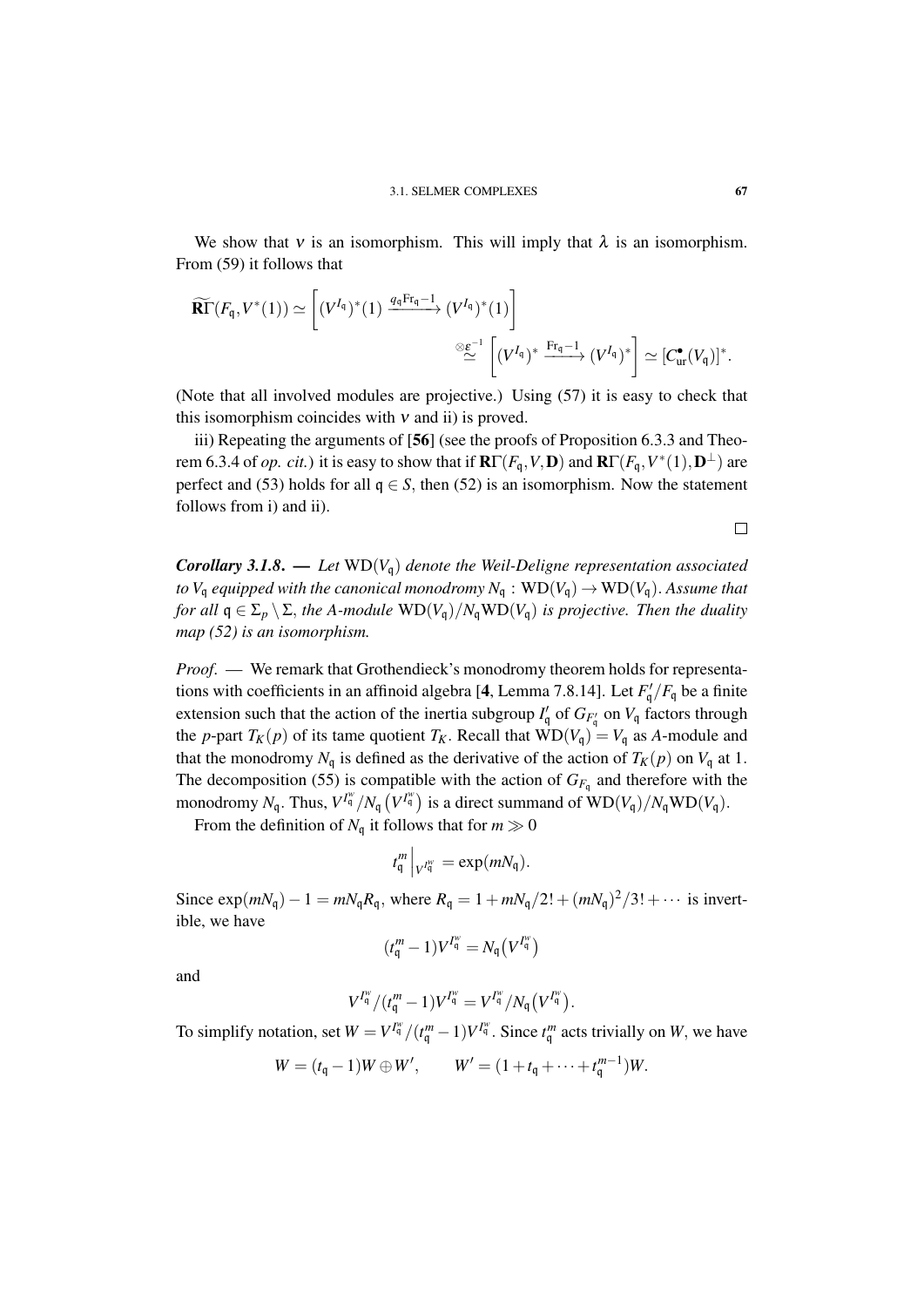We show that $\nu$ is an isomorphism. This will imply that $\lambda$ is an isomorphism. From (59) it follows that

$$\widetilde{\mathbf{R}\Gamma}(F_{\mathfrak{q}}, V^*(1)) \simeq \left[ (V^{I_{\mathfrak{q}}})^*(1) \xrightarrow{q_{\mathfrak{q}}\mathrm{Fr}_{\mathfrak{q}}-1} (V^{I_{\mathfrak{q}}})^*(1) \right] \overset{\otimes \varepsilon^{-1}}{\simeq} \left[ (V^{I_{\mathfrak{q}}})^* \xrightarrow{\mathrm{Fr}_{\mathfrak{q}}-1} (V^{I_{\mathfrak{q}}})^* \right] \simeq [C^{\bullet}_{\mathrm{ur}}(V_{\mathfrak{q}})]^*.$$

(Note that all involved modules are projective.) Using (57) it is easy to check that this isomorphism coincides with $\nu$ and ii) is proved.

iii) Repeating the arguments of [**56**] (see the proofs of Proposition 6.3.3 and Theorem 6.3.4 of *op. cit.*) it is easy to show that if $\mathbf{R}\Gamma(F_{\mathfrak{q}}, V, \mathbf{D})$ and $\mathbf{R}\Gamma(F_{\mathfrak{q}}, V^*(1), \mathbf{D}^{\perp})$ are perfect and (53) holds for all $\mathfrak{q} \in S$, then (52) is an isomorphism. Now the statement follows from i) and ii).

□

***Corollary 3.1.8.*** — *Let* $\mathrm{WD}(V_{\mathfrak{q}})$ *denote the Weil-Deligne representation associated to* $V_{\mathfrak{q}}$ *equipped with the canonical monodromy* $N_{\mathfrak{q}} : \mathrm{WD}(V_{\mathfrak{q}}) \to \mathrm{WD}(V_{\mathfrak{q}})$. *Assume that for all* $\mathfrak{q} \in \Sigma_p \setminus \Sigma$, *the* $A$-*module* $\mathrm{WD}(V_{\mathfrak{q}})/N_{\mathfrak{q}}\mathrm{WD}(V_{\mathfrak{q}})$ *is projective. Then the duality map (52) is an isomorphism.*

*Proof.* — We remark that Grothendieck's monodromy theorem holds for representations with coefficients in an affinoid algebra [**4**, Lemma 7.8.14]. Let $F'_{\mathfrak{q}}/F_{\mathfrak{q}}$ be a finite extension such that the action of the inertia subgroup $I'_{\mathfrak{q}}$ of $G_{F'_{\mathfrak{q}}}$ on $V_{\mathfrak{q}}$ factors through the $p$-part $T_K(p)$ of its tame quotient $T_K$. Recall that $\mathrm{WD}(V_{\mathfrak{q}}) = V_{\mathfrak{q}}$ as $A$-module and that the monodromy $N_{\mathfrak{q}}$ is defined as the derivative of the action of $T_K(p)$ on $V_{\mathfrak{q}}$ at 1. The decomposition (55) is compatible with the action of $G_{F_{\mathfrak{q}}}$ and therefore with the monodromy $N_{\mathfrak{q}}$. Thus, $V^{I^w_{\mathfrak{q}}}/N_{\mathfrak{q}}\big(V^{I^w_{\mathfrak{q}}}\big)$ is a direct summand of $\mathrm{WD}(V_{\mathfrak{q}})/N_{\mathfrak{q}}\mathrm{WD}(V_{\mathfrak{q}})$.

From the definition of $N_{\mathfrak{q}}$ it follows that for $m \gg 0$

$$t^m_{\mathfrak{q}}\Big|_{V^{I^w_{\mathfrak{q}}}} = \exp(mN_{\mathfrak{q}}).$$

Since $\exp(mN_{\mathfrak{q}}) - 1 = mN_{\mathfrak{q}}R_{\mathfrak{q}}$, where $R_{\mathfrak{q}} = 1 + mN_{\mathfrak{q}}/2! + (mN_{\mathfrak{q}})^2/3! + \cdots$ is invertible, we have

$$(t^m_{\mathfrak{q}} - 1)V^{I^w_{\mathfrak{q}}} = N_{\mathfrak{q}}\big(V^{I^w_{\mathfrak{q}}}\big)$$

and

$$V^{I^w_{\mathfrak{q}}}/(t^m_{\mathfrak{q}} - 1)V^{I^w_{\mathfrak{q}}} = V^{I^w_{\mathfrak{q}}}/N_{\mathfrak{q}}\big(V^{I^w_{\mathfrak{q}}}\big).$$

To simplify notation, set $W = V^{I^w_{\mathfrak{q}}}/(t^m_{\mathfrak{q}} - 1)V^{I^w_{\mathfrak{q}}}$. Since $t^m_{\mathfrak{q}}$ acts trivially on $W$, we have

$$W = (t_{\mathfrak{q}} - 1)W \oplus W', \qquad W' = (1 + t_{\mathfrak{q}} + \cdots + t^{m-1}_{\mathfrak{q}})W.$$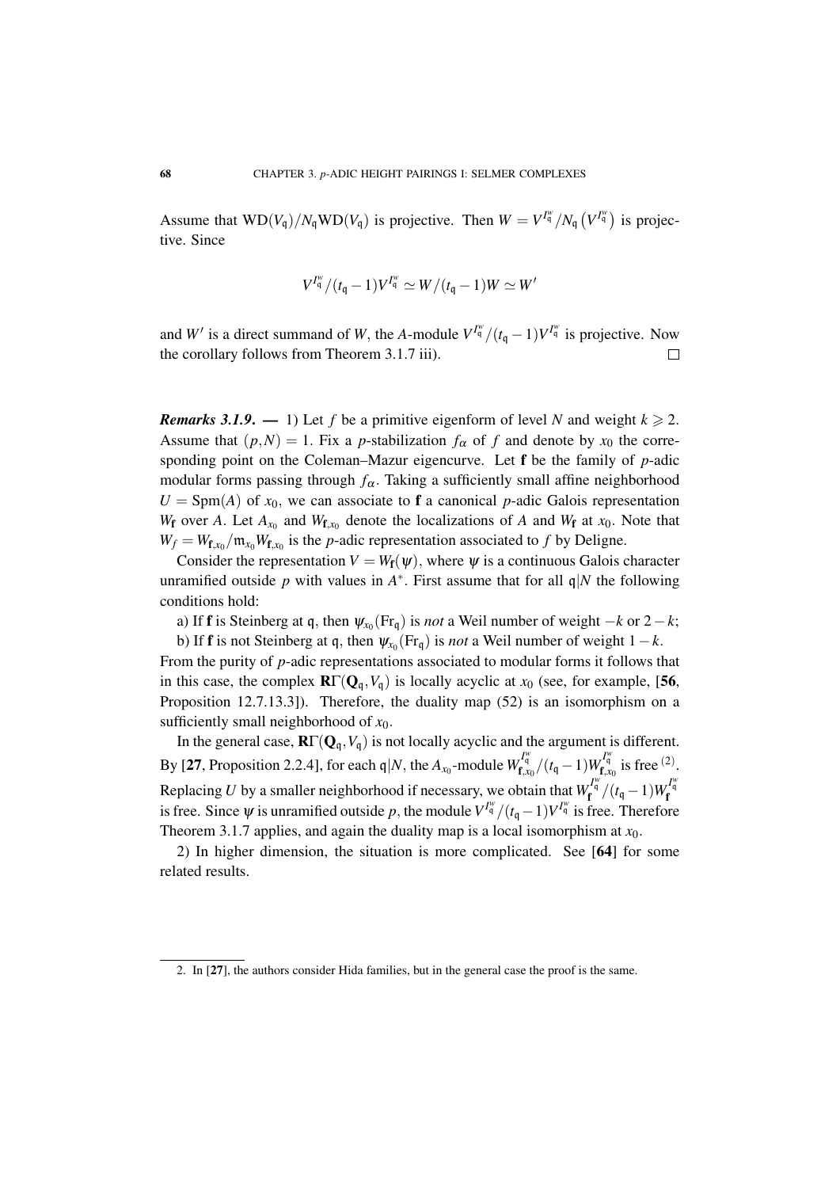Assume that $\mathrm{WD}(V_{\mathfrak{q}})/N_{\mathfrak{q}}\mathrm{WD}(V_{\mathfrak{q}})$ is projective. Then $W = V^{I_{\mathfrak{q}}^w}/N_{\mathfrak{q}}\left(V^{I_{\mathfrak{q}}^w}\right)$ is projective. Since

$$V^{I_{\mathfrak{q}}^w}/(t_{\mathfrak{q}}-1)V^{I_{\mathfrak{q}}^w} \simeq W/(t_{\mathfrak{q}}-1)W \simeq W'$$

and $W'$ is a direct summand of $W$, the $A$-module $V^{I_{\mathfrak{q}}^w}/(t_{\mathfrak{q}}-1)V^{I_{\mathfrak{q}}^w}$ is projective. Now the corollary follows from Theorem 3.1.7 iii). $\square$

***Remarks 3.1.9.*** — 1) Let $f$ be a primitive eigenform of level $N$ and weight $k \geqslant 2$. Assume that $(p,N) = 1$. Fix a $p$-stabilization $f_\alpha$ of $f$ and denote by $x_0$ the corresponding point on the Coleman–Mazur eigencurve. Let $\mathbf{f}$ be the family of $p$-adic modular forms passing through $f_\alpha$. Taking a sufficiently small affine neighborhood $U = \mathrm{Spm}(A)$ of $x_0$, we can associate to $\mathbf{f}$ a canonical $p$-adic Galois representation $W_{\mathbf{f}}$ over $A$. Let $A_{x_0}$ and $W_{\mathbf{f},x_0}$ denote the localizations of $A$ and $W_{\mathbf{f}}$ at $x_0$. Note that $W_f = W_{\mathbf{f},x_0}/\mathfrak{m}_{x_0}W_{\mathbf{f},x_0}$ is the $p$-adic representation associated to $f$ by Deligne.

Consider the representation $V = W_{\mathbf{f}}(\psi)$, where $\psi$ is a continuous Galois character unramified outside $p$ with values in $A^*$. First assume that for all $\mathfrak{q}|N$ the following conditions hold:

a) If $\mathbf{f}$ is Steinberg at $\mathfrak{q}$, then $\psi_{x_0}(\mathrm{Fr}_{\mathfrak{q}})$ is *not* a Weil number of weight $-k$ or $2-k$;

b) If $\mathbf{f}$ is not Steinberg at $\mathfrak{q}$, then $\psi_{x_0}(\mathrm{Fr}_{\mathfrak{q}})$ is *not* a Weil number of weight $1-k$.

From the purity of $p$-adic representations associated to modular forms it follows that in this case, the complex $\mathbf{R}\Gamma(\mathbf{Q}_{\mathfrak{q}},V_{\mathfrak{q}})$ is locally acyclic at $x_0$ (see, for example, [**56**, Proposition 12.7.13.3]). Therefore, the duality map (52) is an isomorphism on a sufficiently small neighborhood of $x_0$.

In the general case, $\mathbf{R}\Gamma(\mathbf{Q}_{\mathfrak{q}},V_{\mathfrak{q}})$ is not locally acyclic and the argument is different. By [**27**, Proposition 2.2.4], for each $\mathfrak{q}|N$, the $A_{x_0}$-module $W_{\mathbf{f},x_0}^{I_{\mathfrak{q}}^w}/(t_{\mathfrak{q}}-1)W_{\mathbf{f},x_0}^{I_{\mathfrak{q}}^w}$ is free [(2)]. Replacing $U$ by a smaller neighborhood if necessary, we obtain that $W_{\mathbf{f}}^{I_{\mathfrak{q}}^w}/(t_{\mathfrak{q}}-1)W_{\mathbf{f}}^{I_{\mathfrak{q}}^w}$ is free. Since $\psi$ is unramified outside $p$, the module $V^{I_{\mathfrak{q}}^w}/(t_{\mathfrak{q}}-1)V^{I_{\mathfrak{q}}^w}$ is free. Therefore Theorem 3.1.7 applies, and again the duality map is a local isomorphism at $x_0$.

2) In higher dimension, the situation is more complicated. See [**64**] for some related results.

---

2. In [**27**], the authors consider Hida families, but in the general case the proof is the same.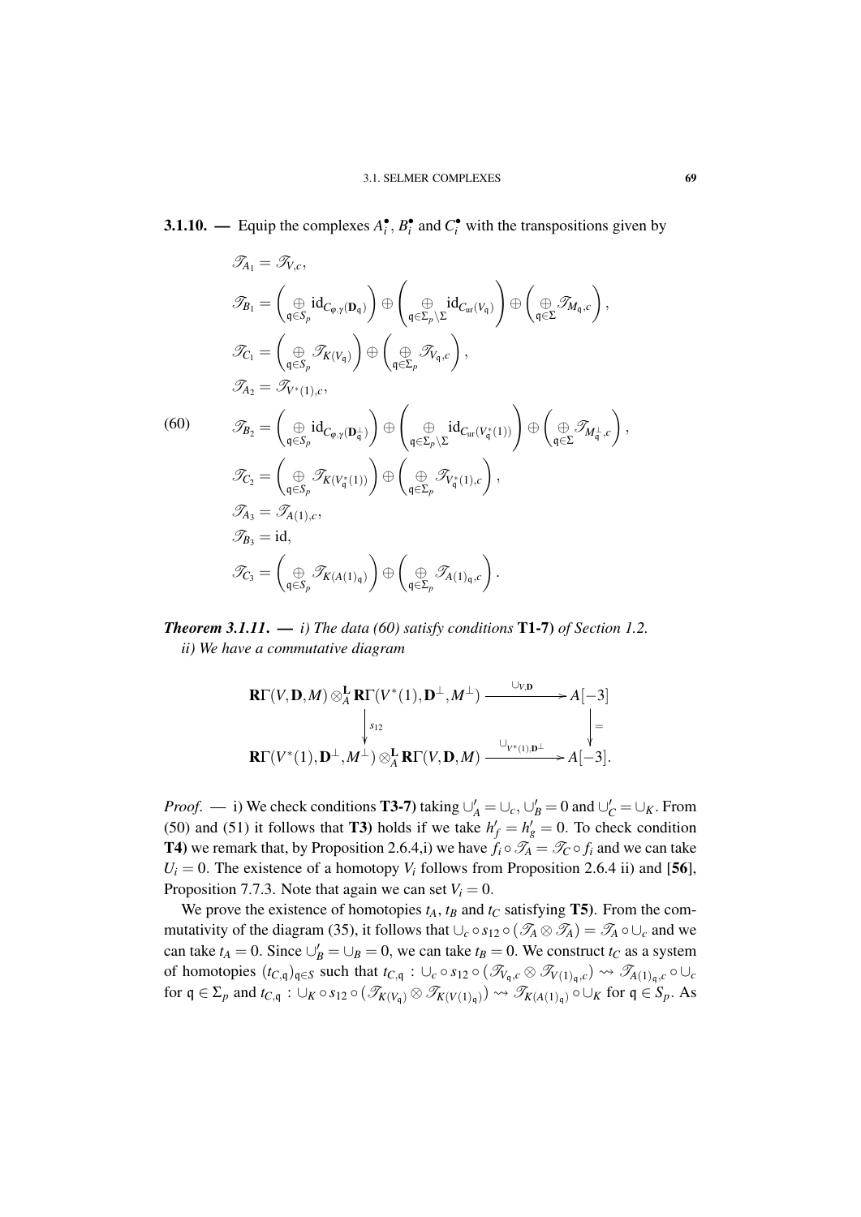**3.1.10. —** Equip the complexes $A_i^\bullet$, $B_i^\bullet$ and $C_i^\bullet$ with the transpositions given by

$$
\begin{aligned}
&\mathscr{T}_{A_1} = \mathscr{T}_{V,c},\\
&\mathscr{T}_{B_1} = \left(\underset{\mathfrak{q}\in S_p}{\oplus} \mathrm{id}_{C_{\varphi,\gamma}(\mathbf{D}_\mathfrak{q})}\right) \oplus \left(\underset{\mathfrak{q}\in \Sigma_p\setminus\Sigma}{\oplus} \mathrm{id}_{C_{\mathrm{ur}}(V_\mathfrak{q})}\right) \oplus \left(\underset{\mathfrak{q}\in\Sigma}{\oplus} \mathscr{T}_{M_\mathfrak{q},c}\right),\\
&\mathscr{T}_{C_1} = \left(\underset{\mathfrak{q}\in S_p}{\oplus} \mathscr{T}_{K(V_\mathfrak{q})}\right) \oplus \left(\underset{\mathfrak{q}\in\Sigma_p}{\oplus} \mathscr{T}_{V_\mathfrak{q},c}\right),\\
&\mathscr{T}_{A_2} = \mathscr{T}_{V^*(1),c},\\
(60)\qquad &\mathscr{T}_{B_2} = \left(\underset{\mathfrak{q}\in S_p}{\oplus} \mathrm{id}_{C_{\varphi,\gamma}(\mathbf{D}_\mathfrak{q}^\perp)}\right) \oplus \left(\underset{\mathfrak{q}\in \Sigma_p\setminus\Sigma}{\oplus} \mathrm{id}_{C_{\mathrm{ur}}(V_\mathfrak{q}^*(1))}\right) \oplus \left(\underset{\mathfrak{q}\in\Sigma}{\oplus} \mathscr{T}_{M_\mathfrak{q}^\perp,c}\right),\\
&\mathscr{T}_{C_2} = \left(\underset{\mathfrak{q}\in S_p}{\oplus} \mathscr{T}_{K(V_\mathfrak{q}^*(1))}\right) \oplus \left(\underset{\mathfrak{q}\in\Sigma_p}{\oplus} \mathscr{T}_{V_\mathfrak{q}^*(1),c}\right),\\
&\mathscr{T}_{A_3} = \mathscr{T}_{A(1),c},\\
&\mathscr{T}_{B_3} = \mathrm{id},\\
&\mathscr{T}_{C_3} = \left(\underset{\mathfrak{q}\in S_p}{\oplus} \mathscr{T}_{K(A(1)_\mathfrak{q})}\right) \oplus \left(\underset{\mathfrak{q}\in\Sigma_p}{\oplus} \mathscr{T}_{A(1)_\mathfrak{q},c}\right).
\end{aligned}
$$

***Theorem 3.1.11.* —** *i) The data (60) satisfy conditions* **T1-7)** *of Section 1.2.*
*ii) We have a commutative diagram*

$$
\begin{array}{ccc}
\mathbf{R}\Gamma(V,\mathbf{D},M)\otimes_A^{\mathbf{L}}\mathbf{R}\Gamma(V^*(1),\mathbf{D}^\perp,M^\perp) & \xrightarrow{\ \cup_{V,\mathbf{D}}\ } & A[-3]\\
\Big\downarrow{\scriptstyle s_{12}} & & \Big\downarrow{\scriptstyle =}\\
\mathbf{R}\Gamma(V^*(1),\mathbf{D}^\perp,M^\perp)\otimes_A^{\mathbf{L}}\mathbf{R}\Gamma(V,\mathbf{D},M) & \xrightarrow{\ \cup_{V^*(1),\mathbf{D}^\perp}\ } & A[-3].
\end{array}
$$

*Proof.* — i) We check conditions **T3-7)** taking $\cup_A' = \cup_c$, $\cup_B' = 0$ and $\cup_C' = \cup_K$. From (50) and (51) it follows that **T3)** holds if we take $h_f' = h_g' = 0$. To check condition **T4)** we remark that, by Proposition 2.6.4,i) we have $f_i\circ\mathscr{T}_A = \mathscr{T}_C\circ f_i$ and we can take $U_i = 0$. The existence of a homotopy $V_i$ follows from Proposition 2.6.4 ii) and [**56**], Proposition 7.7.3. Note that again we can set $V_i = 0$.

We prove the existence of homotopies $t_A$, $t_B$ and $t_C$ satisfying **T5)**. From the commutativity of the diagram (35), it follows that $\cup_c\circ s_{12}\circ(\mathscr{T}_A\otimes\mathscr{T}_A) = \mathscr{T}_A\circ\cup_c$ and we can take $t_A = 0$. Since $\cup_B' = \cup_B = 0$, we can take $t_B = 0$. We construct $t_C$ as a system of homotopies $(t_{C,\mathfrak{q}})_{\mathfrak{q}\in S}$ such that $t_{C,\mathfrak{q}} : \cup_c\circ s_{12}\circ\left(\mathscr{T}_{V_\mathfrak{q},c}\otimes\mathscr{T}_{V(1)_\mathfrak{q},c}\right) \rightsquigarrow \mathscr{T}_{A(1)_\mathfrak{q},c}\circ\cup_c$ for $\mathfrak{q}\in\Sigma_p$ and $t_{C,\mathfrak{q}} : \cup_K\circ s_{12}\circ\left(\mathscr{T}_{K(V_\mathfrak{q})}\otimes\mathscr{T}_{K(V(1)_\mathfrak{q})}\right)\rightsquigarrow\mathscr{T}_{K(A(1)_\mathfrak{q})}\circ\cup_K$ for $\mathfrak{q}\in S_p$. As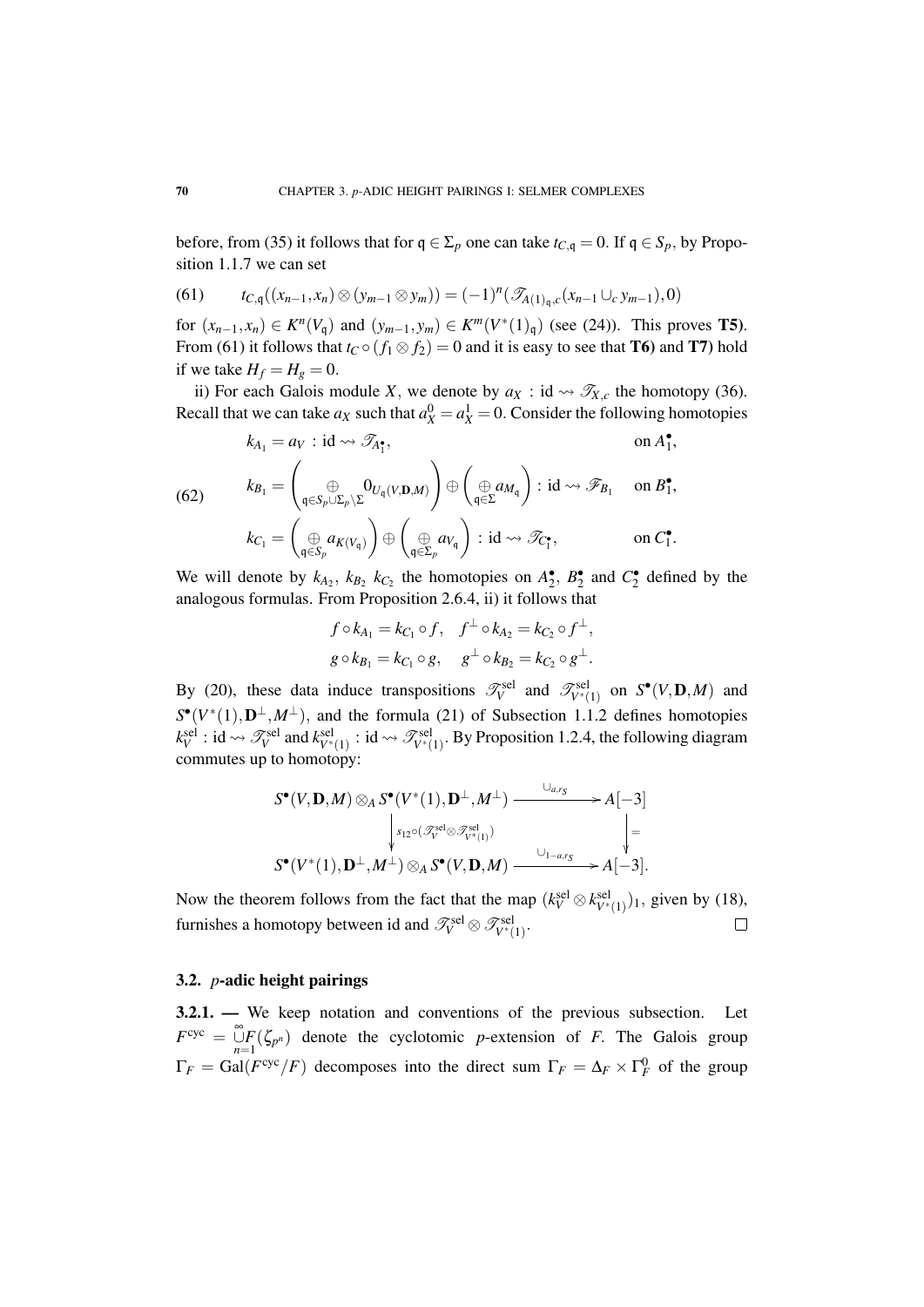before, from (35) it follows that for $\mathfrak{q} \in \Sigma_p$ one can take $t_{C,\mathfrak{q}} = 0$. If $\mathfrak{q} \in S_p$, by Proposition 1.1.7 we can set

$$(61) \qquad t_{C,\mathfrak{q}}((x_{n-1},x_n)\otimes(y_{m-1}\otimes y_m)) = (-1)^n(\mathscr{T}_{A(1)_\mathfrak{q},c}(x_{n-1}\cup_c y_{m-1}),0)$$

for $(x_{n-1},x_n) \in K^n(V_\mathfrak{q})$ and $(y_{m-1},y_m) \in K^m(V^*(1)_\mathfrak{q})$ (see (24)). This proves **T5)**. From (61) it follows that $t_C \circ (f_1 \otimes f_2) = 0$ and it is easy to see that **T6)** and **T7)** hold if we take $H_f = H_g = 0$.

ii) For each Galois module $X$, we denote by $a_X : \mathrm{id} \rightsquigarrow \mathscr{T}_{X,c}$ the homotopy (36). Recall that we can take $a_X$ such that $a_X^0 = a_X^1 = 0$. Consider the following homotopies

$$(62) \qquad \begin{aligned} & k_{A_1} = a_V \,:\, \mathrm{id} \rightsquigarrow \mathscr{T}_{A_1^\bullet}, && \text{on } A_1^\bullet,\\ & k_{B_1} = \left( \underset{\mathfrak{q}\in S_p\cup\Sigma_p\setminus\Sigma}{\oplus} 0_{U_\mathfrak{q}(V,\mathbf{D},M)} \right) \oplus \left( \underset{\mathfrak{q}\in\Sigma}{\oplus} a_{M_\mathfrak{q}} \right) : \mathrm{id} \rightsquigarrow \mathscr{F}_{B_1} && \text{on } B_1^\bullet,\\ & k_{C_1} = \left( \underset{\mathfrak{q}\in S_p}{\oplus} a_{K(V_\mathfrak{q})} \right) \oplus \left( \underset{\mathfrak{q}\in\Sigma_p}{\oplus} a_{V_\mathfrak{q}} \right) : \mathrm{id} \rightsquigarrow \mathscr{T}_{C_1^\bullet}, && \text{on } C_1^\bullet. \end{aligned}$$

We will denote by $k_{A_2}$, $k_{B_2}$ $k_{C_2}$ the homotopies on $A_2^\bullet$, $B_2^\bullet$ and $C_2^\bullet$ defined by the analogous formulas. From Proposition 2.6.4, ii) it follows that

$$f\circ k_{A_1} = k_{C_1}\circ f, \quad f^\perp \circ k_{A_2} = k_{C_2}\circ f^\perp,$$
$$g\circ k_{B_1} = k_{C_1}\circ g, \quad g^\perp \circ k_{B_2} = k_{C_2}\circ g^\perp.$$

By (20), these data induce transpositions $\mathscr{T}_V^{\mathrm{sel}}$ and $\mathscr{T}_{V^*(1)}^{\mathrm{sel}}$ on $S^\bullet(V,\mathbf{D},M)$ and $S^\bullet(V^*(1),\mathbf{D}^\perp,M^\perp)$, and the formula (21) of Subsection 1.1.2 defines homotopies $k_V^{\mathrm{sel}} : \mathrm{id} \rightsquigarrow \mathscr{T}_V^{\mathrm{sel}}$ and $k_{V^*(1)}^{\mathrm{sel}} : \mathrm{id} \rightsquigarrow \mathscr{T}_{V^*(1)}^{\mathrm{sel}}$. By Proposition 1.2.4, the following diagram commutes up to homotopy:

$$\begin{array}{ccc} S^\bullet(V,\mathbf{D},M)\otimes_A S^\bullet(V^*(1),\mathbf{D}^\perp,M^\perp) & \xrightarrow{\ \cup_{a,r_S}\ } & A[-3] \\ \Big\downarrow{\scriptstyle s_{12}\circ(\mathscr{T}_V^{\mathrm{sel}}\otimes\mathscr{T}_{V^*(1)}^{\mathrm{sel}})} & & \Big\downarrow{\scriptstyle =} \\ S^\bullet(V^*(1),\mathbf{D}^\perp,M^\perp)\otimes_A S^\bullet(V,\mathbf{D},M) & \xrightarrow{\ \cup_{1-a,r_S}\ } & A[-3]. \end{array}$$

Now the theorem follows from the fact that the map $(k_V^{\mathrm{sel}}\otimes k_{V^*(1)}^{\mathrm{sel}})_1$, given by (18), furnishes a homotopy between id and $\mathscr{T}_V^{\mathrm{sel}}\otimes\mathscr{T}_{V^*(1)}^{\mathrm{sel}}$. $\square$

### 3.2. $p$-adic height pairings

**3.2.1. —** We keep notation and conventions of the previous subsection. Let $F^{\mathrm{cyc}} = \overset{\infty}{\underset{n=1}{\cup}} F(\zeta_{p^n})$ denote the cyclotomic $p$-extension of $F$. The Galois group $\Gamma_F = \mathrm{Gal}(F^{\mathrm{cyc}}/F)$ decomposes into the direct sum $\Gamma_F = \Delta_F \times \Gamma_F^0$ of the group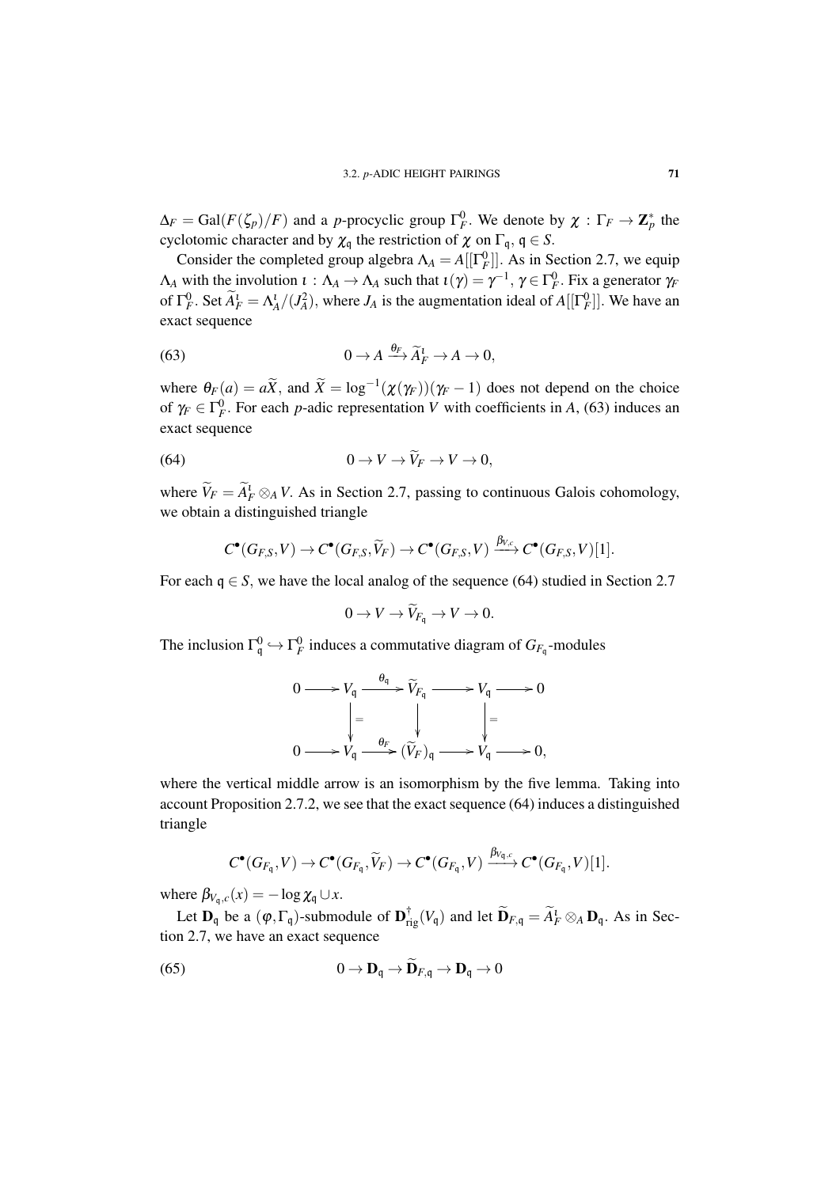$\Delta_F = \mathrm{Gal}(F(\zeta_p)/F)$ and a $p$-procyclic group $\Gamma_F^0$. We denote by $\chi : \Gamma_F \to \mathbf{Z}_p^*$ the cyclotomic character and by $\chi_{\mathfrak{q}}$ the restriction of $\chi$ on $\Gamma_{\mathfrak{q}}$, $\mathfrak{q} \in S$.

Consider the completed group algebra $\Lambda_A = A[[\Gamma_F^0]]$. As in Section 2.7, we equip $\Lambda_A$ with the involution $\iota : \Lambda_A \to \Lambda_A$ such that $\iota(\gamma) = \gamma^{-1}$, $\gamma \in \Gamma_F^0$. Fix a generator $\gamma_F$ of $\Gamma_F^0$. Set $\widetilde{A}_F^{\iota} = \Lambda_A^{\iota}/(J_A^2)$, where $J_A$ is the augmentation ideal of $A[[\Gamma_F^0]]$. We have an exact sequence

$$0 \to A \xrightarrow{\theta_F} \widetilde{A}_F^{\iota} \to A \to 0, \tag{63}$$

where $\theta_F(a) = a\widetilde{X}$, and $\widetilde{X} = \log^{-1}(\chi(\gamma_F))(\gamma_F - 1)$ does not depend on the choice of $\gamma_F \in \Gamma_F^0$. For each $p$-adic representation $V$ with coefficients in $A$, (63) induces an exact sequence

$$0 \to V \to \widetilde{V}_F \to V \to 0, \tag{64}$$

where $\widetilde{V}_F = \widetilde{A}_F^{\iota} \otimes_A V$. As in Section 2.7, passing to continuous Galois cohomology, we obtain a distinguished triangle

$$C^\bullet(G_{F,S}, V) \to C^\bullet(G_{F,S}, \widetilde{V}_F) \to C^\bullet(G_{F,S}, V) \xrightarrow{\beta_{V,c}} C^\bullet(G_{F,S}, V)[1].$$

For each $\mathfrak{q} \in S$, we have the local analog of the sequence (64) studied in Section 2.7

$$0 \to V \to \widetilde{V}_{F_{\mathfrak{q}}} \to V \to 0.$$

The inclusion $\Gamma_{\mathfrak{q}}^0 \hookrightarrow \Gamma_F^0$ induces a commutative diagram of $G_{F_{\mathfrak{q}}}$-modules

$$\begin{array}{ccccccccc}
0 & \longrightarrow & V_{\mathfrak{q}} & \xrightarrow{\theta_{\mathfrak{q}}} & \widetilde{V}_{F_{\mathfrak{q}}} & \longrightarrow & V_{\mathfrak{q}} & \longrightarrow & 0 \\
 & & \Big\downarrow{=} & & \Big\downarrow & & \Big\downarrow{=} & & \\
0 & \longrightarrow & V_{\mathfrak{q}} & \xrightarrow{\theta_F} & (\widetilde{V}_F)_{\mathfrak{q}} & \longrightarrow & V_{\mathfrak{q}} & \longrightarrow & 0,
\end{array}$$

where the vertical middle arrow is an isomorphism by the five lemma. Taking into account Proposition 2.7.2, we see that the exact sequence (64) induces a distinguished triangle

$$C^\bullet(G_{F_{\mathfrak{q}}}, V) \to C^\bullet(G_{F_{\mathfrak{q}}}, \widetilde{V}_F) \to C^\bullet(G_{F_{\mathfrak{q}}}, V) \xrightarrow{\beta_{V_{\mathfrak{q}},c}} C^\bullet(G_{F_{\mathfrak{q}}}, V)[1].$$

where $\beta_{V_{\mathfrak{q}},c}(x) = -\log \chi_{\mathfrak{q}} \cup x$.

Let $\mathbf{D}_{\mathfrak{q}}$ be a $(\varphi, \Gamma_{\mathfrak{q}})$-submodule of $\mathbf{D}^{\dagger}_{\mathrm{rig}}(V_{\mathfrak{q}})$ and let $\widetilde{\mathbf{D}}_{F,\mathfrak{q}} = \widetilde{A}_F^{\iota} \otimes_A \mathbf{D}_{\mathfrak{q}}$. As in Section 2.7, we have an exact sequence

$$0 \to \mathbf{D}_{\mathfrak{q}} \to \widetilde{\mathbf{D}}_{F,\mathfrak{q}} \to \mathbf{D}_{\mathfrak{q}} \to 0 \tag{65}$$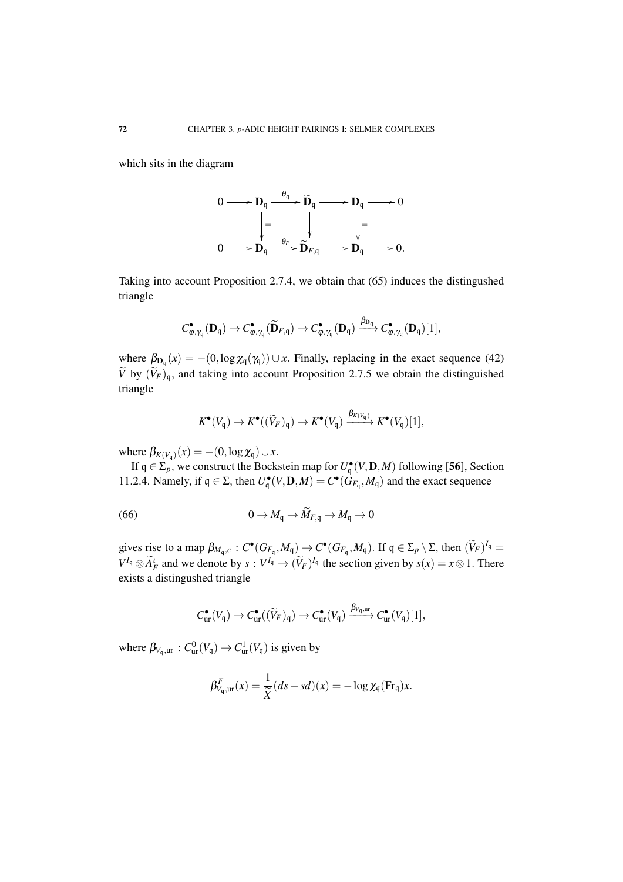which sits in the diagram

$$\begin{array}{ccccccccc}
0 & \longrightarrow & \mathbf{D}_{\mathfrak{q}} & \xrightarrow{\theta_{\mathfrak{q}}} & \widetilde{\mathbf{D}}_{\mathfrak{q}} & \longrightarrow & \mathbf{D}_{\mathfrak{q}} & \longrightarrow & 0 \\
 & & \big\downarrow{=} & & \big\downarrow & & \big\downarrow{=} & & \\
0 & \longrightarrow & \mathbf{D}_{\mathfrak{q}} & \xrightarrow{\theta_F} & \widetilde{\mathbf{D}}_{F,\mathfrak{q}} & \longrightarrow & \mathbf{D}_{\mathfrak{q}} & \longrightarrow & 0.
\end{array}$$

Taking into account Proposition 2.7.4, we obtain that (65) induces the distingushed triangle

$$C^{\bullet}_{\varphi,\gamma_{\mathfrak{q}}}(\mathbf{D}_{\mathfrak{q}}) \to C^{\bullet}_{\varphi,\gamma_{\mathfrak{q}}}(\widetilde{\mathbf{D}}_{F,\mathfrak{q}}) \to C^{\bullet}_{\varphi,\gamma_{\mathfrak{q}}}(\mathbf{D}_{\mathfrak{q}}) \xrightarrow{\beta_{\mathbf{D}_{\mathfrak{q}}}} C^{\bullet}_{\varphi,\gamma_{\mathfrak{q}}}(\mathbf{D}_{\mathfrak{q}})[1],$$

where $\beta_{\mathbf{D}_{\mathfrak{q}}}(x) = -(0, \log \chi_{\mathfrak{q}}(\gamma_{\mathfrak{q}})) \cup x$. Finally, replacing in the exact sequence (42) $\widetilde{V}$ by $(\widetilde{V}_F)_{\mathfrak{q}}$, and taking into account Proposition 2.7.5 we obtain the distinguished triangle

$$K^{\bullet}(V_{\mathfrak{q}}) \to K^{\bullet}((\widetilde{V}_F)_{\mathfrak{q}}) \to K^{\bullet}(V_{\mathfrak{q}}) \xrightarrow{\beta_{K(V_{\mathfrak{q}})}} K^{\bullet}(V_{\mathfrak{q}})[1],$$

where $\beta_{K(V_{\mathfrak{q}})}(x) = -(0, \log \chi_{\mathfrak{q}}) \cup x$.

If $\mathfrak{q} \in \Sigma_p$, we construct the Bockstein map for $U^{\bullet}_{\mathfrak{q}}(V, \mathbf{D}, M)$ following [**56**], Section 11.2.4. Namely, if $\mathfrak{q} \in \Sigma$, then $U^{\bullet}_{\mathfrak{q}}(V, \mathbf{D}, M) = C^{\bullet}(G_{F_{\mathfrak{q}}}, M_{\mathfrak{q}})$ and the exact sequence

$$0 \to M_{\mathfrak{q}} \to \widetilde{M}_{F,\mathfrak{q}} \to M_{\mathfrak{q}} \to 0 \tag{66}$$

gives rise to a map $\beta_{M_{\mathfrak{q}},c} : C^{\bullet}(G_{F_{\mathfrak{q}}}, M_{\mathfrak{q}}) \to C^{\bullet}(G_{F_{\mathfrak{q}}}, M_{\mathfrak{q}})$. If $\mathfrak{q} \in \Sigma_p \setminus \Sigma$, then $(\widetilde{V}_F)^{I_{\mathfrak{q}}} = V^{I_{\mathfrak{q}}} \otimes \widetilde{A}^{\iota}_F$ and we denote by $s : V^{I_{\mathfrak{q}}} \to (\widetilde{V}_F)^{I_{\mathfrak{q}}}$ the section given by $s(x) = x \otimes 1$. There exists a distinguished triangle

$$C^{\bullet}_{\mathrm{ur}}(V_{\mathfrak{q}}) \to C^{\bullet}_{\mathrm{ur}}((\widetilde{V}_F)_{\mathfrak{q}}) \to C^{\bullet}_{\mathrm{ur}}(V_{\mathfrak{q}}) \xrightarrow{\beta_{V_{\mathfrak{q}},\mathrm{ur}}} C^{\bullet}_{\mathrm{ur}}(V_{\mathfrak{q}})[1],$$

where $\beta_{V_{\mathfrak{q}},\mathrm{ur}} : C^0_{\mathrm{ur}}(V_{\mathfrak{q}}) \to C^1_{\mathrm{ur}}(V_{\mathfrak{q}})$ is given by

$$\beta^F_{V_{\mathfrak{q}},\mathrm{ur}}(x) = \frac{1}{\widetilde{X}}(ds - sd)(x) = -\log \chi_{\mathfrak{q}}(\mathrm{Fr}_{\mathfrak{q}})x.$$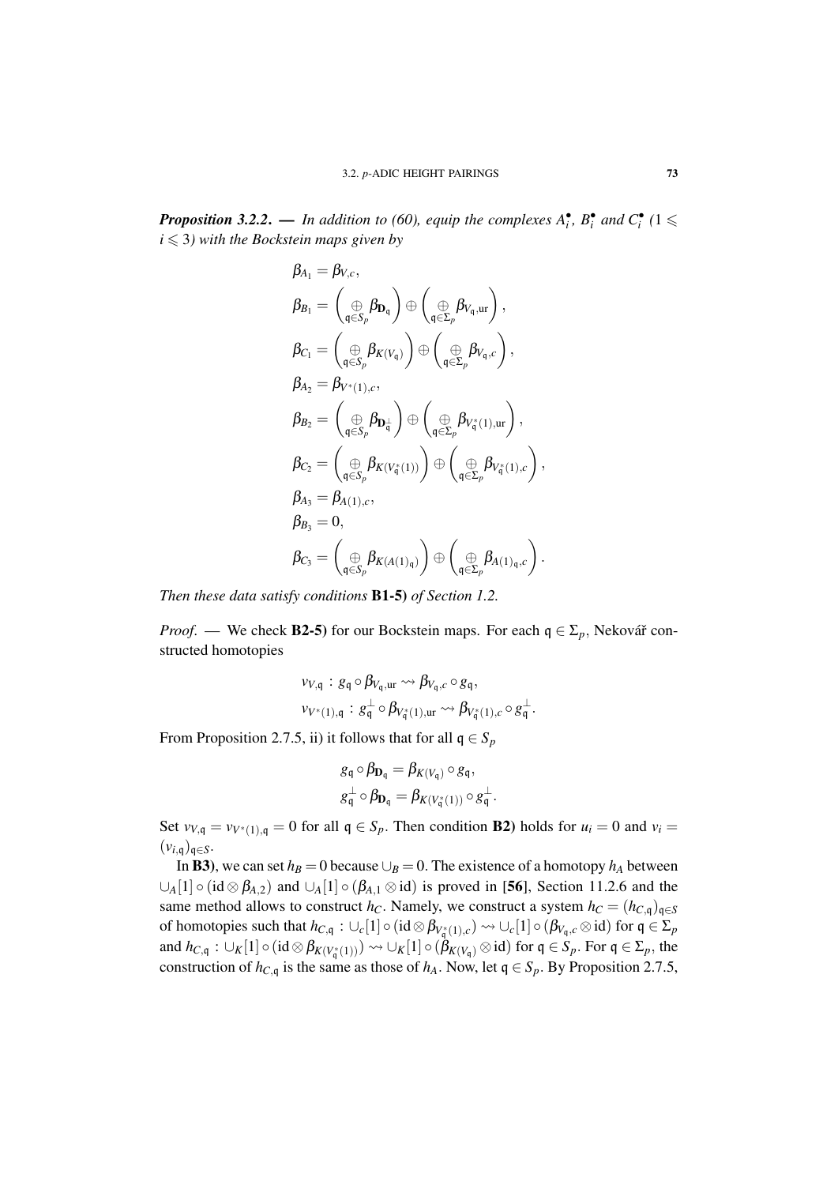***Proposition 3.2.2.*** — *In addition to (60), equip the complexes $A_i^\bullet$, $B_i^\bullet$ and $C_i^\bullet$ ($1 \leqslant i \leqslant 3$) with the Bockstein maps given by*

$$\beta_{A_1} = \beta_{V,c},$$

$$\beta_{B_1} = \left(\underset{\mathfrak{q}\in S_p}{\oplus} \beta_{\mathbf{D}_\mathfrak{q}}\right) \oplus \left(\underset{\mathfrak{q}\in \Sigma_p}{\oplus} \beta_{V_\mathfrak{q},\mathrm{ur}}\right),$$

$$\beta_{C_1} = \left(\underset{\mathfrak{q}\in S_p}{\oplus} \beta_{K(V_\mathfrak{q})}\right) \oplus \left(\underset{\mathfrak{q}\in \Sigma_p}{\oplus} \beta_{V_\mathfrak{q},c}\right),$$

$$\beta_{A_2} = \beta_{V^*(1),c},$$

$$\beta_{B_2} = \left(\underset{\mathfrak{q}\in S_p}{\oplus} \beta_{\mathbf{D}_\mathfrak{q}^\perp}\right) \oplus \left(\underset{\mathfrak{q}\in \Sigma_p}{\oplus} \beta_{V_\mathfrak{q}^*(1),\mathrm{ur}}\right),$$

$$\beta_{C_2} = \left(\underset{\mathfrak{q}\in S_p}{\oplus} \beta_{K(V_\mathfrak{q}^*(1))}\right) \oplus \left(\underset{\mathfrak{q}\in \Sigma_p}{\oplus} \beta_{V_\mathfrak{q}^*(1),c}\right),$$

$$\beta_{A_3} = \beta_{A(1),c},$$

$$\beta_{B_3} = 0,$$

$$\beta_{C_3} = \left(\underset{\mathfrak{q}\in S_p}{\oplus} \beta_{K(A(1)_\mathfrak{q})}\right) \oplus \left(\underset{\mathfrak{q}\in \Sigma_p}{\oplus} \beta_{A(1)_\mathfrak{q},c}\right).$$

*Then these data satisfy conditions* **B1-5)** *of Section 1.2.*

*Proof.* — We check **B2-5)** for our Bockstein maps. For each $\mathfrak{q} \in \Sigma_p$, Nekovář constructed homotopies

$$v_{V,\mathfrak{q}} : g_\mathfrak{q} \circ \beta_{V_\mathfrak{q},\mathrm{ur}} \rightsquigarrow \beta_{V_\mathfrak{q},c} \circ g_\mathfrak{q},$$

$$v_{V^*(1),\mathfrak{q}} : g_\mathfrak{q}^\perp \circ \beta_{V_\mathfrak{q}^*(1),\mathrm{ur}} \rightsquigarrow \beta_{V_\mathfrak{q}^*(1),c} \circ g_\mathfrak{q}^\perp.$$

From Proposition 2.7.5, ii) it follows that for all $\mathfrak{q} \in S_p$

$$g_\mathfrak{q} \circ \beta_{\mathbf{D}_\mathfrak{q}} = \beta_{K(V_\mathfrak{q})} \circ g_\mathfrak{q},$$

$$g_\mathfrak{q}^\perp \circ \beta_{\mathbf{D}_\mathfrak{q}} = \beta_{K(V_\mathfrak{q}^*(1))} \circ g_\mathfrak{q}^\perp.$$

Set $v_{V,\mathfrak{q}} = v_{V^*(1),\mathfrak{q}} = 0$ for all $\mathfrak{q} \in S_p$. Then condition **B2)** holds for $u_i = 0$ and $v_i = (v_{i,\mathfrak{q}})_{\mathfrak{q}\in S}$.

In **B3)**, we can set $h_B = 0$ because $\cup_B = 0$. The existence of a homotopy $h_A$ between $\cup_A[1] \circ (\mathrm{id} \otimes \beta_{A,2})$ and $\cup_A[1] \circ (\beta_{A,1} \otimes \mathrm{id})$ is proved in [**56**], Section 11.2.6 and the same method allows to construct $h_C$. Namely, we construct a system $h_C = (h_{C,\mathfrak{q}})_{\mathfrak{q}\in S}$ of homotopies such that $h_{C,\mathfrak{q}} : \cup_c[1] \circ (\mathrm{id} \otimes \beta_{V_\mathfrak{q}^*(1),c}) \rightsquigarrow \cup_c[1] \circ (\beta_{V_\mathfrak{q},c} \otimes \mathrm{id})$ for $\mathfrak{q} \in \Sigma_p$ and $h_{C,\mathfrak{q}} : \cup_K[1] \circ (\mathrm{id} \otimes \beta_{K(V_\mathfrak{q}^*(1))}) \rightsquigarrow \cup_K[1] \circ (\beta_{K(V_\mathfrak{q})} \otimes \mathrm{id})$ for $\mathfrak{q} \in S_p$. For $\mathfrak{q} \in \Sigma_p$, the construction of $h_{C,\mathfrak{q}}$ is the same as those of $h_A$. Now, let $\mathfrak{q} \in S_p$. By Proposition 2.7.5,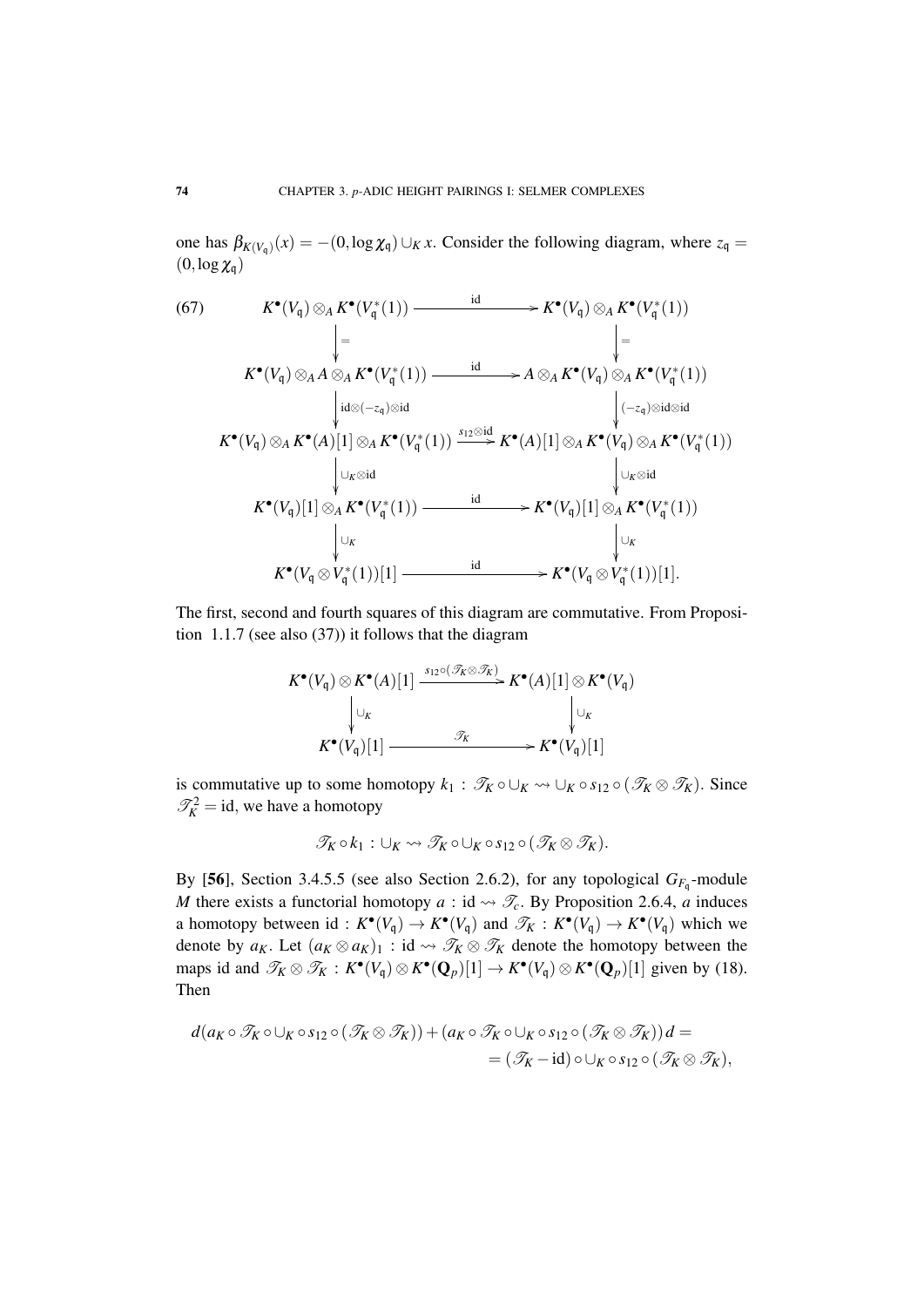one has $\beta_{K(V_{\mathfrak{q}})}(x) = -(0, \log \chi_{\mathfrak{q}}) \cup_K x$. Consider the following diagram, where $z_{\mathfrak{q}} = (0, \log \chi_{\mathfrak{q}})$

$$
\begin{array}{ccc}
K^\bullet(V_{\mathfrak{q}}) \otimes_A K^\bullet(V_{\mathfrak{q}}^*(1)) & \xrightarrow{\quad \mathrm{id} \quad} & K^\bullet(V_{\mathfrak{q}}) \otimes_A K^\bullet(V_{\mathfrak{q}}^*(1)) \\
\big\downarrow {\scriptstyle =} & & \big\downarrow {\scriptstyle =} \\
K^\bullet(V_{\mathfrak{q}}) \otimes_A A \otimes_A K^\bullet(V_{\mathfrak{q}}^*(1)) & \xrightarrow{\quad \mathrm{id} \quad} & A \otimes_A K^\bullet(V_{\mathfrak{q}}) \otimes_A K^\bullet(V_{\mathfrak{q}}^*(1)) \\
\big\downarrow {\scriptstyle \mathrm{id} \otimes (-z_{\mathfrak{q}}) \otimes \mathrm{id}} & & \big\downarrow {\scriptstyle (-z_{\mathfrak{q}}) \otimes \mathrm{id} \otimes \mathrm{id}} \\
K^\bullet(V_{\mathfrak{q}}) \otimes_A K^\bullet(A)[1] \otimes_A K^\bullet(V_{\mathfrak{q}}^*(1)) & \xrightarrow{s_{12} \otimes \mathrm{id}} & K^\bullet(A)[1] \otimes_A K^\bullet(V_{\mathfrak{q}}) \otimes_A K^\bullet(V_{\mathfrak{q}}^*(1)) \\
\big\downarrow {\scriptstyle \cup_K \otimes \mathrm{id}} & & \big\downarrow {\scriptstyle \cup_K \otimes \mathrm{id}} \\
K^\bullet(V_{\mathfrak{q}})[1] \otimes_A K^\bullet(V_{\mathfrak{q}}^*(1)) & \xrightarrow{\quad \mathrm{id} \quad} & K^\bullet(V_{\mathfrak{q}})[1] \otimes_A K^\bullet(V_{\mathfrak{q}}^*(1)) \\
\big\downarrow {\scriptstyle \cup_K} & & \big\downarrow {\scriptstyle \cup_K} \\
K^\bullet(V_{\mathfrak{q}} \otimes V_{\mathfrak{q}}^*(1))[1] & \xrightarrow{\quad \mathrm{id} \quad} & K^\bullet(V_{\mathfrak{q}} \otimes V_{\mathfrak{q}}^*(1))[1].
\end{array}
\tag{67}
$$

The first, second and fourth squares of this diagram are commutative. From Proposition 1.1.7 (see also (37)) it follows that the diagram

$$
\begin{array}{ccc}
K^\bullet(V_{\mathfrak{q}}) \otimes K^\bullet(A)[1] & \xrightarrow{s_{12} \circ (\mathscr{T}_K \otimes \mathscr{T}_K)} & K^\bullet(A)[1] \otimes K^\bullet(V_{\mathfrak{q}}) \\
\big\downarrow {\scriptstyle \cup_K} & & \big\downarrow {\scriptstyle \cup_K} \\
K^\bullet(V_{\mathfrak{q}})[1] & \xrightarrow{\quad \mathscr{T}_K \quad} & K^\bullet(V_{\mathfrak{q}})[1]
\end{array}
$$

is commutative up to some homotopy $k_1 \,:\, \mathscr{T}_K \circ \cup_K \rightsquigarrow \cup_K \circ s_{12} \circ (\mathscr{T}_K \otimes \mathscr{T}_K)$. Since $\mathscr{T}_K^2 = \mathrm{id}$, we have a homotopy

$$
\mathscr{T}_K \circ k_1 \,:\, \cup_K \rightsquigarrow \mathscr{T}_K \circ \cup_K \circ s_{12} \circ (\mathscr{T}_K \otimes \mathscr{T}_K).
$$

By [56], Section 3.4.5.5 (see also Section 2.6.2), for any topological $G_{F_{\mathfrak{q}}}$-module $M$ there exists a functorial homotopy $a \,:\, \mathrm{id} \rightsquigarrow \mathscr{T}_c$. By Proposition 2.6.4, $a$ induces a homotopy between $\mathrm{id} \,:\, K^\bullet(V_{\mathfrak{q}}) \to K^\bullet(V_{\mathfrak{q}})$ and $\mathscr{T}_K \,:\, K^\bullet(V_{\mathfrak{q}}) \to K^\bullet(V_{\mathfrak{q}})$ which we denote by $a_K$. Let $(a_K \otimes a_K)_1 \,:\, \mathrm{id} \rightsquigarrow \mathscr{T}_K \otimes \mathscr{T}_K$ denote the homotopy between the maps id and $\mathscr{T}_K \otimes \mathscr{T}_K \,:\, K^\bullet(V_{\mathfrak{q}}) \otimes K^\bullet(\mathbf{Q}_p)[1] \to K^\bullet(V_{\mathfrak{q}}) \otimes K^\bullet(\mathbf{Q}_p)[1]$ given by (18). Then

$$
\begin{aligned}
d(a_K \circ \mathscr{T}_K \circ \cup_K \circ s_{12} \circ (\mathscr{T}_K \otimes \mathscr{T}_K)) + (a_K \circ \mathscr{T}_K \circ \cup_K \circ s_{12} \circ (\mathscr{T}_K \otimes \mathscr{T}_K))\, d = \\
= (\mathscr{T}_K - \mathrm{id}) \circ \cup_K \circ s_{12} \circ (\mathscr{T}_K \otimes \mathscr{T}_K),
\end{aligned}
$$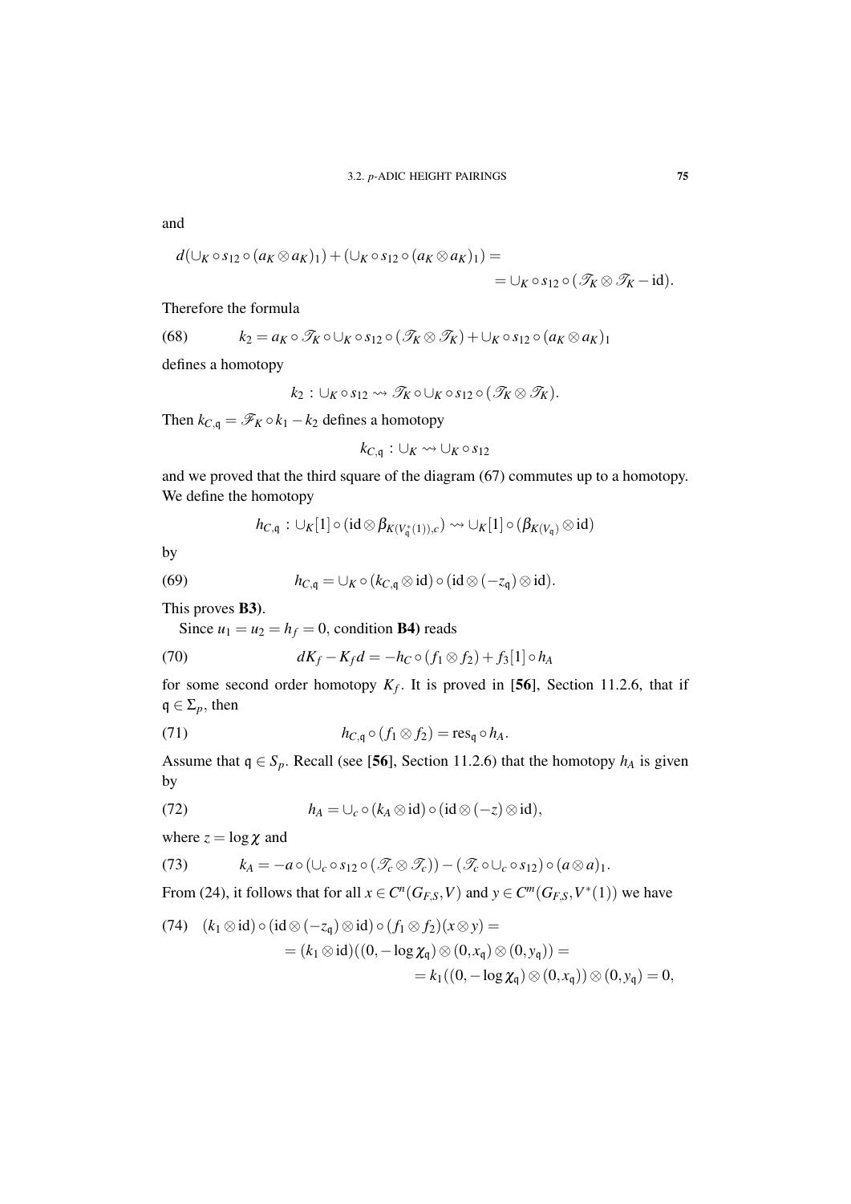and

$$d(\cup_K \circ s_{12} \circ (a_K \otimes a_K)_1) + (\cup_K \circ s_{12} \circ (a_K \otimes a_K)_1) =$$
$$= \cup_K \circ s_{12} \circ (\mathscr{T}_K \otimes \mathscr{T}_K - \mathrm{id}).$$

Therefore the formula

$$k_2 = a_K \circ \mathscr{T}_K \circ \cup_K \circ s_{12} \circ (\mathscr{T}_K \otimes \mathscr{T}_K) + \cup_K \circ s_{12} \circ (a_K \otimes a_K)_1 \tag{68}$$

defines a homotopy

$$k_2 : \cup_K \circ s_{12} \rightsquigarrow \mathscr{T}_K \circ \cup_K \circ s_{12} \circ (\mathscr{T}_K \otimes \mathscr{T}_K).$$

Then $k_{C,\mathfrak{q}} = \mathscr{F}_K \circ k_1 - k_2$ defines a homotopy

$$k_{C,\mathfrak{q}} : \cup_K \rightsquigarrow \cup_K \circ s_{12}$$

and we proved that the third square of the diagram (67) commutes up to a homotopy. We define the homotopy

$$h_{C,\mathfrak{q}} : \cup_K[1] \circ (\mathrm{id} \otimes \beta_{K(V_{\mathfrak{q}}^*(1)),c}) \rightsquigarrow \cup_K[1] \circ (\beta_{K(V_{\mathfrak{q}})} \otimes \mathrm{id})$$

by

$$h_{C,\mathfrak{q}} = \cup_K \circ (k_{C,\mathfrak{q}} \otimes \mathrm{id}) \circ (\mathrm{id} \otimes (-z_{\mathfrak{q}}) \otimes \mathrm{id}). \tag{69}$$

This proves **B3)**.

Since $u_1 = u_2 = h_f = 0$, condition **B4)** reads

$$dK_f - K_f d = -h_C \circ (f_1 \otimes f_2) + f_3[1] \circ h_A \tag{70}$$

for some second order homotopy $K_f$. It is proved in [**56**], Section 11.2.6, that if $\mathfrak{q} \in \Sigma_p$, then

$$h_{C,\mathfrak{q}} \circ (f_1 \otimes f_2) = \mathrm{res}_{\mathfrak{q}} \circ h_A. \tag{71}$$

Assume that $\mathfrak{q} \in S_p$. Recall (see [**56**], Section 11.2.6) that the homotopy $h_A$ is given by

$$h_A = \cup_c \circ (k_A \otimes \mathrm{id}) \circ (\mathrm{id} \otimes (-z) \otimes \mathrm{id}), \tag{72}$$

where $z = \log \chi$ and

$$k_A = -a \circ (\cup_c \circ s_{12} \circ (\mathscr{T}_c \otimes \mathscr{T}_c)) - (\mathscr{T}_c \circ \cup_c \circ s_{12}) \circ (a \otimes a)_1. \tag{73}$$

From (24), it follows that for all $x \in C^n(G_{F,S}, V)$ and $y \in C^m(G_{F,S}, V^*(1))$ we have

$$\begin{aligned}(74)\quad (k_1 \otimes \mathrm{id}) \circ (\mathrm{id} \otimes (-z_{\mathfrak{q}}) \otimes \mathrm{id}) \circ (f_1 \otimes f_2)(x \otimes y) &= \\ = (k_1 \otimes \mathrm{id})((0, -\log \chi_{\mathfrak{q}}) \otimes (0, x_{\mathfrak{q}}) \otimes (0, y_{\mathfrak{q}})) &= \\ = k_1((0, -\log \chi_{\mathfrak{q}}) \otimes (0, x_{\mathfrak{q}})) \otimes (0, y_{\mathfrak{q}}) &= 0,\end{aligned}$$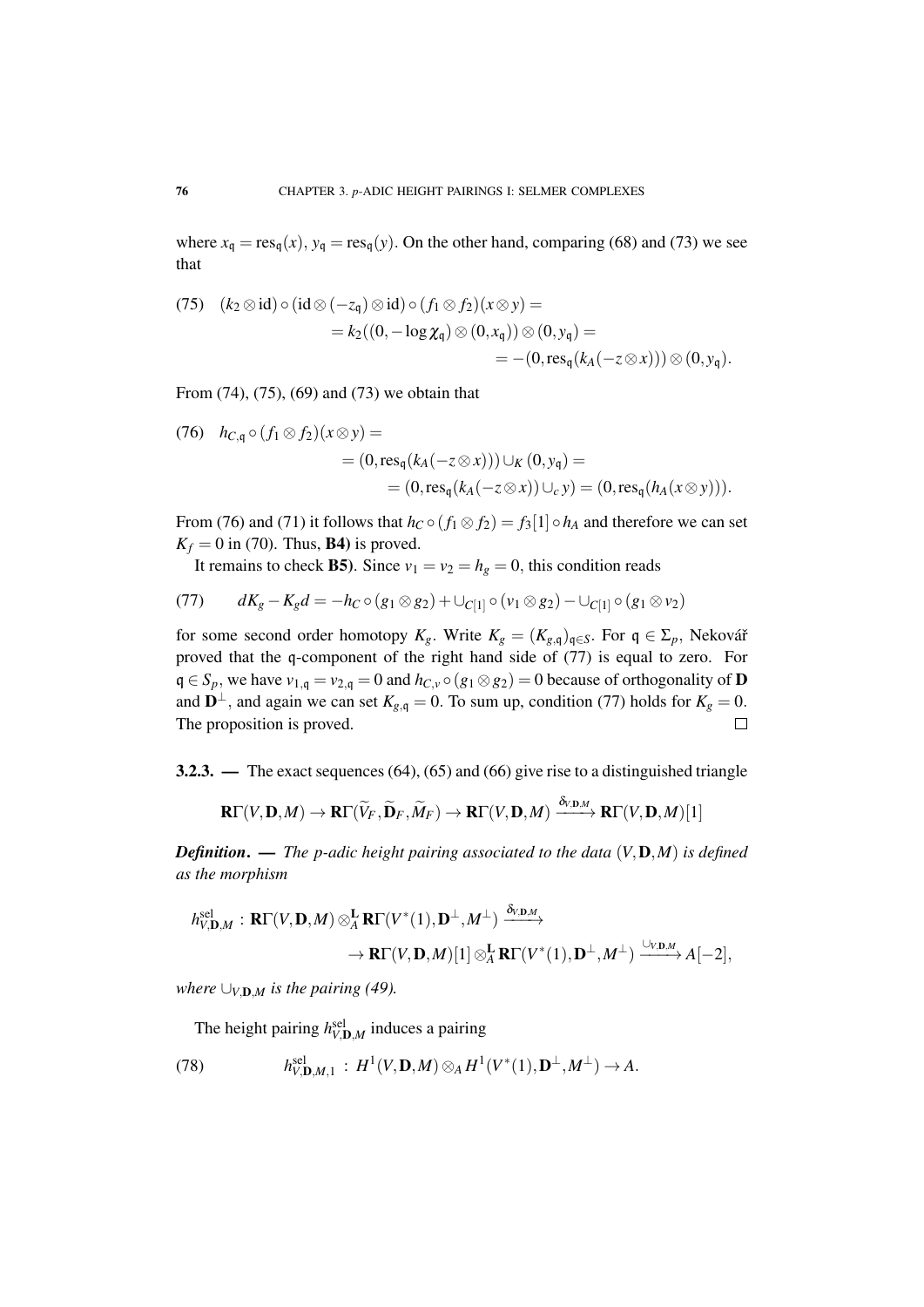where $x_{\mathfrak{q}} = \mathrm{res}_{\mathfrak{q}}(x)$, $y_{\mathfrak{q}} = \mathrm{res}_{\mathfrak{q}}(y)$. On the other hand, comparing (68) and (73) we see that

$$
\begin{aligned}
(75)\quad (k_2 \otimes \mathrm{id}) \circ (\mathrm{id} \otimes (-z_{\mathfrak{q}}) \otimes \mathrm{id}) \circ (f_1 \otimes f_2)(x \otimes y) &= \\
&= k_2((0, -\log \chi_{\mathfrak{q}}) \otimes (0, x_{\mathfrak{q}})) \otimes (0, y_{\mathfrak{q}}) = \\
&= -(0, \mathrm{res}_{\mathfrak{q}}(k_A(-z \otimes x))) \otimes (0, y_{\mathfrak{q}}).
\end{aligned}
$$

From (74), (75), (69) and (73) we obtain that

$$
\begin{aligned}
(76)\quad h_{C,\mathfrak{q}} \circ (f_1 \otimes f_2)(x \otimes y) &= \\
&= (0, \mathrm{res}_{\mathfrak{q}}(k_A(-z \otimes x))) \cup_K (0, y_{\mathfrak{q}}) = \\
&= (0, \mathrm{res}_{\mathfrak{q}}(k_A(-z \otimes x)) \cup_c y) = (0, \mathrm{res}_{\mathfrak{q}}(h_A(x \otimes y))).
\end{aligned}
$$

From (76) and (71) it follows that $h_C \circ (f_1 \otimes f_2) = f_3[1] \circ h_A$ and therefore we can set $K_f = 0$ in (70). Thus, **B4)** is proved.

It remains to check **B5)**. Since $v_1 = v_2 = h_g = 0$, this condition reads

$$
(77)\qquad dK_g - K_g d = -h_C \circ (g_1 \otimes g_2) + \cup_{C[1]} \circ (v_1 \otimes g_2) - \cup_{C[1]} \circ (g_1 \otimes v_2)
$$

for some second order homotopy $K_g$. Write $K_g = (K_{g,\mathfrak{q}})_{\mathfrak{q} \in S}$. For $\mathfrak{q} \in \Sigma_p$, Nekovář proved that the $\mathfrak{q}$-component of the right hand side of (77) is equal to zero. For $\mathfrak{q} \in S_p$, we have $v_{1,\mathfrak{q}} = v_{2,\mathfrak{q}} = 0$ and $h_{C,v} \circ (g_1 \otimes g_2) = 0$ because of orthogonality of $\mathbf{D}$ and $\mathbf{D}^{\perp}$, and again we can set $K_{g,\mathfrak{q}} = 0$. To sum up, condition (77) holds for $K_g = 0$. The proposition is proved. □

**3.2.3.** — The exact sequences (64), (65) and (66) give rise to a distinguished triangle

$$
\mathbf{R}\Gamma(V, \mathbf{D}, M) \to \mathbf{R}\Gamma(\widetilde{V}_F, \widetilde{\mathbf{D}}_F, \widetilde{M}_F) \to \mathbf{R}\Gamma(V, \mathbf{D}, M) \xrightarrow{\delta_{V,\mathbf{D},M}} \mathbf{R}\Gamma(V, \mathbf{D}, M)[1]
$$

***Definition***. — *The p-adic height pairing associated to the data $(V, \mathbf{D}, M)$ is defined as the morphism*

$$
\begin{aligned}
h^{\mathrm{sel}}_{V,\mathbf{D},M} : \mathbf{R}\Gamma(V, \mathbf{D}, M) \otimes^{\mathbf{L}}_A \mathbf{R}\Gamma(V^*(1), \mathbf{D}^{\perp}, M^{\perp}) &\xrightarrow{\delta_{V,\mathbf{D},M}} \\
\to \mathbf{R}\Gamma(V, \mathbf{D}, M)[1] \otimes^{\mathbf{L}}_A \mathbf{R}\Gamma(V^*(1), \mathbf{D}^{\perp}, M^{\perp}) &\xrightarrow{\cup_{V,\mathbf{D},M}} A[-2],
\end{aligned}
$$

*where $\cup_{V,\mathbf{D},M}$ is the pairing (49).*

The height pairing $h^{\mathrm{sel}}_{V,\mathbf{D},M}$ induces a pairing

$$
(78)\qquad h^{\mathrm{sel}}_{V,\mathbf{D},M,1} \,:\, H^1(V, \mathbf{D}, M) \otimes_A H^1(V^*(1), \mathbf{D}^{\perp}, M^{\perp}) \to A.
$$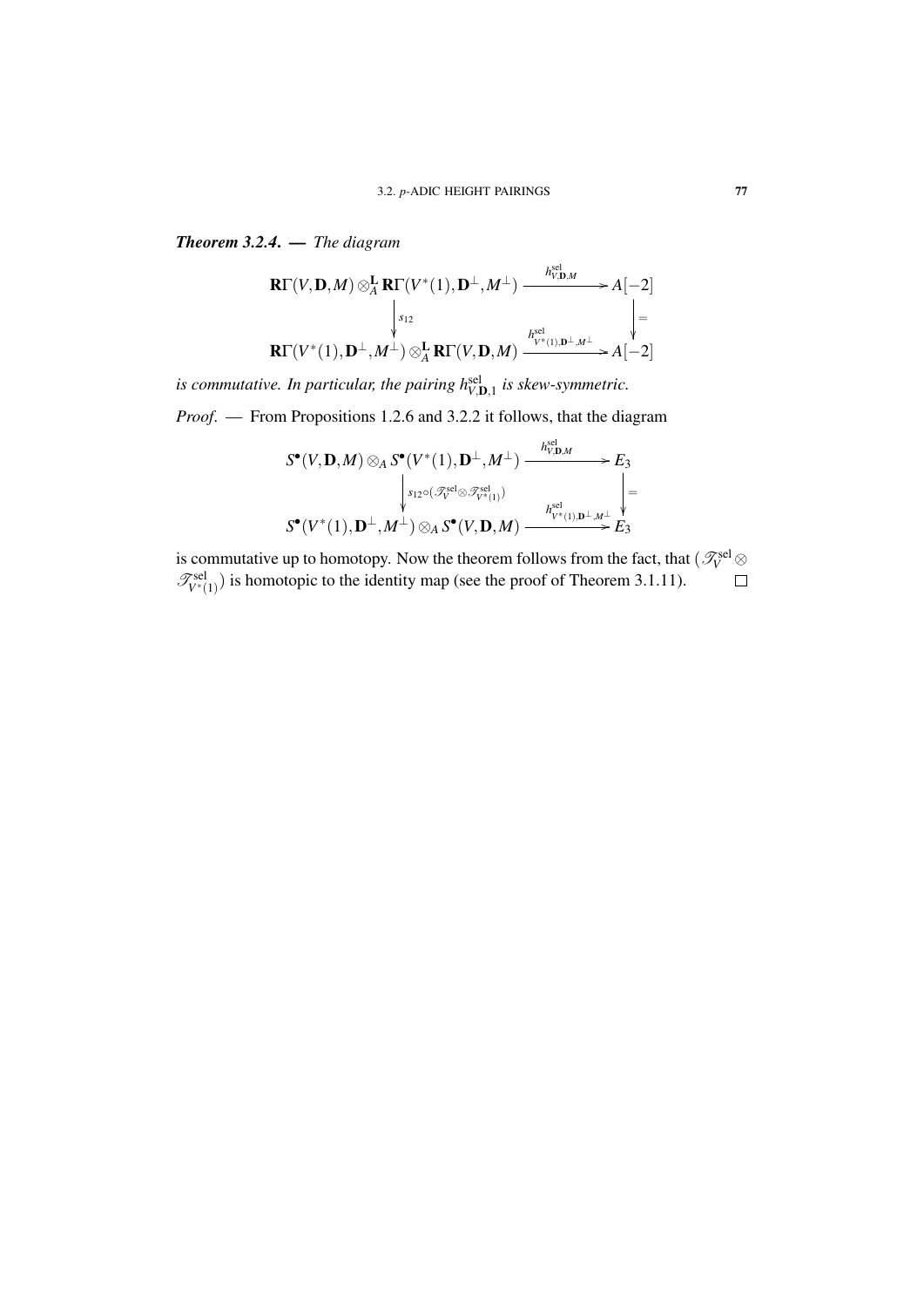***Theorem 3.2.4. —*** *The diagram*

$$\begin{array}{ccc}
\mathbf{R}\Gamma(V,\mathbf{D},M)\otimes^{\mathbf{L}}_A \mathbf{R}\Gamma(V^*(1),\mathbf{D}^\perp,M^\perp) & \xrightarrow{h^{\mathrm{sel}}_{V,\mathbf{D},M}} & A[-2] \\
\Big\downarrow{\scriptstyle s_{12}} & & \Big\downarrow{\scriptstyle =} \\
\mathbf{R}\Gamma(V^*(1),\mathbf{D}^\perp,M^\perp)\otimes^{\mathbf{L}}_A \mathbf{R}\Gamma(V,\mathbf{D},M) & \xrightarrow{h^{\mathrm{sel}}_{V^*(1),\mathbf{D}^\perp,M^\perp}} & A[-2]
\end{array}$$

*is commutative. In particular, the pairing $h^{\mathrm{sel}}_{V,\mathbf{D},1}$ is skew-symmetric.*

*Proof.* — From Propositions 1.2.6 and 3.2.2 it follows, that the diagram

$$\begin{array}{ccc}
S^\bullet(V,\mathbf{D},M)\otimes_A S^\bullet(V^*(1),\mathbf{D}^\perp,M^\perp) & \xrightarrow{h^{\mathrm{sel}}_{V,\mathbf{D},M}} & E_3 \\
\Big\downarrow{\scriptstyle s_{12}\circ(\mathscr{T}^{\mathrm{sel}}_V\otimes\mathscr{T}^{\mathrm{sel}}_{V^*(1)})} & & \Big\downarrow{\scriptstyle =} \\
S^\bullet(V^*(1),\mathbf{D}^\perp,M^\perp)\otimes_A S^\bullet(V,\mathbf{D},M) & \xrightarrow{h^{\mathrm{sel}}_{V^*(1),\mathbf{D}^\perp,M^\perp}} & E_3
\end{array}$$

is commutative up to homotopy. Now the theorem follows from the fact, that $(\mathscr{T}^{\mathrm{sel}}_V\otimes\mathscr{T}^{\mathrm{sel}}_{V^*(1)})$ is homotopic to the identity map (see the proof of Theorem 3.1.11). □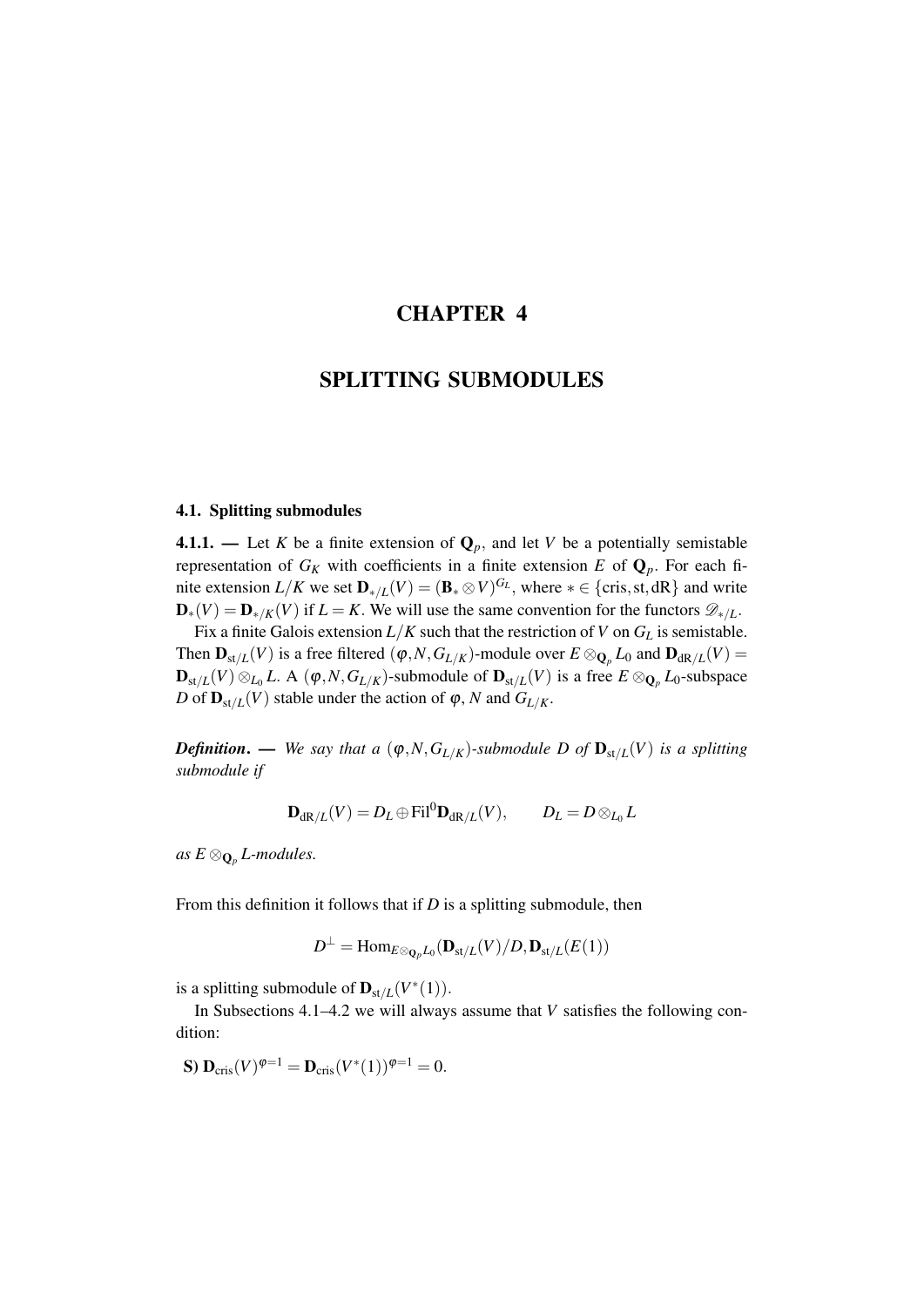# CHAPTER 4

# SPLITTING SUBMODULES

## 4.1. Splitting submodules

**4.1.1.** — Let $K$ be a finite extension of $\mathbf{Q}_p$, and let $V$ be a potentially semistable representation of $G_K$ with coefficients in a finite extension $E$ of $\mathbf{Q}_p$. For each finite extension $L/K$ we set $\mathbf{D}_{*/L}(V) = (\mathbf{B}_* \otimes V)^{G_L}$, where $* \in \{\mathrm{cris}, \mathrm{st}, \mathrm{dR}\}$ and write $\mathbf{D}_*(V) = \mathbf{D}_{*/K}(V)$ if $L = K$. We will use the same convention for the functors $\mathscr{D}_{*/L}$.

Fix a finite Galois extension $L/K$ such that the restriction of $V$ on $G_L$ is semistable. Then $\mathbf{D}_{\mathrm{st}/L}(V)$ is a free filtered $(\varphi, N, G_{L/K})$-module over $E \otimes_{\mathbf{Q}_p} L_0$ and $\mathbf{D}_{\mathrm{dR}/L}(V) = \mathbf{D}_{\mathrm{st}/L}(V) \otimes_{L_0} L$. A $(\varphi, N, G_{L/K})$-submodule of $\mathbf{D}_{\mathrm{st}/L}(V)$ is a free $E \otimes_{\mathbf{Q}_p} L_0$-subspace $D$ of $\mathbf{D}_{\mathrm{st}/L}(V)$ stable under the action of $\varphi$, $N$ and $G_{L/K}$.

***Definition***. — *We say that a $(\varphi, N, G_{L/K})$-submodule $D$ of $\mathbf{D}_{\mathrm{st}/L}(V)$ is a splitting submodule if*

$$\mathbf{D}_{\mathrm{dR}/L}(V) = D_L \oplus \mathrm{Fil}^0 \mathbf{D}_{\mathrm{dR}/L}(V), \qquad D_L = D \otimes_{L_0} L$$

*as $E \otimes_{\mathbf{Q}_p} L$-modules.*

From this definition it follows that if $D$ is a splitting submodule, then

$$D^{\perp} = \mathrm{Hom}_{E \otimes_{\mathbf{Q}_p} L_0}(\mathbf{D}_{\mathrm{st}/L}(V)/D, \mathbf{D}_{\mathrm{st}/L}(E(1)))$$

is a splitting submodule of $\mathbf{D}_{\mathrm{st}/L}(V^*(1))$.

In Subsections 4.1–4.2 we will always assume that $V$ satisfies the following condition:

**S)** $\mathbf{D}_{\mathrm{cris}}(V)^{\varphi=1} = \mathbf{D}_{\mathrm{cris}}(V^*(1))^{\varphi=1} = 0$.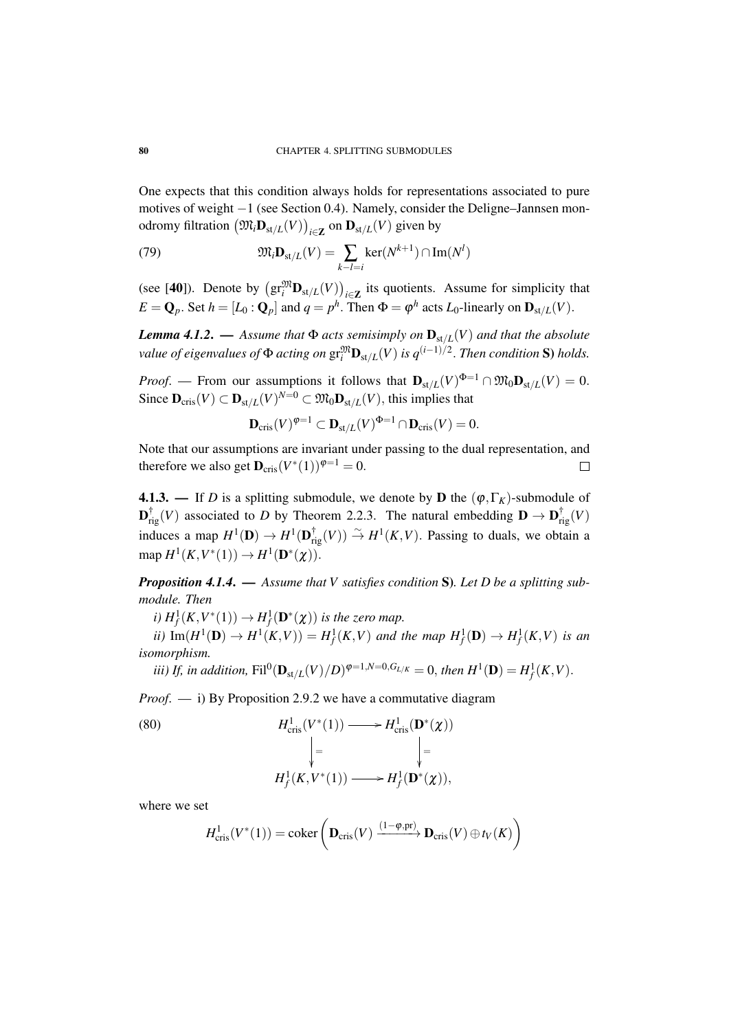One expects that this condition always holds for representations associated to pure motives of weight $-1$ (see Section 0.4). Namely, consider the Deligne–Jannsen monodromy filtration $\left(\mathfrak{M}_i \mathbf{D}_{\mathrm{st}/L}(V)\right)_{i\in\mathbf{Z}}$ on $\mathbf{D}_{\mathrm{st}/L}(V)$ given by

$$\mathfrak{M}_i \mathbf{D}_{\mathrm{st}/L}(V) = \sum_{k-l=i} \ker(N^{k+1}) \cap \operatorname{Im}(N^l) \tag{79}$$

(see [40]). Denote by $\left(\mathrm{gr}_i^{\mathfrak{M}} \mathbf{D}_{\mathrm{st}/L}(V)\right)_{i\in\mathbf{Z}}$ its quotients. Assume for simplicity that $E = \mathbf{Q}_p$. Set $h = [L_0 : \mathbf{Q}_p]$ and $q = p^h$. Then $\Phi = \varphi^h$ acts $L_0$-linearly on $\mathbf{D}_{\mathrm{st}/L}(V)$.

***Lemma 4.1.2.*** — *Assume that $\Phi$ acts semisimply on $\mathbf{D}_{\mathrm{st}/L}(V)$ and that the absolute value of eigenvalues of $\Phi$ acting on $\mathrm{gr}_i^{\mathfrak{M}} \mathbf{D}_{\mathrm{st}/L}(V)$ is $q^{(i-1)/2}$. Then condition* **S)** *holds.*

*Proof.* — From our assumptions it follows that $\mathbf{D}_{\mathrm{st}/L}(V)^{\Phi=1} \cap \mathfrak{M}_0 \mathbf{D}_{\mathrm{st}/L}(V) = 0$. Since $\mathbf{D}_{\mathrm{cris}}(V) \subset \mathbf{D}_{\mathrm{st}/L}(V)^{N=0} \subset \mathfrak{M}_0 \mathbf{D}_{\mathrm{st}/L}(V)$, this implies that

$$\mathbf{D}_{\mathrm{cris}}(V)^{\varphi=1} \subset \mathbf{D}_{\mathrm{st}/L}(V)^{\Phi=1} \cap \mathbf{D}_{\mathrm{cris}}(V) = 0.$$

Note that our assumptions are invariant under passing to the dual representation, and therefore we also get $\mathbf{D}_{\mathrm{cris}}(V^*(1))^{\varphi=1} = 0$. $\square$

**4.1.3.** — If $D$ is a splitting submodule, we denote by $\mathbf{D}$ the $(\varphi, \Gamma_K)$-submodule of $\mathbf{D}^{\dagger}_{\mathrm{rig}}(V)$ associated to $D$ by Theorem 2.2.3. The natural embedding $\mathbf{D} \to \mathbf{D}^{\dagger}_{\mathrm{rig}}(V)$ induces a map $H^1(\mathbf{D}) \to H^1(\mathbf{D}^{\dagger}_{\mathrm{rig}}(V)) \xrightarrow{\sim} H^1(K, V)$. Passing to duals, we obtain a map $H^1(K, V^*(1)) \to H^1(\mathbf{D}^*(\chi))$.

***Proposition 4.1.4.*** — *Assume that $V$ satisfies condition* **S)**. *Let $D$ be a splitting submodule. Then*

*i) $H^1_f(K, V^*(1)) \to H^1_f(\mathbf{D}^*(\chi))$ is the zero map.*

*ii) $\operatorname{Im}(H^1(\mathbf{D}) \to H^1(K, V)) = H^1_f(K, V)$ and the map $H^1_f(\mathbf{D}) \to H^1_f(K, V)$ is an isomorphism.*

*iii) If, in addition, $\mathrm{Fil}^0(\mathbf{D}_{\mathrm{st}/L}(V)/D)^{\varphi=1, N=0, G_{L/K}} = 0$, then $H^1(\mathbf{D}) = H^1_f(K, V)$.*

*Proof.* — i) By Proposition 2.9.2 we have a commutative diagram

$$\begin{array}{ccc} H^1_{\mathrm{cris}}(V^*(1)) & \longrightarrow & H^1_{\mathrm{cris}}(\mathbf{D}^*(\chi)) \\ \Big\downarrow{=} & & \Big\downarrow{=} \\ H^1_f(K, V^*(1)) & \longrightarrow & H^1_f(\mathbf{D}^*(\chi)), \end{array} \tag{80}$$

where we set

$$H^1_{\mathrm{cris}}(V^*(1)) = \operatorname{coker}\left(\mathbf{D}_{\mathrm{cris}}(V) \xrightarrow{(1-\varphi, \mathrm{pr})} \mathbf{D}_{\mathrm{cris}}(V) \oplus t_V(K)\right)$$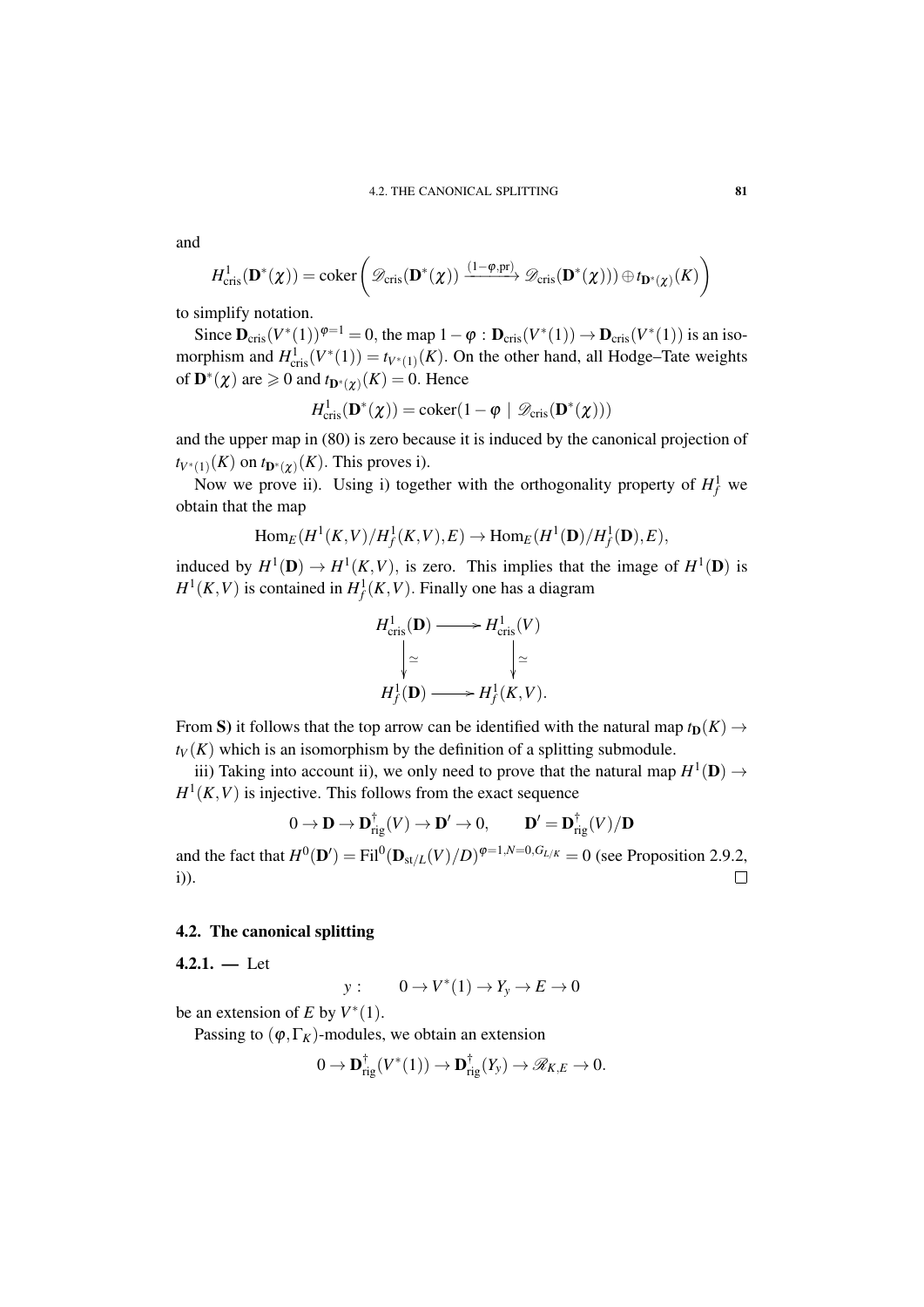and

$$H^1_{\mathrm{cris}}(\mathbf{D}^*(\chi)) = \mathrm{coker}\left(\mathscr{D}_{\mathrm{cris}}(\mathbf{D}^*(\chi)) \xrightarrow{(1-\varphi,\mathrm{pr})} \mathscr{D}_{\mathrm{cris}}(\mathbf{D}^*(\chi))) \oplus t_{\mathbf{D}^*(\chi)}(K)\right)$$

to simplify notation.

Since $\mathbf{D}_{\mathrm{cris}}(V^*(1))^{\varphi=1} = 0$, the map $1-\varphi : \mathbf{D}_{\mathrm{cris}}(V^*(1)) \to \mathbf{D}_{\mathrm{cris}}(V^*(1))$ is an isomorphism and $H^1_{\mathrm{cris}}(V^*(1)) = t_{V^*(1)}(K)$. On the other hand, all Hodge–Tate weights of $\mathbf{D}^*(\chi)$ are $\geqslant 0$ and $t_{\mathbf{D}^*(\chi)}(K) = 0$. Hence

$$H^1_{\mathrm{cris}}(\mathbf{D}^*(\chi)) = \mathrm{coker}(1-\varphi \mid \mathscr{D}_{\mathrm{cris}}(\mathbf{D}^*(\chi)))$$

and the upper map in (80) is zero because it is induced by the canonical projection of $t_{V^*(1)}(K)$ on $t_{\mathbf{D}^*(\chi)}(K)$. This proves i).

Now we prove ii). Using i) together with the orthogonality property of $H^1_f$ we obtain that the map

$$\mathrm{Hom}_E(H^1(K,V)/H^1_f(K,V),E) \to \mathrm{Hom}_E(H^1(\mathbf{D})/H^1_f(\mathbf{D}),E),$$

induced by $H^1(\mathbf{D}) \to H^1(K,V)$, is zero. This implies that the image of $H^1(\mathbf{D})$ is $H^1(K,V)$ is contained in $H^1_f(K,V)$. Finally one has a diagram

$$\begin{array}{ccc} H^1_{\mathrm{cris}}(\mathbf{D}) & \longrightarrow & H^1_{\mathrm{cris}}(V) \\ \downarrow \simeq & & \downarrow \simeq \\ H^1_f(\mathbf{D}) & \longrightarrow & H^1_f(K,V). \end{array}$$

From **S)** it follows that the top arrow can be identified with the natural map $t_{\mathbf{D}}(K) \to t_V(K)$ which is an isomorphism by the definition of a splitting submodule.

iii) Taking into account ii), we only need to prove that the natural map $H^1(\mathbf{D}) \to H^1(K,V)$ is injective. This follows from the exact sequence

$$0 \to \mathbf{D} \to \mathbf{D}^{\dagger}_{\mathrm{rig}}(V) \to \mathbf{D}' \to 0, \qquad \mathbf{D}' = \mathbf{D}^{\dagger}_{\mathrm{rig}}(V)/\mathbf{D}$$

and the fact that $H^0(\mathbf{D}') = \mathrm{Fil}^0(\mathbf{D}_{\mathrm{st}/L}(V)/D)^{\varphi=1,N=0,G_{L/K}} = 0$ (see Proposition 2.9.2, i)). $\square$

## 4.2. The canonical splitting

**4.2.1. —** Let

$$y: \qquad 0 \to V^*(1) \to Y_y \to E \to 0$$

be an extension of $E$ by $V^*(1)$.

Passing to $(\varphi,\Gamma_K)$-modules, we obtain an extension

$$0 \to \mathbf{D}^{\dagger}_{\mathrm{rig}}(V^*(1)) \to \mathbf{D}^{\dagger}_{\mathrm{rig}}(Y_y) \to \mathscr{R}_{K,E} \to 0.$$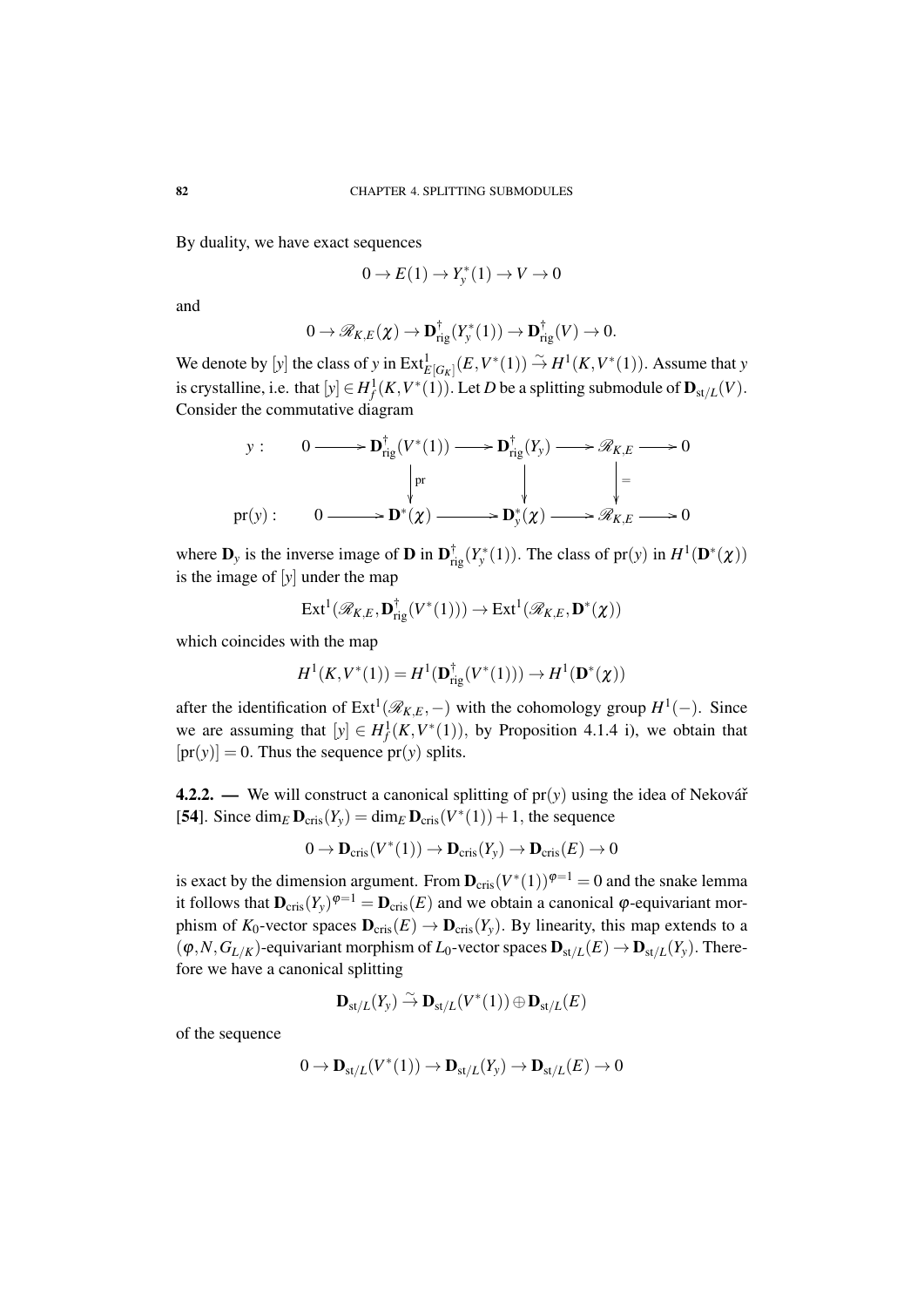By duality, we have exact sequences

$$0 \to E(1) \to Y_y^*(1) \to V \to 0$$

and

$$0 \to \mathscr{R}_{K,E}(\chi) \to \mathbf{D}^\dagger_{\mathrm{rig}}(Y_y^*(1)) \to \mathbf{D}^\dagger_{\mathrm{rig}}(V) \to 0.$$

We denote by $[y]$ the class of $y$ in $\mathrm{Ext}^1_{E[G_K]}(E, V^*(1)) \xrightarrow{\sim} H^1(K, V^*(1))$. Assume that $y$ is crystalline, i.e. that $[y] \in H^1_f(K, V^*(1))$. Let $D$ be a splitting submodule of $\mathbf{D}_{\mathrm{st}/L}(V)$. Consider the commutative diagram

$$\begin{array}{cccccccccc}
y: & 0 & \longrightarrow & \mathbf{D}^\dagger_{\mathrm{rig}}(V^*(1)) & \longrightarrow & \mathbf{D}^\dagger_{\mathrm{rig}}(Y_y) & \longrightarrow & \mathscr{R}_{K,E} & \longrightarrow & 0 \\
& & & \downarrow{\scriptstyle \mathrm{pr}} & & \downarrow & & \downarrow{\scriptstyle =} & & \\
\mathrm{pr}(y): & 0 & \longrightarrow & \mathbf{D}^*(\chi) & \longrightarrow & \mathbf{D}^*_y(\chi) & \longrightarrow & \mathscr{R}_{K,E} & \longrightarrow & 0
\end{array}$$

where $\mathbf{D}_y$ is the inverse image of $\mathbf{D}$ in $\mathbf{D}^\dagger_{\mathrm{rig}}(Y_y^*(1))$. The class of $\mathrm{pr}(y)$ in $H^1(\mathbf{D}^*(\chi))$ is the image of $[y]$ under the map

$$\mathrm{Ext}^1(\mathscr{R}_{K,E}, \mathbf{D}^\dagger_{\mathrm{rig}}(V^*(1))) \to \mathrm{Ext}^1(\mathscr{R}_{K,E}, \mathbf{D}^*(\chi))$$

which coincides with the map

$$H^1(K, V^*(1)) = H^1(\mathbf{D}^\dagger_{\mathrm{rig}}(V^*(1))) \to H^1(\mathbf{D}^*(\chi))$$

after the identification of $\mathrm{Ext}^1(\mathscr{R}_{K,E}, -)$ with the cohomology group $H^1(-)$. Since we are assuming that $[y] \in H^1_f(K, V^*(1))$, by Proposition 4.1.4 i), we obtain that $[\mathrm{pr}(y)] = 0$. Thus the sequence $\mathrm{pr}(y)$ splits.

**4.2.2. —** We will construct a canonical splitting of $\mathrm{pr}(y)$ using the idea of Nekovář [54]. Since $\dim_E \mathbf{D}_{\mathrm{cris}}(Y_y) = \dim_E \mathbf{D}_{\mathrm{cris}}(V^*(1)) + 1$, the sequence

$$0 \to \mathbf{D}_{\mathrm{cris}}(V^*(1)) \to \mathbf{D}_{\mathrm{cris}}(Y_y) \to \mathbf{D}_{\mathrm{cris}}(E) \to 0$$

is exact by the dimension argument. From $\mathbf{D}_{\mathrm{cris}}(V^*(1))^{\varphi=1} = 0$ and the snake lemma it follows that $\mathbf{D}_{\mathrm{cris}}(Y_y)^{\varphi=1} = \mathbf{D}_{\mathrm{cris}}(E)$ and we obtain a canonical $\varphi$-equivariant morphism of $K_0$-vector spaces $\mathbf{D}_{\mathrm{cris}}(E) \to \mathbf{D}_{\mathrm{cris}}(Y_y)$. By linearity, this map extends to a $(\varphi, N, G_{L/K})$-equivariant morphism of $L_0$-vector spaces $\mathbf{D}_{\mathrm{st}/L}(E) \to \mathbf{D}_{\mathrm{st}/L}(Y_y)$. Therefore we have a canonical splitting

$$\mathbf{D}_{\mathrm{st}/L}(Y_y) \xrightarrow{\sim} \mathbf{D}_{\mathrm{st}/L}(V^*(1)) \oplus \mathbf{D}_{\mathrm{st}/L}(E)$$

of the sequence

$$0 \to \mathbf{D}_{\mathrm{st}/L}(V^*(1)) \to \mathbf{D}_{\mathrm{st}/L}(Y_y) \to \mathbf{D}_{\mathrm{st}/L}(E) \to 0$$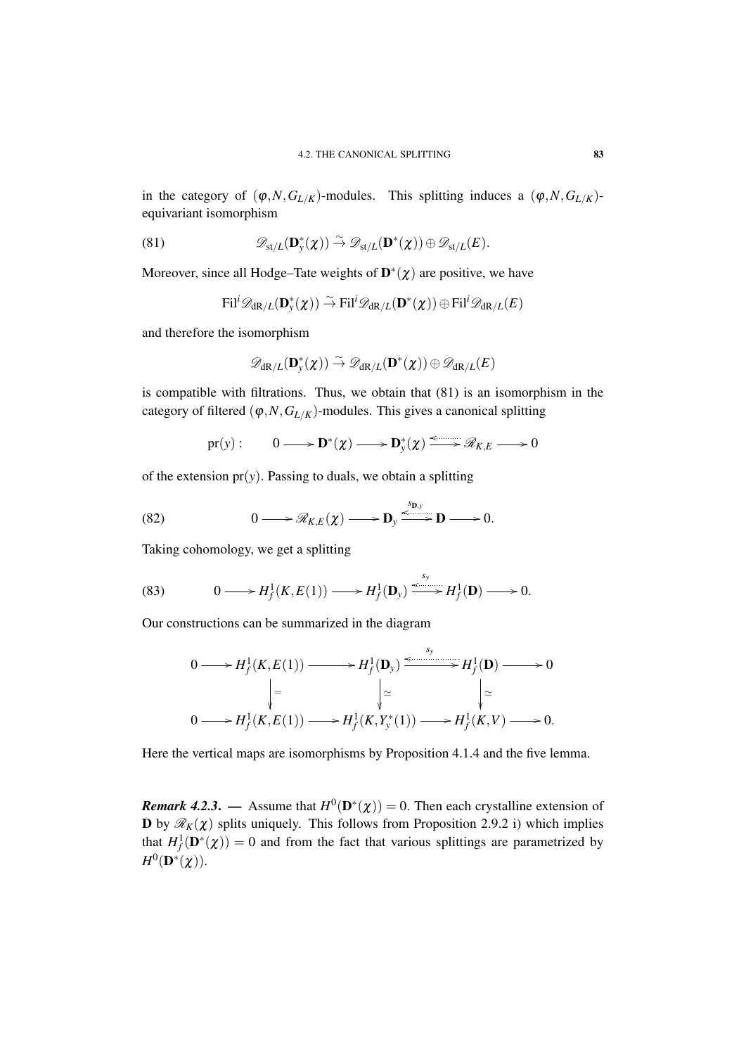in the category of $(\varphi, N, G_{L/K})$-modules. This splitting induces a $(\varphi, N, G_{L/K})$-equivariant isomorphism

$$\mathscr{D}_{\mathrm{st}/L}(\mathbf{D}^*_y(\chi)) \xrightarrow{\sim} \mathscr{D}_{\mathrm{st}/L}(\mathbf{D}^*(\chi)) \oplus \mathscr{D}_{\mathrm{st}/L}(E). \tag{81}$$

Moreover, since all Hodge–Tate weights of $\mathbf{D}^*(\chi)$ are positive, we have

$$\mathrm{Fil}^i \mathscr{D}_{\mathrm{dR}/L}(\mathbf{D}^*_y(\chi)) \xrightarrow{\sim} \mathrm{Fil}^i \mathscr{D}_{\mathrm{dR}/L}(\mathbf{D}^*(\chi)) \oplus \mathrm{Fil}^i \mathscr{D}_{\mathrm{dR}/L}(E)$$

and therefore the isomorphism

$$\mathscr{D}_{\mathrm{dR}/L}(\mathbf{D}^*_y(\chi)) \xrightarrow{\sim} \mathscr{D}_{\mathrm{dR}/L}(\mathbf{D}^*(\chi)) \oplus \mathscr{D}_{\mathrm{dR}/L}(E)$$

is compatible with filtrations. Thus, we obtain that (81) is an isomorphism in the category of filtered $(\varphi, N, G_{L/K})$-modules. This gives a canonical splitting

$$\mathrm{pr}(y): \qquad 0 \longrightarrow \mathbf{D}^*(\chi) \longrightarrow \mathbf{D}^*_y(\chi) \rightleftarrows \mathscr{R}_{K,E} \longrightarrow 0$$

of the extension $\mathrm{pr}(y)$. Passing to duals, we obtain a splitting

$$0 \longrightarrow \mathscr{R}_{K,E}(\chi) \longrightarrow \mathbf{D}_y \underset{s_{\mathbf{D},y}}{\rightleftarrows} \mathbf{D} \longrightarrow 0. \tag{82}$$

Taking cohomology, we get a splitting

$$0 \longrightarrow H^1_f(K, E(1)) \longrightarrow H^1_f(\mathbf{D}_y) \underset{s_y}{\rightleftarrows} H^1_f(\mathbf{D}) \longrightarrow 0. \tag{83}$$

Our constructions can be summarized in the diagram

$$\begin{array}{ccccccccc}
0 & \longrightarrow & H^1_f(K, E(1)) & \longrightarrow & H^1_f(\mathbf{D}_y) & \underset{s_y}{\rightleftarrows} & H^1_f(\mathbf{D}) & \longrightarrow & 0 \\
 & & \downarrow = & & \downarrow \simeq & & \downarrow \simeq & & \\
0 & \longrightarrow & H^1_f(K, E(1)) & \longrightarrow & H^1_f(K, Y^*_y(1)) & \longrightarrow & H^1_f(K, V) & \longrightarrow & 0.
\end{array}$$

Here the vertical maps are isomorphisms by Proposition 4.1.4 and the five lemma.

***Remark 4.2.3.*** — Assume that $H^0(\mathbf{D}^*(\chi)) = 0$. Then each crystalline extension of $\mathbf{D}$ by $\mathscr{R}_K(\chi)$ splits uniquely. This follows from Proposition 2.9.2 i) which implies that $H^1_f(\mathbf{D}^*(\chi)) = 0$ and from the fact that various splittings are parametrized by $H^0(\mathbf{D}^*(\chi))$.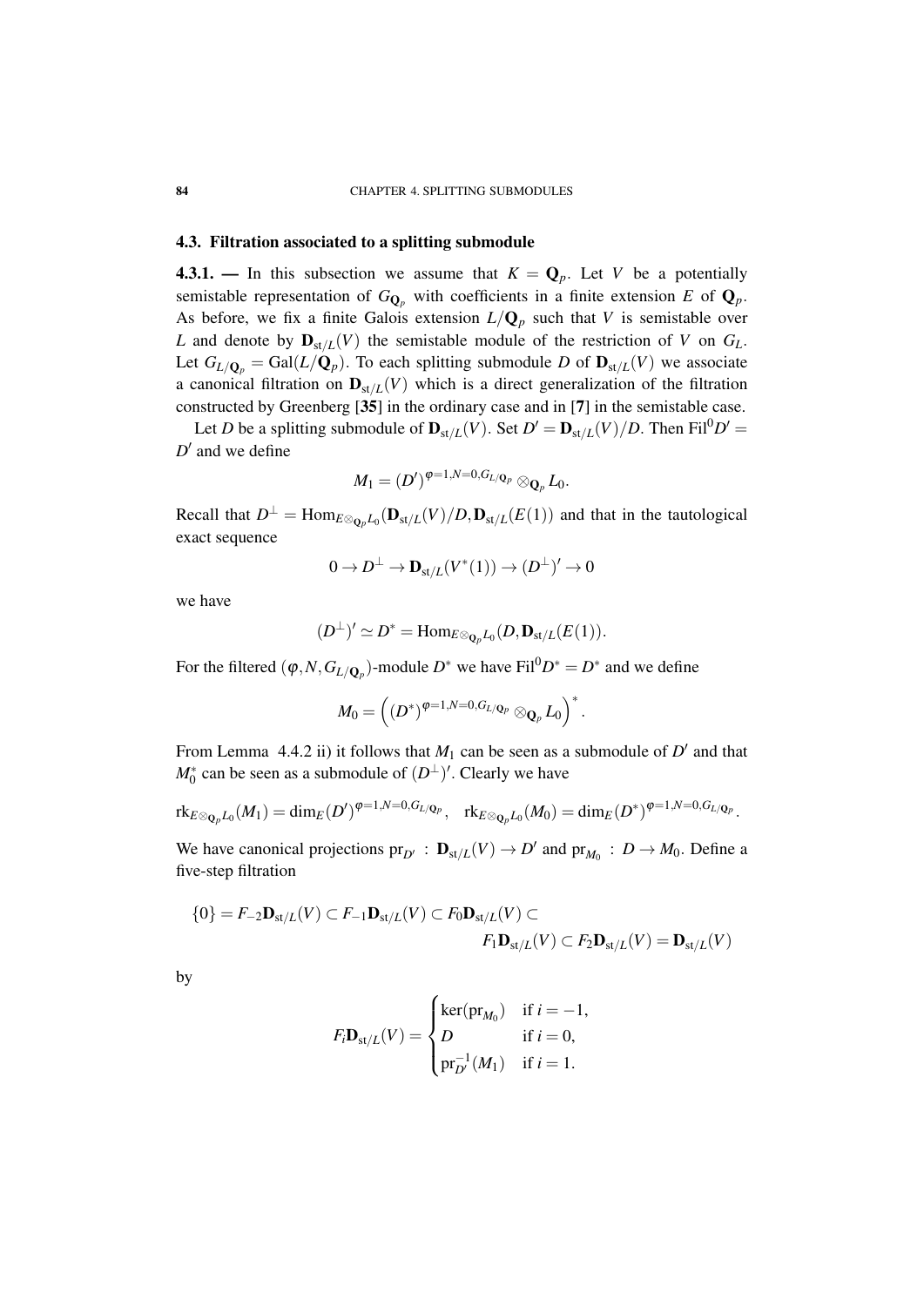## 4.3. Filtration associated to a splitting submodule

**4.3.1. —** In this subsection we assume that $K = \mathbf{Q}_p$. Let $V$ be a potentially semistable representation of $G_{\mathbf{Q}_p}$ with coefficients in a finite extension $E$ of $\mathbf{Q}_p$. As before, we fix a finite Galois extension $L/\mathbf{Q}_p$ such that $V$ is semistable over $L$ and denote by $\mathbf{D}_{\mathrm{st}/L}(V)$ the semistable module of the restriction of $V$ on $G_L$. Let $G_{L/\mathbf{Q}_p} = \mathrm{Gal}(L/\mathbf{Q}_p)$. To each splitting submodule $D$ of $\mathbf{D}_{\mathrm{st}/L}(V)$ we associate a canonical filtration on $\mathbf{D}_{\mathrm{st}/L}(V)$ which is a direct generalization of the filtration constructed by Greenberg [35] in the ordinary case and in [7] in the semistable case.

Let $D$ be a splitting submodule of $\mathbf{D}_{\mathrm{st}/L}(V)$. Set $D' = \mathbf{D}_{\mathrm{st}/L}(V)/D$. Then $\mathrm{Fil}^0 D' = D'$ and we define

$$M_1 = (D')^{\varphi=1, N=0, G_{L/\mathbf{Q}_p}} \otimes_{\mathbf{Q}_p} L_0.$$

Recall that $D^{\perp} = \mathrm{Hom}_{E \otimes_{\mathbf{Q}_p} L_0}(\mathbf{D}_{\mathrm{st}/L}(V)/D, \mathbf{D}_{\mathrm{st}/L}(E(1))$ and that in the tautological exact sequence

$$0 \to D^{\perp} \to \mathbf{D}_{\mathrm{st}/L}(V^*(1)) \to (D^{\perp})' \to 0$$

we have

$$(D^{\perp})' \simeq D^* = \mathrm{Hom}_{E \otimes_{\mathbf{Q}_p} L_0}(D, \mathbf{D}_{\mathrm{st}/L}(E(1)).$$

For the filtered $(\varphi, N, G_{L/\mathbf{Q}_p})$-module $D^*$ we have $\mathrm{Fil}^0 D^* = D^*$ and we define

$$M_0 = \left( (D^*)^{\varphi=1, N=0, G_{L/\mathbf{Q}_p}} \otimes_{\mathbf{Q}_p} L_0 \right)^*.$$

From Lemma 4.4.2 ii) it follows that $M_1$ can be seen as a submodule of $D'$ and that $M_0^*$ can be seen as a submodule of $(D^{\perp})'$. Clearly we have

$$\mathrm{rk}_{E \otimes_{\mathbf{Q}_p} L_0}(M_1) = \dim_E (D')^{\varphi=1, N=0, G_{L/\mathbf{Q}_p}}, \quad \mathrm{rk}_{E \otimes_{\mathbf{Q}_p} L_0}(M_0) = \dim_E (D^*)^{\varphi=1, N=0, G_{L/\mathbf{Q}_p}}.$$

We have canonical projections $\mathrm{pr}_{D'} : \mathbf{D}_{\mathrm{st}/L}(V) \to D'$ and $\mathrm{pr}_{M_0} : D \to M_0$. Define a five-step filtration

$$\{0\} = F_{-2}\mathbf{D}_{\mathrm{st}/L}(V) \subset F_{-1}\mathbf{D}_{\mathrm{st}/L}(V) \subset F_0\mathbf{D}_{\mathrm{st}/L}(V) \subset F_1\mathbf{D}_{\mathrm{st}/L}(V) \subset F_2\mathbf{D}_{\mathrm{st}/L}(V) = \mathbf{D}_{\mathrm{st}/L}(V)$$

by

$$F_i\mathbf{D}_{\mathrm{st}/L}(V) = \begin{cases} \ker(\mathrm{pr}_{M_0}) & \text{if } i = -1, \\ D & \text{if } i = 0, \\ \mathrm{pr}_{D'}^{-1}(M_1) & \text{if } i = 1. \end{cases}$$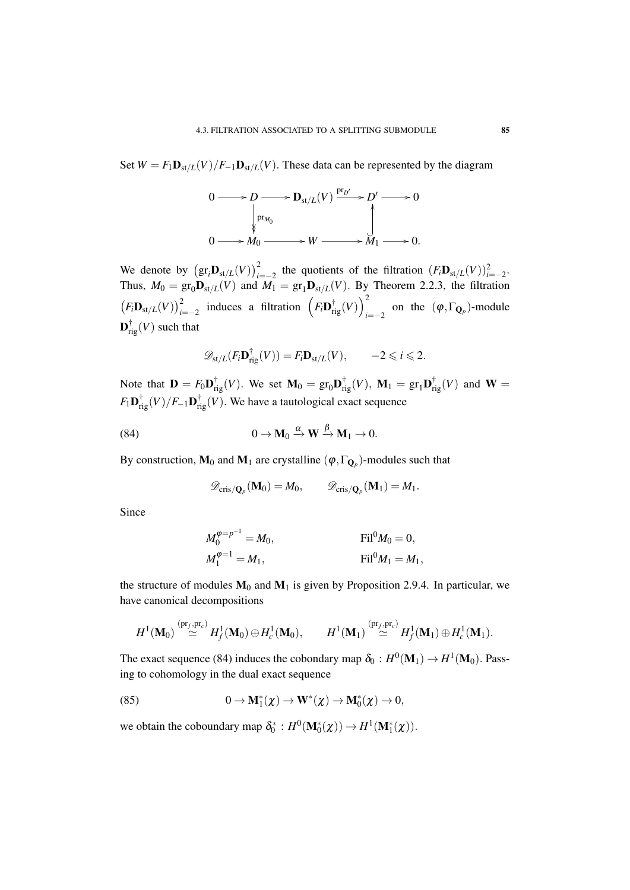Set $W = F_1\mathbf{D}_{\mathrm{st}/L}(V)/F_{-1}\mathbf{D}_{\mathrm{st}/L}(V)$. These data can be represented by the diagram

$$\begin{array}{ccccccccc}
0 & \longrightarrow & D & \longrightarrow & \mathbf{D}_{\mathrm{st}/L}(V) & \xrightarrow{\mathrm{pr}_{D'}} & D' & \longrightarrow & 0 \\
 & & \big\downarrow{\scriptstyle \mathrm{pr}_{M_0}} & & & & \big\uparrow & & \\
0 & \longrightarrow & M_0 & \longrightarrow & W & \longrightarrow & M_1 & \longrightarrow & 0.
\end{array}$$

We denote by $\left(\mathrm{gr}_i\mathbf{D}_{\mathrm{st}/L}(V)\right)_{i=-2}^{2}$ the quotients of the filtration $(F_i\mathbf{D}_{\mathrm{st}/L}(V))_{i=-2}^{2}$. Thus, $M_0 = \mathrm{gr}_0\mathbf{D}_{\mathrm{st}/L}(V)$ and $M_1 = \mathrm{gr}_1\mathbf{D}_{\mathrm{st}/L}(V)$. By Theorem 2.2.3, the filtration $\left(F_i\mathbf{D}_{\mathrm{st}/L}(V)\right)_{i=-2}^{2}$ induces a filtration $\left(F_i\mathbf{D}^{\dagger}_{\mathrm{rig}}(V)\right)_{i=-2}^{2}$ on the $(\varphi,\Gamma_{\mathbf{Q}_p})$-module $\mathbf{D}^{\dagger}_{\mathrm{rig}}(V)$ such that

$$\mathscr{D}_{\mathrm{st}/L}(F_i\mathbf{D}^{\dagger}_{\mathrm{rig}}(V)) = F_i\mathbf{D}_{\mathrm{st}/L}(V), \qquad -2 \leqslant i \leqslant 2.$$

Note that $\mathbf{D} = F_0\mathbf{D}^{\dagger}_{\mathrm{rig}}(V)$. We set $\mathbf{M}_0 = \mathrm{gr}_0\mathbf{D}^{\dagger}_{\mathrm{rig}}(V)$, $\mathbf{M}_1 = \mathrm{gr}_1\mathbf{D}^{\dagger}_{\mathrm{rig}}(V)$ and $\mathbf{W} = F_1\mathbf{D}^{\dagger}_{\mathrm{rig}}(V)/F_{-1}\mathbf{D}^{\dagger}_{\mathrm{rig}}(V)$. We have a tautological exact sequence

$$0 \to \mathbf{M}_0 \xrightarrow{\alpha} \mathbf{W} \xrightarrow{\beta} \mathbf{M}_1 \to 0. \tag{84}$$

By construction, $\mathbf{M}_0$ and $\mathbf{M}_1$ are crystalline $(\varphi,\Gamma_{\mathbf{Q}_p})$-modules such that

$$\mathscr{D}_{\mathrm{cris}/\mathbf{Q}_p}(\mathbf{M}_0) = M_0, \qquad \mathscr{D}_{\mathrm{cris}/\mathbf{Q}_p}(\mathbf{M}_1) = M_1.$$

Since

$$\begin{aligned}
&M_0^{\varphi=p^{-1}} = M_0, \qquad && \mathrm{Fil}^0 M_0 = 0,\\
&M_1^{\varphi=1} = M_1, && \mathrm{Fil}^0 M_1 = M_1,
\end{aligned}$$

the structure of modules $\mathbf{M}_0$ and $\mathbf{M}_1$ is given by Proposition 2.9.4. In particular, we have canonical decompositions

$$H^1(\mathbf{M}_0) \overset{(\mathrm{pr}_f,\mathrm{pr}_c)}{\simeq} H^1_f(\mathbf{M}_0) \oplus H^1_c(\mathbf{M}_0), \qquad H^1(\mathbf{M}_1) \overset{(\mathrm{pr}_f,\mathrm{pr}_c)}{\simeq} H^1_f(\mathbf{M}_1) \oplus H^1_c(\mathbf{M}_1).$$

The exact sequence (84) induces the cobondary map $\delta_0 : H^0(\mathbf{M}_1) \to H^1(\mathbf{M}_0)$. Passing to cohomology in the dual exact sequence

$$0 \to \mathbf{M}_1^*(\chi) \to \mathbf{W}^*(\chi) \to \mathbf{M}_0^*(\chi) \to 0, \tag{85}$$

we obtain the coboundary map $\delta_0^* : H^0(\mathbf{M}_0^*(\chi)) \to H^1(\mathbf{M}_1^*(\chi))$.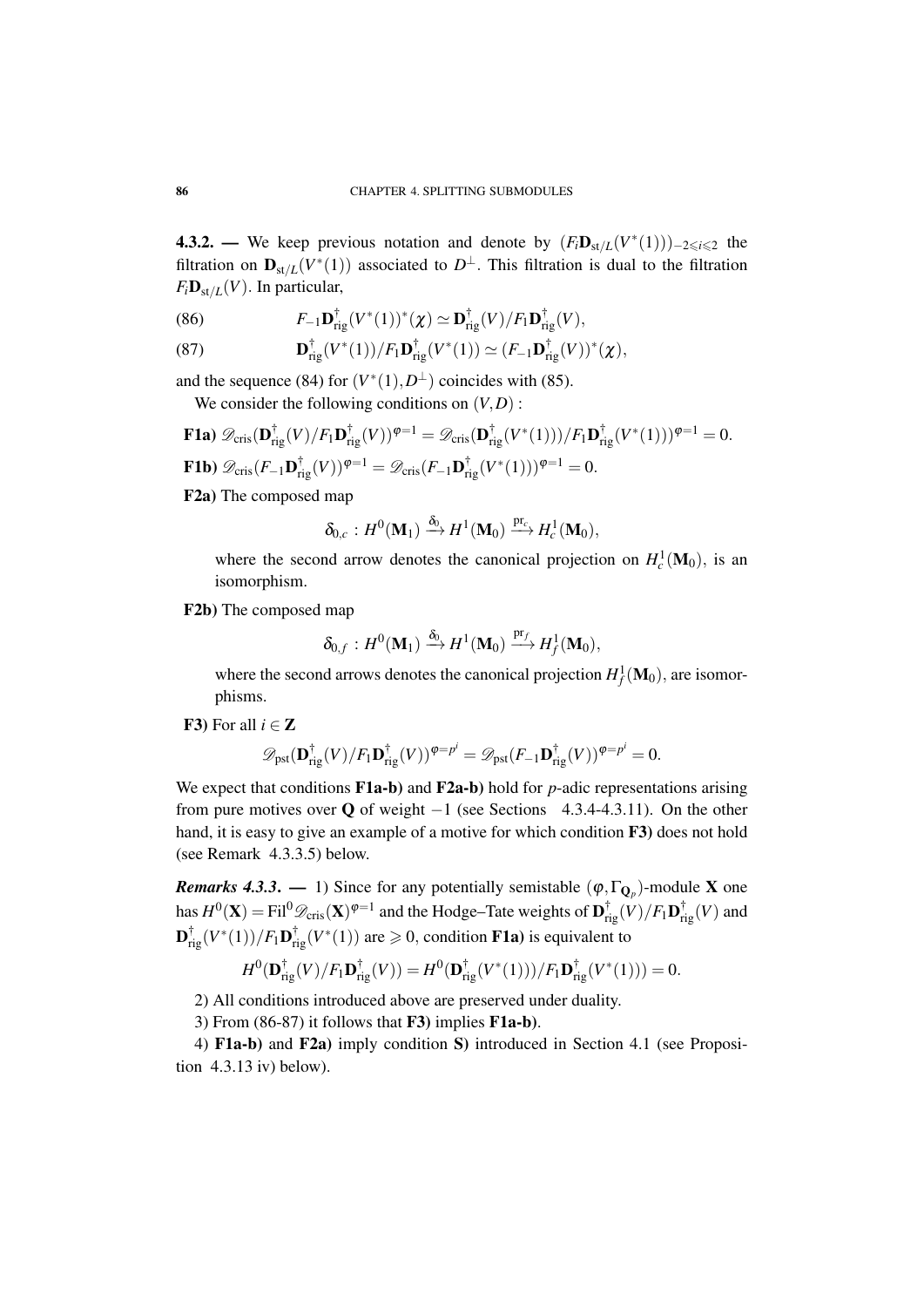**4.3.2. —** We keep previous notation and denote by $(F_i\mathbf{D}_{\mathrm{st}/L}(V^*(1)))_{-2\leqslant i\leqslant 2}$ the filtration on $\mathbf{D}_{\mathrm{st}/L}(V^*(1))$ associated to $D^\perp$. This filtration is dual to the filtration $F_i\mathbf{D}_{\mathrm{st}/L}(V)$. In particular,

$$F_{-1}\mathbf{D}^\dagger_{\mathrm{rig}}(V^*(1))^*(\chi) \simeq \mathbf{D}^\dagger_{\mathrm{rig}}(V)/F_1\mathbf{D}^\dagger_{\mathrm{rig}}(V), \tag{86}$$

$$\mathbf{D}^\dagger_{\mathrm{rig}}(V^*(1))/F_1\mathbf{D}^\dagger_{\mathrm{rig}}(V^*(1)) \simeq (F_{-1}\mathbf{D}^\dagger_{\mathrm{rig}}(V))^*(\chi), \tag{87}$$

and the sequence (84) for $(V^*(1),D^\perp)$ coincides with (85).

We consider the following conditions on $(V,D)$ :

**F1a)** $\mathscr{D}_{\mathrm{cris}}(\mathbf{D}^\dagger_{\mathrm{rig}}(V)/F_1\mathbf{D}^\dagger_{\mathrm{rig}}(V))^{\varphi=1} = \mathscr{D}_{\mathrm{cris}}(\mathbf{D}^\dagger_{\mathrm{rig}}(V^*(1)))/F_1\mathbf{D}^\dagger_{\mathrm{rig}}(V^*(1)))^{\varphi=1} = 0.$

**F1b)** $\mathscr{D}_{\mathrm{cris}}(F_{-1}\mathbf{D}^\dagger_{\mathrm{rig}}(V))^{\varphi=1} = \mathscr{D}_{\mathrm{cris}}(F_{-1}\mathbf{D}^\dagger_{\mathrm{rig}}(V^*(1)))^{\varphi=1} = 0.$

**F2a)** The composed map

$$\delta_{0,c}\,:\,H^0(\mathbf{M}_1)\xrightarrow{\delta_0} H^1(\mathbf{M}_0)\xrightarrow{\mathrm{pr}_c} H^1_c(\mathbf{M}_0),$$

where the second arrow denotes the canonical projection on $H^1_c(\mathbf{M}_0)$, is an isomorphism.

**F2b)** The composed map

$$\delta_{0,f}\,:\,H^0(\mathbf{M}_1)\xrightarrow{\delta_0} H^1(\mathbf{M}_0)\xrightarrow{\mathrm{pr}_f} H^1_f(\mathbf{M}_0),$$

where the second arrows denotes the canonical projection $H^1_f(\mathbf{M}_0)$, are isomorphisms.

**F3)** For all $i\in\mathbf{Z}$

$$\mathscr{D}_{\mathrm{pst}}(\mathbf{D}^\dagger_{\mathrm{rig}}(V)/F_1\mathbf{D}^\dagger_{\mathrm{rig}}(V))^{\varphi=p^i} = \mathscr{D}_{\mathrm{pst}}(F_{-1}\mathbf{D}^\dagger_{\mathrm{rig}}(V))^{\varphi=p^i}=0.$$

We expect that conditions **F1a-b)** and **F2a-b)** hold for $p$-adic representations arising from pure motives over $\mathbf{Q}$ of weight $-1$ (see Sections 4.3.4-4.3.11). On the other hand, it is easy to give an example of a motive for which condition **F3)** does not hold (see Remark 4.3.3.5) below.

***Remarks 4.3.3.* —** 1) Since for any potentially semistable $(\varphi,\Gamma_{\mathbf{Q}_p})$-module $\mathbf{X}$ one has $H^0(\mathbf{X})=\mathrm{Fil}^0\mathscr{D}_{\mathrm{cris}}(\mathbf{X})^{\varphi=1}$ and the Hodge–Tate weights of $\mathbf{D}^\dagger_{\mathrm{rig}}(V)/F_1\mathbf{D}^\dagger_{\mathrm{rig}}(V)$ and $\mathbf{D}^\dagger_{\mathrm{rig}}(V^*(1))/F_1\mathbf{D}^\dagger_{\mathrm{rig}}(V^*(1))$ are $\geqslant 0$, condition **F1a)** is equivalent to

$$H^0(\mathbf{D}^\dagger_{\mathrm{rig}}(V)/F_1\mathbf{D}^\dagger_{\mathrm{rig}}(V)) = H^0(\mathbf{D}^\dagger_{\mathrm{rig}}(V^*(1)))/F_1\mathbf{D}^\dagger_{\mathrm{rig}}(V^*(1)))=0.$$

2) All conditions introduced above are preserved under duality.

3) From (86-87) it follows that **F3)** implies **F1a-b)**.

4) **F1a-b)** and **F2a)** imply condition **S)** introduced in Section 4.1 (see Proposition 4.3.13 iv) below).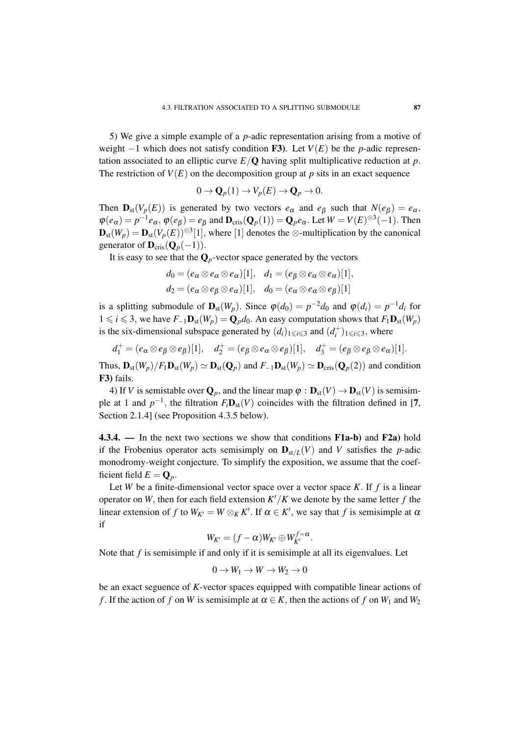5) We give a simple example of a $p$-adic representation arising from a motive of weight $-1$ which does not satisfy condition **F3)**. Let $V(E)$ be the $p$-adic representation associated to an elliptic curve $E/\mathbf{Q}$ having split multiplicative reduction at $p$. The restriction of $V(E)$ on the decomposition group at $p$ sits in an exact sequence

$$0 \to \mathbf{Q}_p(1) \to V_p(E) \to \mathbf{Q}_p \to 0.$$

Then $\mathbf{D}_{\mathrm{st}}(V_p(E))$ is generated by two vectors $e_\alpha$ and $e_\beta$ such that $N(e_\beta) = e_\alpha$, $\varphi(e_\alpha) = p^{-1}e_\alpha$, $\varphi(e_\beta) = e_\beta$ and $\mathbf{D}_{\mathrm{cris}}(\mathbf{Q}_p(1)) = \mathbf{Q}_p e_\alpha$. Let $W = V(E)^{\otimes 3}(-1)$. Then $\mathbf{D}_{\mathrm{st}}(W_p) = \mathbf{D}_{\mathrm{st}}(V_p(E))^{\otimes 3}[1]$, where $[1]$ denotes the $\otimes$-multiplication by the canonical generator of $\mathbf{D}_{\mathrm{cris}}(\mathbf{Q}_p(-1))$.

It is easy to see that the $\mathbf{Q}_p$-vector space generated by the vectors

$$d_0 = (e_\alpha \otimes e_\alpha \otimes e_\alpha)[1], \quad d_1 = (e_\beta \otimes e_\alpha \otimes e_\alpha)[1],$$
$$d_2 = (e_\alpha \otimes e_\beta \otimes e_\alpha)[1], \quad d_0 = (e_\alpha \otimes e_\alpha \otimes e_\beta)[1]$$

is a splitting submodule of $\mathbf{D}_{\mathrm{st}}(W_p)$. Since $\varphi(d_0) = p^{-2}d_0$ and $\varphi(d_i) = p^{-1}d_i$ for $1 \leqslant i \leqslant 3$, we have $F_{-1}\mathbf{D}_{\mathrm{st}}(W_p) = \mathbf{Q}_p d_0$. An easy computation shows that $F_1\mathbf{D}_{\mathrm{st}}(W_p)$ is the six-dimensional subspace generated by $(d_i)_{1\leqslant i\leqslant 3}$ and $(d_i^+)_{1\leqslant i\leqslant 3}$, where

$$d_1^+ = (e_\alpha \otimes e_\beta \otimes e_\beta)[1], \quad d_2^+ = (e_\beta \otimes e_\alpha \otimes e_\beta)[1], \quad d_3^+ = (e_\beta \otimes e_\beta \otimes e_\alpha)[1].$$

Thus, $\mathbf{D}_{\mathrm{st}}(W_p)/F_1\mathbf{D}_{\mathrm{st}}(W_p) \simeq \mathbf{D}_{\mathrm{st}}(\mathbf{Q}_p)$ and $F_{-1}\mathbf{D}_{\mathrm{st}}(W_p) \simeq \mathbf{D}_{\mathrm{cris}}(\mathbf{Q}_p(2))$ and condition **F3)** fails.

4) If $V$ is semistable over $\mathbf{Q}_p$, and the linear map $\varphi : \mathbf{D}_{\mathrm{st}}(V) \to \mathbf{D}_{\mathrm{st}}(V)$ is semisimple at 1 and $p^{-1}$, the filtration $F_i\mathbf{D}_{\mathrm{st}}(V)$ coincides with the filtration defined in [**7**, Section 2.1.4] (see Proposition 4.3.5 below).

**4.3.4. —** In the next two sections we show that conditions **F1a-b)** and **F2a)** hold if the Frobenius operator acts semisimply on $\mathbf{D}_{\mathrm{st}/L}(V)$ and $V$ satisfies the $p$-adic monodromy-weight conjecture. To simplify the exposition, we assume that the coefficient field $E = \mathbf{Q}_p$.

Let $W$ be a finite-dimensional vector space over a vector space $K$. If $f$ is a linear operator on $W$, then for each field extension $K'/K$ we denote by the same letter $f$ the linear extension of $f$ to $W_{K'} = W \otimes_K K'$. If $\alpha \in K'$, we say that $f$ is semisimple at $\alpha$ if

$$W_{K'} = (f - \alpha)W_{K'} \oplus W_{K'}^{f=\alpha}.$$

Note that $f$ is semisimple if and only if it is semisimple at all its eigenvalues. Let

$$0 \to W_1 \to W \to W_2 \to 0$$

be an exact seguence of $K$-vector spaces equipped with compatible linear actions of $f$. If the action of $f$ on $W$ is semisimple at $\alpha \in K$, then the actions of $f$ on $W_1$ and $W_2$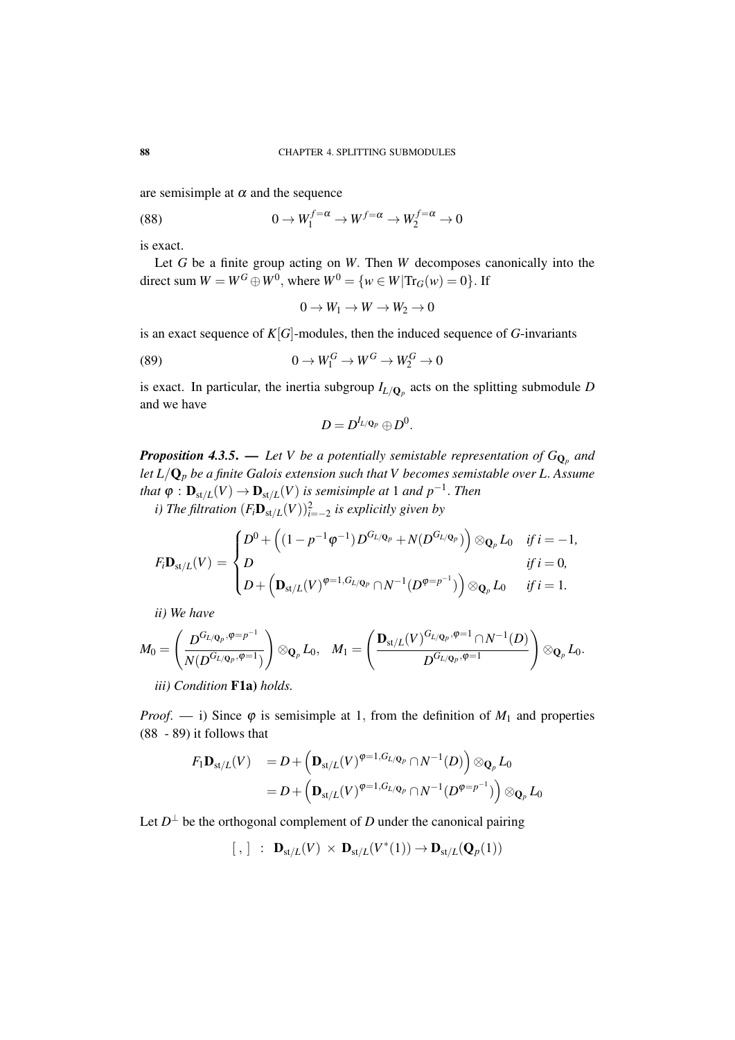are semisimple at $\alpha$ and the sequence

$$0 \to W_1^{f=\alpha} \to W^{f=\alpha} \to W_2^{f=\alpha} \to 0 \tag{88}$$

is exact.

Let $G$ be a finite group acting on $W$. Then $W$ decomposes canonically into the direct sum $W = W^G \oplus W^0$, where $W^0 = \{w \in W | \mathrm{Tr}_G(w) = 0\}$. If

$$0 \to W_1 \to W \to W_2 \to 0$$

is an exact sequence of $K[G]$-modules, then the induced sequence of $G$-invariants

$$0 \to W_1^G \to W^G \to W_2^G \to 0 \tag{89}$$

is exact. In particular, the inertia subgroup $I_{L/\mathbf{Q}_p}$ acts on the splitting submodule $D$ and we have

$$D = D^{I_{L/\mathbf{Q}_p}} \oplus D^0.$$

***Proposition 4.3.5.*** — *Let $V$ be a potentially semistable representation of $G_{\mathbf{Q}_p}$ and let $L/\mathbf{Q}_p$ be a finite Galois extension such that $V$ becomes semistable over $L$. Assume that $\varphi : \mathbf{D}_{\mathrm{st}/L}(V) \to \mathbf{D}_{\mathrm{st}/L}(V)$ is semisimple at $1$ and $p^{-1}$. Then*

*i) The filtration $(F_i\mathbf{D}_{\mathrm{st}/L}(V))_{i=-2}^2$ is explicitly given by*

$$F_i\mathbf{D}_{\mathrm{st}/L}(V) = \begin{cases} D^0 + \Big( (1-p^{-1}\varphi^{-1}) D^{G_{L/\mathbf{Q}_p}} + N(D^{G_{L/\mathbf{Q}_p}}) \Big) \otimes_{\mathbf{Q}_p} L_0 & \text{if } i=-1, \\ D & \text{if } i=0, \\ D + \Big( \mathbf{D}_{\mathrm{st}/L}(V)^{\varphi=1, G_{L/\mathbf{Q}_p}} \cap N^{-1}(D^{\varphi=p^{-1}}) \Big) \otimes_{\mathbf{Q}_p} L_0 & \text{if } i=1. \end{cases}$$

*ii) We have*

$$M_0 = \left( \frac{D^{G_{L/\mathbf{Q}_p}, \varphi=p^{-1}}}{N(D^{G_{L/\mathbf{Q}_p}, \varphi=1})} \right) \otimes_{\mathbf{Q}_p} L_0, \quad M_1 = \left( \frac{\mathbf{D}_{\mathrm{st}/L}(V)^{G_{L/\mathbf{Q}_p}, \varphi=1} \cap N^{-1}(D)}{D^{G_{L/\mathbf{Q}_p}, \varphi=1}} \right) \otimes_{\mathbf{Q}_p} L_0.$$

*iii) Condition* **F1a)** *holds.*

*Proof.* — i) Since $\varphi$ is semisimple at 1, from the definition of $M_1$ and properties (88 - 89) it follows that

$$\begin{aligned} F_1\mathbf{D}_{\mathrm{st}/L}(V) &= D + \Big( \mathbf{D}_{\mathrm{st}/L}(V)^{\varphi=1, G_{L/\mathbf{Q}_p}} \cap N^{-1}(D) \Big) \otimes_{\mathbf{Q}_p} L_0 \\ &= D + \Big( \mathbf{D}_{\mathrm{st}/L}(V)^{\varphi=1, G_{L/\mathbf{Q}_p}} \cap N^{-1}(D^{\varphi=p^{-1}}) \Big) \otimes_{\mathbf{Q}_p} L_0 \end{aligned}$$

Let $D^\perp$ be the orthogonal complement of $D$ under the canonical pairing

$$[\ ,\ ] \ : \ \mathbf{D}_{\mathrm{st}/L}(V) \times \mathbf{D}_{\mathrm{st}/L}(V^*(1)) \to \mathbf{D}_{\mathrm{st}/L}(\mathbf{Q}_p(1))$$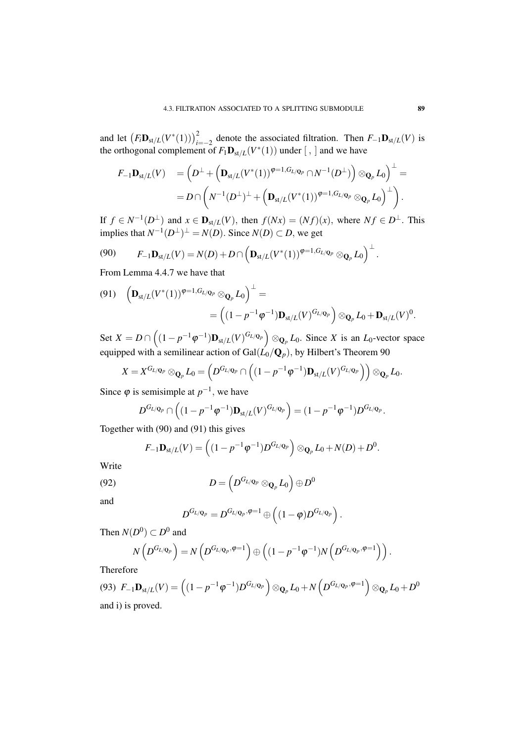and let $\left(F_i\mathbf{D}_{\mathrm{st}/L}(V^*(1))\right)_{i=-2}^{2}$ denote the associated filtration. Then $F_{-1}\mathbf{D}_{\mathrm{st}/L}(V)$ is the orthogonal complement of $F_1\mathbf{D}_{\mathrm{st}/L}(V^*(1))$ under $[\ ,\ ]$ and we have

$$
\begin{aligned}
F_{-1}\mathbf{D}_{\mathrm{st}/L}(V) &= \left(D^{\perp}+\left(\mathbf{D}_{\mathrm{st}/L}(V^*(1))^{\varphi=1,G_{L/\mathbf{Q}_p}}\cap N^{-1}(D^{\perp})\right)\otimes_{\mathbf{Q}_p}L_0\right)^{\perp}= \\
&= D\cap\left(N^{-1}(D^{\perp})^{\perp}+\left(\mathbf{D}_{\mathrm{st}/L}(V^*(1))^{\varphi=1,G_{L/\mathbf{Q}_p}}\otimes_{\mathbf{Q}_p}L_0\right)^{\perp}\right).
\end{aligned}
$$

If $f\in N^{-1}(D^{\perp})$ and $x\in\mathbf{D}_{\mathrm{st}/L}(V)$, then $f(Nx)=(Nf)(x)$, where $Nf\in D^{\perp}$. This implies that $N^{-1}(D^{\perp})^{\perp}=N(D)$. Since $N(D)\subset D$, we get

$$
F_{-1}\mathbf{D}_{\mathrm{st}/L}(V)=N(D)+D\cap\left(\mathbf{D}_{\mathrm{st}/L}(V^*(1))^{\varphi=1,G_{L/\mathbf{Q}_p}}\otimes_{\mathbf{Q}_p}L_0\right)^{\perp}. \tag{90}
$$

From Lemma 4.4.7 we have that

$$
\begin{aligned}
\left(\mathbf{D}_{\mathrm{st}/L}(V^*(1))^{\varphi=1,G_{L/\mathbf{Q}_p}}\otimes_{\mathbf{Q}_p}L_0\right)^{\perp} &= \\
&= \left((1-p^{-1}\varphi^{-1})\mathbf{D}_{\mathrm{st}/L}(V)^{G_{L/\mathbf{Q}_p}}\right)\otimes_{\mathbf{Q}_p}L_0+\mathbf{D}_{\mathrm{st}/L}(V)^0.
\end{aligned} \tag{91}
$$

Set $X=D\cap\left((1-p^{-1}\varphi^{-1})\mathbf{D}_{\mathrm{st}/L}(V)^{G_{L/\mathbf{Q}_p}}\right)\otimes_{\mathbf{Q}_p}L_0$. Since $X$ is an $L_0$-vector space equipped with a semilinear action of $\mathrm{Gal}(L_0/\mathbf{Q}_p)$, by Hilbert's Theorem 90

$$
X=X^{G_{L/\mathbf{Q}_p}}\otimes_{\mathbf{Q}_p}L_0=\left(D^{G_{L/\mathbf{Q}_p}}\cap\left((1-p^{-1}\varphi^{-1})\mathbf{D}_{\mathrm{st}/L}(V)^{G_{L/\mathbf{Q}_p}}\right)\right)\otimes_{\mathbf{Q}_p}L_0.
$$

Since $\varphi$ is semisimple at $p^{-1}$, we have

$$
D^{G_{L/\mathbf{Q}_p}}\cap\left((1-p^{-1}\varphi^{-1})\mathbf{D}_{\mathrm{st}/L}(V)^{G_{L/\mathbf{Q}_p}}\right)=(1-p^{-1}\varphi^{-1})D^{G_{L/\mathbf{Q}_p}}.
$$

Together with (90) and (91) this gives

$$
F_{-1}\mathbf{D}_{\mathrm{st}/L}(V)=\left((1-p^{-1}\varphi^{-1})D^{G_{L/\mathbf{Q}_p}}\right)\otimes_{\mathbf{Q}_p}L_0+N(D)+D^0.
$$

Write

$$
D=\left(D^{G_{L/\mathbf{Q}_p}}\otimes_{\mathbf{Q}_p}L_0\right)\oplus D^0 \tag{92}
$$

and

$$
D^{G_{L/\mathbf{Q}_p}}=D^{G_{L/\mathbf{Q}_p},\varphi=1}\oplus\left((1-\varphi)D^{G_{L/\mathbf{Q}_p}}\right).
$$

Then $N(D^0)\subset D^0$ and

$$
N\left(D^{G_{L/\mathbf{Q}_p}}\right)=N\left(D^{G_{L/\mathbf{Q}_p},\varphi=1}\right)\oplus\left((1-p^{-1}\varphi^{-1})N\left(D^{G_{L/\mathbf{Q}_p},\varphi=1}\right)\right).
$$

Therefore

$$
F_{-1}\mathbf{D}_{\mathrm{st}/L}(V)=\left((1-p^{-1}\varphi^{-1})D^{G_{L/\mathbf{Q}_p}}\right)\otimes_{\mathbf{Q}_p}L_0+N\left(D^{G_{L/\mathbf{Q}_p},\varphi=1}\right)\otimes_{\mathbf{Q}_p}L_0+D^0 \tag{93}
$$

and i) is proved.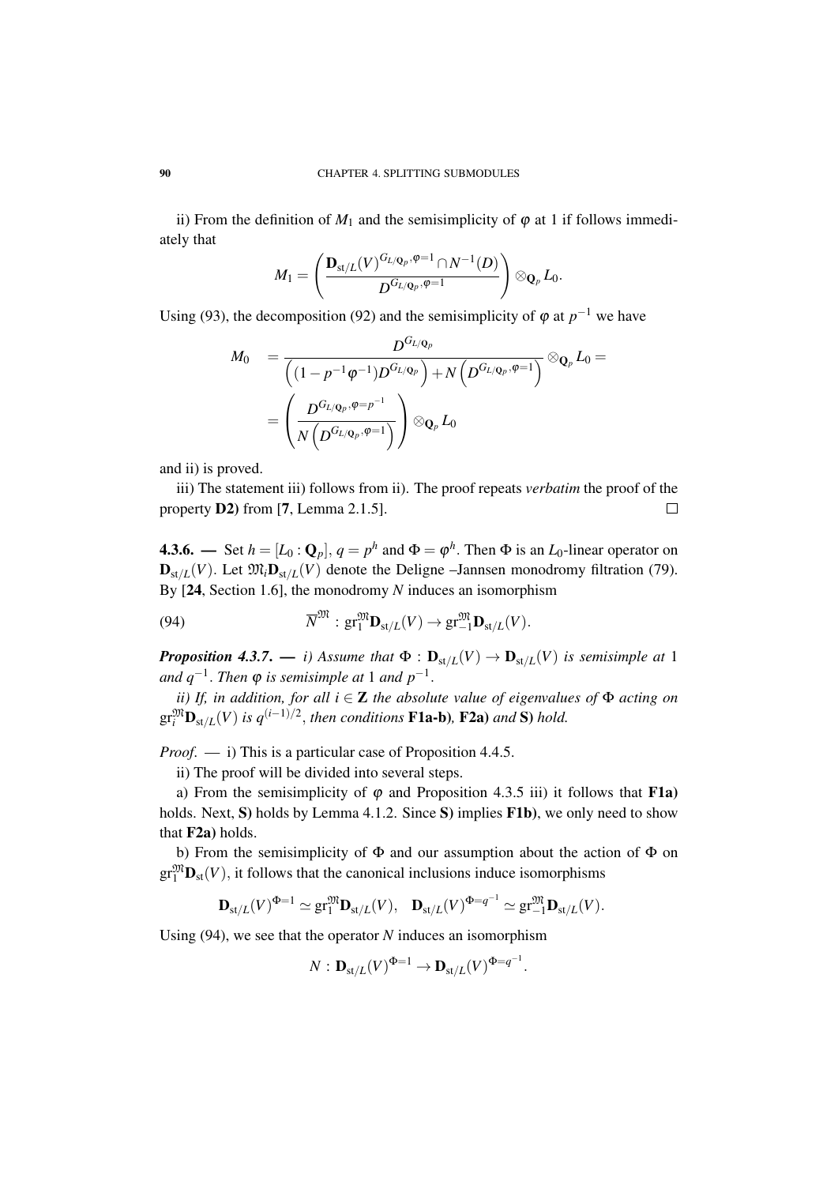ii) From the definition of $M_1$ and the semisimplicity of $\varphi$ at 1 if follows immediately that

$$M_1 = \left( \frac{\mathbf{D}_{\mathrm{st}/L}(V)^{G_{L/\mathbf{Q}_p}, \varphi=1} \cap N^{-1}(D)}{D^{G_{L/\mathbf{Q}_p}, \varphi=1}} \right) \otimes_{\mathbf{Q}_p} L_0.$$

Using (93), the decomposition (92) and the semisimplicity of $\varphi$ at $p^{-1}$ we have

$$\begin{aligned} M_0 &= \frac{D^{G_{L/\mathbf{Q}_p}}}{\left((1-p^{-1}\varphi^{-1})D^{G_{L/\mathbf{Q}_p}}\right) + N\left(D^{G_{L/\mathbf{Q}_p}, \varphi=1}\right)} \otimes_{\mathbf{Q}_p} L_0 = \\ &= \left( \frac{D^{G_{L/\mathbf{Q}_p}, \varphi=p^{-1}}}{N\left(D^{G_{L/\mathbf{Q}_p}, \varphi=1}\right)} \right) \otimes_{\mathbf{Q}_p} L_0 \end{aligned}$$

and ii) is proved.

iii) The statement iii) follows from ii). The proof repeats *verbatim* the proof of the property **D2)** from [**7**, Lemma 2.1.5]. $\square$

**4.3.6. —** Set $h = [L_0 : \mathbf{Q}_p]$, $q = p^h$ and $\Phi = \varphi^h$. Then $\Phi$ is an $L_0$-linear operator on $\mathbf{D}_{\mathrm{st}/L}(V)$. Let $\mathfrak{M}_i\mathbf{D}_{\mathrm{st}/L}(V)$ denote the Deligne –Jannsen monodromy filtration (79). By [**24**, Section 1.6], the monodromy $N$ induces an isomorphism

$$\overline{N}^{\mathfrak{M}} : \mathrm{gr}_1^{\mathfrak{M}}\mathbf{D}_{\mathrm{st}/L}(V) \to \mathrm{gr}_{-1}^{\mathfrak{M}}\mathbf{D}_{\mathrm{st}/L}(V). \tag{94}$$

***Proposition 4.3.7.*** **—** *i) Assume that $\Phi : \mathbf{D}_{\mathrm{st}/L}(V) \to \mathbf{D}_{\mathrm{st}/L}(V)$ is semisimple at* 1 *and $q^{-1}$. Then $\varphi$ is semisimple at* 1 *and $p^{-1}$.*

*ii) If, in addition, for all $i \in \mathbf{Z}$ the absolute value of eigenvalues of $\Phi$ acting on $\mathrm{gr}_i^{\mathfrak{M}}\mathbf{D}_{\mathrm{st}/L}(V)$ is $q^{(i-1)/2}$, then conditions* **F1a-b)***,* **F2a)** *and* **S)** *hold.*

*Proof.* — i) This is a particular case of Proposition 4.4.5.

ii) The proof will be divided into several steps.

a) From the semisimplicity of $\varphi$ and Proposition 4.3.5 iii) it follows that **F1a)** holds. Next, **S)** holds by Lemma 4.1.2. Since **S)** implies **F1b)**, we only need to show that **F2a)** holds.

b) From the semisimplicity of $\Phi$ and our assumption about the action of $\Phi$ on $\mathrm{gr}_1^{\mathfrak{M}}\mathbf{D}_{\mathrm{st}}(V)$, it follows that the canonical inclusions induce isomorphisms

$$\mathbf{D}_{\mathrm{st}/L}(V)^{\Phi=1} \simeq \mathrm{gr}_1^{\mathfrak{M}}\mathbf{D}_{\mathrm{st}/L}(V), \quad \mathbf{D}_{\mathrm{st}/L}(V)^{\Phi=q^{-1}} \simeq \mathrm{gr}_{-1}^{\mathfrak{M}}\mathbf{D}_{\mathrm{st}/L}(V).$$

Using (94), we see that the operator $N$ induces an isomorphism

$$N : \mathbf{D}_{\mathrm{st}/L}(V)^{\Phi=1} \to \mathbf{D}_{\mathrm{st}/L}(V)^{\Phi=q^{-1}}.$$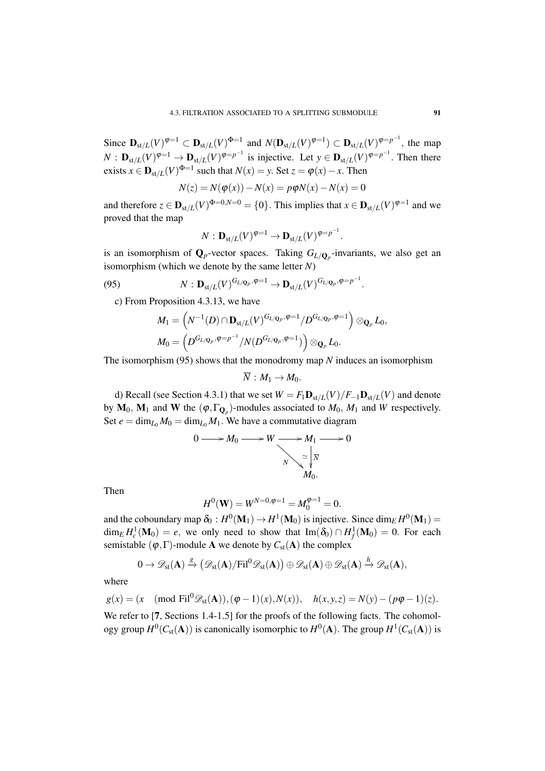Since $\mathbf{D}_{\mathrm{st}/L}(V)^{\varphi=1} \subset \mathbf{D}_{\mathrm{st}/L}(V)^{\Phi=1}$ and $N(\mathbf{D}_{\mathrm{st}/L}(V)^{\varphi=1}) \subset \mathbf{D}_{\mathrm{st}/L}(V)^{\varphi=p^{-1}}$, the map $N : \mathbf{D}_{\mathrm{st}/L}(V)^{\varphi=1} \to \mathbf{D}_{\mathrm{st}/L}(V)^{\varphi=p^{-1}}$ is injective. Let $y \in \mathbf{D}_{\mathrm{st}/L}(V)^{\varphi=p^{-1}}$. Then there exists $x \in \mathbf{D}_{\mathrm{st}/L}(V)^{\Phi=1}$ such that $N(x) = y$. Set $z = \varphi(x) - x$. Then

$$N(z) = N(\varphi(x)) - N(x) = p\varphi N(x) - N(x) = 0$$

and therefore $z \in \mathbf{D}_{\mathrm{st}/L}(V)^{\Phi=0,N=0} = \{0\}$. This implies that $x \in \mathbf{D}_{\mathrm{st}/L}(V)^{\varphi=1}$ and we proved that the map

$$N : \mathbf{D}_{\mathrm{st}/L}(V)^{\varphi=1} \to \mathbf{D}_{\mathrm{st}/L}(V)^{\varphi=p^{-1}}.$$

is an isomorphism of $\mathbf{Q}_p$-vector spaces. Taking $G_{L/\mathbf{Q}_p}$-invariants, we also get an isomorphism (which we denote by the same letter $N$)

$$N : \mathbf{D}_{\mathrm{st}/L}(V)^{G_{L/\mathbf{Q}_p},\varphi=1} \to \mathbf{D}_{\mathrm{st}/L}(V)^{G_{L/\mathbf{Q}_p},\varphi=p^{-1}}. \tag{95}$$

c) From Proposition 4.3.13, we have

$$M_1 = \left(N^{-1}(D) \cap \mathbf{D}_{\mathrm{st}/L}(V)^{G_{L/\mathbf{Q}_p},\varphi=1}/D^{G_{L/\mathbf{Q}_p},\varphi=1}\right) \otimes_{\mathbf{Q}_p} L_0,$$
$$M_0 = \left(D^{G_{L/\mathbf{Q}_p},\varphi=p^{-1}}/N(D^{G_{L/\mathbf{Q}_p},\varphi=1})\right) \otimes_{\mathbf{Q}_p} L_0.$$

The isomorphism (95) shows that the monodromy map $N$ induces an isomorphism

$$\overline{N} : M_1 \to M_0.$$

d) Recall (see Section 4.3.1) that we set $W = F_1\mathbf{D}_{\mathrm{st}/L}(V)/F_{-1}\mathbf{D}_{\mathrm{st}/L}(V)$ and denote by $\mathbf{M}_0$, $\mathbf{M}_1$ and $\mathbf{W}$ the $(\varphi, \Gamma_{\mathbf{Q}_p})$-modules associated to $M_0$, $M_1$ and $W$ respectively. Set $e = \dim_{L_0} M_0 = \dim_{L_0} M_1$. We have a commutative diagram

$$\begin{array}{ccccccccc} 0 & \longrightarrow & M_0 & \longrightarrow & W & \longrightarrow & M_1 & \longrightarrow & 0 \\ & & & & & \overset{N}{\searrow} & \Big\downarrow \overline{N} \; \simeq & & \\ & & & & & & M_0. & & \end{array}$$

Then

$$H^0(\mathbf{W}) = W^{N=0,\varphi=1} = M_0^{\varphi=1} = 0.$$

and the coboundary map $\delta_0 : H^0(\mathbf{M}_1) \to H^1(\mathbf{M}_0)$ is injective. Since $\dim_E H^0(\mathbf{M}_1) = \dim_E H^1_c(\mathbf{M}_0) = e$, we only need to show that $\mathrm{Im}(\delta_0) \cap H^1_f(\mathbf{M}_0) = 0$. For each semistable $(\varphi, \Gamma)$-module $\mathbf{A}$ we denote by $C_{\mathrm{st}}(\mathbf{A})$ the complex

$$0 \to \mathscr{D}_{\mathrm{st}}(\mathbf{A}) \xrightarrow{g} \left(\mathscr{D}_{\mathrm{st}}(\mathbf{A})/\mathrm{Fil}^0\mathscr{D}_{\mathrm{st}}(\mathbf{A})\right) \oplus \mathscr{D}_{\mathrm{st}}(\mathbf{A}) \oplus \mathscr{D}_{\mathrm{st}}(\mathbf{A}) \xrightarrow{h} \mathscr{D}_{\mathrm{st}}(\mathbf{A}),$$

where

$$g(x) = (x \pmod{\mathrm{Fil}^0\mathscr{D}_{\mathrm{st}}(\mathbf{A})}, (\varphi-1)(x), N(x)), \quad h(x,y,z) = N(y) - (p\varphi - 1)(z).$$

We refer to [7, Sections 1.4-1.5] for the proofs of the following facts. The cohomology group $H^0(C_{\mathrm{st}}(\mathbf{A}))$ is canonically isomorphic to $H^0(\mathbf{A})$. The group $H^1(C_{\mathrm{st}}(\mathbf{A}))$ is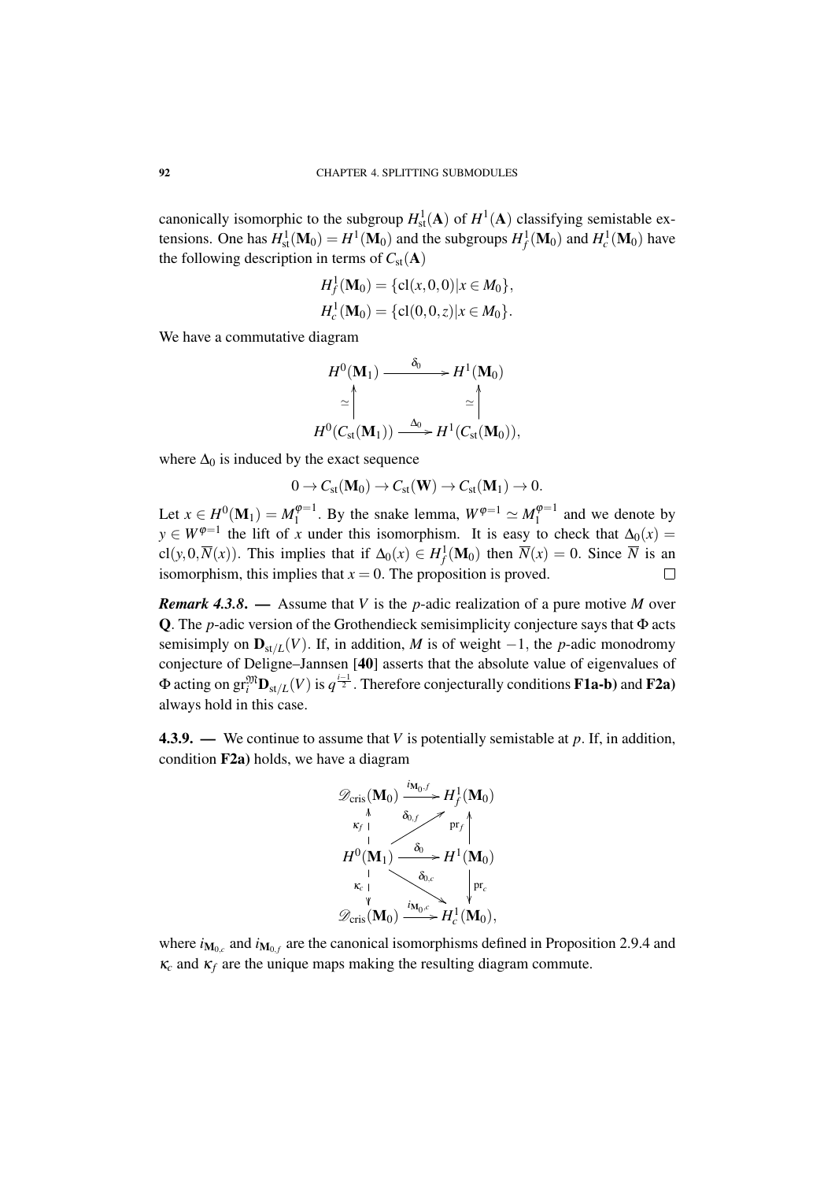canonically isomorphic to the subgroup $H^1_{\mathrm{st}}(\mathbf{A})$ of $H^1(\mathbf{A})$ classifying semistable extensions. One has $H^1_{\mathrm{st}}(\mathbf{M}_0)=H^1(\mathbf{M}_0)$ and the subgroups $H^1_f(\mathbf{M}_0)$ and $H^1_c(\mathbf{M}_0)$ have the following description in terms of $C_{\mathrm{st}}(\mathbf{A})$

$$H^1_f(\mathbf{M}_0)=\{\mathrm{cl}(x,0,0)\,|\,x\in M_0\},$$
$$H^1_c(\mathbf{M}_0)=\{\mathrm{cl}(0,0,z)\,|\,x\in M_0\}.$$

We have a commutative diagram

$$\begin{array}{ccc}
H^0(\mathbf{M}_1) & \xrightarrow{\delta_0} & H^1(\mathbf{M}_0)\\
\simeq\uparrow & & \uparrow\simeq\\
H^0(C_{\mathrm{st}}(\mathbf{M}_1)) & \xrightarrow{\Delta_0} & H^1(C_{\mathrm{st}}(\mathbf{M}_0)),
\end{array}$$

where $\Delta_0$ is induced by the exact sequence

$$0\to C_{\mathrm{st}}(\mathbf{M}_0)\to C_{\mathrm{st}}(\mathbf{W})\to C_{\mathrm{st}}(\mathbf{M}_1)\to 0.$$

Let $x\in H^0(\mathbf{M}_1)=M_1^{\varphi=1}$. By the snake lemma, $W^{\varphi=1}\simeq M_1^{\varphi=1}$ and we denote by $y\in W^{\varphi=1}$ the lift of $x$ under this isomorphism. It is easy to check that $\Delta_0(x)=\mathrm{cl}(y,0,\overline{N}(x))$. This implies that if $\Delta_0(x)\in H^1_f(\mathbf{M}_0)$ then $\overline{N}(x)=0$. Since $\overline{N}$ is an isomorphism, this implies that $x=0$. The proposition is proved. $\square$

***Remark 4.3.8***. — Assume that $V$ is the $p$-adic realization of a pure motive $M$ over $\mathbf{Q}$. The $p$-adic version of the Grothendieck semisimplicity conjecture says that $\Phi$ acts semisimply on $\mathbf{D}_{\mathrm{st}/L}(V)$. If, in addition, $M$ is of weight $-1$, the $p$-adic monodromy conjecture of Deligne–Jannsen [**40**] asserts that the absolute value of eigenvalues of $\Phi$ acting on $\mathrm{gr}_i^{\mathfrak{M}}\mathbf{D}_{\mathrm{st}/L}(V)$ is $q^{\frac{i-1}{2}}$. Therefore conjecturally conditions **F1a-b)** and **F2a)** always hold in this case.

**4.3.9.** — We continue to assume that $V$ is potentially semistable at $p$. If, in addition, condition **F2a)** holds, we have a diagram

$$\begin{array}{ccc}
\mathscr{D}_{\mathrm{cris}}(\mathbf{M}_0) & \xrightarrow{i_{\mathbf{M}_0,f}} & H^1_f(\mathbf{M}_0)\\
\kappa_f\uparrow & \nearrow\delta_{0,f} & \uparrow\mathrm{pr}_f\\
H^0(\mathbf{M}_1) & \xrightarrow{\delta_0} & H^1(\mathbf{M}_0)\\
\kappa_c\downarrow & \searrow\delta_{0,c} & \downarrow\mathrm{pr}_c\\
\mathscr{D}_{\mathrm{cris}}(\mathbf{M}_0) & \xrightarrow{i_{\mathbf{M}_0,c}} & H^1_c(\mathbf{M}_0),
\end{array}$$

where $i_{\mathbf{M}_{0,c}}$ and $i_{\mathbf{M}_{0,f}}$ are the canonical isomorphisms defined in Proposition 2.9.4 and $\kappa_c$ and $\kappa_f$ are the unique maps making the resulting diagram commute.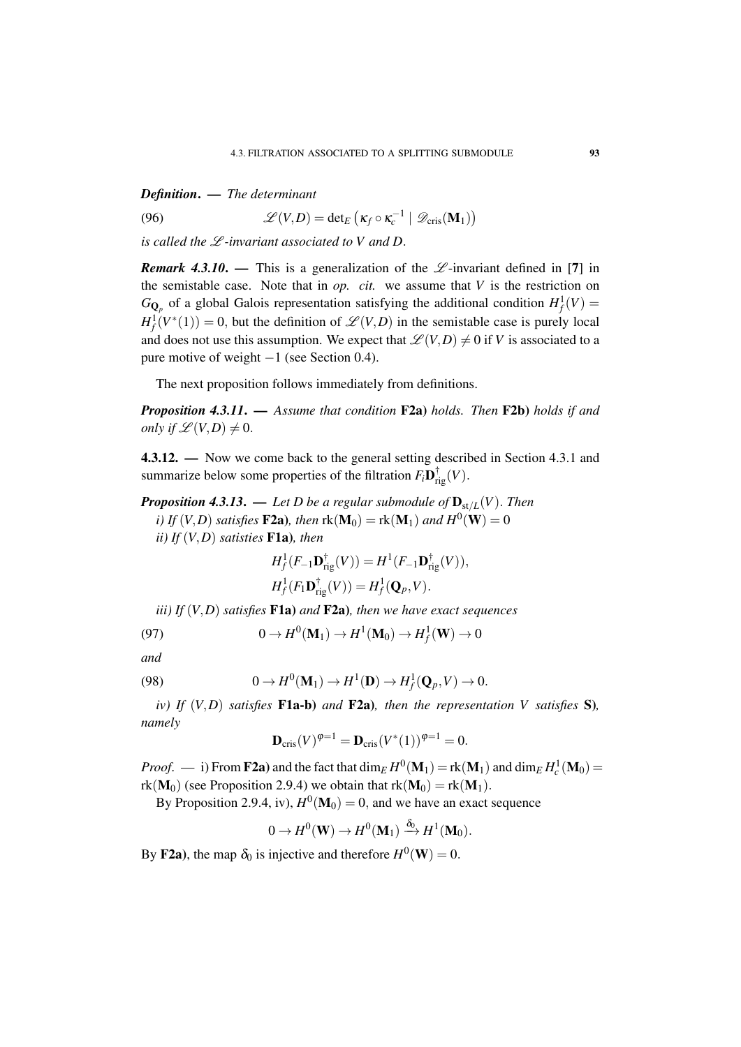***Definition*. — *The determinant***

$$\mathscr{L}(V,D) = \det_E \left(\kappa_f \circ \kappa_c^{-1} \mid \mathscr{D}_{\mathrm{cris}}(\mathbf{M}_1)\right) \tag{96}$$

*is called the $\mathscr{L}$-invariant associated to $V$ and $D$.*

***Remark 4.3.10*. —** This is a generalization of the $\mathscr{L}$-invariant defined in **[7]** in the semistable case. Note that in *op. cit.* we assume that $V$ is the restriction on $G_{\mathbf{Q}_p}$ of a global Galois representation satisfying the additional condition $H^1_f(V) = H^1_f(V^*(1)) = 0$, but the definition of $\mathscr{L}(V,D)$ in the semistable case is purely local and does not use this assumption. We expect that $\mathscr{L}(V,D) \neq 0$ if $V$ is associated to a pure motive of weight $-1$ (see Section 0.4).

The next proposition follows immediately from definitions.

***Proposition 4.3.11*. —** *Assume that condition* **F2a)** *holds. Then* **F2b)** *holds if and only if $\mathscr{L}(V,D) \neq 0$.*

**4.3.12. —** Now we come back to the general setting described in Section 4.3.1 and summarize below some properties of the filtration $F_i\mathbf{D}^{\dagger}_{\mathrm{rig}}(V)$.

***Proposition 4.3.13*. —** *Let $D$ be a regular submodule of $\mathbf{D}_{\mathrm{st}/L}(V)$. Then*

*i) If $(V,D)$ satisfies* **F2a)***, then $\mathrm{rk}(\mathbf{M}_0) = \mathrm{rk}(\mathbf{M}_1)$ and $H^0(\mathbf{W}) = 0$*

*ii) If $(V,D)$ satisties* **F1a)***, then*

$$H^1_f(F_{-1}\mathbf{D}^{\dagger}_{\mathrm{rig}}(V)) = H^1(F_{-1}\mathbf{D}^{\dagger}_{\mathrm{rig}}(V)),$$
$$H^1_f(F_1\mathbf{D}^{\dagger}_{\mathrm{rig}}(V)) = H^1_f(\mathbf{Q}_p, V).$$

*iii) If $(V,D)$ satisfies* **F1a)** *and* **F2a)***, then we have exact sequences*

$$0 \to H^0(\mathbf{M}_1) \to H^1(\mathbf{M}_0) \to H^1_f(\mathbf{W}) \to 0 \tag{97}$$

*and*

$$0 \to H^0(\mathbf{M}_1) \to H^1(\mathbf{D}) \to H^1_f(\mathbf{Q}_p, V) \to 0. \tag{98}$$

*iv) If $(V,D)$ satisfies* **F1a-b)** *and* **F2a)***, then the representation $V$ satisfies* **S)***, namely*

$$\mathbf{D}_{\mathrm{cris}}(V)^{\varphi=1} = \mathbf{D}_{\mathrm{cris}}(V^*(1))^{\varphi=1} = 0.$$

*Proof*. — i) From **F2a)** and the fact that $\dim_E H^0(\mathbf{M}_1) = \mathrm{rk}(\mathbf{M}_1)$ and $\dim_E H^1_c(\mathbf{M}_0) = \mathrm{rk}(\mathbf{M}_0)$ (see Proposition 2.9.4) we obtain that $\mathrm{rk}(\mathbf{M}_0) = \mathrm{rk}(\mathbf{M}_1)$.

By Proposition 2.9.4, iv), $H^0(\mathbf{M}_0) = 0$, and we have an exact sequence

$$0 \to H^0(\mathbf{W}) \to H^0(\mathbf{M}_1) \xrightarrow{\delta_0} H^1(\mathbf{M}_0).$$

By **F2a)**, the map $\delta_0$ is injective and therefore $H^0(\mathbf{W}) = 0$.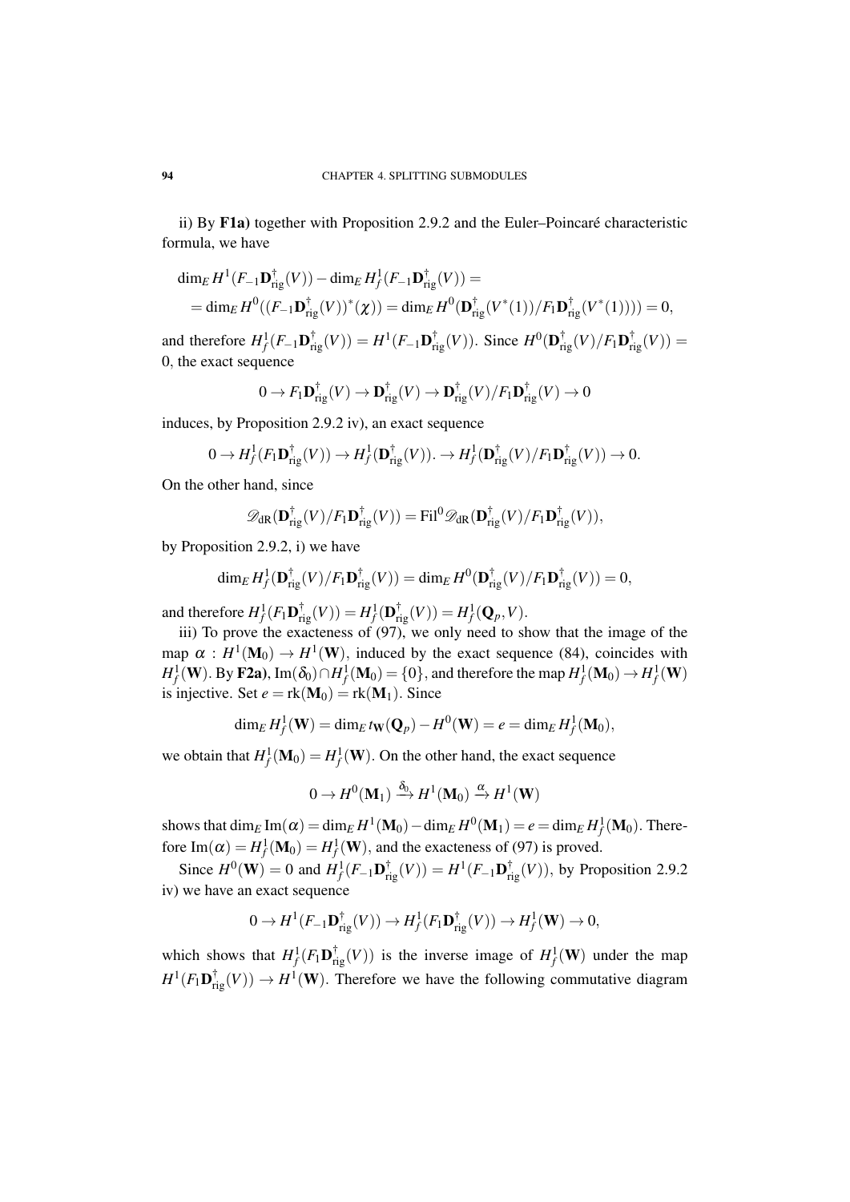ii) By **F1a)** together with Proposition 2.9.2 and the Euler–Poincaré characteristic formula, we have

$$\dim_E H^1(F_{-1}\mathbf{D}^\dagger_{\mathrm{rig}}(V)) - \dim_E H^1_f(F_{-1}\mathbf{D}^\dagger_{\mathrm{rig}}(V)) =$$
$$= \dim_E H^0((F_{-1}\mathbf{D}^\dagger_{\mathrm{rig}}(V))^*(\chi)) = \dim_E H^0(\mathbf{D}^\dagger_{\mathrm{rig}}(V^*(1))/F_1\mathbf{D}^\dagger_{\mathrm{rig}}(V^*(1)))) = 0,$$

and therefore $H^1_f(F_{-1}\mathbf{D}^\dagger_{\mathrm{rig}}(V)) = H^1(F_{-1}\mathbf{D}^\dagger_{\mathrm{rig}}(V))$. Since $H^0(\mathbf{D}^\dagger_{\mathrm{rig}}(V)/F_1\mathbf{D}^\dagger_{\mathrm{rig}}(V)) = 0$, the exact sequence

$$0 \to F_1\mathbf{D}^\dagger_{\mathrm{rig}}(V) \to \mathbf{D}^\dagger_{\mathrm{rig}}(V) \to \mathbf{D}^\dagger_{\mathrm{rig}}(V)/F_1\mathbf{D}^\dagger_{\mathrm{rig}}(V) \to 0$$

induces, by Proposition 2.9.2 iv), an exact sequence

$$0 \to H^1_f(F_1\mathbf{D}^\dagger_{\mathrm{rig}}(V)) \to H^1_f(\mathbf{D}^\dagger_{\mathrm{rig}}(V)). \to H^1_f(\mathbf{D}^\dagger_{\mathrm{rig}}(V)/F_1\mathbf{D}^\dagger_{\mathrm{rig}}(V)) \to 0.$$

On the other hand, since

$$\mathscr{D}_{\mathrm{dR}}(\mathbf{D}^\dagger_{\mathrm{rig}}(V)/F_1\mathbf{D}^\dagger_{\mathrm{rig}}(V)) = \mathrm{Fil}^0\mathscr{D}_{\mathrm{dR}}(\mathbf{D}^\dagger_{\mathrm{rig}}(V)/F_1\mathbf{D}^\dagger_{\mathrm{rig}}(V)),$$

by Proposition 2.9.2, i) we have

$$\dim_E H^1_f(\mathbf{D}^\dagger_{\mathrm{rig}}(V)/F_1\mathbf{D}^\dagger_{\mathrm{rig}}(V)) = \dim_E H^0(\mathbf{D}^\dagger_{\mathrm{rig}}(V)/F_1\mathbf{D}^\dagger_{\mathrm{rig}}(V)) = 0,$$

and therefore $H^1_f(F_1\mathbf{D}^\dagger_{\mathrm{rig}}(V)) = H^1_f(\mathbf{D}^\dagger_{\mathrm{rig}}(V)) = H^1_f(\mathbf{Q}_p, V)$.

iii) To prove the exacteness of (97), we only need to show that the image of the map $\alpha : H^1(\mathbf{M}_0) \to H^1(\mathbf{W})$, induced by the exact sequence (84), coincides with $H^1_f(\mathbf{W})$. By **F2a)**, $\mathrm{Im}(\delta_0) \cap H^1_f(\mathbf{M}_0) = \{0\}$, and therefore the map $H^1_f(\mathbf{M}_0) \to H^1_f(\mathbf{W})$ is injective. Set $e = \mathrm{rk}(\mathbf{M}_0) = \mathrm{rk}(\mathbf{M}_1)$. Since

$$\dim_E H^1_f(\mathbf{W}) = \dim_E t_{\mathbf{W}}(\mathbf{Q}_p) - H^0(\mathbf{W}) = e = \dim_E H^1_f(\mathbf{M}_0),$$

we obtain that $H^1_f(\mathbf{M}_0) = H^1_f(\mathbf{W})$. On the other hand, the exact sequence

$$0 \to H^0(\mathbf{M}_1) \xrightarrow{\delta_0} H^1(\mathbf{M}_0) \xrightarrow{\alpha} H^1(\mathbf{W})$$

shows that $\dim_E \mathrm{Im}(\alpha) = \dim_E H^1(\mathbf{M}_0) - \dim_E H^0(\mathbf{M}_1) = e = \dim_E H^1_f(\mathbf{M}_0)$. Therefore $\mathrm{Im}(\alpha) = H^1_f(\mathbf{M}_0) = H^1_f(\mathbf{W})$, and the exacteness of (97) is proved.

Since $H^0(\mathbf{W}) = 0$ and $H^1_f(F_{-1}\mathbf{D}^\dagger_{\mathrm{rig}}(V)) = H^1(F_{-1}\mathbf{D}^\dagger_{\mathrm{rig}}(V))$, by Proposition 2.9.2 iv) we have an exact sequence

$$0 \to H^1(F_{-1}\mathbf{D}^\dagger_{\mathrm{rig}}(V)) \to H^1_f(F_1\mathbf{D}^\dagger_{\mathrm{rig}}(V)) \to H^1_f(\mathbf{W}) \to 0,$$

which shows that $H^1_f(F_1\mathbf{D}^\dagger_{\mathrm{rig}}(V))$ is the inverse image of $H^1_f(\mathbf{W})$ under the map $H^1(F_1\mathbf{D}^\dagger_{\mathrm{rig}}(V)) \to H^1(\mathbf{W})$. Therefore we have the following commutative diagram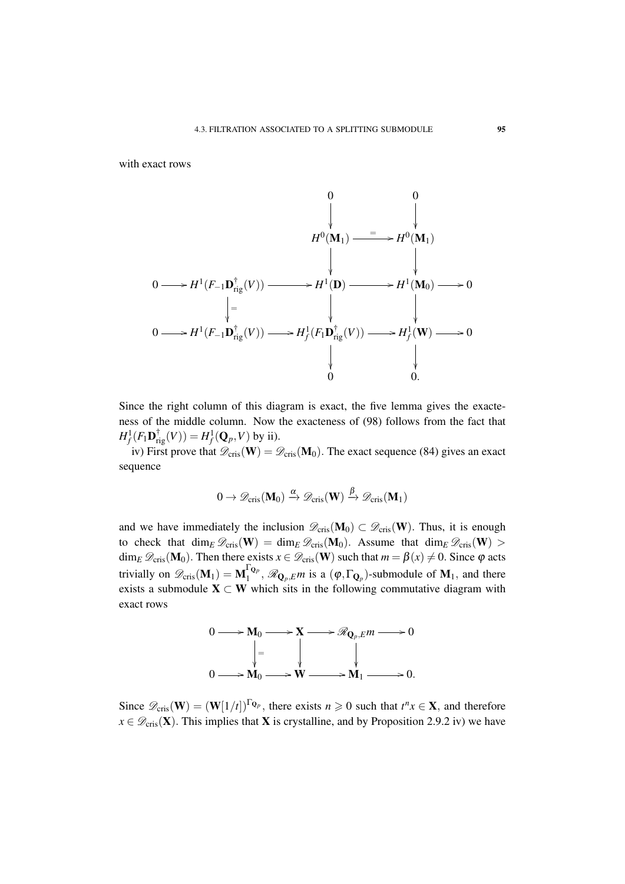with exact rows

$$
\begin{array}{ccccccc}
 & & & & 0 & & 0 \\
 & & & & \downarrow & & \downarrow \\
 & & & & H^0(\mathbf{M}_1) & \xrightarrow{=} & H^0(\mathbf{M}_1) \\
 & & & & \downarrow & & \downarrow \\
0 \longrightarrow & H^1(F_{-1}\mathbf{D}^{\dagger}_{\mathrm{rig}}(V)) & \longrightarrow & & H^1(\mathbf{D}) & \longrightarrow & H^1(\mathbf{M}_0) \longrightarrow 0 \\
 & \downarrow{=} & & & \downarrow & & \downarrow \\
0 \longrightarrow & H^1(F_{-1}\mathbf{D}^{\dagger}_{\mathrm{rig}}(V)) & \longrightarrow & & H^1_f(F_1\mathbf{D}^{\dagger}_{\mathrm{rig}}(V)) & \longrightarrow & H^1_f(\mathbf{W}) \longrightarrow 0 \\
 & & & & \downarrow & & \downarrow \\
 & & & & 0 & & 0.
\end{array}
$$

Since the right column of this diagram is exact, the five lemma gives the exacteness of the middle column. Now the exacteness of (98) follows from the fact that $H^1_f(F_1\mathbf{D}^{\dagger}_{\mathrm{rig}}(V)) = H^1_f(\mathbf{Q}_p, V)$ by ii).

iv) First prove that $\mathscr{D}_{\mathrm{cris}}(\mathbf{W}) = \mathscr{D}_{\mathrm{cris}}(\mathbf{M}_0)$. The exact sequence (84) gives an exact sequence

$$0 \to \mathscr{D}_{\mathrm{cris}}(\mathbf{M}_0) \xrightarrow{\alpha} \mathscr{D}_{\mathrm{cris}}(\mathbf{W}) \xrightarrow{\beta} \mathscr{D}_{\mathrm{cris}}(\mathbf{M}_1)$$

and we have immediately the inclusion $\mathscr{D}_{\mathrm{cris}}(\mathbf{M}_0) \subset \mathscr{D}_{\mathrm{cris}}(\mathbf{W})$. Thus, it is enough to check that $\dim_E \mathscr{D}_{\mathrm{cris}}(\mathbf{W}) = \dim_E \mathscr{D}_{\mathrm{cris}}(\mathbf{M}_0)$. Assume that $\dim_E \mathscr{D}_{\mathrm{cris}}(\mathbf{W}) > \dim_E \mathscr{D}_{\mathrm{cris}}(\mathbf{M}_0)$. Then there exists $x \in \mathscr{D}_{\mathrm{cris}}(\mathbf{W})$ such that $m = \beta(x) \neq 0$. Since $\varphi$ acts trivially on $\mathscr{D}_{\mathrm{cris}}(\mathbf{M}_1) = \mathbf{M}_1^{\Gamma_{\mathbf{Q}_p}}$, $\mathscr{R}_{\mathbf{Q}_p,E}m$ is a $(\varphi, \Gamma_{\mathbf{Q}_p})$-submodule of $\mathbf{M}_1$, and there exists a submodule $\mathbf{X} \subset \mathbf{W}$ which sits in the following commutative diagram with exact rows

$$
\begin{array}{ccccccccc}
0 \longrightarrow & \mathbf{M}_0 & \longrightarrow & \mathbf{X} & \longrightarrow & \mathscr{R}_{\mathbf{Q}_p,E}m & \longrightarrow 0 \\
 & \downarrow{=} & & \downarrow & & \downarrow & \\
0 \longrightarrow & \mathbf{M}_0 & \longrightarrow & \mathbf{W} & \longrightarrow & \mathbf{M}_1 & \longrightarrow 0.
\end{array}
$$

Since $\mathscr{D}_{\mathrm{cris}}(\mathbf{W}) = (\mathbf{W}[1/t])^{\Gamma_{\mathbf{Q}_p}}$, there exists $n \geqslant 0$ such that $t^n x \in \mathbf{X}$, and therefore $x \in \mathscr{D}_{\mathrm{cris}}(\mathbf{X})$. This implies that $\mathbf{X}$ is crystalline, and by Proposition 2.9.2 iv) we have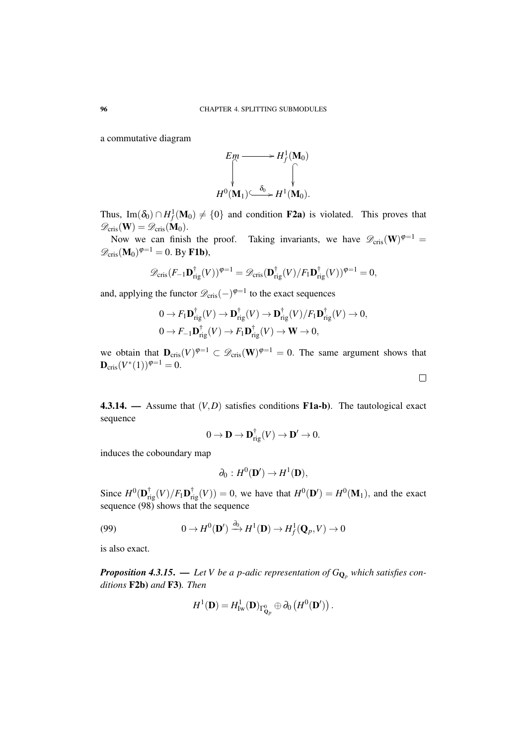a commutative diagram

$$\begin{array}{ccc} Em & \longrightarrow & H^1_f(\mathbf{M}_0) \\ \big\downarrow & & \big\downarrow \\ H^0(\mathbf{M}_1) & \xrightarrow{\delta_0} & H^1(\mathbf{M}_0). \end{array}$$

Thus, $\mathrm{Im}(\delta_0)\cap H^1_f(\mathbf{M}_0)\neq\{0\}$ and condition **F2a)** is violated. This proves that $\mathscr{D}_{\mathrm{cris}}(\mathbf{W})=\mathscr{D}_{\mathrm{cris}}(\mathbf{M}_0)$.

Now we can finish the proof. Taking invariants, we have $\mathscr{D}_{\mathrm{cris}}(\mathbf{W})^{\varphi=1}=\mathscr{D}_{\mathrm{cris}}(\mathbf{M}_0)^{\varphi=1}=0$. By **F1b)**,

$$\mathscr{D}_{\mathrm{cris}}(F_{-1}\mathbf{D}^{\dagger}_{\mathrm{rig}}(V))^{\varphi=1}=\mathscr{D}_{\mathrm{cris}}(\mathbf{D}^{\dagger}_{\mathrm{rig}}(V)/F_1\mathbf{D}^{\dagger}_{\mathrm{rig}}(V))^{\varphi=1}=0,$$

and, applying the functor $\mathscr{D}_{\mathrm{cris}}(-)^{\varphi=1}$ to the exact sequences

$$0\to F_1\mathbf{D}^{\dagger}_{\mathrm{rig}}(V)\to\mathbf{D}^{\dagger}_{\mathrm{rig}}(V)\to\mathbf{D}^{\dagger}_{\mathrm{rig}}(V)/F_1\mathbf{D}^{\dagger}_{\mathrm{rig}}(V)\to 0,$$
$$0\to F_{-1}\mathbf{D}^{\dagger}_{\mathrm{rig}}(V)\to F_1\mathbf{D}^{\dagger}_{\mathrm{rig}}(V)\to\mathbf{W}\to 0,$$

we obtain that $\mathbf{D}_{\mathrm{cris}}(V)^{\varphi=1}\subset\mathscr{D}_{\mathrm{cris}}(\mathbf{W})^{\varphi=1}=0$. The same argument shows that $\mathbf{D}_{\mathrm{cris}}(V^*(1))^{\varphi=1}=0$.

□

**4.3.14. —** Assume that $(V,D)$ satisfies conditions **F1a-b)**. The tautological exact sequence

$$0\to\mathbf{D}\to\mathbf{D}^{\dagger}_{\mathrm{rig}}(V)\to\mathbf{D}'\to 0.$$

induces the coboundary map

$$\partial_0\,:\,H^0(\mathbf{D}')\to H^1(\mathbf{D}),$$

Since $H^0(\mathbf{D}^{\dagger}_{\mathrm{rig}}(V)/F_1\mathbf{D}^{\dagger}_{\mathrm{rig}}(V))=0$, we have that $H^0(\mathbf{D}')=H^0(\mathbf{M}_1)$, and the exact sequence (98) shows that the sequence

$$0\to H^0(\mathbf{D}')\xrightarrow{\partial_0}H^1(\mathbf{D})\to H^1_f(\mathbf{Q}_p,V)\to 0 \tag{99}$$

is also exact.

***Proposition 4.3.15.*** **—** *Let $V$ be a $p$-adic representation of $G_{\mathbf{Q}_p}$ which satisfies conditions* **F2b)** *and* **F3)***. Then*

$$H^1(\mathbf{D})=H^1_{\mathrm{Iw}}(\mathbf{D})_{\Gamma^0_{\mathbf{Q}_p}}\oplus\partial_0\left(H^0(\mathbf{D}')\right).$$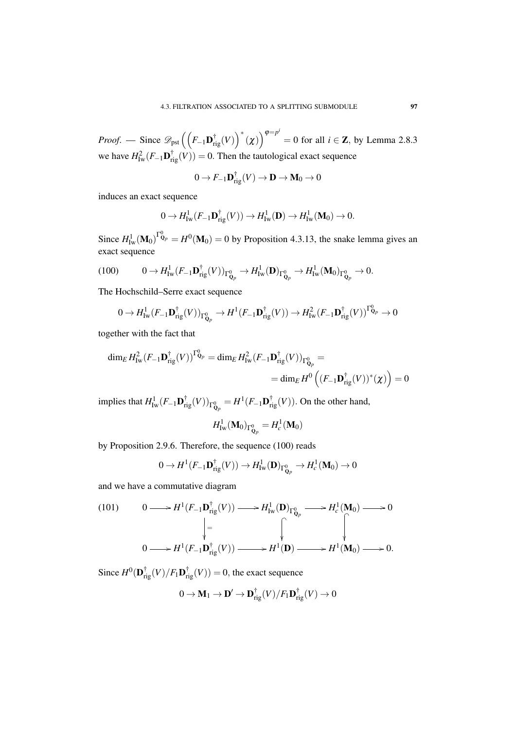*Proof.* — Since $\mathscr{D}_{\mathrm{pst}}\left(\left(\left(F_{-1}\mathbf{D}^{\dagger}_{\mathrm{rig}}(V)\right)^*(\chi)\right)^{\varphi=p^i}\right)=0$ for all $i\in\mathbf{Z}$, by Lemma 2.8.3 we have $H^2_{\mathrm{Iw}}(F_{-1}\mathbf{D}^{\dagger}_{\mathrm{rig}}(V))=0$. Then the tautological exact sequence

$$0\to F_{-1}\mathbf{D}^{\dagger}_{\mathrm{rig}}(V)\to \mathbf{D}\to \mathbf{M}_0\to 0$$

induces an exact sequence

$$0\to H^1_{\mathrm{Iw}}(F_{-1}\mathbf{D}^{\dagger}_{\mathrm{rig}}(V))\to H^1_{\mathrm{Iw}}(\mathbf{D})\to H^1_{\mathrm{Iw}}(\mathbf{M}_0)\to 0.$$

Since $H^1_{\mathrm{Iw}}(\mathbf{M}_0)^{\Gamma^0_{\mathbf{Q}_p}}=H^0(\mathbf{M}_0)=0$ by Proposition 4.3.13, the snake lemma gives an exact sequence

$$0\to H^1_{\mathrm{Iw}}(F_{-1}\mathbf{D}^{\dagger}_{\mathrm{rig}}(V))_{\Gamma^0_{\mathbf{Q}_p}}\to H^1_{\mathrm{Iw}}(\mathbf{D})_{\Gamma^0_{\mathbf{Q}_p}}\to H^1_{\mathrm{Iw}}(\mathbf{M}_0)_{\Gamma^0_{\mathbf{Q}_p}}\to 0. \tag{100}$$

The Hochschild–Serre exact sequence

$$0\to H^1_{\mathrm{Iw}}(F_{-1}\mathbf{D}^{\dagger}_{\mathrm{rig}}(V))_{\Gamma^0_{\mathbf{Q}_p}}\to H^1(F_{-1}\mathbf{D}^{\dagger}_{\mathrm{rig}}(V))\to H^2_{\mathrm{Iw}}(F_{-1}\mathbf{D}^{\dagger}_{\mathrm{rig}}(V))^{\Gamma^0_{\mathbf{Q}_p}}\to 0$$

together with the fact that

$$\begin{aligned}\dim_E H^2_{\mathrm{Iw}}(F_{-1}\mathbf{D}^{\dagger}_{\mathrm{rig}}(V))^{\Gamma^0_{\mathbf{Q}_p}}&=\dim_E H^2_{\mathrm{Iw}}(F_{-1}\mathbf{D}^{\dagger}_{\mathrm{rig}}(V))_{\Gamma^0_{\mathbf{Q}_p}}=\\ &=\dim_E H^0\left((F_{-1}\mathbf{D}^{\dagger}_{\mathrm{rig}}(V))^*(\chi)\right)=0\end{aligned}$$

implies that $H^1_{\mathrm{Iw}}(F_{-1}\mathbf{D}^{\dagger}_{\mathrm{rig}}(V))_{\Gamma^0_{\mathbf{Q}_p}}=H^1(F_{-1}\mathbf{D}^{\dagger}_{\mathrm{rig}}(V))$. On the other hand,

$$H^1_{\mathrm{Iw}}(\mathbf{M}_0)_{\Gamma^0_{\mathbf{Q}_p}}=H^1_c(\mathbf{M}_0)$$

by Proposition 2.9.6. Therefore, the sequence (100) reads

$$0\to H^1(F_{-1}\mathbf{D}^{\dagger}_{\mathrm{rig}}(V))\to H^1_{\mathrm{Iw}}(\mathbf{D})_{\Gamma^0_{\mathbf{Q}_p}}\to H^1_c(\mathbf{M}_0)\to 0$$

and we have a commutative diagram

$$\begin{array}{ccccccccc} 0 & \to & H^1(F_{-1}\mathbf{D}^{\dagger}_{\mathrm{rig}}(V)) & \to & H^1_{\mathrm{Iw}}(\mathbf{D})_{\Gamma^0_{\mathbf{Q}_p}} & \to & H^1_c(\mathbf{M}_0) & \to & 0 \\ & & \downarrow{=} & & \downarrow & & \downarrow & & \\ 0 & \to & H^1(F_{-1}\mathbf{D}^{\dagger}_{\mathrm{rig}}(V)) & \to & H^1(\mathbf{D}) & \to & H^1(\mathbf{M}_0) & \to & 0. \end{array} \tag{101}$$

Since $H^0(\mathbf{D}^{\dagger}_{\mathrm{rig}}(V)/F_1\mathbf{D}^{\dagger}_{\mathrm{rig}}(V))=0$, the exact sequence

$$0\to \mathbf{M}_1\to \mathbf{D}'\to \mathbf{D}^{\dagger}_{\mathrm{rig}}(V)/F_1\mathbf{D}^{\dagger}_{\mathrm{rig}}(V)\to 0$$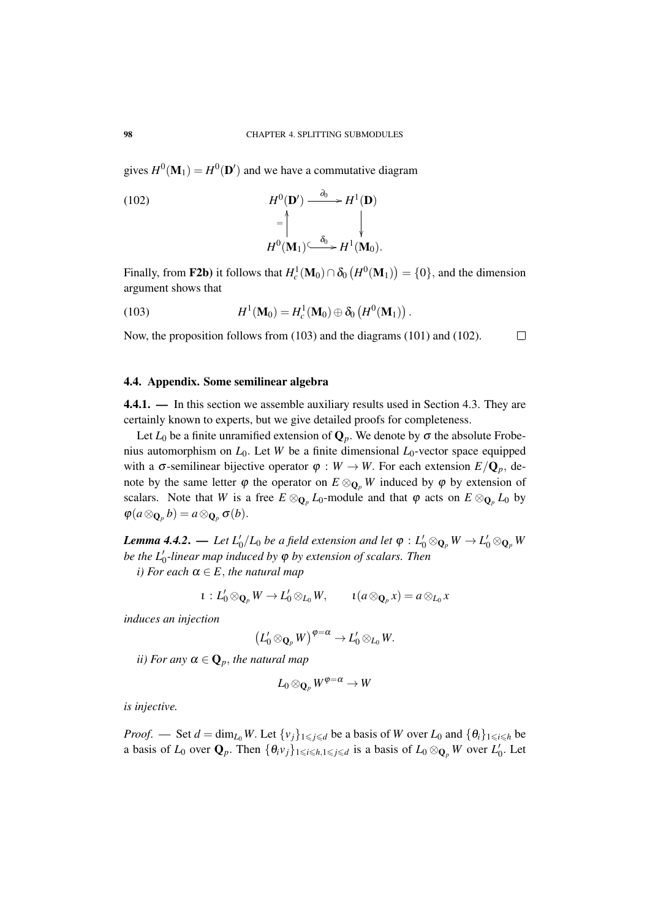gives $H^0(\mathbf{M}_1) = H^0(\mathbf{D}')$ and we have a commutative diagram

$$\begin{array}{ccc} H^0(\mathbf{D}') & \xrightarrow{\partial_0} & H^1(\mathbf{D}) \\ {\scriptstyle =}\uparrow & & \downarrow \\ H^0(\mathbf{M}_1) & \xhookrightarrow{\delta_0} & H^1(\mathbf{M}_0). \end{array} \tag{102}$$

Finally, from **F2b)** it follows that $H^1_c(\mathbf{M}_0) \cap \delta_0\left(H^0(\mathbf{M}_1)\right) = \{0\}$, and the dimension argument shows that

$$H^1(\mathbf{M}_0) = H^1_c(\mathbf{M}_0) \oplus \delta_0\left(H^0(\mathbf{M}_1)\right). \tag{103}$$

Now, the proposition follows from (103) and the diagrams (101) and (102). $\square$

### 4.4. Appendix. Some semilinear algebra

**4.4.1.** — In this section we assemble auxiliary results used in Section 4.3. They are certainly known to experts, but we give detailed proofs for completeness.

Let $L_0$ be a finite unramified extension of $\mathbf{Q}_p$. We denote by $\sigma$ the absolute Frobenius automorphism on $L_0$. Let $W$ be a finite dimensional $L_0$-vector space equipped with a $\sigma$-semilinear bijective operator $\varphi : W \to W$. For each extension $E/\mathbf{Q}_p$, denote by the same letter $\varphi$ the operator on $E \otimes_{\mathbf{Q}_p} W$ induced by $\varphi$ by extension of scalars. Note that $W$ is a free $E \otimes_{\mathbf{Q}_p} L_0$-module and that $\varphi$ acts on $E \otimes_{\mathbf{Q}_p} L_0$ by $\varphi(a \otimes_{\mathbf{Q}_p} b) = a \otimes_{\mathbf{Q}_p} \sigma(b)$.

***Lemma 4.4.2.*** — *Let $L_0'/L_0$ be a field extension and let $\varphi : L_0' \otimes_{\mathbf{Q}_p} W \to L_0' \otimes_{\mathbf{Q}_p} W$ be the $L_0'$-linear map induced by $\varphi$ by extension of scalars. Then*

*i) For each $\alpha \in E$, the natural map*

$$\iota : L_0' \otimes_{\mathbf{Q}_p} W \to L_0' \otimes_{L_0} W, \qquad \iota(a \otimes_{\mathbf{Q}_p} x) = a \otimes_{L_0} x$$

*induces an injection*

$$\left(L_0' \otimes_{\mathbf{Q}_p} W\right)^{\varphi = \alpha} \to L_0' \otimes_{L_0} W.$$

*ii) For any $\alpha \in \mathbf{Q}_p$, the natural map*

$$L_0 \otimes_{\mathbf{Q}_p} W^{\varphi = \alpha} \to W$$

*is injective.*

*Proof.* — Set $d = \dim_{L_0} W$. Let $\{v_j\}_{1 \leqslant j \leqslant d}$ be a basis of $W$ over $L_0$ and $\{\theta_i\}_{1 \leqslant i \leqslant h}$ be a basis of $L_0$ over $\mathbf{Q}_p$. Then $\{\theta_i v_j\}_{1 \leqslant i \leqslant h, 1 \leqslant j \leqslant d}$ is a basis of $L_0 \otimes_{\mathbf{Q}_p} W$ over $L_0'$. Let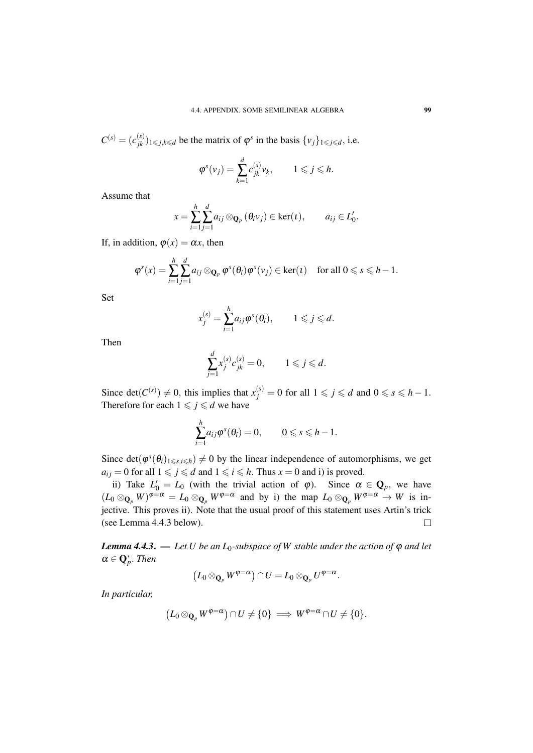$C^{(s)} = (c^{(s)}_{jk})_{1\leqslant j,k\leqslant d}$ be the matrix of $\varphi^s$ in the basis $\{v_j\}_{1\leqslant j\leqslant d}$, i.e.

$$\varphi^s(v_j) = \sum_{k=1}^{d} c^{(s)}_{jk} v_k, \qquad 1 \leqslant j \leqslant h.$$

Assume that

$$x = \sum_{i=1}^{h}\sum_{j=1}^{d} a_{ij} \otimes_{\mathbf{Q}_p} (\theta_i v_j) \in \ker(\iota), \qquad a_{ij} \in L_0'.$$

If, in addition, $\varphi(x) = \alpha x$, then

$$\varphi^s(x) = \sum_{i=1}^{h}\sum_{j=1}^{d} a_{ij} \otimes_{\mathbf{Q}_p} \varphi^s(\theta_i)\varphi^s(v_j) \in \ker(\iota) \quad \text{for all } 0 \leqslant s \leqslant h-1.$$

Set

$$x^{(s)}_j = \sum_{i=1}^{h} a_{ij}\varphi^s(\theta_i), \qquad 1 \leqslant j \leqslant d.$$

Then

$$\sum_{j=1}^{d} x^{(s)}_j c^{(s)}_{jk} = 0, \qquad 1 \leqslant j \leqslant d.$$

Since $\det(C^{(s)}) \neq 0$, this implies that $x^{(s)}_j = 0$ for all $1 \leqslant j \leqslant d$ and $0 \leqslant s \leqslant h-1$. Therefore for each $1 \leqslant j \leqslant d$ we have

$$\sum_{i=1}^{h} a_{ij}\varphi^s(\theta_i) = 0, \qquad 0 \leqslant s \leqslant h-1.$$

Since $\det(\varphi^s(\theta_i)_{1\leqslant s,i\leqslant h}) \neq 0$ by the linear independence of automorphisms, we get $a_{ij} = 0$ for all $1 \leqslant j \leqslant d$ and $1 \leqslant i \leqslant h$. Thus $x = 0$ and i) is proved.

ii) Take $L_0' = L_0$ (with the trivial action of $\varphi$). Since $\alpha \in \mathbf{Q}_p$, we have $(L_0 \otimes_{\mathbf{Q}_p} W)^{\varphi=\alpha} = L_0 \otimes_{\mathbf{Q}_p} W^{\varphi=\alpha}$ and by i) the map $L_0 \otimes_{\mathbf{Q}_p} W^{\varphi=\alpha} \to W$ is injective. This proves ii). Note that the usual proof of this statement uses Artin's trick (see Lemma 4.4.3 below). □

***Lemma 4.4.3.*** — *Let $U$ be an $L_0$-subspace of $W$ stable under the action of $\varphi$ and let $\alpha \in \mathbf{Q}_p^*$. Then*

$$\left(L_0 \otimes_{\mathbf{Q}_p} W^{\varphi=\alpha}\right) \cap U = L_0 \otimes_{\mathbf{Q}_p} U^{\varphi=\alpha}.$$

*In particular,*

$$\left(L_0 \otimes_{\mathbf{Q}_p} W^{\varphi=\alpha}\right) \cap U \neq \{0\} \implies W^{\varphi=\alpha} \cap U \neq \{0\}.$$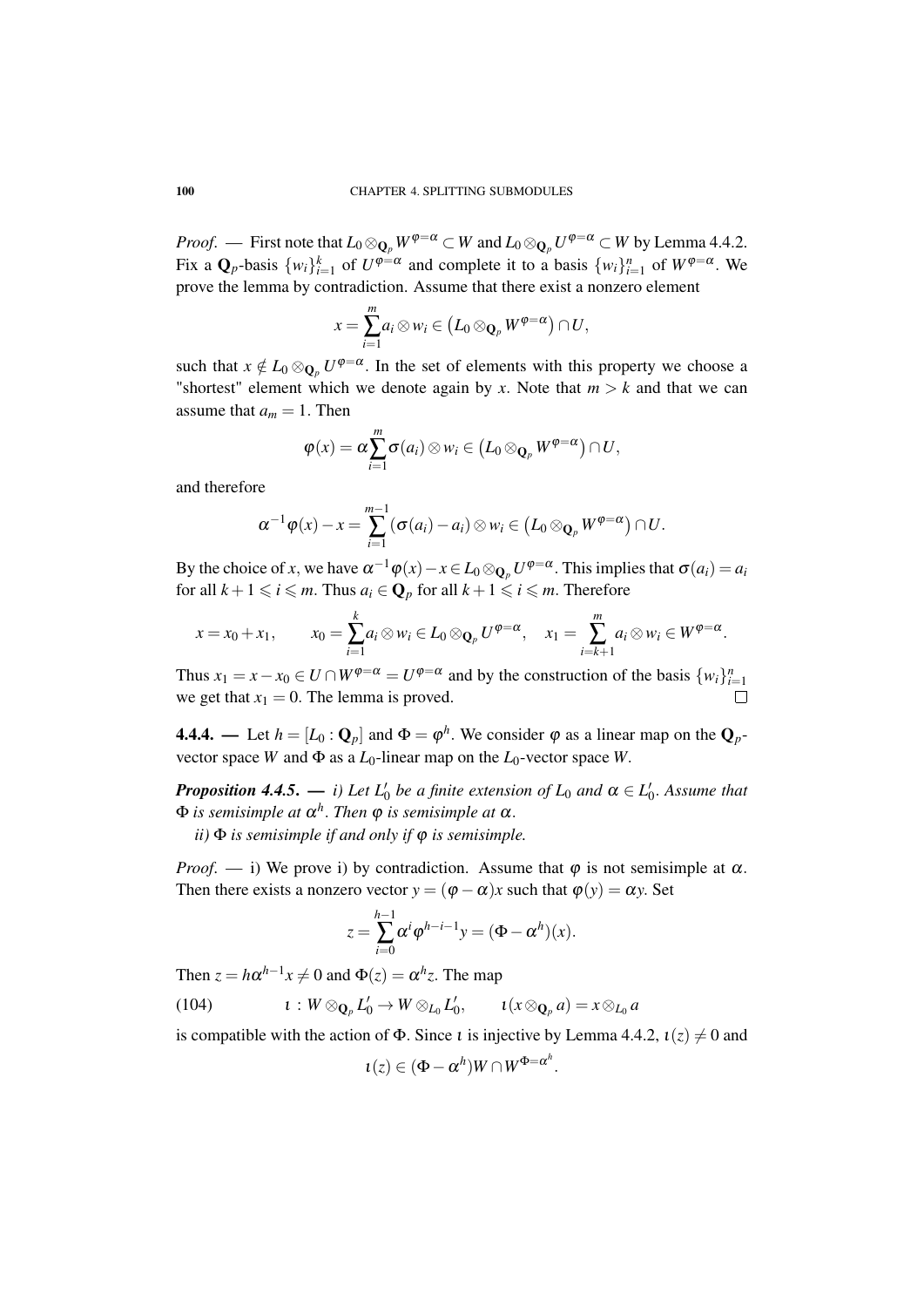*Proof*. — First note that $L_0 \otimes_{\mathbf{Q}_p} W^{\varphi=\alpha} \subset W$ and $L_0 \otimes_{\mathbf{Q}_p} U^{\varphi=\alpha} \subset W$ by Lemma 4.4.2. Fix a $\mathbf{Q}_p$-basis $\{w_i\}_{i=1}^k$ of $U^{\varphi=\alpha}$ and complete it to a basis $\{w_i\}_{i=1}^n$ of $W^{\varphi=\alpha}$. We prove the lemma by contradiction. Assume that there exist a nonzero element

$$x = \sum_{i=1}^m a_i \otimes w_i \in \left(L_0 \otimes_{\mathbf{Q}_p} W^{\varphi=\alpha}\right) \cap U,$$

such that $x \notin L_0 \otimes_{\mathbf{Q}_p} U^{\varphi=\alpha}$. In the set of elements with this property we choose a "shortest" element which we denote again by $x$. Note that $m > k$ and that we can assume that $a_m = 1$. Then

$$\varphi(x) = \alpha \sum_{i=1}^m \sigma(a_i) \otimes w_i \in \left(L_0 \otimes_{\mathbf{Q}_p} W^{\varphi=\alpha}\right) \cap U,$$

and therefore

$$\alpha^{-1}\varphi(x) - x = \sum_{i=1}^{m-1} \left(\sigma(a_i) - a_i\right) \otimes w_i \in \left(L_0 \otimes_{\mathbf{Q}_p} W^{\varphi=\alpha}\right) \cap U.$$

By the choice of $x$, we have $\alpha^{-1}\varphi(x) - x \in L_0 \otimes_{\mathbf{Q}_p} U^{\varphi=\alpha}$. This implies that $\sigma(a_i) = a_i$ for all $k+1 \leqslant i \leqslant m$. Thus $a_i \in \mathbf{Q}_p$ for all $k+1 \leqslant i \leqslant m$. Therefore

$$x = x_0 + x_1, \qquad x_0 = \sum_{i=1}^k a_i \otimes w_i \in L_0 \otimes_{\mathbf{Q}_p} U^{\varphi=\alpha}, \quad x_1 = \sum_{i=k+1}^m a_i \otimes w_i \in W^{\varphi=\alpha}.$$

Thus $x_1 = x - x_0 \in U \cap W^{\varphi=\alpha} = U^{\varphi=\alpha}$ and by the construction of the basis $\{w_i\}_{i=1}^n$ we get that $x_1 = 0$. The lemma is proved. $\square$

**4.4.4.** — Let $h = [L_0 : \mathbf{Q}_p]$ and $\Phi = \varphi^h$. We consider $\varphi$ as a linear map on the $\mathbf{Q}_p$-vector space $W$ and $\Phi$ as a $L_0$-linear map on the $L_0$-vector space $W$.

***Proposition 4.4.5.*** — *i) Let $L_0'$ be a finite extension of $L_0$ and $\alpha \in L_0'$. Assume that $\Phi$ is semisimple at $\alpha^h$. Then $\varphi$ is semisimple at $\alpha$.*

*ii) $\Phi$ is semisimple if and only if $\varphi$ is semisimple.*

*Proof*. — i) We prove i) by contradiction. Assume that $\varphi$ is not semisimple at $\alpha$. Then there exists a nonzero vector $y = (\varphi - \alpha)x$ such that $\varphi(y) = \alpha y$. Set

$$z = \sum_{i=0}^{h-1} \alpha^i \varphi^{h-i-1} y = (\Phi - \alpha^h)(x).$$

Then $z = h\alpha^{h-1}x \neq 0$ and $\Phi(z) = \alpha^h z$. The map

$$\iota \,:\, W \otimes_{\mathbf{Q}_p} L_0' \to W \otimes_{L_0} L_0', \qquad \iota(x \otimes_{\mathbf{Q}_p} a) = x \otimes_{L_0} a \tag{104}$$

is compatible with the action of $\Phi$. Since $\iota$ is injective by Lemma 4.4.2, $\iota(z) \neq 0$ and

$$\iota(z) \in (\Phi - \alpha^h)W \cap W^{\Phi=\alpha^h}.$$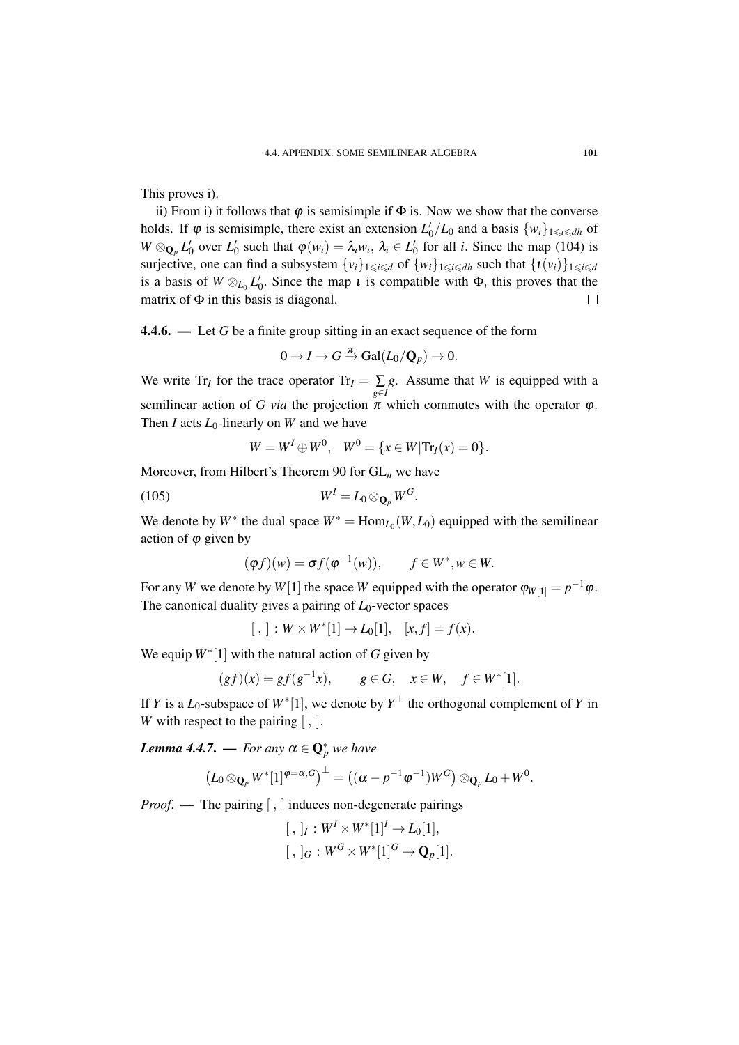This proves i).

ii) From i) it follows that $\varphi$ is semisimple if $\Phi$ is. Now we show that the converse holds. If $\varphi$ is semisimple, there exist an extension $L_0'/L_0$ and a basis $\{w_i\}_{1\leqslant i\leqslant dh}$ of $W\otimes_{\mathbf{Q}_p} L_0'$ over $L_0'$ such that $\varphi(w_i)=\lambda_i w_i$, $\lambda_i\in L_0'$ for all $i$. Since the map (104) is surjective, one can find a subsystem $\{v_i\}_{1\leqslant i\leqslant d}$ of $\{w_i\}_{1\leqslant i\leqslant dh}$ such that $\{\iota(v_i)\}_{1\leqslant i\leqslant d}$ is a basis of $W\otimes_{L_0} L_0'$. Since the map $\iota$ is compatible with $\Phi$, this proves that the matrix of $\Phi$ in this basis is diagonal. □

**4.4.6. —** Let $G$ be a finite group sitting in an exact sequence of the form

$$0\to I\to G\xrightarrow{\pi}\mathrm{Gal}(L_0/\mathbf{Q}_p)\to 0.$$

We write $\mathrm{Tr}_I$ for the trace operator $\mathrm{Tr}_I=\sum\limits_{g\in I} g$. Assume that $W$ is equipped with a semilinear action of $G$ *via* the projection $\pi$ which commutes with the operator $\varphi$. Then $I$ acts $L_0$-linearly on $W$ and we have

$$W=W^I\oplus W^0,\quad W^0=\{x\in W\,|\,\mathrm{Tr}_I(x)=0\}.$$

Moreover, from Hilbert's Theorem 90 for $\mathrm{GL}_n$ we have

$$W^I=L_0\otimes_{\mathbf{Q}_p} W^G. \tag{105}$$

We denote by $W^*$ the dual space $W^*=\mathrm{Hom}_{L_0}(W,L_0)$ equipped with the semilinear action of $\varphi$ given by

$$(\varphi f)(w)=\sigma f(\varphi^{-1}(w)),\qquad f\in W^*, w\in W.$$

For any $W$ we denote by $W[1]$ the space $W$ equipped with the operator $\varphi_{W[1]}=p^{-1}\varphi$. The canonical duality gives a pairing of $L_0$-vector spaces

$$[\ ,\ ]:W\times W^*[1]\to L_0[1],\quad [x,f]=f(x).$$

We equip $W^*[1]$ with the natural action of $G$ given by

$$(gf)(x)=gf(g^{-1}x),\qquad g\in G,\quad x\in W,\quad f\in W^*[1].$$

If $Y$ is a $L_0$-subspace of $W^*[1]$, we denote by $Y^\perp$ the orthogonal complement of $Y$ in $W$ with respect to the pairing $[\ ,\ ]$.

***Lemma 4.4.7.*** **—** *For any $\alpha\in\mathbf{Q}_p^*$ we have*

$$\left(L_0\otimes_{\mathbf{Q}_p} W^*[1]^{\varphi=\alpha,G}\right)^\perp=\left((\alpha-p^{-1}\varphi^{-1})W^G\right)\otimes_{\mathbf{Q}_p} L_0+W^0.$$

*Proof.* — The pairing $[\ ,\ ]$ induces non-degenerate pairings

$$[\ ,\ ]_I:W^I\times W^*[1]^I\to L_0[1],$$
$$[\ ,\ ]_G:W^G\times W^*[1]^G\to \mathbf{Q}_p[1].$$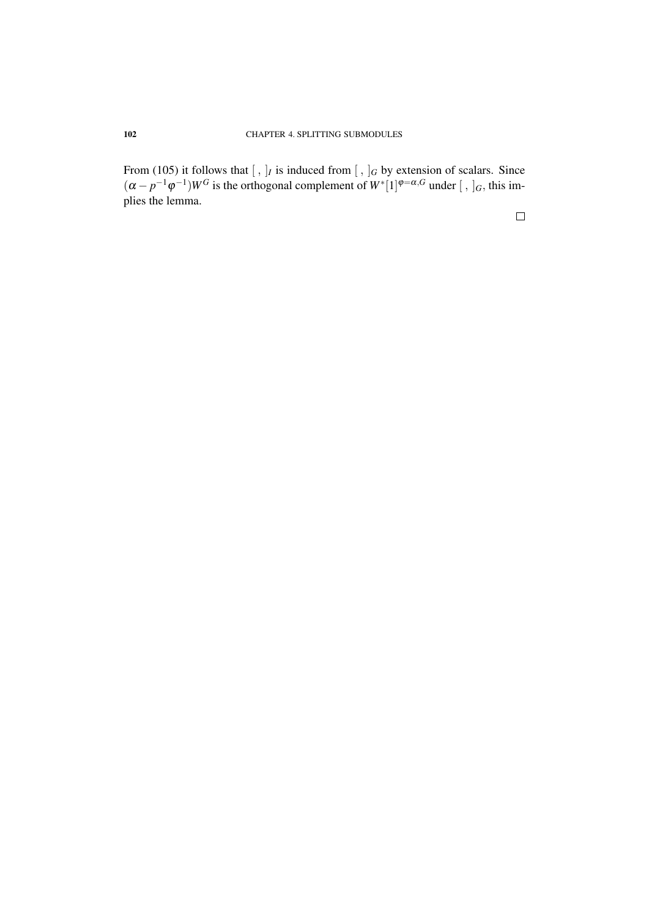From (105) it follows that $[\ ,\ ]_I$ is induced from $[\ ,\ ]_G$ by extension of scalars. Since $(\alpha - p^{-1}\varphi^{-1})W^G$ is the orthogonal complement of $W^*[1]^{\varphi=\alpha,G}$ under $[\ ,\ ]_G$, this implies the lemma.

$\square$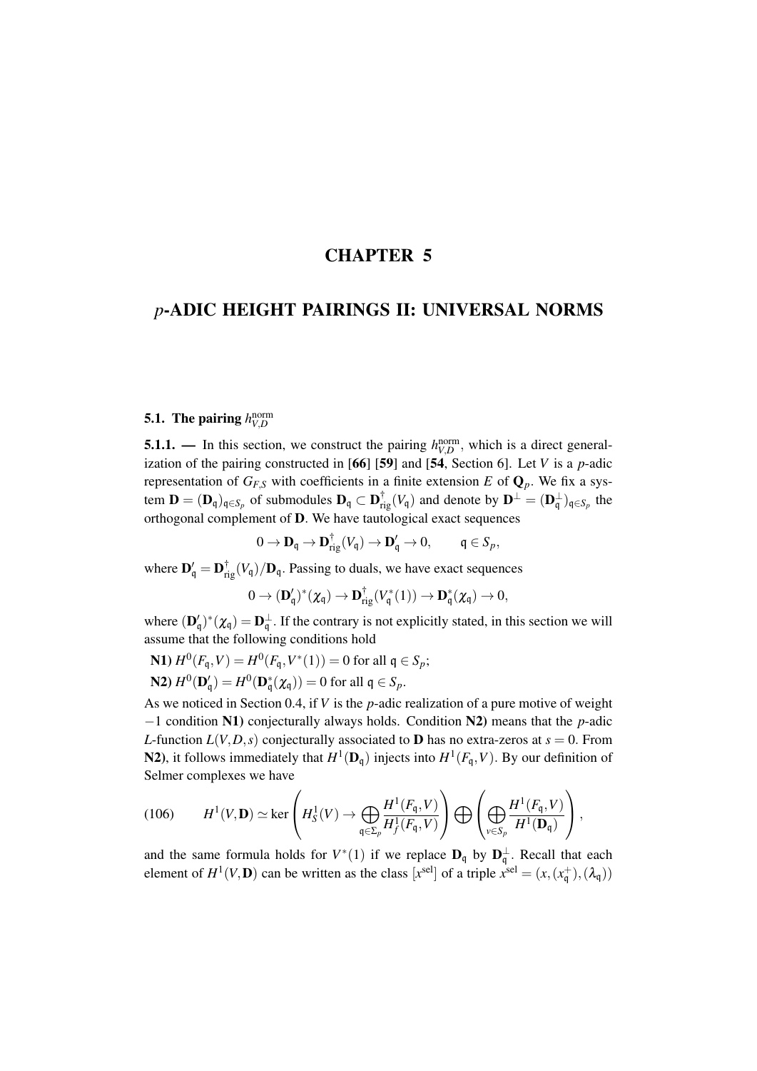# CHAPTER 5

# $p$-ADIC HEIGHT PAIRINGS II: UNIVERSAL NORMS

## 5.1. The pairing $h_{V,D}^{\mathrm{norm}}$

**5.1.1. —** In this section, we construct the pairing $h_{V,D}^{\mathrm{norm}}$, which is a direct generalization of the pairing constructed in [**66**] [**59**] and [**54**, Section 6]. Let $V$ is a $p$-adic representation of $G_{F,S}$ with coefficients in a finite extension $E$ of $\mathbf{Q}_p$. We fix a system $\mathbf{D} = (\mathbf{D}_{\mathfrak{q}})_{\mathfrak{q}\in S_p}$ of submodules $\mathbf{D}_{\mathfrak{q}} \subset \mathbf{D}^{\dagger}_{\mathrm{rig}}(V_{\mathfrak{q}})$ and denote by $\mathbf{D}^{\perp} = (\mathbf{D}^{\perp}_{\mathfrak{q}})_{\mathfrak{q}\in S_p}$ the orthogonal complement of $\mathbf{D}$. We have tautological exact sequences

$$0 \to \mathbf{D}_{\mathfrak{q}} \to \mathbf{D}^{\dagger}_{\mathrm{rig}}(V_{\mathfrak{q}}) \to \mathbf{D}'_{\mathfrak{q}} \to 0, \qquad \mathfrak{q} \in S_p,$$

where $\mathbf{D}'_{\mathfrak{q}} = \mathbf{D}^{\dagger}_{\mathrm{rig}}(V_{\mathfrak{q}})/\mathbf{D}_{\mathfrak{q}}$. Passing to duals, we have exact sequences

$$0 \to (\mathbf{D}'_{\mathfrak{q}})^*(\chi_{\mathfrak{q}}) \to \mathbf{D}^{\dagger}_{\mathrm{rig}}(V^*_{\mathfrak{q}}(1)) \to \mathbf{D}^*_{\mathfrak{q}}(\chi_{\mathfrak{q}}) \to 0,$$

where $(\mathbf{D}'_{\mathfrak{q}})^*(\chi_{\mathfrak{q}}) = \mathbf{D}^{\perp}_{\mathfrak{q}}$. If the contrary is not explicitly stated, in this section we will assume that the following conditions hold

**N1)** $H^0(F_{\mathfrak{q}}, V) = H^0(F_{\mathfrak{q}}, V^*(1)) = 0$ for all $\mathfrak{q} \in S_p$;

**N2)** $H^0(\mathbf{D}'_{\mathfrak{q}}) = H^0(\mathbf{D}^*_{\mathfrak{q}}(\chi_{\mathfrak{q}})) = 0$ for all $\mathfrak{q} \in S_p$.

As we noticed in Section 0.4, if $V$ is the $p$-adic realization of a pure motive of weight $-1$ condition **N1)** conjecturally always holds. Condition **N2)** means that the $p$-adic $L$-function $L(V,D,s)$ conjecturally associated to $\mathbf{D}$ has no extra-zeros at $s = 0$. From **N2)**, it follows immediately that $H^1(\mathbf{D}_{\mathfrak{q}})$ injects into $H^1(F_{\mathfrak{q}}, V)$. By our definition of Selmer complexes we have

$$H^1(V,\mathbf{D}) \simeq \ker\left(H^1_S(V) \to \bigoplus_{\mathfrak{q}\in\Sigma_p} \frac{H^1(F_{\mathfrak{q}},V)}{H^1_f(F_{\mathfrak{q}},V)}\right) \bigoplus \left(\bigoplus_{v\in S_p} \frac{H^1(F_{\mathfrak{q}},V)}{H^1(\mathbf{D}_{\mathfrak{q}})}\right), \tag{106}$$

and the same formula holds for $V^*(1)$ if we replace $\mathbf{D}_{\mathfrak{q}}$ by $\mathbf{D}^{\perp}_{\mathfrak{q}}$. Recall that each element of $H^1(V,\mathbf{D})$ can be written as the class $[x^{\mathrm{sel}}]$ of a triple $x^{\mathrm{sel}} = (x, (x^+_{\mathfrak{q}}), (\lambda_{\mathfrak{q}}))$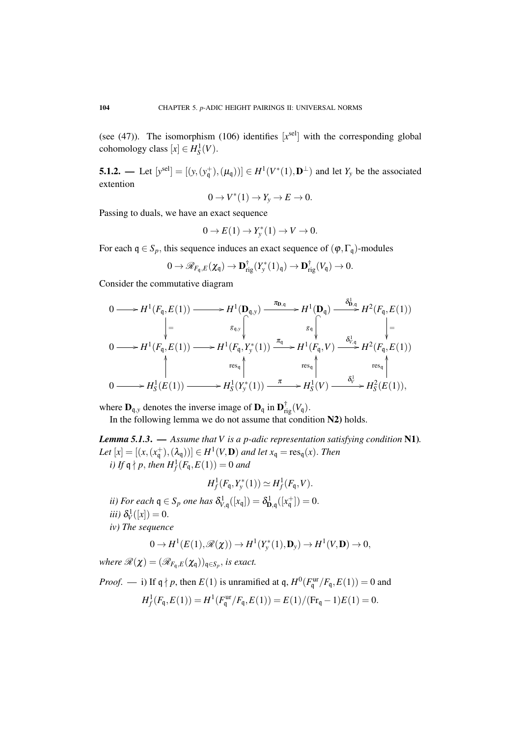(see (47)). The isomorphism (106) identifies $[x^{\mathrm{sel}}]$ with the corresponding global cohomology class $[x] \in H^1_S(V)$.

**5.1.2.** — Let $[y^{\mathrm{sel}}] = [(y, (y^+_{\mathfrak{q}}), (\mu_{\mathfrak{q}}))] \in H^1(V^*(1), \mathbf{D}^{\perp})$ and let $Y_y$ be the associated extention

$$0 \to V^*(1) \to Y_y \to E \to 0.$$

Passing to duals, we have an exact sequence

$$0 \to E(1) \to Y^*_y(1) \to V \to 0.$$

For each $\mathfrak{q} \in S_p$, this sequence induces an exact sequence of $(\varphi, \Gamma_{\mathfrak{q}})$-modules

$$0 \to \mathscr{R}_{F_{\mathfrak{q}},E}(\chi_{\mathfrak{q}}) \to \mathbf{D}^{\dagger}_{\mathrm{rig}}(Y^*_y(1)_{\mathfrak{q}}) \to \mathbf{D}^{\dagger}_{\mathrm{rig}}(V_{\mathfrak{q}}) \to 0.$$

Consider the commutative diagram

$$\begin{array}{ccccccccc}
0 \to & H^1(F_{\mathfrak{q}}, E(1)) & \to & H^1(\mathbf{D}_{\mathfrak{q},y}) & \xrightarrow{\pi_{\mathbf{D},\mathfrak{q}}} & H^1(\mathbf{D}_{\mathfrak{q}}) & \xrightarrow{\delta^1_{\mathbf{D},\mathfrak{q}}} & H^2(F_{\mathfrak{q}}, E(1)) \\
& \downarrow = & & \downarrow g_{\mathfrak{q},y} & & \downarrow g_{\mathfrak{q}} & & \downarrow = \\
0 \to & H^1(F_{\mathfrak{q}}, E(1)) & \to & H^1(F_{\mathfrak{q}}, Y^*_y(1)) & \xrightarrow{\pi_{\mathfrak{q}}} & H^1(F_{\mathfrak{q}}, V) & \xrightarrow{\delta^1_{V,\mathfrak{q}}} & H^2(F_{\mathfrak{q}}, E(1)) \\
& \uparrow & & \uparrow \mathrm{res}_{\mathfrak{q}} & & \uparrow \mathrm{res}_{\mathfrak{q}} & & \uparrow \mathrm{res}_{\mathfrak{q}} \\
0 \to & H^1_S(E(1)) & \to & H^1_S(Y^*_y(1)) & \xrightarrow{\pi} & H^1_S(V) & \xrightarrow{\delta^1_V} & H^2_S(E(1)),
\end{array}$$

where $\mathbf{D}_{\mathfrak{q},y}$ denotes the inverse image of $\mathbf{D}_{\mathfrak{q}}$ in $\mathbf{D}^{\dagger}_{\mathrm{rig}}(V_{\mathfrak{q}})$.

In the following lemma we do not assume that condition **N2)** holds.

***Lemma 5.1.3.*** — *Assume that $V$ is a $p$-adic representation satisfying condition* **N1)**. *Let $[x] = [(x, (x^+_{\mathfrak{q}}), (\lambda_{\mathfrak{q}}))] \in H^1(V, \mathbf{D})$ and let $x_{\mathfrak{q}} = \mathrm{res}_{\mathfrak{q}}(x)$. Then*

*i) If $\mathfrak{q} \nmid p$, then $H^1_f(F_{\mathfrak{q}}, E(1)) = 0$ and*

$$H^1_f(F_{\mathfrak{q}}, Y^*_y(1)) \simeq H^1_f(F_{\mathfrak{q}}, V).$$

*ii) For each $\mathfrak{q} \in S_p$ one has $\delta^1_{V,\mathfrak{q}}([x_{\mathfrak{q}}]) = \delta^1_{\mathbf{D},\mathfrak{q}}([x^+_{\mathfrak{q}}]) = 0$.*

*iii) $\delta^1_V([x]) = 0$.*

*iv) The sequence*

$$0 \to H^1(E(1), \mathscr{R}(\chi)) \to H^1(Y^*_y(1), \mathbf{D}_y) \to H^1(V, \mathbf{D}) \to 0,$$

*where $\mathscr{R}(\chi) = (\mathscr{R}_{F_{\mathfrak{q}},E}(\chi_{\mathfrak{q}}))_{\mathfrak{q} \in S_p}$, is exact.*

*Proof.* — i) If $\mathfrak{q} \nmid p$, then $E(1)$ is unramified at $\mathfrak{q}$, $H^0(F^{\mathrm{ur}}_{\mathfrak{q}}/F_{\mathfrak{q}}, E(1)) = 0$ and

$$H^1_f(F_{\mathfrak{q}}, E(1)) = H^1(F^{\mathrm{ur}}_{\mathfrak{q}}/F_{\mathfrak{q}}, E(1)) = E(1)/(\mathrm{Fr}_{\mathfrak{q}} - 1)E(1) = 0.$$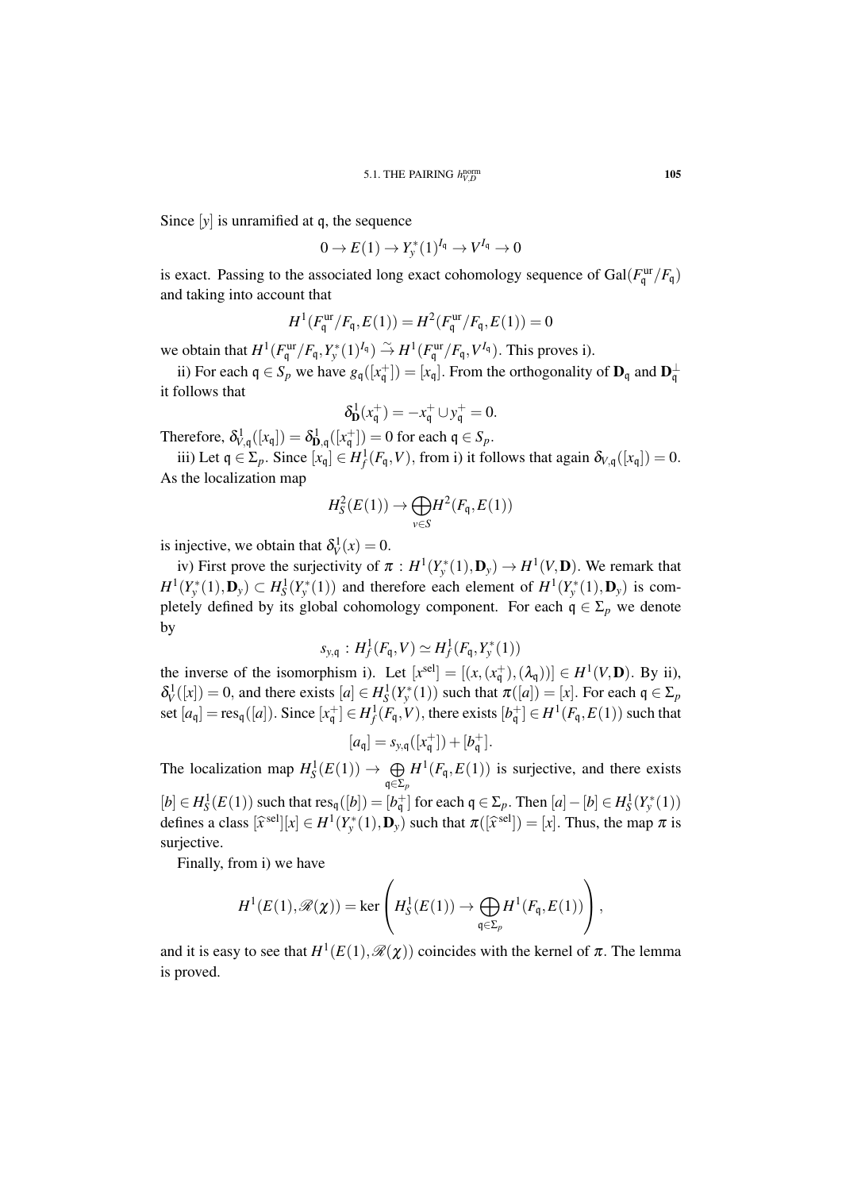Since $[y]$ is unramified at $\mathfrak{q}$, the sequence

$$0 \to E(1) \to Y_y^*(1)^{I_\mathfrak{q}} \to V^{I_\mathfrak{q}} \to 0$$

is exact. Passing to the associated long exact cohomology sequence of $\mathrm{Gal}(F_\mathfrak{q}^{\mathrm{ur}}/F_\mathfrak{q})$ and taking into account that

$$H^1(F_\mathfrak{q}^{\mathrm{ur}}/F_\mathfrak{q}, E(1)) = H^2(F_\mathfrak{q}^{\mathrm{ur}}/F_\mathfrak{q}, E(1)) = 0$$

we obtain that $H^1(F_\mathfrak{q}^{\mathrm{ur}}/F_\mathfrak{q}, Y_y^*(1)^{I_\mathfrak{q}}) \xrightarrow{\sim} H^1(F_\mathfrak{q}^{\mathrm{ur}}/F_\mathfrak{q}, V^{I_\mathfrak{q}})$. This proves i).

ii) For each $\mathfrak{q} \in S_p$ we have $g_\mathfrak{q}([x_\mathfrak{q}^+]) = [x_\mathfrak{q}]$. From the orthogonality of $\mathbf{D}_\mathfrak{q}$ and $\mathbf{D}_\mathfrak{q}^\perp$ it follows that

$$\delta_\mathbf{D}^1(x_\mathfrak{q}^+) = -x_\mathfrak{q}^+ \cup y_\mathfrak{q}^+ = 0.$$

Therefore, $\delta_{V,\mathfrak{q}}^1([x_\mathfrak{q}]) = \delta_{\mathbf{D},\mathfrak{q}}^1([x_\mathfrak{q}^+]) = 0$ for each $\mathfrak{q} \in S_p$.

iii) Let $\mathfrak{q} \in \Sigma_p$. Since $[x_\mathfrak{q}] \in H_f^1(F_\mathfrak{q}, V)$, from i) it follows that again $\delta_{V,\mathfrak{q}}([x_\mathfrak{q}]) = 0$. As the localization map

$$H_S^2(E(1)) \to \bigoplus_{v \in S} H^2(F_\mathfrak{q}, E(1))$$

is injective, we obtain that $\delta_V^1(x) = 0$.

iv) First prove the surjectivity of $\pi : H^1(Y_y^*(1), \mathbf{D}_y) \to H^1(V, \mathbf{D})$. We remark that $H^1(Y_y^*(1), \mathbf{D}_y) \subset H_S^1(Y_y^*(1))$ and therefore each element of $H^1(Y_y^*(1), \mathbf{D}_y)$ is completely defined by its global cohomology component. For each $\mathfrak{q} \in \Sigma_p$ we denote by

$$s_{y,\mathfrak{q}} : H_f^1(F_\mathfrak{q}, V) \simeq H_f^1(F_\mathfrak{q}, Y_y^*(1))$$

the inverse of the isomorphism i). Let $[x^{\mathrm{sel}}] = [(x, (x_\mathfrak{q}^+), (\lambda_\mathfrak{q}))] \in H^1(V, \mathbf{D})$. By ii), $\delta_V^1([x]) = 0$, and there exists $[a] \in H_S^1(Y_y^*(1))$ such that $\pi([a]) = [x]$. For each $\mathfrak{q} \in \Sigma_p$ set $[a_\mathfrak{q}] = \mathrm{res}_\mathfrak{q}([a])$. Since $[x_\mathfrak{q}^+] \in H_f^1(F_\mathfrak{q}, V)$, there exists $[b_\mathfrak{q}^+] \in H^1(F_\mathfrak{q}, E(1))$ such that

$$[a_\mathfrak{q}] = s_{y,\mathfrak{q}}([x_\mathfrak{q}^+]) + [b_\mathfrak{q}^+].$$

The localization map $H_S^1(E(1)) \to \bigoplus_{\mathfrak{q} \in \Sigma_p} H^1(F_\mathfrak{q}, E(1))$ is surjective, and there exists $[b] \in H_S^1(E(1))$ such that $\mathrm{res}_\mathfrak{q}([b]) = [b_\mathfrak{q}^+]$ for each $\mathfrak{q} \in \Sigma_p$. Then $[a] - [b] \in H_S^1(Y_y^*(1))$ defines a class $[\widehat{x}^{\mathrm{sel}}][x] \in H^1(Y_y^*(1), \mathbf{D}_y)$ such that $\pi([\widehat{x}^{\mathrm{sel}}]) = [x]$. Thus, the map $\pi$ is surjective.

Finally, from i) we have

$$H^1(E(1), \mathscr{R}(\chi)) = \ker\left(H_S^1(E(1)) \to \bigoplus_{\mathfrak{q} \in \Sigma_p} H^1(F_\mathfrak{q}, E(1))\right),$$

and it is easy to see that $H^1(E(1), \mathscr{R}(\chi))$ coincides with the kernel of $\pi$. The lemma is proved.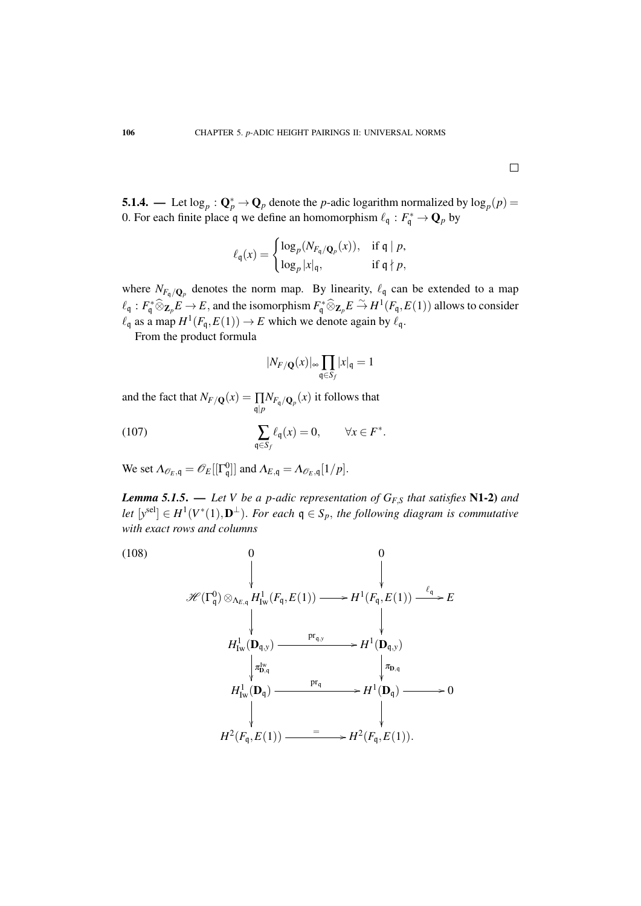□

**5.1.4.** — Let $\log_p : \mathbf{Q}_p^* \to \mathbf{Q}_p$ denote the $p$-adic logarithm normalized by $\log_p(p) = 0$. For each finite place $\mathfrak{q}$ we define an homomorphism $\ell_{\mathfrak{q}} : F_{\mathfrak{q}}^* \to \mathbf{Q}_p$ by

$$\ell_{\mathfrak{q}}(x) = \begin{cases} \log_p(N_{F_{\mathfrak{q}}/\mathbf{Q}_p}(x)), & \text{if } \mathfrak{q} \mid p, \\ \log_p |x|_{\mathfrak{q}}, & \text{if } \mathfrak{q} \nmid p, \end{cases}$$

where $N_{F_{\mathfrak{q}}/\mathbf{Q}_p}$ denotes the norm map. By linearity, $\ell_{\mathfrak{q}}$ can be extended to a map $\ell_{\mathfrak{q}} : F_{\mathfrak{q}}^* \widehat{\otimes}_{\mathbf{Z}_p} E \to E$, and the isomorphism $F_{\mathfrak{q}}^* \widehat{\otimes}_{\mathbf{Z}_p} E \xrightarrow{\sim} H^1(F_{\mathfrak{q}}, E(1))$ allows to consider $\ell_{\mathfrak{q}}$ as a map $H^1(F_{\mathfrak{q}}, E(1)) \to E$ which we denote again by $\ell_{\mathfrak{q}}$.

From the product formula

$$|N_{F/\mathbf{Q}}(x)|_\infty \prod_{\mathfrak{q} \in S_f} |x|_{\mathfrak{q}} = 1$$

and the fact that $N_{F/\mathbf{Q}}(x) = \prod_{\mathfrak{q} \mid p} N_{F_{\mathfrak{q}}/\mathbf{Q}_p}(x)$ it follows that

$$\sum_{\mathfrak{q} \in S_f} \ell_{\mathfrak{q}}(x) = 0, \qquad \forall x \in F^*. \tag{107}$$

We set $\Lambda_{\mathscr{O}_E, \mathfrak{q}} = \mathscr{O}_E[[\Gamma_{\mathfrak{q}}^0]]$ and $\Lambda_{E, \mathfrak{q}} = \Lambda_{\mathscr{O}_E, \mathfrak{q}}[1/p]$.

***Lemma 5.1.5.*** — *Let $V$ be a $p$-adic representation of $G_{F,S}$ that satisfies* **N1-2)** *and let $[y^{\mathrm{sel}}] \in H^1(V^*(1), \mathbf{D}^\perp)$. For each $\mathfrak{q} \in S_p$, the following diagram is commutative with exact rows and columns*

$$\begin{array}{ccccc}
0 & & 0 & & \\
\downarrow & & \downarrow & & \\
\mathscr{H}(\Gamma_{\mathfrak{q}}^0) \otimes_{\Lambda_{E,\mathfrak{q}}} H^1_{\mathrm{Iw}}(F_{\mathfrak{q}}, E(1)) & \longrightarrow & H^1(F_{\mathfrak{q}}, E(1)) & \xrightarrow{\ell_{\mathfrak{q}}} & E \\
\downarrow & & \downarrow & & \\
H^1_{\mathrm{Iw}}(\mathbf{D}_{\mathfrak{q},y}) & \xrightarrow{\mathrm{pr}_{\mathfrak{q},y}} & H^1(\mathbf{D}_{\mathfrak{q},y}) & & \\
\downarrow{\scriptstyle \pi^{\mathrm{Iw}}_{\mathbf{D},\mathfrak{q}}} & & \downarrow{\scriptstyle \pi_{\mathbf{D},\mathfrak{q}}} & & \\
H^1_{\mathrm{Iw}}(\mathbf{D}_{\mathfrak{q}}) & \xrightarrow{\mathrm{pr}_{\mathfrak{q}}} & H^1(\mathbf{D}_{\mathfrak{q}}) & \longrightarrow & 0 \\
\downarrow & & \downarrow & & \\
H^2(F_{\mathfrak{q}}, E(1)) & \xrightarrow{=} & H^2(F_{\mathfrak{q}}, E(1)). & &
\end{array} \tag{108}$$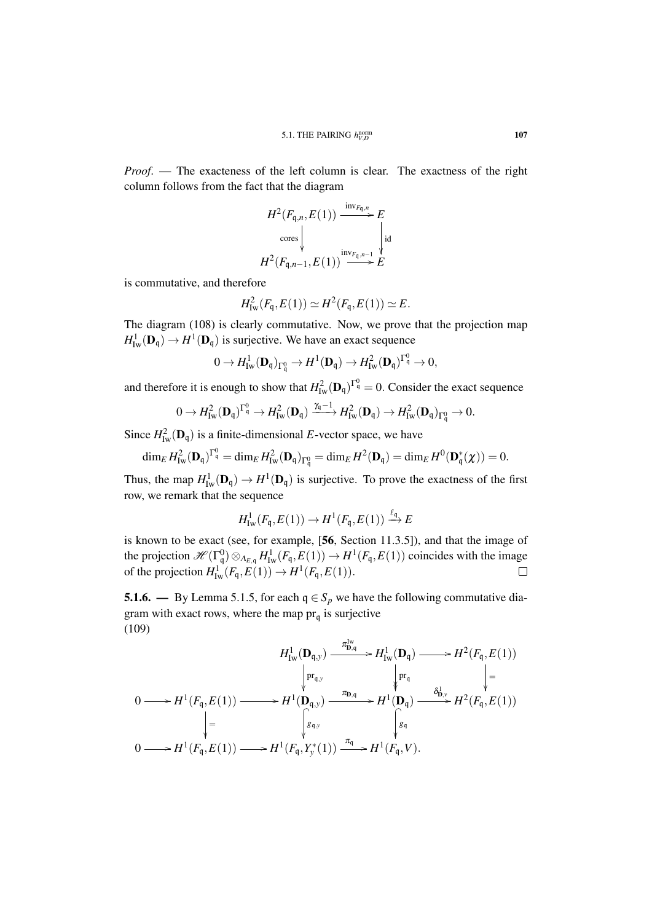*Proof*. — The exacteness of the left column is clear. The exactness of the right column follows from the fact that the diagram

$$\begin{array}{ccc} H^2(F_{\mathfrak{q},n}, E(1)) & \xrightarrow{\mathrm{inv}_{F_{\mathfrak{q},n}}} & E \\ \big\downarrow{\scriptstyle \mathrm{cores}} & & \big\downarrow{\scriptstyle \mathrm{id}} \\ H^2(F_{\mathfrak{q},n-1}, E(1)) & \xrightarrow{\mathrm{inv}_{F_{\mathfrak{q},n-1}}} & E \end{array}$$

is commutative, and therefore

$$H^2_{\mathrm{Iw}}(F_{\mathfrak{q}}, E(1)) \simeq H^2(F_{\mathfrak{q}}, E(1)) \simeq E.$$

The diagram (108) is clearly commutative. Now, we prove that the projection map $H^1_{\mathrm{Iw}}(\mathbf{D}_{\mathfrak{q}}) \to H^1(\mathbf{D}_{\mathfrak{q}})$ is surjective. We have an exact sequence

$$0 \to H^1_{\mathrm{Iw}}(\mathbf{D}_{\mathfrak{q}})_{\Gamma^0_{\mathfrak{q}}} \to H^1(\mathbf{D}_{\mathfrak{q}}) \to H^2_{\mathrm{Iw}}(\mathbf{D}_{\mathfrak{q}})^{\Gamma^0_{\mathfrak{q}}} \to 0,$$

and therefore it is enough to show that $H^2_{\mathrm{Iw}}(\mathbf{D}_{\mathfrak{q}})^{\Gamma^0_{\mathfrak{q}}} = 0$. Consider the exact sequence

$$0 \to H^2_{\mathrm{Iw}}(\mathbf{D}_{\mathfrak{q}})^{\Gamma^0_{\mathfrak{q}}} \to H^2_{\mathrm{Iw}}(\mathbf{D}_{\mathfrak{q}}) \xrightarrow{\gamma_{\mathfrak{q}}-1} H^2_{\mathrm{Iw}}(\mathbf{D}_{\mathfrak{q}}) \to H^2_{\mathrm{Iw}}(\mathbf{D}_{\mathfrak{q}})_{\Gamma^0_{\mathfrak{q}}} \to 0.$$

Since $H^2_{\mathrm{Iw}}(\mathbf{D}_{\mathfrak{q}})$ is a finite-dimensional $E$-vector space, we have

$$\dim_E H^2_{\mathrm{Iw}}(\mathbf{D}_{\mathfrak{q}})^{\Gamma^0_{\mathfrak{q}}} = \dim_E H^2_{\mathrm{Iw}}(\mathbf{D}_{\mathfrak{q}})_{\Gamma^0_{\mathfrak{q}}} = \dim_E H^2(\mathbf{D}_{\mathfrak{q}}) = \dim_E H^0(\mathbf{D}^*_{\mathfrak{q}}(\chi)) = 0.$$

Thus, the map $H^1_{\mathrm{Iw}}(\mathbf{D}_{\mathfrak{q}}) \to H^1(\mathbf{D}_{\mathfrak{q}})$ is surjective. To prove the exactness of the first row, we remark that the sequence

$$H^1_{\mathrm{Iw}}(F_{\mathfrak{q}}, E(1)) \to H^1(F_{\mathfrak{q}}, E(1)) \xrightarrow{\ell_{\mathfrak{q}}} E$$

is known to be exact (see, for example, [**56**, Section 11.3.5]), and that the image of the projection $\mathscr{H}(\Gamma^0_{\mathfrak{q}}) \otimes_{\Lambda_{E,\mathfrak{q}}} H^1_{\mathrm{Iw}}(F_{\mathfrak{q}}, E(1)) \to H^1(F_{\mathfrak{q}}, E(1))$ coincides with the image of the projection $H^1_{\mathrm{Iw}}(F_{\mathfrak{q}}, E(1)) \to H^1(F_{\mathfrak{q}}, E(1))$. $\square$

**5.1.6.** — By Lemma 5.1.5, for each $\mathfrak{q} \in S_p$ we have the following commutative diagram with exact rows, where the map $\mathrm{pr}_{\mathfrak{q}}$ is surjective

(109)

$$\begin{array}{ccccccccc} & & & & H^1_{\mathrm{Iw}}(\mathbf{D}_{\mathfrak{q},y}) & \xrightarrow{\pi^{\mathrm{Iw}}_{\mathbf{D},\mathfrak{q}}} & H^1_{\mathrm{Iw}}(\mathbf{D}_{\mathfrak{q}}) & \longrightarrow & H^2(F_{\mathfrak{q}}, E(1)) \\ & & & & \big\downarrow{\scriptstyle \mathrm{pr}_{\mathfrak{q},y}} & & \big\downarrow{\scriptstyle \mathrm{pr}_{\mathfrak{q}}} & & \big\downarrow{\scriptstyle =} \\ 0 & \longrightarrow & H^1(F_{\mathfrak{q}}, E(1)) & \longrightarrow & H^1(\mathbf{D}_{\mathfrak{q},y}) & \xrightarrow{\pi_{\mathbf{D},\mathfrak{q}}} & H^1(\mathbf{D}_{\mathfrak{q}}) & \xrightarrow{\delta^1_{\mathbf{D},v}} & H^2(F_{\mathfrak{q}}, E(1)) \\ & & \big\downarrow{\scriptstyle =} & & \big\downarrow{\scriptstyle g_{\mathfrak{q},y}} & & \big\downarrow{\scriptstyle g_{\mathfrak{q}}} & & \\ 0 & \longrightarrow & H^1(F_{\mathfrak{q}}, E(1)) & \longrightarrow & H^1(F_{\mathfrak{q}}, Y^*_y(1)) & \xrightarrow{\pi_{\mathfrak{q}}} & H^1(F_{\mathfrak{q}}, V). & & \end{array}$$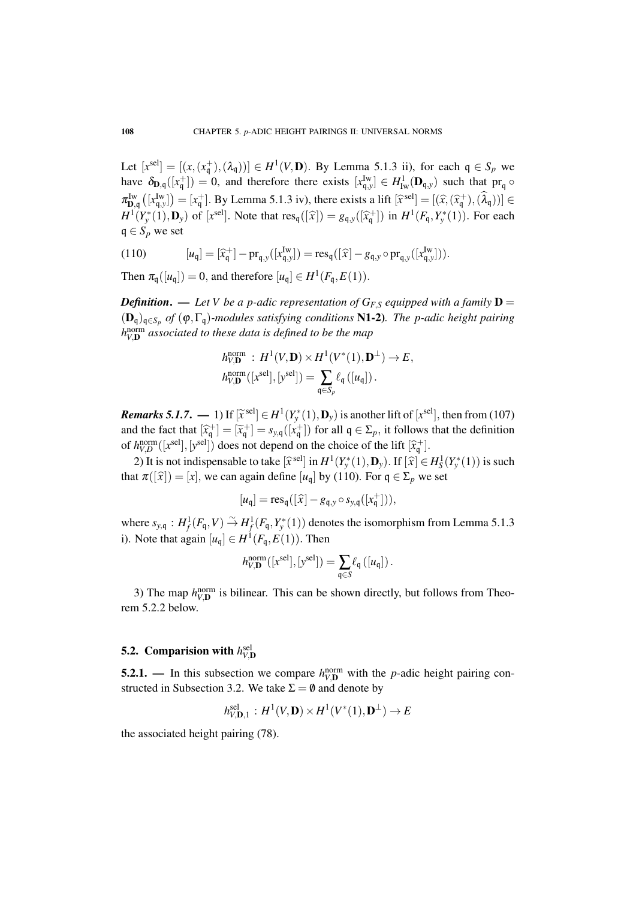Let $[x^{\mathrm{sel}}] = [(x, (x_{\mathfrak{q}}^+), (\lambda_{\mathfrak{q}}))] \in H^1(V, \mathbf{D})$. By Lemma 5.1.3 ii), for each $\mathfrak{q} \in S_p$ we have $\delta_{\mathbf{D},\mathfrak{q}}([x_{\mathfrak{q}}^+]) = 0$, and therefore there exists $[x_{\mathfrak{q},y}^{\mathrm{Iw}}] \in H^1_{\mathrm{Iw}}(\mathbf{D}_{\mathfrak{q},y})$ such that $\mathrm{pr}_{\mathfrak{q}} \circ \pi_{\mathbf{D},\mathfrak{q}}^{\mathrm{Iw}}\left([x_{\mathfrak{q},y}^{\mathrm{Iw}}]\right) = [x_{\mathfrak{q}}^+]$. By Lemma 5.1.3 iv), there exists a lift $[\widehat{x}^{\mathrm{sel}}] = [(\widehat{x}, (\widehat{x}_{\mathfrak{q}}^+), (\widehat{\lambda}_{\mathfrak{q}}))] \in H^1(Y_y^*(1), \mathbf{D}_y)$ of $[x^{\mathrm{sel}}]$. Note that $\mathrm{res}_{\mathfrak{q}}([\widehat{x}]) = g_{\mathfrak{q},y}([\widehat{x}_{\mathfrak{q}}^+])$ in $H^1(F_{\mathfrak{q}}, Y_y^*(1))$. For each $\mathfrak{q} \in S_p$ we set

$$[u_{\mathfrak{q}}] = [\widehat{x}_{\mathfrak{q}}^+] - \mathrm{pr}_{\mathfrak{q},y}([x_{\mathfrak{q},y}^{\mathrm{Iw}}]) = \mathrm{res}_{\mathfrak{q}}([\widehat{x}] - g_{\mathfrak{q},y} \circ \mathrm{pr}_{\mathfrak{q},y}([x_{\mathfrak{q},y}^{\mathrm{Iw}}])). \tag{110}$$

Then $\pi_{\mathfrak{q}}([u_{\mathfrak{q}}]) = 0$, and therefore $[u_{\mathfrak{q}}] \in H^1(F_{\mathfrak{q}}, E(1))$.

***Definition***. — *Let $V$ be a $p$-adic representation of $G_{F,S}$ equipped with a family $\mathbf{D} = (\mathbf{D}_{\mathfrak{q}})_{\mathfrak{q} \in S_p}$ of $(\varphi, \Gamma_{\mathfrak{q}})$-modules satisfying conditions* **N1-2***). The $p$-adic height pairing $h_{V,\mathbf{D}}^{\mathrm{norm}}$ associated to these data is defined to be the map*

$$h_{V,\mathbf{D}}^{\mathrm{norm}} \,:\, H^1(V, \mathbf{D}) \times H^1(V^*(1), \mathbf{D}^{\perp}) \to E,$$
$$h_{V,\mathbf{D}}^{\mathrm{norm}}([x^{\mathrm{sel}}], [y^{\mathrm{sel}}]) = \sum_{\mathfrak{q} \in S_p} \ell_{\mathfrak{q}}\left([u_{\mathfrak{q}}]\right).$$

***Remarks 5.1.7***. — 1) If $[\widetilde{x}^{\mathrm{sel}}] \in H^1(Y_y^*(1), \mathbf{D}_y)$ is another lift of $[x^{\mathrm{sel}}]$, then from (107) and the fact that $[\widehat{x}_{\mathfrak{q}}^+] = [\widetilde{x}_{\mathfrak{q}}^+] = s_{y,\mathfrak{q}}([x_{\mathfrak{q}}^+])$ for all $\mathfrak{q} \in \Sigma_p$, it follows that the definition of $h_{V,D}^{\mathrm{norm}}([x^{\mathrm{sel}}], [y^{\mathrm{sel}}])$ does not depend on the choice of the lift $[\widehat{x}_{\mathfrak{q}}^+]$.

2) It is not indispensable to take $[\widehat{x}^{\mathrm{sel}}]$ in $H^1(Y_y^*(1), \mathbf{D}_y)$. If $[\widehat{x}] \in H^1_S(Y_y^*(1))$ is such that $\pi([\widehat{x}]) = [x]$, we can again define $[u_{\mathfrak{q}}]$ by (110). For $\mathfrak{q} \in \Sigma_p$ we set

$$[u_{\mathfrak{q}}] = \mathrm{res}_{\mathfrak{q}}([\widehat{x}] - g_{\mathfrak{q},y} \circ s_{y,\mathfrak{q}}([x_{\mathfrak{q}}^+])),$$

where $s_{y,\mathfrak{q}} : H^1_f(F_{\mathfrak{q}}, V) \xrightarrow{\sim} H^1_f(F_{\mathfrak{q}}, Y_y^*(1))$ denotes the isomorphism from Lemma 5.1.3 i). Note that again $[u_{\mathfrak{q}}] \in H^1(F_{\mathfrak{q}}, E(1))$. Then

$$h_{V,\mathbf{D}}^{\mathrm{norm}}([x^{\mathrm{sel}}], [y^{\mathrm{sel}}]) = \sum_{\mathfrak{q} \in S} \ell_{\mathfrak{q}}\left([u_{\mathfrak{q}}]\right).$$

3) The map $h_{V,\mathbf{D}}^{\mathrm{norm}}$ is bilinear. This can be shown directly, but follows from Theorem 5.2.2 below.

## 5.2. Comparision with $h_{V,\mathbf{D}}^{\mathrm{sel}}$

**5.2.1.** — In this subsection we compare $h_{V,\mathbf{D}}^{\mathrm{norm}}$ with the $p$-adic height pairing constructed in Subsection 3.2. We take $\Sigma = \emptyset$ and denote by

$$h_{V,\mathbf{D},1}^{\mathrm{sel}} \,:\, H^1(V, \mathbf{D}) \times H^1(V^*(1), \mathbf{D}^{\perp}) \to E$$

the associated height pairing (78).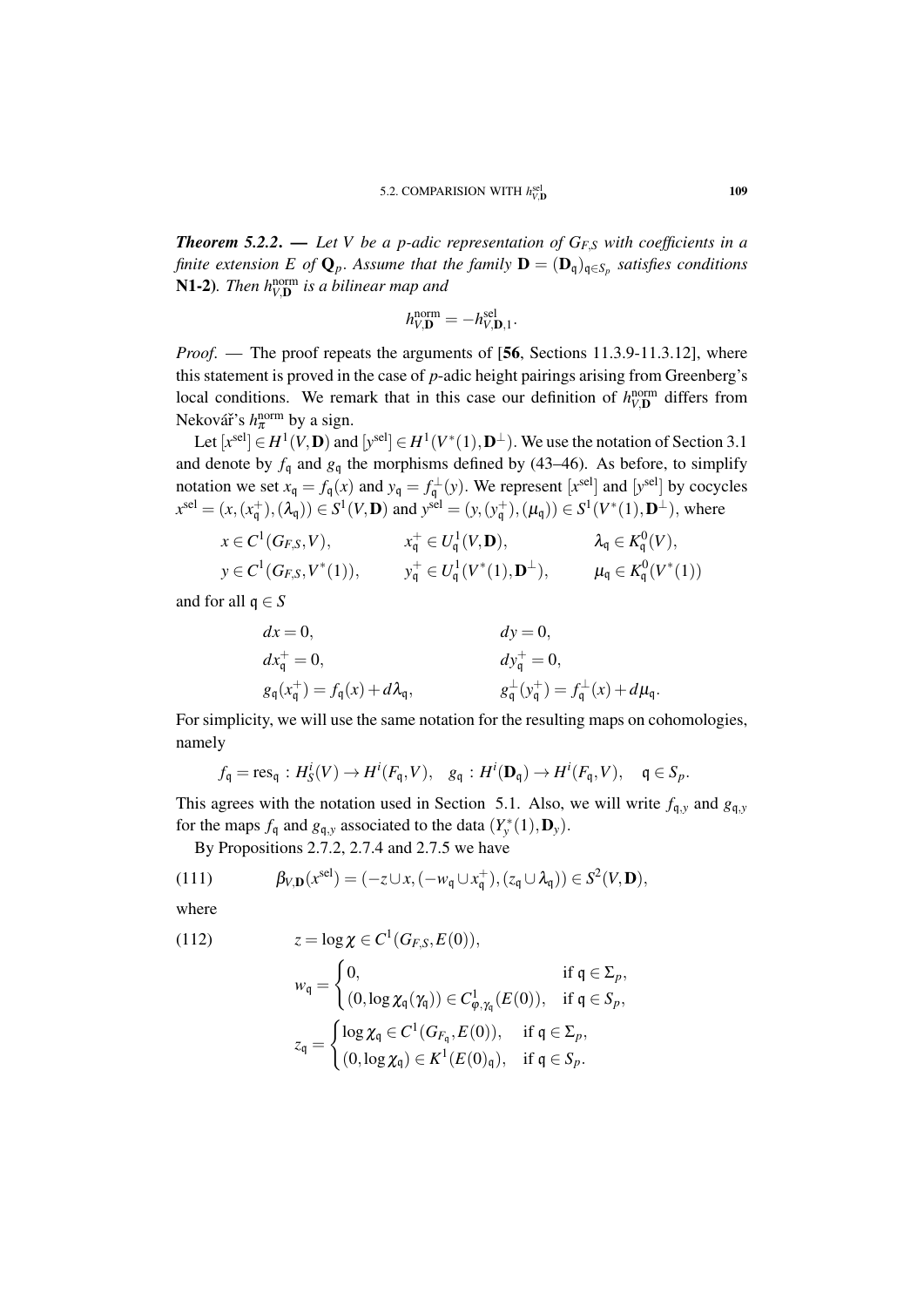***Theorem 5.2.2.*** — *Let $V$ be a $p$-adic representation of $G_{F,S}$ with coefficients in a finite extension $E$ of $\mathbf{Q}_p$. Assume that the family $\mathbf{D} = (\mathbf{D}_{\mathfrak{q}})_{\mathfrak{q}\in S_p}$ satisfies conditions* **N1-2***). Then $h^{\mathrm{norm}}_{V,\mathbf{D}}$ is a bilinear map and*

$$h^{\mathrm{norm}}_{V,\mathbf{D}} = -h^{\mathrm{sel}}_{V,\mathbf{D},1}.$$

*Proof.* — The proof repeats the arguments of [**56**, Sections 11.3.9-11.3.12], where this statement is proved in the case of $p$-adic height pairings arising from Greenberg's local conditions. We remark that in this case our definition of $h^{\mathrm{norm}}_{V,\mathbf{D}}$ differs from Nekovář's $h^{\mathrm{norm}}_{\pi}$ by a sign.

Let $[x^{\mathrm{sel}}] \in H^1(V,\mathbf{D})$ and $[y^{\mathrm{sel}}] \in H^1(V^*(1),\mathbf{D}^{\perp})$. We use the notation of Section 3.1 and denote by $f_{\mathfrak{q}}$ and $g_{\mathfrak{q}}$ the morphisms defined by (43–46). As before, to simplify notation we set $x_{\mathfrak{q}} = f_{\mathfrak{q}}(x)$ and $y_{\mathfrak{q}} = f^{\perp}_{\mathfrak{q}}(y)$. We represent $[x^{\mathrm{sel}}]$ and $[y^{\mathrm{sel}}]$ by cocycles $x^{\mathrm{sel}} = (x,(x^+_{\mathfrak{q}}),(\lambda_{\mathfrak{q}})) \in S^1(V,\mathbf{D})$ and $y^{\mathrm{sel}} = (y,(y^+_{\mathfrak{q}}),(\mu_{\mathfrak{q}})) \in S^1(V^*(1),\mathbf{D}^{\perp})$, where

$$\begin{aligned}
&x \in C^1(G_{F,S},V), && x^+_{\mathfrak{q}} \in U^1_{\mathfrak{q}}(V,\mathbf{D}), && \lambda_{\mathfrak{q}} \in K^0_{\mathfrak{q}}(V),\\
&y \in C^1(G_{F,S},V^*(1)), && y^+_{\mathfrak{q}} \in U^1_{\mathfrak{q}}(V^*(1),\mathbf{D}^{\perp}), && \mu_{\mathfrak{q}} \in K^0_{\mathfrak{q}}(V^*(1))
\end{aligned}$$

and for all $\mathfrak{q} \in S$

$$\begin{aligned}
&dx = 0, && dy = 0,\\
&dx^+_{\mathfrak{q}} = 0, && dy^+_{\mathfrak{q}} = 0,\\
&g_{\mathfrak{q}}(x^+_{\mathfrak{q}}) = f_{\mathfrak{q}}(x) + d\lambda_{\mathfrak{q}}, && g^{\perp}_{\mathfrak{q}}(y^+_{\mathfrak{q}}) = f^{\perp}_{\mathfrak{q}}(x) + d\mu_{\mathfrak{q}}.
\end{aligned}$$

For simplicity, we will use the same notation for the resulting maps on cohomologies, namely

$$f_{\mathfrak{q}} = \mathrm{res}_{\mathfrak{q}} : H^i_S(V) \to H^i(F_{\mathfrak{q}},V), \quad g_{\mathfrak{q}} : H^i(\mathbf{D}_{\mathfrak{q}}) \to H^i(F_{\mathfrak{q}},V), \quad \mathfrak{q} \in S_p.$$

This agrees with the notation used in Section 5.1. Also, we will write $f_{\mathfrak{q},y}$ and $g_{\mathfrak{q},y}$ for the maps $f_{\mathfrak{q}}$ and $g_{\mathfrak{q},y}$ associated to the data $(Y^*_y(1),\mathbf{D}_y)$.

By Propositions 2.7.2, 2.7.4 and 2.7.5 we have

$$\beta_{V,\mathbf{D}}(x^{\mathrm{sel}}) = (-z \cup x, (-w_{\mathfrak{q}} \cup x^+_{\mathfrak{q}}), (z_{\mathfrak{q}} \cup \lambda_{\mathfrak{q}})) \in S^2(V,\mathbf{D}), \tag{111}$$

where

$$z = \log \chi \in C^1(G_{F,S},E(0)), \tag{112}$$

$$w_{\mathfrak{q}} = \begin{cases} 0, & \text{if } \mathfrak{q} \in \Sigma_p,\\ (0,\log \chi_{\mathfrak{q}}(\gamma_{\mathfrak{q}})) \in C^1_{\varphi,\gamma_{\mathfrak{q}}}(E(0)), & \text{if } \mathfrak{q} \in S_p, \end{cases}$$

$$z_{\mathfrak{q}} = \begin{cases} \log \chi_{\mathfrak{q}} \in C^1(G_{F_{\mathfrak{q}}},E(0)), & \text{if } \mathfrak{q} \in \Sigma_p,\\ (0,\log \chi_{\mathfrak{q}}) \in K^1(E(0)_{\mathfrak{q}}), & \text{if } \mathfrak{q} \in S_p. \end{cases}$$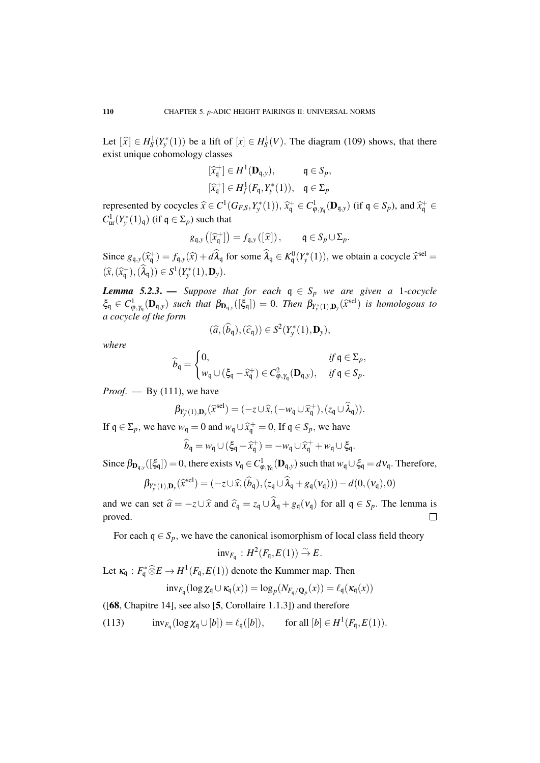Let $[\widehat{x}] \in H^1_S(Y^*_y(1))$ be a lift of $[x] \in H^1_S(V)$. The diagram (109) shows, that there exist unique cohomology classes

$$[\widehat{x}^+_{\mathfrak{q}}] \in H^1(\mathbf{D}_{\mathfrak{q},y}), \qquad \mathfrak{q} \in S_p,$$
$$[\widehat{x}^+_{\mathfrak{q}}] \in H^1_f(F_{\mathfrak{q}}, Y^*_y(1)), \quad \mathfrak{q} \in \Sigma_p$$

represented by cocycles $\widehat{x} \in C^1(G_{F,S}, Y^*_y(1))$, $\widehat{x}^+_{\mathfrak{q}} \in C^1_{\varphi,\gamma_{\mathfrak{q}}}(\mathbf{D}_{\mathfrak{q},y})$ (if $\mathfrak{q} \in S_p$), and $\widehat{x}^+_{\mathfrak{q}} \in C^1_{\mathrm{ur}}(Y^*_y(1)_{\mathfrak{q}})$ (if $\mathfrak{q} \in \Sigma_p$) such that

$$g_{\mathfrak{q},y}\left([\widehat{x}^+_{\mathfrak{q}}]\right) = f_{\mathfrak{q},y}\left([\widehat{x}]\right), \qquad \mathfrak{q} \in S_p \cup \Sigma_p.$$

Since $g_{\mathfrak{q},y}(\widehat{x}^+_{\mathfrak{q}}) = f_{\mathfrak{q},y}(\widehat{x}) + d\widehat{\lambda}_{\mathfrak{q}}$ for some $\widehat{\lambda}_{\mathfrak{q}} \in K^0_{\mathfrak{q}}(Y^*_y(1))$, we obtain a cocycle $\widehat{x}^{\mathrm{sel}} = (\widehat{x}, (\widehat{x}^+_{\mathfrak{q}}), (\widehat{\lambda}_{\mathfrak{q}})) \in S^1(Y^*_y(1), \mathbf{D}_y)$.

***Lemma 5.2.3.*** — *Suppose that for each $\mathfrak{q} \in S_p$ we are given a 1-cocycle $\xi_{\mathfrak{q}} \in C^1_{\varphi,\gamma_{\mathfrak{q}}}(\mathbf{D}_{\mathfrak{q},y})$ such that $\beta_{\mathbf{D}_{\mathfrak{q},y}}([\xi_{\mathfrak{q}}]) = 0$. Then $\beta_{Y^*_y(1),\mathbf{D}_y}(\widehat{x}^{\mathrm{sel}})$ is homologous to a cocycle of the form*

$$(\widehat{a}, (\widehat{b}_{\mathfrak{q}}), (\widehat{c}_{\mathfrak{q}})) \in S^2(Y^*_y(1), \mathbf{D}_y),$$

*where*

$$\widehat{b}_{\mathfrak{q}} = \begin{cases} 0, & \text{if } \mathfrak{q} \in \Sigma_p, \\ w_{\mathfrak{q}} \cup (\xi_{\mathfrak{q}} - \widehat{x}^+_{\mathfrak{q}}) \in C^2_{\varphi,\gamma_{\mathfrak{q}}}(\mathbf{D}_{\mathfrak{q},y}), & \text{if } \mathfrak{q} \in S_p. \end{cases}$$

*Proof.* — By (111), we have

$$\beta_{Y^*_y(1),\mathbf{D}_y}(\widehat{x}^{\mathrm{sel}}) = (-z \cup \widehat{x}, (-w_{\mathfrak{q}} \cup \widehat{x}^+_{\mathfrak{q}}), (z_{\mathfrak{q}} \cup \widehat{\lambda}_{\mathfrak{q}})).$$

If $\mathfrak{q} \in \Sigma_p$, we have $w_{\mathfrak{q}} = 0$ and $w_{\mathfrak{q}} \cup \widehat{x}^+_{\mathfrak{q}} = 0$, If $\mathfrak{q} \in S_p$, we have

$$\widehat{b}_{\mathfrak{q}} = w_{\mathfrak{q}} \cup (\xi_{\mathfrak{q}} - \widehat{x}^+_{\mathfrak{q}}) = -w_{\mathfrak{q}} \cup \widehat{x}^+_{\mathfrak{q}} + w_{\mathfrak{q}} \cup \xi_{\mathfrak{q}}.$$

Since $\beta_{\mathbf{D}_{\mathfrak{q},y}}([\xi_{\mathfrak{q}}]) = 0$, there exists $\nu_{\mathfrak{q}} \in C^1_{\varphi,\gamma_{\mathfrak{q}}}(\mathbf{D}_{\mathfrak{q},y})$ such that $w_{\mathfrak{q}} \cup \xi_{\mathfrak{q}} = d\nu_{\mathfrak{q}}$. Therefore,

$$\beta_{Y^*_y(1),\mathbf{D}_y}(\widehat{x}^{\mathrm{sel}}) = (-z \cup \widehat{x}, (\widehat{b}_{\mathfrak{q}}), (z_{\mathfrak{q}} \cup \widehat{\lambda}_{\mathfrak{q}} + g_{\mathfrak{q}}(\nu_{\mathfrak{q}}))) - d(0, (\nu_{\mathfrak{q}}), 0)$$

and we can set $\widehat{a} = -z \cup \widehat{x}$ and $\widehat{c}_{\mathfrak{q}} = z_{\mathfrak{q}} \cup \widehat{\lambda}_{\mathfrak{q}} + g_{\mathfrak{q}}(\nu_{\mathfrak{q}})$ for all $\mathfrak{q} \in S_p$. The lemma is proved. $\square$

For each $\mathfrak{q} \in S_p$, we have the canonical isomorphism of local class field theory

$$\mathrm{inv}_{F_{\mathfrak{q}}} : H^2(F_{\mathfrak{q}}, E(1)) \xrightarrow{\sim} E.$$

Let $\kappa_{\mathfrak{q}} : F^*_{\mathfrak{q}} \widehat{\otimes} E \to H^1(F_{\mathfrak{q}}, E(1))$ denote the Kummer map. Then

$$\mathrm{inv}_{F_{\mathfrak{q}}}(\log \chi_{\mathfrak{q}} \cup \kappa_{\mathfrak{q}}(x)) = \log_p(N_{F_{\mathfrak{q}}/\mathbf{Q}_p}(x)) = \ell_{\mathfrak{q}}(\kappa_{\mathfrak{q}}(x))$$

([**68**, Chapitre 14], see also [**5**, Corollaire 1.1.3]) and therefore

$$\mathrm{inv}_{F_{\mathfrak{q}}}(\log \chi_{\mathfrak{q}} \cup [b]) = \ell_{\mathfrak{q}}([b]), \qquad \text{for all } [b] \in H^1(F_{\mathfrak{q}}, E(1)). \tag{113}$$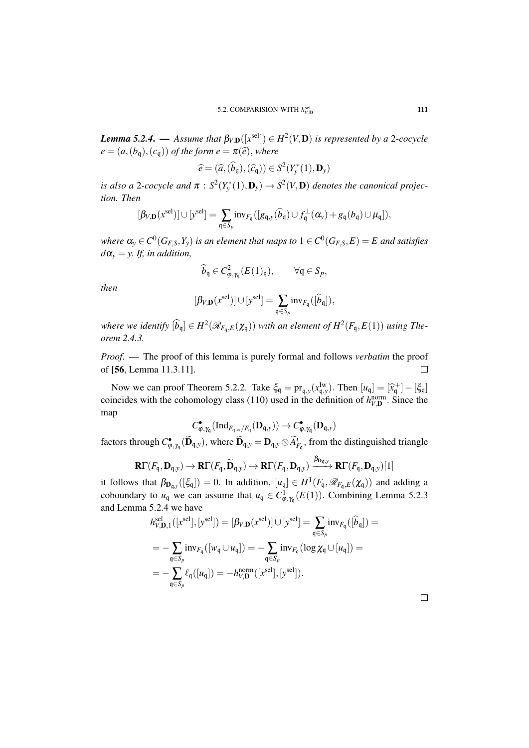***Lemma 5.2.4.*** — *Assume that $\beta_{V,\mathbf{D}}([x^{\mathrm{sel}}]) \in H^2(V,\mathbf{D})$ is represented by a 2-cocycle $e = (a,(b_{\mathfrak{q}}),(c_{\mathfrak{q}}))$ of the form $e = \pi(\widehat{e})$, where*

$$\widehat{e} = (\widehat{a},(\widehat{b}_{\mathfrak{q}}),(\widehat{c}_{\mathfrak{q}})) \in S^2(Y_y^*(1),\mathbf{D}_y)$$

*is also a 2-cocycle and $\pi : S^2(Y_y^*(1),\mathbf{D}_y) \to S^2(V,\mathbf{D})$ denotes the canonical projection. Then*

$$[\beta_{V,\mathbf{D}}(x^{\mathrm{sel}})] \cup [y^{\mathrm{sel}}] = \sum_{\mathfrak{q}\in S_p} \mathrm{inv}_{F_{\mathfrak{q}}}([g_{\mathfrak{q},y}(\widehat{b}_{\mathfrak{q}}) \cup f_{\mathfrak{q}}^{\perp}(\alpha_y) + g_{\mathfrak{q}}(b_{\mathfrak{q}}) \cup \mu_{\mathfrak{q}}]),$$

*where $\alpha_y \in C^0(G_{F,S},Y_y)$ is an element that maps to $1 \in C^0(G_{F,S},E) = E$ and satisfies $d\alpha_y = y$. If, in addition,*

$$\widehat{b}_{\mathfrak{q}} \in C^2_{\varphi,\gamma_{\mathfrak{q}}}(E(1)_{\mathfrak{q}}), \qquad \forall \mathfrak{q} \in S_p,$$

*then*

$$[\beta_{V,\mathbf{D}}(x^{\mathrm{sel}})] \cup [y^{\mathrm{sel}}] = \sum_{\mathfrak{q}\in S_p} \mathrm{inv}_{F_{\mathfrak{q}}}([\widehat{b}_{\mathfrak{q}}]),$$

*where we identify $[\widehat{b}_{\mathfrak{q}}] \in H^2(\mathscr{R}_{F_{\mathfrak{q}},E}(\chi_{\mathfrak{q}}))$ with an element of $H^2(F_{\mathfrak{q}},E(1))$ using Theorem 2.4.3.*

*Proof*. — The proof of this lemma is purely formal and follows *verbatim* the proof of [**56**, Lemma 11.3.11]. □

Now we can proof Theorem 5.2.2. Take $\xi_{\mathfrak{q}} = \mathrm{pr}_{\mathfrak{q},y}(x^{\mathrm{Iw}}_{\mathfrak{q},y})$. Then $[u_{\mathfrak{q}}] = [\widehat{x}^+_{\mathfrak{q}}] - [\xi_{\mathfrak{q}}]$ coincides with the cohomology class (110) used in the definition of $h^{\mathrm{norm}}_{V,\mathbf{D}}$. Since the map

$$C^{\bullet}_{\varphi,\gamma_{\mathfrak{q}}}(\mathrm{Ind}_{F_{\mathfrak{q},\infty}/F_{\mathfrak{q}}}(\mathbf{D}_{\mathfrak{q},y})) \to C^{\bullet}_{\varphi,\gamma_{\mathfrak{q}}}(\mathbf{D}_{\mathfrak{q},y})$$

factors through $C^{\bullet}_{\varphi,\gamma_{\mathfrak{q}}}(\widetilde{\mathbf{D}}_{\mathfrak{q},y})$, where $\widetilde{\mathbf{D}}_{\mathfrak{q},y} = \mathbf{D}_{\mathfrak{q},y} \otimes \widetilde{A}^1_{F_{\mathfrak{q}}}$, from the distinguished triangle

$$\mathbf{R}\Gamma(F_{\mathfrak{q}},\mathbf{D}_{\mathfrak{q},y}) \to \mathbf{R}\Gamma(F_{\mathfrak{q}},\widetilde{\mathbf{D}}_{\mathfrak{q},y}) \to \mathbf{R}\Gamma(F_{\mathfrak{q}},\mathbf{D}_{\mathfrak{q},y}) \xrightarrow{\beta_{\mathbf{D}_{\mathfrak{q},y}}} \mathbf{R}\Gamma(F_{\mathfrak{q}},\mathbf{D}_{\mathfrak{q},y})[1]$$

it follows that $\beta_{\mathbf{D}_{\mathfrak{q},y}}([\xi_{\mathfrak{q}}]) = 0$. In addition, $[u_{\mathfrak{q}}] \in H^1(F_{\mathfrak{q}},\mathscr{R}_{F_{\mathfrak{q}},E}(\chi_{\mathfrak{q}}))$ and adding a coboundary to $u_{\mathfrak{q}}$ we can assume that $u_{\mathfrak{q}} \in C^1_{\varphi,\gamma_{\mathfrak{q}}}(E(1))$. Combining Lemma 5.2.3 and Lemma 5.2.4 we have

$$\begin{aligned}
h^{\mathrm{sel}}_{V,\mathbf{D},1}([x^{\mathrm{sel}}],[y^{\mathrm{sel}}]) &= [\beta_{V,\mathbf{D}}(x^{\mathrm{sel}})] \cup [y^{\mathrm{sel}}] = \sum_{\mathfrak{q}\in S_p} \mathrm{inv}_{F_{\mathfrak{q}}}([\widehat{b}_{\mathfrak{q}}]) = \\
&= -\sum_{\mathfrak{q}\in S_p} \mathrm{inv}_{F_{\mathfrak{q}}}([w_{\mathfrak{q}} \cup u_{\mathfrak{q}}]) = -\sum_{\mathfrak{q}\in S_p} \mathrm{inv}_{F_{\mathfrak{q}}}(\log\chi_{\mathfrak{q}} \cup [u_{\mathfrak{q}}]) = \\
&= -\sum_{\mathfrak{q}\in S_p} \ell_{\mathfrak{q}}([u_{\mathfrak{q}}]) = -h^{\mathrm{norm}}_{V,\mathbf{D}}([x^{\mathrm{sel}}],[y^{\mathrm{sel}}]).
\end{aligned}$$

□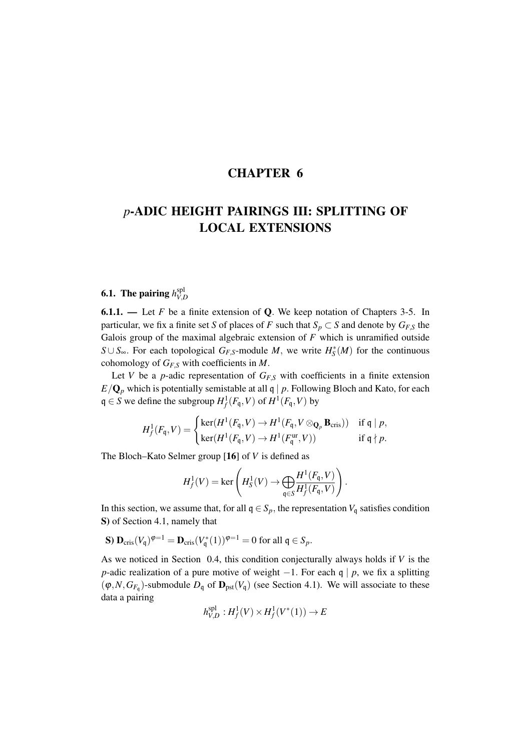# CHAPTER 6

# $p$-ADIC HEIGHT PAIRINGS III: SPLITTING OF LOCAL EXTENSIONS

## 6.1. The pairing $h^{\mathrm{spl}}_{V,D}$

**6.1.1. —** Let $F$ be a finite extension of $\mathbf{Q}$. We keep notation of Chapters 3-5. In particular, we fix a finite set $S$ of places of $F$ such that $S_p \subset S$ and denote by $G_{F,S}$ the Galois group of the maximal algebraic extension of $F$ which is unramified outside $S \cup S_\infty$. For each topological $G_{F,S}$-module $M$, we write $H^*_S(M)$ for the continuous cohomology of $G_{F,S}$ with coefficients in $M$.

Let $V$ be a $p$-adic representation of $G_{F,S}$ with coefficients in a finite extension $E/\mathbf{Q}_p$ which is potentially semistable at all $\mathfrak{q} \mid p$. Following Bloch and Kato, for each $\mathfrak{q} \in S$ we define the subgroup $H^1_f(F_\mathfrak{q}, V)$ of $H^1(F_\mathfrak{q}, V)$ by

$$H^1_f(F_\mathfrak{q}, V) = \begin{cases} \ker(H^1(F_\mathfrak{q}, V) \to H^1(F_\mathfrak{q}, V \otimes_{\mathbf{Q}_p} \mathbf{B}_{\mathrm{cris}})) & \text{if } \mathfrak{q} \mid p, \\ \ker(H^1(F_\mathfrak{q}, V) \to H^1(F_\mathfrak{q}^{\mathrm{ur}}, V)) & \text{if } \mathfrak{q} \nmid p. \end{cases}$$

The Bloch–Kato Selmer group [**16**] of $V$ is defined as

$$H^1_f(V) = \ker \left( H^1_S(V) \to \bigoplus_{\mathfrak{q} \in S} \frac{H^1(F_\mathfrak{q}, V)}{H^1_f(F_\mathfrak{q}, V)} \right).$$

In this section, we assume that, for all $\mathfrak{q} \in S_p$, the representation $V_\mathfrak{q}$ satisfies condition **S)** of Section 4.1, namely that

**S)** $\mathbf{D}_{\mathrm{cris}}(V_\mathfrak{q})^{\varphi=1} = \mathbf{D}_{\mathrm{cris}}(V_\mathfrak{q}^*(1))^{\varphi=1} = 0$ for all $\mathfrak{q} \in S_p$.

As we noticed in Section 0.4, this condition conjecturally always holds if $V$ is the $p$-adic realization of a pure motive of weight $-1$. For each $\mathfrak{q} \mid p$, we fix a splitting $(\varphi, N, G_{F_\mathfrak{q}})$-submodule $D_\mathfrak{q}$ of $\mathbf{D}_{\mathrm{pst}}(V_\mathfrak{q})$ (see Section 4.1). We will associate to these data a pairing

$$h^{\mathrm{spl}}_{V,D} : H^1_f(V) \times H^1_f(V^*(1)) \to E$$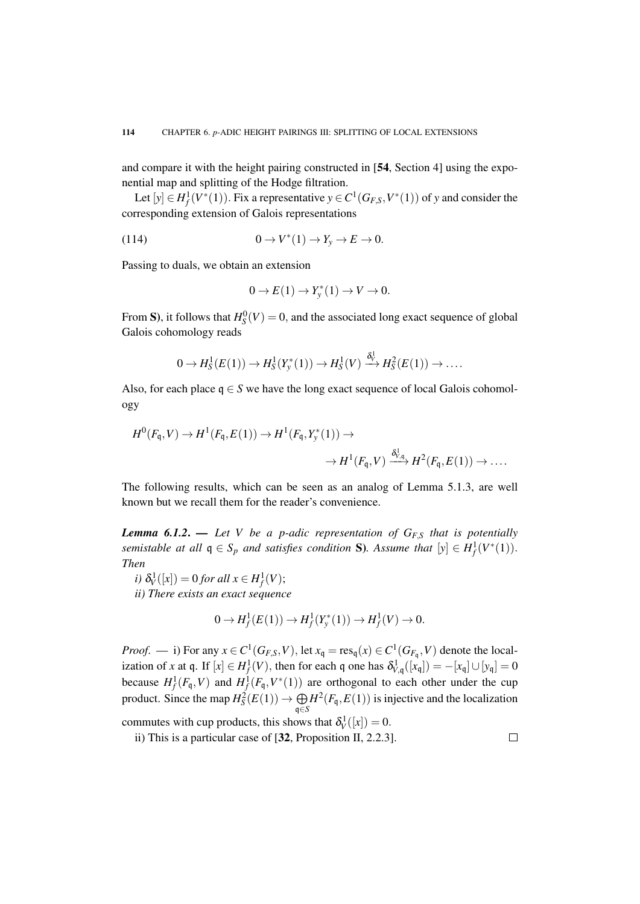and compare it with the height pairing constructed in [**54**, Section 4] using the exponential map and splitting of the Hodge filtration.

Let $[y] \in H^1_f(V^*(1))$. Fix a representative $y \in C^1(G_{F,S}, V^*(1))$ of $y$ and consider the corresponding extension of Galois representations

$$0 \to V^*(1) \to Y_y \to E \to 0. \tag{114}$$

Passing to duals, we obtain an extension

$$0 \to E(1) \to Y_y^*(1) \to V \to 0.$$

From **S)**, it follows that $H^0_S(V) = 0$, and the associated long exact sequence of global Galois cohomology reads

$$0 \to H^1_S(E(1)) \to H^1_S(Y_y^*(1)) \to H^1_S(V) \xrightarrow{\delta^1_V} H^2_S(E(1)) \to \dots.$$

Also, for each place $\mathfrak{q} \in S$ we have the long exact sequence of local Galois cohomology

$$H^0(F_\mathfrak{q}, V) \to H^1(F_\mathfrak{q}, E(1)) \to H^1(F_\mathfrak{q}, Y_y^*(1)) \to$$
$$\to H^1(F_\mathfrak{q}, V) \xrightarrow{\delta^1_{V,\mathfrak{q}}} H^2(F_\mathfrak{q}, E(1)) \to \dots.$$

The following results, which can be seen as an analog of Lemma 5.1.3, are well known but we recall them for the reader's convenience.

***Lemma 6.1.2.*** — *Let $V$ be a $p$-adic representation of $G_{F,S}$ that is potentially semistable at all $\mathfrak{q} \in S_p$ and satisfies condition* **S)**. *Assume that $[y] \in H^1_f(V^*(1))$. Then*

*i) $\delta^1_V([x]) = 0$ for all $x \in H^1_f(V)$;*

*ii) There exists an exact sequence*

$$0 \to H^1_f(E(1)) \to H^1_f(Y_y^*(1)) \to H^1_f(V) \to 0.$$

*Proof.* — i) For any $x \in C^1(G_{F,S}, V)$, let $x_\mathfrak{q} = \mathrm{res}_\mathfrak{q}(x) \in C^1(G_{F_\mathfrak{q}}, V)$ denote the localization of $x$ at $\mathfrak{q}$. If $[x] \in H^1_f(V)$, then for each $\mathfrak{q}$ one has $\delta^1_{V,\mathfrak{q}}([x_\mathfrak{q}]) = -[x_\mathfrak{q}] \cup [y_\mathfrak{q}] = 0$ because $H^1_f(F_\mathfrak{q}, V)$ and $H^1_f(F_\mathfrak{q}, V^*(1))$ are orthogonal to each other under the cup product. Since the map $H^2_S(E(1)) \to \bigoplus_{\mathfrak{q} \in S} H^2(F_\mathfrak{q}, E(1))$ is injective and the localization commutes with cup products, this shows that $\delta^1_V([x]) = 0$.

ii) This is a particular case of [**32**, Proposition II, 2.2.3]. □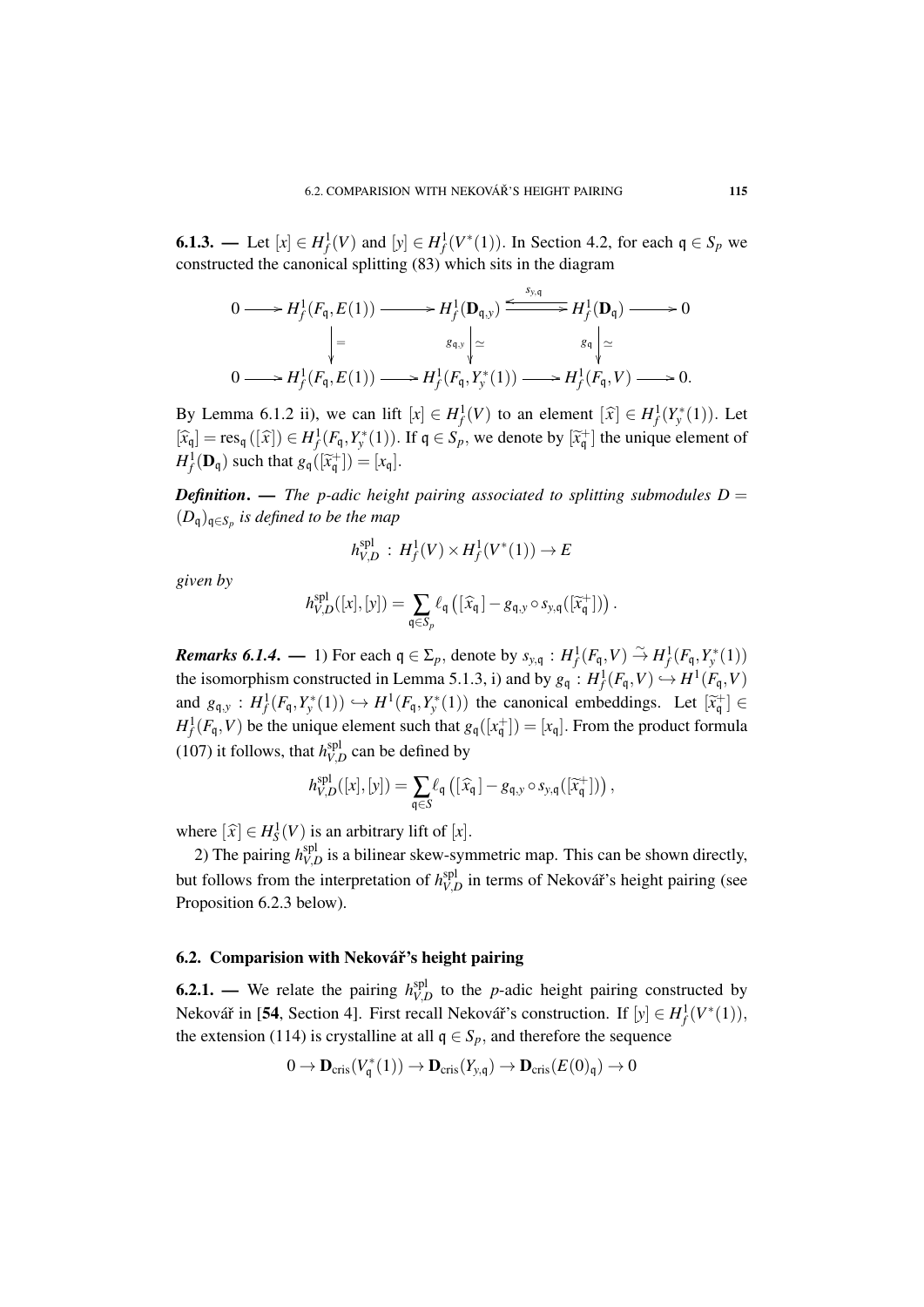**6.1.3. —** Let $[x] \in H^1_f(V)$ and $[y] \in H^1_f(V^*(1))$. In Section 4.2, for each $\mathfrak{q} \in S_p$ we constructed the canonical splitting (83) which sits in the diagram

$$\begin{array}{ccccccccc}
0 & \longrightarrow & H^1_f(F_{\mathfrak{q}}, E(1)) & \longrightarrow & H^1_f(\mathbf{D}_{\mathfrak{q},y}) & \overset{s_{y,\mathfrak{q}}}{\underset{\longrightarrow}{\longleftarrow}} & H^1_f(\mathbf{D}_{\mathfrak{q}}) & \longrightarrow & 0 \\
 & & \downarrow {\scriptstyle =} & & {\scriptstyle g_{\mathfrak{q},y}} \downarrow {\scriptstyle \simeq} & & {\scriptstyle g_{\mathfrak{q}}} \downarrow {\scriptstyle \simeq} & & \\
0 & \longrightarrow & H^1_f(F_{\mathfrak{q}}, E(1)) & \longrightarrow & H^1_f(F_{\mathfrak{q}}, Y^*_y(1)) & \longrightarrow & H^1_f(F_{\mathfrak{q}}, V) & \longrightarrow & 0.
\end{array}$$

By Lemma 6.1.2 ii), we can lift $[x] \in H^1_f(V)$ to an element $[\widehat{x}] \in H^1_f(Y^*_y(1))$. Let $[\widehat{x}_{\mathfrak{q}}] = \mathrm{res}_{\mathfrak{q}}([\widehat{x}]) \in H^1_f(F_{\mathfrak{q}}, Y^*_y(1))$. If $\mathfrak{q} \in S_p$, we denote by $[\widetilde{x}^+_{\mathfrak{q}}]$ the unique element of $H^1_f(\mathbf{D}_{\mathfrak{q}})$ such that $g_{\mathfrak{q}}([\widetilde{x}^+_{\mathfrak{q}}]) = [x_{\mathfrak{q}}]$.

***Definition*. —** *The p-adic height pairing associated to splitting submodules $D = (D_{\mathfrak{q}})_{\mathfrak{q} \in S_p}$ is defined to be the map*

$$h^{\mathrm{spl}}_{V,D} \,:\, H^1_f(V) \times H^1_f(V^*(1)) \to E$$

*given by*

$$h^{\mathrm{spl}}_{V,D}([x],[y]) = \sum_{\mathfrak{q} \in S_p} \ell_{\mathfrak{q}}\left([\widehat{x}_{\mathfrak{q}}] - g_{\mathfrak{q},y} \circ s_{y,\mathfrak{q}}([\widetilde{x}^+_{\mathfrak{q}}])\right).$$

***Remarks 6.1.4*. —** 1) For each $\mathfrak{q} \in \Sigma_p$, denote by $s_{y,\mathfrak{q}} : H^1_f(F_{\mathfrak{q}}, V) \overset{\sim}{\to} H^1_f(F_{\mathfrak{q}}, Y^*_y(1))$ the isomorphism constructed in Lemma 5.1.3, i) and by $g_{\mathfrak{q}} : H^1_f(F_{\mathfrak{q}}, V) \hookrightarrow H^1(F_{\mathfrak{q}}, V)$ and $g_{\mathfrak{q},y} : H^1_f(F_{\mathfrak{q}}, Y^*_y(1)) \hookrightarrow H^1(F_{\mathfrak{q}}, Y^*_y(1))$ the canonical embeddings. Let $[\widetilde{x}^+_{\mathfrak{q}}] \in H^1_f(F_{\mathfrak{q}}, V)$ be the unique element such that $g_{\mathfrak{q}}([x^+_{\mathfrak{q}}]) = [x_{\mathfrak{q}}]$. From the product formula (107) it follows, that $h^{\mathrm{spl}}_{V,D}$ can be defined by

$$h^{\mathrm{spl}}_{V,D}([x],[y]) = \sum_{\mathfrak{q} \in S} \ell_{\mathfrak{q}}\left([\widehat{x}_{\mathfrak{q}}] - g_{\mathfrak{q},y} \circ s_{y,\mathfrak{q}}([\widetilde{x}^+_{\mathfrak{q}}])\right),$$

where $[\widehat{x}] \in H^1_S(V)$ is an arbitrary lift of $[x]$.

2) The pairing $h^{\mathrm{spl}}_{V,D}$ is a bilinear skew-symmetric map. This can be shown directly, but follows from the interpretation of $h^{\mathrm{spl}}_{V,D}$ in terms of Nekovář's height pairing (see Proposition 6.2.3 below).

### 6.2. Comparision with Nekovář's height pairing

**6.2.1. —** We relate the pairing $h^{\mathrm{spl}}_{V,D}$ to the $p$-adic height pairing constructed by Nekovář in [**54**, Section 4]. First recall Nekovář's construction. If $[y] \in H^1_f(V^*(1))$, the extension (114) is crystalline at all $\mathfrak{q} \in S_p$, and therefore the sequence

$$0 \to \mathbf{D}_{\mathrm{cris}}(V^*_{\mathfrak{q}}(1)) \to \mathbf{D}_{\mathrm{cris}}(Y_{y,\mathfrak{q}}) \to \mathbf{D}_{\mathrm{cris}}(E(0)_{\mathfrak{q}}) \to 0$$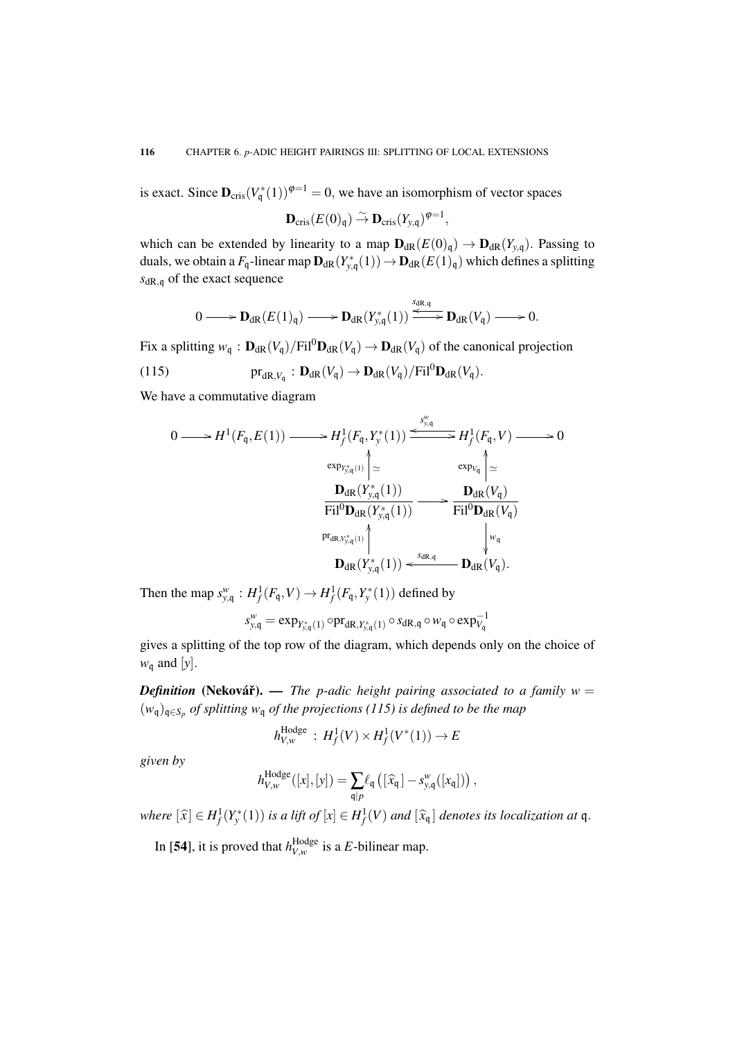is exact. Since $\mathbf{D}_{\mathrm{cris}}(V_{\mathfrak{q}}^*(1))^{\varphi=1}=0$, we have an isomorphism of vector spaces

$$\mathbf{D}_{\mathrm{cris}}(E(0)_{\mathfrak{q}}) \xrightarrow{\sim} \mathbf{D}_{\mathrm{cris}}(Y_{y,\mathfrak{q}})^{\varphi=1},$$

which can be extended by linearity to a map $\mathbf{D}_{\mathrm{dR}}(E(0)_{\mathfrak{q}}) \to \mathbf{D}_{\mathrm{dR}}(Y_{y,\mathfrak{q}})$. Passing to duals, we obtain a $F_{\mathfrak{q}}$-linear map $\mathbf{D}_{\mathrm{dR}}(Y_{y,\mathfrak{q}}^*(1)) \to \mathbf{D}_{\mathrm{dR}}(E(1)_{\mathfrak{q}})$ which defines a splitting $s_{\mathrm{dR},\mathfrak{q}}$ of the exact sequence

$$0 \longrightarrow \mathbf{D}_{\mathrm{dR}}(E(1)_{\mathfrak{q}}) \longrightarrow \mathbf{D}_{\mathrm{dR}}(Y_{y,\mathfrak{q}}^*(1)) \underset{\overset{s_{\mathrm{dR},\mathfrak{q}}}{\longleftarrow}}{\longrightarrow} \mathbf{D}_{\mathrm{dR}}(V_{\mathfrak{q}}) \longrightarrow 0.$$

Fix a splitting $w_{\mathfrak{q}} : \mathbf{D}_{\mathrm{dR}}(V_{\mathfrak{q}})/\mathrm{Fil}^0\mathbf{D}_{\mathrm{dR}}(V_{\mathfrak{q}}) \to \mathbf{D}_{\mathrm{dR}}(V_{\mathfrak{q}})$ of the canonical projection

$$\mathrm{pr}_{\mathrm{dR},V_{\mathfrak{q}}} : \mathbf{D}_{\mathrm{dR}}(V_{\mathfrak{q}}) \to \mathbf{D}_{\mathrm{dR}}(V_{\mathfrak{q}})/\mathrm{Fil}^0\mathbf{D}_{\mathrm{dR}}(V_{\mathfrak{q}}). \tag{115}$$

We have a commutative diagram

$$\begin{array}{ccccccc}
0 \longrightarrow H^1(F_{\mathfrak{q}},E(1)) & \longrightarrow & H^1_f(F_{\mathfrak{q}},Y_y^*(1)) & \underset{\overset{s^w_{y,\mathfrak{q}}}{\longleftarrow}}{\longrightarrow} & H^1_f(F_{\mathfrak{q}},V) & \longrightarrow 0 \\
 & & \uparrow {\scriptstyle \exp_{Y^*_{y,\mathfrak{q}}(1)}} \simeq & & \uparrow {\scriptstyle \exp_{V_{\mathfrak{q}}}} \simeq & \\
 & & \dfrac{\mathbf{D}_{\mathrm{dR}}(Y^*_{y,\mathfrak{q}}(1))}{\mathrm{Fil}^0\mathbf{D}_{\mathrm{dR}}(Y^*_{y,\mathfrak{q}}(1))} & \longrightarrow & \dfrac{\mathbf{D}_{\mathrm{dR}}(V_{\mathfrak{q}})}{\mathrm{Fil}^0\mathbf{D}_{\mathrm{dR}}(V_{\mathfrak{q}})} & \\
 & & \uparrow {\scriptstyle \mathrm{pr}_{\mathrm{dR},Y^*_{y,\mathfrak{q}}(1)}} & & \downarrow {\scriptstyle w_{\mathfrak{q}}} & \\
 & & \mathbf{D}_{\mathrm{dR}}(Y^*_{y,\mathfrak{q}}(1)) & \xleftarrow{s_{\mathrm{dR},\mathfrak{q}}} & \mathbf{D}_{\mathrm{dR}}(V_{\mathfrak{q}}). &
\end{array}$$

Then the map $s^w_{y,\mathfrak{q}} : H^1_f(F_{\mathfrak{q}},V) \to H^1_f(F_{\mathfrak{q}},Y_y^*(1))$ defined by

$$s^w_{y,\mathfrak{q}} = \exp_{Y^*_{y,\mathfrak{q}}(1)} \circ \mathrm{pr}_{\mathrm{dR},Y^*_{y,\mathfrak{q}}(1)} \circ s_{\mathrm{dR},\mathfrak{q}} \circ w_{\mathfrak{q}} \circ \exp^{-1}_{V_{\mathfrak{q}}}$$

gives a splitting of the top row of the diagram, which depends only on the choice of $w_{\mathfrak{q}}$ and $[y]$.

***Definition* (Nekovář).** — *The p-adic height pairing associated to a family $w = (w_{\mathfrak{q}})_{\mathfrak{q}\in S_p}$ of splitting $w_{\mathfrak{q}}$ of the projections (115) is defined to be the map*

$$h^{\mathrm{Hodge}}_{V,w} : H^1_f(V) \times H^1_f(V^*(1)) \to E$$

*given by*

$$h^{\mathrm{Hodge}}_{V,w}([x],[y]) = \sum_{\mathfrak{q}|p} \ell_{\mathfrak{q}}\left([\widehat{x}_{\mathfrak{q}}] - s^w_{y,\mathfrak{q}}([x_{\mathfrak{q}}])\right),$$

*where $[\widehat{x}] \in H^1_f(Y_y^*(1))$ is a lift of $[x] \in H^1_f(V)$ and $[\widehat{x}_{\mathfrak{q}}]$ denotes its localization at $\mathfrak{q}$.*

In **[54]**, it is proved that $h^{\mathrm{Hodge}}_{V,w}$ is a $E$-bilinear map.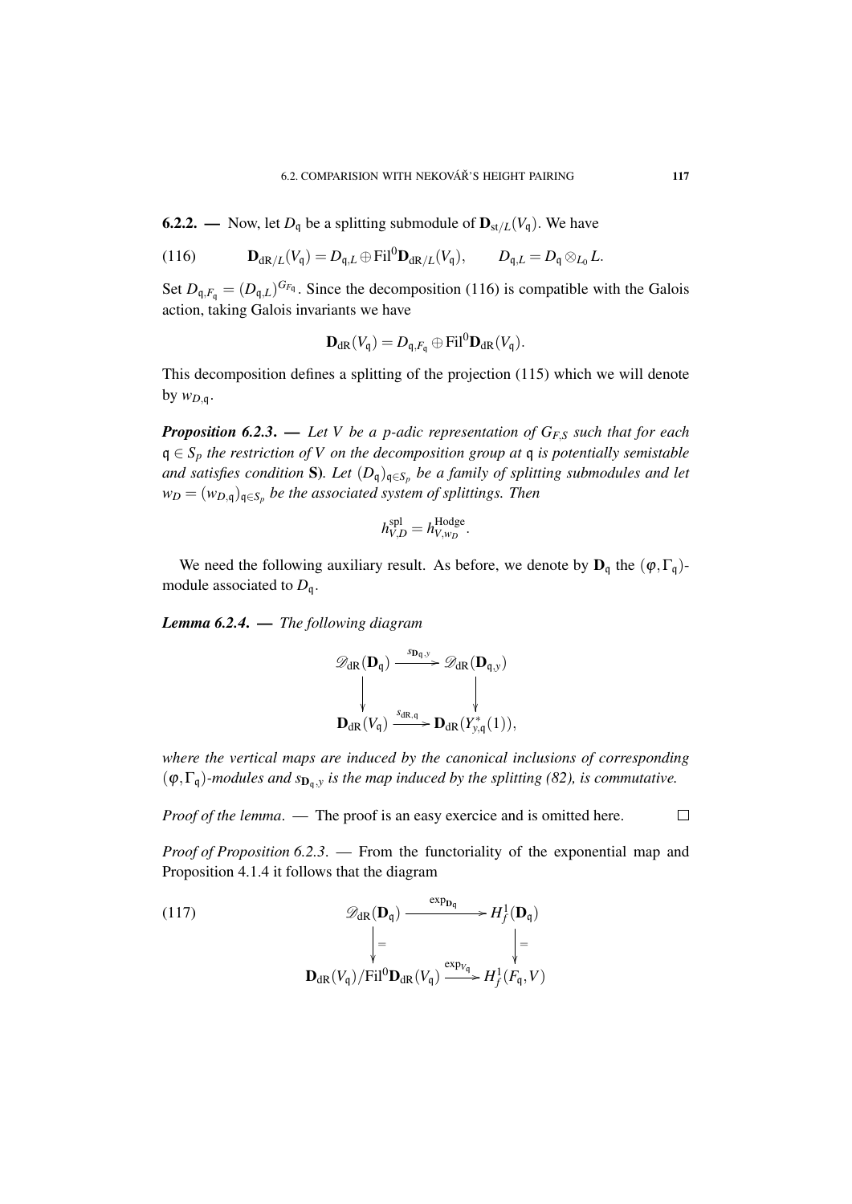**6.2.2. —** Now, let $D_{\mathfrak{q}}$ be a splitting submodule of $\mathbf{D}_{\mathrm{st}/L}(V_{\mathfrak{q}})$. We have

$$\mathbf{D}_{\mathrm{dR}/L}(V_{\mathfrak{q}}) = D_{\mathfrak{q},L} \oplus \mathrm{Fil}^0\mathbf{D}_{\mathrm{dR}/L}(V_{\mathfrak{q}}), \qquad D_{\mathfrak{q},L} = D_{\mathfrak{q}} \otimes_{L_0} L. \tag{116}$$

Set $D_{\mathfrak{q},F_{\mathfrak{q}}} = (D_{\mathfrak{q},L})^{G_{F_{\mathfrak{q}}}}$. Since the decomposition (116) is compatible with the Galois action, taking Galois invariants we have

$$\mathbf{D}_{\mathrm{dR}}(V_{\mathfrak{q}}) = D_{\mathfrak{q},F_{\mathfrak{q}}} \oplus \mathrm{Fil}^0\mathbf{D}_{\mathrm{dR}}(V_{\mathfrak{q}}).$$

This decomposition defines a splitting of the projection (115) which we will denote by $w_{D,\mathfrak{q}}$.

***Proposition 6.2.3.*** **—** *Let $V$ be a $p$-adic representation of $G_{F,S}$ such that for each $\mathfrak{q} \in S_p$ the restriction of $V$ on the decomposition group at $\mathfrak{q}$ is potentially semistable and satisfies condition* **S**). *Let $(D_{\mathfrak{q}})_{\mathfrak{q} \in S_p}$ be a family of splitting submodules and let $w_D = (w_{D,\mathfrak{q}})_{\mathfrak{q} \in S_p}$ be the associated system of splittings. Then*

$$h^{\mathrm{spl}}_{V,D} = h^{\mathrm{Hodge}}_{V,w_D}.$$

We need the following auxiliary result. As before, we denote by $\mathbf{D}_{\mathfrak{q}}$ the $(\varphi,\Gamma_{\mathfrak{q}})$-module associated to $D_{\mathfrak{q}}$.

***Lemma 6.2.4.*** **—** *The following diagram*

$$\begin{array}{ccc}
\mathscr{D}_{\mathrm{dR}}(\mathbf{D}_{\mathfrak{q}}) & \xrightarrow{s_{\mathbf{D}_{\mathfrak{q}},y}} & \mathscr{D}_{\mathrm{dR}}(\mathbf{D}_{\mathfrak{q},y}) \\
\downarrow & & \downarrow \\
\mathbf{D}_{\mathrm{dR}}(V_{\mathfrak{q}}) & \xrightarrow{s_{\mathrm{dR},\mathfrak{q}}} & \mathbf{D}_{\mathrm{dR}}(Y^*_{y,\mathfrak{q}}(1)),
\end{array}$$

*where the vertical maps are induced by the canonical inclusions of corresponding $(\varphi,\Gamma_{\mathfrak{q}})$-modules and $s_{\mathbf{D}_{\mathfrak{q}},y}$ is the map induced by the splitting (82), is commutative.*

*Proof of the lemma.* — The proof is an easy exercice and is omitted here. $\square$

*Proof of Proposition 6.2.3.* — From the functoriality of the exponential map and Proposition 4.1.4 it follows that the diagram

$$\begin{array}{ccc}
\mathscr{D}_{\mathrm{dR}}(\mathbf{D}_{\mathfrak{q}}) & \xrightarrow{\exp_{\mathbf{D}_{\mathfrak{q}}}} & H^1_f(\mathbf{D}_{\mathfrak{q}}) \\
\downarrow{=} & & \downarrow{=} \\
\mathbf{D}_{\mathrm{dR}}(V_{\mathfrak{q}})/\mathrm{Fil}^0\mathbf{D}_{\mathrm{dR}}(V_{\mathfrak{q}}) & \xrightarrow{\exp_{V_{\mathfrak{q}}}} & H^1_f(F_{\mathfrak{q}},V)
\end{array} \tag{117}$$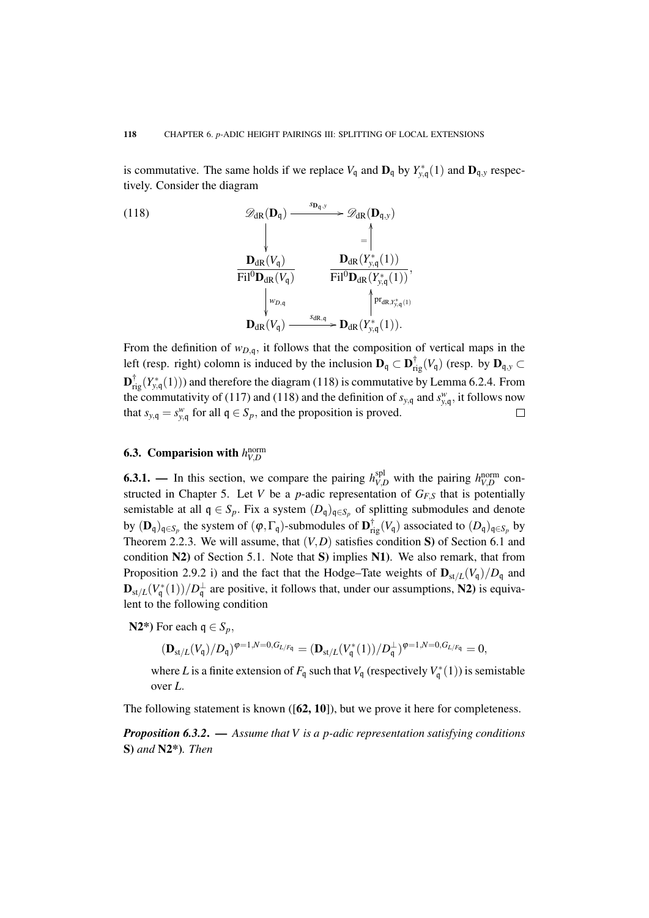is commutative. The same holds if we replace $V_{\mathfrak{q}}$ and $\mathbf{D}_{\mathfrak{q}}$ by $Y^*_{y,\mathfrak{q}}(1)$ and $\mathbf{D}_{\mathfrak{q},y}$ respectively. Consider the diagram

$$
\begin{array}{ccc}
\mathscr{D}_{\mathrm{dR}}(\mathbf{D}_{\mathfrak{q}}) & \xrightarrow{s_{\mathbf{D}_{\mathfrak{q}},y}} & \mathscr{D}_{\mathrm{dR}}(\mathbf{D}_{\mathfrak{q},y}) \\
\Big\downarrow & & \Big\uparrow{=} \\
\dfrac{\mathbf{D}_{\mathrm{dR}}(V_{\mathfrak{q}})}{\mathrm{Fil}^0\mathbf{D}_{\mathrm{dR}}(V_{\mathfrak{q}})} & & \dfrac{\mathbf{D}_{\mathrm{dR}}(Y^*_{y,\mathfrak{q}}(1))}{\mathrm{Fil}^0\mathbf{D}_{\mathrm{dR}}(Y^*_{y,\mathfrak{q}}(1))}, \\
\Big\downarrow{w_{D,\mathfrak{q}}} & & \Big\uparrow{\mathrm{pr}_{\mathrm{dR},Y^*_{y,\mathfrak{q}}(1)}} \\
\mathbf{D}_{\mathrm{dR}}(V_{\mathfrak{q}}) & \xrightarrow{s_{\mathrm{dR},\mathfrak{q}}} & \mathbf{D}_{\mathrm{dR}}(Y^*_{y,\mathfrak{q}}(1)).
\end{array}
\tag{118}
$$

From the definition of $w_{D,\mathfrak{q}}$, it follows that the composition of vertical maps in the left (resp. right) colomn is induced by the inclusion $\mathbf{D}_{\mathfrak{q}} \subset \mathbf{D}^{\dagger}_{\mathrm{rig}}(V_{\mathfrak{q}})$ (resp. by $\mathbf{D}_{\mathfrak{q},y} \subset \mathbf{D}^{\dagger}_{\mathrm{rig}}(Y^*_{y,\mathfrak{q}}(1))$) and therefore the diagram (118) is commutative by Lemma 6.2.4. From the commutativity of (117) and (118) and the definition of $s_{y,\mathfrak{q}}$ and $s^w_{y,\mathfrak{q}}$, it follows now that $s_{y,\mathfrak{q}} = s^w_{y,\mathfrak{q}}$ for all $\mathfrak{q} \in S_p$, and the proposition is proved. □

## 6.3. Comparision with $h^{\mathrm{norm}}_{V,D}$

**6.3.1. —** In this section, we compare the pairing $h^{\mathrm{spl}}_{V,D}$ with the pairing $h^{\mathrm{norm}}_{V,D}$ constructed in Chapter 5. Let $V$ be a $p$-adic representation of $G_{F,S}$ that is potentially semistable at all $\mathfrak{q} \in S_p$. Fix a system $(D_{\mathfrak{q}})_{\mathfrak{q}\in S_p}$ of splitting submodules and denote by $(\mathbf{D}_{\mathfrak{q}})_{\mathfrak{q}\in S_p}$ the system of $(\varphi,\Gamma_{\mathfrak{q}})$-submodules of $\mathbf{D}^{\dagger}_{\mathrm{rig}}(V_{\mathfrak{q}})$ associated to $(D_{\mathfrak{q}})_{\mathfrak{q}\in S_p}$ by Theorem 2.2.3. We will assume, that $(V,D)$ satisfies condition **S)** of Section 6.1 and condition **N2)** of Section 5.1. Note that **S)** implies **N1)**. We also remark, that from Proposition 2.9.2 i) and the fact that the Hodge–Tate weights of $\mathbf{D}_{\mathrm{st}/L}(V_{\mathfrak{q}})/D_{\mathfrak{q}}$ and $\mathbf{D}_{\mathrm{st}/L}(V^*_{\mathfrak{q}}(1))/D^{\perp}_{\mathfrak{q}}$ are positive, it follows that, under our assumptions, **N2)** is equivalent to the following condition

**N2\*)** For each $\mathfrak{q} \in S_p$,

$$(\mathbf{D}_{\mathrm{st}/L}(V_{\mathfrak{q}})/D_{\mathfrak{q}})^{\varphi=1,N=0,G_{L/F_{\mathfrak{q}}}} = (\mathbf{D}_{\mathrm{st}/L}(V^*_{\mathfrak{q}}(1))/D^{\perp}_{\mathfrak{q}})^{\varphi=1,N=0,G_{L/F_{\mathfrak{q}}}} = 0,$$

where $L$ is a finite extension of $F_{\mathfrak{q}}$ such that $V_{\mathfrak{q}}$ (respectively $V^*_{\mathfrak{q}}(1)$) is semistable over $L$.

The following statement is known ([**62, 10**]), but we prove it here for completeness.

***Proposition 6.3.2*. —** *Assume that $V$ is a $p$-adic representation satisfying conditions* **S)** *and* **N2\*)***. Then*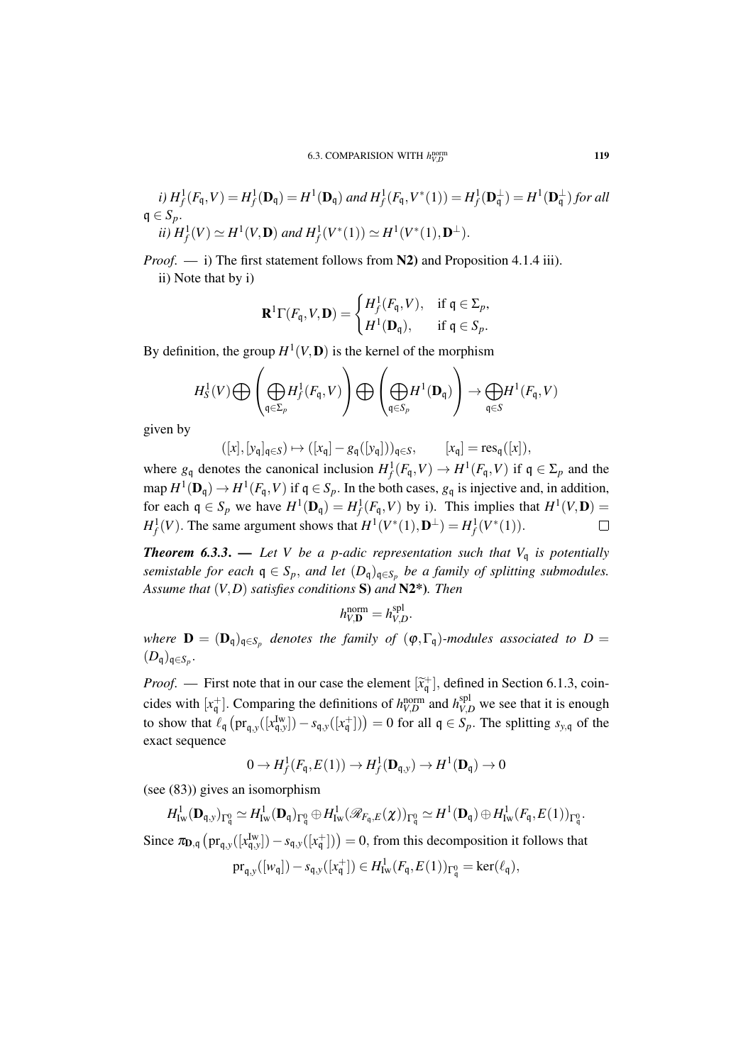*i)* $H^1_f(F_{\mathfrak{q}},V)=H^1_f(\mathbf{D}_{\mathfrak{q}})=H^1(\mathbf{D}_{\mathfrak{q}})$ *and* $H^1_f(F_{\mathfrak{q}},V^*(1))=H^1_f(\mathbf{D}^{\perp}_{\mathfrak{q}})=H^1(\mathbf{D}^{\perp}_{\mathfrak{q}})$ *for all* $\mathfrak{q}\in S_p$.

*ii)* $H^1_f(V)\simeq H^1(V,\mathbf{D})$ *and* $H^1_f(V^*(1))\simeq H^1(V^*(1),\mathbf{D}^{\perp})$.

*Proof*. — i) The first statement follows from **N2)** and Proposition 4.1.4 iii).

ii) Note that by i)

$$\mathbf{R}^1\Gamma(F_{\mathfrak{q}},V,\mathbf{D})=\begin{cases}H^1_f(F_{\mathfrak{q}},V), & \text{if } \mathfrak{q}\in\Sigma_p,\\ H^1(\mathbf{D}_{\mathfrak{q}}), & \text{if } \mathfrak{q}\in S_p.\end{cases}$$

By definition, the group $H^1(V,\mathbf{D})$ is the kernel of the morphism

$$H^1_S(V)\bigoplus\left(\bigoplus_{\mathfrak{q}\in\Sigma_p}H^1_f(F_{\mathfrak{q}},V)\right)\bigoplus\left(\bigoplus_{\mathfrak{q}\in S_p}H^1(\mathbf{D}_{\mathfrak{q}})\right)\to\bigoplus_{\mathfrak{q}\in S}H^1(F_{\mathfrak{q}},V)$$

given by

$$([x],[y_{\mathfrak{q}}]_{\mathfrak{q}\in S})\mapsto([x_{\mathfrak{q}}]-g_{\mathfrak{q}}([y_{\mathfrak{q}}]))_{\mathfrak{q}\in S},\qquad [x_{\mathfrak{q}}]=\mathrm{res}_{\mathfrak{q}}([x]),$$

where $g_{\mathfrak{q}}$ denotes the canonical inclusion $H^1_f(F_{\mathfrak{q}},V)\to H^1(F_{\mathfrak{q}},V)$ if $\mathfrak{q}\in\Sigma_p$ and the map $H^1(\mathbf{D}_{\mathfrak{q}})\to H^1(F_{\mathfrak{q}},V)$ if $\mathfrak{q}\in S_p$. In the both cases, $g_{\mathfrak{q}}$ is injective and, in addition, for each $\mathfrak{q}\in S_p$ we have $H^1(\mathbf{D}_{\mathfrak{q}})=H^1_f(F_{\mathfrak{q}},V)$ by i). This implies that $H^1(V,\mathbf{D})=H^1_f(V)$. The same argument shows that $H^1(V^*(1),\mathbf{D}^{\perp})=H^1_f(V^*(1))$. □

***Theorem 6.3.3.*** — *Let $V$ be a $p$-adic representation such that $V_{\mathfrak{q}}$ is potentially semistable for each $\mathfrak{q}\in S_p$, and let $(D_{\mathfrak{q}})_{\mathfrak{q}\in S_p}$ be a family of splitting submodules. Assume that $(V,D)$ satisfies conditions* **S)** *and* **N2\*)**. *Then*

$$h^{\mathrm{norm}}_{V,\mathbf{D}}=h^{\mathrm{spl}}_{V,D}.$$

*where $\mathbf{D}=(\mathbf{D}_{\mathfrak{q}})_{\mathfrak{q}\in S_p}$ denotes the family of $(\varphi,\Gamma_{\mathfrak{q}})$-modules associated to $D=(D_{\mathfrak{q}})_{\mathfrak{q}\in S_p}$.*

*Proof*. — First note that in our case the element $[\widetilde{x}^+_{\mathfrak{q}}]$, defined in Section 6.1.3, coincides with $[x^+_{\mathfrak{q}}]$. Comparing the definitions of $h^{\mathrm{norm}}_{V,D}$ and $h^{\mathrm{spl}}_{V,D}$ we see that it is enough to show that $\ell_{\mathfrak{q}}\left(\mathrm{pr}_{\mathfrak{q},y}([x^{\mathrm{Iw}}_{\mathfrak{q},y}])-s_{\mathfrak{q},y}([x^+_{\mathfrak{q}}])\right)=0$ for all $\mathfrak{q}\in S_p$. The splitting $s_{y,\mathfrak{q}}$ of the exact sequence

$$0\to H^1_f(F_{\mathfrak{q}},E(1))\to H^1_f(\mathbf{D}_{\mathfrak{q},y})\to H^1(\mathbf{D}_{\mathfrak{q}})\to 0$$

(see (83)) gives an isomorphism

$$H^1_{\mathrm{Iw}}(\mathbf{D}_{\mathfrak{q},y})_{\Gamma^0_{\mathfrak{q}}}\simeq H^1_{\mathrm{Iw}}(\mathbf{D}_{\mathfrak{q}})_{\Gamma^0_{\mathfrak{q}}}\oplus H^1_{\mathrm{Iw}}(\mathscr{R}_{F_{\mathfrak{q}},E}(\chi))_{\Gamma^0_{\mathfrak{q}}}\simeq H^1(\mathbf{D}_{\mathfrak{q}})\oplus H^1_{\mathrm{Iw}}(F_{\mathfrak{q}},E(1))_{\Gamma^0_{\mathfrak{q}}}.$$

Since $\pi_{\mathbf{D},\mathfrak{q}}\left(\mathrm{pr}_{\mathfrak{q},y}([x^{\mathrm{Iw}}_{\mathfrak{q},y}])-s_{\mathfrak{q},y}([x^+_{\mathfrak{q}}])\right)=0$, from this decomposition it follows that

$$\mathrm{pr}_{\mathfrak{q},y}([w_{\mathfrak{q}}])-s_{\mathfrak{q},y}([x^+_{\mathfrak{q}}])\in H^1_{\mathrm{Iw}}(F_{\mathfrak{q}},E(1))_{\Gamma^0_{\mathfrak{q}}}=\ker(\ell_{\mathfrak{q}}),$$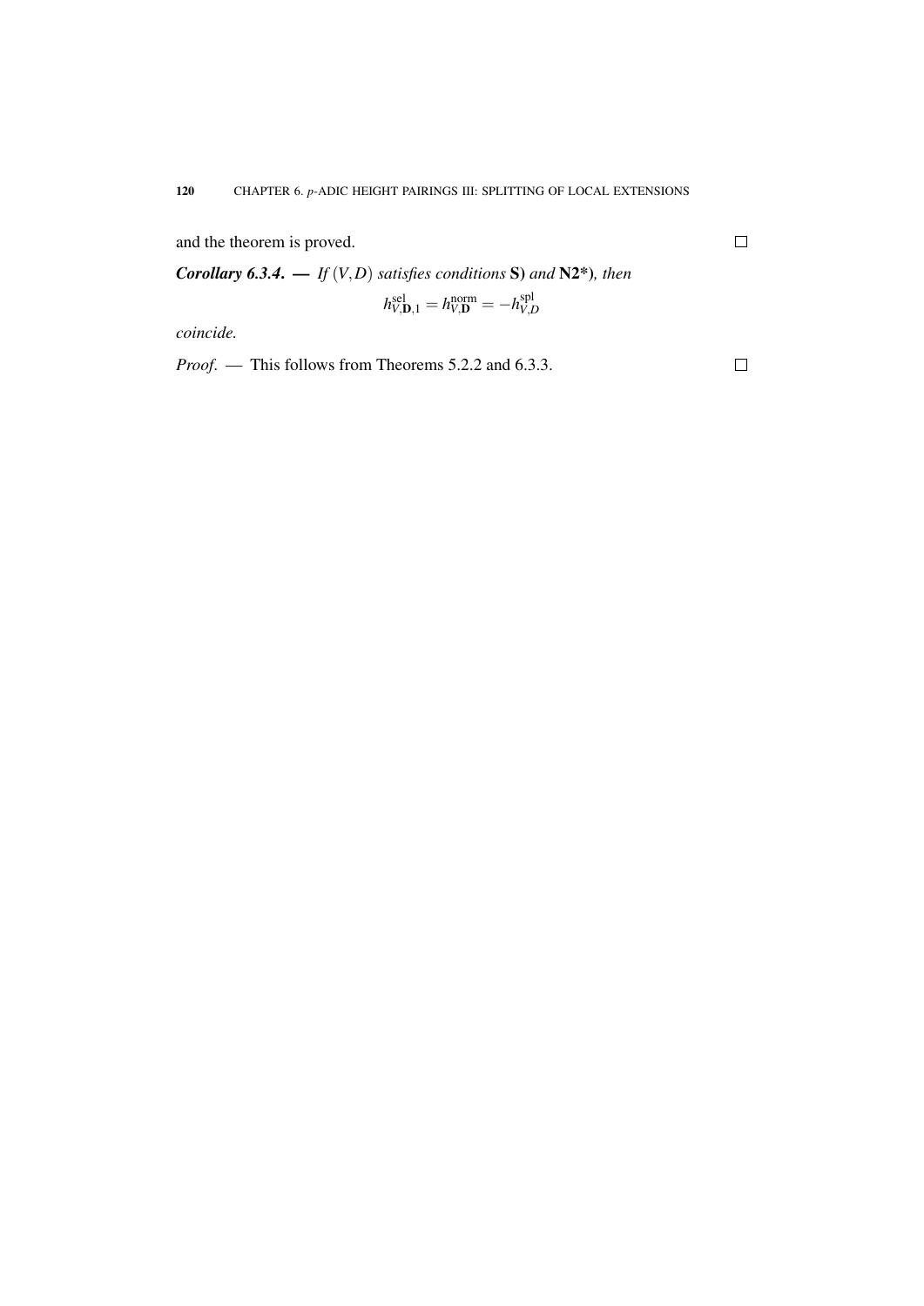and the theorem is proved. □

***Corollary 6.3.4.*** — *If $(V,D)$ satisfies conditions* **S)** *and* **N2\***), *then*

$$h^{\mathrm{sel}}_{V,\mathbf{D},1} = h^{\mathrm{norm}}_{V,\mathbf{D}} = -h^{\mathrm{spl}}_{V,D}$$

*coincide.*

*Proof.* — This follows from Theorems 5.2.2 and 6.3.3. □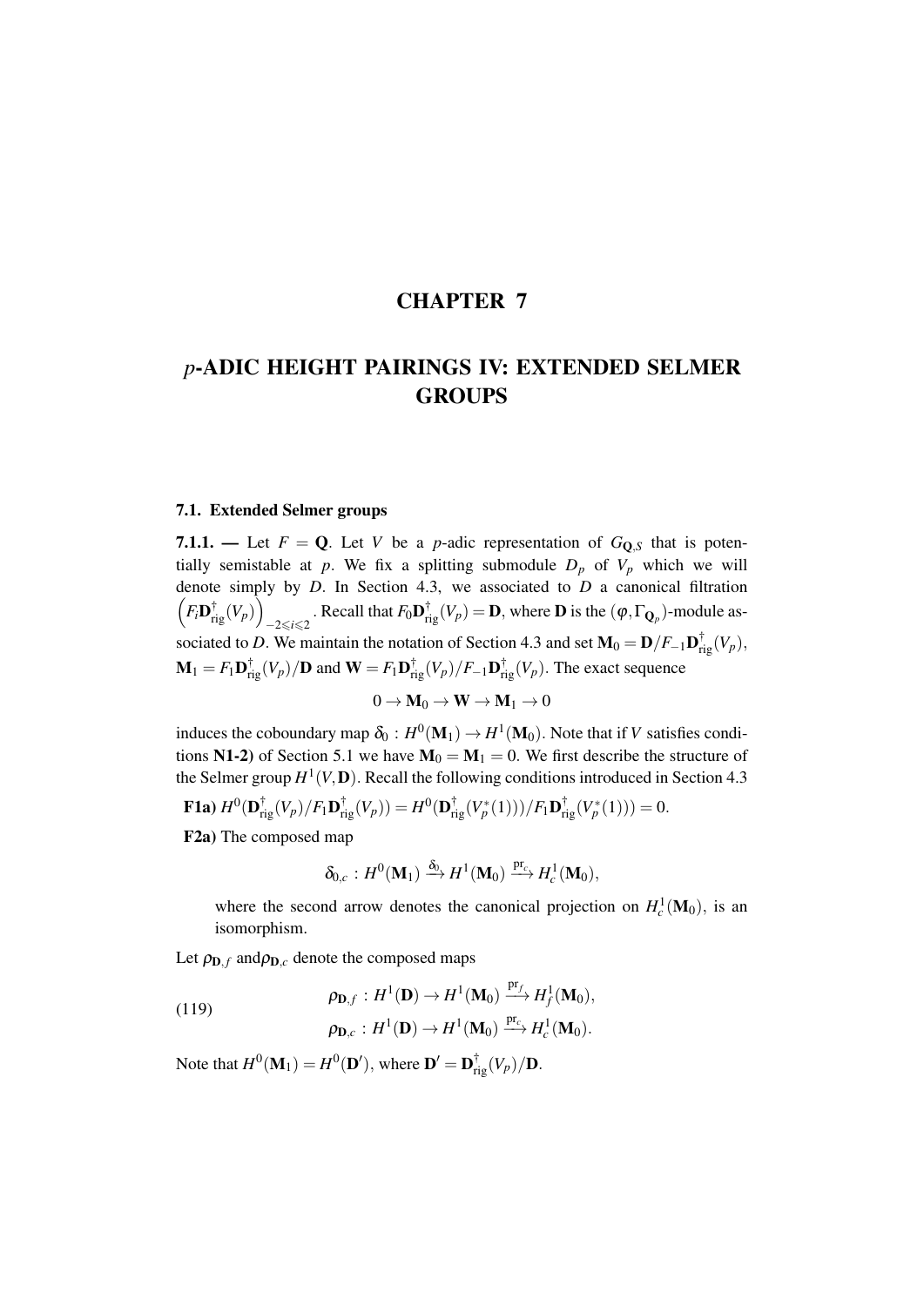# CHAPTER 7

# $p$-ADIC HEIGHT PAIRINGS IV: EXTENDED SELMER GROUPS

## 7.1. Extended Selmer groups

**7.1.1.** — Let $F = \mathbf{Q}$. Let $V$ be a $p$-adic representation of $G_{\mathbf{Q},S}$ that is potentially semistable at $p$. We fix a splitting submodule $D_p$ of $V_p$ which we will denote simply by $D$. In Section 4.3, we associated to $D$ a canonical filtration $\left(F_i\mathbf{D}^{\dagger}_{\mathrm{rig}}(V_p)\right)_{-2\leqslant i\leqslant 2}$. Recall that $F_0\mathbf{D}^{\dagger}_{\mathrm{rig}}(V_p) = \mathbf{D}$, where $\mathbf{D}$ is the $(\varphi,\Gamma_{\mathbf{Q}_p})$-module associated to $D$. We maintain the notation of Section 4.3 and set $\mathbf{M}_0 = \mathbf{D}/F_{-1}\mathbf{D}^{\dagger}_{\mathrm{rig}}(V_p)$, $\mathbf{M}_1 = F_1\mathbf{D}^{\dagger}_{\mathrm{rig}}(V_p)/\mathbf{D}$ and $\mathbf{W} = F_1\mathbf{D}^{\dagger}_{\mathrm{rig}}(V_p)/F_{-1}\mathbf{D}^{\dagger}_{\mathrm{rig}}(V_p)$. The exact sequence

$$0 \to \mathbf{M}_0 \to \mathbf{W} \to \mathbf{M}_1 \to 0$$

induces the coboundary map $\delta_0 : H^0(\mathbf{M}_1) \to H^1(\mathbf{M}_0)$. Note that if $V$ satisfies conditions **N1-2)** of Section 5.1 we have $\mathbf{M}_0 = \mathbf{M}_1 = 0$. We first describe the structure of the Selmer group $H^1(V,\mathbf{D})$. Recall the following conditions introduced in Section 4.3

**F1a)** $H^0(\mathbf{D}^{\dagger}_{\mathrm{rig}}(V_p)/F_1\mathbf{D}^{\dagger}_{\mathrm{rig}}(V_p)) = H^0(\mathbf{D}^{\dagger}_{\mathrm{rig}}(V_p^*(1))/F_1\mathbf{D}^{\dagger}_{\mathrm{rig}}(V_p^*(1))) = 0.$

**F2a)** The composed map

$$\delta_{0,c} : H^0(\mathbf{M}_1) \xrightarrow{\delta_0} H^1(\mathbf{M}_0) \xrightarrow{\mathrm{pr}_c} H^1_c(\mathbf{M}_0),$$

where the second arrow denotes the canonical projection on $H^1_c(\mathbf{M}_0)$, is an isomorphism.

Let $\rho_{\mathbf{D},f}$ and $\rho_{\mathbf{D},c}$ denote the composed maps

$$(119) \qquad \begin{aligned} \rho_{\mathbf{D},f} &: H^1(\mathbf{D}) \to H^1(\mathbf{M}_0) \xrightarrow{\mathrm{pr}_f} H^1_f(\mathbf{M}_0),\\ \rho_{\mathbf{D},c} &: H^1(\mathbf{D}) \to H^1(\mathbf{M}_0) \xrightarrow{\mathrm{pr}_c} H^1_c(\mathbf{M}_0). \end{aligned}$$

Note that $H^0(\mathbf{M}_1) = H^0(\mathbf{D}')$, where $\mathbf{D}' = \mathbf{D}^{\dagger}_{\mathrm{rig}}(V_p)/\mathbf{D}$.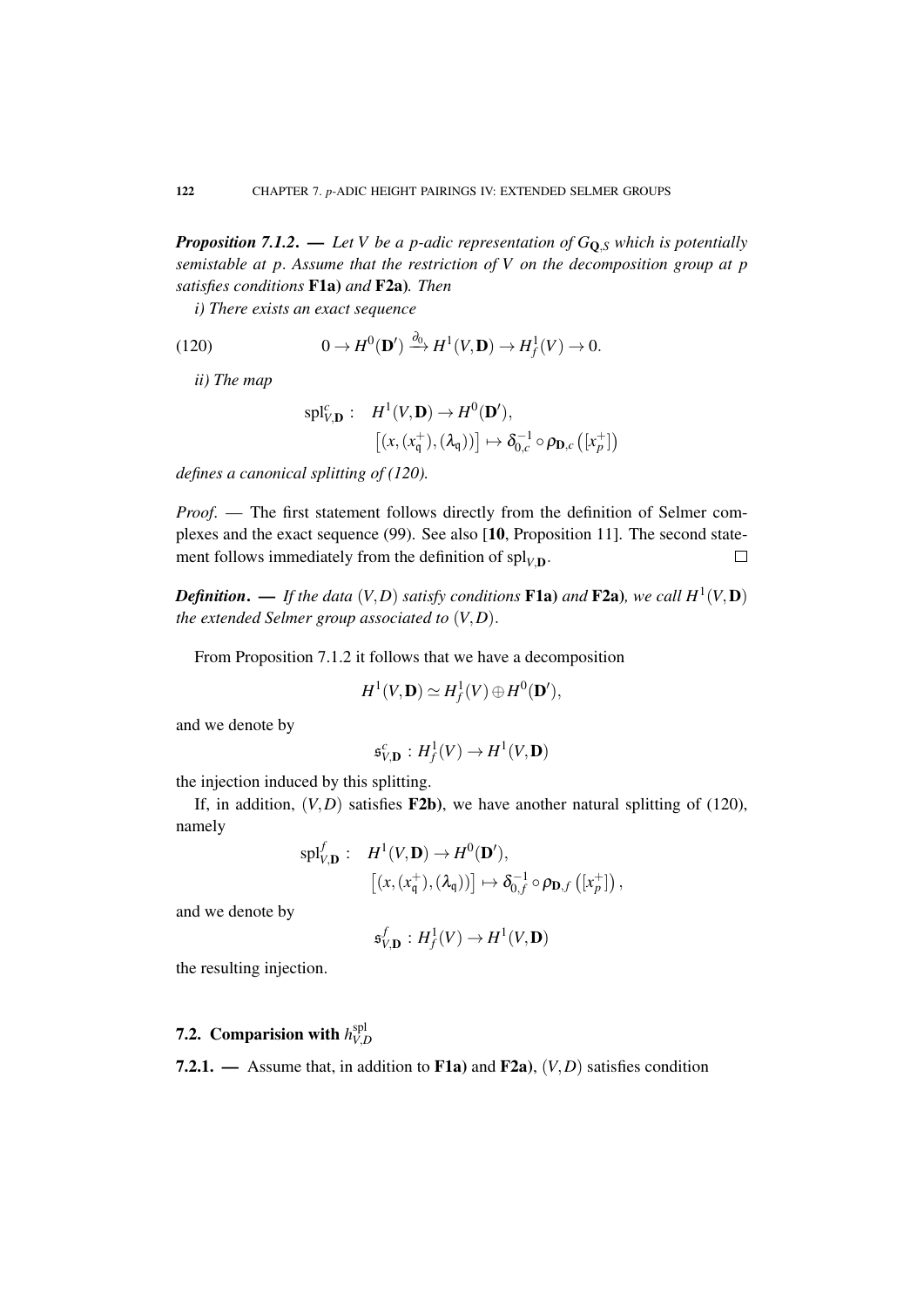***Proposition 7.1.2.*** — *Let $V$ be a $p$-adic representation of $G_{\mathbf{Q},S}$ which is potentially semistable at $p$. Assume that the restriction of $V$ on the decomposition group at $p$ satisfies conditions* **F1a)** *and* **F2a)**. *Then*

*i) There exists an exact sequence*

$$0 \to H^0(\mathbf{D}') \xrightarrow{\partial_0} H^1(V,\mathbf{D}) \to H^1_f(V) \to 0. \tag{120}$$

*ii) The map*

$$\begin{aligned} \mathrm{spl}^c_{V,\mathbf{D}} : \quad & H^1(V,\mathbf{D}) \to H^0(\mathbf{D}'), \\ & \left[(x,(x_{\mathfrak{q}}^+),(\lambda_{\mathfrak{q}}))\right] \mapsto \delta_{0,c}^{-1} \circ \rho_{\mathbf{D},c}\left([x_p^+]\right) \end{aligned}$$

*defines a canonical splitting of (120).*

*Proof.* — The first statement follows directly from the definition of Selmer complexes and the exact sequence (99). See also [**10**, Proposition 11]. The second statement follows immediately from the definition of $\mathrm{spl}_{V,\mathbf{D}}$. □

***Definition.*** — *If the data $(V,D)$ satisfy conditions* **F1a)** *and* **F2a)**, *we call $H^1(V,\mathbf{D})$ the extended Selmer group associated to $(V,D)$.*

From Proposition 7.1.2 it follows that we have a decomposition

$$H^1(V,\mathbf{D}) \simeq H^1_f(V) \oplus H^0(\mathbf{D}'),$$

and we denote by

$$\mathfrak{s}^c_{V,\mathbf{D}} : H^1_f(V) \to H^1(V,\mathbf{D})$$

the injection induced by this splitting.

If, in addition, $(V,D)$ satisfies **F2b)**, we have another natural splitting of (120), namely

$$\begin{aligned} \mathrm{spl}^f_{V,\mathbf{D}} : \quad & H^1(V,\mathbf{D}) \to H^0(\mathbf{D}'), \\ & \left[(x,(x_{\mathfrak{q}}^+),(\lambda_{\mathfrak{q}}))\right] \mapsto \delta_{0,f}^{-1} \circ \rho_{\mathbf{D},f}\left([x_p^+]\right), \end{aligned}$$

and we denote by

$$\mathfrak{s}^f_{V,\mathbf{D}} : H^1_f(V) \to H^1(V,\mathbf{D})$$

the resulting injection.

## 7.2. Comparision with $h^{\mathrm{spl}}_{V,D}$

**7.2.1.** — Assume that, in addition to **F1a)** and **F2a)**, $(V,D)$ satisfies condition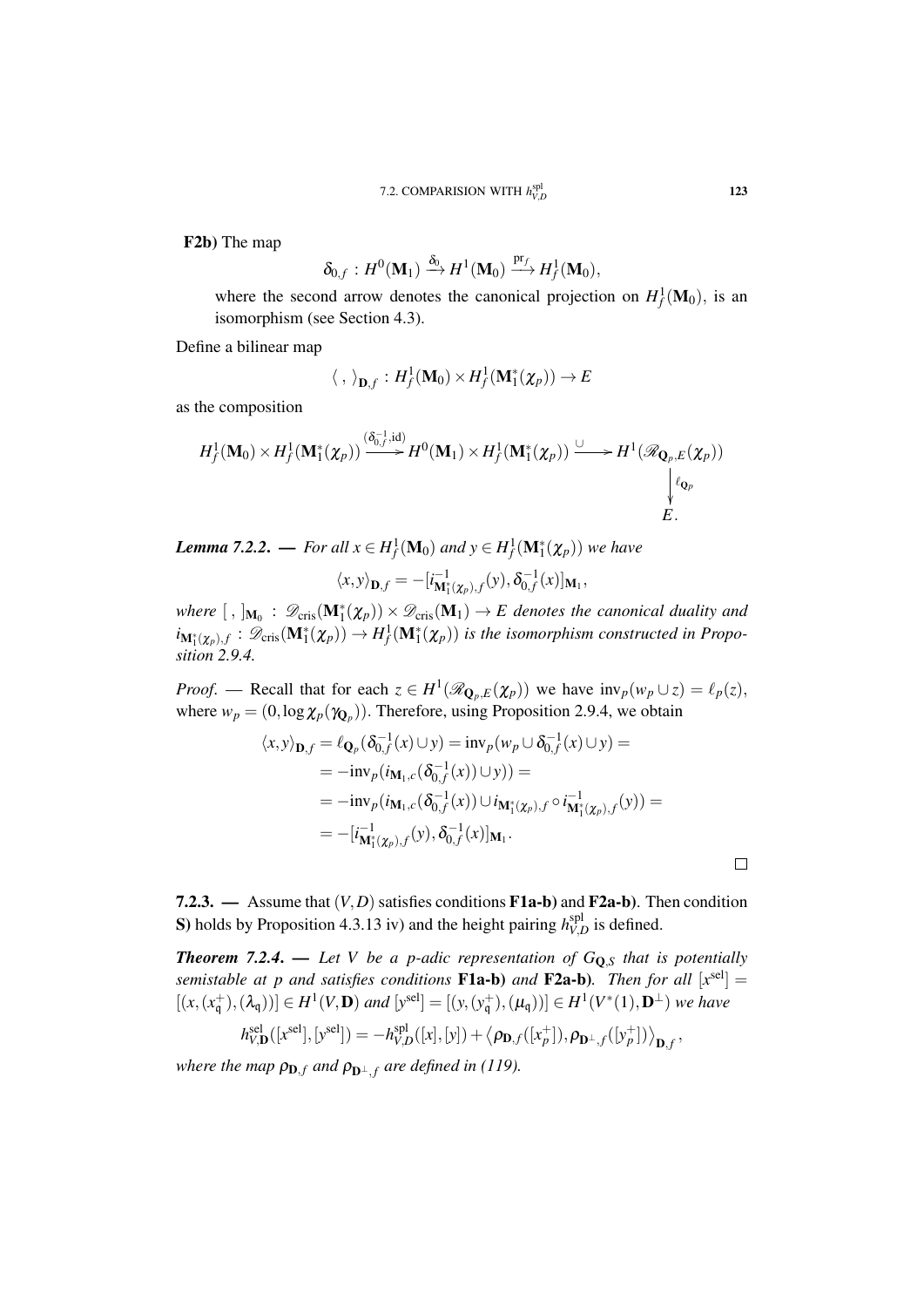**F2b)** The map

$$\delta_{0,f} : H^0(\mathbf{M}_1) \xrightarrow{\delta_0} H^1(\mathbf{M}_0) \xrightarrow{\mathrm{pr}_f} H^1_f(\mathbf{M}_0),$$

where the second arrow denotes the canonical projection on $H^1_f(\mathbf{M}_0)$, is an isomorphism (see Section 4.3).

Define a bilinear map

$$\langle\ ,\ \rangle_{\mathbf{D},f} : H^1_f(\mathbf{M}_0) \times H^1_f(\mathbf{M}_1^*(\chi_p)) \to E$$

as the composition

$$H^1_f(\mathbf{M}_0) \times H^1_f(\mathbf{M}_1^*(\chi_p)) \xrightarrow{(\delta_{0,f}^{-1}, \mathrm{id})} H^0(\mathbf{M}_1) \times H^1_f(\mathbf{M}_1^*(\chi_p)) \xrightarrow{\ \cup\ } H^1(\mathscr{R}_{\mathbf{Q}_p,E}(\chi_p)) \xrightarrow{\ell_{\mathbf{Q}_p}} E.$$

***Lemma 7.2.2.*** — *For all $x \in H^1_f(\mathbf{M}_0)$ and $y \in H^1_f(\mathbf{M}_1^*(\chi_p))$ we have*

$$\langle x, y \rangle_{\mathbf{D},f} = -[i^{-1}_{\mathbf{M}_1^*(\chi_p),f}(y), \delta_{0,f}^{-1}(x)]_{\mathbf{M}_1},$$

*where $[\ ,\ ]_{\mathbf{M}_0} : \mathscr{D}_{\mathrm{cris}}(\mathbf{M}_1^*(\chi_p)) \times \mathscr{D}_{\mathrm{cris}}(\mathbf{M}_1) \to E$ denotes the canonical duality and $i_{\mathbf{M}_1^*(\chi_p),f} : \mathscr{D}_{\mathrm{cris}}(\mathbf{M}_1^*(\chi_p)) \to H^1_f(\mathbf{M}_1^*(\chi_p))$ is the isomorphism constructed in Proposition 2.9.4.*

*Proof.* — Recall that for each $z \in H^1(\mathscr{R}_{\mathbf{Q}_p,E}(\chi_p))$ we have $\mathrm{inv}_p(w_p \cup z) = \ell_p(z)$, where $w_p = (0, \log \chi_p(\gamma_{\mathbf{Q}_p}))$. Therefore, using Proposition 2.9.4, we obtain

$$\begin{aligned}
\langle x, y \rangle_{\mathbf{D},f} &= \ell_{\mathbf{Q}_p}(\delta_{0,f}^{-1}(x) \cup y) = \mathrm{inv}_p(w_p \cup \delta_{0,f}^{-1}(x) \cup y) = \\
&= -\mathrm{inv}_p(i_{\mathbf{M}_1,c}(\delta_{0,f}^{-1}(x)) \cup y)) = \\
&= -\mathrm{inv}_p(i_{\mathbf{M}_1,c}(\delta_{0,f}^{-1}(x)) \cup i_{\mathbf{M}_1^*(\chi_p),f} \circ i^{-1}_{\mathbf{M}_1^*(\chi_p),f}(y)) = \\
&= -[i^{-1}_{\mathbf{M}_1^*(\chi_p),f}(y), \delta_{0,f}^{-1}(x)]_{\mathbf{M}_1}.
\end{aligned}$$

□

**7.2.3.** — Assume that $(V, D)$ satisfies conditions **F1a-b)** and **F2a-b)**. Then condition **S)** holds by Proposition 4.3.13 iv) and the height pairing $h^{\mathrm{spl}}_{V,D}$ is defined.

***Theorem 7.2.4.*** — *Let $V$ be a $p$-adic representation of $G_{\mathbf{Q},S}$ that is potentially semistable at $p$ and satisfies conditions* **F1a-b)** *and* **F2a-b)**. *Then for all $[x^{\mathrm{sel}}] = [(x, (x_{\mathfrak{q}}^+), (\lambda_{\mathfrak{q}}))] \in H^1(V, \mathbf{D})$ and $[y^{\mathrm{sel}}] = [(y, (y_{\mathfrak{q}}^+), (\mu_{\mathfrak{q}}))] \in H^1(V^*(1), \mathbf{D}^\perp)$ we have*

$$h^{\mathrm{sel}}_{V,\mathbf{D}}([x^{\mathrm{sel}}], [y^{\mathrm{sel}}]) = -h^{\mathrm{spl}}_{V,D}([x], [y]) + \left\langle \rho_{\mathbf{D},f}([x_p^+]), \rho_{\mathbf{D}^\perp,f}([y_p^+]) \right\rangle_{\mathbf{D},f},$$

*where the map $\rho_{\mathbf{D},f}$ and $\rho_{\mathbf{D}^\perp,f}$ are defined in (119).*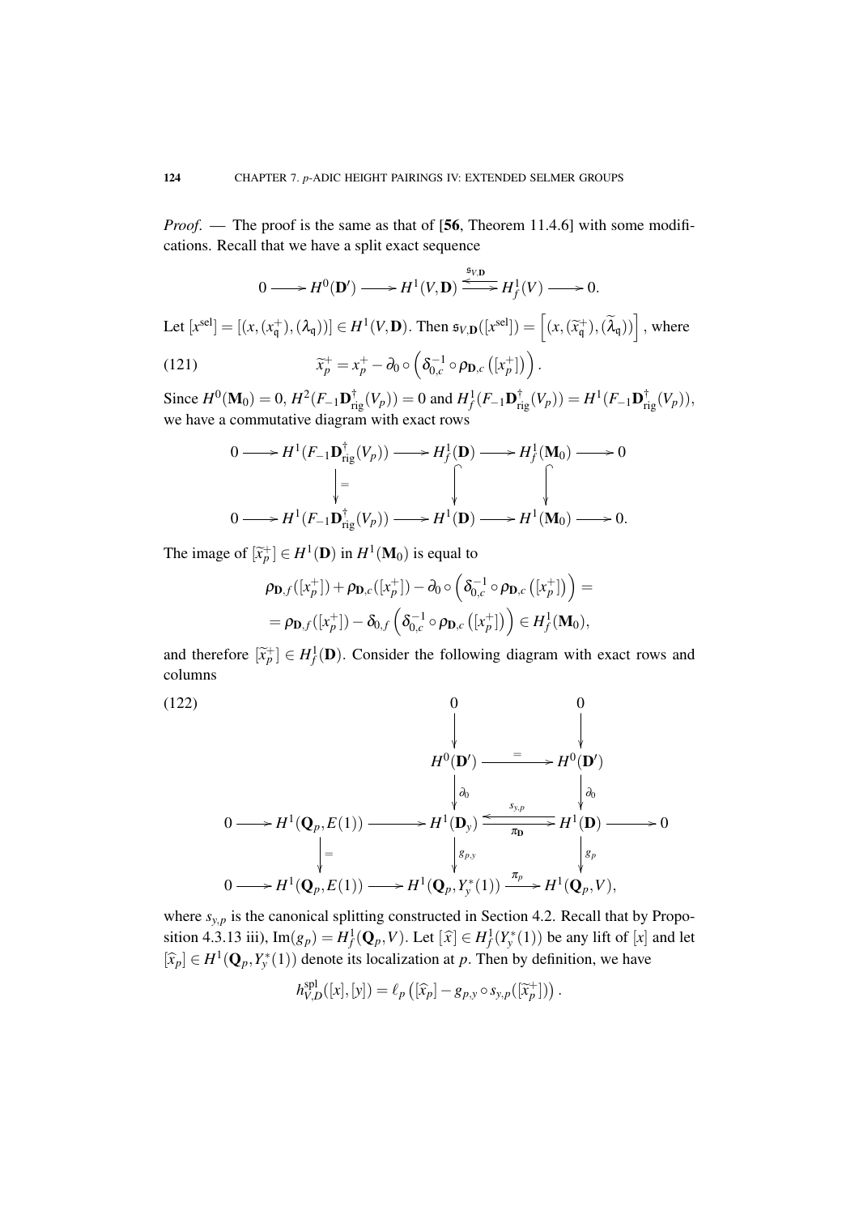*Proof*. — The proof is the same as that of [**56**, Theorem 11.4.6] with some modifications. Recall that we have a split exact sequence

$$0 \longrightarrow H^0(\mathbf{D}') \longrightarrow H^1(V,\mathbf{D}) \underset{\mathfrak{s}_{V,\mathbf{D}}}{\overset{}{\rightleftarrows}} H^1_f(V) \longrightarrow 0.$$

Let $[x^{\mathrm{sel}}] = [(x,(x_{\mathfrak{q}}^+),(\lambda_{\mathfrak{q}}))] \in H^1(V,\mathbf{D})$. Then $\mathfrak{s}_{V,\mathbf{D}}([x^{\mathrm{sel}}]) = \left[(x,(\widetilde{x}_{\mathfrak{q}}^+),(\widetilde{\lambda}_{\mathfrak{q}}))\right]$, where

$$\widetilde{x}_p^+ = x_p^+ - \partial_0 \circ \left(\delta_{0,c}^{-1} \circ \rho_{\mathbf{D},c}\left([x_p^+]\right)\right). \tag{121}$$

Since $H^0(\mathbf{M}_0) = 0$, $H^2(F_{-1}\mathbf{D}^\dagger_{\mathrm{rig}}(V_p)) = 0$ and $H^1_f(F_{-1}\mathbf{D}^\dagger_{\mathrm{rig}}(V_p)) = H^1(F_{-1}\mathbf{D}^\dagger_{\mathrm{rig}}(V_p))$, we have a commutative diagram with exact rows

$$\begin{array}{ccccccccc}
0 & \longrightarrow & H^1(F_{-1}\mathbf{D}^\dagger_{\mathrm{rig}}(V_p)) & \longrightarrow & H^1_f(\mathbf{D}) & \longrightarrow & H^1_f(\mathbf{M}_0) & \longrightarrow & 0 \\
 & & \big\downarrow{=} & & \big\downarrow & & \big\downarrow & & \\
0 & \longrightarrow & H^1(F_{-1}\mathbf{D}^\dagger_{\mathrm{rig}}(V_p)) & \longrightarrow & H^1(\mathbf{D}) & \longrightarrow & H^1(\mathbf{M}_0) & \longrightarrow & 0.
\end{array}$$

The image of $[\widetilde{x}_p^+] \in H^1(\mathbf{D})$ in $H^1(\mathbf{M}_0)$ is equal to

$$\begin{aligned}
&\rho_{\mathbf{D},f}([x_p^+]) + \rho_{\mathbf{D},c}([x_p^+]) - \partial_0 \circ \left(\delta_{0,c}^{-1} \circ \rho_{\mathbf{D},c}\left([x_p^+]\right)\right) = \\
&= \rho_{\mathbf{D},f}([x_p^+]) - \delta_{0,f}\left(\delta_{0,c}^{-1} \circ \rho_{\mathbf{D},c}\left([x_p^+]\right)\right) \in H^1_f(\mathbf{M}_0),
\end{aligned}$$

and therefore $[\widetilde{x}_p^+] \in H^1_f(\mathbf{D})$. Consider the following diagram with exact rows and columns

$$\begin{array}{ccccccccc}
 & & & & 0 & & 0 & & \\
 & & & & \big\downarrow & & \big\downarrow & & \\
 & & & & H^0(\mathbf{D}') & \xrightarrow{=} & H^0(\mathbf{D}') & & \\
 & & & & \big\downarrow{\partial_0} & & \big\downarrow{\partial_0} & & \\
0 & \longrightarrow & H^1(\mathbf{Q}_p,E(1)) & \longrightarrow & H^1(\mathbf{D}_y) & \underset{\pi_{\mathbf{D}}}{\overset{s_{y,p}}{\rightleftarrows}} & H^1(\mathbf{D}) & \longrightarrow & 0 \\
 & & \big\downarrow{=} & & \big\downarrow{g_{p,y}} & & \big\downarrow{g_p} & & \\
0 & \longrightarrow & H^1(\mathbf{Q}_p,E(1)) & \longrightarrow & H^1(\mathbf{Q}_p,Y_y^*(1)) & \xrightarrow{\pi_p} & H^1(\mathbf{Q}_p,V), & &
\end{array} \tag{122}$$

where $s_{y,p}$ is the canonical splitting constructed in Section 4.2. Recall that by Proposition 4.3.13 iii), $\mathrm{Im}(g_p) = H^1_f(\mathbf{Q}_p,V)$. Let $[\widehat{x}] \in H^1_f(Y_y^*(1))$ be any lift of $[x]$ and let $[\widehat{x}_p] \in H^1(\mathbf{Q}_p,Y_y^*(1))$ denote its localization at $p$. Then by definition, we have

$$h^{\mathrm{spl}}_{V,D}([x],[y]) = \ell_p\left([\widehat{x}_p] - g_{p,y} \circ s_{y,p}([\widetilde{x}_p^+])\right).$$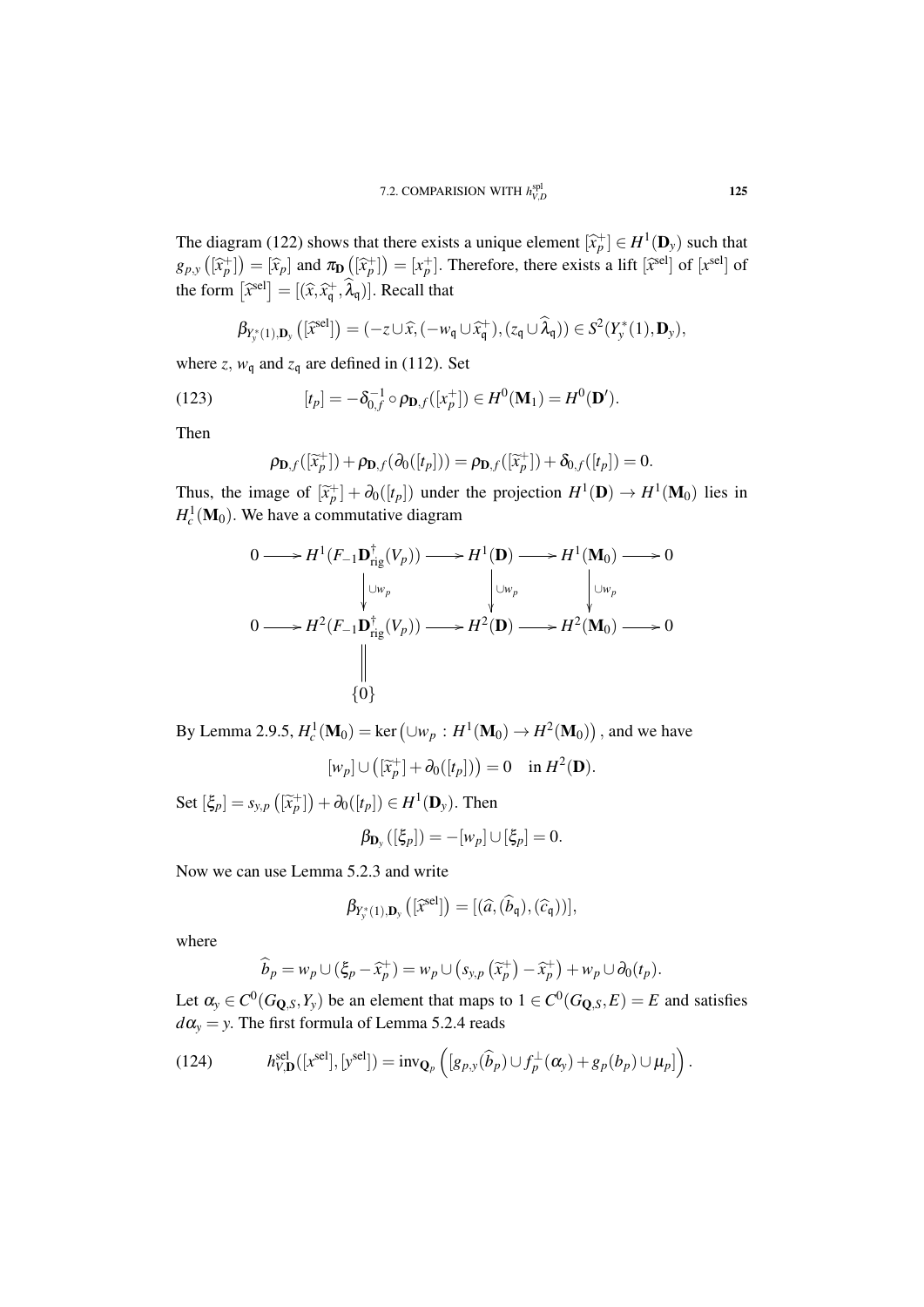The diagram (122) shows that there exists a unique element $[\widetilde{x}_p^+] \in H^1(\mathbf{D}_y)$ such that $g_{p,y}\left([\widetilde{x}_p^+]\right) = [\widehat{x}_p]$ and $\pi_{\mathbf{D}}\left([\widetilde{x}_p^+]\right) = [x_p^+]$. Therefore, there exists a lift $[\widehat{x}^{\mathrm{sel}}]$ of $[x^{\mathrm{sel}}]$ of the form $\left[\widehat{x}^{\mathrm{sel}}\right] = [(\widehat{x}, \widehat{x}_{\mathfrak{q}}^+, \widehat{\lambda}_{\mathfrak{q}})]$. Recall that

$$\beta_{Y_y^*(1),\mathbf{D}_y}\left([\widehat{x}^{\mathrm{sel}}]\right) = (-z \cup \widehat{x}, (-w_{\mathfrak{q}} \cup \widehat{x}_{\mathfrak{q}}^+), (z_{\mathfrak{q}} \cup \widehat{\lambda}_{\mathfrak{q}})) \in S^2(Y_y^*(1), \mathbf{D}_y),$$

where $z$, $w_{\mathfrak{q}}$ and $z_{\mathfrak{q}}$ are defined in (112). Set

$$[t_p] = -\delta_{0,f}^{-1} \circ \rho_{\mathbf{D},f}([x_p^+]) \in H^0(\mathbf{M}_1) = H^0(\mathbf{D}'). \tag{123}$$

Then

$$\rho_{\mathbf{D},f}([\widetilde{x}_p^+]) + \rho_{\mathbf{D},f}(\partial_0([t_p])) = \rho_{\mathbf{D},f}([\widetilde{x}_p^+]) + \delta_{0,f}([t_p]) = 0.$$

Thus, the image of $[\widetilde{x}_p^+] + \partial_0([t_p])$ under the projection $H^1(\mathbf{D}) \to H^1(\mathbf{M}_0)$ lies in $H^1_c(\mathbf{M}_0)$. We have a commutative diagram

$$\begin{array}{ccccccccc}
0 & \longrightarrow & H^1(F_{-1}\mathbf{D}^\dagger_{\mathrm{rig}}(V_p)) & \longrightarrow & H^1(\mathbf{D}) & \longrightarrow & H^1(\mathbf{M}_0) & \longrightarrow & 0 \\
 & & \Big\downarrow{\scriptstyle \cup w_p} & & \Big\downarrow{\scriptstyle \cup w_p} & & \Big\downarrow{\scriptstyle \cup w_p} & & \\
0 & \longrightarrow & H^2(F_{-1}\mathbf{D}^\dagger_{\mathrm{rig}}(V_p)) & \longrightarrow & H^2(\mathbf{D}) & \longrightarrow & H^2(\mathbf{M}_0) & \longrightarrow & 0 \\
 & & \Big\| & & & & & & \\
 & & \{0\} & & & & & &
\end{array}$$

By Lemma 2.9.5, $H^1_c(\mathbf{M}_0) = \ker\left(\cup w_p : H^1(\mathbf{M}_0) \to H^2(\mathbf{M}_0)\right)$, and we have

$$[w_p] \cup \left([\widetilde{x}_p^+] + \partial_0([t_p])\right) = 0 \quad \text{in } H^2(\mathbf{D}).$$

Set $[\xi_p] = s_{y,p}\left([\widetilde{x}_p^+]\right) + \partial_0([t_p]) \in H^1(\mathbf{D}_y)$. Then

$$\beta_{\mathbf{D}_y}([\xi_p]) = -[w_p] \cup [\xi_p] = 0.$$

Now we can use Lemma 5.2.3 and write

$$\beta_{Y_y^*(1),\mathbf{D}_y}\left([\widehat{x}^{\mathrm{sel}}]\right) = [(\widehat{a}, (\widehat{b}_{\mathfrak{q}}), (\widehat{c}_{\mathfrak{q}}))],$$

where

$$\widehat{b}_p = w_p \cup (\xi_p - \widehat{x}_p^+) = w_p \cup \left(s_{y,p}\left(\widetilde{x}_p^+\right) - \widehat{x}_p^+\right) + w_p \cup \partial_0(t_p).$$

Let $\alpha_y \in C^0(G_{\mathbf{Q},S}, Y_y)$ be an element that maps to $1 \in C^0(G_{\mathbf{Q},S}, E) = E$ and satisfies $d\alpha_y = y$. The first formula of Lemma 5.2.4 reads

$$h^{\mathrm{sel}}_{V,\mathbf{D}}([x^{\mathrm{sel}}], [y^{\mathrm{sel}}]) = \mathrm{inv}_{\mathbf{Q}_p}\left([g_{p,y}(\widehat{b}_p) \cup f_p^\perp(\alpha_y) + g_p(b_p) \cup \mu_p]\right). \tag{124}$$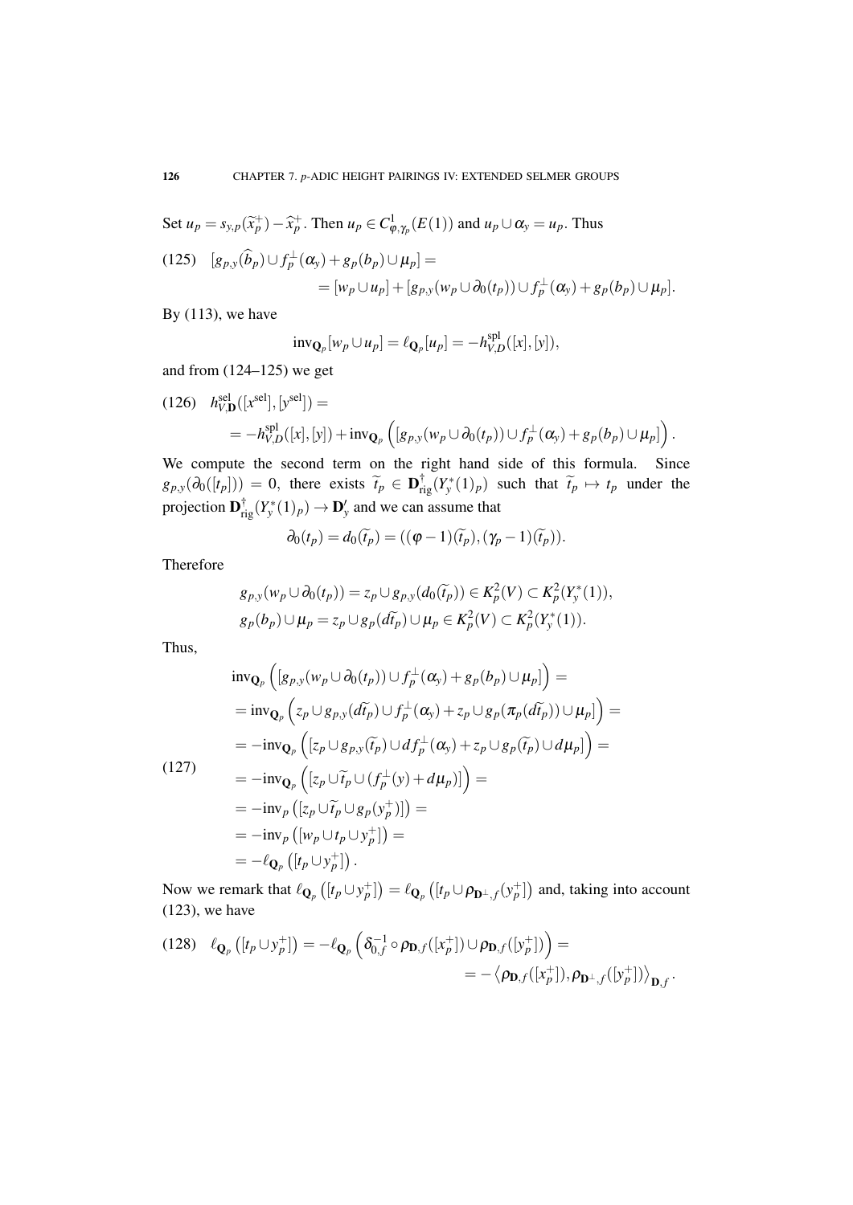Set $u_p = s_{y,p}(\widetilde{x}_p^+) - \widehat{x}_p^+$. Then $u_p \in C^1_{\varphi,\gamma_p}(E(1))$ and $u_p \cup \alpha_y = u_p$. Thus

$$\begin{aligned}(125)\quad [g_{p,y}(\widehat{b}_p) \cup f_p^\perp(\alpha_y) + g_p(b_p) \cup \mu_p] = \\ = [w_p \cup u_p] + [g_{p,y}(w_p \cup \partial_0(t_p)) \cup f_p^\perp(\alpha_y) + g_p(b_p) \cup \mu_p].\end{aligned}$$

By (113), we have

$$\mathrm{inv}_{\mathbf{Q}_p}[w_p \cup u_p] = \ell_{\mathbf{Q}_p}[u_p] = -h^{\mathrm{spl}}_{V,D}([x],[y]),$$

and from (124–125) we get

$$\begin{aligned}(126)\quad & h^{\mathrm{sel}}_{V,\mathbf{D}}([x^{\mathrm{sel}}],[y^{\mathrm{sel}}]) = \\ & = -h^{\mathrm{spl}}_{V,D}([x],[y]) + \mathrm{inv}_{\mathbf{Q}_p}\left([g_{p,y}(w_p \cup \partial_0(t_p)) \cup f_p^\perp(\alpha_y) + g_p(b_p) \cup \mu_p]\right).\end{aligned}$$

We compute the second term on the right hand side of this formula. Since $g_{p,y}(\partial_0([t_p])) = 0$, there exists $\widetilde{t}_p \in \mathbf{D}^\dagger_{\mathrm{rig}}(Y_y^*(1)_p)$ such that $\widetilde{t}_p \mapsto t_p$ under the projection $\mathbf{D}^\dagger_{\mathrm{rig}}(Y_y^*(1)_p) \to \mathbf{D}'_y$ and we can assume that

$$\partial_0(t_p) = d_0(\widetilde{t}_p) = ((\varphi-1)(\widetilde{t}_p), (\gamma_p - 1)(\widetilde{t}_p)).$$

Therefore

$$\begin{aligned} & g_{p,y}(w_p \cup \partial_0(t_p)) = z_p \cup g_{p,y}(d_0(\widetilde{t}_p)) \in K^2_p(V) \subset K^2_p(Y_y^*(1)), \\ & g_p(b_p) \cup \mu_p = z_p \cup g_p(d\widetilde{t}_p) \cup \mu_p \in K^2_p(V) \subset K^2_p(Y_y^*(1)).\end{aligned}$$

Thus,

$$\begin{aligned}(127)\quad & \mathrm{inv}_{\mathbf{Q}_p}\left([g_{p,y}(w_p \cup \partial_0(t_p)) \cup f_p^\perp(\alpha_y) + g_p(b_p) \cup \mu_p]\right) = \\ & = \mathrm{inv}_{\mathbf{Q}_p}\left(z_p \cup g_{p,y}(d\widetilde{t}_p) \cup f_p^\perp(\alpha_y) + z_p \cup g_p(\pi_p(d\widetilde{t}_p)) \cup \mu_p]\right) = \\ & = -\mathrm{inv}_{\mathbf{Q}_p}\left([z_p \cup g_{p,y}(\widetilde{t}_p) \cup df_p^\perp(\alpha_y) + z_p \cup g_p(\widetilde{t}_p) \cup d\mu_p]\right) = \\ & = -\mathrm{inv}_{\mathbf{Q}_p}\left([z_p \cup \widetilde{t}_p \cup (f_p^\perp(y) + d\mu_p)]\right) = \\ & = -\mathrm{inv}_p\left([z_p \cup \widetilde{t}_p \cup g_p(y_p^+)]\right) = \\ & = -\mathrm{inv}_p\left([w_p \cup t_p \cup y_p^+]\right) = \\ & = -\ell_{\mathbf{Q}_p}\left([t_p \cup y_p^+]\right).\end{aligned}$$

Now we remark that $\ell_{\mathbf{Q}_p}\left([t_p \cup y_p^+]\right) = \ell_{\mathbf{Q}_p}\left([t_p \cup \rho_{\mathbf{D}^\perp,f}(y_p^+)]\right)$ and, taking into account (123), we have

$$\begin{aligned}(128)\quad \ell_{\mathbf{Q}_p}\left([t_p \cup y_p^+]\right) = -\ell_{\mathbf{Q}_p}\left(\delta_{0,f}^{-1} \circ \rho_{\mathbf{D},f}([x_p^+]) \cup \rho_{\mathbf{D},f}([y_p^+])\right) = \\ = -\left\langle \rho_{\mathbf{D},f}([x_p^+]), \rho_{\mathbf{D}^\perp,f}([y_p^+])\right\rangle_{\mathbf{D},f}.\end{aligned}$$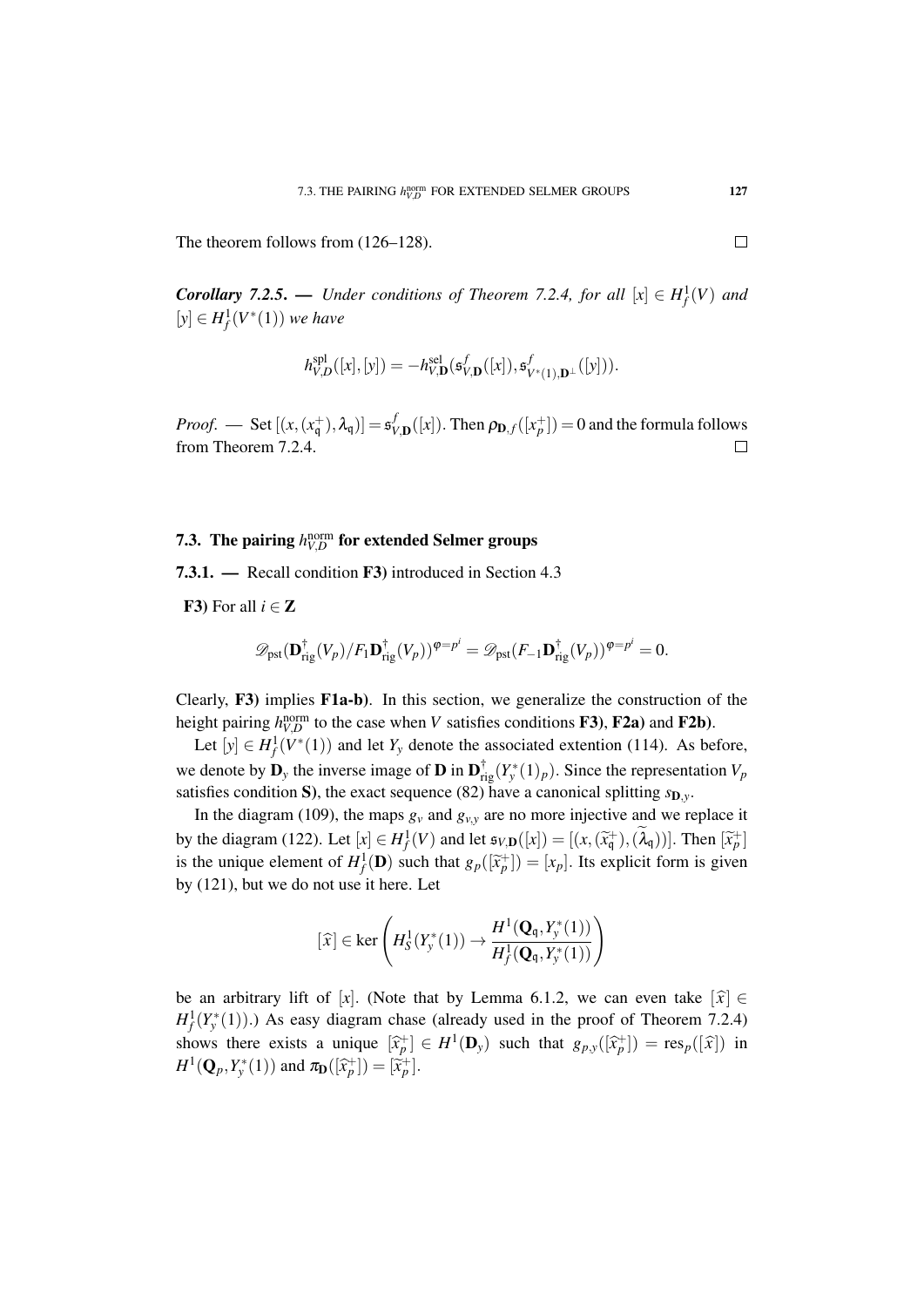The theorem follows from (126–128). ◻

***Corollary 7.2.5.*** — *Under conditions of Theorem 7.2.4, for all $[x] \in H^1_f(V)$ and $[y] \in H^1_f(V^*(1))$ we have*

$$h^{\mathrm{spl}}_{V,D}([x],[y]) = -h^{\mathrm{sel}}_{V,\mathbf{D}}(\mathfrak{s}^f_{V,\mathbf{D}}([x]), \mathfrak{s}^f_{V^*(1),\mathbf{D}^\perp}([y])).$$

*Proof.* — Set $[(x,(x^+_{\mathfrak{q}}),\lambda_{\mathfrak{q}})] = \mathfrak{s}^f_{V,\mathbf{D}}([x])$. Then $\rho_{\mathbf{D},f}([x^+_p]) = 0$ and the formula follows from Theorem 7.2.4. ◻

## 7.3. The pairing $h^{\mathrm{norm}}_{V,D}$ for extended Selmer groups

**7.3.1.** — Recall condition **F3)** introduced in Section 4.3

**F3)** For all $i \in \mathbf{Z}$

$$\mathscr{D}_{\mathrm{pst}}(\mathbf{D}^\dagger_{\mathrm{rig}}(V_p)/F_1\mathbf{D}^\dagger_{\mathrm{rig}}(V_p))^{\varphi=p^i} = \mathscr{D}_{\mathrm{pst}}(F_{-1}\mathbf{D}^\dagger_{\mathrm{rig}}(V_p))^{\varphi=p^i} = 0.$$

Clearly, **F3)** implies **F1a-b)**. In this section, we generalize the construction of the height pairing $h^{\mathrm{norm}}_{V,D}$ to the case when $V$ satisfies conditions **F3)**, **F2a)** and **F2b)**.

Let $[y] \in H^1_f(V^*(1))$ and let $Y_y$ denote the associated extention (114). As before, we denote by $\mathbf{D}_y$ the inverse image of $\mathbf{D}$ in $\mathbf{D}^\dagger_{\mathrm{rig}}(Y^*_y(1)_p)$. Since the representation $V_p$ satisfies condition **S)**, the exact sequence (82) have a canonical splitting $s_{\mathbf{D},y}$.

In the diagram (109), the maps $g_v$ and $g_{v,y}$ are no more injective and we replace it by the diagram (122). Let $[x] \in H^1_f(V)$ and let $\mathfrak{s}_{V,\mathbf{D}}([x]) = [(x,(\widetilde{x}^+_{\mathfrak{q}}),(\widetilde{\lambda}_{\mathfrak{q}}))]$. Then $[\widetilde{x}^+_p]$ is the unique element of $H^1_f(\mathbf{D})$ such that $g_p([\widetilde{x}^+_p]) = [x_p]$. Its explicit form is given by (121), but we do not use it here. Let

$$[\widehat{x}] \in \ker\left(H^1_S(Y^*_y(1)) \to \frac{H^1(\mathbf{Q}_{\mathfrak{q}}, Y^*_y(1))}{H^1_f(\mathbf{Q}_{\mathfrak{q}}, Y^*_y(1))}\right)$$

be an arbitrary lift of $[x]$. (Note that by Lemma 6.1.2, we can even take $[\widehat{x}] \in H^1_f(Y^*_y(1))$.) As easy diagram chase (already used in the proof of Theorem 7.2.4) shows there exists a unique $[\widehat{x}^+_p] \in H^1(\mathbf{D}_y)$ such that $g_{p,y}([\widehat{x}^+_p]) = \mathrm{res}_p([\widehat{x}])$ in $H^1(\mathbf{Q}_p, Y^*_y(1))$ and $\pi_{\mathbf{D}}([\widehat{x}^+_p]) = [\widetilde{x}^+_p]$.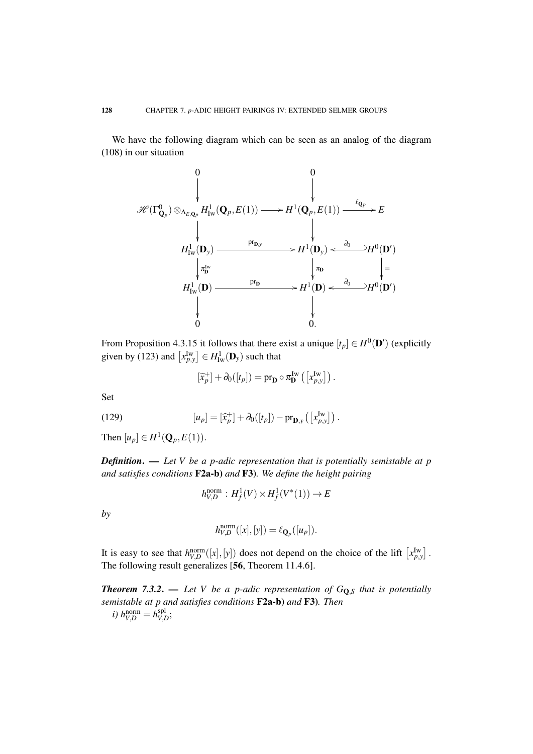We have the following diagram which can be seen as an analog of the diagram (108) in our situation

$$
\begin{array}{ccccc}
0 & & 0 & & \\
\downarrow & & \downarrow & & \\
\mathscr{H}(\Gamma^0_{\mathbf{Q}_p}) \otimes_{\Lambda_{E,\mathbf{Q}_p}} H^1_{\mathrm{Iw}}(\mathbf{Q}_p, E(1)) & \longrightarrow & H^1(\mathbf{Q}_p, E(1)) & \xrightarrow{\ell_{\mathbf{Q}_p}} & E \\
\downarrow & & \downarrow & & \\
H^1_{\mathrm{Iw}}(\mathbf{D}_y) & \xrightarrow{\mathrm{pr}_{\mathbf{D},y}} & H^1(\mathbf{D}_y) & \xleftarrow{\partial_0} & H^0(\mathbf{D}') \\
\downarrow{\scriptstyle \pi^{\mathrm{Iw}}_{\mathbf{D}}} & & \downarrow{\scriptstyle \pi_{\mathbf{D}}} & & \downarrow{\scriptstyle =} \\
H^1_{\mathrm{Iw}}(\mathbf{D}) & \xrightarrow{\mathrm{pr}_{\mathbf{D}}} & H^1(\mathbf{D}) & \xleftarrow{\partial_0} & H^0(\mathbf{D}') \\
\downarrow & & \downarrow & & \\
0 & & 0. & &
\end{array}
$$

From Proposition 4.3.15 it follows that there exist a unique $[t_p] \in H^0(\mathbf{D}')$ (explicitly given by (123) and $\left[x^{\mathrm{Iw}}_{p,y}\right] \in H^1_{\mathrm{Iw}}(\mathbf{D}_y)$ such that

$$
[\widehat{x}^+_p] + \partial_0([t_p]) = \mathrm{pr}_{\mathbf{D}} \circ \pi^{\mathrm{Iw}}_{\mathbf{D}} \left(\left[x^{\mathrm{Iw}}_{p,y}\right]\right).
$$

Set

$$
[u_p] = [\widehat{x}^+_p] + \partial_0([t_p]) - \mathrm{pr}_{\mathbf{D},y}\left(\left[x^{\mathrm{Iw}}_{p,y}\right]\right). \tag{129}
$$

Then $[u_p] \in H^1(\mathbf{Q}_p, E(1))$.

***Definition***. — *Let $V$ be a $p$-adic representation that is potentially semistable at $p$ and satisfies conditions* **F2a-b)** *and* **F3)***. We define the height pairing*

$$
h^{\mathrm{norm}}_{V,D} : H^1_f(V) \times H^1_f(V^*(1)) \to E
$$

*by*

$$
h^{\mathrm{norm}}_{V,D}([x],[y]) = \ell_{\mathbf{Q}_p}([u_p]).
$$

It is easy to see that $h^{\mathrm{norm}}_{V,D}([x],[y])$ does not depend on the choice of the lift $\left[x^{\mathrm{Iw}}_{p,y}\right]$. The following result generalizes [**56**, Theorem 11.4.6].

***Theorem 7.3.2***. — *Let $V$ be a $p$-adic representation of $G_{\mathbf{Q},S}$ that is potentially semistable at $p$ and satisfies conditions* **F2a-b)** *and* **F3)***. Then*

*i)* $h^{\mathrm{norm}}_{V,D} = h^{\mathrm{spl}}_{V,D}$;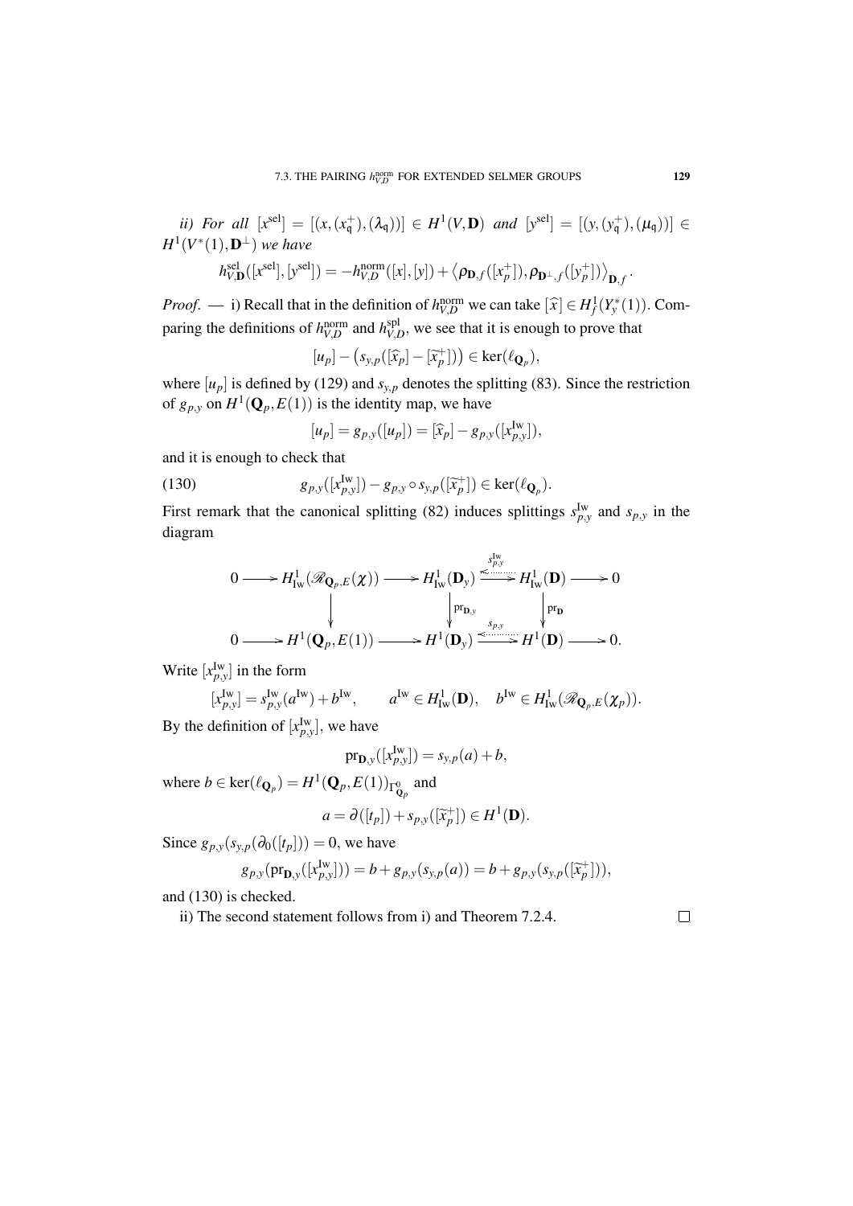*ii) For all* $[x^{\mathrm{sel}}] = [(x,(x_{\mathfrak{q}}^+),(\lambda_{\mathfrak{q}}))] \in H^1(V,\mathbf{D})$ *and* $[y^{\mathrm{sel}}] = [(y,(y_{\mathfrak{q}}^+),(\mu_{\mathfrak{q}}))] \in H^1(V^*(1),\mathbf{D}^{\perp})$ *we have*

$$h_{V,\mathbf{D}}^{\mathrm{sel}}([x^{\mathrm{sel}}],[y^{\mathrm{sel}}]) = -h_{V,D}^{\mathrm{norm}}([x],[y]) + \left\langle \rho_{\mathbf{D},f}([x_p^+]), \rho_{\mathbf{D}^{\perp},f}([y_p^+]) \right\rangle_{\mathbf{D},f}.$$

*Proof.* — i) Recall that in the definition of $h_{V,D}^{\mathrm{norm}}$ we can take $[\widehat{x}] \in H_f^1(Y_y^*(1))$. Comparing the definitions of $h_{V,D}^{\mathrm{norm}}$ and $h_{V,D}^{\mathrm{spl}}$, we see that it is enough to prove that

$$[u_p] - \left(s_{y,p}([\widehat{x}_p] - [\widetilde{x}_p^+])\right) \in \ker(\ell_{\mathbf{Q}_p}),$$

where $[u_p]$ is defined by (129) and $s_{y,p}$ denotes the splitting (83). Since the restriction of $g_{p,y}$ on $H^1(\mathbf{Q}_p, E(1))$ is the identity map, we have

$$[u_p] = g_{p,y}([u_p]) = [\widehat{x}_p] - g_{p,y}([x_{p,y}^{\mathrm{Iw}}]),$$

and it is enough to check that

$$g_{p,y}([x_{p,y}^{\mathrm{Iw}}]) - g_{p,y} \circ s_{y,p}([\widetilde{x}_p^+]) \in \ker(\ell_{\mathbf{Q}_p}). \tag{130}$$

First remark that the canonical splitting (82) induces splittings $s_{p,y}^{\mathrm{Iw}}$ and $s_{p,y}$ in the diagram

$$\begin{array}{ccccccccc}
0 & \longrightarrow & H^1_{\mathrm{Iw}}(\mathscr{R}_{\mathbf{Q}_p,E}(\chi)) & \longrightarrow & H^1_{\mathrm{Iw}}(\mathbf{D}_y) & \overset{s_{p,y}^{\mathrm{Iw}}}{\rightleftarrows} & H^1_{\mathrm{Iw}}(\mathbf{D}) & \longrightarrow & 0 \\
 & & \downarrow & & \downarrow {\scriptstyle \mathrm{pr}_{\mathbf{D},y}} & & \downarrow {\scriptstyle \mathrm{pr}_{\mathbf{D}}} & & \\
0 & \longrightarrow & H^1(\mathbf{Q}_p, E(1)) & \longrightarrow & H^1(\mathbf{D}_y) & \overset{s_{p,y}}{\rightleftarrows} & H^1(\mathbf{D}) & \longrightarrow & 0.
\end{array}$$

Write $[x_{p,y}^{\mathrm{Iw}}]$ in the form

$$[x_{p,y}^{\mathrm{Iw}}] = s_{p,y}^{\mathrm{Iw}}(a^{\mathrm{Iw}}) + b^{\mathrm{Iw}}, \qquad a^{\mathrm{Iw}} \in H^1_{\mathrm{Iw}}(\mathbf{D}), \quad b^{\mathrm{Iw}} \in H^1_{\mathrm{Iw}}(\mathscr{R}_{\mathbf{Q}_p,E}(\chi_p)).$$

By the definition of $[x_{p,y}^{\mathrm{Iw}}]$, we have

$$\mathrm{pr}_{\mathbf{D},y}([x_{p,y}^{\mathrm{Iw}}]) = s_{y,p}(a) + b,$$

where $b \in \ker(\ell_{\mathbf{Q}_p}) = H^1(\mathbf{Q}_p, E(1))_{\Gamma^0_{\mathbf{Q}_p}}$ and

$$a = \partial([t_p]) + s_{p,y}([\widetilde{x}_p^+]) \in H^1(\mathbf{D}).$$

Since $g_{p,y}(s_{y,p}(\partial_0([t_p])) = 0$, we have

$$g_{p,y}(\mathrm{pr}_{\mathbf{D},y}([x_{p,y}^{\mathrm{Iw}}])) = b + g_{p,y}(s_{y,p}(a)) = b + g_{p,y}(s_{y,p}([\widetilde{x}_p^+])),$$

and (130) is checked.

ii) The second statement follows from i) and Theorem 7.2.4. $\square$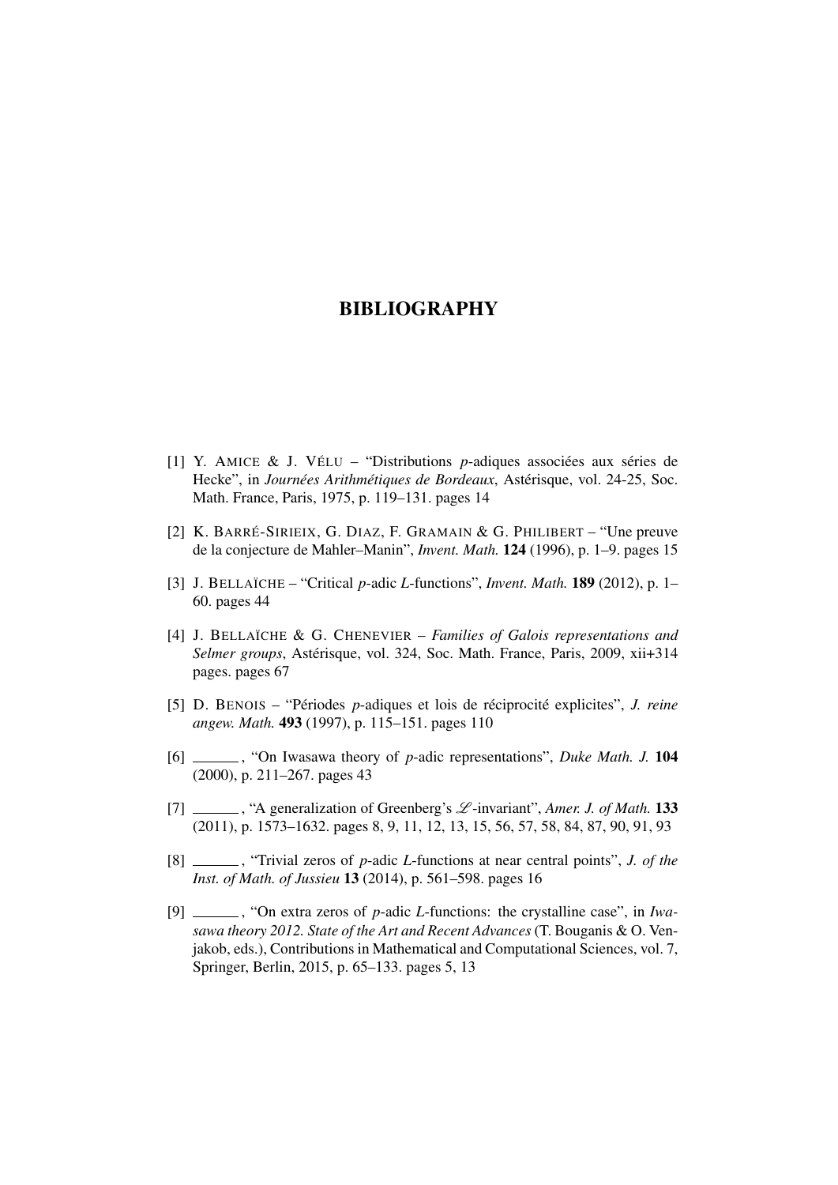# BIBLIOGRAPHY

[1] Y. Amice & J. Vélu – "Distributions $p$-adiques associées aux séries de Hecke", in *Journées Arithmétiques de Bordeaux*, Astérisque, vol. 24-25, Soc. Math. France, Paris, 1975, p. 119–131. pages 14

[2] K. Barré-Sirieix, G. Diaz, F. Gramain & G. Philibert – "Une preuve de la conjecture de Mahler–Manin", *Invent. Math.* **124** (1996), p. 1–9. pages 15

[3] J. Bellaïche – "Critical $p$-adic $L$-functions", *Invent. Math.* **189** (2012), p. 1–60. pages 44

[4] J. Bellaïche & G. Chenevier – *Families of Galois representations and Selmer groups*, Astérisque, vol. 324, Soc. Math. France, Paris, 2009, xii+314 pages. pages 67

[5] D. Benois – "Périodes $p$-adiques et lois de réciprocité explicites", *J. reine angew. Math.* **493** (1997), p. 115–151. pages 110

[6] ______, "On Iwasawa theory of $p$-adic representations", *Duke Math. J.* **104** (2000), p. 211–267. pages 43

[7] ______, "A generalization of Greenberg's $\mathscr{L}$-invariant", *Amer. J. of Math.* **133** (2011), p. 1573–1632. pages 8, 9, 11, 12, 13, 15, 56, 57, 58, 84, 87, 90, 91, 93

[8] ______, "Trivial zeros of $p$-adic $L$-functions at near central points", *J. of the Inst. of Math. of Jussieu* **13** (2014), p. 561–598. pages 16

[9] ______, "On extra zeros of $p$-adic $L$-functions: the crystalline case", in *Iwasawa theory 2012. State of the Art and Recent Advances* (T. Bouganis & O. Venjakob, eds.), Contributions in Mathematical and Computational Sciences, vol. 7, Springer, Berlin, 2015, p. 65–133. pages 5, 13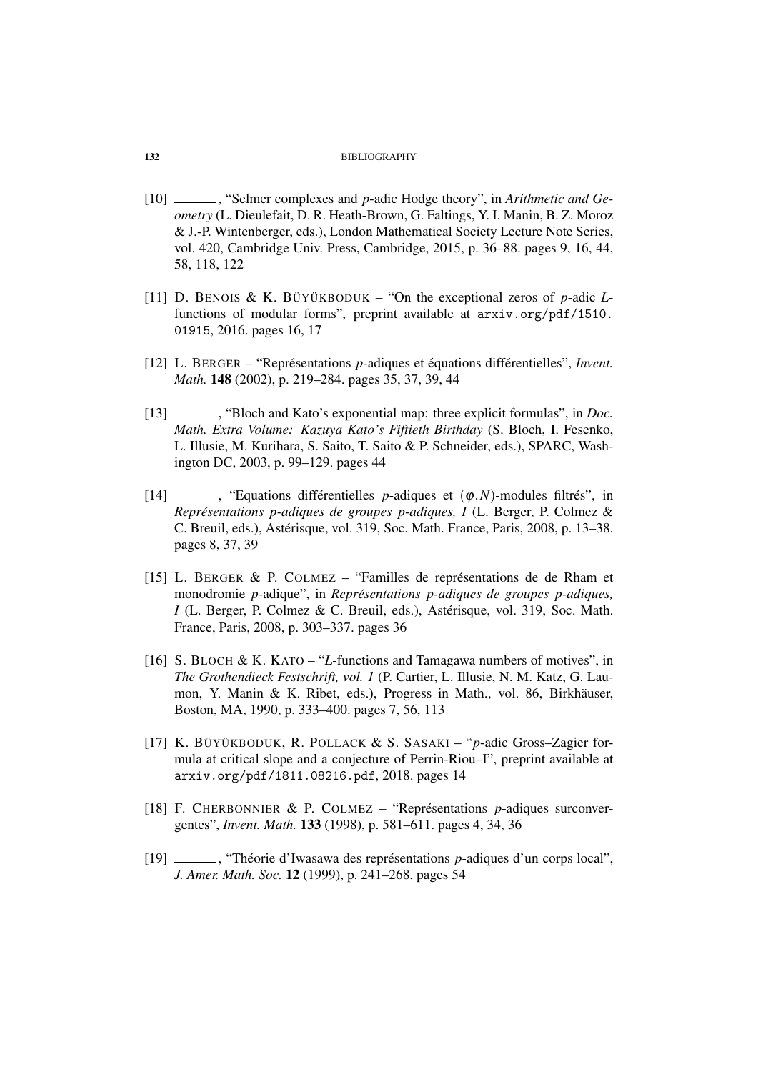[10] ______, "Selmer complexes and $p$-adic Hodge theory", in *Arithmetic and Geometry* (L. Dieulefait, D. R. Heath-Brown, G. Faltings, Y. I. Manin, B. Z. Moroz & J.-P. Wintenberger, eds.), London Mathematical Society Lecture Note Series, vol. 420, Cambridge Univ. Press, Cambridge, 2015, p. 36–88. pages 9, 16, 44, 58, 118, 122

[11] D. BENOIS & K. BÜYÜKBODUK – "On the exceptional zeros of $p$-adic $L$-functions of modular forms", preprint available at `arxiv.org/pdf/1510.01915`, 2016. pages 16, 17

[12] L. BERGER – "Représentations $p$-adiques et équations différentielles", *Invent. Math.* **148** (2002), p. 219–284. pages 35, 37, 39, 44

[13] ______, "Bloch and Kato's exponential map: three explicit formulas", in *Doc. Math. Extra Volume: Kazuya Kato's Fiftieth Birthday* (S. Bloch, I. Fesenko, L. Illusie, M. Kurihara, S. Saito, T. Saito & P. Schneider, eds.), SPARC, Washington DC, 2003, p. 99–129. pages 44

[14] ______, "Equations différentielles $p$-adiques et $(\varphi, N)$-modules filtrés", in *Représentations p-adiques de groupes p-adiques, I* (L. Berger, P. Colmez & C. Breuil, eds.), Astérisque, vol. 319, Soc. Math. France, Paris, 2008, p. 13–38. pages 8, 37, 39

[15] L. BERGER & P. COLMEZ – "Familles de représentations de de Rham et monodromie $p$-adique", in *Représentations p-adiques de groupes p-adiques, I* (L. Berger, P. Colmez & C. Breuil, eds.), Astérisque, vol. 319, Soc. Math. France, Paris, 2008, p. 303–337. pages 36

[16] S. BLOCH & K. KATO – "$L$-functions and Tamagawa numbers of motives", in *The Grothendieck Festschrift, vol. 1* (P. Cartier, L. Illusie, N. M. Katz, G. Laumon, Y. Manin & K. Ribet, eds.), Progress in Math., vol. 86, Birkhäuser, Boston, MA, 1990, p. 333–400. pages 7, 56, 113

[17] K. BÜYÜKBODUK, R. POLLACK & S. SASAKI – "$p$-adic Gross–Zagier formula at critical slope and a conjecture of Perrin-Riou–I", preprint available at `arxiv.org/pdf/1811.08216.pdf`, 2018. pages 14

[18] F. CHERBONNIER & P. COLMEZ – "Représentations $p$-adiques surconvergentes", *Invent. Math.* **133** (1998), p. 581–611. pages 4, 34, 36

[19] ______, "Théorie d'Iwasawa des représentations $p$-adiques d'un corps local", *J. Amer. Math. Soc.* **12** (1999), p. 241–268. pages 54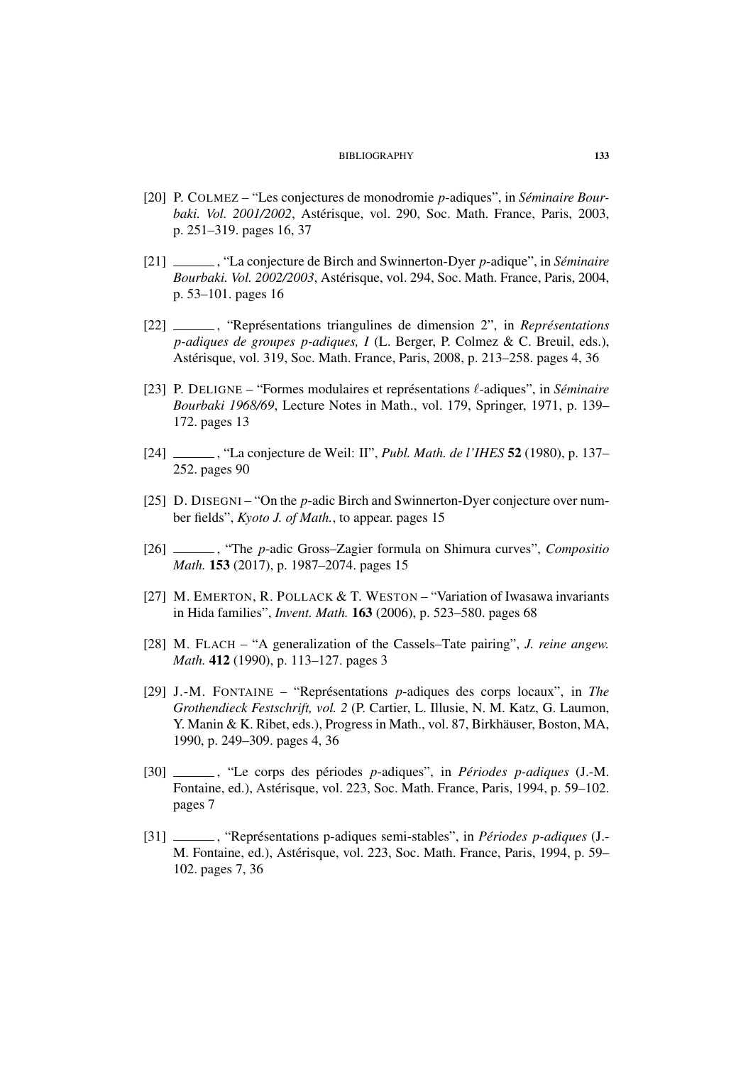[20] P. Colmez – "Les conjectures de monodromie $p$-adiques", in *Séminaire Bourbaki. Vol. 2001/2002*, Astérisque, vol. 290, Soc. Math. France, Paris, 2003, p. 251–319. pages 16, 37

[21] ______, "La conjecture de Birch and Swinnerton-Dyer $p$-adique", in *Séminaire Bourbaki. Vol. 2002/2003*, Astérisque, vol. 294, Soc. Math. France, Paris, 2004, p. 53–101. pages 16

[22] ______, "Représentations triangulines de dimension 2", in *Représentations p-adiques de groupes p-adiques, I* (L. Berger, P. Colmez & C. Breuil, eds.), Astérisque, vol. 319, Soc. Math. France, Paris, 2008, p. 213–258. pages 4, 36

[23] P. Deligne – "Formes modulaires et représentations $\ell$-adiques", in *Séminaire Bourbaki 1968/69*, Lecture Notes in Math., vol. 179, Springer, 1971, p. 139–172. pages 13

[24] ______, "La conjecture de Weil: II", *Publ. Math. de l'IHES* **52** (1980), p. 137–252. pages 90

[25] D. Disegni – "On the $p$-adic Birch and Swinnerton-Dyer conjecture over number fields", *Kyoto J. of Math.*, to appear. pages 15

[26] ______, "The $p$-adic Gross–Zagier formula on Shimura curves", *Compositio Math.* **153** (2017), p. 1987–2074. pages 15

[27] M. Emerton, R. Pollack & T. Weston – "Variation of Iwasawa invariants in Hida families", *Invent. Math.* **163** (2006), p. 523–580. pages 68

[28] M. Flach – "A generalization of the Cassels–Tate pairing", *J. reine angew. Math.* **412** (1990), p. 113–127. pages 3

[29] J.-M. Fontaine – "Représentations $p$-adiques des corps locaux", in *The Grothendieck Festschrift, vol. 2* (P. Cartier, L. Illusie, N. M. Katz, G. Laumon, Y. Manin & K. Ribet, eds.), Progress in Math., vol. 87, Birkhäuser, Boston, MA, 1990, p. 249–309. pages 4, 36

[30] ______, "Le corps des périodes $p$-adiques", in *Périodes p-adiques* (J.-M. Fontaine, ed.), Astérisque, vol. 223, Soc. Math. France, Paris, 1994, p. 59–102. pages 7

[31] ______, "Représentations p-adiques semi-stables", in *Périodes p-adiques* (J.-M. Fontaine, ed.), Astérisque, vol. 223, Soc. Math. France, Paris, 1994, p. 59–102. pages 7, 36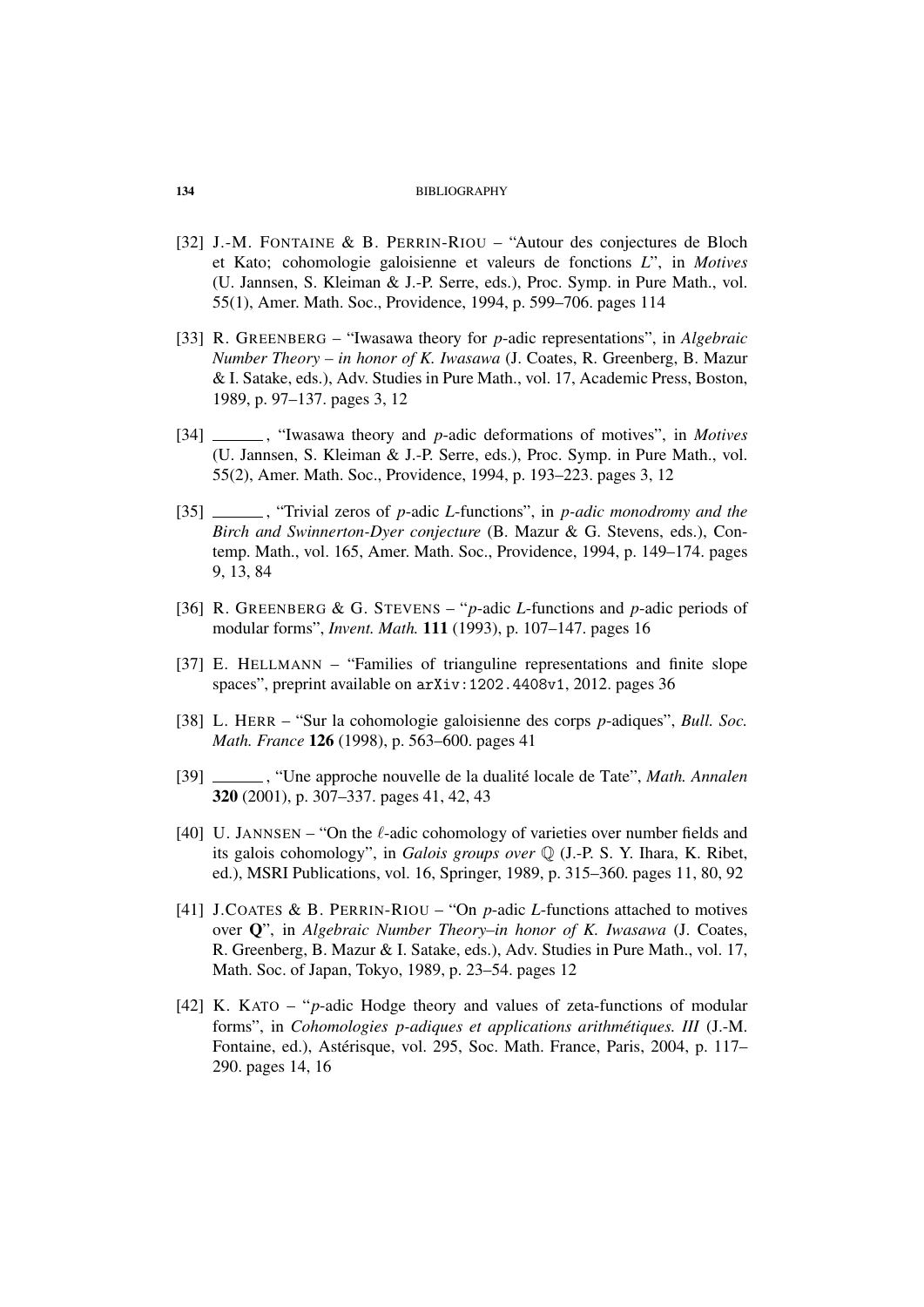[32] J.-M. Fontaine & B. Perrin-Riou – "Autour des conjectures de Bloch et Kato; cohomologie galoisienne et valeurs de fonctions $L$", in *Motives* (U. Jannsen, S. Kleiman & J.-P. Serre, eds.), Proc. Symp. in Pure Math., vol. 55(1), Amer. Math. Soc., Providence, 1994, p. 599–706. pages 114

[33] R. Greenberg – "Iwasawa theory for $p$-adic representations", in *Algebraic Number Theory – in honor of K. Iwasawa* (J. Coates, R. Greenberg, B. Mazur & I. Satake, eds.), Adv. Studies in Pure Math., vol. 17, Academic Press, Boston, 1989, p. 97–137. pages 3, 12

[34] ______, "Iwasawa theory and $p$-adic deformations of motives", in *Motives* (U. Jannsen, S. Kleiman & J.-P. Serre, eds.), Proc. Symp. in Pure Math., vol. 55(2), Amer. Math. Soc., Providence, 1994, p. 193–223. pages 3, 12

[35] ______, "Trivial zeros of $p$-adic $L$-functions", in *p-adic monodromy and the Birch and Swinnerton-Dyer conjecture* (B. Mazur & G. Stevens, eds.), Contemp. Math., vol. 165, Amer. Math. Soc., Providence, 1994, p. 149–174. pages 9, 13, 84

[36] R. Greenberg & G. Stevens – "$p$-adic $L$-functions and $p$-adic periods of modular forms", *Invent. Math.* **111** (1993), p. 107–147. pages 16

[37] E. Hellmann – "Families of trianguline representations and finite slope spaces", preprint available on `arXiv:1202.4408v1`, 2012. pages 36

[38] L. Herr – "Sur la cohomologie galoisienne des corps $p$-adiques", *Bull. Soc. Math. France* **126** (1998), p. 563–600. pages 41

[39] ______, "Une approche nouvelle de la dualité locale de Tate", *Math. Annalen* **320** (2001), p. 307–337. pages 41, 42, 43

[40] U. Jannsen – "On the $\ell$-adic cohomology of varieties over number fields and its galois cohomology", in *Galois groups over* $\mathbb{Q}$ (J.-P. S. Y. Ihara, K. Ribet, ed.), MSRI Publications, vol. 16, Springer, 1989, p. 315–360. pages 11, 80, 92

[41] J.Coates & B. Perrin-Riou – "On $p$-adic $L$-functions attached to motives over $\mathbf{Q}$", in *Algebraic Number Theory–in honor of K. Iwasawa* (J. Coates, R. Greenberg, B. Mazur & I. Satake, eds.), Adv. Studies in Pure Math., vol. 17, Math. Soc. of Japan, Tokyo, 1989, p. 23–54. pages 12

[42] K. Kato – "$p$-adic Hodge theory and values of zeta-functions of modular forms", in *Cohomologies p-adiques et applications arithmétiques. III* (J.-M. Fontaine, ed.), Astérisque, vol. 295, Soc. Math. France, Paris, 2004, p. 117–290. pages 14, 16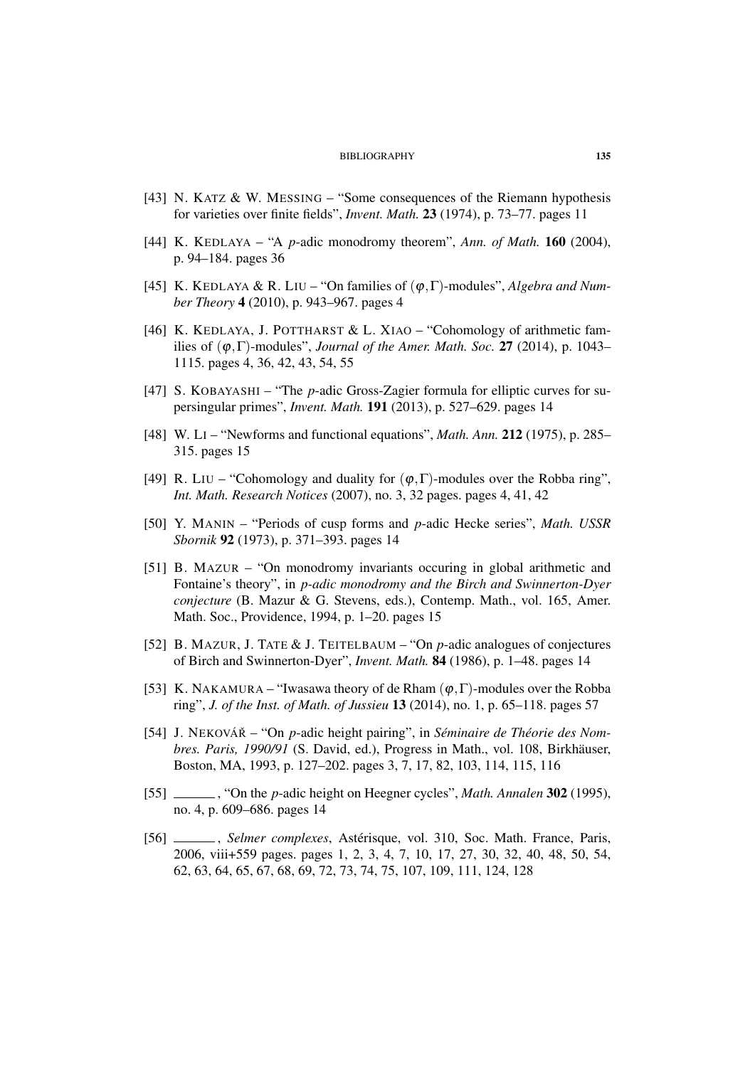[43] N. Katz & W. Messing – "Some consequences of the Riemann hypothesis for varieties over finite fields", *Invent. Math.* **23** (1974), p. 73–77. pages 11

[44] K. Kedlaya – "A $p$-adic monodromy theorem", *Ann. of Math.* **160** (2004), p. 94–184. pages 36

[45] K. Kedlaya & R. Liu – "On families of $(\varphi,\Gamma)$-modules", *Algebra and Number Theory* **4** (2010), p. 943–967. pages 4

[46] K. Kedlaya, J. Pottharst & L. Xiao – "Cohomology of arithmetic families of $(\varphi,\Gamma)$-modules", *Journal of the Amer. Math. Soc.* **27** (2014), p. 1043–1115. pages 4, 36, 42, 43, 54, 55

[47] S. Kobayashi – "The $p$-adic Gross-Zagier formula for elliptic curves for supersingular primes", *Invent. Math.* **191** (2013), p. 527–629. pages 14

[48] W. Li – "Newforms and functional equations", *Math. Ann.* **212** (1975), p. 285–315. pages 15

[49] R. Liu – "Cohomology and duality for $(\varphi,\Gamma)$-modules over the Robba ring", *Int. Math. Research Notices* (2007), no. 3, 32 pages. pages 4, 41, 42

[50] Y. Manin – "Periods of cusp forms and $p$-adic Hecke series", *Math. USSR Sbornik* **92** (1973), p. 371–393. pages 14

[51] B. Mazur – "On monodromy invariants occuring in global arithmetic and Fontaine's theory", in *p-adic monodromy and the Birch and Swinnerton-Dyer conjecture* (B. Mazur & G. Stevens, eds.), Contemp. Math., vol. 165, Amer. Math. Soc., Providence, 1994, p. 1–20. pages 15

[52] B. Mazur, J. Tate & J. Teitelbaum – "On $p$-adic analogues of conjectures of Birch and Swinnerton-Dyer", *Invent. Math.* **84** (1986), p. 1–48. pages 14

[53] K. Nakamura – "Iwasawa theory of de Rham $(\varphi,\Gamma)$-modules over the Robba ring", *J. of the Inst. of Math. of Jussieu* **13** (2014), no. 1, p. 65–118. pages 57

[54] J. Nekovář – "On $p$-adic height pairing", in *Séminaire de Théorie des Nombres. Paris, 1990/91* (S. David, ed.), Progress in Math., vol. 108, Birkhäuser, Boston, MA, 1993, p. 127–202. pages 3, 7, 17, 82, 103, 114, 115, 116

[55] ______, "On the $p$-adic height on Heegner cycles", *Math. Annalen* **302** (1995), no. 4, p. 609–686. pages 14

[56] ______, *Selmer complexes*, Astérisque, vol. 310, Soc. Math. France, Paris, 2006, viii+559 pages. pages 1, 2, 3, 4, 7, 10, 17, 27, 30, 32, 40, 48, 50, 54, 62, 63, 64, 65, 67, 68, 69, 72, 73, 74, 75, 107, 109, 111, 124, 128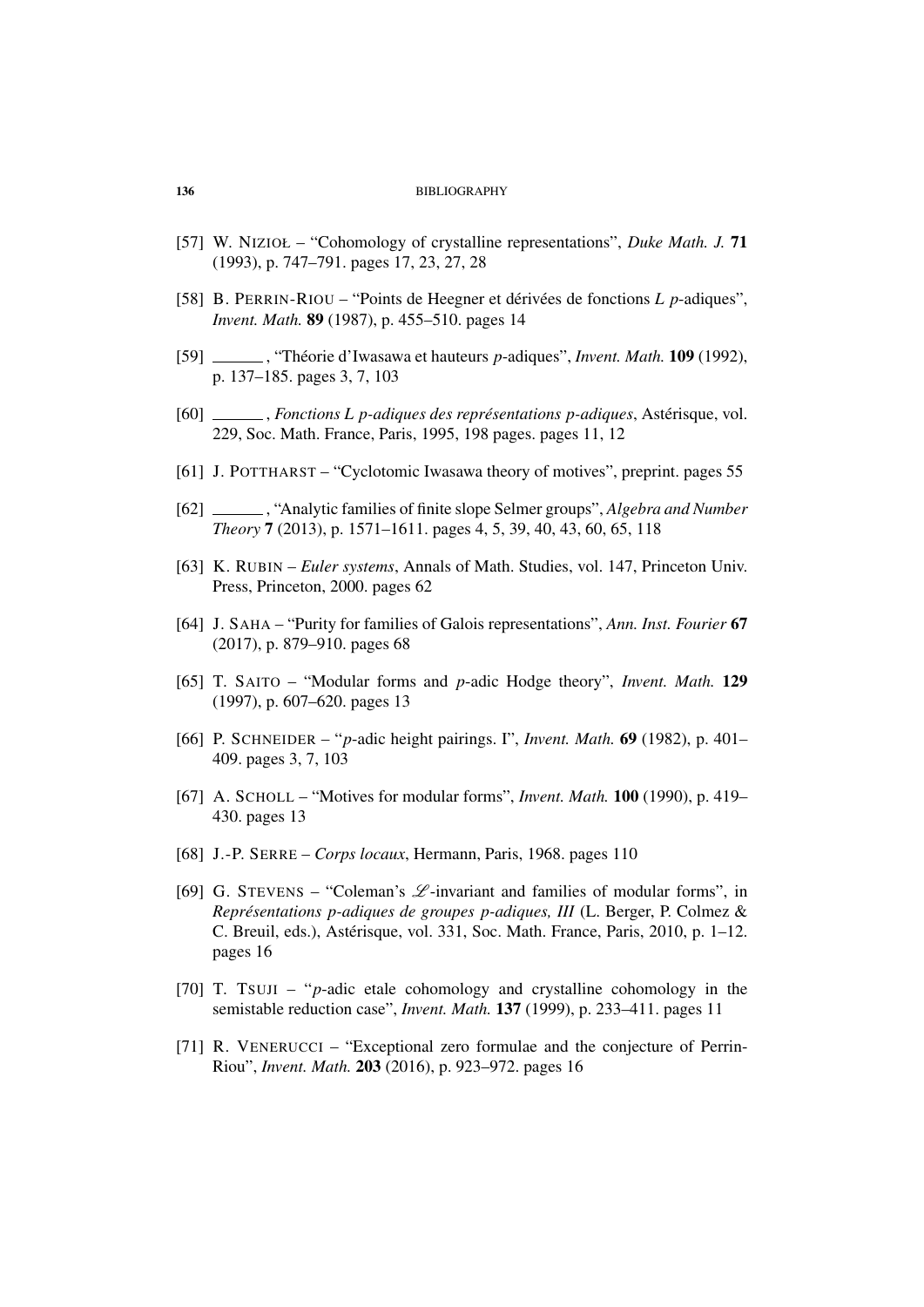[57] W. NIZIOŁ – "Cohomology of crystalline representations", *Duke Math. J.* **71** (1993), p. 747–791. pages 17, 23, 27, 28

[58] B. PERRIN-RIOU – "Points de Heegner et dérivées de fonctions $L$ $p$-adiques", *Invent. Math.* **89** (1987), p. 455–510. pages 14

[59] ______, "Théorie d'Iwasawa et hauteurs $p$-adiques", *Invent. Math.* **109** (1992), p. 137–185. pages 3, 7, 103

[60] ______, *Fonctions L p-adiques des représentations p-adiques*, Astérisque, vol. 229, Soc. Math. France, Paris, 1995, 198 pages. pages 11, 12

[61] J. POTTHARST – "Cyclotomic Iwasawa theory of motives", preprint. pages 55

[62] ______, "Analytic families of finite slope Selmer groups", *Algebra and Number Theory* **7** (2013), p. 1571–1611. pages 4, 5, 39, 40, 43, 60, 65, 118

[63] K. RUBIN – *Euler systems*, Annals of Math. Studies, vol. 147, Princeton Univ. Press, Princeton, 2000. pages 62

[64] J. SAHA – "Purity for families of Galois representations", *Ann. Inst. Fourier* **67** (2017), p. 879–910. pages 68

[65] T. SAITO – "Modular forms and $p$-adic Hodge theory", *Invent. Math.* **129** (1997), p. 607–620. pages 13

[66] P. SCHNEIDER – "$p$-adic height pairings. I", *Invent. Math.* **69** (1982), p. 401–409. pages 3, 7, 103

[67] A. SCHOLL – "Motives for modular forms", *Invent. Math.* **100** (1990), p. 419–430. pages 13

[68] J.-P. SERRE – *Corps locaux*, Hermann, Paris, 1968. pages 110

[69] G. STEVENS – "Coleman's $\mathscr{L}$-invariant and families of modular forms", in *Représentations p-adiques de groupes p-adiques, III* (L. Berger, P. Colmez & C. Breuil, eds.), Astérisque, vol. 331, Soc. Math. France, Paris, 2010, p. 1–12. pages 16

[70] T. TSUJI – "$p$-adic etale cohomology and crystalline cohomology in the semistable reduction case", *Invent. Math.* **137** (1999), p. 233–411. pages 11

[71] R. VENERUCCI – "Exceptional zero formulae and the conjecture of Perrin-Riou", *Invent. Math.* **203** (2016), p. 923–972. pages 16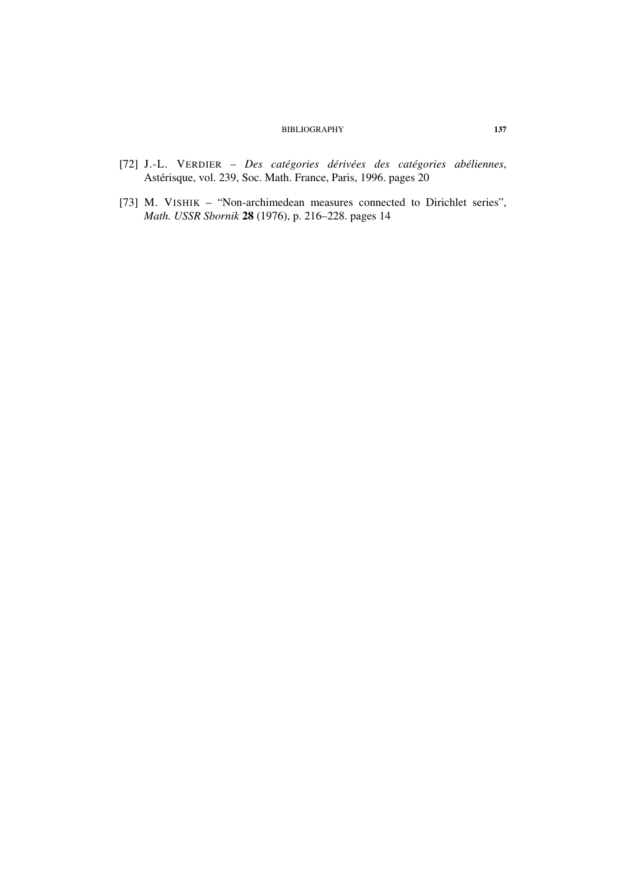[72] J.-L. VERDIER – *Des catégories dérivées des catégories abéliennes*, Astérisque, vol. 239, Soc. Math. France, Paris, 1996. pages 20

[73] M. VISHIK – "Non-archimedean measures connected to Dirichlet series", *Math. USSR Sbornik* **28** (1976), p. 216–228. pages 14